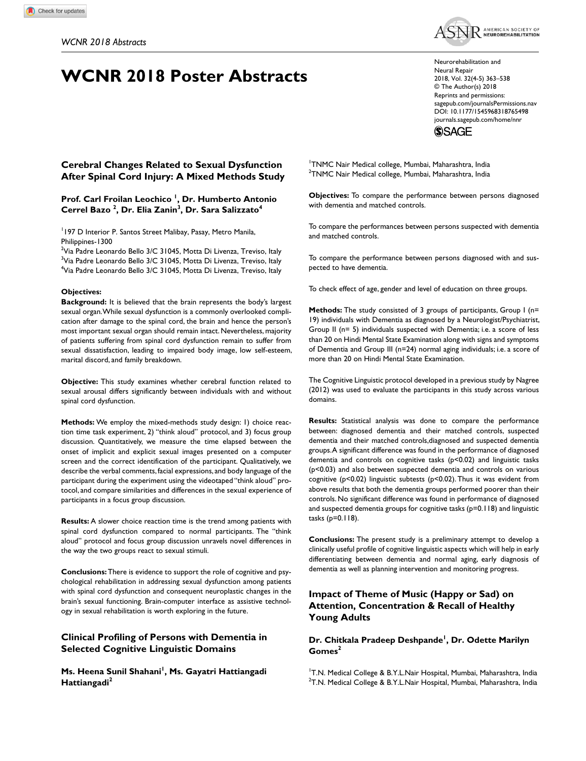# WCNR 2018 Poster Abstracts

## Cerebral Changes Related to Sexual Dysfunction After Spinal Cord Injury: A Mixed Methods Study

**Prof. Carl Froilan Leochico [1], Dr. Humberto Antonio Cerrel Bazo [2], Dr. Elia Zanin[3], Dr. Sara Salizzato[4]**

[1]197 D Interior P. Santos Street Malibay, Pasay, Metro Manila, Philippines-1300
[2]Via Padre Leonardo Bello 3/C 31045, Motta Di Livenza, Treviso, Italy
[3]Via Padre Leonardo Bello 3/C 31045, Motta Di Livenza, Treviso, Italy
[4]Via Padre Leonardo Bello 3/C 31045, Motta Di Livenza, Treviso, Italy

**Objectives:**

**Background:** It is believed that the brain represents the body's largest sexual organ. While sexual dysfunction is a commonly overlooked complication after damage to the spinal cord, the brain and hence the person's most important sexual organ should remain intact. Nevertheless, majority of patients suffering from spinal cord dysfunction remain to suffer from sexual dissatisfaction, leading to impaired body image, low self-esteem, marital discord, and family breakdown.

**Objective:** This study examines whether cerebral function related to sexual arousal differs significantly between individuals with and without spinal cord dysfunction.

**Methods:** We employ the mixed-methods study design: 1) choice reaction time task experiment, 2) "think aloud" protocol, and 3) focus group discussion. Quantitatively, we measure the time elapsed between the onset of implicit and explicit sexual images presented on a computer screen and the correct identification of the participant. Qualitatively, we describe the verbal comments, facial expressions, and body language of the participant during the experiment using the videotaped "think aloud" protocol, and compare similarities and differences in the sexual experience of participants in a focus group discussion.

**Results:** A slower choice reaction time is the trend among patients with spinal cord dysfunction compared to normal participants. The "think aloud" protocol and focus group discussion unravels novel differences in the way the two groups react to sexual stimuli.

**Conclusions:** There is evidence to support the role of cognitive and psychological rehabilitation in addressing sexual dysfunction among patients with spinal cord dysfunction and consequent neuroplastic changes in the brain's sexual functioning. Brain-computer interface as assistive technology in sexual rehabilitation is worth exploring in the future.

## Clinical Profiling of Persons with Dementia in Selected Cognitive Linguistic Domains

**Ms. Heena Sunil Shahani[1], Ms. Gayatri Hattiangadi Hattiangadi[2]**

[1]TNMC Nair Medical college, Mumbai, Maharashtra, India
[2]TNMC Nair Medical college, Mumbai, Maharashtra, India

**Objectives:** To compare the performance between persons diagnosed with dementia and matched controls.

To compare the performances between persons suspected with dementia and matched controls.

To compare the performance between persons diagnosed with and suspected to have dementia.

To check effect of age, gender and level of education on three groups.

**Methods:** The study consisted of 3 groups of participants, Group I (n= 19) individuals with Dementia as diagnosed by a Neurologist/Psychiatrist, Group II (n= 5) individuals suspected with Dementia; i.e. a score of less than 20 on Hindi Mental State Examination along with signs and symptoms of Dementia and Group III (n=24) normal aging individuals; i.e. a score of more than 20 on Hindi Mental State Examination.

The Cognitive Linguistic protocol developed in a previous study by Nagree (2012) was used to evaluate the participants in this study across various domains.

**Results:** Statistical analysis was done to compare the performance between: diagnosed dementia and their matched controls, suspected dementia and their matched controls,diagnosed and suspected dementia groups. A significant difference was found in the performance of diagnosed dementia and controls on cognitive tasks ($p<0.02$) and linguistic tasks ($p<0.03$) and also between suspected dementia and controls on various cognitive ($p<0.02$) linguistic subtests ($p<0.02$). Thus it was evident from above results that both the dementia groups performed poorer than their controls. No significant difference was found in performance of diagnosed and suspected dementia groups for cognitive tasks ($p=0.118$) and linguistic tasks ($p=0.118$).

**Conclusions:** The present study is a preliminary attempt to develop a clinically useful profile of cognitive linguistic aspects which will help in early differentiating between dementia and normal aging, early diagnosis of dementia as well as planning intervention and monitoring progress.

## Impact of Theme of Music (Happy or Sad) on Attention, Concentration & Recall of Healthy Young Adults

**Dr. Chitkala Pradeep Deshpande[1], Dr. Odette Marilyn Gomes[2]**

[1]T.N. Medical College & B.Y.L.Nair Hospital, Mumbai, Maharashtra, India
[2]T.N. Medical College & B.Y.L.Nair Hospital, Mumbai, Maharashtra, India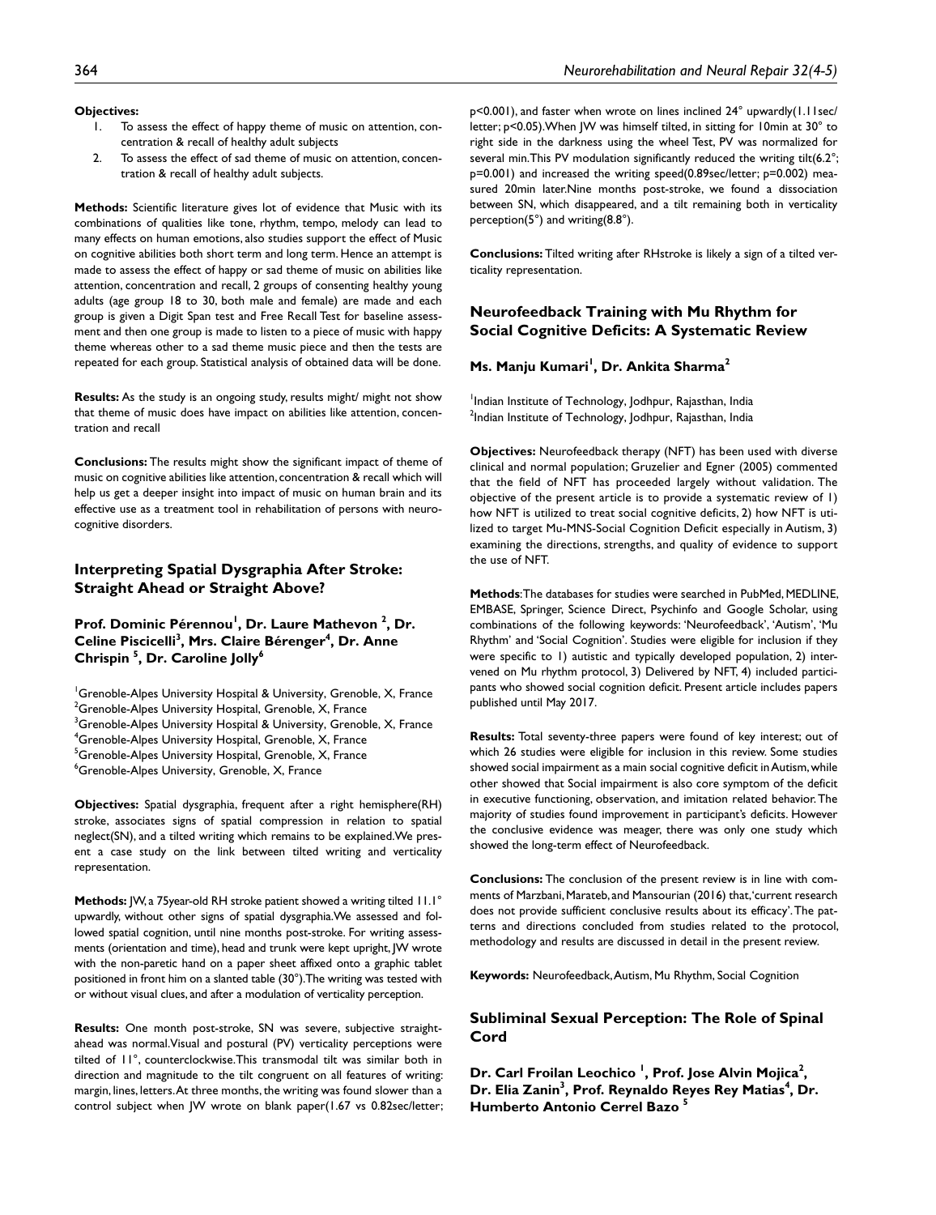**Objectives:**

1. To assess the effect of happy theme of music on attention, concentration & recall of healthy adult subjects
2. To assess the effect of sad theme of music on attention, concentration & recall of healthy adult subjects.

**Methods:** Scientific literature gives lot of evidence that Music with its combinations of qualities like tone, rhythm, tempo, melody can lead to many effects on human emotions, also studies support the effect of Music on cognitive abilities both short term and long term. Hence an attempt is made to assess the effect of happy or sad theme of music on abilities like attention, concentration and recall, 2 groups of consenting healthy young adults (age group 18 to 30, both male and female) are made and each group is given a Digit Span test and Free Recall Test for baseline assessment and then one group is made to listen to a piece of music with happy theme whereas other to a sad theme music piece and then the tests are repeated for each group. Statistical analysis of obtained data will be done.

**Results:** As the study is an ongoing study, results might/ might not show that theme of music does have impact on abilities like attention, concentration and recall

**Conclusions:** The results might show the significant impact of theme of music on cognitive abilities like attention, concentration & recall which will help us get a deeper insight into impact of music on human brain and its effective use as a treatment tool in rehabilitation of persons with neurocognitive disorders.

## Interpreting Spatial Dysgraphia After Stroke: Straight Ahead or Straight Above?

### Prof. Dominic Pérennou[1], Dr. Laure Mathevon [2], Dr. Celine Piscicelli[3], Mrs. Claire Bérenger[4], Dr. Anne Chrispin [5], Dr. Caroline Jolly[6]

[1]Grenoble-Alpes University Hospital & University, Grenoble, X, France
[2]Grenoble-Alpes University Hospital, Grenoble, X, France
[3]Grenoble-Alpes University Hospital & University, Grenoble, X, France
[4]Grenoble-Alpes University Hospital, Grenoble, X, France
[5]Grenoble-Alpes University Hospital, Grenoble, X, France
[6]Grenoble-Alpes University, Grenoble, X, France

**Objectives:** Spatial dysgraphia, frequent after a right hemisphere(RH) stroke, associates signs of spatial compression in relation to spatial neglect(SN), and a tilted writing which remains to be explained. We present a case study on the link between tilted writing and verticality representation.

**Methods:** JW, a 75year-old RH stroke patient showed a writing tilted 11.1° upwardly, without other signs of spatial dysgraphia. We assessed and followed spatial cognition, until nine months post-stroke. For writing assessments (orientation and time), head and trunk were kept upright, JW wrote with the non-paretic hand on a paper sheet affixed onto a graphic tablet positioned in front him on a slanted table (30°). The writing was tested with or without visual clues, and after a modulation of verticality perception.

**Results:** One month post-stroke, SN was severe, subjective straight-ahead was normal. Visual and postural (PV) verticality perceptions were tilted of 11°, counterclockwise. This transmodal tilt was similar both in direction and magnitude to the tilt congruent on all features of writing: margin, lines, letters. At three months, the writing was found slower than a control subject when JW wrote on blank paper(1.67 vs 0.82sec/letter; $p<0.001$), and faster when wrote on lines inclined 24° upwardly(1.11sec/letter; $p<0.05$). When JW was himself tilted, in sitting for 10min at 30° to right side in the darkness using the wheel Test, PV was normalized for several min. This PV modulation significantly reduced the writing tilt(6.2°; $p=0.001$) and increased the writing speed(0.89sec/letter; $p=0.002$) measured 20min later. Nine months post-stroke, we found a dissociation between SN, which disappeared, and a tilt remaining both in verticality perception(5°) and writing(8.8°).

**Conclusions:** Tilted writing after RHstroke is likely a sign of a tilted verticality representation.

## Neurofeedback Training with Mu Rhythm for Social Cognitive Deficits: A Systematic Review

### Ms. Manju Kumari[1], Dr. Ankita Sharma[2]

[1]Indian Institute of Technology, Jodhpur, Rajasthan, India
[2]Indian Institute of Technology, Jodhpur, Rajasthan, India

**Objectives:** Neurofeedback therapy (NFT) has been used with diverse clinical and normal population; Gruzelier and Egner (2005) commented that the field of NFT has proceeded largely without validation. The objective of the present article is to provide a systematic review of 1) how NFT is utilized to treat social cognitive deficits, 2) how NFT is utilized to target Mu-MNS-Social Cognition Deficit especially in Autism, 3) examining the directions, strengths, and quality of evidence to support the use of NFT.

**Methods**: The databases for studies were searched in PubMed, MEDLINE, EMBASE, Springer, Science Direct, Psychinfo and Google Scholar, using combinations of the following keywords: 'Neurofeedback', 'Autism', 'Mu Rhythm' and 'Social Cognition'. Studies were eligible for inclusion if they were specific to 1) autistic and typically developed population, 2) intervened on Mu rhythm protocol, 3) Delivered by NFT, 4) included participants who showed social cognition deficit. Present article includes papers published until May 2017.

**Results:** Total seventy-three papers were found of key interest; out of which 26 studies were eligible for inclusion in this review. Some studies showed social impairment as a main social cognitive deficit in Autism, while other showed that Social impairment is also core symptom of the deficit in executive functioning, observation, and imitation related behavior. The majority of studies found improvement in participant's deficits. However the conclusive evidence was meager, there was only one study which showed the long-term effect of Neurofeedback.

**Conclusions:** The conclusion of the present review is in line with comments of Marzbani, Marateb, and Mansourian (2016) that, 'current research does not provide sufficient conclusive results about its efficacy'. The patterns and directions concluded from studies related to the protocol, methodology and results are discussed in detail in the present review.

**Keywords:** Neurofeedback, Autism, Mu Rhythm, Social Cognition

## Subliminal Sexual Perception: The Role of Spinal Cord

### Dr. Carl Froilan Leochico [1], Prof. Jose Alvin Mojica[2], Dr. Elia Zanin[3], Prof. Reynaldo Reyes Rey Matias[4], Dr. Humberto Antonio Cerrel Bazo [5]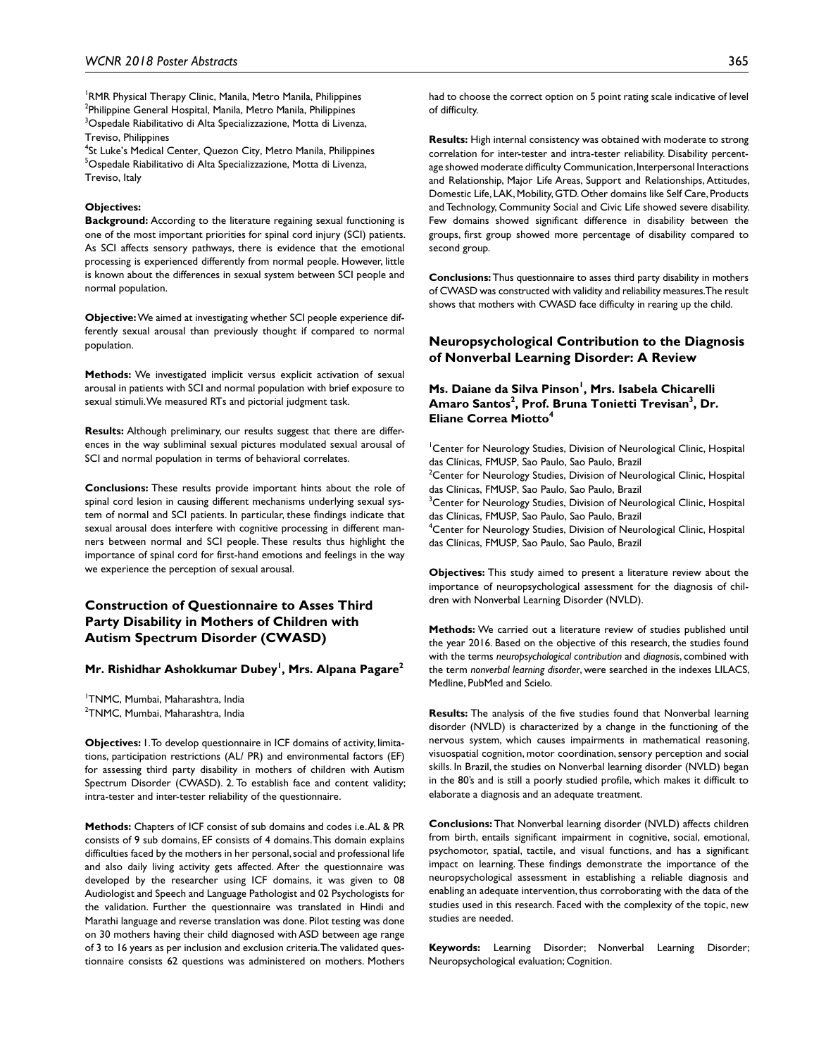[1]RMR Physical Therapy Clinic, Manila, Metro Manila, Philippines
[2]Philippine General Hospital, Manila, Metro Manila, Philippines
[3]Ospedale Riabilitativo di Alta Specializzazione, Motta di Livenza, Treviso, Philippines
[4]St Luke's Medical Center, Quezon City, Metro Manila, Philippines
[5]Ospedale Riabilitativo di Alta Specializzazione, Motta di Livenza, Treviso, Italy

**Objectives:**

**Background:** According to the literature regaining sexual functioning is one of the most important priorities for spinal cord injury (SCI) patients. As SCI affects sensory pathways, there is evidence that the emotional processing is experienced differently from normal people. However, little is known about the differences in sexual system between SCI people and normal population.

**Objective:** We aimed at investigating whether SCI people experience differently sexual arousal than previously thought if compared to normal population.

**Methods:** We investigated implicit versus explicit activation of sexual arousal in patients with SCI and normal population with brief exposure to sexual stimuli. We measured RTs and pictorial judgment task.

**Results:** Although preliminary, our results suggest that there are differences in the way subliminal sexual pictures modulated sexual arousal of SCI and normal population in terms of behavioral correlates.

**Conclusions:** These results provide important hints about the role of spinal cord lesion in causing different mechanisms underlying sexual system of normal and SCI patients. In particular, these findings indicate that sexual arousal does interfere with cognitive processing in different manners between normal and SCI people. These results thus highlight the importance of spinal cord for first-hand emotions and feelings in the way we experience the perception of sexual arousal.

## Construction of Questionnaire to Asses Third Party Disability in Mothers of Children with Autism Spectrum Disorder (CWASD)

### Mr. Rishidhar Ashokkumar Dubey[1], Mrs. Alpana Pagare[2]

[1]TNMC, Mumbai, Maharashtra, India
[2]TNMC, Mumbai, Maharashtra, India

**Objectives:** 1. To develop questionnaire in ICF domains of activity, limitations, participation restrictions (AL/ PR) and environmental factors (EF) for assessing third party disability in mothers of children with Autism Spectrum Disorder (CWASD). 2. To establish face and content validity; intra-tester and inter-tester reliability of the questionnaire.

**Methods:** Chapters of ICF consist of sub domains and codes i.e. AL & PR consists of 9 sub domains, EF consists of 4 domains. This domain explains difficulties faced by the mothers in her personal, social and professional life and also daily living activity gets affected. After the questionnaire was developed by the researcher using ICF domains, it was given to 08 Audiologist and Speech and Language Pathologist and 02 Psychologists for the validation. Further the questionnaire was translated in Hindi and Marathi language and reverse translation was done. Pilot testing was done on 30 mothers having their child diagnosed with ASD between age range of 3 to 16 years as per inclusion and exclusion criteria. The validated questionnaire consists 62 questions was administered on mothers. Mothers had to choose the correct option on 5 point rating scale indicative of level of difficulty.

**Results:** High internal consistency was obtained with moderate to strong correlation for inter-tester and intra-tester reliability. Disability percentage showed moderate difficulty Communication, Interpersonal Interactions and Relationship, Major Life Areas, Support and Relationships, Attitudes, Domestic Life, LAK, Mobility, GTD. Other domains like Self Care, Products and Technology, Community Social and Civic Life showed severe disability. Few domains showed significant difference in disability between the groups, first group showed more percentage of disability compared to second group.

**Conclusions:** Thus questionnaire to asses third party disability in mothers of CWASD was constructed with validity and reliability measures. The result shows that mothers with CWASD face difficulty in rearing up the child.

## Neuropsychological Contribution to the Diagnosis of Nonverbal Learning Disorder: A Review

### Ms. Daiane da Silva Pinson[1], Mrs. Isabela Chicarelli Amaro Santos[2], Prof. Bruna Tonietti Trevisan[3], Dr. Eliane Correa Miotto[4]

[1]Center for Neurology Studies, Division of Neurological Clinic, Hospital das Clínicas, FMUSP, Sao Paulo, Sao Paulo, Brazil
[2]Center for Neurology Studies, Division of Neurological Clinic, Hospital das Clínicas, FMUSP, Sao Paulo, Sao Paulo, Brazil
[3]Center for Neurology Studies, Division of Neurological Clinic, Hospital das Clínicas, FMUSP, Sao Paulo, Sao Paulo, Brazil
[4]Center for Neurology Studies, Division of Neurological Clinic, Hospital das Clínicas, FMUSP, Sao Paulo, Sao Paulo, Brazil

**Objectives:** This study aimed to present a literature review about the importance of neuropsychological assessment for the diagnosis of children with Nonverbal Learning Disorder (NVLD).

**Methods:** We carried out a literature review of studies published until the year 2016. Based on the objective of this research, the studies found with the terms *neuropsychological contribution* and *diagnosis*, combined with the term *nonverbal learning disorder*, were searched in the indexes LILACS, Medline, PubMed and Scielo.

**Results:** The analysis of the five studies found that Nonverbal learning disorder (NVLD) is characterized by a change in the functioning of the nervous system, which causes impairments in mathematical reasoning, visuospatial cognition, motor coordination, sensory perception and social skills. In Brazil, the studies on Nonverbal learning disorder (NVLD) began in the 80's and is still a poorly studied profile, which makes it difficult to elaborate a diagnosis and an adequate treatment.

**Conclusions:** That Nonverbal learning disorder (NVLD) affects children from birth, entails significant impairment in cognitive, social, emotional, psychomotor, spatial, tactile, and visual functions, and has a significant impact on learning. These findings demonstrate the importance of the neuropsychological assessment in establishing a reliable diagnosis and enabling an adequate intervention, thus corroborating with the data of the studies used in this research. Faced with the complexity of the topic, new studies are needed.

**Keywords:** Learning Disorder; Nonverbal Learning Disorder; Neuropsychological evaluation; Cognition.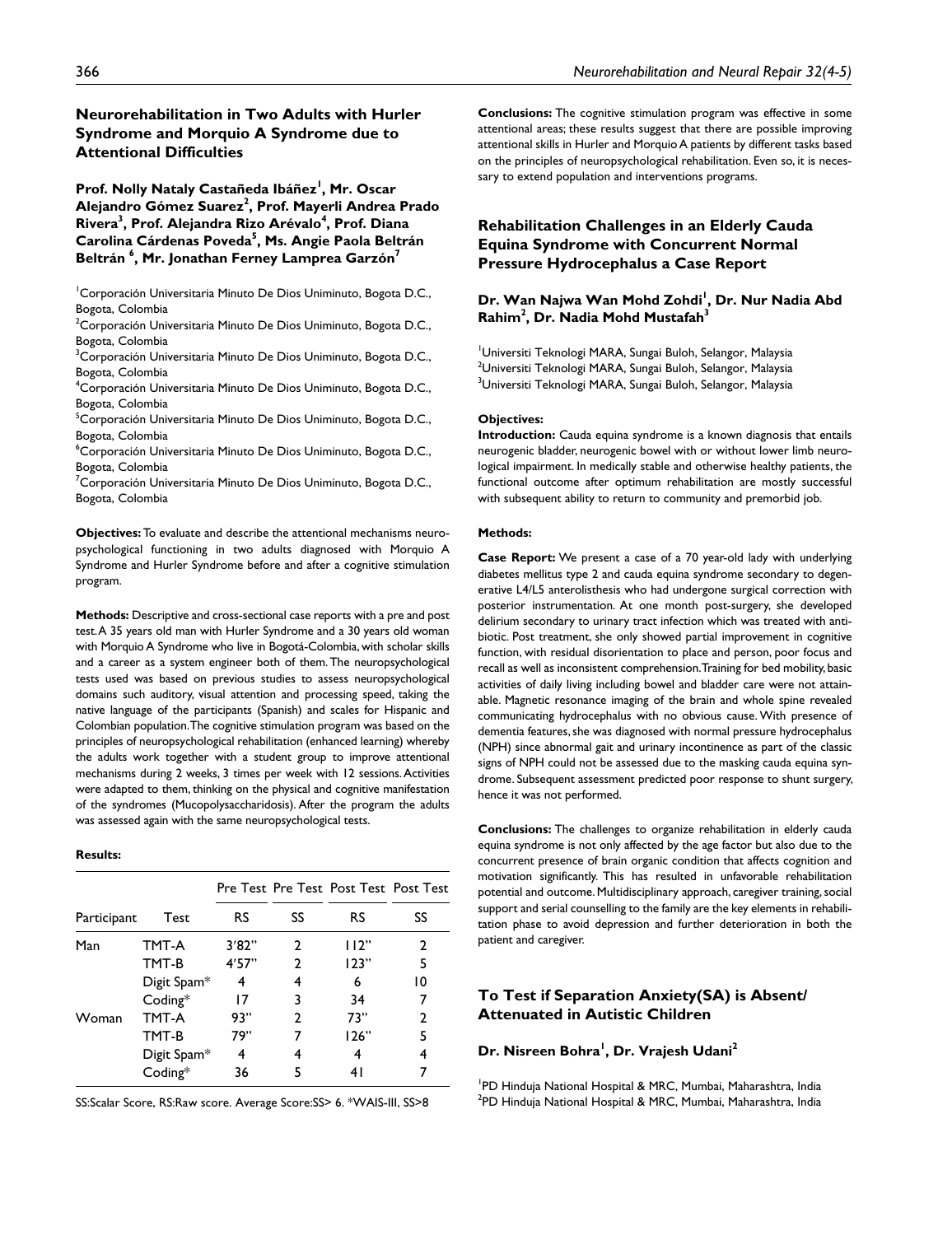## Neurorehabilitation in Two Adults with Hurler Syndrome and Morquio A Syndrome due to Attentional Difficulties

**Prof. Nolly Nataly Castañeda Ibáñez[1], Mr. Oscar Alejandro Gómez Suarez[2], Prof. Mayerli Andrea Prado Rivera[3], Prof. Alejandra Rizo Arévalo[4], Prof. Diana Carolina Cárdenas Poveda[5], Ms. Angie Paola Beltrán Beltrán [6], Mr. Jonathan Ferney Lamprea Garzón[7]**

[1]Corporación Universitaria Minuto De Dios Uniminuto, Bogota D.C., Bogota, Colombia
[2]Corporación Universitaria Minuto De Dios Uniminuto, Bogota D.C., Bogota, Colombia
[3]Corporación Universitaria Minuto De Dios Uniminuto, Bogota D.C., Bogota, Colombia
[4]Corporación Universitaria Minuto De Dios Uniminuto, Bogota D.C., Bogota, Colombia
[5]Corporación Universitaria Minuto De Dios Uniminuto, Bogota D.C., Bogota, Colombia
[6]Corporación Universitaria Minuto De Dios Uniminuto, Bogota D.C., Bogota, Colombia
[7]Corporación Universitaria Minuto De Dios Uniminuto, Bogota D.C., Bogota, Colombia

**Objectives:** To evaluate and describe the attentional mechanisms neuropsychological functioning in two adults diagnosed with Morquio A Syndrome and Hurler Syndrome before and after a cognitive stimulation program.

**Methods:** Descriptive and cross-sectional case reports with a pre and post test. A 35 years old man with Hurler Syndrome and a 30 years old woman with Morquio A Syndrome who live in Bogotá-Colombia, with scholar skills and a career as a system engineer both of them. The neuropsychological tests used was based on previous studies to assess neuropsychological domains such auditory, visual attention and processing speed, taking the native language of the participants (Spanish) and scales for Hispanic and Colombian population. The cognitive stimulation program was based on the principles of neuropsychological rehabilitation (enhanced learning) whereby the adults work together with a student group to improve attentional mechanisms during 2 weeks, 3 times per week with 12 sessions. Activities were adapted to them, thinking on the physical and cognitive manifestation of the syndromes (Mucopolysaccharidosis). After the program the adults was assessed again with the same neuropsychological tests.

**Results:**

| Participant | Test | Pre Test RS | Pre Test SS | Post Test RS | Post Test SS |
|---|---|---|---|---|---|
| Man | TMT-A | 3'82" | 2 | 112" | 2 |
| | TMT-B | 4'57" | 2 | 123" | 5 |
| | Digit Spam* | 4 | 4 | 6 | 10 |
| | Coding* | 17 | 3 | 34 | 7 |
| Woman | TMT-A | 93" | 2 | 73" | 2 |
| | TMT-B | 79" | 7 | 126" | 5 |
| | Digit Spam* | 4 | 4 | 4 | 4 |
| | Coding* | 36 | 5 | 41 | 7 |

SS:Scalar Score, RS:Raw score. Average Score:SS> 6. *WAIS-III, SS>8

**Conclusions:** The cognitive stimulation program was effective in some attentional areas; these results suggest that there are possible improving attentional skills in Hurler and Morquio A patients by different tasks based on the principles of neuropsychological rehabilitation. Even so, it is necessary to extend population and interventions programs.

## Rehabilitation Challenges in an Elderly Cauda Equina Syndrome with Concurrent Normal Pressure Hydrocephalus a Case Report

**Dr. Wan Najwa Wan Mohd Zohdi[1], Dr. Nur Nadia Abd Rahim[2], Dr. Nadia Mohd Mustafah[3]**

[1]Universiti Teknologi MARA, Sungai Buloh, Selangor, Malaysia
[2]Universiti Teknologi MARA, Sungai Buloh, Selangor, Malaysia
[3]Universiti Teknologi MARA, Sungai Buloh, Selangor, Malaysia

**Objectives:**

**Introduction:** Cauda equina syndrome is a known diagnosis that entails neurogenic bladder, neurogenic bowel with or without lower limb neurological impairment. In medically stable and otherwise healthy patients, the functional outcome after optimum rehabilitation are mostly successful with subsequent ability to return to community and premorbid job.

**Methods:**

**Case Report:** We present a case of a 70 year-old lady with underlying diabetes mellitus type 2 and cauda equina syndrome secondary to degenerative L4/L5 anterolisthesis who had undergone surgical correction with posterior instrumentation. At one month post-surgery, she developed delirium secondary to urinary tract infection which was treated with antibiotic. Post treatment, she only showed partial improvement in cognitive function, with residual disorientation to place and person, poor focus and recall as well as inconsistent comprehension. Training for bed mobility, basic activities of daily living including bowel and bladder care were not attainable. Magnetic resonance imaging of the brain and whole spine revealed communicating hydrocephalus with no obvious cause. With presence of dementia features, she was diagnosed with normal pressure hydrocephalus (NPH) since abnormal gait and urinary incontinence as part of the classic signs of NPH could not be assessed due to the masking cauda equina syndrome. Subsequent assessment predicted poor response to shunt surgery, hence it was not performed.

**Conclusions:** The challenges to organize rehabilitation in elderly cauda equina syndrome is not only affected by the age factor but also due to the concurrent presence of brain organic condition that affects cognition and motivation significantly. This has resulted in unfavorable rehabilitation potential and outcome. Multidisciplinary approach, caregiver training, social support and serial counselling to the family are the key elements in rehabilitation phase to avoid depression and further deterioration in both the patient and caregiver.

## To Test if Separation Anxiety(SA) is Absent/ Attenuated in Autistic Children

**Dr. Nisreen Bohra[1], Dr. Vrajesh Udani[2]**

[1]PD Hinduja National Hospital & MRC, Mumbai, Maharashtra, India
[2]PD Hinduja National Hospital & MRC, Mumbai, Maharashtra, India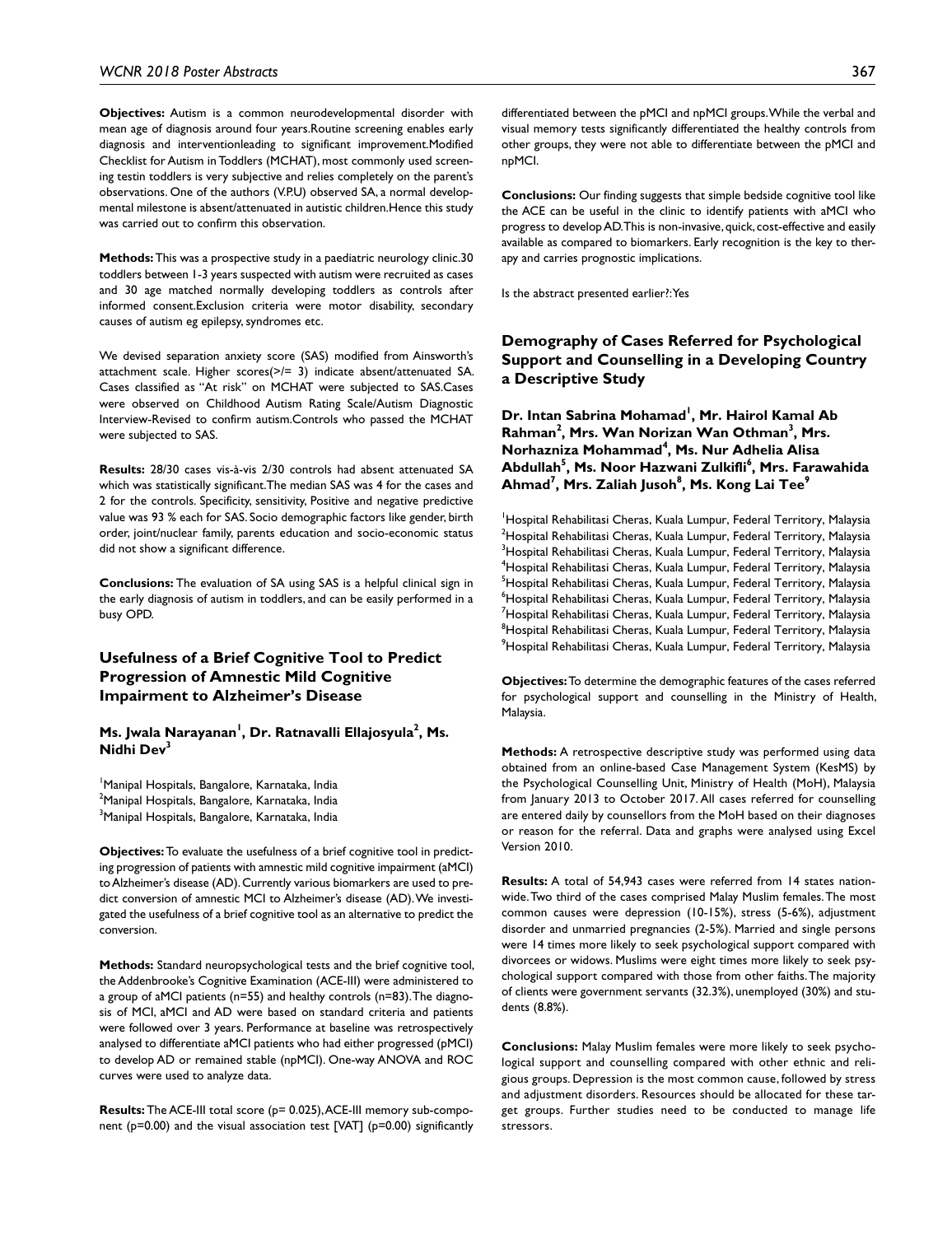**Objectives:** Autism is a common neurodevelopmental disorder with mean age of diagnosis around four years.Routine screening enables early diagnosis and interventionleading to significant improvement.Modified Checklist for Autism in Toddlers (MCHAT), most commonly used screening testin toddlers is very subjective and relies completely on the parent's observations. One of the authors (V.P.U) observed SA, a normal developmental milestone is absent/attenuated in autistic children.Hence this study was carried out to confirm this observation.

**Methods:** This was a prospective study in a paediatric neurology clinic.30 toddlers between 1-3 years suspected with autism were recruited as cases and 30 age matched normally developing toddlers as controls after informed consent.Exclusion criteria were motor disability, secondary causes of autism eg epilepsy, syndromes etc.

We devised separation anxiety score (SAS) modified from Ainsworth's attachment scale. Higher scores(>/= 3) indicate absent/attenuated SA. Cases classified as "At risk" on MCHAT were subjected to SAS.Cases were observed on Childhood Autism Rating Scale/Autism Diagnostic Interview-Revised to confirm autism.Controls who passed the MCHAT were subjected to SAS.

**Results:** 28/30 cases vis-à-vis 2/30 controls had absent attenuated SA which was statistically significant.The median SAS was 4 for the cases and 2 for the controls. Specificity, sensitivity, Positive and negative predictive value was 93 % each for SAS. Socio demographic factors like gender, birth order, joint/nuclear family, parents education and socio-economic status did not show a significant difference.

**Conclusions:** The evaluation of SA using SAS is a helpful clinical sign in the early diagnosis of autism in toddlers, and can be easily performed in a busy OPD.

## Usefulness of a Brief Cognitive Tool to Predict Progression of Amnestic Mild Cognitive Impairment to Alzheimer's Disease

**Ms. Jwala Narayanan[1], Dr. Ratnavalli Ellajosyula[2], Ms. Nidhi Dev[3]**

[1]Manipal Hospitals, Bangalore, Karnataka, India
[2]Manipal Hospitals, Bangalore, Karnataka, India
[3]Manipal Hospitals, Bangalore, Karnataka, India

**Objectives:** To evaluate the usefulness of a brief cognitive tool in predicting progression of patients with amnestic mild cognitive impairment (aMCI) to Alzheimer's disease (AD). Currently various biomarkers are used to predict conversion of amnestic MCI to Alzheimer's disease (AD). We investigated the usefulness of a brief cognitive tool as an alternative to predict the conversion.

**Methods:** Standard neuropsychological tests and the brief cognitive tool, the Addenbrooke's Cognitive Examination (ACE-III) were administered to a group of aMCI patients (n=55) and healthy controls (n=83). The diagnosis of MCI, aMCI and AD were based on standard criteria and patients were followed over 3 years. Performance at baseline was retrospectively analysed to differentiate aMCI patients who had either progressed (pMCI) to develop AD or remained stable (npMCI). One-way ANOVA and ROC curves were used to analyze data.

**Results:** The ACE-III total score (p= 0.025), ACE-III memory sub-component (p=0.00) and the visual association test [VAT] (p=0.00) significantly differentiated between the pMCI and npMCI groups. While the verbal and visual memory tests significantly differentiated the healthy controls from other groups, they were not able to differentiate between the pMCI and npMCI.

**Conclusions:** Our finding suggests that simple bedside cognitive tool like the ACE can be useful in the clinic to identify patients with aMCI who progress to develop AD. This is non-invasive, quick, cost-effective and easily available as compared to biomarkers. Early recognition is the key to therapy and carries prognostic implications.

Is the abstract presented earlier?: Yes

## Demography of Cases Referred for Psychological Support and Counselling in a Developing Country a Descriptive Study

**Dr. Intan Sabrina Mohamad[1], Mr. Hairol Kamal Ab Rahman[2], Mrs. Wan Norizan Wan Othman[3], Mrs. Norhazniza Mohammad[4], Ms. Nur Adhelia Alisa Abdullah[5], Ms. Noor Hazwani Zulkifli[6], Mrs. Farawahida Ahmad[7], Mrs. Zaliah Jusoh[8], Ms. Kong Lai Tee[9]**

[1]Hospital Rehabilitasi Cheras, Kuala Lumpur, Federal Territory, Malaysia
[2]Hospital Rehabilitasi Cheras, Kuala Lumpur, Federal Territory, Malaysia
[3]Hospital Rehabilitasi Cheras, Kuala Lumpur, Federal Territory, Malaysia
[4]Hospital Rehabilitasi Cheras, Kuala Lumpur, Federal Territory, Malaysia
[5]Hospital Rehabilitasi Cheras, Kuala Lumpur, Federal Territory, Malaysia
[6]Hospital Rehabilitasi Cheras, Kuala Lumpur, Federal Territory, Malaysia
[7]Hospital Rehabilitasi Cheras, Kuala Lumpur, Federal Territory, Malaysia
[8]Hospital Rehabilitasi Cheras, Kuala Lumpur, Federal Territory, Malaysia
[9]Hospital Rehabilitasi Cheras, Kuala Lumpur, Federal Territory, Malaysia

**Objectives:** To determine the demographic features of the cases referred for psychological support and counselling in the Ministry of Health, Malaysia.

**Methods:** A retrospective descriptive study was performed using data obtained from an online-based Case Management System (KesMS) by the Psychological Counselling Unit, Ministry of Health (MoH), Malaysia from January 2013 to October 2017. All cases referred for counselling are entered daily by counsellors from the MoH based on their diagnoses or reason for the referral. Data and graphs were analysed using Excel Version 2010.

**Results:** A total of 54,943 cases were referred from 14 states nationwide. Two third of the cases comprised Malay Muslim females. The most common causes were depression (10-15%), stress (5-6%), adjustment disorder and unmarried pregnancies (2-5%). Married and single persons were 14 times more likely to seek psychological support compared with divorcees or widows. Muslims were eight times more likely to seek psychological support compared with those from other faiths. The majority of clients were government servants (32.3%), unemployed (30%) and students (8.8%).

**Conclusions:** Malay Muslim females were more likely to seek psychological support and counselling compared with other ethnic and religious groups. Depression is the most common cause, followed by stress and adjustment disorders. Resources should be allocated for these target groups. Further studies need to be conducted to manage life stressors.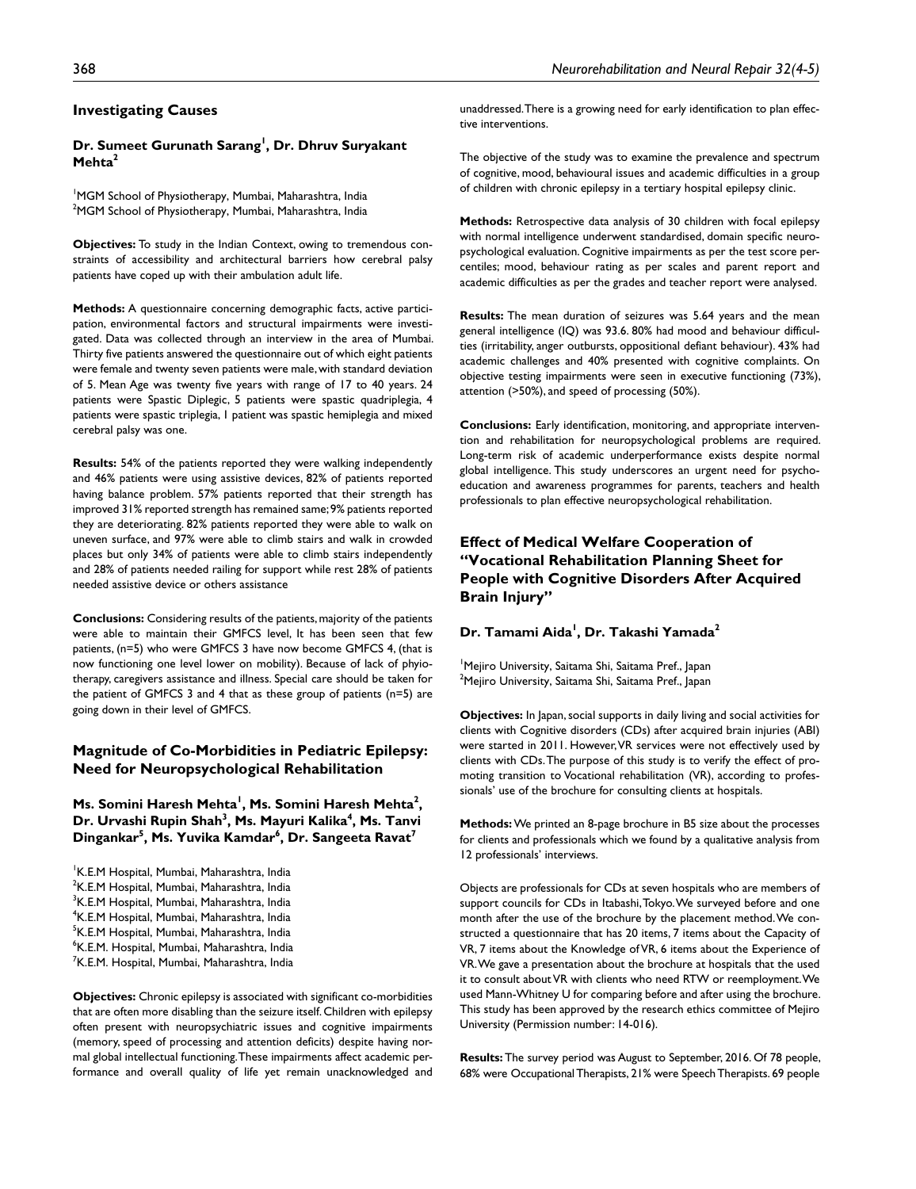## Investigating Causes

### Dr. Sumeet Gurunath Sarang[1], Dr. Dhruv Suryakant Mehta[2]

[1]MGM School of Physiotherapy, Mumbai, Maharashtra, India
[2]MGM School of Physiotherapy, Mumbai, Maharashtra, India

**Objectives:** To study in the Indian Context, owing to tremendous constraints of accessibility and architectural barriers how cerebral palsy patients have coped up with their ambulation adult life.

**Methods:** A questionnaire concerning demographic facts, active participation, environmental factors and structural impairments were investigated. Data was collected through an interview in the area of Mumbai. Thirty five patients answered the questionnaire out of which eight patients were female and twenty seven patients were male, with standard deviation of 5. Mean Age was twenty five years with range of 17 to 40 years. 24 patients were Spastic Diplegic, 5 patients were spastic quadriplegia, 4 patients were spastic triplegia, 1 patient was spastic hemiplegia and mixed cerebral palsy was one.

**Results:** 54% of the patients reported they were walking independently and 46% patients were using assistive devices, 82% of patients reported having balance problem. 57% patients reported that their strength has improved 31% reported strength has remained same; 9% patients reported they are deteriorating. 82% patients reported they were able to walk on uneven surface, and 97% were able to climb stairs and walk in crowded places but only 34% of patients were able to climb stairs independently and 28% of patients needed railing for support while rest 28% of patients needed assistive device or others assistance

**Conclusions:** Considering results of the patients, majority of the patients were able to maintain their GMFCS level, It has been seen that few patients, (n=5) who were GMFCS 3 have now become GMFCS 4, (that is now functioning one level lower on mobility). Because of lack of phyiotherapy, caregivers assistance and illness. Special care should be taken for the patient of GMFCS 3 and 4 that as these group of patients (n=5) are going down in their level of GMFCS.

## Magnitude of Co-Morbidities in Pediatric Epilepsy: Need for Neuropsychological Rehabilitation

### Ms. Somini Haresh Mehta[1], Ms. Somini Haresh Mehta[2], Dr. Urvashi Rupin Shah[3], Ms. Mayuri Kalika[4], Ms. Tanvi Dingankar[5], Ms. Yuvika Kamdar[6], Dr. Sangeeta Ravat[7]

[1]K.E.M Hospital, Mumbai, Maharashtra, India
[2]K.E.M Hospital, Mumbai, Maharashtra, India
[3]K.E.M Hospital, Mumbai, Maharashtra, India
[4]K.E.M Hospital, Mumbai, Maharashtra, India
[5]K.E.M Hospital, Mumbai, Maharashtra, India
[6]K.E.M. Hospital, Mumbai, Maharashtra, India
[7]K.E.M. Hospital, Mumbai, Maharashtra, India

**Objectives:** Chronic epilepsy is associated with significant co-morbidities that are often more disabling than the seizure itself. Children with epilepsy often present with neuropsychiatric issues and cognitive impairments (memory, speed of processing and attention deficits) despite having normal global intellectual functioning. These impairments affect academic performance and overall quality of life yet remain unacknowledged and unaddressed. There is a growing need for early identification to plan effective interventions.

The objective of the study was to examine the prevalence and spectrum of cognitive, mood, behavioural issues and academic difficulties in a group of children with chronic epilepsy in a tertiary hospital epilepsy clinic.

**Methods:** Retrospective data analysis of 30 children with focal epilepsy with normal intelligence underwent standardised, domain specific neuropsychological evaluation. Cognitive impairments as per the test score percentiles; mood, behaviour rating as per scales and parent report and academic difficulties as per the grades and teacher report were analysed.

**Results:** The mean duration of seizures was 5.64 years and the mean general intelligence (IQ) was 93.6. 80% had mood and behaviour difficulties (irritability, anger outbursts, oppositional defiant behaviour). 43% had academic challenges and 40% presented with cognitive complaints. On objective testing impairments were seen in executive functioning (73%), attention (>50%), and speed of processing (50%).

**Conclusions:** Early identification, monitoring, and appropriate intervention and rehabilitation for neuropsychological problems are required. Long-term risk of academic underperformance exists despite normal global intelligence. This study underscores an urgent need for psychoeducation and awareness programmes for parents, teachers and health professionals to plan effective neuropsychological rehabilitation.

## Effect of Medical Welfare Cooperation of "Vocational Rehabilitation Planning Sheet for People with Cognitive Disorders After Acquired Brain Injury"

### Dr. Tamami Aida[1], Dr. Takashi Yamada[2]

[1]Mejiro University, Saitama Shi, Saitama Pref., Japan
[2]Mejiro University, Saitama Shi, Saitama Pref., Japan

**Objectives:** In Japan, social supports in daily living and social activities for clients with Cognitive disorders (CDs) after acquired brain injuries (ABI) were started in 2011. However, VR services were not effectively used by clients with CDs. The purpose of this study is to verify the effect of promoting transition to Vocational rehabilitation (VR), according to professionals' use of the brochure for consulting clients at hospitals.

**Methods:** We printed an 8-page brochure in B5 size about the processes for clients and professionals which we found by a qualitative analysis from 12 professionals' interviews.

Objects are professionals for CDs at seven hospitals who are members of support councils for CDs in Itabashi, Tokyo. We surveyed before and one month after the use of the brochure by the placement method. We constructed a questionnaire that has 20 items, 7 items about the Capacity of VR, 7 items about the Knowledge of VR, 6 items about the Experience of VR. We gave a presentation about the brochure at hospitals that the used it to consult about VR with clients who need RTW or reemployment. We used Mann-Whitney U for comparing before and after using the brochure. This study has been approved by the research ethics committee of Mejiro University (Permission number: 14-016).

**Results:** The survey period was August to September, 2016. Of 78 people, 68% were Occupational Therapists, 21% were Speech Therapists. 69 people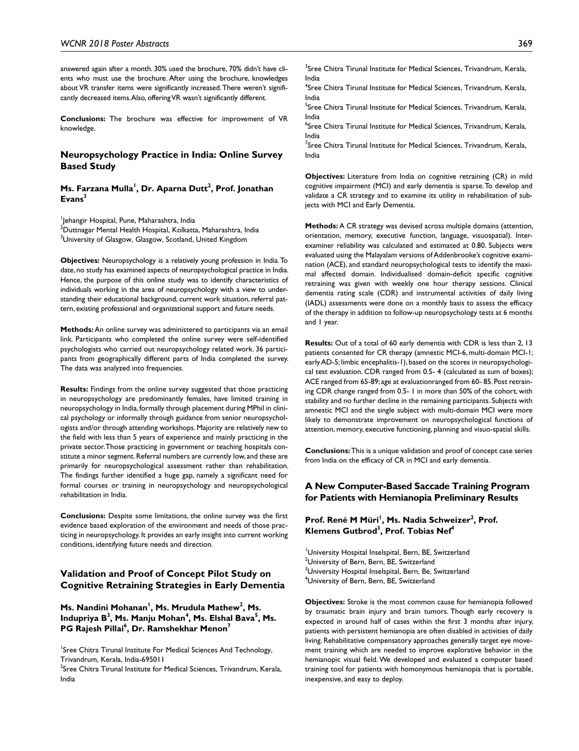answered again after a month. 30% used the brochure, 70% didn't have clients who must use the brochure. After using the brochure, knowledges about VR transfer items were significantly increased. There weren't significantly decreased items. Also, offering VR wasn't significantly different.

**Conclusions:** The brochure was effective for improvement of VR knowledge.

## Neuropsychology Practice in India: Online Survey Based Study

### Ms. Farzana Mulla[1], Dr. Aparna Dutt[2], Prof. Jonathan Evans[3]

[1]Jehangir Hospital, Pune, Maharashtra, India
[2]Duttnagar Mental Health Hospital, Kolkatta, Maharashtra, India
[3]University of Glasgow, Glasgow, Scotland, United Kingdom

**Objectives:** Neuropsychology is a relatively young profession in India. To date, no study has examined aspects of neuropsychological practice in India. Hence, the purpose of this online study was to identify characteristics of individuals working in the area of neuropsychology with a view to understanding their educational background, current work situation, referral pattern, existing professional and organizational support and future needs.

**Methods:** An online survey was administered to participants via an email link. Participants who completed the online survey were self-identified psychologists who carried out neuropsychology related work. 36 participants from geographically different parts of India completed the survey. The data was analyzed into frequencies.

**Results:** Findings from the online survey suggested that those practicing in neuropsychology are predominantly females, have limited training in neuropsychology in India, formally through placement during MPhil in clinical psychology or informally through guidance from senior neuropsychologists and/or through attending workshops. Majority are relatively new to the field with less than 5 years of experience and mainly practicing in the private sector. Those practicing in government or teaching hospitals constitute a minor segment. Referral numbers are currently low, and these are primarily for neuropsychological assessment rather than rehabilitation. The findings further identified a huge gap, namely a significant need for formal courses or training in neuropsychology and neuropsychological rehabilitation in India.

**Conclusions:** Despite some limitations, the online survey was the first evidence based exploration of the environment and needs of those practicing in neuropsychology. It provides an early insight into current working conditions, identifying future needs and direction.

## Validation and Proof of Concept Pilot Study on Cognitive Retraining Strategies in Early Dementia

### Ms. Nandini Mohanan[1], Ms. Mrudula Mathew[2], Ms. Indupriya B[3], Ms. Manju Mohan[4], Ms. Elshal Bava[5], Ms. PG Rajesh Pillai[6], Dr. Ramshekhar Menon[7]

[1]Sree Chitra Tirunal Institute For Medical Sciences And Technology, Trivandrum, Kerala, India-695011
[2]Sree Chitra Tirunal Institute for Medical Sciences, Trivandrum, Kerala, India
[3]Sree Chitra Tirunal Institute for Medical Sciences, Trivandrum, Kerala, India
[4]Sree Chitra Tirunal Institute for Medical Sciences, Trivandrum, Kerala, India
[5]Sree Chitra Tirunal Institute for Medical Sciences, Trivandrum, Kerala, India
[6]Sree Chitra Tirunal Institute for Medical Sciences, Trivandrum, Kerala, India
[7]Sree Chitra Tirunal Institute for Medical Sciences, Trivandrum, Kerala, India

**Objectives:** Literature from India on cognitive retraining (CR) in mild cognitive impairment (MCI) and early dementia is sparse. To develop and validate a CR strategy and to examine its utility in rehabilitation of subjects with MCI and Early Dementia.

**Methods:** A CR strategy was devised across multiple domains (attention, orientation, memory, executive function, language, visuospatial). Inter-examiner reliability was calculated and estimated at 0.80. Subjects were evaluated using the Malayalam versions of Addenbrooke's cognitive examination (ACE), and standard neuropsychological tests to identify the maximal affected domain. Individualised domain-deficit specific cognitive retraining was given with weekly one hour therapy sessions. Clinical dementia rating scale (CDR) and instrumental activities of daily living (IADL) assessments were done on a monthly basis to assess the efficacy of the therapy in addition to follow-up neuropsychology tests at 6 months and 1 year.

**Results:** Out of a total of 60 early dementia with CDR is less than 2, 13 patients consented for CR therapy (amnestic MCI-6, multi-domain MCI-1; early AD-5; limbic encephalitis-1), based on the scores in neuropsychological test evaluation. CDR ranged from 0.5- 4 (calculated as sum of boxes); ACE ranged from 65-89; age at evaluationranged from 60- 85. Post retraining CDR change ranged from 0.5- 1 in more than 50% of the cohort, with stability and no further decline in the remaining participants. Subjects with amnestic MCI and the single subject with multi-domain MCI were more likely to demonstrate improvement on neuropsychological functions of attention, memory, executive functioning, planning and visuo-spatial skills.

**Conclusions:** This is a unique validation and proof of concept case series from India on the efficacy of CR in MCI and early dementia.

## A New Computer-Based Saccade Training Program for Patients with Hemianopia Preliminary Results

### Prof. René M Müri[1], Ms. Nadia Schweizer[2], Prof. Klemens Gutbrod[3], Prof. Tobias Nef[4]

[1]University Hospital Inselspital, Bern, BE, Switzerland
[2]University of Bern, Bern, BE, Switzerland
[3]University Hospital Inselspital, Bern, Be, Switzerland
[4]University of Bern, Bern, BE, Switzerland

**Objectives:** Stroke is the most common cause for hemianopia followed by traumatic brain injury and brain tumors. Though early recovery is expected in around half of cases within the first 3 months after injury, patients with persistent hemianopia are often disabled in activities of daily living. Rehabilitative compensatory approaches generally target eye movement training which are needed to improve explorative behavior in the hemianopic visual field. We developed and evaluated a computer based training tool for patients with homonymous hemianopia that is portable, inexpensive, and easy to deploy.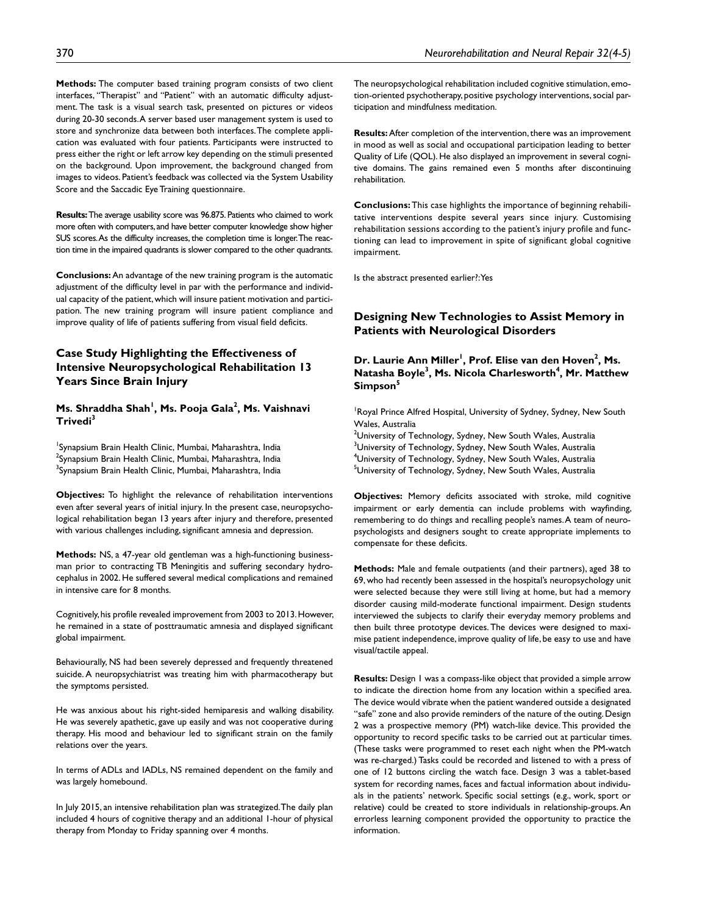**Methods:** The computer based training program consists of two client interfaces, "Therapist" and "Patient" with an automatic difficulty adjustment. The task is a visual search task, presented on pictures or videos during 20-30 seconds. A server based user management system is used to store and synchronize data between both interfaces. The complete application was evaluated with four patients. Participants were instructed to press either the right or left arrow key depending on the stimuli presented on the background. Upon improvement, the background changed from images to videos. Patient's feedback was collected via the System Usability Score and the Saccadic Eye Training questionnaire.

**Results:** The average usability score was 96.875. Patients who claimed to work more often with computers, and have better computer knowledge show higher SUS scores. As the difficulty increases, the completion time is longer. The reaction time in the impaired quadrants is slower compared to the other quadrants.

**Conclusions:** An advantage of the new training program is the automatic adjustment of the difficulty level in par with the performance and individual capacity of the patient, which will insure patient motivation and participation. The new training program will insure patient compliance and improve quality of life of patients suffering from visual field deficits.

## Case Study Highlighting the Effectiveness of Intensive Neuropsychological Rehabilitation 13 Years Since Brain Injury

**Ms. Shraddha Shah[1], Ms. Pooja Gala[2], Ms. Vaishnavi Trivedi[3]**

[1]Synapsium Brain Health Clinic, Mumbai, Maharashtra, India
[2]Synapsium Brain Health Clinic, Mumbai, Maharashtra, India
[3]Synapsium Brain Health Clinic, Mumbai, Maharashtra, India

**Objectives:** To highlight the relevance of rehabilitation interventions even after several years of initial injury. In the present case, neuropsychological rehabilitation began 13 years after injury and therefore, presented with various challenges including, significant amnesia and depression.

**Methods:** NS, a 47-year old gentleman was a high-functioning businessman prior to contracting TB Meningitis and suffering secondary hydrocephalus in 2002. He suffered several medical complications and remained in intensive care for 8 months.

Cognitively, his profile revealed improvement from 2003 to 2013. However, he remained in a state of posttraumatic amnesia and displayed significant global impairment.

Behaviourally, NS had been severely depressed and frequently threatened suicide. A neuropsychiatrist was treating him with pharmacotherapy but the symptoms persisted.

He was anxious about his right-sided hemiparesis and walking disability. He was severely apathetic, gave up easily and was not cooperative during therapy. His mood and behaviour led to significant strain on the family relations over the years.

In terms of ADLs and IADLs, NS remained dependent on the family and was largely homebound.

In July 2015, an intensive rehabilitation plan was strategized. The daily plan included 4 hours of cognitive therapy and an additional 1-hour of physical therapy from Monday to Friday spanning over 4 months.

The neuropsychological rehabilitation included cognitive stimulation, emotion-oriented psychotherapy, positive psychology interventions, social participation and mindfulness meditation.

**Results:** After completion of the intervention, there was an improvement in mood as well as social and occupational participation leading to better Quality of Life (QOL). He also displayed an improvement in several cognitive domains. The gains remained even 5 months after discontinuing rehabilitation.

**Conclusions:** This case highlights the importance of beginning rehabilitative interventions despite several years since injury. Customising rehabilitation sessions according to the patient's injury profile and functioning can lead to improvement in spite of significant global cognitive impairment.

Is the abstract presented earlier?: Yes

## Designing New Technologies to Assist Memory in Patients with Neurological Disorders

**Dr. Laurie Ann Miller[1], Prof. Elise van den Hoven[2], Ms. Natasha Boyle[3], Ms. Nicola Charlesworth[4], Mr. Matthew Simpson[5]**

[1]Royal Prince Alfred Hospital, University of Sydney, Sydney, New South Wales, Australia
[2]University of Technology, Sydney, New South Wales, Australia
[3]University of Technology, Sydney, New South Wales, Australia
[4]University of Technology, Sydney, New South Wales, Australia
[5]University of Technology, Sydney, New South Wales, Australia

**Objectives:** Memory deficits associated with stroke, mild cognitive impairment or early dementia can include problems with wayfinding, remembering to do things and recalling people's names. A team of neuropsychologists and designers sought to create appropriate implements to compensate for these deficits.

**Methods:** Male and female outpatients (and their partners), aged 38 to 69, who had recently been assessed in the hospital's neuropsychology unit were selected because they were still living at home, but had a memory disorder causing mild-moderate functional impairment. Design students interviewed the subjects to clarify their everyday memory problems and then built three prototype devices. The devices were designed to maximise patient independence, improve quality of life, be easy to use and have visual/tactile appeal.

**Results:** Design 1 was a compass-like object that provided a simple arrow to indicate the direction home from any location within a specified area. The device would vibrate when the patient wandered outside a designated "safe" zone and also provide reminders of the nature of the outing. Design 2 was a prospective memory (PM) watch-like device. This provided the opportunity to record specific tasks to be carried out at particular times. (These tasks were programmed to reset each night when the PM-watch was re-charged.) Tasks could be recorded and listened to with a press of one of 12 buttons circling the watch face. Design 3 was a tablet-based system for recording names, faces and factual information about individuals in the patients' network. Specific social settings (e.g., work, sport or relative) could be created to store individuals in relationship-groups. An errorless learning component provided the opportunity to practice the information.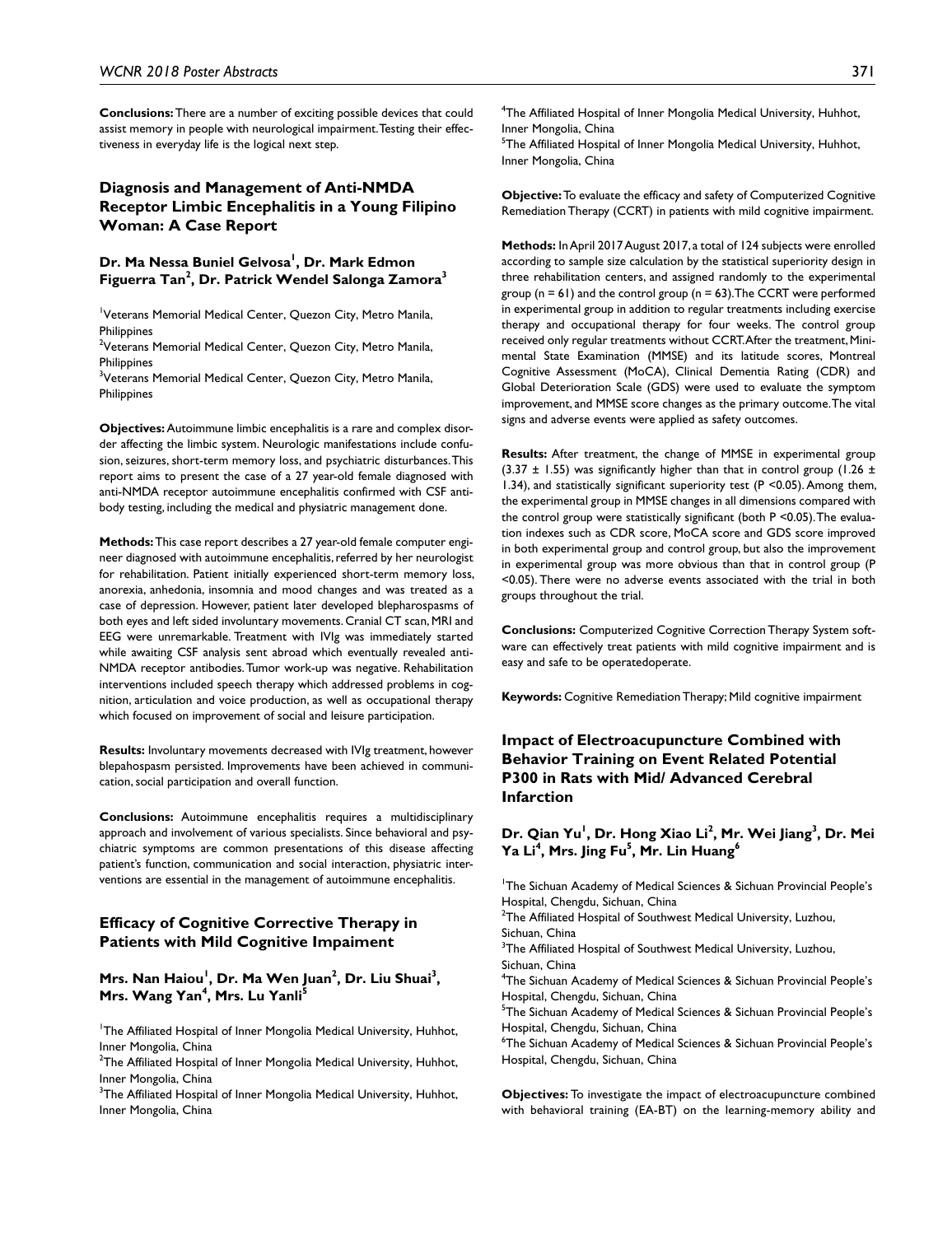**Conclusions:** There are a number of exciting possible devices that could assist memory in people with neurological impairment. Testing their effectiveness in everyday life is the logical next step.

## Diagnosis and Management of Anti-NMDA Receptor Limbic Encephalitis in a Young Filipino Woman: A Case Report

**Dr. Ma Nessa Buniel Gelvosa[1], Dr. Mark Edmon Figuerra Tan[2], Dr. Patrick Wendel Salonga Zamora[3]**

[1]Veterans Memorial Medical Center, Quezon City, Metro Manila, Philippines
[2]Veterans Memorial Medical Center, Quezon City, Metro Manila, Philippines
[3]Veterans Memorial Medical Center, Quezon City, Metro Manila, Philippines

**Objectives:** Autoimmune limbic encephalitis is a rare and complex disorder affecting the limbic system. Neurologic manifestations include confusion, seizures, short-term memory loss, and psychiatric disturbances. This report aims to present the case of a 27 year-old female diagnosed with anti-NMDA receptor autoimmune encephalitis confirmed with CSF antibody testing, including the medical and physiatric management done.

**Methods:** This case report describes a 27 year-old female computer engineer diagnosed with autoimmune encephalitis, referred by her neurologist for rehabilitation. Patient initially experienced short-term memory loss, anorexia, anhedonia, insomnia and mood changes and was treated as a case of depression. However, patient later developed blepharospasms of both eyes and left sided involuntary movements. Cranial CT scan, MRI and EEG were unremarkable. Treatment with IVIg was immediately started while awaiting CSF analysis sent abroad which eventually revealed anti-NMDA receptor antibodies. Tumor work-up was negative. Rehabilitation interventions included speech therapy which addressed problems in cognition, articulation and voice production, as well as occupational therapy which focused on improvement of social and leisure participation.

**Results:** Involuntary movements decreased with IVIg treatment, however blepahospasm persisted. Improvements have been achieved in communication, social participation and overall function.

**Conclusions:** Autoimmune encephalitis requires a multidisciplinary approach and involvement of various specialists. Since behavioral and psychiatric symptoms are common presentations of this disease affecting patient's function, communication and social interaction, physiatric interventions are essential in the management of autoimmune encephalitis.

## Efficacy of Cognitive Corrective Therapy in Patients with Mild Cognitive Impaiment

**Mrs. Nan Haiou[1], Dr. Ma Wen Juan[2], Dr. Liu Shuai[3], Mrs. Wang Yan[4], Mrs. Lu Yanli[5]**

[1]The Affiliated Hospital of Inner Mongolia Medical University, Huhhot, Inner Mongolia, China
[2]The Affiliated Hospital of Inner Mongolia Medical University, Huhhot, Inner Mongolia, China
[3]The Affiliated Hospital of Inner Mongolia Medical University, Huhhot, Inner Mongolia, China
[4]The Affiliated Hospital of Inner Mongolia Medical University, Huhhot, Inner Mongolia, China
[5]The Affiliated Hospital of Inner Mongolia Medical University, Huhhot, Inner Mongolia, China

**Objective:** To evaluate the efficacy and safety of Computerized Cognitive Remediation Therapy (CCRT) in patients with mild cognitive impairment.

**Methods:** In April 2017 August 2017, a total of 124 subjects were enrolled according to sample size calculation by the statistical superiority design in three rehabilitation centers, and assigned randomly to the experimental group ($n = 61$) and the control group ($n = 63$). The CCRT were performed in experimental group in addition to regular treatments including exercise therapy and occupational therapy for four weeks. The control group received only regular treatments without CCRT. After the treatment, Mini-mental State Examination (MMSE) and its latitude scores, Montreal Cognitive Assessment (MoCA), Clinical Dementia Rating (CDR) and Global Deterioration Scale (GDS) were used to evaluate the symptom improvement, and MMSE score changes as the primary outcome. The vital signs and adverse events were applied as safety outcomes.

**Results:** After treatment, the change of MMSE in experimental group ($3.37 \pm 1.55$) was significantly higher than that in control group ($1.26 \pm 1.34$), and statistically significant superiority test ($P < 0.05$). Among them, the experimental group in MMSE changes in all dimensions compared with the control group were statistically significant (both $P < 0.05$). The evaluation indexes such as CDR score, MoCA score and GDS score improved in both experimental group and control group, but also the improvement in experimental group was more obvious than that in control group ($P < 0.05$). There were no adverse events associated with the trial in both groups throughout the trial.

**Conclusions:** Computerized Cognitive Correction Therapy System software can effectively treat patients with mild cognitive impairment and is easy and safe to be operatedoperate.

**Keywords:** Cognitive Remediation Therapy; Mild cognitive impairment

## Impact of Electroacupuncture Combined with Behavior Training on Event Related Potential P300 in Rats with Mid/ Advanced Cerebral Infarction

**Dr. Qian Yu[1], Dr. Hong Xiao Li[2], Mr. Wei Jiang[3], Dr. Mei Ya Li[4], Mrs. Jing Fu[5], Mr. Lin Huang[6]**

[1]The Sichuan Academy of Medical Sciences & Sichuan Provincial People's Hospital, Chengdu, Sichuan, China
[2]The Affiliated Hospital of Southwest Medical University, Luzhou, Sichuan, China
[3]The Affiliated Hospital of Southwest Medical University, Luzhou, Sichuan, China
[4]The Sichuan Academy of Medical Sciences & Sichuan Provincial People's Hospital, Chengdu, Sichuan, China
[5]The Sichuan Academy of Medical Sciences & Sichuan Provincial People's Hospital, Chengdu, Sichuan, China
[6]The Sichuan Academy of Medical Sciences & Sichuan Provincial People's Hospital, Chengdu, Sichuan, China

**Objectives:** To investigate the impact of electroacupuncture combined with behavioral training (EA-BT) on the learning-memory ability and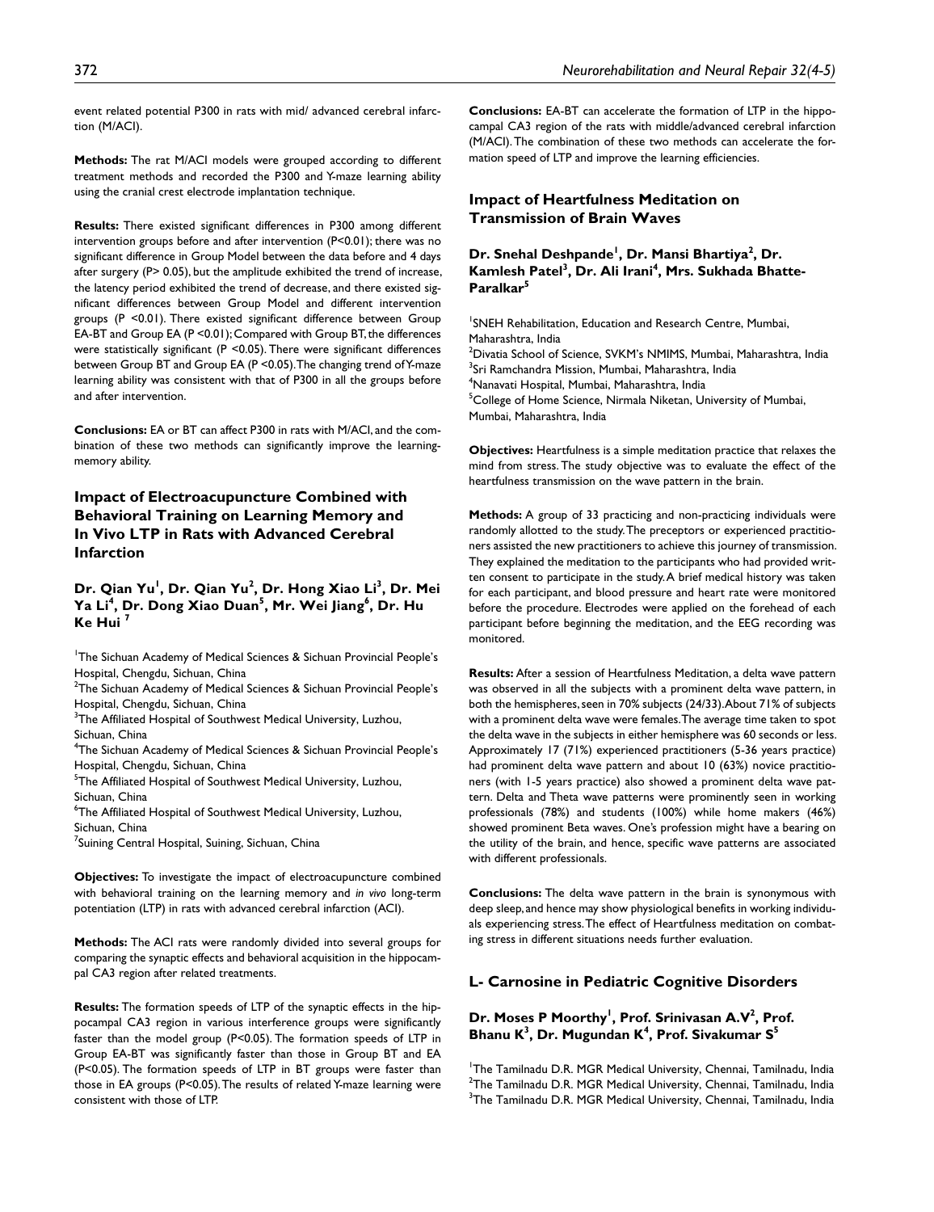event related potential P300 in rats with mid/ advanced cerebral infarction (M/ACI).

**Methods:** The rat M/ACI models were grouped according to different treatment methods and recorded the P300 and Y-maze learning ability using the cranial crest electrode implantation technique.

**Results:** There existed significant differences in P300 among different intervention groups before and after intervention (P<0.01); there was no significant difference in Group Model between the data before and 4 days after surgery (P> 0.05), but the amplitude exhibited the trend of increase, the latency period exhibited the trend of decrease, and there existed significant differences between Group Model and different intervention groups (P <0.01). There existed significant difference between Group EA-BT and Group EA (P <0.01); Compared with Group BT, the differences were statistically significant (P <0.05). There were significant differences between Group BT and Group EA (P <0.05). The changing trend of Y-maze learning ability was consistent with that of P300 in all the groups before and after intervention.

**Conclusions:** EA or BT can affect P300 in rats with M/ACI, and the combination of these two methods can significantly improve the learning-memory ability.

## Impact of Electroacupuncture Combined with Behavioral Training on Learning Memory and In Vivo LTP in Rats with Advanced Cerebral Infarction

**Dr. Qian Yu[1], Dr. Qian Yu[2], Dr. Hong Xiao Li[3], Dr. Mei Ya Li[4], Dr. Dong Xiao Duan[5], Mr. Wei Jiang[6], Dr. Hu Ke Hui [7]**

[1]The Sichuan Academy of Medical Sciences & Sichuan Provincial People's Hospital, Chengdu, Sichuan, China
[2]The Sichuan Academy of Medical Sciences & Sichuan Provincial People's Hospital, Chengdu, Sichuan, China
[3]The Affiliated Hospital of Southwest Medical University, Luzhou, Sichuan, China
[4]The Sichuan Academy of Medical Sciences & Sichuan Provincial People's Hospital, Chengdu, Sichuan, China
[5]The Affiliated Hospital of Southwest Medical University, Luzhou, Sichuan, China
[6]The Affiliated Hospital of Southwest Medical University, Luzhou, Sichuan, China
[7]Suining Central Hospital, Suining, Sichuan, China

**Objectives:** To investigate the impact of electroacupuncture combined with behavioral training on the learning memory and *in vivo* long-term potentiation (LTP) in rats with advanced cerebral infarction (ACI).

**Methods:** The ACI rats were randomly divided into several groups for comparing the synaptic effects and behavioral acquisition in the hippocampal CA3 region after related treatments.

**Results:** The formation speeds of LTP of the synaptic effects in the hippocampal CA3 region in various interference groups were significantly faster than the model group (P<0.05). The formation speeds of LTP in Group EA-BT was significantly faster than those in Group BT and EA (P<0.05). The formation speeds of LTP in BT groups were faster than those in EA groups (P<0.05). The results of related Y-maze learning were consistent with those of LTP.

**Conclusions:** EA-BT can accelerate the formation of LTP in the hippocampal CA3 region of the rats with middle/advanced cerebral infarction (M/ACI). The combination of these two methods can accelerate the formation speed of LTP and improve the learning efficiencies.

## Impact of Heartfulness Meditation on Transmission of Brain Waves

**Dr. Snehal Deshpande[1], Dr. Mansi Bhartiya[2], Dr. Kamlesh Patel[3], Dr. Ali Irani[4], Mrs. Sukhada Bhatte-Paralkar[5]**

[1]SNEH Rehabilitation, Education and Research Centre, Mumbai, Maharashtra, India
[2]Divatia School of Science, SVKM's NMIMS, Mumbai, Maharashtra, India
[3]Sri Ramchandra Mission, Mumbai, Maharashtra, India
[4]Nanavati Hospital, Mumbai, Maharashtra, India
[5]College of Home Science, Nirmala Niketan, University of Mumbai, Mumbai, Maharashtra, India

**Objectives:** Heartfulness is a simple meditation practice that relaxes the mind from stress. The study objective was to evaluate the effect of the heartfulness transmission on the wave pattern in the brain.

**Methods:** A group of 33 practicing and non-practicing individuals were randomly allotted to the study. The preceptors or experienced practitioners assisted the new practitioners to achieve this journey of transmission. They explained the meditation to the participants who had provided written consent to participate in the study. A brief medical history was taken for each participant, and blood pressure and heart rate were monitored before the procedure. Electrodes were applied on the forehead of each participant before beginning the meditation, and the EEG recording was monitored.

**Results:** After a session of Heartfulness Meditation, a delta wave pattern was observed in all the subjects with a prominent delta wave pattern, in both the hemispheres, seen in 70% subjects (24/33). About 71% of subjects with a prominent delta wave were females. The average time taken to spot the delta wave in the subjects in either hemisphere was 60 seconds or less. Approximately 17 (71%) experienced practitioners (5-36 years practice) had prominent delta wave pattern and about 10 (63%) novice practitioners (with 1-5 years practice) also showed a prominent delta wave pattern. Delta and Theta wave patterns were prominently seen in working professionals (78%) and students (100%) while home makers (46%) showed prominent Beta waves. One's profession might have a bearing on the utility of the brain, and hence, specific wave patterns are associated with different professionals.

**Conclusions:** The delta wave pattern in the brain is synonymous with deep sleep, and hence may show physiological benefits in working individuals experiencing stress. The effect of Heartfulness meditation on combating stress in different situations needs further evaluation.

## L- Carnosine in Pediatric Cognitive Disorders

**Dr. Moses P Moorthy[1], Prof. Srinivasan A.V[2], Prof. Bhanu K[3], Dr. Mugundan K[4], Prof. Sivakumar S[5]**

[1]The Tamilnadu D.R. MGR Medical University, Chennai, Tamilnadu, India
[2]The Tamilnadu D.R. MGR Medical University, Chennai, Tamilnadu, India
[3]The Tamilnadu D.R. MGR Medical University, Chennai, Tamilnadu, India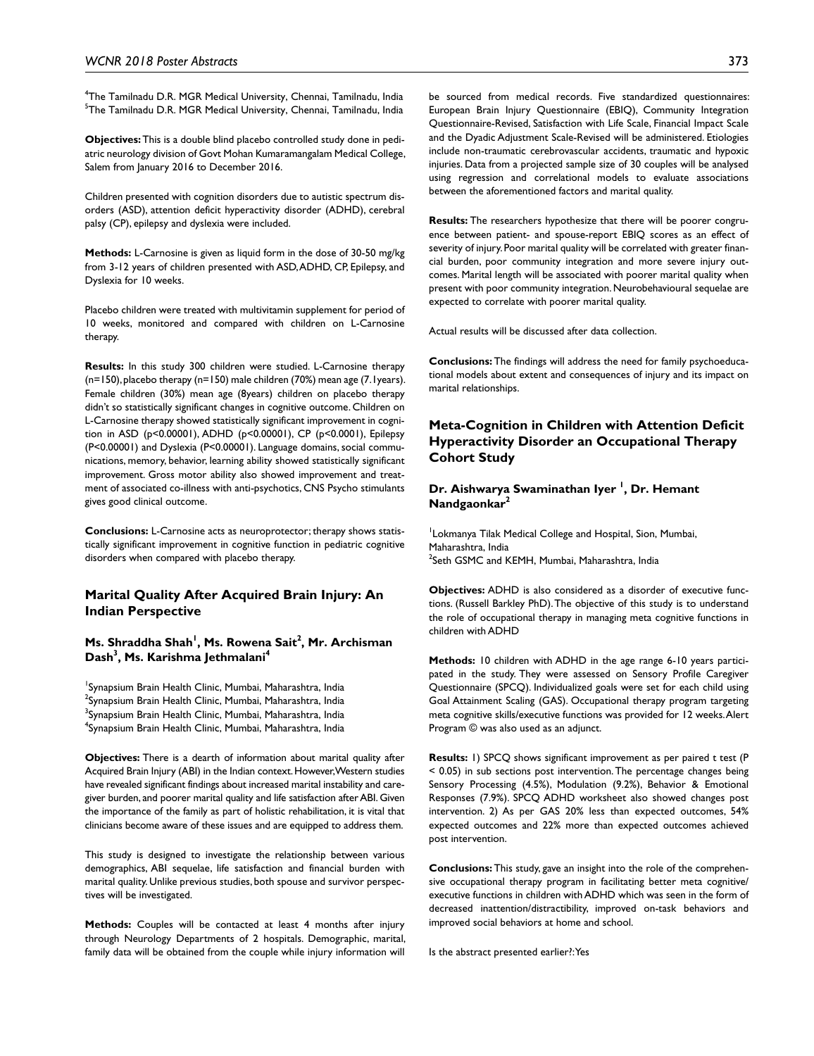[4]The Tamilnadu D.R. MGR Medical University, Chennai, Tamilnadu, India
[5]The Tamilnadu D.R. MGR Medical University, Chennai, Tamilnadu, India

**Objectives:** This is a double blind placebo controlled study done in pediatric neurology division of Govt Mohan Kumaramangalam Medical College, Salem from January 2016 to December 2016.

Children presented with cognition disorders due to autistic spectrum disorders (ASD), attention deficit hyperactivity disorder (ADHD), cerebral palsy (CP), epilepsy and dyslexia were included.

**Methods:** L-Carnosine is given as liquid form in the dose of 30-50 mg/kg from 3-12 years of children presented with ASD, ADHD, CP, Epilepsy, and Dyslexia for 10 weeks.

Placebo children were treated with multivitamin supplement for period of 10 weeks, monitored and compared with children on L-Carnosine therapy.

**Results:** In this study 300 children were studied. L-Carnosine therapy (n=150), placebo therapy (n=150) male children (70%) mean age (7.1years). Female children (30%) mean age (8years) children on placebo therapy didn't so statistically significant changes in cognitive outcome. Children on L-Carnosine therapy showed statistically significant improvement in cognition in ASD ($p<0.00001$), ADHD ($p<0.00001$), CP ($p<0.0001$), Epilepsy ($P<0.00001$) and Dyslexia ($P<0.00001$). Language domains, social communications, memory, behavior, learning ability showed statistically significant improvement. Gross motor ability also showed improvement and treatment of associated co-illness with anti-psychotics, CNS Psycho stimulants gives good clinical outcome.

**Conclusions:** L-Carnosine acts as neuroprotector; therapy shows statistically significant improvement in cognitive function in pediatric cognitive disorders when compared with placebo therapy.

## Marital Quality After Acquired Brain Injury: An Indian Perspective

**Ms. Shraddha Shah[1], Ms. Rowena Sait[2], Mr. Archisman Dash[3], Ms. Karishma Jethmalani[4]**

[1]Synapsium Brain Health Clinic, Mumbai, Maharashtra, India
[2]Synapsium Brain Health Clinic, Mumbai, Maharashtra, India
[3]Synapsium Brain Health Clinic, Mumbai, Maharashtra, India
[4]Synapsium Brain Health Clinic, Mumbai, Maharashtra, India

**Objectives:** There is a dearth of information about marital quality after Acquired Brain Injury (ABI) in the Indian context. However, Western studies have revealed significant findings about increased marital instability and caregiver burden, and poorer marital quality and life satisfaction after ABI. Given the importance of the family as part of holistic rehabilitation, it is vital that clinicians become aware of these issues and are equipped to address them.

This study is designed to investigate the relationship between various demographics, ABI sequelae, life satisfaction and financial burden with marital quality. Unlike previous studies, both spouse and survivor perspectives will be investigated.

**Methods:** Couples will be contacted at least 4 months after injury through Neurology Departments of 2 hospitals. Demographic, marital, family data will be obtained from the couple while injury information will be sourced from medical records. Five standardized questionnaires: European Brain Injury Questionnaire (EBIQ), Community Integration Questionnaire-Revised, Satisfaction with Life Scale, Financial Impact Scale and the Dyadic Adjustment Scale-Revised will be administered. Etiologies include non-traumatic cerebrovascular accidents, traumatic and hypoxic injuries. Data from a projected sample size of 30 couples will be analysed using regression and correlational models to evaluate associations between the aforementioned factors and marital quality.

**Results:** The researchers hypothesize that there will be poorer congruence between patient- and spouse-report EBIQ scores as an effect of severity of injury. Poor marital quality will be correlated with greater financial burden, poor community integration and more severe injury outcomes. Marital length will be associated with poorer marital quality when present with poor community integration. Neurobehavioural sequelae are expected to correlate with poorer marital quality.

Actual results will be discussed after data collection.

**Conclusions:** The findings will address the need for family psychoeducational models about extent and consequences of injury and its impact on marital relationships.

## Meta-Cognition in Children with Attention Deficit Hyperactivity Disorder an Occupational Therapy Cohort Study

**Dr. Aishwarya Swaminathan Iyer [1], Dr. Hemant Nandgaonkar[2]**

[1]Lokmanya Tilak Medical College and Hospital, Sion, Mumbai, Maharashtra, India
[2]Seth GSMC and KEMH, Mumbai, Maharashtra, India

**Objectives:** ADHD is also considered as a disorder of executive functions. (Russell Barkley PhD). The objective of this study is to understand the role of occupational therapy in managing meta cognitive functions in children with ADHD

**Methods:** 10 children with ADHD in the age range 6-10 years participated in the study. They were assessed on Sensory Profile Caregiver Questionnaire (SPCQ). Individualized goals were set for each child using Goal Attainment Scaling (GAS). Occupational therapy program targeting meta cognitive skills/executive functions was provided for 12 weeks. Alert Program © was also used as an adjunct.

**Results:** 1) SPCQ shows significant improvement as per paired t test ($P < 0.05$) in sub sections post intervention. The percentage changes being Sensory Processing (4.5%), Modulation (9.2%), Behavior & Emotional Responses (7.9%). SPCQ ADHD worksheet also showed changes post intervention. 2) As per GAS 20% less than expected outcomes, 54% expected outcomes and 22% more than expected outcomes achieved post intervention.

**Conclusions:** This study, gave an insight into the role of the comprehensive occupational therapy program in facilitating better meta cognitive/executive functions in children with ADHD which was seen in the form of decreased inattention/distractibility, improved on-task behaviors and improved social behaviors at home and school.

Is the abstract presented earlier?: Yes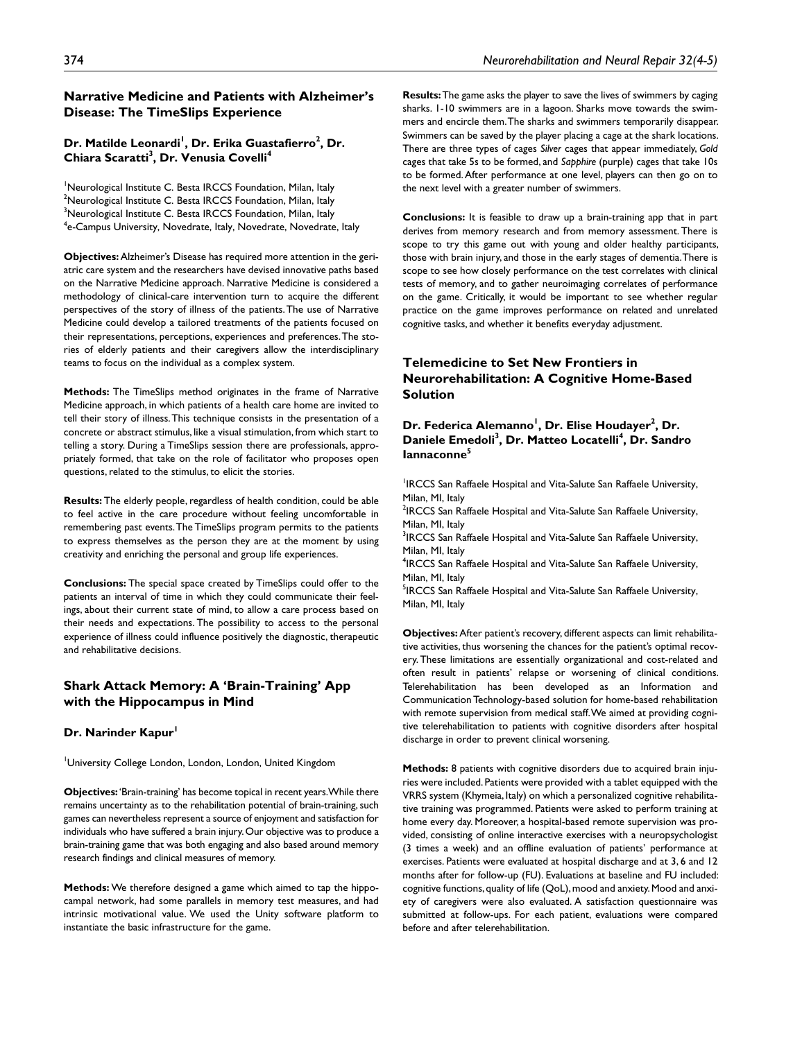## Narrative Medicine and Patients with Alzheimer's Disease: The TimeSlips Experience

### Dr. Matilde Leonardi[1], Dr. Erika Guastafierro[2], Dr. Chiara Scaratti[3], Dr. Venusia Covelli[4]

[1]Neurological Institute C. Besta IRCCS Foundation, Milan, Italy
[2]Neurological Institute C. Besta IRCCS Foundation, Milan, Italy
[3]Neurological Institute C. Besta IRCCS Foundation, Milan, Italy
[4]e-Campus University, Novedrate, Italy, Novedrate, Novedrate, Italy

**Objectives:** Alzheimer's Disease has required more attention in the geriatric care system and the researchers have devised innovative paths based on the Narrative Medicine approach. Narrative Medicine is considered a methodology of clinical-care intervention turn to acquire the different perspectives of the story of illness of the patients. The use of Narrative Medicine could develop a tailored treatments of the patients focused on their representations, perceptions, experiences and preferences. The stories of elderly patients and their caregivers allow the interdisciplinary teams to focus on the individual as a complex system.

**Methods:** The TimeSlips method originates in the frame of Narrative Medicine approach, in which patients of a health care home are invited to tell their story of illness. This technique consists in the presentation of a concrete or abstract stimulus, like a visual stimulation, from which start to telling a story. During a TimeSlips session there are professionals, appropriately formed, that take on the role of facilitator who proposes open questions, related to the stimulus, to elicit the stories.

**Results:** The elderly people, regardless of health condition, could be able to feel active in the care procedure without feeling uncomfortable in remembering past events. The TimeSlips program permits to the patients to express themselves as the person they are at the moment by using creativity and enriching the personal and group life experiences.

**Conclusions:** The special space created by TimeSlips could offer to the patients an interval of time in which they could communicate their feelings, about their current state of mind, to allow a care process based on their needs and expectations. The possibility to access to the personal experience of illness could influence positively the diagnostic, therapeutic and rehabilitative decisions.

## Shark Attack Memory: A 'Brain-Training' App with the Hippocampus in Mind

### Dr. Narinder Kapur[1]

[1]University College London, London, London, United Kingdom

**Objectives:** 'Brain-training' has become topical in recent years. While there remains uncertainty as to the rehabilitation potential of brain-training, such games can nevertheless represent a source of enjoyment and satisfaction for individuals who have suffered a brain injury. Our objective was to produce a brain-training game that was both engaging and also based around memory research findings and clinical measures of memory.

**Methods:** We therefore designed a game which aimed to tap the hippocampal network, had some parallels in memory test measures, and had intrinsic motivational value. We used the Unity software platform to instantiate the basic infrastructure for the game.

**Results:** The game asks the player to save the lives of swimmers by caging sharks. 1-10 swimmers are in a lagoon. Sharks move towards the swimmers and encircle them. The sharks and swimmers temporarily disappear. Swimmers can be saved by the player placing a cage at the shark locations. There are three types of cages *Silver* cages that appear immediately, *Gold* cages that take 5s to be formed, and *Sapphire* (purple) cages that take 10s to be formed. After performance at one level, players can then go on to the next level with a greater number of swimmers.

**Conclusions:** It is feasible to draw up a brain-training app that in part derives from memory research and from memory assessment. There is scope to try this game out with young and older healthy participants, those with brain injury, and those in the early stages of dementia. There is scope to see how closely performance on the test correlates with clinical tests of memory, and to gather neuroimaging correlates of performance on the game. Critically, it would be important to see whether regular practice on the game improves performance on related and unrelated cognitive tasks, and whether it benefits everyday adjustment.

## Telemedicine to Set New Frontiers in Neurorehabilitation: A Cognitive Home-Based Solution

### Dr. Federica Alemanno[1], Dr. Elise Houdayer[2], Dr. Daniele Emedoli[3], Dr. Matteo Locatelli[4], Dr. Sandro Iannaconne[5]

[1]IRCCS San Raffaele Hospital and Vita-Salute San Raffaele University, Milan, MI, Italy
[2]IRCCS San Raffaele Hospital and Vita-Salute San Raffaele University, Milan, MI, Italy
[3]IRCCS San Raffaele Hospital and Vita-Salute San Raffaele University, Milan, MI, Italy
[4]IRCCS San Raffaele Hospital and Vita-Salute San Raffaele University, Milan, MI, Italy
[5]IRCCS San Raffaele Hospital and Vita-Salute San Raffaele University, Milan, MI, Italy

**Objectives:** After patient's recovery, different aspects can limit rehabilitative activities, thus worsening the chances for the patient's optimal recovery. These limitations are essentially organizational and cost-related and often result in patients' relapse or worsening of clinical conditions. Telerehabilitation has been developed as an Information and Communication Technology-based solution for home-based rehabilitation with remote supervision from medical staff. We aimed at providing cognitive telerehabilitation to patients with cognitive disorders after hospital discharge in order to prevent clinical worsening.

**Methods:** 8 patients with cognitive disorders due to acquired brain injuries were included. Patients were provided with a tablet equipped with the VRRS system (Khymeia, Italy) on which a personalized cognitive rehabilitative training was programmed. Patients were asked to perform training at home every day. Moreover, a hospital-based remote supervision was provided, consisting of online interactive exercises with a neuropsychologist (3 times a week) and an offline evaluation of patients' performance at exercises. Patients were evaluated at hospital discharge and at 3, 6 and 12 months after for follow-up (FU). Evaluations at baseline and FU included: cognitive functions, quality of life (QoL), mood and anxiety. Mood and anxiety of caregivers were also evaluated. A satisfaction questionnaire was submitted at follow-ups. For each patient, evaluations were compared before and after telerehabilitation.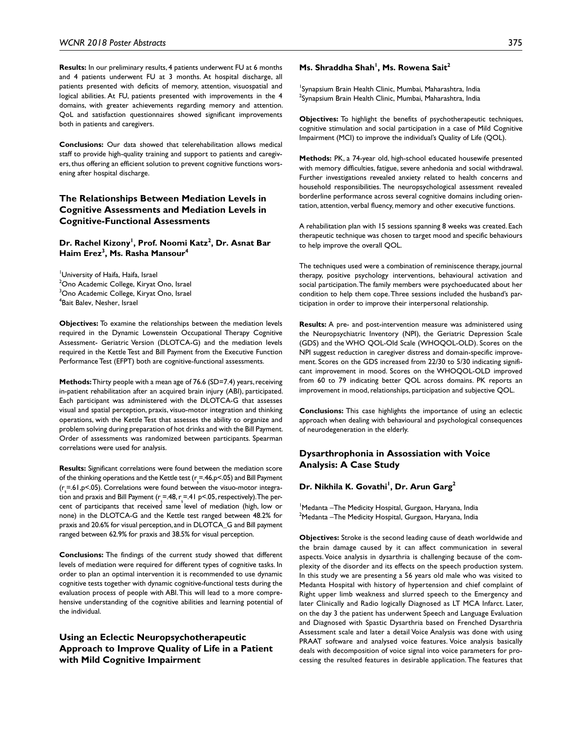**Results:** In our preliminary results, 4 patients underwent FU at 6 months and 4 patients underwent FU at 3 months. At hospital discharge, all patients presented with deficits of memory, attention, visuospatial and logical abilities. At FU, patients presented with improvements in the 4 domains, with greater achievements regarding memory and attention. QoL and satisfaction questionnaires showed significant improvements both in patients and caregivers.

**Conclusions:** Our data showed that telerehabilitation allows medical staff to provide high-quality training and support to patients and caregivers, thus offering an efficient solution to prevent cognitive functions worsening after hospital discharge.

## The Relationships Between Mediation Levels in Cognitive Assessments and Mediation Levels in Cognitive-Functional Assessments

**Dr. Rachel Kizony[1], Prof. Noomi Katz[2], Dr. Asnat Bar Haim Erez[3], Ms. Rasha Mansour[4]**

[1]University of Haifa, Haifa, Israel
[2]Ono Academic College, Kiryat Ono, Israel
[3]Ono Academic College, Kiryat Ono, Israel
[4]Bait Balev, Nesher, Israel

**Objectives:** To examine the relationships between the mediation levels required in the Dynamic Lowenstein Occupational Therapy Cognitive Assessment- Geriatric Version (DLOTCA-G) and the mediation levels required in the Kettle Test and Bill Payment from the Executive Function Performance Test (EFPT) both are cognitive-functional assessments.

**Methods:** Thirty people with a mean age of 76.6 (SD=7.4) years, receiving in-patient rehabilitation after an acquired brain injury (ABI), participated. Each participant was administered with the DLOTCA-G that assesses visual and spatial perception, praxis, visuo-motor integration and thinking operations, with the Kettle Test that assesses the ability to organize and problem solving during preparation of hot drinks and with the Bill Payment. Order of assessments was randomized between participants. Spearman correlations were used for analysis.

**Results:** Significant correlations were found between the mediation score of the thinking operations and the Kettle test ($r_s$=.46, $p<.05$) and Bill Payment ($r_s$=.61, $p<.05$). Correlations were found between the visuo-motor integration and praxis and Bill Payment ($r_s$=.48, $r_s$=.41 $p<.05$, respectively). The percent of participants that received same level of mediation (high, low or none) in the DLOTCA-G and the Kettle test ranged between 48.2% for praxis and 20.6% for visual perception, and in DLOTCA_G and Bill payment ranged between 62.9% for praxis and 38.5% for visual perception.

**Conclusions:** The findings of the current study showed that different levels of mediation were required for different types of cognitive tasks. In order to plan an optimal intervention it is recommended to use dynamic cognitive tests together with dynamic cognitive-functional tests during the evaluation process of people with ABI. This will lead to a more comprehensive understanding of the cognitive abilities and learning potential of the individual.

## Using an Eclectic Neuropsychotherapeutic Approach to Improve Quality of Life in a Patient with Mild Cognitive Impairment

**Ms. Shraddha Shah[1], Ms. Rowena Sait[2]**

[1]Synapsium Brain Health Clinic, Mumbai, Maharashtra, India
[2]Synapsium Brain Health Clinic, Mumbai, Maharashtra, India

**Objectives:** To highlight the benefits of psychotherapeutic techniques, cognitive stimulation and social participation in a case of Mild Cognitive Impairment (MCI) to improve the individual's Quality of Life (QOL).

**Methods:** PK, a 74-year old, high-school educated housewife presented with memory difficulties, fatigue, severe anhedonia and social withdrawal. Further investigations revealed anxiety related to health concerns and household responsibilities. The neuropsychological assessment revealed borderline performance across several cognitive domains including orientation, attention, verbal fluency, memory and other executive functions.

A rehabilitation plan with 15 sessions spanning 8 weeks was created. Each therapeutic technique was chosen to target mood and specific behaviours to help improve the overall QOL.

The techniques used were a combination of reminiscence therapy, journal therapy, positive psychology interventions, behavioural activation and social participation. The family members were psychoeducated about her condition to help them cope. Three sessions included the husband's participation in order to improve their interpersonal relationship.

**Results:** A pre- and post-intervention measure was administered using the Neuropsychiatric Inventory (NPI), the Geriatric Depression Scale (GDS) and the WHO QOL-Old Scale (WHOQOL-OLD). Scores on the NPI suggest reduction in caregiver distress and domain-specific improvement. Scores on the GDS increased from 22/30 to 5/30 indicating significant improvement in mood. Scores on the WHOQOL-OLD improved from 60 to 79 indicating better QOL across domains. PK reports an improvement in mood, relationships, participation and subjective QOL.

**Conclusions:** This case highlights the importance of using an eclectic approach when dealing with behavioural and psychological consequences of neurodegeneration in the elderly.

## Dysarthrophonia in Assossiation with Voice Analysis: A Case Study

**Dr. Nikhila K. Govathi[1], Dr. Arun Garg[2]**

[1]Medanta –The Medicity Hospital, Gurgaon, Haryana, India
[2]Medanta –The Medicity Hospital, Gurgaon, Haryana, India

**Objectives:** Stroke is the second leading cause of death worldwide and the brain damage caused by it can affect communication in several aspects. Voice analysis in dysarthria is challenging because of the complexity of the disorder and its effects on the speech production system. In this study we are presenting a 56 years old male who was visited to Medanta Hospital with history of hypertension and chief complaint of Right upper limb weakness and slurred speech to the Emergency and later Clinically and Radio logically Diagnosed as LT MCA Infarct. Later, on the day 3 the patient has underwent Speech and Language Evaluation and Diagnosed with Spastic Dysarthria based on Frenched Dysarthria Assessment scale and later a detail Voice Analysis was done with using PRAAT software and analysed voice features. Voice analysis basically deals with decomposition of voice signal into voice parameters for processing the resulted features in desirable application. The features that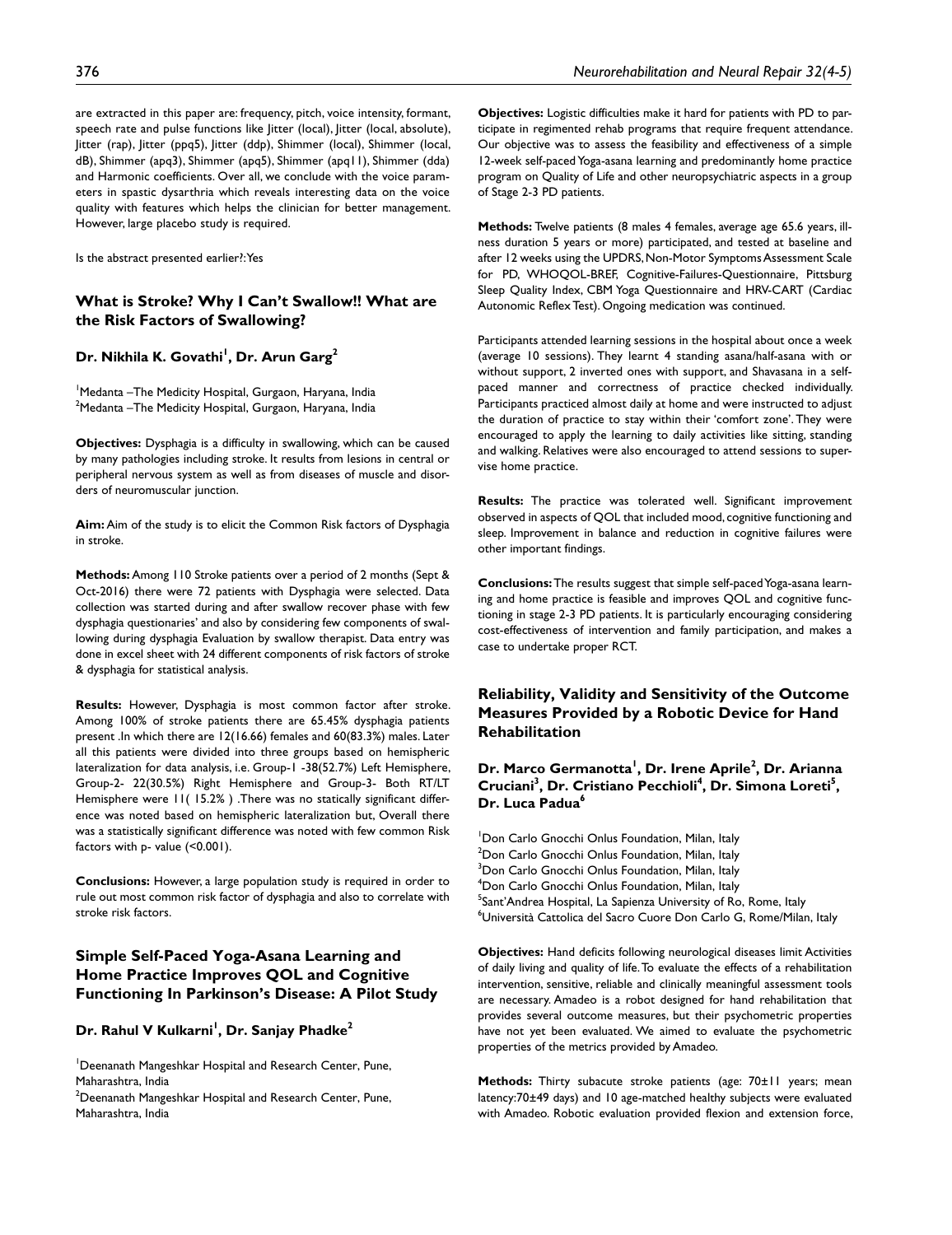are extracted in this paper are: frequency, pitch, voice intensity, formant, speech rate and pulse functions like Jitter (local), Jitter (local, absolute), Jitter (rap), Jitter (ppq5), Jitter (ddp), Shimmer (local), Shimmer (local, dB), Shimmer (apq3), Shimmer (apq5), Shimmer (apq11), Shimmer (dda) and Harmonic coefficients. Over all, we conclude with the voice parameters in spastic dysarthria which reveals interesting data on the voice quality with features which helps the clinician for better management. However, large placebo study is required.

Is the abstract presented earlier?: Yes

## What is Stroke? Why I Can't Swallow!! What are the Risk Factors of Swallowing?

**Dr. Nikhila K. Govathi[1], Dr. Arun Garg[2]**

[1]Medanta –The Medicity Hospital, Gurgaon, Haryana, India
[2]Medanta –The Medicity Hospital, Gurgaon, Haryana, India

**Objectives:** Dysphagia is a difficulty in swallowing, which can be caused by many pathologies including stroke. It results from lesions in central or peripheral nervous system as well as from diseases of muscle and disorders of neuromuscular junction.

**Aim:** Aim of the study is to elicit the Common Risk factors of Dysphagia in stroke.

**Methods:** Among 110 Stroke patients over a period of 2 months (Sept & Oct-2016) there were 72 patients with Dysphagia were selected. Data collection was started during and after swallow recover phase with few dysphagia questionaries' and also by considering few components of swallowing during dysphagia Evaluation by swallow therapist. Data entry was done in excel sheet with 24 different components of risk factors of stroke & dysphagia for statistical analysis.

**Results:** However, Dysphagia is most common factor after stroke. Among 100% of stroke patients there are 65.45% dysphagia patients present .In which there are 12(16.66) females and 60(83.3%) males. Later all this patients were divided into three groups based on hemispheric lateralization for data analysis, i.e. Group-1 -38(52.7%) Left Hemisphere, Group-2- 22(30.5%) Right Hemisphere and Group-3- Both RT/LT Hemisphere were 11( 15.2% ) .There was no statically significant difference was noted based on hemispheric lateralization but, Overall there was a statistically significant difference was noted with few common Risk factors with p- value (<0.001).

**Conclusions:** However, a large population study is required in order to rule out most common risk factor of dysphagia and also to correlate with stroke risk factors.

## Simple Self-Paced Yoga-Asana Learning and Home Practice Improves QOL and Cognitive Functioning In Parkinson's Disease: A Pilot Study

**Dr. Rahul V Kulkarni[1], Dr. Sanjay Phadke[2]**

[1]Deenanath Mangeshkar Hospital and Research Center, Pune, Maharashtra, India
[2]Deenanath Mangeshkar Hospital and Research Center, Pune, Maharashtra, India

**Objectives:** Logistic difficulties make it hard for patients with PD to participate in regimented rehab programs that require frequent attendance. Our objective was to assess the feasibility and effectiveness of a simple 12-week self-paced Yoga-asana learning and predominantly home practice program on Quality of Life and other neuropsychiatric aspects in a group of Stage 2-3 PD patients.

**Methods:** Twelve patients (8 males 4 females, average age 65.6 years, illness duration 5 years or more) participated, and tested at baseline and after 12 weeks using the UPDRS, Non-Motor Symptoms Assessment Scale for PD, WHOQOL-BREF, Cognitive-Failures-Questionnaire, Pittsburg Sleep Quality Index, CBM Yoga Questionnaire and HRV-CART (Cardiac Autonomic Reflex Test). Ongoing medication was continued.

Participants attended learning sessions in the hospital about once a week (average 10 sessions). They learnt 4 standing asana/half-asana with or without support, 2 inverted ones with support, and Shavasana in a self-paced manner and correctness of practice checked individually. Participants practiced almost daily at home and were instructed to adjust the duration of practice to stay within their 'comfort zone'. They were encouraged to apply the learning to daily activities like sitting, standing and walking. Relatives were also encouraged to attend sessions to supervise home practice.

**Results:** The practice was tolerated well. Significant improvement observed in aspects of QOL that included mood, cognitive functioning and sleep. Improvement in balance and reduction in cognitive failures were other important findings.

**Conclusions:** The results suggest that simple self-paced Yoga-asana learning and home practice is feasible and improves QOL and cognitive functioning in stage 2-3 PD patients. It is particularly encouraging considering cost-effectiveness of intervention and family participation, and makes a case to undertake proper RCT.

## Reliability, Validity and Sensitivity of the Outcome Measures Provided by a Robotic Device for Hand Rehabilitation

**Dr. Marco Germanotta[1], Dr. Irene Aprile[2], Dr. Arianna Cruciani[3], Dr. Cristiano Pecchioli[4], Dr. Simona Loreti[5], Dr. Luca Padua[6]**

[1]Don Carlo Gnocchi Onlus Foundation, Milan, Italy
[2]Don Carlo Gnocchi Onlus Foundation, Milan, Italy
[3]Don Carlo Gnocchi Onlus Foundation, Milan, Italy
[4]Don Carlo Gnocchi Onlus Foundation, Milan, Italy
[5]Sant'Andrea Hospital, La Sapienza University of Ro, Rome, Italy
[6]Università Cattolica del Sacro Cuore Don Carlo G, Rome/Milan, Italy

**Objectives:** Hand deficits following neurological diseases limit Activities of daily living and quality of life. To evaluate the effects of a rehabilitation intervention, sensitive, reliable and clinically meaningful assessment tools are necessary. Amadeo is a robot designed for hand rehabilitation that provides several outcome measures, but their psychometric properties have not yet been evaluated. We aimed to evaluate the psychometric properties of the metrics provided by Amadeo.

**Methods:** Thirty subacute stroke patients (age: 70±11 years; mean latency:70±49 days) and 10 age-matched healthy subjects were evaluated with Amadeo. Robotic evaluation provided flexion and extension force,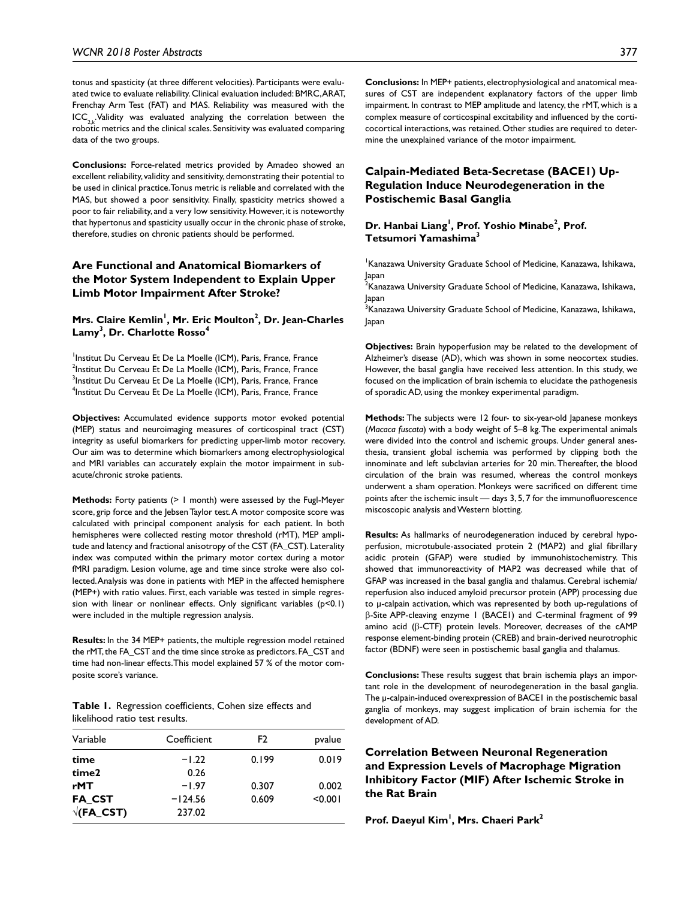tonus and spasticity (at three different velocities). Participants were evaluated twice to evaluate reliability. Clinical evaluation included: BMRC, ARAT, Frenchay Arm Test (FAT) and MAS. Reliability was measured with the $ICC_{2,k}$. Validity was evaluated analyzing the correlation between the robotic metrics and the clinical scales. Sensitivity was evaluated comparing data of the two groups.

**Conclusions:** Force-related metrics provided by Amadeo showed an excellent reliability, validity and sensitivity, demonstrating their potential to be used in clinical practice. Tonus metric is reliable and correlated with the MAS, but showed a poor sensitivity. Finally, spasticity metrics showed a poor to fair reliability, and a very low sensitivity. However, it is noteworthy that hypertonus and spasticity usually occur in the chronic phase of stroke, therefore, studies on chronic patients should be performed.

## Are Functional and Anatomical Biomarkers of the Motor System Independent to Explain Upper Limb Motor Impairment After Stroke?

**Mrs. Claire Kemlin[1], Mr. Eric Moulton[2], Dr. Jean-Charles Lamy[3], Dr. Charlotte Rosso[4]**

[1]Institut Du Cerveau Et De La Moelle (ICM), Paris, France, France
[2]Institut Du Cerveau Et De La Moelle (ICM), Paris, France, France
[3]Institut Du Cerveau Et De La Moelle (ICM), Paris, France, France
[4]Institut Du Cerveau Et De La Moelle (ICM), Paris, France, France

**Objectives:** Accumulated evidence supports motor evoked potential (MEP) status and neuroimaging measures of corticospinal tract (CST) integrity as useful biomarkers for predicting upper-limb motor recovery. Our aim was to determine which biomarkers among electrophysiological and MRI variables can accurately explain the motor impairment in subacute/chronic stroke patients.

**Methods:** Forty patients (> 1 month) were assessed by the Fugl-Meyer score, grip force and the Jebsen Taylor test. A motor composite score was calculated with principal component analysis for each patient. In both hemispheres were collected resting motor threshold (rMT), MEP amplitude and latency and fractional anisotropy of the CST (FA_CST). Laterality index was computed within the primary motor cortex during a motor fMRI paradigm. Lesion volume, age and time since stroke were also collected. Analysis was done in patients with MEP in the affected hemisphere (MEP+) with ratio values. First, each variable was tested in simple regression with linear or nonlinear effects. Only significant variables ($p<0.1$) were included in the multiple regression analysis.

**Results:** In the 34 MEP+ patients, the multiple regression model retained the rMT, the FA_CST and the time since stroke as predictors. FA_CST and time had non-linear effects. This model explained 57 % of the motor composite score's variance.

**Table 1.** Regression coefficients, Cohen size effects and likelihood ratio test results.

| Variable | Coefficient | F2 | pvalue |
|---|---|---|---|
| **time** | −1.22 | 0.199 | 0.019 |
| **time2** | 0.26 | | |
| **rMT** | −1.97 | 0.307 | 0.002 |
| **FA_CST** | −124.56 | 0.609 | <0.001 |
| **√(FA_CST)** | 237.02 | | |

**Conclusions:** In MEP+ patients, electrophysiological and anatomical measures of CST are independent explanatory factors of the upper limb impairment. In contrast to MEP amplitude and latency, the rMT, which is a complex measure of corticospinal excitability and influenced by the corticocortical interactions, was retained. Other studies are required to determine the unexplained variance of the motor impairment.

## Calpain-Mediated Beta-Secretase (BACE1) Up-Regulation Induce Neurodegeneration in the Postischemic Basal Ganglia

**Dr. Hanbai Liang[1], Prof. Yoshio Minabe[2], Prof. Tetsumori Yamashima[3]**

[1]Kanazawa University Graduate School of Medicine, Kanazawa, Ishikawa, Japan
[2]Kanazawa University Graduate School of Medicine, Kanazawa, Ishikawa, Japan
[3]Kanazawa University Graduate School of Medicine, Kanazawa, Ishikawa, Japan

**Objectives:** Brain hypoperfusion may be related to the development of Alzheimer's disease (AD), which was shown in some neocortex studies. However, the basal ganglia have received less attention. In this study, we focused on the implication of brain ischemia to elucidate the pathogenesis of sporadic AD, using the monkey experimental paradigm.

**Methods:** The subjects were 12 four- to six-year-old Japanese monkeys (*Macaca fuscata*) with a body weight of 5–8 kg. The experimental animals were divided into the control and ischemic groups. Under general anesthesia, transient global ischemia was performed by clipping both the innominate and left subclavian arteries for 20 min. Thereafter, the blood circulation of the brain was resumed, whereas the control monkeys underwent a sham operation. Monkeys were sacrificed on different time points after the ischemic insult — days 3, 5, 7 for the immunofluorescence miscoscopic analysis and Western blotting.

**Results:** As hallmarks of neurodegeneration induced by cerebral hypoperfusion, microtubule-associated protein 2 (MAP2) and glial fibrillary acidic protein (GFAP) were studied by immunohistochemistry. This showed that immunoreactivity of MAP2 was decreased while that of GFAP was increased in the basal ganglia and thalamus. Cerebral ischemia/reperfusion also induced amyloid precursor protein (APP) processing due to μ-calpain activation, which was represented by both up-regulations of β-Site APP-cleaving enzyme 1 (BACE1) and C-terminal fragment of 99 amino acid (β-CTF) protein levels. Moreover, decreases of the cAMP response element-binding protein (CREB) and brain-derived neurotrophic factor (BDNF) were seen in postischemic basal ganglia and thalamus.

**Conclusions:** These results suggest that brain ischemia plays an important role in the development of neurodegeneration in the basal ganglia. The μ-calpain-induced overexpression of BACE1 in the postischemic basal ganglia of monkeys, may suggest implication of brain ischemia for the development of AD.

## Correlation Between Neuronal Regeneration and Expression Levels of Macrophage Migration Inhibitory Factor (MIF) After Ischemic Stroke in the Rat Brain

**Prof. Daeyul Kim[1], Mrs. Chaeri Park[2]**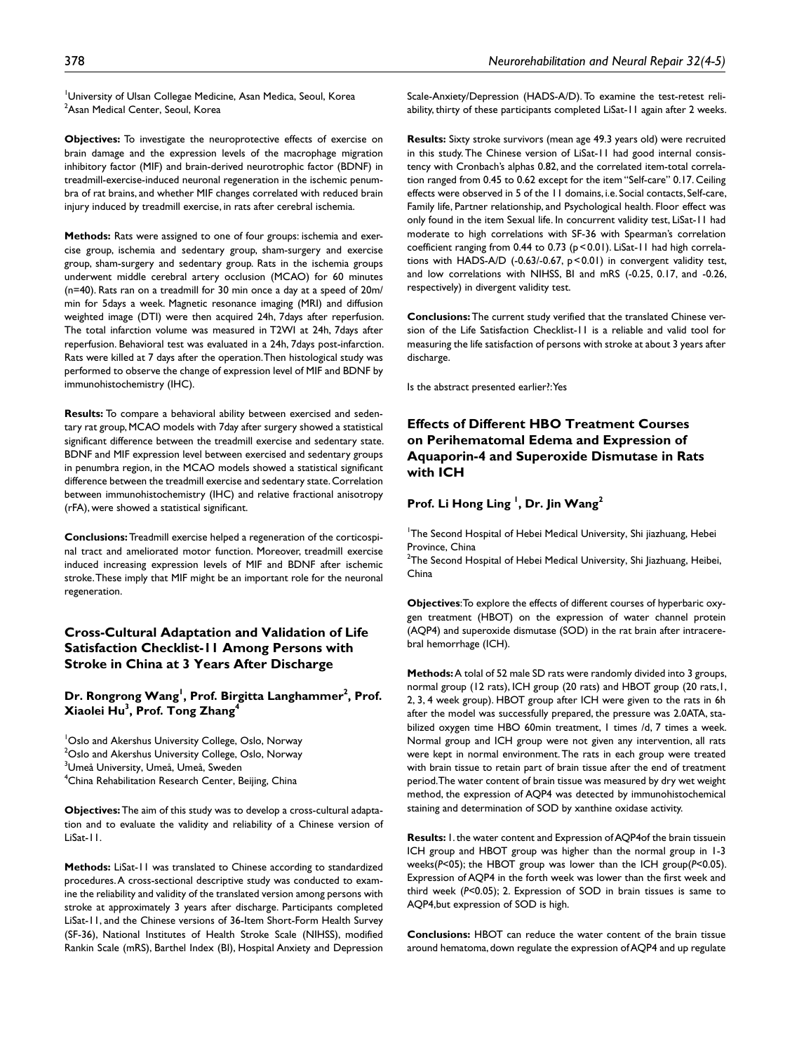[1]University of Ulsan Collegae Medicine, Asan Medica, Seoul, Korea
[2]Asan Medical Center, Seoul, Korea

**Objectives:** To investigate the neuroprotective effects of exercise on brain damage and the expression levels of the macrophage migration inhibitory factor (MIF) and brain-derived neurotrophic factor (BDNF) in treadmill-exercise-induced neuronal regeneration in the ischemic penumbra of rat brains, and whether MIF changes correlated with reduced brain injury induced by treadmill exercise, in rats after cerebral ischemia.

**Methods:** Rats were assigned to one of four groups: ischemia and exercise group, ischemia and sedentary group, sham-surgery and exercise group, sham-surgery and sedentary group. Rats in the ischemia groups underwent middle cerebral artery occlusion (MCAO) for 60 minutes (n=40). Rats ran on a treadmill for 30 min once a day at a speed of 20m/min for 5days a week. Magnetic resonance imaging (MRI) and diffusion weighted image (DTI) were then acquired 24h, 7days after reperfusion. The total infarction volume was measured in T2WI at 24h, 7days after reperfusion. Behavioral test was evaluated in a 24h, 7days post-infarction. Rats were killed at 7 days after the operation. Then histological study was performed to observe the change of expression level of MIF and BDNF by immunohistochemistry (IHC).

**Results:** To compare a behavioral ability between exercised and sedentary rat group, MCAO models with 7day after surgery showed a statistical significant difference between the treadmill exercise and sedentary state. BDNF and MIF expression level between exercised and sedentary groups in penumbra region, in the MCAO models showed a statistical significant difference between the treadmill exercise and sedentary state. Correlation between immunohistochemistry (IHC) and relative fractional anisotropy (rFA), were showed a statistical significant.

**Conclusions:** Treadmill exercise helped a regeneration of the corticospinal tract and ameliorated motor function. Moreover, treadmill exercise induced increasing expression levels of MIF and BDNF after ischemic stroke. These imply that MIF might be an important role for the neuronal regeneration.

## Cross-Cultural Adaptation and Validation of Life Satisfaction Checklist-11 Among Persons with Stroke in China at 3 Years After Discharge

### Dr. Rongrong Wang[1], Prof. Birgitta Langhammer[2], Prof. Xiaolei Hu[3], Prof. Tong Zhang[4]

[1]Oslo and Akershus University College, Oslo, Norway
[2]Oslo and Akershus University College, Oslo, Norway
[3]Umeå University, Umeå, Umeå, Sweden
[4]China Rehabilitation Research Center, Beijing, China

**Objectives:** The aim of this study was to develop a cross-cultural adaptation and to evaluate the validity and reliability of a Chinese version of LiSat-11.

**Methods:** LiSat-11 was translated to Chinese according to standardized procedures. A cross-sectional descriptive study was conducted to examine the reliability and validity of the translated version among persons with stroke at approximately 3 years after discharge. Participants completed LiSat-11, and the Chinese versions of 36-Item Short-Form Health Survey (SF-36), National Institutes of Health Stroke Scale (NIHSS), modified Rankin Scale (mRS), Barthel Index (BI), Hospital Anxiety and Depression Scale-Anxiety/Depression (HADS-A/D). To examine the test-retest reliability, thirty of these participants completed LiSat-11 again after 2 weeks.

**Results:** Sixty stroke survivors (mean age 49.3 years old) were recruited in this study. The Chinese version of LiSat-11 had good internal consistency with Cronbach's alphas 0.82, and the correlated item-total correlation ranged from 0.45 to 0.62 except for the item "Self-care" 0.17. Ceiling effects were observed in 5 of the 11 domains, i.e. Social contacts, Self-care, Family life, Partner relationship, and Psychological health. Floor effect was only found in the item Sexual life. In concurrent validity test, LiSat-11 had moderate to high correlations with SF-36 with Spearman's correlation coefficient ranging from 0.44 to 0.73 ($p<0.01$). LiSat-11 had high correlations with HADS-A/D (-0.63/-0.67, $p<0.01$) in convergent validity test, and low correlations with NIHSS, BI and mRS (-0.25, 0.17, and -0.26, respectively) in divergent validity test.

**Conclusions:** The current study verified that the translated Chinese version of the Life Satisfaction Checklist-11 is a reliable and valid tool for measuring the life satisfaction of persons with stroke at about 3 years after discharge.

Is the abstract presented earlier?: Yes

## Effects of Different HBO Treatment Courses on Perihematomal Edema and Expression of Aquaporin-4 and Superoxide Dismutase in Rats with ICH

### Prof. Li Hong Ling [1], Dr. Jin Wang[2]

[1]The Second Hospital of Hebei Medical University, Shi jiazhuang, Hebei Province, China
[2]The Second Hospital of Hebei Medical University, Shi Jiazhuang, Heibei, China

**Objectives**: To explore the effects of different courses of hyperbaric oxygen treatment (HBOT) on the expression of water channel protein (AQP4) and superoxide dismutase (SOD) in the rat brain after intracerebral hemorrhage (ICH).

**Methods:** A tolal of 52 male SD rats were randomly divided into 3 groups, normal group (12 rats), ICH group (20 rats) and HBOT group (20 rats,1, 2, 3, 4 week group). HBOT group after ICH were given to the rats in 6h after the model was successfully prepared, the pressure was 2.0ATA, stabilized oxygen time HBO 60min treatment, 1 times /d, 7 times a week. Normal group and ICH group were not given any intervention, all rats were kept in normal environment. The rats in each group were treated with brain tissue to retain part of brain tissue after the end of treatment period. The water content of brain tissue was measured by dry wet weight method, the expression of AQP4 was detected by immunohistochemical staining and determination of SOD by xanthine oxidase activity.

**Results:** 1. the water content and Expression of AQP4of the brain tissuein ICH group and HBOT group was higher than the normal group in 1-3 weeks(*P*<05); the HBOT group was lower than the ICH group(*P*<0.05). Expression of AQP4 in the forth week was lower than the first week and third week (*P*<0.05); 2. Expression of SOD in brain tissues is same to AQP4,but expression of SOD is high.

**Conclusions:** HBOT can reduce the water content of the brain tissue around hematoma, down regulate the expression of AQP4 and up regulate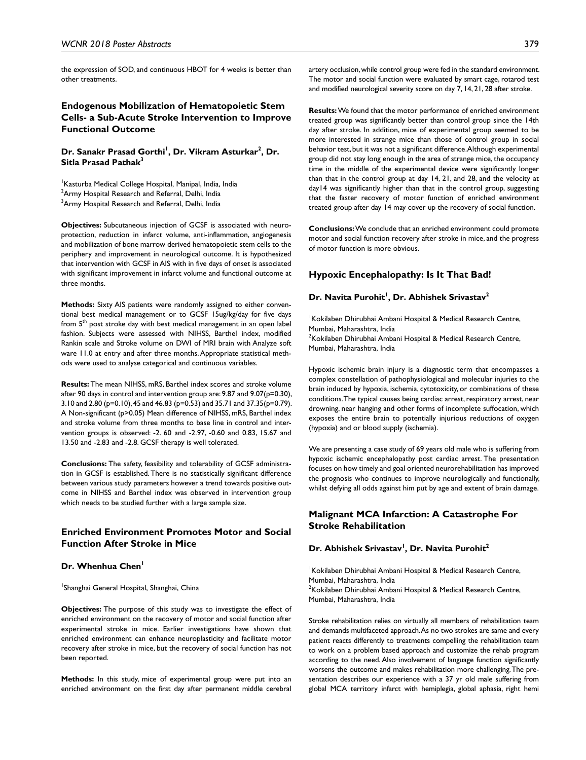the expression of SOD, and continuous HBOT for 4 weeks is better than other treatments.

## Endogenous Mobilization of Hematopoietic Stem Cells- a Sub-Acute Stroke Intervention to Improve Functional Outcome

### Dr. Sanakr Prasad Gorthi[1], Dr. Vikram Asturkar[2], Dr. Sitla Prasad Pathak[3]

[1]Kasturba Medical College Hospital, Manipal, India, India
[2]Army Hospital Research and Referral, Delhi, India
[3]Army Hospital Research and Referral, Delhi, India

**Objectives:** Subcutaneous injection of GCSF is associated with neuroprotection, reduction in infarct volume, anti-inflammation, angiogenesis and mobilization of bone marrow derived hematopoietic stem cells to the periphery and improvement in neurological outcome. It is hypothesized that intervention with GCSF in AIS with in five days of onset is associated with significant improvement in infarct volume and functional outcome at three months.

**Methods:** Sixty AIS patients were randomly assigned to either conventional best medical management or to GCSF 15ug/kg/day for five days from 5[th] post stroke day with best medical management in an open label fashion. Subjects were assessed with NIHSS, Barthel index, modified Rankin scale and Stroke volume on DWI of MRI brain with Analyze soft ware 11.0 at entry and after three months. Appropriate statistical methods were used to analyse categorical and continuous variables.

**Results:** The mean NIHSS, mRS, Barthel index scores and stroke volume after 90 days in control and intervention group are: 9.87 and 9.07(p=0.30), 3.10 and 2.80 (p=0.10), 45 and 46.83 (p=0.53) and 35.71 and 37.35(p=0.79). A Non-significant (p>0.05) Mean difference of NIHSS, mRS, Barthel index and stroke volume from three months to base line in control and intervention groups is observed: -2. 60 and -2.97, -0.60 and 0.83, 15.67 and 13.50 and -2.83 and -2.8. GCSF therapy is well tolerated.

**Conclusions:** The safety, feasibility and tolerability of GCSF administration in GCSF is established. There is no statistically significant difference between various study parameters however a trend towards positive outcome in NIHSS and Barthel index was observed in intervention group which needs to be studied further with a large sample size.

## Enriched Environment Promotes Motor and Social Function After Stroke in Mice

### Dr. Whenhua Chen[1]

[1]Shanghai General Hospital, Shanghai, China

**Objectives:** The purpose of this study was to investigate the effect of enriched environment on the recovery of motor and social function after experimental stroke in mice. Earlier investigations have shown that enriched environment can enhance neuroplasticity and facilitate motor recovery after stroke in mice, but the recovery of social function has not been reported.

**Methods:** In this study, mice of experimental group were put into an enriched environment on the first day after permanent middle cerebral artery occlusion, while control group were fed in the standard environment. The motor and social function were evaluated by smart cage, rotarod test and modified neurological severity score on day 7, 14, 21, 28 after stroke.

**Results:** We found that the motor performance of enriched environment treated group was significantly better than control group since the 14th day after stroke. In addition, mice of experimental group seemed to be more interested in strange mice than those of control group in social behavior test, but it was not a significant difference. Although experimental group did not stay long enough in the area of strange mice, the occupancy time in the middle of the experimental device were significantly longer than that in the control group at day 14, 21, and 28, and the velocity at day14 was significantly higher than that in the control group, suggesting that the faster recovery of motor function of enriched environment treated group after day 14 may cover up the recovery of social function.

**Conclusions:** We conclude that an enriched environment could promote motor and social function recovery after stroke in mice, and the progress of motor function is more obvious.

## Hypoxic Encephalopathy: Is It That Bad!

### Dr. Navita Purohit[1], Dr. Abhishek Srivastav[2]

[1]Kokilaben Dhirubhai Ambani Hospital & Medical Research Centre, Mumbai, Maharashtra, India
[2]Kokilaben Dhirubhai Ambani Hospital & Medical Research Centre, Mumbai, Maharashtra, India

Hypoxic ischemic brain injury is a diagnostic term that encompasses a complex constellation of pathophysiological and molecular injuries to the brain induced by hypoxia, ischemia, cytotoxicity, or combinations of these conditions. The typical causes being cardiac arrest, respiratory arrest, near drowning, near hanging and other forms of incomplete suffocation, which exposes the entire brain to potentially injurious reductions of oxygen (hypoxia) and or blood supply (ischemia).

We are presenting a case study of 69 years old male who is suffering from hypoxic ischemic encephalopathy post cardiac arrest. The presentation focuses on how timely and goal oriented neurorehabilitation has improved the prognosis who continues to improve neurologically and functionally, whilst defying all odds against him put by age and extent of brain damage.

## Malignant MCA Infarction: A Catastrophe For Stroke Rehabilitation

### Dr. Abhishek Srivastav[1], Dr. Navita Purohit[2]

[1]Kokilaben Dhirubhai Ambani Hospital & Medical Research Centre, Mumbai, Maharashtra, India
[2]Kokilaben Dhirubhai Ambani Hospital & Medical Research Centre, Mumbai, Maharashtra, India

Stroke rehabilitation relies on virtually all members of rehabilitation team and demands multifaceted approach. As no two strokes are same and every patient reacts differently to treatments compelling the rehabilitation team to work on a problem based approach and customize the rehab program according to the need. Also involvement of language function significantly worsens the outcome and makes rehabilitation more challenging. The presentation describes our experience with a 37 yr old male suffering from global MCA territory infarct with hemiplegia, global aphasia, right hemi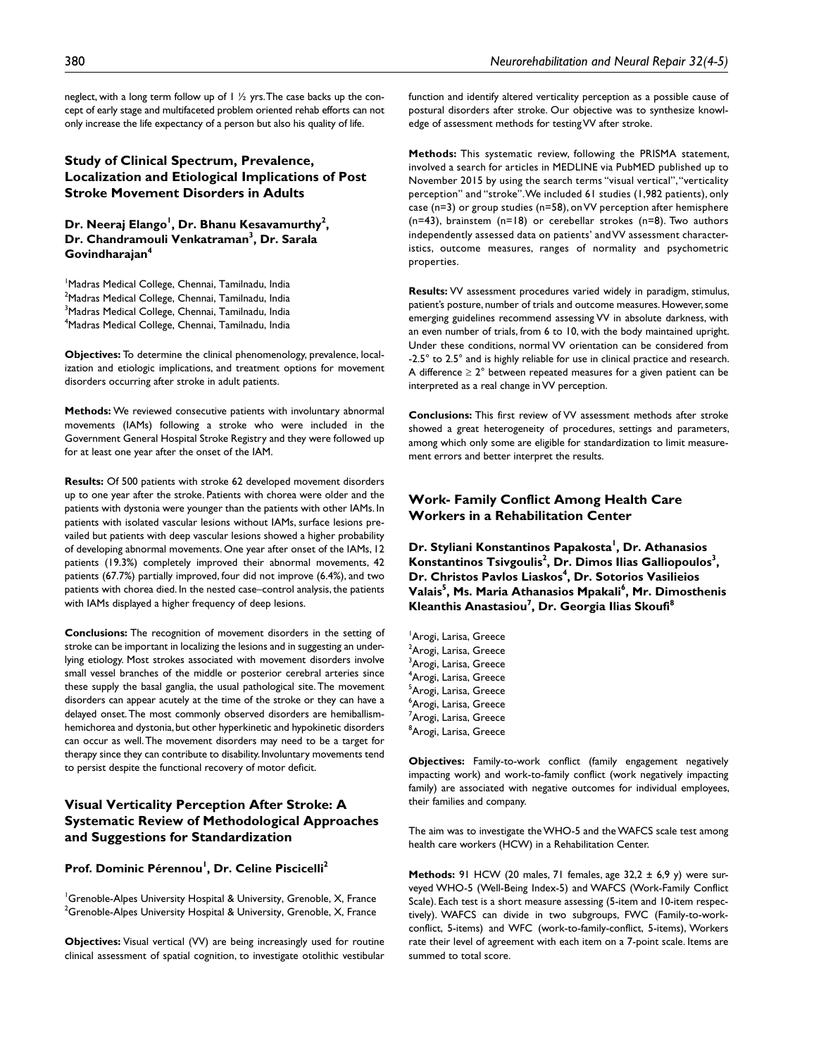neglect, with a long term follow up of 1 ½ yrs. The case backs up the concept of early stage and multifaceted problem oriented rehab efforts can not only increase the life expectancy of a person but also his quality of life.

## Study of Clinical Spectrum, Prevalence, Localization and Etiological Implications of Post Stroke Movement Disorders in Adults

**Dr. Neeraj Elango[1], Dr. Bhanu Kesavamurthy[2], Dr. Chandramouli Venkatraman[3], Dr. Sarala Govindharajan[4]**

[1]Madras Medical College, Chennai, Tamilnadu, India
[2]Madras Medical College, Chennai, Tamilnadu, India
[3]Madras Medical College, Chennai, Tamilnadu, India
[4]Madras Medical College, Chennai, Tamilnadu, India

**Objectives:** To determine the clinical phenomenology, prevalence, localization and etiologic implications, and treatment options for movement disorders occurring after stroke in adult patients.

**Methods:** We reviewed consecutive patients with involuntary abnormal movements (IAMs) following a stroke who were included in the Government General Hospital Stroke Registry and they were followed up for at least one year after the onset of the IAM.

**Results:** Of 500 patients with stroke 62 developed movement disorders up to one year after the stroke. Patients with chorea were older and the patients with dystonia were younger than the patients with other IAMs. In patients with isolated vascular lesions without IAMs, surface lesions prevailed but patients with deep vascular lesions showed a higher probability of developing abnormal movements. One year after onset of the IAMs, 12 patients (19.3%) completely improved their abnormal movements, 42 patients (67.7%) partially improved, four did not improve (6.4%), and two patients with chorea died. In the nested case–control analysis, the patients with IAMs displayed a higher frequency of deep lesions.

**Conclusions:** The recognition of movement disorders in the setting of stroke can be important in localizing the lesions and in suggesting an underlying etiology. Most strokes associated with movement disorders involve small vessel branches of the middle or posterior cerebral arteries since these supply the basal ganglia, the usual pathological site. The movement disorders can appear acutely at the time of the stroke or they can have a delayed onset. The most commonly observed disorders are hemiballism-hemichorea and dystonia, but other hyperkinetic and hypokinetic disorders can occur as well. The movement disorders may need to be a target for therapy since they can contribute to disability. Involuntary movements tend to persist despite the functional recovery of motor deficit.

## Visual Verticality Perception After Stroke: A Systematic Review of Methodological Approaches and Suggestions for Standardization

**Prof. Dominic Pérennou[1], Dr. Celine Piscicelli[2]**

[1]Grenoble-Alpes University Hospital & University, Grenoble, X, France
[2]Grenoble-Alpes University Hospital & University, Grenoble, X, France

**Objectives:** Visual vertical (VV) are being increasingly used for routine clinical assessment of spatial cognition, to investigate otolithic vestibular function and identify altered verticality perception as a possible cause of postural disorders after stroke. Our objective was to synthesize knowledge of assessment methods for testing VV after stroke.

**Methods:** This systematic review, following the PRISMA statement, involved a search for articles in MEDLINE via PubMED published up to November 2015 by using the search terms "visual vertical", "verticality perception" and "stroke". We included 61 studies (1,982 patients), only case (n=3) or group studies (n=58), on VV perception after hemisphere (n=43), brainstem (n=18) or cerebellar strokes (n=8). Two authors independently assessed data on patients' and VV assessment characteristics, outcome measures, ranges of normality and psychometric properties.

**Results:** VV assessment procedures varied widely in paradigm, stimulus, patient's posture, number of trials and outcome measures. However, some emerging guidelines recommend assessing VV in absolute darkness, with an even number of trials, from 6 to 10, with the body maintained upright. Under these conditions, normal VV orientation can be considered from -2.5° to 2.5° and is highly reliable for use in clinical practice and research. A difference $\geq$ 2° between repeated measures for a given patient can be interpreted as a real change in VV perception.

**Conclusions:** This first review of VV assessment methods after stroke showed a great heterogeneity of procedures, settings and parameters, among which only some are eligible for standardization to limit measurement errors and better interpret the results.

## Work- Family Conflict Among Health Care Workers in a Rehabilitation Center

**Dr. Styliani Konstantinos Papakosta[1], Dr. Athanasios Konstantinos Tsivgoulis[2], Dr. Dimos Ilias Galliopoulos[3], Dr. Christos Pavlos Liaskos[4], Dr. Sotorios Vasilieios Valais[5], Ms. Maria Athanasios Mpakali[6], Mr. Dimosthenis Kleanthis Anastasiou[7], Dr. Georgia Ilias Skoufi[8]**

[1]Arogi, Larisa, Greece
[2]Arogi, Larisa, Greece
[3]Arogi, Larisa, Greece
[4]Arogi, Larisa, Greece
[5]Arogi, Larisa, Greece
[6]Arogi, Larisa, Greece
[7]Arogi, Larisa, Greece
[8]Arogi, Larisa, Greece

**Objectives:** Family-to-work conflict (family engagement negatively impacting work) and work-to-family conflict (work negatively impacting family) are associated with negative outcomes for individual employees, their families and company.

The aim was to investigate the WHO-5 and the WAFCS scale test among health care workers (HCW) in a Rehabilitation Center.

**Methods:** 91 HCW (20 males, 71 females, age 32,2 ± 6,9 y) were surveyed WHO-5 (Well-Being Index-5) and WAFCS (Work-Family Conflict Scale). Each test is a short measure assessing (5-item and 10-item respectively). WAFCS can divide in two subgroups, FWC (Family-to-work-conflict, 5-items) and WFC (work-to-family-conflict, 5-items), Workers rate their level of agreement with each item on a 7-point scale. Items are summed to total score.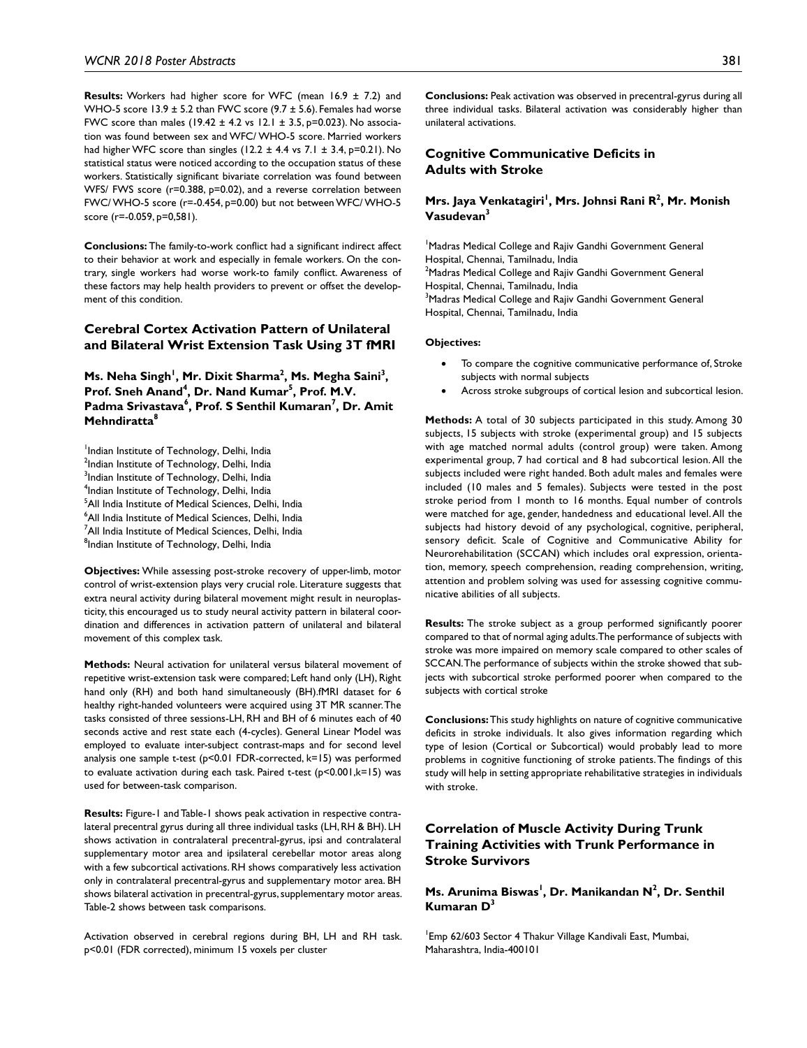**Results:** Workers had higher score for WFC (mean 16.9 ± 7.2) and WHO-5 score 13.9 ± 5.2 than FWC score (9.7 ± 5.6). Females had worse FWC score than males (19.42 ± 4.2 vs 12.1 ± 3.5, p=0.023). No association was found between sex and WFC/ WHO-5 score. Married workers had higher WFC score than singles (12.2 ± 4.4 vs 7.1 ± 3.4, p=0.21). No statistical status were noticed according to the occupation status of these workers. Statistically significant bivariate correlation was found between WFS/ FWS score (r=0.388, p=0.02), and a reverse correlation between FWC/ WHO-5 score (r=-0.454, p=0.00) but not between WFC/ WHO-5 score (r=-0.059, p=0,581).

**Conclusions:** The family-to-work conflict had a significant indirect affect to their behavior at work and especially in female workers. On the contrary, single workers had worse work-to family conflict. Awareness of these factors may help health providers to prevent or offset the development of this condition.

## Cerebral Cortex Activation Pattern of Unilateral and Bilateral Wrist Extension Task Using 3T fMRI

**Ms. Neha Singh[1], Mr. Dixit Sharma[2], Ms. Megha Saini[3], Prof. Sneh Anand[4], Dr. Nand Kumar[5], Prof. M.V. Padma Srivastava[6], Prof. S Senthil Kumaran[7], Dr. Amit Mehndiratta[8]**

[1]Indian Institute of Technology, Delhi, India
[2]Indian Institute of Technology, Delhi, India
[3]Indian Institute of Technology, Delhi, India
[4]Indian Institute of Technology, Delhi, India
[5]All India Institute of Medical Sciences, Delhi, India
[6]All India Institute of Medical Sciences, Delhi, India
[7]All India Institute of Medical Sciences, Delhi, India
[8]Indian Institute of Technology, Delhi, India

**Objectives:** While assessing post-stroke recovery of upper-limb, motor control of wrist-extension plays very crucial role. Literature suggests that extra neural activity during bilateral movement might result in neuroplasticity, this encouraged us to study neural activity pattern in bilateral coordination and differences in activation pattern of unilateral and bilateral movement of this complex task.

**Methods:** Neural activation for unilateral versus bilateral movement of repetitive wrist-extension task were compared; Left hand only (LH), Right hand only (RH) and both hand simultaneously (BH).fMRI dataset for 6 healthy right-handed volunteers were acquired using 3T MR scanner. The tasks consisted of three sessions-LH, RH and BH of 6 minutes each of 40 seconds active and rest state each (4-cycles). General Linear Model was employed to evaluate inter-subject contrast-maps and for second level analysis one sample t-test (p<0.01 FDR-corrected, k=15) was performed to evaluate activation during each task. Paired t-test (p<0.001,k=15) was used for between-task comparison.

**Results:** Figure-1 and Table-1 shows peak activation in respective contralateral precentral gyrus during all three individual tasks (LH, RH & BH). LH shows activation in contralateral precentral-gyrus, ipsi and contralateral supplementary motor area and ipsilateral cerebellar motor areas along with a few subcortical activations. RH shows comparatively less activation only in contralateral precentral-gyrus and supplementary motor area. BH shows bilateral activation in precentral-gyrus, supplementary motor areas. Table-2 shows between task comparisons.

Activation observed in cerebral regions during BH, LH and RH task. p<0.01 (FDR corrected), minimum 15 voxels per cluster

**Conclusions:** Peak activation was observed in precentral-gyrus during all three individual tasks. Bilateral activation was considerably higher than unilateral activations.

## Cognitive Communicative Deficits in Adults with Stroke

**Mrs. Jaya Venkatagiri[1], Mrs. Johnsi Rani R[2], Mr. Monish Vasudevan[3]**

[1]Madras Medical College and Rajiv Gandhi Government General Hospital, Chennai, Tamilnadu, India
[2]Madras Medical College and Rajiv Gandhi Government General Hospital, Chennai, Tamilnadu, India
[3]Madras Medical College and Rajiv Gandhi Government General Hospital, Chennai, Tamilnadu, India

**Objectives:**

- To compare the cognitive communicative performance of, Stroke subjects with normal subjects
- Across stroke subgroups of cortical lesion and subcortical lesion.

**Methods:** A total of 30 subjects participated in this study. Among 30 subjects, 15 subjects with stroke (experimental group) and 15 subjects with age matched normal adults (control group) were taken. Among experimental group, 7 had cortical and 8 had subcortical lesion. All the subjects included were right handed. Both adult males and females were included (10 males and 5 females). Subjects were tested in the post stroke period from 1 month to 16 months. Equal number of controls were matched for age, gender, handedness and educational level. All the subjects had history devoid of any psychological, cognitive, peripheral, sensory deficit. Scale of Cognitive and Communicative Ability for Neurorehabilitation (SCCAN) which includes oral expression, orientation, memory, speech comprehension, reading comprehension, writing, attention and problem solving was used for assessing cognitive communicative abilities of all subjects.

**Results:** The stroke subject as a group performed significantly poorer compared to that of normal aging adults. The performance of subjects with stroke was more impaired on memory scale compared to other scales of SCCAN. The performance of subjects within the stroke showed that subjects with subcortical stroke performed poorer when compared to the subjects with cortical stroke

**Conclusions:** This study highlights on nature of cognitive communicative deficits in stroke individuals. It also gives information regarding which type of lesion (Cortical or Subcortical) would probably lead to more problems in cognitive functioning of stroke patients. The findings of this study will help in setting appropriate rehabilitative strategies in individuals with stroke.

## Correlation of Muscle Activity During Trunk Training Activities with Trunk Performance in Stroke Survivors

**Ms. Arunima Biswas[1], Dr. Manikandan N[2], Dr. Senthil Kumaran D[3]**

[1]Emp 62/603 Sector 4 Thakur Village Kandivali East, Mumbai, Maharashtra, India-400101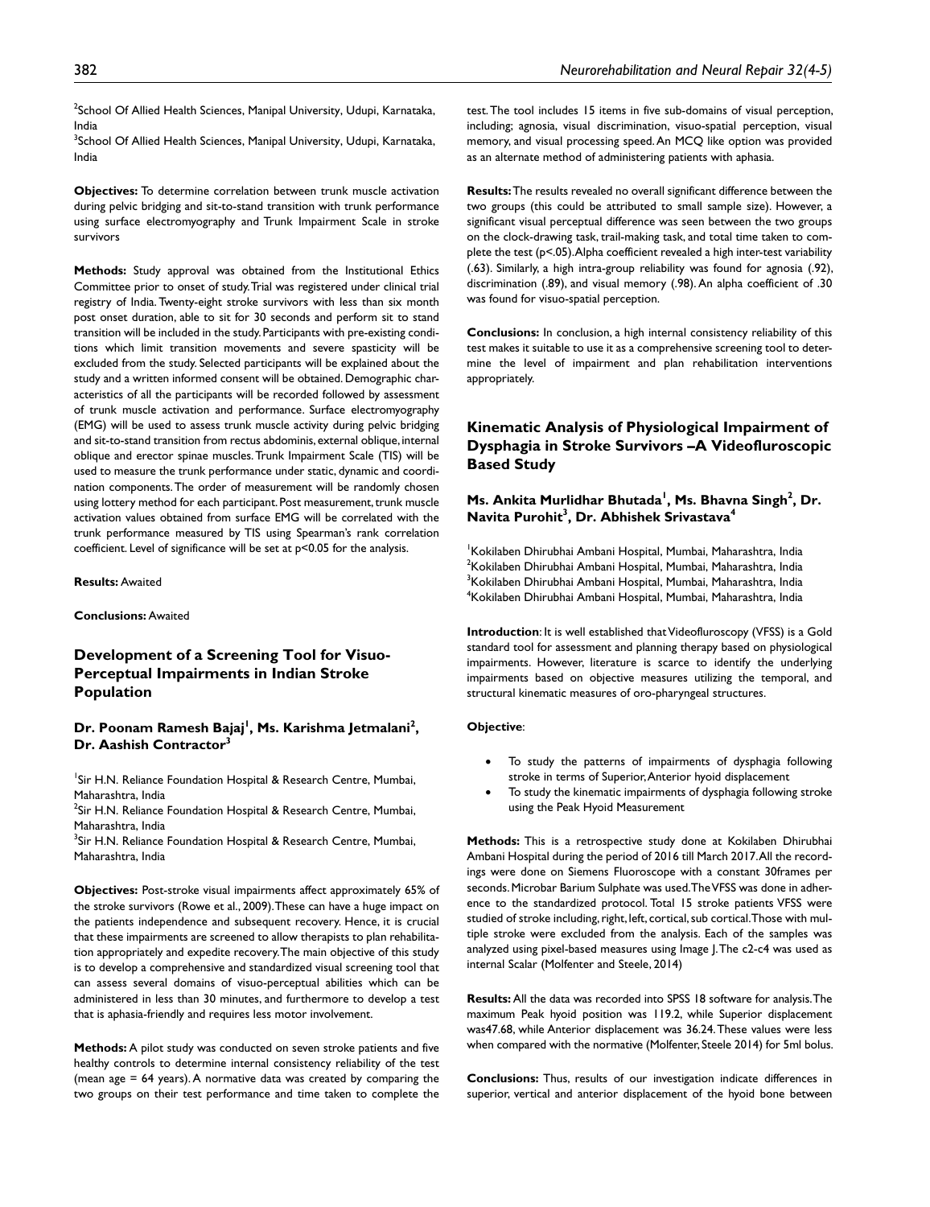[2]School Of Allied Health Sciences, Manipal University, Udupi, Karnataka, India
[3]School Of Allied Health Sciences, Manipal University, Udupi, Karnataka, India

**Objectives:** To determine correlation between trunk muscle activation during pelvic bridging and sit-to-stand transition with trunk performance using surface electromyography and Trunk Impairment Scale in stroke survivors

**Methods:** Study approval was obtained from the Institutional Ethics Committee prior to onset of study. Trial was registered under clinical trial registry of India. Twenty-eight stroke survivors with less than six month post onset duration, able to sit for 30 seconds and perform sit to stand transition will be included in the study. Participants with pre-existing conditions which limit transition movements and severe spasticity will be excluded from the study. Selected participants will be explained about the study and a written informed consent will be obtained. Demographic characteristics of all the participants will be recorded followed by assessment of trunk muscle activation and performance. Surface electromyography (EMG) will be used to assess trunk muscle activity during pelvic bridging and sit-to-stand transition from rectus abdominis, external oblique, internal oblique and erector spinae muscles. Trunk Impairment Scale (TIS) will be used to measure the trunk performance under static, dynamic and coordination components. The order of measurement will be randomly chosen using lottery method for each participant. Post measurement, trunk muscle activation values obtained from surface EMG will be correlated with the trunk performance measured by TIS using Spearman's rank correlation coefficient. Level of significance will be set at $p<0.05$ for the analysis.

**Results:** Awaited

**Conclusions:** Awaited

## Development of a Screening Tool for Visuo-Perceptual Impairments in Indian Stroke Population

### Dr. Poonam Ramesh Bajaj[1], Ms. Karishma Jetmalani[2], Dr. Aashish Contractor[3]

[1]Sir H.N. Reliance Foundation Hospital & Research Centre, Mumbai, Maharashtra, India
[2]Sir H.N. Reliance Foundation Hospital & Research Centre, Mumbai, Maharashtra, India
[3]Sir H.N. Reliance Foundation Hospital & Research Centre, Mumbai, Maharashtra, India

**Objectives:** Post-stroke visual impairments affect approximately 65% of the stroke survivors (Rowe et al., 2009). These can have a huge impact on the patients independence and subsequent recovery. Hence, it is crucial that these impairments are screened to allow therapists to plan rehabilitation appropriately and expedite recovery. The main objective of this study is to develop a comprehensive and standardized visual screening tool that can assess several domains of visuo-perceptual abilities which can be administered in less than 30 minutes, and furthermore to develop a test that is aphasia-friendly and requires less motor involvement.

**Methods:** A pilot study was conducted on seven stroke patients and five healthy controls to determine internal consistency reliability of the test (mean age = 64 years). A normative data was created by comparing the two groups on their test performance and time taken to complete the test. The tool includes 15 items in five sub-domains of visual perception, including; agnosia, visual discrimination, visuo-spatial perception, visual memory, and visual processing speed. An MCQ like option was provided as an alternate method of administering patients with aphasia.

**Results:** The results revealed no overall significant difference between the two groups (this could be attributed to small sample size). However, a significant visual perceptual difference was seen between the two groups on the clock-drawing task, trail-making task, and total time taken to complete the test ($p<.05$). Alpha coefficient revealed a high inter-test variability (.63). Similarly, a high intra-group reliability was found for agnosia (.92), discrimination (.89), and visual memory (.98). An alpha coefficient of .30 was found for visuo-spatial perception.

**Conclusions:** In conclusion, a high internal consistency reliability of this test makes it suitable to use it as a comprehensive screening tool to determine the level of impairment and plan rehabilitation interventions appropriately.

## Kinematic Analysis of Physiological Impairment of Dysphagia in Stroke Survivors –A Videofluroscopic Based Study

### Ms. Ankita Murlidhar Bhutada[1], Ms. Bhavna Singh[2], Dr. Navita Purohit[3], Dr. Abhishek Srivastava[4]

[1]Kokilaben Dhirubhai Ambani Hospital, Mumbai, Maharashtra, India
[2]Kokilaben Dhirubhai Ambani Hospital, Mumbai, Maharashtra, India
[3]Kokilaben Dhirubhai Ambani Hospital, Mumbai, Maharashtra, India
[4]Kokilaben Dhirubhai Ambani Hospital, Mumbai, Maharashtra, India

**Introduction**: It is well established that Videofluroscopy (VFSS) is a Gold standard tool for assessment and planning therapy based on physiological impairments. However, literature is scarce to identify the underlying impairments based on objective measures utilizing the temporal, and structural kinematic measures of oro-pharyngeal structures.

**Objective**:

- To study the patterns of impairments of dysphagia following stroke in terms of Superior, Anterior hyoid displacement
- To study the kinematic impairments of dysphagia following stroke using the Peak Hyoid Measurement

**Methods:** This is a retrospective study done at Kokilaben Dhirubhai Ambani Hospital during the period of 2016 till March 2017. All the recordings were done on Siemens Fluoroscope with a constant 30frames per seconds. Microbar Barium Sulphate was used. The VFSS was done in adherence to the standardized protocol. Total 15 stroke patients VFSS were studied of stroke including, right, left, cortical, sub cortical. Those with multiple stroke were excluded from the analysis. Each of the samples was analyzed using pixel-based measures using Image J. The c2-c4 was used as internal Scalar (Molfenter and Steele, 2014)

**Results:** All the data was recorded into SPSS 18 software for analysis. The maximum Peak hyoid position was 119.2, while Superior displacement was47.68, while Anterior displacement was 36.24. These values were less when compared with the normative (Molfenter, Steele 2014) for 5ml bolus.

**Conclusions:** Thus, results of our investigation indicate differences in superior, vertical and anterior displacement of the hyoid bone between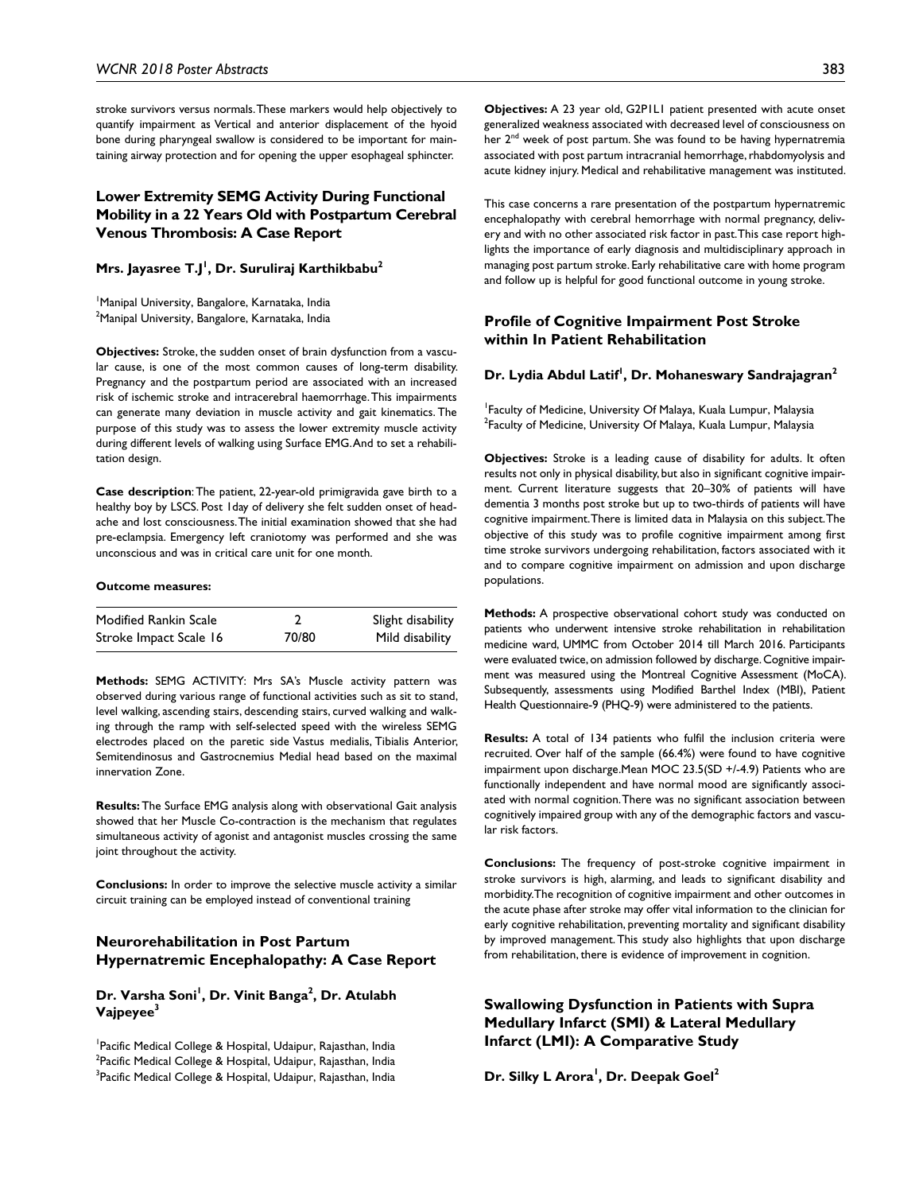stroke survivors versus normals. These markers would help objectively to quantify impairment as Vertical and anterior displacement of the hyoid bone during pharyngeal swallow is considered to be important for maintaining airway protection and for opening the upper esophageal sphincter.

## Lower Extremity SEMG Activity During Functional Mobility in a 22 Years Old with Postpartum Cerebral Venous Thrombosis: A Case Report

**Mrs. Jayasree T.J[1], Dr. Suruliraj Karthikbabu[2]**

[1]Manipal University, Bangalore, Karnataka, India
[2]Manipal University, Bangalore, Karnataka, India

**Objectives:** Stroke, the sudden onset of brain dysfunction from a vascular cause, is one of the most common causes of long-term disability. Pregnancy and the postpartum period are associated with an increased risk of ischemic stroke and intracerebral haemorrhage. This impairments can generate many deviation in muscle activity and gait kinematics. The purpose of this study was to assess the lower extremity muscle activity during different levels of walking using Surface EMG. And to set a rehabilitation design.

**Case description**: The patient, 22-year-old primigravida gave birth to a healthy boy by LSCS. Post 1day of delivery she felt sudden onset of headache and lost consciousness. The initial examination showed that she had pre-eclampsia. Emergency left craniotomy was performed and she was unconscious and was in critical care unit for one month.

**Outcome measures:**

| | | |
|---|---|---|
| Modified Rankin Scale | 2 | Slight disability |
| Stroke Impact Scale 16 | 70/80 | Mild disability |

**Methods:** SEMG ACTIVITY: Mrs SA's Muscle activity pattern was observed during various range of functional activities such as sit to stand, level walking, ascending stairs, descending stairs, curved walking and walking through the ramp with self-selected speed with the wireless SEMG electrodes placed on the paretic side Vastus medialis, Tibialis Anterior, Semitendinosus and Gastrocnemius Medial head based on the maximal innervation Zone.

**Results:** The Surface EMG analysis along with observational Gait analysis showed that her Muscle Co-contraction is the mechanism that regulates simultaneous activity of agonist and antagonist muscles crossing the same joint throughout the activity.

**Conclusions:** In order to improve the selective muscle activity a similar circuit training can be employed instead of conventional training

## Neurorehabilitation in Post Partum Hypernatremic Encephalopathy: A Case Report

**Dr. Varsha Soni[1], Dr. Vinit Banga[2], Dr. Atulabh Vajpeyee[3]**

[1]Pacific Medical College & Hospital, Udaipur, Rajasthan, India
[2]Pacific Medical College & Hospital, Udaipur, Rajasthan, India
[3]Pacific Medical College & Hospital, Udaipur, Rajasthan, India

**Objectives:** A 23 year old, G2P1L1 patient presented with acute onset generalized weakness associated with decreased level of consciousness on her 2nd week of post partum. She was found to be having hypernatremia associated with post partum intracranial hemorrhage, rhabdomyolysis and acute kidney injury. Medical and rehabilitative management was instituted.

This case concerns a rare presentation of the postpartum hypernatremic encephalopathy with cerebral hemorrhage with normal pregnancy, delivery and with no other associated risk factor in past. This case report highlights the importance of early diagnosis and multidisciplinary approach in managing post partum stroke. Early rehabilitative care with home program and follow up is helpful for good functional outcome in young stroke.

## Profile of Cognitive Impairment Post Stroke within In Patient Rehabilitation

**Dr. Lydia Abdul Latif[1], Dr. Mohaneswary Sandrajagran[2]**

[1]Faculty of Medicine, University Of Malaya, Kuala Lumpur, Malaysia
[2]Faculty of Medicine, University Of Malaya, Kuala Lumpur, Malaysia

**Objectives:** Stroke is a leading cause of disability for adults. It often results not only in physical disability, but also in significant cognitive impairment. Current literature suggests that 20–30% of patients will have dementia 3 months post stroke but up to two-thirds of patients will have cognitive impairment. There is limited data in Malaysia on this subject. The objective of this study was to profile cognitive impairment among first time stroke survivors undergoing rehabilitation, factors associated with it and to compare cognitive impairment on admission and upon discharge populations.

**Methods:** A prospective observational cohort study was conducted on patients who underwent intensive stroke rehabilitation in rehabilitation medicine ward, UMMC from October 2014 till March 2016. Participants were evaluated twice, on admission followed by discharge. Cognitive impairment was measured using the Montreal Cognitive Assessment (MoCA). Subsequently, assessments using Modified Barthel Index (MBI), Patient Health Questionnaire-9 (PHQ-9) were administered to the patients.

**Results:** A total of 134 patients who fulfil the inclusion criteria were recruited. Over half of the sample (66.4%) were found to have cognitive impairment upon discharge. Mean MOC 23.5(SD +/-4.9) Patients who are functionally independent and have normal mood are significantly associated with normal cognition. There was no significant association between cognitively impaired group with any of the demographic factors and vascular risk factors.

**Conclusions:** The frequency of post-stroke cognitive impairment in stroke survivors is high, alarming, and leads to significant disability and morbidity. The recognition of cognitive impairment and other outcomes in the acute phase after stroke may offer vital information to the clinician for early cognitive rehabilitation, preventing mortality and significant disability by improved management. This study also highlights that upon discharge from rehabilitation, there is evidence of improvement in cognition.

## Swallowing Dysfunction in Patients with Supra Medullary Infarct (SMI) & Lateral Medullary Infarct (LMI): A Comparative Study

**Dr. Silky L Arora[1], Dr. Deepak Goel[2]**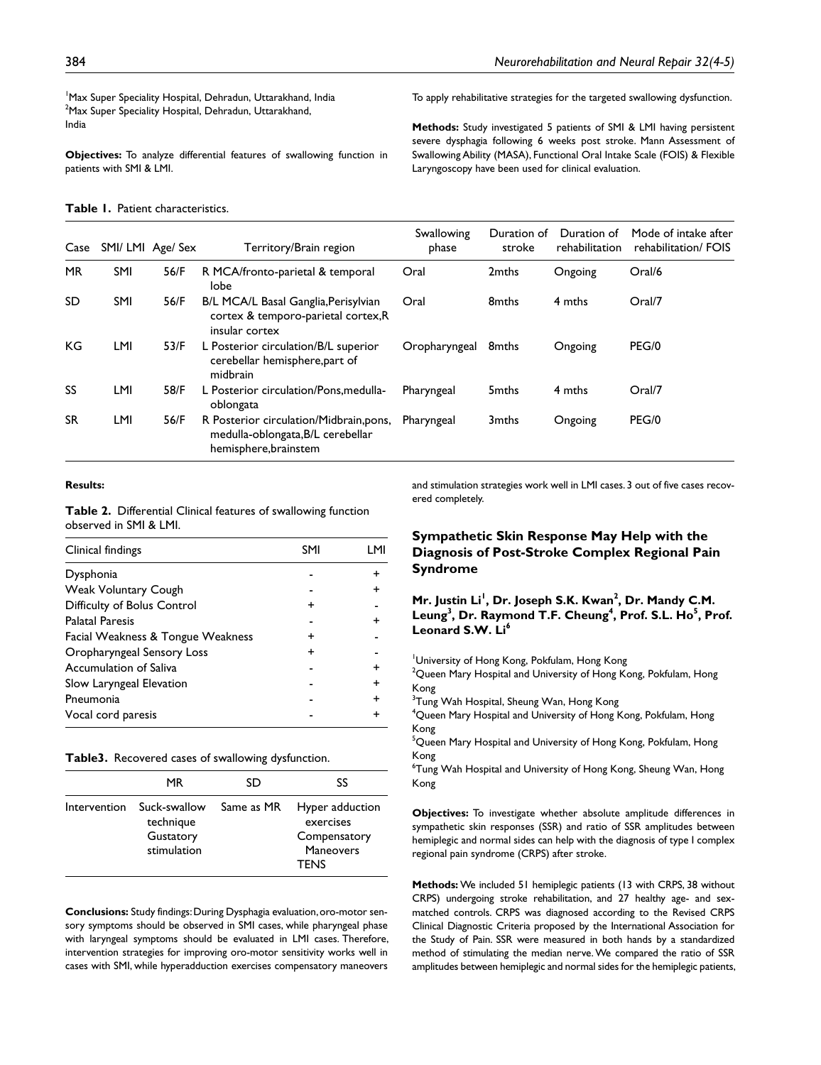[1]Max Super Speciality Hospital, Dehradun, Uttarakhand, India
[2]Max Super Speciality Hospital, Dehradun, Uttarakhand, India

**Objectives:** To analyze differential features of swallowing function in patients with SMI & LMI.

To apply rehabilitative strategies for the targeted swallowing dysfunction.

**Methods:** Study investigated 5 patients of SMI & LMI having persistent severe dysphagia following 6 weeks post stroke. Mann Assessment of Swallowing Ability (MASA), Functional Oral Intake Scale (FOIS) & Flexible Laryngoscopy have been used for clinical evaluation.

**Table 1.** Patient characteristics.

| Case | SMI/ LMI | Age/ Sex | Territory/Brain region | Swallowing phase | Duration of stroke | Duration of rehabilitation | Mode of intake after rehabilitation/ FOIS |
|---|---|---|---|---|---|---|---|
| MR | SMI | 56/F | R MCA/fronto-parietal & temporal lobe | Oral | 2mths | Ongoing | Oral/6 |
| SD | SMI | 56/F | B/L MCA/L Basal Ganglia,Perisylvian cortex & temporo-parietal cortex,R insular cortex | Oral | 8mths | 4 mths | Oral/7 |
| KG | LMI | 53/F | L Posterior circulation/B/L superior cerebellar hemisphere,part of midbrain | Oropharyngeal | 8mths | Ongoing | PEG/0 |
| SS | LMI | 58/F | L Posterior circulation/Pons,medulla-oblongata | Pharyngeal | 5mths | 4 mths | Oral/7 |
| SR | LMI | 56/F | R Posterior circulation/Midbrain,pons, medulla-oblongata,B/L cerebellar hemisphere,brainstem | Pharyngeal | 3mths | Ongoing | PEG/0 |

**Results:**

**Table 2.** Differential Clinical features of swallowing function observed in SMI & LMI.

| Clinical findings | SMI | LMI |
|---|---|---|
| Dysphonia | - | + |
| Weak Voluntary Cough | - | + |
| Difficulty of Bolus Control | + | - |
| Palatal Paresis | - | + |
| Facial Weakness & Tongue Weakness | + | - |
| Oropharyngeal Sensory Loss | + | - |
| Accumulation of Saliva | - | + |
| Slow Laryngeal Elevation | - | + |
| Pneumonia | - | + |
| Vocal cord paresis | - | + |

**Table3.** Recovered cases of swallowing dysfunction.

| | MR | SD | SS |
|---|---|---|---|
| Intervention | Suck-swallow technique Gustatory stimulation | Same as MR | Hyper adduction exercises Compensatory Maneovers TENS |

**Conclusions:** Study findings: During Dysphagia evaluation, oro-motor sensory symptoms should be observed in SMI cases, while pharyngeal phase with laryngeal symptoms should be evaluated in LMI cases. Therefore, intervention strategies for improving oro-motor sensitivity works well in cases with SMI, while hyperadduction exercises compensatory maneovers and stimulation strategies work well in LMI cases. 3 out of five cases recovered completely.

## Sympathetic Skin Response May Help with the Diagnosis of Post-Stroke Complex Regional Pain Syndrome

**Mr. Justin Li[1], Dr. Joseph S.K. Kwan[2], Dr. Mandy C.M. Leung[3], Dr. Raymond T.F. Cheung[4], Prof. S.L. Ho[5], Prof. Leonard S.W. Li[6]**

[1]University of Hong Kong, Pokfulam, Hong Kong
[2]Queen Mary Hospital and University of Hong Kong, Pokfulam, Hong Kong
[3]Tung Wah Hospital, Sheung Wan, Hong Kong
[4]Queen Mary Hospital and University of Hong Kong, Pokfulam, Hong Kong
[5]Queen Mary Hospital and University of Hong Kong, Pokfulam, Hong Kong
[6]Tung Wah Hospital and University of Hong Kong, Sheung Wan, Hong Kong

**Objectives:** To investigate whether absolute amplitude differences in sympathetic skin responses (SSR) and ratio of SSR amplitudes between hemiplegic and normal sides can help with the diagnosis of type I complex regional pain syndrome (CRPS) after stroke.

**Methods:** We included 51 hemiplegic patients (13 with CRPS, 38 without CRPS) undergoing stroke rehabilitation, and 27 healthy age- and sex-matched controls. CRPS was diagnosed according to the Revised CRPS Clinical Diagnostic Criteria proposed by the International Association for the Study of Pain. SSR were measured in both hands by a standardized method of stimulating the median nerve. We compared the ratio of SSR amplitudes between hemiplegic and normal sides for the hemiplegic patients,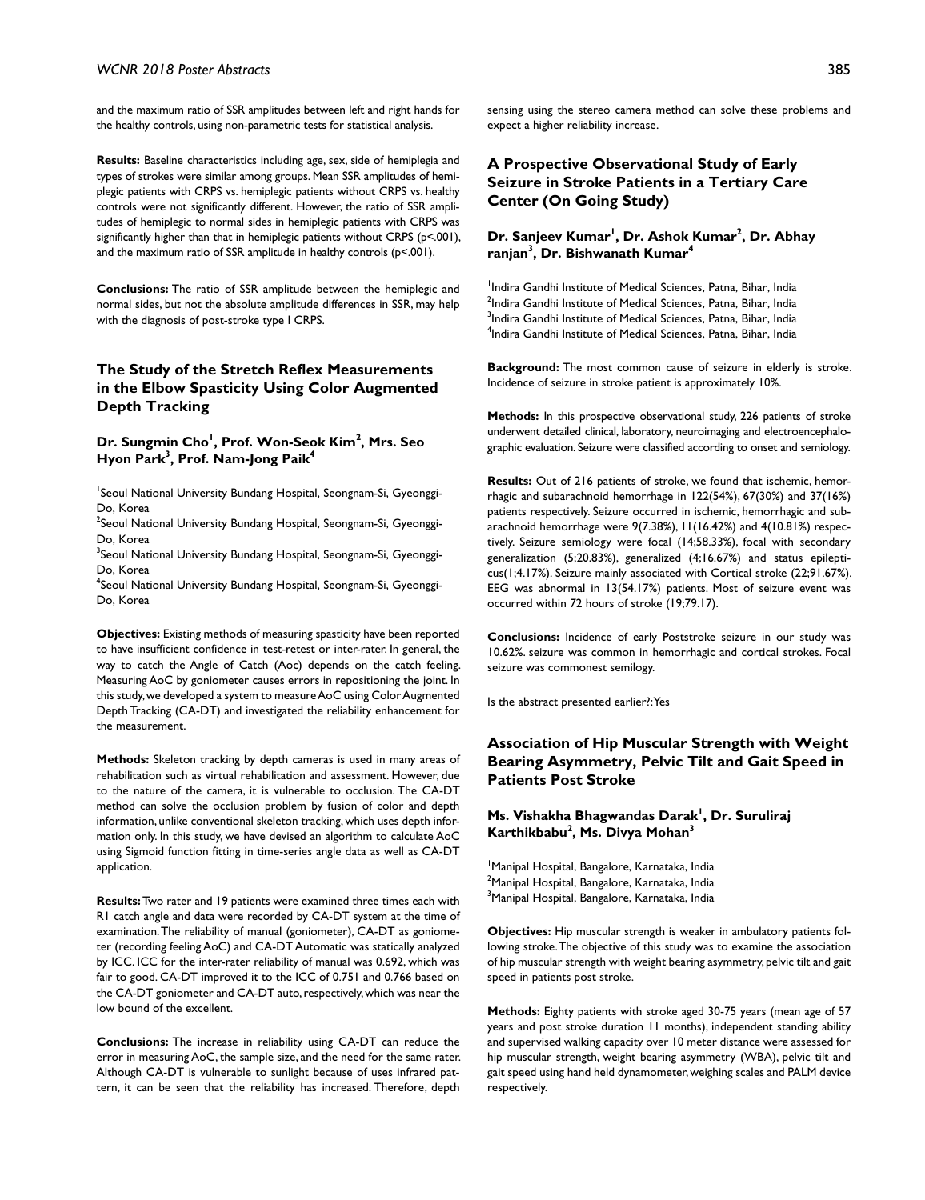and the maximum ratio of SSR amplitudes between left and right hands for the healthy controls, using non-parametric tests for statistical analysis.

**Results:** Baseline characteristics including age, sex, side of hemiplegia and types of strokes were similar among groups. Mean SSR amplitudes of hemiplegic patients with CRPS vs. hemiplegic patients without CRPS vs. healthy controls were not significantly different. However, the ratio of SSR amplitudes of hemiplegic to normal sides in hemiplegic patients with CRPS was significantly higher than that in hemiplegic patients without CRPS (p<.001), and the maximum ratio of SSR amplitude in healthy controls (p<.001).

**Conclusions:** The ratio of SSR amplitude between the hemiplegic and normal sides, but not the absolute amplitude differences in SSR, may help with the diagnosis of post-stroke type I CRPS.

## The Study of the Stretch Reflex Measurements in the Elbow Spasticity Using Color Augmented Depth Tracking

### Dr. Sungmin Cho[1], Prof. Won-Seok Kim[2], Mrs. Seo Hyon Park[3], Prof. Nam-Jong Paik[4]

[1]Seoul National University Bundang Hospital, Seongnam-Si, Gyeonggi-Do, Korea
[2]Seoul National University Bundang Hospital, Seongnam-Si, Gyeonggi-Do, Korea
[3]Seoul National University Bundang Hospital, Seongnam-Si, Gyeonggi-Do, Korea
[4]Seoul National University Bundang Hospital, Seongnam-Si, Gyeonggi-Do, Korea

**Objectives:** Existing methods of measuring spasticity have been reported to have insufficient confidence in test-retest or inter-rater. In general, the way to catch the Angle of Catch (Aoc) depends on the catch feeling. Measuring AoC by goniometer causes errors in repositioning the joint. In this study, we developed a system to measure AoC using Color Augmented Depth Tracking (CA-DT) and investigated the reliability enhancement for the measurement.

**Methods:** Skeleton tracking by depth cameras is used in many areas of rehabilitation such as virtual rehabilitation and assessment. However, due to the nature of the camera, it is vulnerable to occlusion. The CA-DT method can solve the occlusion problem by fusion of color and depth information, unlike conventional skeleton tracking, which uses depth information only. In this study, we have devised an algorithm to calculate AoC using Sigmoid function fitting in time-series angle data as well as CA-DT application.

**Results:** Two rater and 19 patients were examined three times each with R1 catch angle and data were recorded by CA-DT system at the time of examination. The reliability of manual (goniometer), CA-DT as goniometer (recording feeling AoC) and CA-DT Automatic was statically analyzed by ICC. ICC for the inter-rater reliability of manual was 0.692, which was fair to good. CA-DT improved it to the ICC of 0.751 and 0.766 based on the CA-DT goniometer and CA-DT auto, respectively, which was near the low bound of the excellent.

**Conclusions:** The increase in reliability using CA-DT can reduce the error in measuring AoC, the sample size, and the need for the same rater. Although CA-DT is vulnerable to sunlight because of uses infrared pattern, it can be seen that the reliability has increased. Therefore, depth sensing using the stereo camera method can solve these problems and expect a higher reliability increase.

## A Prospective Observational Study of Early Seizure in Stroke Patients in a Tertiary Care Center (On Going Study)

### Dr. Sanjeev Kumar[1], Dr. Ashok Kumar[2], Dr. Abhay ranjan[3], Dr. Bishwanath Kumar[4]

[1]Indira Gandhi Institute of Medical Sciences, Patna, Bihar, India
[2]Indira Gandhi Institute of Medical Sciences, Patna, Bihar, India
[3]Indira Gandhi Institute of Medical Sciences, Patna, Bihar, India
[4]Indira Gandhi Institute of Medical Sciences, Patna, Bihar, India

**Background:** The most common cause of seizure in elderly is stroke. Incidence of seizure in stroke patient is approximately 10%.

**Methods:** In this prospective observational study, 226 patients of stroke underwent detailed clinical, laboratory, neuroimaging and electroencephalographic evaluation. Seizure were classified according to onset and semiology.

**Results:** Out of 216 patients of stroke, we found that ischemic, hemorrhagic and subarachnoid hemorrhage in 122(54%), 67(30%) and 37(16%) patients respectively. Seizure occurred in ischemic, hemorrhagic and subarachnoid hemorrhage were 9(7.38%), 11(16.42%) and 4(10.81%) respectively. Seizure semiology were focal (14;58.33%), focal with secondary generalization (5;20.83%), generalized (4;16.67%) and status epilepticus(1;4.17%). Seizure mainly associated with Cortical stroke (22;91.67%). EEG was abnormal in 13(54.17%) patients. Most of seizure event was occurred within 72 hours of stroke (19;79.17).

**Conclusions:** Incidence of early Poststroke seizure in our study was 10.62%. seizure was common in hemorrhagic and cortical strokes. Focal seizure was commonest semilogy.

Is the abstract presented earlier?: Yes

## Association of Hip Muscular Strength with Weight Bearing Asymmetry, Pelvic Tilt and Gait Speed in Patients Post Stroke

### Ms. Vishakha Bhagwandas Darak[1], Dr. Suruliraj Karthikbabu[2], Ms. Divya Mohan[3]

[1]Manipal Hospital, Bangalore, Karnataka, India
[2]Manipal Hospital, Bangalore, Karnataka, India
[3]Manipal Hospital, Bangalore, Karnataka, India

**Objectives:** Hip muscular strength is weaker in ambulatory patients following stroke. The objective of this study was to examine the association of hip muscular strength with weight bearing asymmetry, pelvic tilt and gait speed in patients post stroke.

**Methods:** Eighty patients with stroke aged 30-75 years (mean age of 57 years and post stroke duration 11 months), independent standing ability and supervised walking capacity over 10 meter distance were assessed for hip muscular strength, weight bearing asymmetry (WBA), pelvic tilt and gait speed using hand held dynamometer, weighing scales and PALM device respectively.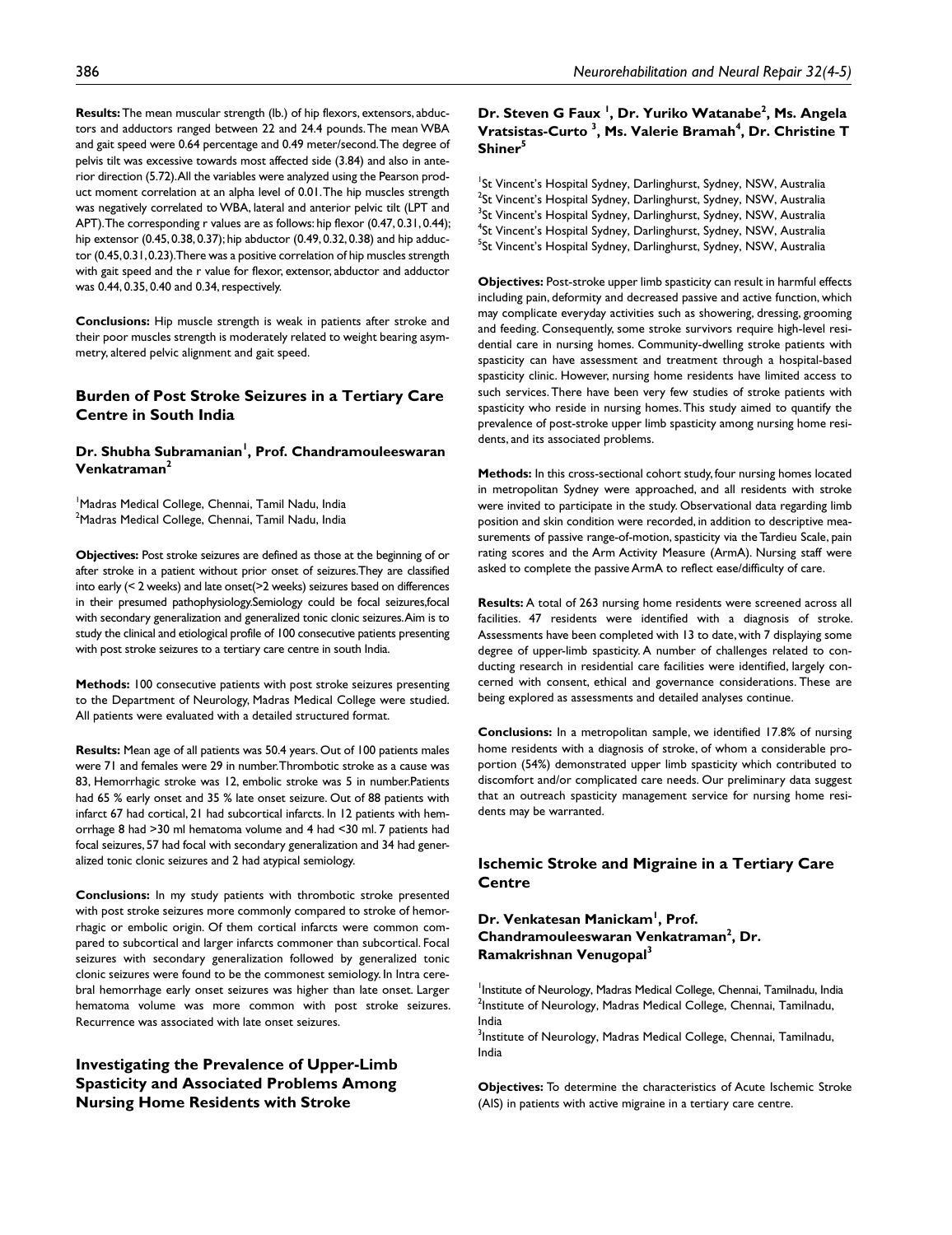**Results:** The mean muscular strength (lb.) of hip flexors, extensors, abductors and adductors ranged between 22 and 24.4 pounds. The mean WBA and gait speed were 0.64 percentage and 0.49 meter/second. The degree of pelvis tilt was excessive towards most affected side (3.84) and also in anterior direction (5.72). All the variables were analyzed using the Pearson product moment correlation at an alpha level of 0.01. The hip muscles strength was negatively correlated to WBA, lateral and anterior pelvic tilt (LPT and APT). The corresponding r values are as follows: hip flexor (0.47, 0.31, 0.44); hip extensor (0.45, 0.38, 0.37); hip abductor (0.49, 0.32, 0.38) and hip adductor (0.45, 0.31, 0.23). There was a positive correlation of hip muscles strength with gait speed and the r value for flexor, extensor, abductor and adductor was 0.44, 0.35, 0.40 and 0.34, respectively.

**Conclusions:** Hip muscle strength is weak in patients after stroke and their poor muscles strength is moderately related to weight bearing asymmetry, altered pelvic alignment and gait speed.

## Burden of Post Stroke Seizures in a Tertiary Care Centre in South India

### Dr. Shubha Subramanian[1], Prof. Chandramouleeswaran Venkatraman[2]

[1]Madras Medical College, Chennai, Tamil Nadu, India
[2]Madras Medical College, Chennai, Tamil Nadu, India

**Objectives:** Post stroke seizures are defined as those at the beginning of or after stroke in a patient without prior onset of seizures. They are classified into early (< 2 weeks) and late onset(>2 weeks) seizures based on differences in their presumed pathophysiology. Semiology could be focal seizures, focal with secondary generalization and generalized tonic clonic seizures. Aim is to study the clinical and etiological profile of 100 consecutive patients presenting with post stroke seizures to a tertiary care centre in south India.

**Methods:** 100 consecutive patients with post stroke seizures presenting to the Department of Neurology, Madras Medical College were studied. All patients were evaluated with a detailed structured format.

**Results:** Mean age of all patients was 50.4 years. Out of 100 patients males were 71 and females were 29 in number. Thrombotic stroke as a cause was 83, Hemorrhagic stroke was 12, embolic stroke was 5 in number. Patients had 65 % early onset and 35 % late onset seizure. Out of 88 patients with infarct 67 had cortical, 21 had subcortical infarcts. In 12 patients with hemorrhage 8 had >30 ml hematoma volume and 4 had <30 ml. 7 patients had focal seizures, 57 had focal with secondary generalization and 34 had generalized tonic clonic seizures and 2 had atypical semiology.

**Conclusions:** In my study patients with thrombotic stroke presented with post stroke seizures more commonly compared to stroke of hemorrhagic or embolic origin. Of them cortical infarcts were common compared to subcortical and larger infarcts commoner than subcortical. Focal seizures with secondary generalization followed by generalized tonic clonic seizures were found to be the commonest semiology. In Intra cerebral hemorrhage early onset seizures was higher than late onset. Larger hematoma volume was more common with post stroke seizures. Recurrence was associated with late onset seizures.

## Investigating the Prevalence of Upper-Limb Spasticity and Associated Problems Among Nursing Home Residents with Stroke

### Dr. Steven G Faux [1], Dr. Yuriko Watanabe[2], Ms. Angela Vratsistas-Curto [3], Ms. Valerie Bramah[4], Dr. Christine T Shiner[5]

[1]St Vincent's Hospital Sydney, Darlinghurst, Sydney, NSW, Australia
[2]St Vincent's Hospital Sydney, Darlinghurst, Sydney, NSW, Australia
[3]St Vincent's Hospital Sydney, Darlinghurst, Sydney, NSW, Australia
[4]St Vincent's Hospital Sydney, Darlinghurst, Sydney, NSW, Australia
[5]St Vincent's Hospital Sydney, Darlinghurst, Sydney, NSW, Australia

**Objectives:** Post-stroke upper limb spasticity can result in harmful effects including pain, deformity and decreased passive and active function, which may complicate everyday activities such as showering, dressing, grooming and feeding. Consequently, some stroke survivors require high-level residential care in nursing homes. Community-dwelling stroke patients with spasticity can have assessment and treatment through a hospital-based spasticity clinic. However, nursing home residents have limited access to such services. There have been very few studies of stroke patients with spasticity who reside in nursing homes. This study aimed to quantify the prevalence of post-stroke upper limb spasticity among nursing home residents, and its associated problems.

**Methods:** In this cross-sectional cohort study, four nursing homes located in metropolitan Sydney were approached, and all residents with stroke were invited to participate in the study. Observational data regarding limb position and skin condition were recorded, in addition to descriptive measurements of passive range-of-motion, spasticity via the Tardieu Scale, pain rating scores and the Arm Activity Measure (ArmA). Nursing staff were asked to complete the passive ArmA to reflect ease/difficulty of care.

**Results:** A total of 263 nursing home residents were screened across all facilities. 47 residents were identified with a diagnosis of stroke. Assessments have been completed with 13 to date, with 7 displaying some degree of upper-limb spasticity. A number of challenges related to conducting research in residential care facilities were identified, largely concerned with consent, ethical and governance considerations. These are being explored as assessments and detailed analyses continue.

**Conclusions:** In a metropolitan sample, we identified 17.8% of nursing home residents with a diagnosis of stroke, of whom a considerable proportion (54%) demonstrated upper limb spasticity which contributed to discomfort and/or complicated care needs. Our preliminary data suggest that an outreach spasticity management service for nursing home residents may be warranted.

## Ischemic Stroke and Migraine in a Tertiary Care Centre

### Dr. Venkatesan Manickam[1], Prof. Chandramouleeswaran Venkatraman[2], Dr. Ramakrishnan Venugopal[3]

[1]Institute of Neurology, Madras Medical College, Chennai, Tamilnadu, India
[2]Institute of Neurology, Madras Medical College, Chennai, Tamilnadu, India
[3]Institute of Neurology, Madras Medical College, Chennai, Tamilnadu, India

**Objectives:** To determine the characteristics of Acute Ischemic Stroke (AIS) in patients with active migraine in a tertiary care centre.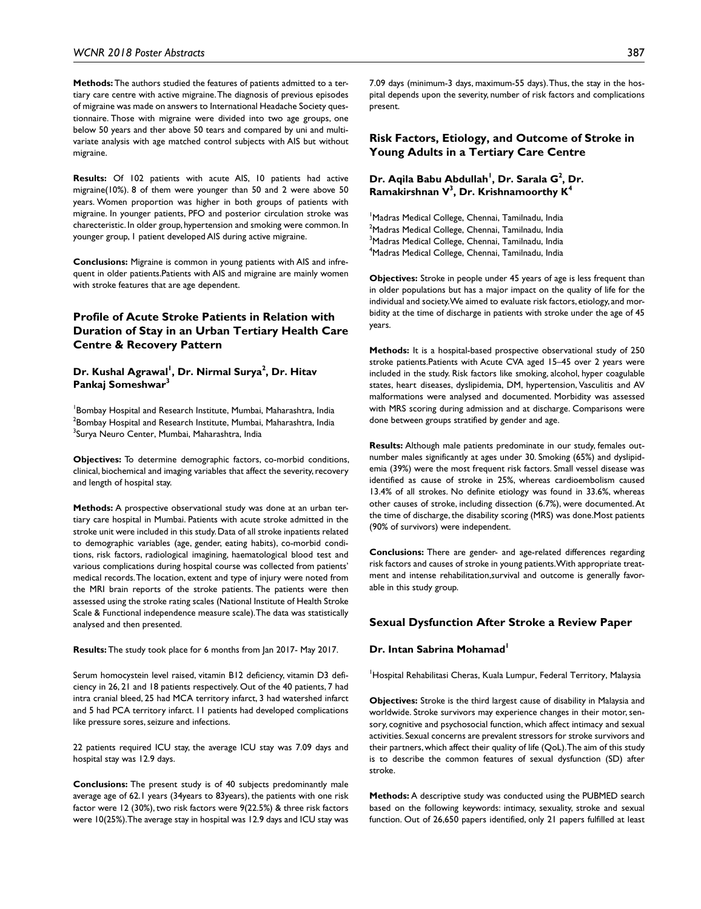**Methods:** The authors studied the features of patients admitted to a tertiary care centre with active migraine. The diagnosis of previous episodes of migraine was made on answers to International Headache Society questionnaire. Those with migraine were divided into two age groups, one below 50 years and ther above 50 tears and compared by uni and multivariate analysis with age matched control subjects with AIS but without migraine.

**Results:** Of 102 patients with acute AIS, 10 patients had active migraine(10%). 8 of them were younger than 50 and 2 were above 50 years. Women proportion was higher in both groups of patients with migraine. In younger patients, PFO and posterior circulation stroke was charecteristic. In older group, hypertension and smoking were common. In younger group, 1 patient developed AIS during active migraine.

**Conclusions:** Migraine is common in young patients with AIS and infrequent in older patients.Patients with AIS and migraine are mainly women with stroke features that are age dependent.

## Profile of Acute Stroke Patients in Relation with Duration of Stay in an Urban Tertiary Health Care Centre & Recovery Pattern

**Dr. Kushal Agrawal[1], Dr. Nirmal Surya[2], Dr. Hitav Pankaj Someshwar[3]**

[1]Bombay Hospital and Research Institute, Mumbai, Maharashtra, India
[2]Bombay Hospital and Research Institute, Mumbai, Maharashtra, India
[3]Surya Neuro Center, Mumbai, Maharashtra, India

**Objectives:** To determine demographic factors, co-morbid conditions, clinical, biochemical and imaging variables that affect the severity, recovery and length of hospital stay.

**Methods:** A prospective observational study was done at an urban tertiary care hospital in Mumbai. Patients with acute stroke admitted in the stroke unit were included in this study. Data of all stroke inpatients related to demographic variables (age, gender, eating habits), co-morbid conditions, risk factors, radiological imagining, haematological blood test and various complications during hospital course was collected from patients' medical records. The location, extent and type of injury were noted from the MRI brain reports of the stroke patients. The patients were then assessed using the stroke rating scales (National Institute of Health Stroke Scale & Functional independence measure scale). The data was statistically analysed and then presented.

**Results:** The study took place for 6 months from Jan 2017- May 2017.

Serum homocystein level raised, vitamin B12 deficiency, vitamin D3 deficiency in 26, 21 and 18 patients respectively. Out of the 40 patients, 7 had intra cranial bleed, 25 had MCA territory infarct, 3 had watershed infarct and 5 had PCA territory infarct. 11 patients had developed complications like pressure sores, seizure and infections.

22 patients required ICU stay, the average ICU stay was 7.09 days and hospital stay was 12.9 days.

**Conclusions:** The present study is of 40 subjects predominantly male average age of 62.1 years (34years to 83years), the patients with one risk factor were 12 (30%), two risk factors were 9(22.5%) & three risk factors were 10(25%). The average stay in hospital was 12.9 days and ICU stay was 7.09 days (minimum-3 days, maximum-55 days). Thus, the stay in the hospital depends upon the severity, number of risk factors and complications present.

## Risk Factors, Etiology, and Outcome of Stroke in Young Adults in a Tertiary Care Centre

**Dr. Aqila Babu Abdullah[1], Dr. Sarala G[2], Dr. Ramakirshnan V[3], Dr. Krishnamoorthy K[4]**

[1]Madras Medical College, Chennai, Tamilnadu, India
[2]Madras Medical College, Chennai, Tamilnadu, India
[3]Madras Medical College, Chennai, Tamilnadu, India
[4]Madras Medical College, Chennai, Tamilnadu, India

**Objectives:** Stroke in people under 45 years of age is less frequent than in older populations but has a major impact on the quality of life for the individual and society. We aimed to evaluate risk factors, etiology, and morbidity at the time of discharge in patients with stroke under the age of 45 years.

**Methods:** It is a hospital-based prospective observational study of 250 stroke patients. Patients with Acute CVA aged 15–45 over 2 years were included in the study. Risk factors like smoking, alcohol, hyper coagulable states, heart diseases, dyslipidemia, DM, hypertension, Vasculitis and AV malformations were analysed and documented. Morbidity was assessed with MRS scoring during admission and at discharge. Comparisons were done between groups stratified by gender and age.

**Results:** Although male patients predominate in our study, females outnumber males significantly at ages under 30. Smoking (65%) and dyslipidemia (39%) were the most frequent risk factors. Small vessel disease was identified as cause of stroke in 25%, whereas cardioembolism caused 13.4% of all strokes. No definite etiology was found in 33.6%, whereas other causes of stroke, including dissection (6.7%), were documented. At the time of discharge, the disability scoring (MRS) was done. Most patients (90% of survivors) were independent.

**Conclusions:** There are gender- and age-related differences regarding risk factors and causes of stroke in young patients. With appropriate treatment and intense rehabilitation, survival and outcome is generally favorable in this study group.

## Sexual Dysfunction After Stroke a Review Paper

**Dr. Intan Sabrina Mohamad[1]**

[1]Hospital Rehabilitasi Cheras, Kuala Lumpur, Federal Territory, Malaysia

**Objectives:** Stroke is the third largest cause of disability in Malaysia and worldwide. Stroke survivors may experience changes in their motor, sensory, cognitive and psychosocial function, which affect intimacy and sexual activities. Sexual concerns are prevalent stressors for stroke survivors and their partners, which affect their quality of life (QoL). The aim of this study is to describe the common features of sexual dysfunction (SD) after stroke.

**Methods:** A descriptive study was conducted using the PUBMED search based on the following keywords: intimacy, sexuality, stroke and sexual function. Out of 26,650 papers identified, only 21 papers fulfilled at least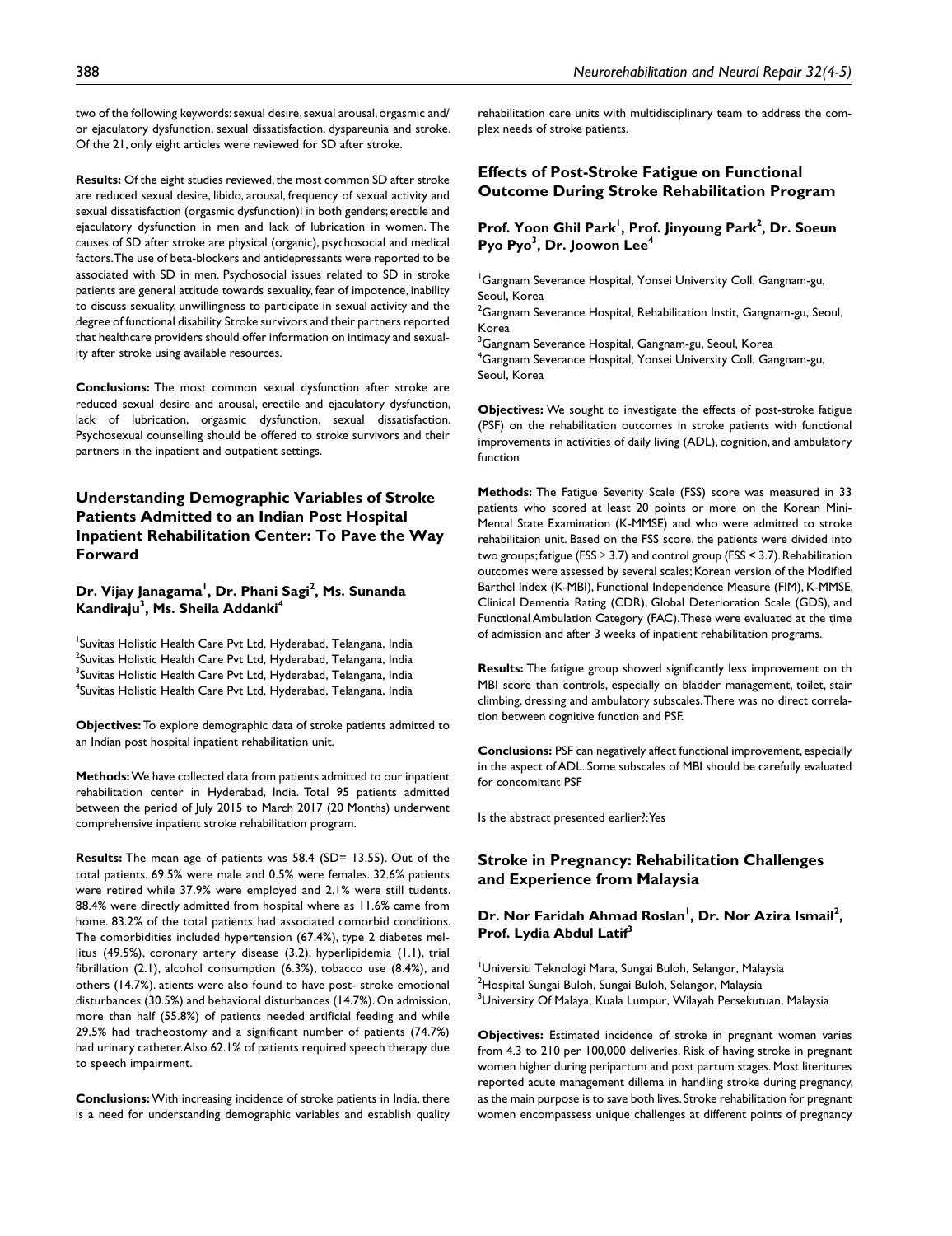two of the following keywords: sexual desire, sexual arousal, orgasmic and/or ejaculatory dysfunction, sexual dissatisfaction, dyspareunia and stroke. Of the 21, only eight articles were reviewed for SD after stroke.

**Results:** Of the eight studies reviewed, the most common SD after stroke are reduced sexual desire, libido, arousal, frequency of sexual activity and sexual dissatisfaction (orgasmic dysfunction)l in both genders; erectile and ejaculatory dysfunction in men and lack of lubrication in women. The causes of SD after stroke are physical (organic), psychosocial and medical factors. The use of beta-blockers and antidepressants were reported to be associated with SD in men. Psychosocial issues related to SD in stroke patients are general attitude towards sexuality, fear of impotence, inability to discuss sexuality, unwillingness to participate in sexual activity and the degree of functional disability. Stroke survivors and their partners reported that healthcare providers should offer information on intimacy and sexuality after stroke using available resources.

**Conclusions:** The most common sexual dysfunction after stroke are reduced sexual desire and arousal, erectile and ejaculatory dysfunction, lack of lubrication, orgasmic dysfunction, sexual dissatisfaction. Psychosexual counselling should be offered to stroke survivors and their partners in the inpatient and outpatient settings.

## Understanding Demographic Variables of Stroke Patients Admitted to an Indian Post Hospital Inpatient Rehabilitation Center: To Pave the Way Forward

**Dr. Vijay Janagama[1], Dr. Phani Sagi[2], Ms. Sunanda Kandiraju[3], Ms. Sheila Addanki[4]**

[1]Suvitas Holistic Health Care Pvt Ltd, Hyderabad, Telangana, India
[2]Suvitas Holistic Health Care Pvt Ltd, Hyderabad, Telangana, India
[3]Suvitas Holistic Health Care Pvt Ltd, Hyderabad, Telangana, India
[4]Suvitas Holistic Health Care Pvt Ltd, Hyderabad, Telangana, India

**Objectives:** To explore demographic data of stroke patients admitted to an Indian post hospital inpatient rehabilitation unit.

**Methods:** We have collected data from patients admitted to our inpatient rehabilitation center in Hyderabad, India. Total 95 patients admitted between the period of July 2015 to March 2017 (20 Months) underwent comprehensive inpatient stroke rehabilitation program.

**Results:** The mean age of patients was 58.4 (SD= 13.55). Out of the total patients, 69.5% were male and 0.5% were females. 32.6% patients were retired while 37.9% were employed and 2.1% were still tudents. 88.4% were directly admitted from hospital where as 11.6% came from home. 83.2% of the total patients had associated comorbid conditions. The comorbidities included hypertension (67.4%), type 2 diabetes mellitus (49.5%), coronary artery disease (3.2), hyperlipidemia (1.1), trial fibrillation (2.1), alcohol consumption (6.3%), tobacco use (8.4%), and others (14.7%). atients were also found to have post- stroke emotional disturbances (30.5%) and behavioral disturbances (14.7%). On admission, more than half (55.8%) of patients needed artificial feeding and while 29.5% had tracheostomy and a significant number of patients (74.7%) had urinary catheter. Also 62.1% of patients required speech therapy due to speech impairment.

**Conclusions:** With increasing incidence of stroke patients in India, there is a need for understanding demographic variables and establish quality rehabilitation care units with multidisciplinary team to address the complex needs of stroke patients.

## Effects of Post-Stroke Fatigue on Functional Outcome During Stroke Rehabilitation Program

**Prof. Yoon Ghil Park[1], Prof. Jinyoung Park[2], Dr. Soeun Pyo Pyo[3], Dr. Joowon Lee[4]**

[1]Gangnam Severance Hospital, Yonsei University Coll, Gangnam-gu, Seoul, Korea
[2]Gangnam Severance Hospital, Rehabilitation Instit, Gangnam-gu, Seoul, Korea
[3]Gangnam Severance Hospital, Gangnam-gu, Seoul, Korea
[4]Gangnam Severance Hospital, Yonsei University Coll, Gangnam-gu, Seoul, Korea

**Objectives:** We sought to investigate the effects of post-stroke fatigue (PSF) on the rehabilitation outcomes in stroke patients with functional improvements in activities of daily living (ADL), cognition, and ambulatory function

**Methods:** The Fatigue Severity Scale (FSS) score was measured in 33 patients who scored at least 20 points or more on the Korean Mini-Mental State Examination (K-MMSE) and who were admitted to stroke rehabilitaion unit. Based on the FSS score, the patients were divided into two groups; fatigue (FSS $\geq$ 3.7) and control group (FSS < 3.7). Rehabilitation outcomes were assessed by several scales; Korean version of the Modified Barthel Index (K-MBI), Functional Independence Measure (FIM), K-MMSE, Clinical Dementia Rating (CDR), Global Deterioration Scale (GDS), and Functional Ambulation Category (FAC). These were evaluated at the time of admission and after 3 weeks of inpatient rehabilitation programs.

**Results:** The fatigue group showed significantly less improvement on th MBI score than controls, especially on bladder management, toilet, stair climbing, dressing and ambulatory subscales. There was no direct correlation between cognitive function and PSF.

**Conclusions:** PSF can negatively affect functional improvement, especially in the aspect of ADL. Some subscales of MBI should be carefully evaluated for concomitant PSF

Is the abstract presented earlier?: Yes

## Stroke in Pregnancy: Rehabilitation Challenges and Experience from Malaysia

**Dr. Nor Faridah Ahmad Roslan[1], Dr. Nor Azira Ismail[2], Prof. Lydia Abdul Latif[3]**

[1]Universiti Teknologi Mara, Sungai Buloh, Selangor, Malaysia
[2]Hospital Sungai Buloh, Sungai Buloh, Selangor, Malaysia
[3]University Of Malaya, Kuala Lumpur, Wilayah Persekutuan, Malaysia

**Objectives:** Estimated incidence of stroke in pregnant women varies from 4.3 to 210 per 100,000 deliveries. Risk of having stroke in pregnant women higher during peripartum and post partum stages. Most literitures reported acute management dillema in handling stroke during pregnancy, as the main purpose is to save both lives. Stroke rehabilitation for pregnant women encompassess unique challenges at different points of pregnancy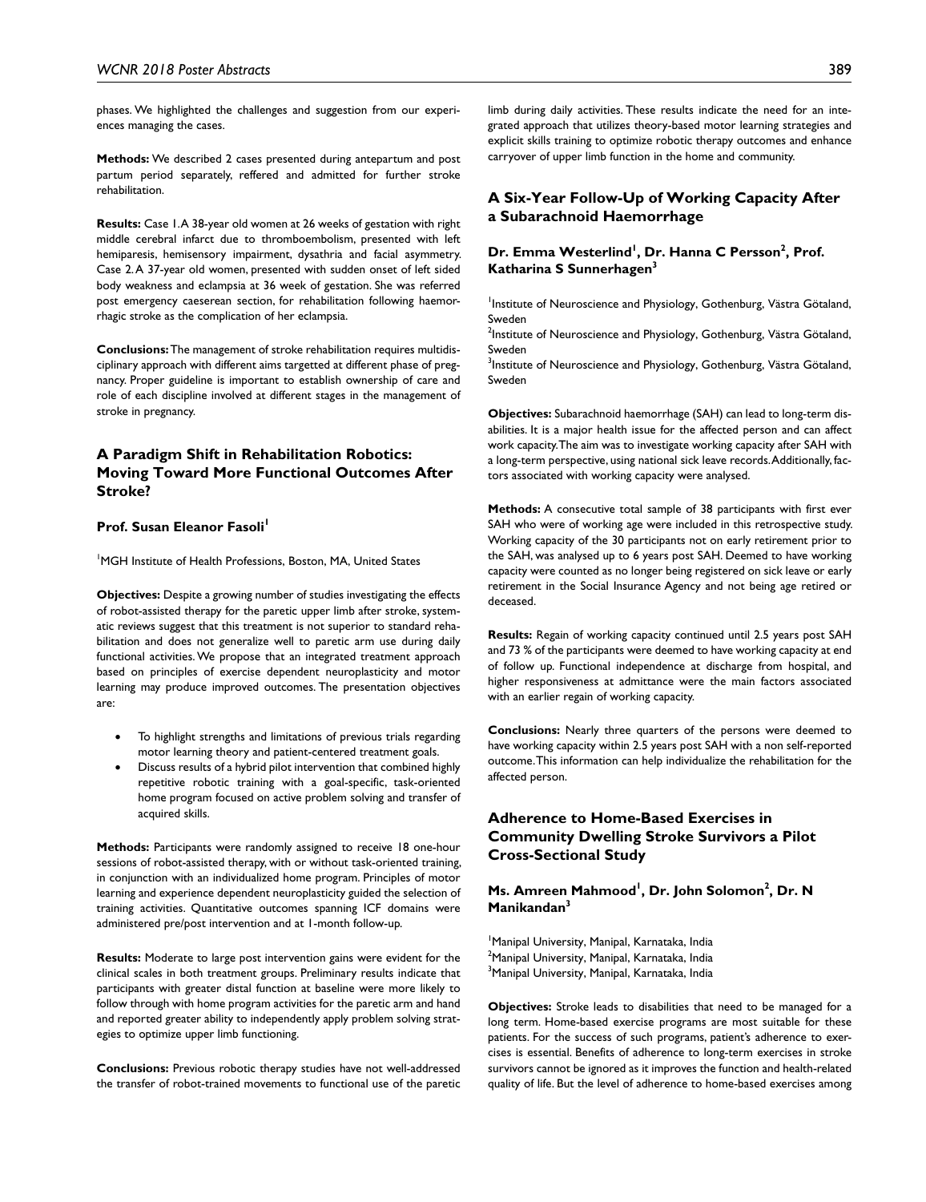phases. We highlighted the challenges and suggestion from our experiences managing the cases.

**Methods:** We described 2 cases presented during antepartum and post partum period separately, reffered and admitted for further stroke rehabilitation.

**Results:** Case 1. A 38-year old women at 26 weeks of gestation with right middle cerebral infarct due to thromboembolism, presented with left hemiparesis, hemisensory impairment, dysathria and facial asymmetry. Case 2. A 37-year old women, presented with sudden onset of left sided body weakness and eclampsia at 36 week of gestation. She was referred post emergency caeserean section, for rehabilitation following haemorrhagic stroke as the complication of her eclampsia.

**Conclusions:** The management of stroke rehabilitation requires multidisciplinary approach with different aims targetted at different phase of pregnancy. Proper guideline is important to establish ownership of care and role of each discipline involved at different stages in the management of stroke in pregnancy.

## A Paradigm Shift in Rehabilitation Robotics: Moving Toward More Functional Outcomes After Stroke?

**Prof. Susan Eleanor Fasoli**[1]

[1]MGH Institute of Health Professions, Boston, MA, United States

**Objectives:** Despite a growing number of studies investigating the effects of robot-assisted therapy for the paretic upper limb after stroke, systematic reviews suggest that this treatment is not superior to standard rehabilitation and does not generalize well to paretic arm use during daily functional activities. We propose that an integrated treatment approach based on principles of exercise dependent neuroplasticity and motor learning may produce improved outcomes. The presentation objectives are:

- To highlight strengths and limitations of previous trials regarding motor learning theory and patient-centered treatment goals.
- Discuss results of a hybrid pilot intervention that combined highly repetitive robotic training with a goal-specific, task-oriented home program focused on active problem solving and transfer of acquired skills.

**Methods:** Participants were randomly assigned to receive 18 one-hour sessions of robot-assisted therapy, with or without task-oriented training, in conjunction with an individualized home program. Principles of motor learning and experience dependent neuroplasticity guided the selection of training activities. Quantitative outcomes spanning ICF domains were administered pre/post intervention and at 1-month follow-up.

**Results:** Moderate to large post intervention gains were evident for the clinical scales in both treatment groups. Preliminary results indicate that participants with greater distal function at baseline were more likely to follow through with home program activities for the paretic arm and hand and reported greater ability to independently apply problem solving strategies to optimize upper limb functioning.

**Conclusions:** Previous robotic therapy studies have not well-addressed the transfer of robot-trained movements to functional use of the paretic limb during daily activities. These results indicate the need for an integrated approach that utilizes theory-based motor learning strategies and explicit skills training to optimize robotic therapy outcomes and enhance carryover of upper limb function in the home and community.

## A Six-Year Follow-Up of Working Capacity After a Subarachnoid Haemorrhage

**Dr. Emma Westerlind**[1], **Dr. Hanna C Persson**[2], **Prof. Katharina S Sunnerhagen**[3]

[1]Institute of Neuroscience and Physiology, Gothenburg, Västra Götaland, Sweden
[2]Institute of Neuroscience and Physiology, Gothenburg, Västra Götaland, Sweden
[3]Institute of Neuroscience and Physiology, Gothenburg, Västra Götaland, Sweden

**Objectives:** Subarachnoid haemorrhage (SAH) can lead to long-term disabilities. It is a major health issue for the affected person and can affect work capacity. The aim was to investigate working capacity after SAH with a long-term perspective, using national sick leave records. Additionally, factors associated with working capacity were analysed.

**Methods:** A consecutive total sample of 38 participants with first ever SAH who were of working age were included in this retrospective study. Working capacity of the 30 participants not on early retirement prior to the SAH, was analysed up to 6 years post SAH. Deemed to have working capacity were counted as no longer being registered on sick leave or early retirement in the Social Insurance Agency and not being age retired or deceased.

**Results:** Regain of working capacity continued until 2.5 years post SAH and 73 % of the participants were deemed to have working capacity at end of follow up. Functional independence at discharge from hospital, and higher responsiveness at admittance were the main factors associated with an earlier regain of working capacity.

**Conclusions:** Nearly three quarters of the persons were deemed to have working capacity within 2.5 years post SAH with a non self-reported outcome. This information can help individualize the rehabilitation for the affected person.

## Adherence to Home-Based Exercises in Community Dwelling Stroke Survivors a Pilot Cross-Sectional Study

**Ms. Amreen Mahmood**[1], **Dr. John Solomon**[2], **Dr. N Manikandan**[3]

[1]Manipal University, Manipal, Karnataka, India
[2]Manipal University, Manipal, Karnataka, India
[3]Manipal University, Manipal, Karnataka, India

**Objectives:** Stroke leads to disabilities that need to be managed for a long term. Home-based exercise programs are most suitable for these patients. For the success of such programs, patient's adherence to exercises is essential. Benefits of adherence to long-term exercises in stroke survivors cannot be ignored as it improves the function and health-related quality of life. But the level of adherence to home-based exercises among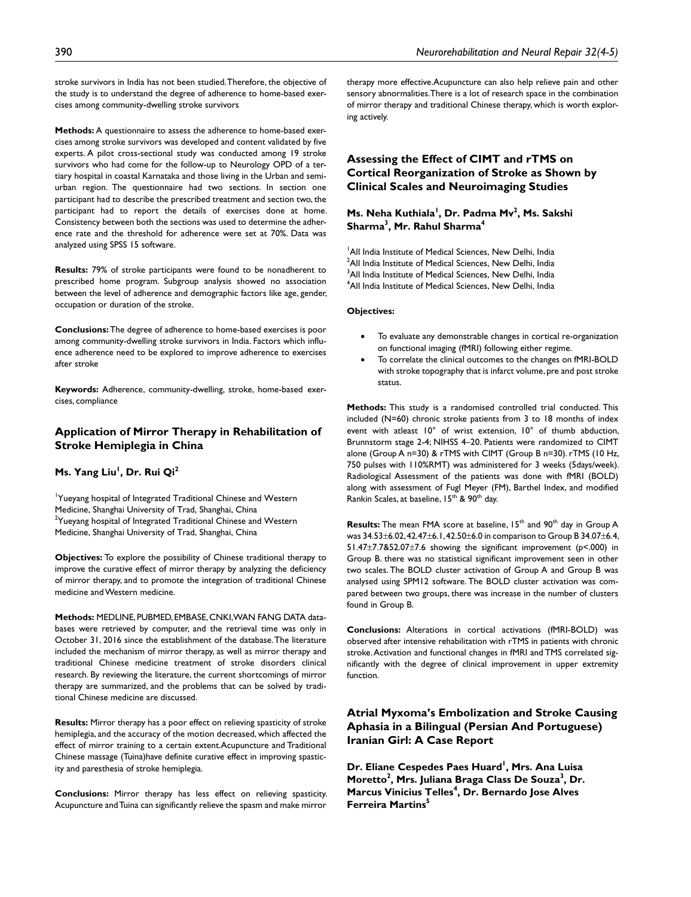stroke survivors in India has not been studied. Therefore, the objective of the study is to understand the degree of adherence to home-based exercises among community-dwelling stroke survivors

**Methods:** A questionnaire to assess the adherence to home-based exercises among stroke survivors was developed and content validated by five experts. A pilot cross-sectional study was conducted among 19 stroke survivors who had come for the follow-up to Neurology OPD of a tertiary hospital in coastal Karnataka and those living in the Urban and semi-urban region. The questionnaire had two sections. In section one participant had to describe the prescribed treatment and section two, the participant had to report the details of exercises done at home. Consistency between both the sections was used to determine the adherence rate and the threshold for adherence were set at 70%. Data was analyzed using SPSS 15 software.

**Results:** 79% of stroke participants were found to be nonadherent to prescribed home program. Subgroup analysis showed no association between the level of adherence and demographic factors like age, gender, occupation or duration of the stroke.

**Conclusions:** The degree of adherence to home-based exercises is poor among community-dwelling stroke survivors in India. Factors which influence adherence need to be explored to improve adherence to exercises after stroke

**Keywords:** Adherence, community-dwelling, stroke, home-based exercises, compliance

## Application of Mirror Therapy in Rehabilitation of Stroke Hemiplegia in China

**Ms. Yang Liu[1], Dr. Rui Qi[2]**

[1]Yueyang hospital of Integrated Traditional Chinese and Western Medicine, Shanghai University of Trad, Shanghai, China
[2]Yueyang hospital of Integrated Traditional Chinese and Western Medicine, Shanghai University of Trad, Shanghai, China

**Objectives:** To explore the possibility of Chinese traditional therapy to improve the curative effect of mirror therapy by analyzing the deficiency of mirror therapy, and to promote the integration of traditional Chinese medicine and Western medicine.

**Methods:** MEDLINE, PUBMED, EMBASE, CNKI, WAN FANG DATA databases were retrieved by computer, and the retrieval time was only in October 31, 2016 since the establishment of the database. The literature included the mechanism of mirror therapy, as well as mirror therapy and traditional Chinese medicine treatment of stroke disorders clinical research. By reviewing the literature, the current shortcomings of mirror therapy are summarized, and the problems that can be solved by traditional Chinese medicine are discussed.

**Results:** Mirror therapy has a poor effect on relieving spasticity of stroke hemiplegia, and the accuracy of the motion decreased, which affected the effect of mirror training to a certain extent. Acupuncture and Traditional Chinese massage (Tuina)have definite curative effect in improving spasticity and paresthesia of stroke hemiplegia.

**Conclusions:** Mirror therapy has less effect on relieving spasticity. Acupuncture and Tuina can significantly relieve the spasm and make mirror therapy more effective. Acupuncture can also help relieve pain and other sensory abnormalities. There is a lot of research space in the combination of mirror therapy and traditional Chinese therapy, which is worth exploring actively.

## Assessing the Effect of CIMT and rTMS on Cortical Reorganization of Stroke as Shown by Clinical Scales and Neuroimaging Studies

**Ms. Neha Kuthiala[1], Dr. Padma Mv[2], Ms. Sakshi Sharma[3], Mr. Rahul Sharma[4]**

[1]All India Institute of Medical Sciences, New Delhi, India
[2]All India Institute of Medical Sciences, New Delhi, India
[3]All India Institute of Medical Sciences, New Delhi, India
[4]All India Institute of Medical Sciences, New Delhi, India

**Objectives:**

- To evaluate any demonstrable changes in cortical re-organization on functional imaging (fMRI) following either regime.
- To correlate the clinical outcomes to the changes on fMRI-BOLD with stroke topography that is infarct volume, pre and post stroke status.

**Methods:** This study is a randomised controlled trial conducted. This included (N=60) chronic stroke patients from 3 to 18 months of index event with atleast 10° of wrist extension, 10° of thumb abduction, Brunnstorm stage 2-4; NIHSS 4–20. Patients were randomized to CIMT alone (Group A n=30) & rTMS with CIMT (Group B n=30). rTMS (10 Hz, 750 pulses with 110%RMT) was administered for 3 weeks (5days/week). Radiological Assessment of the patients was done with fMRI (BOLD) along with assessment of Fugl Meyer (FM), Barthel Index, and modified Rankin Scales, at baseline, 15th & 90th day.

**Results:** The mean FMA score at baseline, 15th and 90th day in Group A was 34.53±6.02, 42.47±6.1, 42.50±6.0 in comparison to Group B 34.07±6.4, 51.47±7.7&52.07±7.6 showing the significant improvement (p<.000) in Group B. there was no statistical significant improvement seen in other two scales. The BOLD cluster activation of Group A and Group B was analysed using SPM12 software. The BOLD cluster activation was compared between two groups, there was increase in the number of clusters found in Group B.

**Conclusions:** Alterations in cortical activations (fMRI-BOLD) was observed after intensive rehabilitation with rTMS in patients with chronic stroke. Activation and functional changes in fMRI and TMS correlated significantly with the degree of clinical improvement in upper extremity function.

## Atrial Myxoma's Embolization and Stroke Causing Aphasia in a Bilingual (Persian And Portuguese) Iranian Girl: A Case Report

**Dr. Eliane Cespedes Paes Huard[1], Mrs. Ana Luisa Moretto[2], Mrs. Juliana Braga Class De Souza[3], Dr. Marcus Vinicius Telles[4], Dr. Bernardo Jose Alves Ferreira Martins[5]**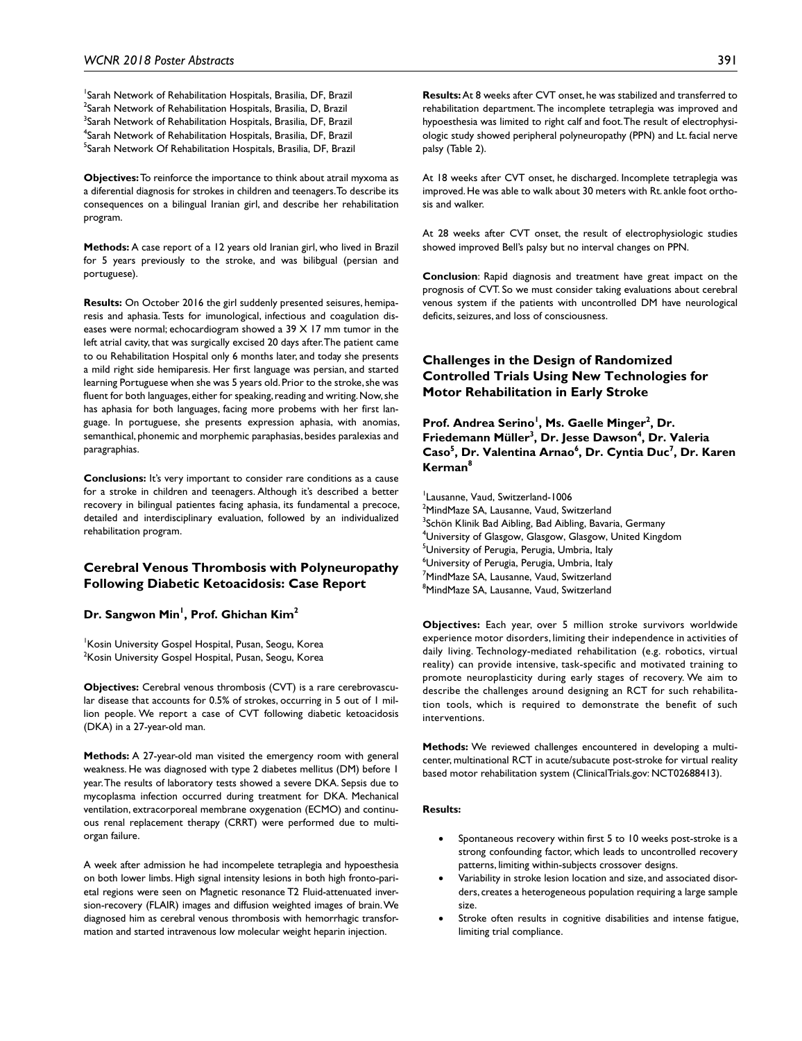[1]Sarah Network of Rehabilitation Hospitals, Brasilia, DF, Brazil
[2]Sarah Network of Rehabilitation Hospitals, Brasilia, D, Brazil
[3]Sarah Network of Rehabilitation Hospitals, Brasilia, DF, Brazil
[4]Sarah Network of Rehabilitation Hospitals, Brasilia, DF, Brazil
[5]Sarah Network Of Rehabilitation Hospitals, Brasilia, DF, Brazil

**Objectives:** To reinforce the importance to think about atrail myxoma as a diferential diagnosis for strokes in children and teenagers. To describe its consequences on a bilingual Iranian girl, and describe her rehabilitation program.

**Methods:** A case report of a 12 years old Iranian girl, who lived in Brazil for 5 years previously to the stroke, and was bilibgual (persian and portuguese).

**Results:** On October 2016 the girl suddenly presented seisures, hemiparesis and aphasia. Tests for imunological, infectious and coagulation diseases were normal; echocardiogram showed a 39 X 17 mm tumor in the left atrial cavity, that was surgically excised 20 days after. The patient came to ou Rehabilitation Hospital only 6 months later, and today she presents a mild right side hemiparesis. Her first language was persian, and started learning Portuguese when she was 5 years old. Prior to the stroke, she was fluent for both languages, either for speaking, reading and writing. Now, she has aphasia for both languages, facing more probems with her first language. In portuguese, she presents expression aphasia, with anomias, semanthical, phonemic and morphemic paraphasias, besides paralexias and paragraphias.

**Conclusions:** It's very important to consider rare conditions as a cause for a stroke in children and teenagers. Although it's described a better recovery in bilingual patientes facing aphasia, its fundamental a precoce, detailed and interdisciplinary evaluation, followed by an individualized rehabilitation program.

## Cerebral Venous Thrombosis with Polyneuropathy Following Diabetic Ketoacidosis: Case Report

**Dr. Sangwon Min[1], Prof. Ghichan Kim[2]**

[1]Kosin University Gospel Hospital, Pusan, Seogu, Korea
[2]Kosin University Gospel Hospital, Pusan, Seogu, Korea

**Objectives:** Cerebral venous thrombosis (CVT) is a rare cerebrovascular disease that accounts for 0.5% of strokes, occurring in 5 out of 1 million people. We report a case of CVT following diabetic ketoacidosis (DKA) in a 27-year-old man.

**Methods:** A 27-year-old man visited the emergency room with general weakness. He was diagnosed with type 2 diabetes mellitus (DM) before 1 year. The results of laboratory tests showed a severe DKA. Sepsis due to mycoplasma infection occurred during treatment for DKA. Mechanical ventilation, extracorporeal membrane oxygenation (ECMO) and continuous renal replacement therapy (CRRT) were performed due to multi-organ failure.

A week after admission he had incompelete tetraplegia and hypoesthesia on both lower limbs. High signal intensity lesions in both high fronto-parietal regions were seen on Magnetic resonance T2 Fluid-attenuated inversion-recovery (FLAIR) images and diffusion weighted images of brain. We diagnosed him as cerebral venous thrombosis with hemorrhagic transformation and started intravenous low molecular weight heparin injection.

**Results:** At 8 weeks after CVT onset, he was stabilized and transferred to rehabilitation department. The incomplete tetraplegia was improved and hypoesthesia was limited to right calf and foot. The result of electrophysiologic study showed peripheral polyneuropathy (PPN) and Lt. facial nerve palsy (Table 2).

At 18 weeks after CVT onset, he discharged. Incomplete tetraplegia was improved. He was able to walk about 30 meters with Rt. ankle foot orthosis and walker.

At 28 weeks after CVT onset, the result of electrophysiologic studies showed improved Bell's palsy but no interval changes on PPN.

**Conclusion**: Rapid diagnosis and treatment have great impact on the prognosis of CVT. So we must consider taking evaluations about cerebral venous system if the patients with uncontrolled DM have neurological deficits, seizures, and loss of consciousness.

## Challenges in the Design of Randomized Controlled Trials Using New Technologies for Motor Rehabilitation in Early Stroke

**Prof. Andrea Serino[1], Ms. Gaelle Minger[2], Dr. Friedemann Müller[3], Dr. Jesse Dawson[4], Dr. Valeria Caso[5], Dr. Valentina Arnao[6], Dr. Cyntia Duc[7], Dr. Karen Kerman[8]**

[1]Lausanne, Vaud, Switzerland-1006
[2]MindMaze SA, Lausanne, Vaud, Switzerland
[3]Schön Klinik Bad Aibling, Bad Aibling, Bavaria, Germany
[4]University of Glasgow, Glasgow, Glasgow, United Kingdom
[5]University of Perugia, Perugia, Umbria, Italy
[6]University of Perugia, Perugia, Umbria, Italy
[7]MindMaze SA, Lausanne, Vaud, Switzerland
[8]MindMaze SA, Lausanne, Vaud, Switzerland

**Objectives:** Each year, over 5 million stroke survivors worldwide experience motor disorders, limiting their independence in activities of daily living. Technology-mediated rehabilitation (e.g. robotics, virtual reality) can provide intensive, task-specific and motivated training to promote neuroplasticity during early stages of recovery. We aim to describe the challenges around designing an RCT for such rehabilitation tools, which is required to demonstrate the benefit of such interventions.

**Methods:** We reviewed challenges encountered in developing a multi-center, multinational RCT in acute/subacute post-stroke for virtual reality based motor rehabilitation system (ClinicalTrials.gov: NCT02688413).

**Results:**

- Spontaneous recovery within first 5 to 10 weeks post-stroke is a strong confounding factor, which leads to uncontrolled recovery patterns, limiting within-subjects crossover designs.
- Variability in stroke lesion location and size, and associated disorders, creates a heterogeneous population requiring a large sample size.
- Stroke often results in cognitive disabilities and intense fatigue, limiting trial compliance.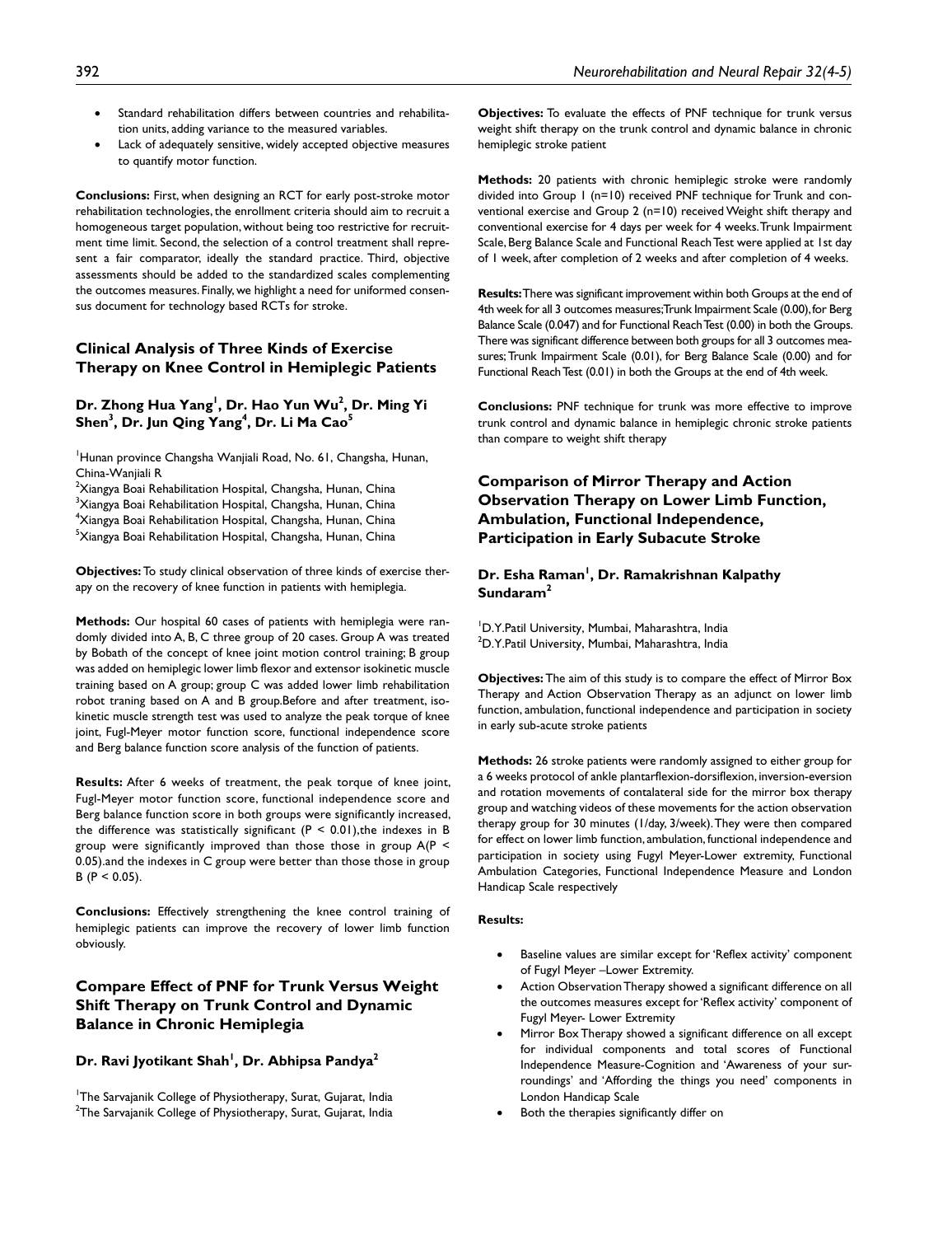- Standard rehabilitation differs between countries and rehabilitation units, adding variance to the measured variables.
- Lack of adequately sensitive, widely accepted objective measures to quantify motor function.

**Conclusions:** First, when designing an RCT for early post-stroke motor rehabilitation technologies, the enrollment criteria should aim to recruit a homogeneous target population, without being too restrictive for recruitment time limit. Second, the selection of a control treatment shall represent a fair comparator, ideally the standard practice. Third, objective assessments should be added to the standardized scales complementing the outcomes measures. Finally, we highlight a need for uniformed consensus document for technology based RCTs for stroke.

## Clinical Analysis of Three Kinds of Exercise Therapy on Knee Control in Hemiplegic Patients

### Dr. Zhong Hua Yang[1], Dr. Hao Yun Wu[2], Dr. Ming Yi Shen[3], Dr. Jun Qing Yang[4], Dr. Li Ma Cao[5]

[1]Hunan province Changsha Wanjiali Road, No. 61, Changsha, Hunan, China-Wanjiali R
[2]Xiangya Boai Rehabilitation Hospital, Changsha, Hunan, China
[3]Xiangya Boai Rehabilitation Hospital, Changsha, Hunan, China
[4]Xiangya Boai Rehabilitation Hospital, Changsha, Hunan, China
[5]Xiangya Boai Rehabilitation Hospital, Changsha, Hunan, China

**Objectives:** To study clinical observation of three kinds of exercise therapy on the recovery of knee function in patients with hemiplegia.

**Methods:** Our hospital 60 cases of patients with hemiplegia were randomly divided into A, B, C three group of 20 cases. Group A was treated by Bobath of the concept of knee joint motion control training; B group was added on hemiplegic lower limb flexor and extensor isokinetic muscle training based on A group; group C was added lower limb rehabilitation robot traning based on A and B group.Before and after treatment, isokinetic muscle strength test was used to analyze the peak torque of knee joint, Fugl-Meyer motor function score, functional independence score and Berg balance function score analysis of the function of patients.

**Results:** After 6 weeks of treatment, the peak torque of knee joint, Fugl-Meyer motor function score, functional independence score and Berg balance function score in both groups were significantly increased, the difference was statistically significant ($P < 0.01$),the indexes in B group were significantly improved than those those in group A($P < 0.05$).and the indexes in C group were better than those those in group B ($P < 0.05$).

**Conclusions:** Effectively strengthening the knee control training of hemiplegic patients can improve the recovery of lower limb function obviously.

## Compare Effect of PNF for Trunk Versus Weight Shift Therapy on Trunk Control and Dynamic Balance in Chronic Hemiplegia

### Dr. Ravi Jyotikant Shah[1], Dr. Abhipsa Pandya[2]

[1]The Sarvajanik College of Physiotherapy, Surat, Gujarat, India
[2]The Sarvajanik College of Physiotherapy, Surat, Gujarat, India

**Objectives:** To evaluate the effects of PNF technique for trunk versus weight shift therapy on the trunk control and dynamic balance in chronic hemiplegic stroke patient

**Methods:** 20 patients with chronic hemiplegic stroke were randomly divided into Group 1 (n=10) received PNF technique for Trunk and conventional exercise and Group 2 (n=10) received Weight shift therapy and conventional exercise for 4 days per week for 4 weeks. Trunk Impairment Scale, Berg Balance Scale and Functional Reach Test were applied at 1st day of 1 week, after completion of 2 weeks and after completion of 4 weeks.

**Results:** There was significant improvement within both Groups at the end of 4th week for all 3 outcomes measures; Trunk Impairment Scale (0.00), for Berg Balance Scale (0.047) and for Functional Reach Test (0.00) in both the Groups. There was significant difference between both groups for all 3 outcomes measures; Trunk Impairment Scale (0.01), for Berg Balance Scale (0.00) and for Functional Reach Test (0.01) in both the Groups at the end of 4th week.

**Conclusions:** PNF technique for trunk was more effective to improve trunk control and dynamic balance in hemiplegic chronic stroke patients than compare to weight shift therapy

## Comparison of Mirror Therapy and Action Observation Therapy on Lower Limb Function, Ambulation, Functional Independence, Participation in Early Subacute Stroke

### Dr. Esha Raman[1], Dr. Ramakrishnan Kalpathy Sundaram[2]

[1]D.Y.Patil University, Mumbai, Maharashtra, India
[2]D.Y.Patil University, Mumbai, Maharashtra, India

**Objectives:** The aim of this study is to compare the effect of Mirror Box Therapy and Action Observation Therapy as an adjunct on lower limb function, ambulation, functional independence and participation in society in early sub-acute stroke patients

**Methods:** 26 stroke patients were randomly assigned to either group for a 6 weeks protocol of ankle plantarflexion-dorsiflexion, inversion-eversion and rotation movements of contalateral side for the mirror box therapy group and watching videos of these movements for the action observation therapy group for 30 minutes (1/day, 3/week). They were then compared for effect on lower limb function, ambulation, functional independence and participation in society using Fugyl Meyer-Lower extremity, Functional Ambulation Categories, Functional Independence Measure and London Handicap Scale respectively

**Results:**

- Baseline values are similar except for 'Reflex activity' component of Fugyl Meyer –Lower Extremity.
- Action Observation Therapy showed a significant difference on all the outcomes measures except for 'Reflex activity' component of Fugyl Meyer- Lower Extremity
- Mirror Box Therapy showed a significant difference on all except for individual components and total scores of Functional Independence Measure-Cognition and 'Awareness of your surroundings' and 'Affording the things you need' components in London Handicap Scale
- Both the therapies significantly differ on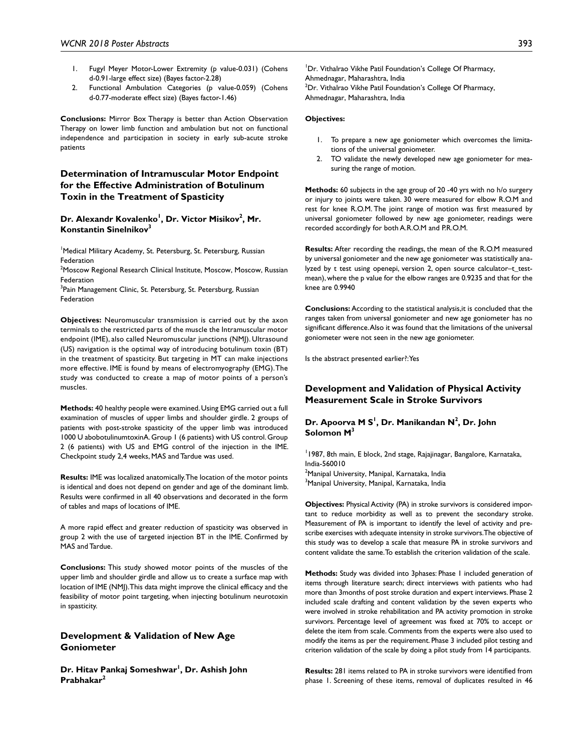1. Fugyl Meyer Motor-Lower Extremity (p value-0.031) (Cohens d-0.91-large effect size) (Bayes factor-2.28)
2. Functional Ambulation Categories (p value-0.059) (Cohens d-0.77-moderate effect size) (Bayes factor-1.46)

**Conclusions:** Mirror Box Therapy is better than Action Observation Therapy on lower limb function and ambulation but not on functional independence and participation in society in early sub-acute stroke patients

## Determination of Intramuscular Motor Endpoint for the Effective Administration of Botulinum Toxin in the Treatment of Spasticity

**Dr. Alexandr Kovalenko[1], Dr. Victor Misikov[2], Mr. Konstantin Sinelnikov[3]**

[1]Medical Military Academy, St. Petersburg, St. Petersburg, Russian Federation
[2]Moscow Regional Research Clinical Institute, Moscow, Moscow, Russian Federation
[3]Pain Management Clinic, St. Petersburg, St. Petersburg, Russian Federation

**Objectives:** Neuromuscular transmission is carried out by the axon terminals to the restricted parts of the muscle the Intramuscular motor endpoint (IME), also called Neuromuscular junctions (NMJ). Ultrasound (US) navigation is the optimal way of introducing botulinum toxin (BT) in the treatment of spasticity. But targeting in MT can make injections more effective. IME is found by means of electromyography (EMG). The study was conducted to create a map of motor points of a person's muscles.

**Methods:** 40 healthy people were examined. Using EMG carried out a full examination of muscles of upper limbs and shoulder girdle. 2 groups of patients with post-stroke spasticity of the upper limb was introduced 1000 U abobotulinumtoxinA. Group 1 (6 patients) with US control. Group 2 (6 patients) with US and EMG control of the injection in the IME. Checkpoint study 2,4 weeks, MAS and Tardue was used.

**Results:** IME was localized anatomically. The location of the motor points is identical and does not depend on gender and age of the dominant limb. Results were confirmed in all 40 observations and decorated in the form of tables and maps of locations of IME.

A more rapid effect and greater reduction of spasticity was observed in group 2 with the use of targeted injection BT in the IME. Confirmed by MAS and Tardue.

**Conclusions:** This study showed motor points of the muscles of the upper limb and shoulder girdle and allow us to create a surface map with location of IME (NMJ). This data might improve the clinical efficacy and the feasibility of motor point targeting, when injecting botulinum neurotoxin in spasticity.

## Development & Validation of New Age Goniometer

**Dr. Hitav Pankaj Someshwar[1], Dr. Ashish John Prabhakar[2]**

[1]Dr. Vithalrao Vikhe Patil Foundation's College Of Pharmacy, Ahmednagar, Maharashtra, India
[2]Dr. Vithalrao Vikhe Patil Foundation's College Of Pharmacy, Ahmednagar, Maharashtra, India

**Objectives:**

1. To prepare a new age goniometer which overcomes the limitations of the universal goniometer.
2. TO validate the newly developed new age goniometer for measuring the range of motion.

**Methods:** 60 subjects in the age group of 20 -40 yrs with no h/o surgery or injury to joints were taken. 30 were measured for elbow R.O.M and rest for knee R.O.M. The joint range of motion was first measured by universal goniometer followed by new age goniometer, readings were recorded accordingly for both A.R.O.M and P.R.O.M.

**Results:** After recording the readings, the mean of the R.O.M measured by universal goniometer and the new age goniometer was statistically analyzed by t test using openepi, version 2, open source calculator–t_test-mean), where the p value for the elbow ranges are 0.9235 and that for the knee are 0.9940

**Conclusions:** According to the statistical analysis,it is concluded that the ranges taken from universal goniometer and new age goniometer has no significant difference. Also it was found that the limitations of the universal goniometer were not seen in the new age goniometer.

Is the abstract presented earlier?: Yes

## Development and Validation of Physical Activity Measurement Scale in Stroke Survivors

**Dr. Apoorva M S[1], Dr. Manikandan N[2], Dr. John Solomon M[3]**

[1]1987, 8th main, E block, 2nd stage, Rajajinagar, Bangalore, Karnataka, India-560010
[2]Manipal University, Manipal, Karnataka, India
[3]Manipal University, Manipal, Karnataka, India

**Objectives:** Physical Activity (PA) in stroke survivors is considered important to reduce morbidity as well as to prevent the secondary stroke. Measurement of PA is important to identify the level of activity and prescribe exercises with adequate intensity in stroke survivors. The objective of this study was to develop a scale that measure PA in stroke survivors and content validate the same. To establish the criterion validation of the scale.

**Methods:** Study was divided into 3phases: Phase 1 included generation of items through literature search; direct interviews with patients who had more than 3months of post stroke duration and expert interviews. Phase 2 included scale drafting and content validation by the seven experts who were involved in stroke rehabilitation and PA activity promotion in stroke survivors. Percentage level of agreement was fixed at 70% to accept or delete the item from scale. Comments from the experts were also used to modify the items as per the requirement. Phase 3 included pilot testing and criterion validation of the scale by doing a pilot study from 14 participants.

**Results:** 281 items related to PA in stroke survivors were identified from phase 1. Screening of these items, removal of duplicates resulted in 46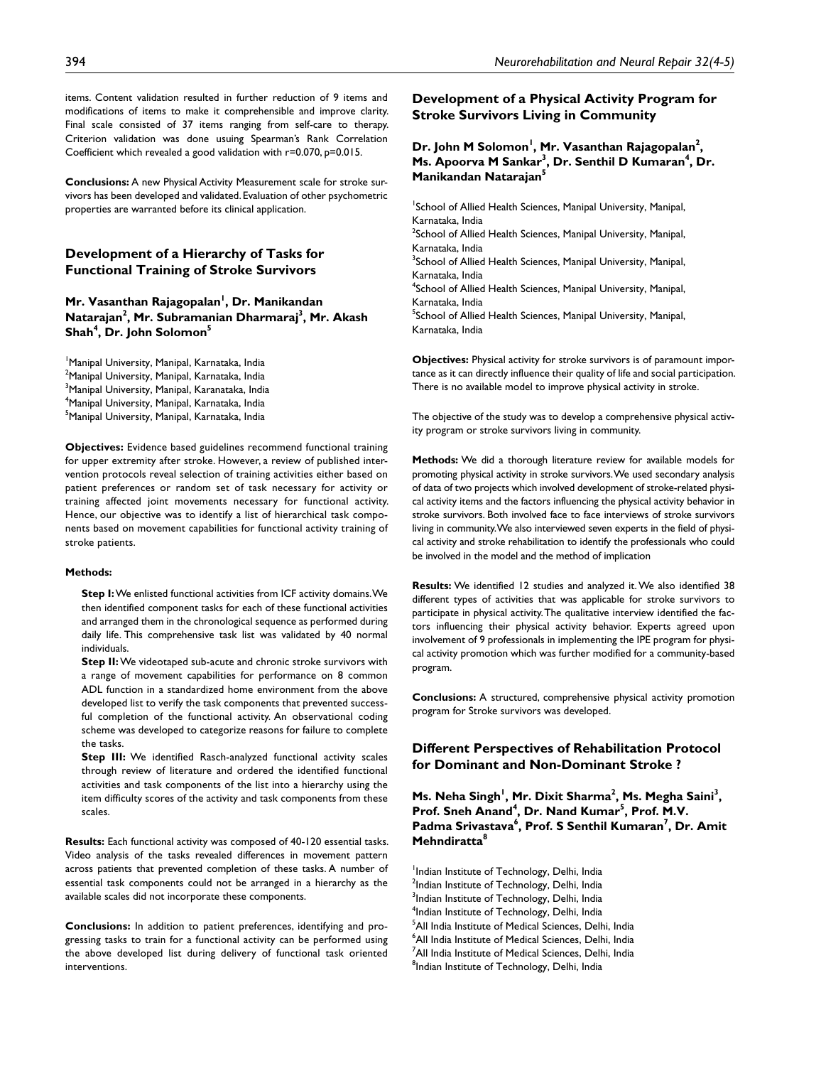items. Content validation resulted in further reduction of 9 items and modifications of items to make it comprehensible and improve clarity. Final scale consisted of 37 items ranging from self-care to therapy. Criterion validation was done usuing Spearman's Rank Correlation Coefficient which revealed a good validation with r=0.070, p=0.015.

**Conclusions:** A new Physical Activity Measurement scale for stroke survivors has been developed and validated. Evaluation of other psychometric properties are warranted before its clinical application.

## Development of a Hierarchy of Tasks for Functional Training of Stroke Survivors

**Mr. Vasanthan Rajagopalan[1], Dr. Manikandan Natarajan[2], Mr. Subramanian Dharmaraj[3], Mr. Akash Shah[4], Dr. John Solomon[5]**

[1]Manipal University, Manipal, Karnataka, India
[2]Manipal University, Manipal, Karnataka, India
[3]Manipal University, Manipal, Karanataka, India
[4]Manipal University, Manipal, Karnataka, India
[5]Manipal University, Manipal, Karnataka, India

**Objectives:** Evidence based guidelines recommend functional training for upper extremity after stroke. However, a review of published intervention protocols reveal selection of training activities either based on patient preferences or random set of task necessary for activity or training affected joint movements necessary for functional activity. Hence, our objective was to identify a list of hierarchical task components based on movement capabilities for functional activity training of stroke patients.

**Methods:**

**Step I:** We enlisted functional activities from ICF activity domains. We then identified component tasks for each of these functional activities and arranged them in the chronological sequence as performed during daily life. This comprehensive task list was validated by 40 normal individuals.

**Step II:** We videotaped sub-acute and chronic stroke survivors with a range of movement capabilities for performance on 8 common ADL function in a standardized home environment from the above developed list to verify the task components that prevented successful completion of the functional activity. An observational coding scheme was developed to categorize reasons for failure to complete the tasks.

**Step III:** We identified Rasch-analyzed functional activity scales through review of literature and ordered the identified functional activities and task components of the list into a hierarchy using the item difficulty scores of the activity and task components from these scales.

**Results:** Each functional activity was composed of 40-120 essential tasks. Video analysis of the tasks revealed differences in movement pattern across patients that prevented completion of these tasks. A number of essential task components could not be arranged in a hierarchy as the available scales did not incorporate these components.

**Conclusions:** In addition to patient preferences, identifying and progressing tasks to train for a functional activity can be performed using the above developed list during delivery of functional task oriented interventions.

## Development of a Physical Activity Program for Stroke Survivors Living in Community

**Dr. John M Solomon[1], Mr. Vasanthan Rajagopalan[2], Ms. Apoorva M Sankar[3], Dr. Senthil D Kumaran[4], Dr. Manikandan Natarajan[5]**

[1]School of Allied Health Sciences, Manipal University, Manipal, Karnataka, India
[2]School of Allied Health Sciences, Manipal University, Manipal, Karnataka, India
[3]School of Allied Health Sciences, Manipal University, Manipal, Karnataka, India
[4]School of Allied Health Sciences, Manipal University, Manipal, Karnataka, India
[5]School of Allied Health Sciences, Manipal University, Manipal, Karnataka, India

**Objectives:** Physical activity for stroke survivors is of paramount importance as it can directly influence their quality of life and social participation. There is no available model to improve physical activity in stroke.

The objective of the study was to develop a comprehensive physical activity program or stroke survivors living in community.

**Methods:** We did a thorough literature review for available models for promoting physical activity in stroke survivors. We used secondary analysis of data of two projects which involved development of stroke-related physical activity items and the factors influencing the physical activity behavior in stroke survivors. Both involved face to face interviews of stroke survivors living in community. We also interviewed seven experts in the field of physical activity and stroke rehabilitation to identify the professionals who could be involved in the model and the method of implication

**Results:** We identified 12 studies and analyzed it. We also identified 38 different types of activities that was applicable for stroke survivors to participate in physical activity. The qualitative interview identified the factors influencing their physical activity behavior. Experts agreed upon involvement of 9 professionals in implementing the IPE program for physical activity promotion which was further modified for a community-based program.

**Conclusions:** A structured, comprehensive physical activity promotion program for Stroke survivors was developed.

## Different Perspectives of Rehabilitation Protocol for Dominant and Non-Dominant Stroke ?

**Ms. Neha Singh[1], Mr. Dixit Sharma[2], Ms. Megha Saini[3], Prof. Sneh Anand[4], Dr. Nand Kumar[5], Prof. M.V. Padma Srivastava[6], Prof. S Senthil Kumaran[7], Dr. Amit Mehndiratta[8]**

[1]Indian Institute of Technology, Delhi, India
[2]Indian Institute of Technology, Delhi, India
[3]Indian Institute of Technology, Delhi, India
[4]Indian Institute of Technology, Delhi, India
[5]All India Institute of Medical Sciences, Delhi, India
[6]All India Institute of Medical Sciences, Delhi, India
[7]All India Institute of Medical Sciences, Delhi, India
[8]Indian Institute of Technology, Delhi, India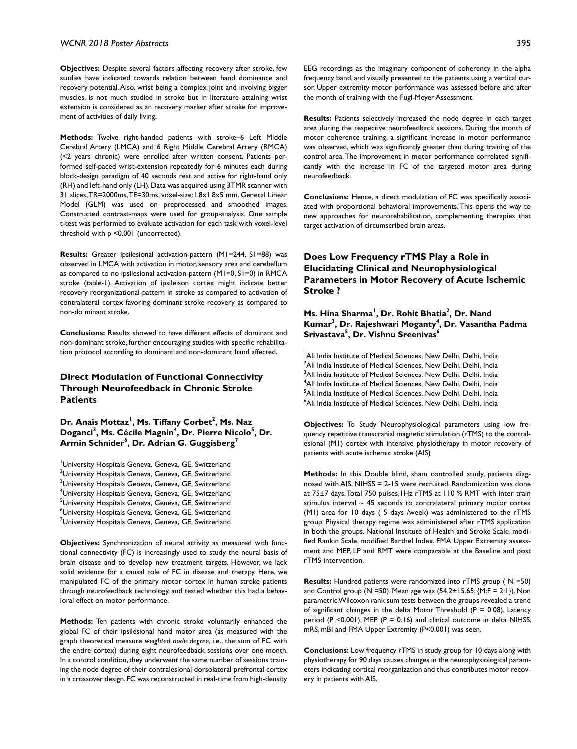**Objectives:** Despite several factors affecting recovery after stroke, few studies have indicated towards relation between hand dominance and recovery potential. Also, wrist being a complex joint and involving bigger muscles, is not much studied in stroke but in literature attaining wrist extension is considered as an recovery marker after stroke for improvement of activities of daily living.

**Methods:** Twelve right-handed patients with stroke–6 Left Middle Cerebral Artery (LMCA) and 6 Right Middle Cerebral Artery (RMCA) (<2 years chronic) were enrolled after written consent. Patients performed self-paced wrist-extension repeatedly for 6 minutes each during block-design paradigm of 40 seconds rest and active for right-hand only (RH) and left-hand only (LH). Data was acquired using 3TMR scanner with 31 slices, TR=2000ms, TE=30ms, voxel-size:1.8x1.8x5 mm. General Linear Model (GLM) was used on preprocessed and smoothed images. Constructed contrast-maps were used for group-analysis. One sample t-test was performed to evaluate activation for each task with voxel-level threshold with p <0.001 (uncorrected).

**Results:** Greater ipsilesional activation-pattern (M1=244, S1=88) was observed in LMCA with activation in motor, sensory area and cerebellum as compared to no ipsilesional activation-pattern (M1=0, S1=0) in RMCA stroke (table-1). Activation of ipsileison cortex might indicate better recovery reorganizational-pattern in stroke as compared to activation of contralateral cortex favoring dominant stroke recovery as compared to non-do minant stroke.

**Conclusions:** Results showed to have different effects of dominant and non-dominant stroke, further encouraging studies with specific rehabilitation protocol according to dominant and non-dominant hand affected.

## Direct Modulation of Functional Connectivity Through Neurofeedback in Chronic Stroke Patients

**Dr. Anaïs Mottaz[1], Ms. Tiffany Corbet[2], Ms. Naz Doganci[3], Ms. Cécile Magnin[4], Dr. Pierre Nicolo[5], Dr. Armin Schnider[6], Dr. Adrian G. Guggisberg[7]**

[1]University Hospitals Geneva, Geneva, GE, Switzerland
[2]University Hospitals Geneva, Geneva, GE, Switzerland
[3]University Hospitals Geneva, Geneva, GE, Switzerland
[4]University Hospitals Geneva, Geneva, GE, Switzerland
[5]University Hospitals Geneva, Geneva, GE, Switzerland
[6]University Hospitals Geneva, Geneva, GE, Switzerland
[7]University Hospitals Geneva, Geneva, GE, Switzerland

**Objectives:** Synchronization of neural activity as measured with functional connectivity (FC) is increasingly used to study the neural basis of brain disease and to develop new treatment targets. However, we lack solid evidence for a causal role of FC in disease and therapy. Here, we manipulated FC of the primary motor cortex in human stroke patients through neurofeedback technology, and tested whether this had a behavioral effect on motor performance.

**Methods:** Ten patients with chronic stroke voluntarily enhanced the global FC of their ipsilesional hand motor area (as measured with the graph theoretical measure *weighted node degree*, i.e., the sum of FC with the entire cortex) during eight neurofeedback sessions over one month. In a control condition, they underwent the same number of sessions training the node degree of their contralesional dorsolateral prefrontal cortex in a crossover design. FC was reconstructed in real-time from high-density EEG recordings as the imaginary component of coherency in the alpha frequency band, and visually presented to the patients using a vertical cursor. Upper extremity motor performance was assessed before and after the month of training with the Fugl-Meyer Assessment.

**Results:** Patients selectively increased the node degree in each target area during the respective neurofeedback sessions. During the month of motor coherence training, a significant increase in motor performance was observed, which was significantly greater than during training of the control area. The improvement in motor performance correlated significantly with the increase in FC of the targeted motor area during neurofeedback.

**Conclusions:** Hence, a direct modulation of FC was specifically associated with proportional behavioral improvements. This opens the way to new approaches for neurorehabilitation, complementing therapies that target activation of circumscribed brain areas.

## Does Low Frequency rTMS Play a Role in Elucidating Clinical and Neurophysiological Parameters in Motor Recovery of Acute Ischemic Stroke ?

**Ms. Hina Sharma[1], Dr. Rohit Bhatia[2], Dr. Nand Kumar[3], Dr. Rajeshwari Moganty[4], Dr. Vasantha Padma Srivastava[5], Dr. Vishnu Sreenivas[6]**

[1]All India Institute of Medical Sciences, New Delhi, Delhi, India
[2]All India Institute of Medical Sciences, New Delhi, Delhi, India
[3]All India Institute of Medical Sciences, New Delhi, Delhi, India
[4]All India Institute of Medical Sciences, New Delhi, Delhi, India
[5]All India Institute of Medical Sciences, New Delhi, Delhi, India
[6]All India Institute of Medical Sciences, New Delhi, Delhi, India

**Objectives:** To Study Neurophysiological parameters using low frequency repetitive transcranial magnetic stimulation (rTMS) to the contralesional (M1) cortex with intensive physiotherapy in motor recovery of patients with acute ischemic stroke (AIS)

**Methods:** In this Double blind, sham controlled study, patients diagnosed with AIS, NIHSS = 2-15 were recruited. Randomization was done at 75±7 days. Total 750 pulses, 1Hz rTMS at 110 % RMT with inter train stimulus interval ~ 45 seconds to contralateral primary motor cortex (M1) area for 10 days ( 5 days /week) was administered to the rTMS group. Physical therapy regime was administered after rTMS application in both the groups. National Institute of Health and Stroke Scale, modified Rankin Scale, modified Barthel Index, FMA Upper Extremity assessment and MEP, LP and RMT were comparable at the Baseline and post rTMS intervention.

**Results:** Hundred patients were randomized into rTMS group ( N =50) and Control group (N =50). Mean age was (54.2±15.65; {M:F = 2:1}). Non parametric Wilcoxon rank sum tests between the groups revealed a trend of significant changes in the delta Motor Threshold (P = 0.08), Latency period (P <0.001), MEP (P = 0.16) and clinical outcome in delta NIHSS, mRS, mBI and FMA Upper Extremity (P<0.001) was seen.

**Conclusions:** Low frequency rTMS in study group for 10 days along with physiotherapy for 90 days causes changes in the neurophysiological parameters indicating cortical reorganization and thus contributes motor recovery in patients with AIS.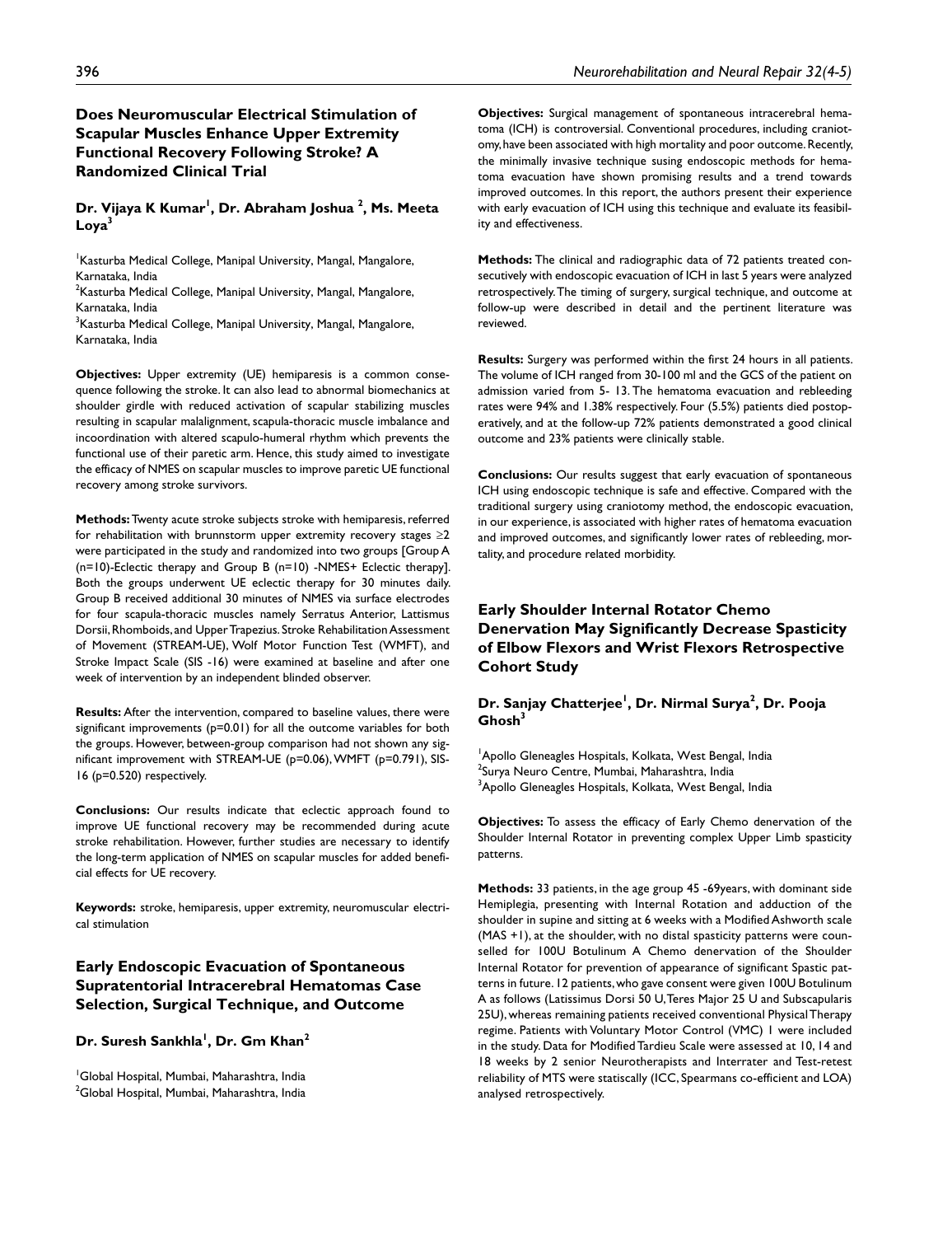## Does Neuromuscular Electrical Stimulation of Scapular Muscles Enhance Upper Extremity Functional Recovery Following Stroke? A Randomized Clinical Trial

**Dr. Vijaya K Kumar[1], Dr. Abraham Joshua [2], Ms. Meeta Loya[3]**

[1]Kasturba Medical College, Manipal University, Mangal, Mangalore, Karnataka, India
[2]Kasturba Medical College, Manipal University, Mangal, Mangalore, Karnataka, India
[3]Kasturba Medical College, Manipal University, Mangal, Mangalore, Karnataka, India

**Objectives:** Upper extremity (UE) hemiparesis is a common consequence following the stroke. It can also lead to abnormal biomechanics at shoulder girdle with reduced activation of scapular stabilizing muscles resulting in scapular malalignment, scapula-thoracic muscle imbalance and incoordination with altered scapulo-humeral rhythm which prevents the functional use of their paretic arm. Hence, this study aimed to investigate the efficacy of NMES on scapular muscles to improve paretic UE functional recovery among stroke survivors.

**Methods:** Twenty acute stroke subjects stroke with hemiparesis, referred for rehabilitation with brunnstorm upper extremity recovery stages ≥2 were participated in the study and randomized into two groups [Group A (n=10)-Eclectic therapy and Group B (n=10) -NMES+ Eclectic therapy]. Both the groups underwent UE eclectic therapy for 30 minutes daily. Group B received additional 30 minutes of NMES via surface electrodes for four scapula-thoracic muscles namely Serratus Anterior, Lattismus Dorsii, Rhomboids, and Upper Trapezius. Stroke Rehabilitation Assessment of Movement (STREAM-UE), Wolf Motor Function Test (WMFT), and Stroke Impact Scale (SIS -16) were examined at baseline and after one week of intervention by an independent blinded observer.

**Results:** After the intervention, compared to baseline values, there were significant improvements (p=0.01) for all the outcome variables for both the groups. However, between-group comparison had not shown any significant improvement with STREAM-UE (p=0.06), WMFT (p=0.791), SIS-16 (p=0.520) respectively.

**Conclusions:** Our results indicate that eclectic approach found to improve UE functional recovery may be recommended during acute stroke rehabilitation. However, further studies are necessary to identify the long-term application of NMES on scapular muscles for added beneficial effects for UE recovery.

**Keywords:** stroke, hemiparesis, upper extremity, neuromuscular electrical stimulation

## Early Endoscopic Evacuation of Spontaneous Supratentorial Intracerebral Hematomas Case Selection, Surgical Technique, and Outcome

**Dr. Suresh Sankhla[1], Dr. Gm Khan[2]**

[1]Global Hospital, Mumbai, Maharashtra, India
[2]Global Hospital, Mumbai, Maharashtra, India

**Objectives:** Surgical management of spontaneous intracerebral hematoma (ICH) is controversial. Conventional procedures, including craniotomy, have been associated with high mortality and poor outcome. Recently, the minimally invasive technique susing endoscopic methods for hematoma evacuation have shown promising results and a trend towards improved outcomes. In this report, the authors present their experience with early evacuation of ICH using this technique and evaluate its feasibility and effectiveness.

**Methods:** The clinical and radiographic data of 72 patients treated consecutively with endoscopic evacuation of ICH in last 5 years were analyzed retrospectively. The timing of surgery, surgical technique, and outcome at follow-up were described in detail and the pertinent literature was reviewed.

**Results:** Surgery was performed within the first 24 hours in all patients. The volume of ICH ranged from 30-100 ml and the GCS of the patient on admission varied from 5- 13. The hematoma evacuation and rebleeding rates were 94% and 1.38% respectively. Four (5.5%) patients died postoperatively, and at the follow-up 72% patients demonstrated a good clinical outcome and 23% patients were clinically stable.

**Conclusions:** Our results suggest that early evacuation of spontaneous ICH using endoscopic technique is safe and effective. Compared with the traditional surgery using craniotomy method, the endoscopic evacuation, in our experience, is associated with higher rates of hematoma evacuation and improved outcomes, and significantly lower rates of rebleeding, mortality, and procedure related morbidity.

## Early Shoulder Internal Rotator Chemo Denervation May Significantly Decrease Spasticity of Elbow Flexors and Wrist Flexors Retrospective Cohort Study

**Dr. Sanjay Chatterjee[1], Dr. Nirmal Surya[2], Dr. Pooja Ghosh[3]**

[1]Apollo Gleneagles Hospitals, Kolkata, West Bengal, India
[2]Surya Neuro Centre, Mumbai, Maharashtra, India
[3]Apollo Gleneagles Hospitals, Kolkata, West Bengal, India

**Objectives:** To assess the efficacy of Early Chemo denervation of the Shoulder Internal Rotator in preventing complex Upper Limb spasticity patterns.

**Methods:** 33 patients, in the age group 45 -69years, with dominant side Hemiplegia, presenting with Internal Rotation and adduction of the shoulder in supine and sitting at 6 weeks with a Modified Ashworth scale (MAS +1), at the shoulder, with no distal spasticity patterns were counselled for 100U Botulinum A Chemo denervation of the Shoulder Internal Rotator for prevention of appearance of significant Spastic patterns in future. 12 patients, who gave consent were given 100U Botulinum A as follows (Latissimus Dorsi 50 U, Teres Major 25 U and Subscapularis 25U), whereas remaining patients received conventional Physical Therapy regime. Patients with Voluntary Motor Control (VMC) 1 were included in the study. Data for Modified Tardieu Scale were assessed at 10, 14 and 18 weeks by 2 senior Neurotherapists and Interrater and Test-retest reliability of MTS were statiscally (ICC, Spearmans co-efficient and LOA) analysed retrospectively.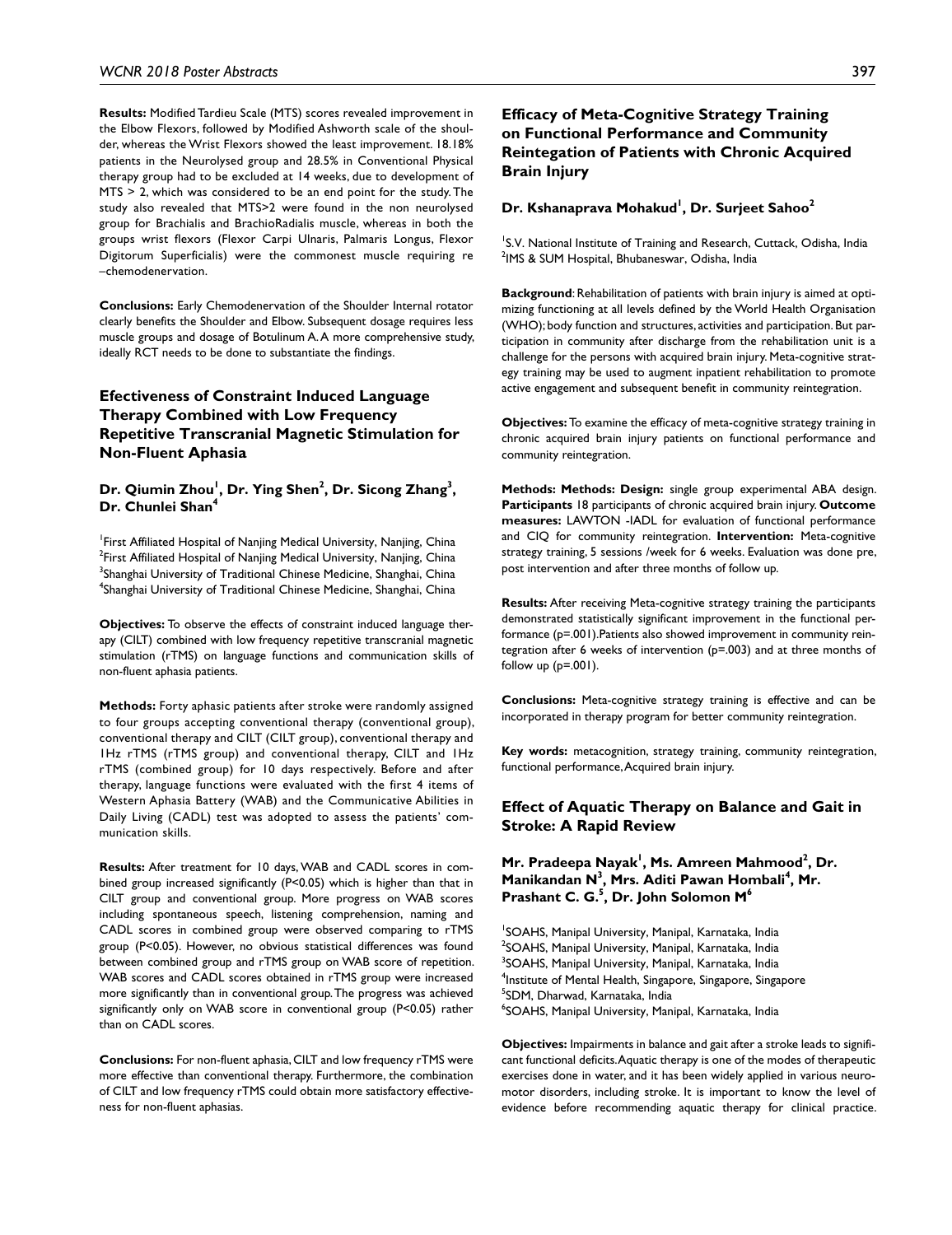**Results:** Modified Tardieu Scale (MTS) scores revealed improvement in the Elbow Flexors, followed by Modified Ashworth scale of the shoulder, whereas the Wrist Flexors showed the least improvement. 18.18% patients in the Neurolysed group and 28.5% in Conventional Physical therapy group had to be excluded at 14 weeks, due to development of MTS > 2, which was considered to be an end point for the study. The study also revealed that MTS>2 were found in the non neurolysed group for Brachialis and BrachioRadialis muscle, whereas in both the groups wrist flexors (Flexor Carpi Ulnaris, Palmaris Longus, Flexor Digitorum Superficialis) were the commonest muscle requiring re –chemodenervation.

**Conclusions:** Early Chemodenervation of the Shoulder Internal rotator clearly benefits the Shoulder and Elbow. Subsequent dosage requires less muscle groups and dosage of Botulinum A. A more comprehensive study, ideally RCT needs to be done to substantiate the findings.

## Efectiveness of Constraint Induced Language Therapy Combined with Low Frequency Repetitive Transcranial Magnetic Stimulation for Non-Fluent Aphasia

**Dr. Qiumin Zhou[1], Dr. Ying Shen[2], Dr. Sicong Zhang[3], Dr. Chunlei Shan[4]**

[1]First Affiliated Hospital of Nanjing Medical University, Nanjing, China
[2]First Affiliated Hospital of Nanjing Medical University, Nanjing, China
[3]Shanghai University of Traditional Chinese Medicine, Shanghai, China
[4]Shanghai University of Traditional Chinese Medicine, Shanghai, China

**Objectives:** To observe the effects of constraint induced language therapy (CILT) combined with low frequency repetitive transcranial magnetic stimulation (rTMS) on language functions and communication skills of non-fluent aphasia patients.

**Methods:** Forty aphasic patients after stroke were randomly assigned to four groups accepting conventional therapy (conventional group), conventional therapy and CILT (CILT group), conventional therapy and 1Hz rTMS (rTMS group) and conventional therapy, CILT and 1Hz rTMS (combined group) for 10 days respectively. Before and after therapy, language functions were evaluated with the first 4 items of Western Aphasia Battery (WAB) and the Communicative Abilities in Daily Living (CADL) test was adopted to assess the patients' communication skills.

**Results:** After treatment for 10 days, WAB and CADL scores in combined group increased significantly ($P<0.05$) which is higher than that in CILT group and conventional group. More progress on WAB scores including spontaneous speech, listening comprehension, naming and CADL scores in combined group were observed comparing to rTMS group ($P<0.05$). However, no obvious statistical differences was found between combined group and rTMS group on WAB score of repetition. WAB scores and CADL scores obtained in rTMS group were increased more significantly than in conventional group. The progress was achieved significantly only on WAB score in conventional group ($P<0.05$) rather than on CADL scores.

**Conclusions:** For non-fluent aphasia, CILT and low frequency rTMS were more effective than conventional therapy. Furthermore, the combination of CILT and low frequency rTMS could obtain more satisfactory effectiveness for non-fluent aphasias.

## Efficacy of Meta-Cognitive Strategy Training on Functional Performance and Community Reintegration of Patients with Chronic Acquired Brain Injury

**Dr. Kshanaprava Mohakud[1], Dr. Surjeet Sahoo[2]**

[1]S.V. National Institute of Training and Research, Cuttack, Odisha, India
[2]IMS & SUM Hospital, Bhubaneswar, Odisha, India

**Background**: Rehabilitation of patients with brain injury is aimed at optimizing functioning at all levels defined by the World Health Organisation (WHO); body function and structures, activities and participation. But participation in community after discharge from the rehabilitation unit is a challenge for the persons with acquired brain injury. Meta-cognitive strategy training may be used to augment inpatient rehabilitation to promote active engagement and subsequent benefit in community reintegration.

**Objectives:** To examine the efficacy of meta-cognitive strategy training in chronic acquired brain injury patients on functional performance and community reintegration.

**Methods: Methods: Design:** single group experimental ABA design. **Participants** 18 participants of chronic acquired brain injury. **Outcome measures:** LAWTON -IADL for evaluation of functional performance and CIQ for community reintegration. **Intervention:** Meta-cognitive strategy training, 5 sessions /week for 6 weeks. Evaluation was done pre, post intervention and after three months of follow up.

**Results:** After receiving Meta-cognitive strategy training the participants demonstrated statistically significant improvement in the functional performance ($p=.001$). Patients also showed improvement in community reintegration after 6 weeks of intervention ($p=.003$) and at three months of follow up ($p=.001$).

**Conclusions:** Meta-cognitive strategy training is effective and can be incorporated in therapy program for better community reintegration.

**Key words:** metacognition, strategy training, community reintegration, functional performance, Acquired brain injury.

## Effect of Aquatic Therapy on Balance and Gait in Stroke: A Rapid Review

**Mr. Pradeepa Nayak[1], Ms. Amreen Mahmood[2], Dr. Manikandan N[3], Mrs. Aditi Pawan Hombali[4], Mr. Prashant C. G.[5], Dr. John Solomon M[6]**

[1]SOAHS, Manipal University, Manipal, Karnataka, India
[2]SOAHS, Manipal University, Manipal, Karnataka, India
[3]SOAHS, Manipal University, Manipal, Karnataka, India
[4]Institute of Mental Health, Singapore, Singapore, Singapore
[5]SDM, Dharwad, Karnataka, India
[6]SOAHS, Manipal University, Manipal, Karnataka, India

**Objectives:** Impairments in balance and gait after a stroke leads to significant functional deficits. Aquatic therapy is one of the modes of therapeutic exercises done in water, and it has been widely applied in various neuromotor disorders, including stroke. It is important to know the level of evidence before recommending aquatic therapy for clinical practice.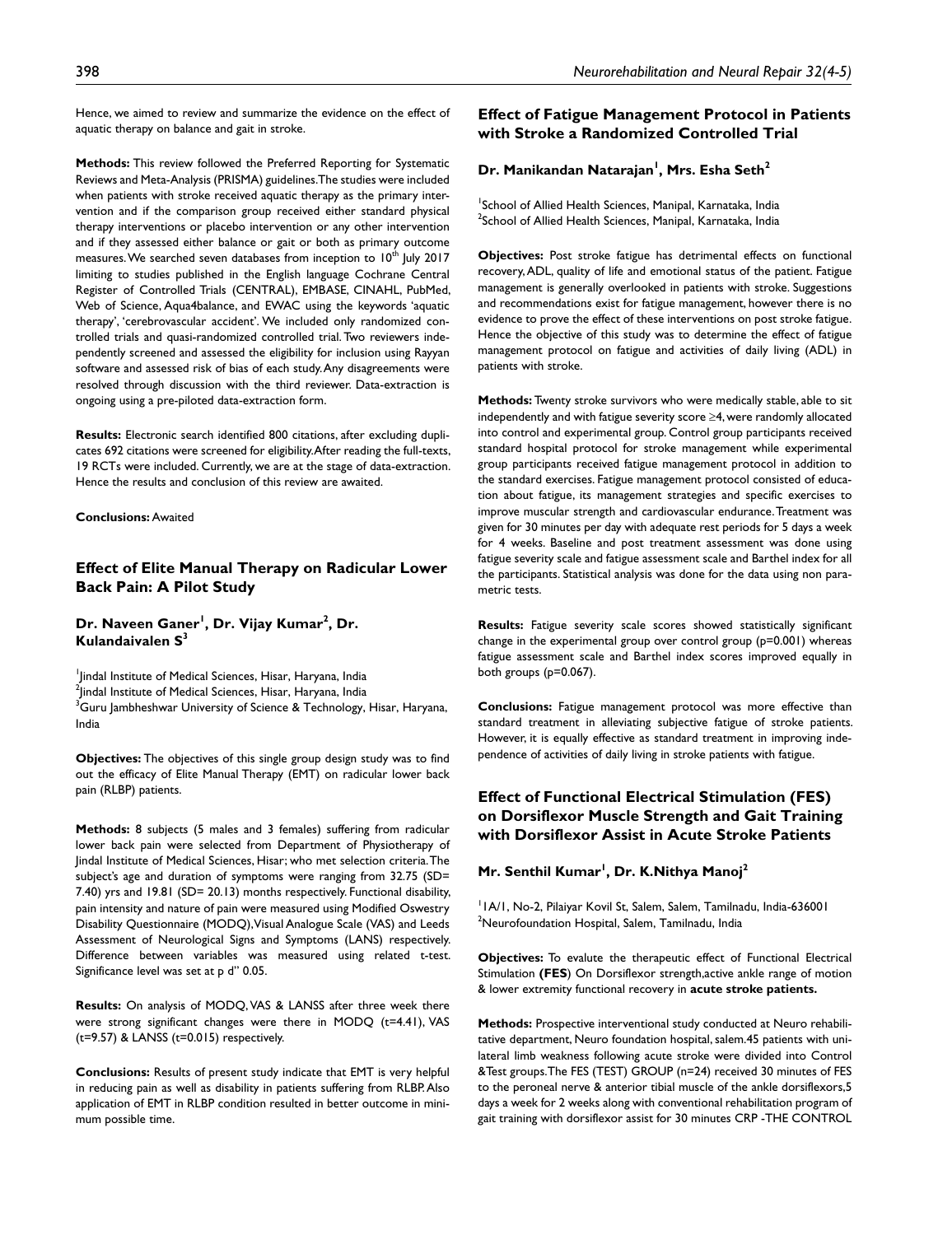Hence, we aimed to review and summarize the evidence on the effect of aquatic therapy on balance and gait in stroke.

**Methods:** This review followed the Preferred Reporting for Systematic Reviews and Meta-Analysis (PRISMA) guidelines. The studies were included when patients with stroke received aquatic therapy as the primary intervention and if the comparison group received either standard physical therapy interventions or placebo intervention or any other intervention and if they assessed either balance or gait or both as primary outcome measures. We searched seven databases from inception to 10th July 2017 limiting to studies published in the English language Cochrane Central Register of Controlled Trials (CENTRAL), EMBASE, CINAHL, PubMed, Web of Science, Aqua4balance, and EWAC using the keywords 'aquatic therapy', 'cerebrovascular accident'. We included only randomized controlled trials and quasi-randomized controlled trial. Two reviewers independently screened and assessed the eligibility for inclusion using Rayyan software and assessed risk of bias of each study. Any disagreements were resolved through discussion with the third reviewer. Data-extraction is ongoing using a pre-piloted data-extraction form.

**Results:** Electronic search identified 800 citations, after excluding duplicates 692 citations were screened for eligibility. After reading the full-texts, 19 RCTs were included. Currently, we are at the stage of data-extraction. Hence the results and conclusion of this review are awaited.

**Conclusions:** Awaited

## Effect of Elite Manual Therapy on Radicular Lower Back Pain: A Pilot Study

**Dr. Naveen Ganer[1], Dr. Vijay Kumar[2], Dr. Kulandaivalen S[3]**

[1]Jindal Institute of Medical Sciences, Hisar, Haryana, India
[2]Jindal Institute of Medical Sciences, Hisar, Haryana, India
[3]Guru Jambheshwar University of Science & Technology, Hisar, Haryana, India

**Objectives:** The objectives of this single group design study was to find out the efficacy of Elite Manual Therapy (EMT) on radicular lower back pain (RLBP) patients.

**Methods:** 8 subjects (5 males and 3 females) suffering from radicular lower back pain were selected from Department of Physiotherapy of Jindal Institute of Medical Sciences, Hisar; who met selection criteria. The subject's age and duration of symptoms were ranging from 32.75 (SD= 7.40) yrs and 19.81 (SD= 20.13) months respectively. Functional disability, pain intensity and nature of pain were measured using Modified Oswestry Disability Questionnaire (MODQ), Visual Analogue Scale (VAS) and Leeds Assessment of Neurological Signs and Symptoms (LANS) respectively. Difference between variables was measured using related t-test. Significance level was set at p d" 0.05.

**Results:** On analysis of MODQ, VAS & LANSS after three week there were strong significant changes were there in MODQ (t=4.41), VAS (t=9.57) & LANSS (t=0.015) respectively.

**Conclusions:** Results of present study indicate that EMT is very helpful in reducing pain as well as disability in patients suffering from RLBP. Also application of EMT in RLBP condition resulted in better outcome in minimum possible time.

## Effect of Fatigue Management Protocol in Patients with Stroke a Randomized Controlled Trial

**Dr. Manikandan Natarajan[1], Mrs. Esha Seth[2]**

[1]School of Allied Health Sciences, Manipal, Karnataka, India
[2]School of Allied Health Sciences, Manipal, Karnataka, India

**Objectives:** Post stroke fatigue has detrimental effects on functional recovery, ADL, quality of life and emotional status of the patient. Fatigue management is generally overlooked in patients with stroke. Suggestions and recommendations exist for fatigue management, however there is no evidence to prove the effect of these interventions on post stroke fatigue. Hence the objective of this study was to determine the effect of fatigue management protocol on fatigue and activities of daily living (ADL) in patients with stroke.

**Methods:** Twenty stroke survivors who were medically stable, able to sit independently and with fatigue severity score ≥4, were randomly allocated into control and experimental group. Control group participants received standard hospital protocol for stroke management while experimental group participants received fatigue management protocol in addition to the standard exercises. Fatigue management protocol consisted of education about fatigue, its management strategies and specific exercises to improve muscular strength and cardiovascular endurance. Treatment was given for 30 minutes per day with adequate rest periods for 5 days a week for 4 weeks. Baseline and post treatment assessment was done using fatigue severity scale and fatigue assessment scale and Barthel index for all the participants. Statistical analysis was done for the data using non parametric tests.

**Results:** Fatigue severity scale scores showed statistically significant change in the experimental group over control group (p=0.001) whereas fatigue assessment scale and Barthel index scores improved equally in both groups (p=0.067).

**Conclusions:** Fatigue management protocol was more effective than standard treatment in alleviating subjective fatigue of stroke patients. However, it is equally effective as standard treatment in improving independence of activities of daily living in stroke patients with fatigue.

## Effect of Functional Electrical Stimulation (FES) on Dorsiflexor Muscle Strength and Gait Training with Dorsiflexor Assist in Acute Stroke Patients

**Mr. Senthil Kumar[1], Dr. K.Nithya Manoj[2]**

[1]1A/1, No-2, Pilaiyar Kovil St, Salem, Salem, Tamilnadu, India-636001
[2]Neurofoundation Hospital, Salem, Tamilnadu, India

**Objectives:** To evalute the therapeutic effect of Functional Electrical Stimulation **(FES)** On Dorsiflexor strength, active ankle range of motion & lower extremity functional recovery in **acute stroke patients.**

**Methods:** Prospective interventional study conducted at Neuro rehabilitative department, Neuro foundation hospital, salem. 45 patients with unilateral limb weakness following acute stroke were divided into Control &Test groups. The FES (TEST) GROUP (n=24) received 30 minutes of FES to the peroneal nerve & anterior tibial muscle of the ankle dorsiflexors, 5 days a week for 2 weeks along with conventional rehabilitation program of gait training with dorsiflexor assist for 30 minutes CRP -THE CONTROL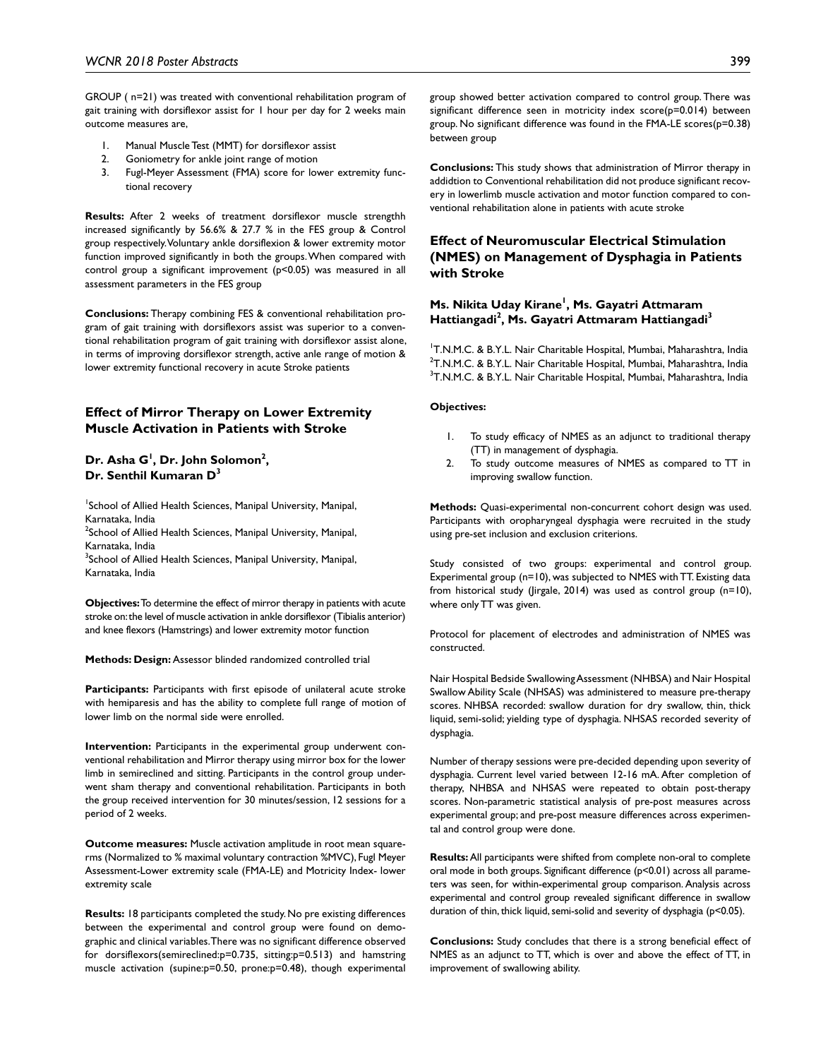GROUP ( n=21) was treated with conventional rehabilitation program of gait training with dorsiflexor assist for 1 hour per day for 2 weeks main outcome measures are,

1. Manual Muscle Test (MMT) for dorsiflexor assist
2. Goniometry for ankle joint range of motion
3. Fugl-Meyer Assessment (FMA) score for lower extremity functional recovery

**Results:** After 2 weeks of treatment dorsiflexor muscle strengthh increased significantly by 56.6% & 27.7 % in the FES group & Control group respectively. Voluntary ankle dorsiflexion & lower extremity motor function improved significantly in both the groups. When compared with control group a significant improvement ($p<0.05$) was measured in all assessment parameters in the FES group

**Conclusions:** Therapy combining FES & conventional rehabilitation program of gait training with dorsiflexors assist was superior to a conventional rehabilitation program of gait training with dorsiflexor assist alone, in terms of improving dorsiflexor strength, active anle range of motion & lower extremity functional recovery in acute Stroke patients

## Effect of Mirror Therapy on Lower Extremity Muscle Activation in Patients with Stroke

### Dr. Asha G[1], Dr. John Solomon[2], Dr. Senthil Kumaran D[3]

[1]School of Allied Health Sciences, Manipal University, Manipal, Karnataka, India
[2]School of Allied Health Sciences, Manipal University, Manipal, Karnataka, India
[3]School of Allied Health Sciences, Manipal University, Manipal, Karnataka, India

**Objectives:** To determine the effect of mirror therapy in patients with acute stroke on: the level of muscle activation in ankle dorsiflexor (Tibialis anterior) and knee flexors (Hamstrings) and lower extremity motor function

**Methods: Design:** Assessor blinded randomized controlled trial

**Participants:** Participants with first episode of unilateral acute stroke with hemiparesis and has the ability to complete full range of motion of lower limb on the normal side were enrolled.

**Intervention:** Participants in the experimental group underwent conventional rehabilitation and Mirror therapy using mirror box for the lower limb in semireclined and sitting. Participants in the control group underwent sham therapy and conventional rehabilitation. Participants in both the group received intervention for 30 minutes/session, 12 sessions for a period of 2 weeks.

**Outcome measures:** Muscle activation amplitude in root mean square-rms (Normalized to % maximal voluntary contraction %MVC), Fugl Meyer Assessment-Lower extremity scale (FMA-LE) and Motricity Index- lower extremity scale

**Results:** 18 participants completed the study. No pre existing differences between the experimental and control group were found on demographic and clinical variables. There was no significant difference observed for dorsiflexors(semireclined:$p=0.735$, sitting:$p=0.513$) and hamstring muscle activation (supine:$p=0.50$, prone:$p=0.48$), though experimental group showed better activation compared to control group. There was significant difference seen in motricity index score($p=0.014$) between group. No significant difference was found in the FMA-LE scores($p=0.38$) between group

**Conclusions:** This study shows that administration of Mirror therapy in addidtion to Conventional rehabilitation did not produce significant recovery in lowerlimb muscle activation and motor function compared to conventional rehabilitation alone in patients with acute stroke

## Effect of Neuromuscular Electrical Stimulation (NMES) on Management of Dysphagia in Patients with Stroke

### Ms. Nikita Uday Kirane[1], Ms. Gayatri Attmaram Hattiangadi[2], Ms. Gayatri Attmaram Hattiangadi[3]

[1]T.N.M.C. & B.Y.L. Nair Charitable Hospital, Mumbai, Maharashtra, India
[2]T.N.M.C. & B.Y.L. Nair Charitable Hospital, Mumbai, Maharashtra, India
[3]T.N.M.C. & B.Y.L. Nair Charitable Hospital, Mumbai, Maharashtra, India

**Objectives:**

1. To study efficacy of NMES as an adjunct to traditional therapy (TT) in management of dysphagia.
2. To study outcome measures of NMES as compared to TT in improving swallow function.

**Methods:** Quasi-experimental non-concurrent cohort design was used. Participants with oropharyngeal dysphagia were recruited in the study using pre-set inclusion and exclusion criterions.

Study consisted of two groups: experimental and control group. Experimental group (n=10), was subjected to NMES with TT. Existing data from historical study (Jirgale, 2014) was used as control group (n=10), where only TT was given.

Protocol for placement of electrodes and administration of NMES was constructed.

Nair Hospital Bedside Swallowing Assessment (NHBSA) and Nair Hospital Swallow Ability Scale (NHSAS) was administered to measure pre-therapy scores. NHBSA recorded: swallow duration for dry swallow, thin, thick liquid, semi-solid; yielding type of dysphagia. NHSAS recorded severity of dysphagia.

Number of therapy sessions were pre-decided depending upon severity of dysphagia. Current level varied between 12-16 mA. After completion of therapy, NHBSA and NHSAS were repeated to obtain post-therapy scores. Non-parametric statistical analysis of pre-post measures across experimental group; and pre-post measure differences across experimental and control group were done.

**Results:** All participants were shifted from complete non-oral to complete oral mode in both groups. Significant difference ($p<0.01$) across all parameters was seen, for within-experimental group comparison. Analysis across experimental and control group revealed significant difference in swallow duration of thin, thick liquid, semi-solid and severity of dysphagia ($p<0.05$).

**Conclusions:** Study concludes that there is a strong beneficial effect of NMES as an adjunct to TT, which is over and above the effect of TT, in improvement of swallowing ability.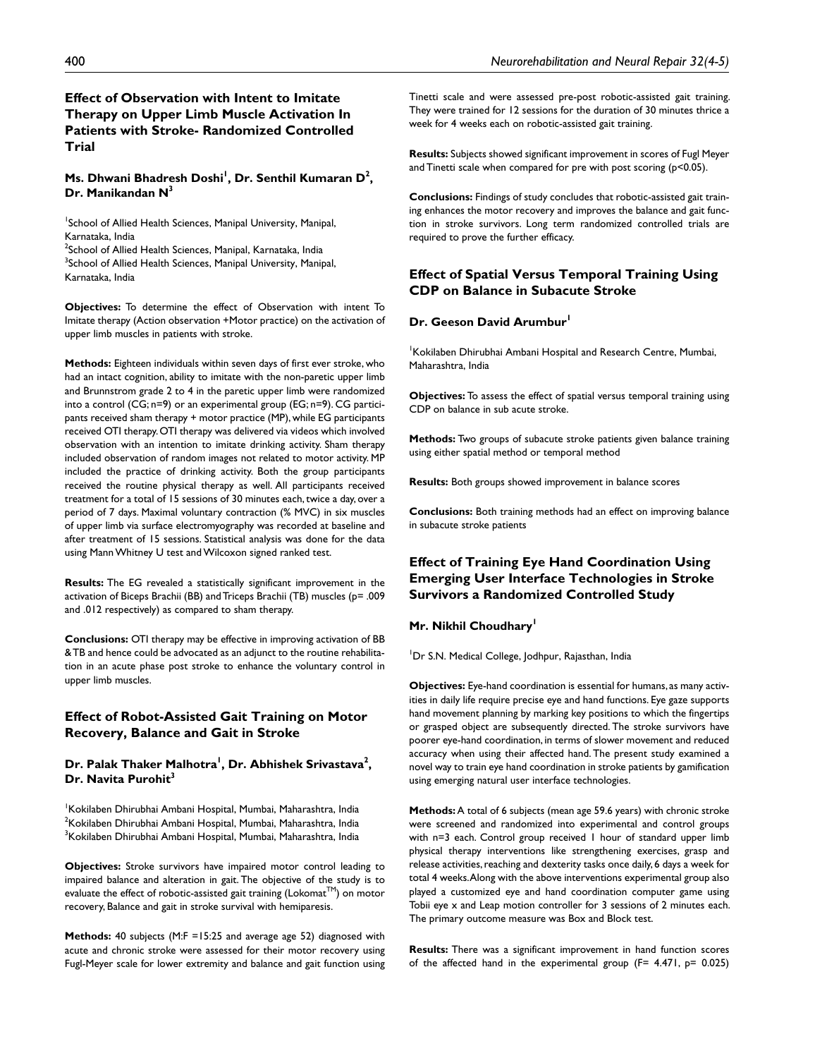## Effect of Observation with Intent to Imitate Therapy on Upper Limb Muscle Activation In Patients with Stroke- Randomized Controlled Trial

**Ms. Dhwani Bhadresh Doshi[1], Dr. Senthil Kumaran D[2], Dr. Manikandan N[3]**

[1]School of Allied Health Sciences, Manipal University, Manipal, Karnataka, India
[2]School of Allied Health Sciences, Manipal, Karnataka, India
[3]School of Allied Health Sciences, Manipal University, Manipal, Karnataka, India

**Objectives:** To determine the effect of Observation with intent To Imitate therapy (Action observation +Motor practice) on the activation of upper limb muscles in patients with stroke.

**Methods:** Eighteen individuals within seven days of first ever stroke, who had an intact cognition, ability to imitate with the non-paretic upper limb and Brunnstrom grade 2 to 4 in the paretic upper limb were randomized into a control (CG; n=9) or an experimental group (EG; n=9). CG participants received sham therapy + motor practice (MP), while EG participants received OTI therapy. OTI therapy was delivered via videos which involved observation with an intention to imitate drinking activity. Sham therapy included observation of random images not related to motor activity. MP included the practice of drinking activity. Both the group participants received the routine physical therapy as well. All participants received treatment for a total of 15 sessions of 30 minutes each, twice a day, over a period of 7 days. Maximal voluntary contraction (% MVC) in six muscles of upper limb via surface electromyography was recorded at baseline and after treatment of 15 sessions. Statistical analysis was done for the data using Mann Whitney U test and Wilcoxon signed ranked test.

**Results:** The EG revealed a statistically significant improvement in the activation of Biceps Brachii (BB) and Triceps Brachii (TB) muscles ($p = .009$ and .012 respectively) as compared to sham therapy.

**Conclusions:** OTI therapy may be effective in improving activation of BB & TB and hence could be advocated as an adjunct to the routine rehabilitation in an acute phase post stroke to enhance the voluntary control in upper limb muscles.

## Effect of Robot-Assisted Gait Training on Motor Recovery, Balance and Gait in Stroke

**Dr. Palak Thaker Malhotra[1], Dr. Abhishek Srivastava[2], Dr. Navita Purohit[3]**

[1]Kokilaben Dhirubhai Ambani Hospital, Mumbai, Maharashtra, India
[2]Kokilaben Dhirubhai Ambani Hospital, Mumbai, Maharashtra, India
[3]Kokilaben Dhirubhai Ambani Hospital, Mumbai, Maharashtra, India

**Objectives:** Stroke survivors have impaired motor control leading to impaired balance and alteration in gait. The objective of the study is to evaluate the effect of robotic-assisted gait training (Lokomat™) on motor recovery, Balance and gait in stroke survival with hemiparesis.

**Methods:** 40 subjects (M:F =15:25 and average age 52) diagnosed with acute and chronic stroke were assessed for their motor recovery using Fugl-Meyer scale for lower extremity and balance and gait function using Tinetti scale and were assessed pre-post robotic-assisted gait training. They were trained for 12 sessions for the duration of 30 minutes thrice a week for 4 weeks each on robotic-assisted gait training.

**Results:** Subjects showed significant improvement in scores of Fugl Meyer and Tinetti scale when compared for pre with post scoring ($p<0.05$).

**Conclusions:** Findings of study concludes that robotic-assisted gait training enhances the motor recovery and improves the balance and gait function in stroke survivors. Long term randomized controlled trials are required to prove the further efficacy.

## Effect of Spatial Versus Temporal Training Using CDP on Balance in Subacute Stroke

**Dr. Geeson David Arumbur[1]**

[1]Kokilaben Dhirubhai Ambani Hospital and Research Centre, Mumbai, Maharashtra, India

**Objectives:** To assess the effect of spatial versus temporal training using CDP on balance in sub acute stroke.

**Methods:** Two groups of subacute stroke patients given balance training using either spatial method or temporal method

**Results:** Both groups showed improvement in balance scores

**Conclusions:** Both training methods had an effect on improving balance in subacute stroke patients

## Effect of Training Eye Hand Coordination Using Emerging User Interface Technologies in Stroke Survivors a Randomized Controlled Study

**Mr. Nikhil Choudhary[1]**

[1]Dr S.N. Medical College, Jodhpur, Rajasthan, India

**Objectives:** Eye-hand coordination is essential for humans, as many activities in daily life require precise eye and hand functions. Eye gaze supports hand movement planning by marking key positions to which the fingertips or grasped object are subsequently directed. The stroke survivors have poorer eye-hand coordination, in terms of slower movement and reduced accuracy when using their affected hand. The present study examined a novel way to train eye hand coordination in stroke patients by gamification using emerging natural user interface technologies.

**Methods:** A total of 6 subjects (mean age 59.6 years) with chronic stroke were screened and randomized into experimental and control groups with n=3 each. Control group received 1 hour of standard upper limb physical therapy interventions like strengthening exercises, grasp and release activities, reaching and dexterity tasks once daily, 6 days a week for total 4 weeks. Along with the above interventions experimental group also played a customized eye and hand coordination computer game using Tobii eye x and Leap motion controller for 3 sessions of 2 minutes each. The primary outcome measure was Box and Block test.

**Results:** There was a significant improvement in hand function scores of the affected hand in the experimental group ($F= 4.471$, $p= 0.025$)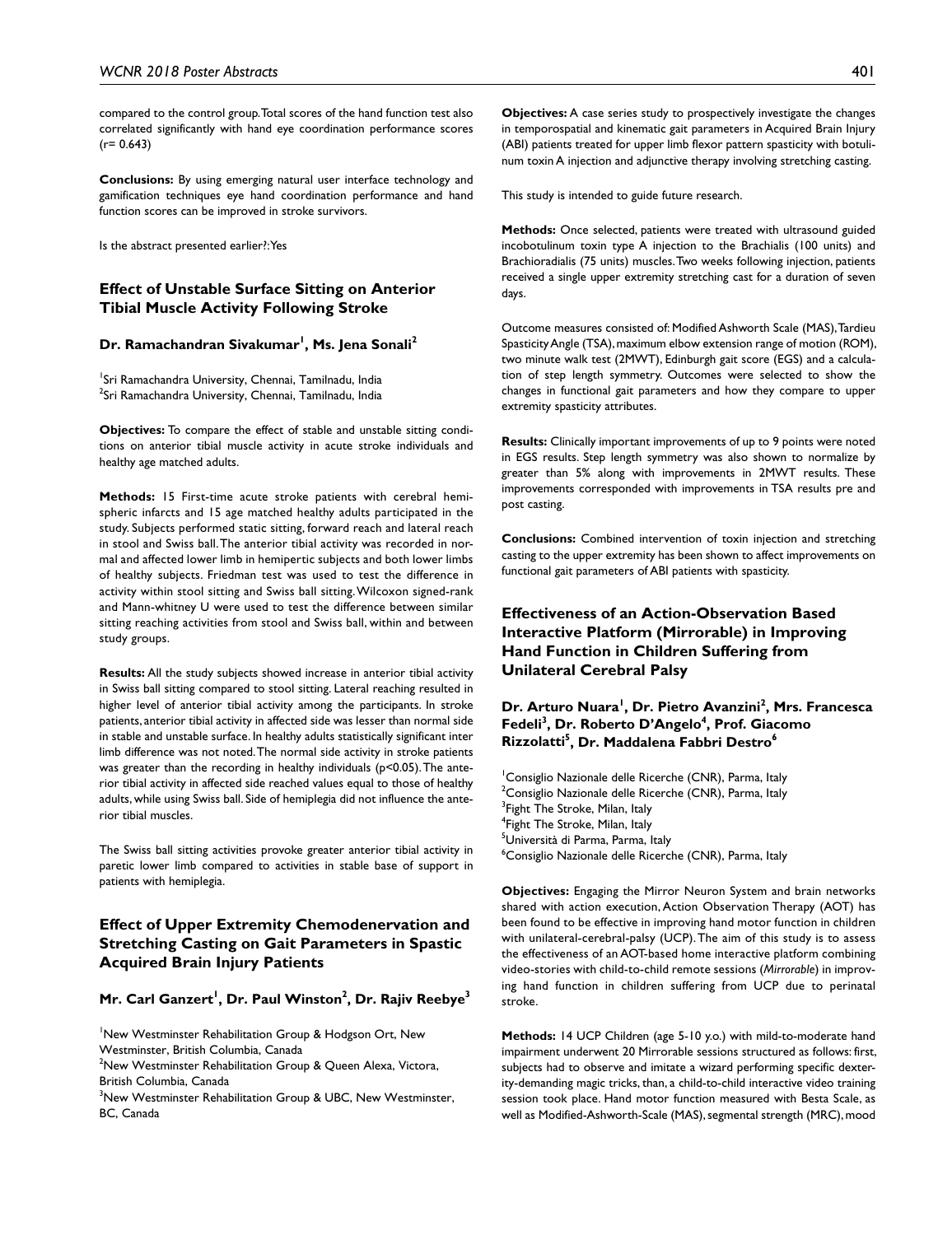compared to the control group. Total scores of the hand function test also correlated significantly with hand eye coordination performance scores (r= 0.643)

**Conclusions:** By using emerging natural user interface technology and gamification techniques eye hand coordination performance and hand function scores can be improved in stroke survivors.

Is the abstract presented earlier?: Yes

### Effect of Unstable Surface Sitting on Anterior Tibial Muscle Activity Following Stroke

**Dr. Ramachandran Sivakumar[1], Ms. Jena Sonali[2]**

[1]Sri Ramachandra University, Chennai, Tamilnadu, India
[2]Sri Ramachandra University, Chennai, Tamilnadu, India

**Objectives:** To compare the effect of stable and unstable sitting conditions on anterior tibial muscle activity in acute stroke individuals and healthy age matched adults.

**Methods:** 15 First-time acute stroke patients with cerebral hemispheric infarcts and 15 age matched healthy adults participated in the study. Subjects performed static sitting, forward reach and lateral reach in stool and Swiss ball. The anterior tibial activity was recorded in normal and affected lower limb in hemipertic subjects and both lower limbs of healthy subjects. Friedman test was used to test the difference in activity within stool sitting and Swiss ball sitting. Wilcoxon signed-rank and Mann-whitney U were used to test the difference between similar sitting reaching activities from stool and Swiss ball, within and between study groups.

**Results:** All the study subjects showed increase in anterior tibial activity in Swiss ball sitting compared to stool sitting. Lateral reaching resulted in higher level of anterior tibial activity among the participants. In stroke patients, anterior tibial activity in affected side was lesser than normal side in stable and unstable surface. In healthy adults statistically significant inter limb difference was not noted. The normal side activity in stroke patients was greater than the recording in healthy individuals ($p<0.05$). The anterior tibial activity in affected side reached values equal to those of healthy adults, while using Swiss ball. Side of hemiplegia did not influence the anterior tibial muscles.

The Swiss ball sitting activities provoke greater anterior tibial activity in paretic lower limb compared to activities in stable base of support in patients with hemiplegia.

### Effect of Upper Extremity Chemodenervation and Stretching Casting on Gait Parameters in Spastic Acquired Brain Injury Patients

**Mr. Carl Ganzert[1], Dr. Paul Winston[2], Dr. Rajiv Reebye[3]**

[1]New Westminster Rehabilitation Group & Hodgson Ort, New Westminster, British Columbia, Canada
[2]New Westminster Rehabilitation Group & Queen Alexa, Victora, British Columbia, Canada
[3]New Westminster Rehabilitation Group & UBC, New Westminster, BC, Canada

**Objectives:** A case series study to prospectively investigate the changes in temporospatial and kinematic gait parameters in Acquired Brain Injury (ABI) patients treated for upper limb flexor pattern spasticity with botulinum toxin A injection and adjunctive therapy involving stretching casting.

This study is intended to guide future research.

**Methods:** Once selected, patients were treated with ultrasound guided incobotulinum toxin type A injection to the Brachialis (100 units) and Brachioradialis (75 units) muscles. Two weeks following injection, patients received a single upper extremity stretching cast for a duration of seven days.

Outcome measures consisted of: Modified Ashworth Scale (MAS), Tardieu Spasticity Angle (TSA), maximum elbow extension range of motion (ROM), two minute walk test (2MWT), Edinburgh gait score (EGS) and a calculation of step length symmetry. Outcomes were selected to show the changes in functional gait parameters and how they compare to upper extremity spasticity attributes.

**Results:** Clinically important improvements of up to 9 points were noted in EGS results. Step length symmetry was also shown to normalize by greater than 5% along with improvements in 2MWT results. These improvements corresponded with improvements in TSA results pre and post casting.

**Conclusions:** Combined intervention of toxin injection and stretching casting to the upper extremity has been shown to affect improvements on functional gait parameters of ABI patients with spasticity.

### Effectiveness of an Action-Observation Based Interactive Platform (Mirrorable) in Improving Hand Function in Children Suffering from Unilateral Cerebral Palsy

**Dr. Arturo Nuara[1], Dr. Pietro Avanzini[2], Mrs. Francesca Fedeli[3], Dr. Roberto D'Angelo[4], Prof. Giacomo Rizzolatti[5], Dr. Maddalena Fabbri Destro[6]**

[1]Consiglio Nazionale delle Ricerche (CNR), Parma, Italy
[2]Consiglio Nazionale delle Ricerche (CNR), Parma, Italy
[3]Fight The Stroke, Milan, Italy
[4]Fight The Stroke, Milan, Italy
[5]Università di Parma, Parma, Italy
[6]Consiglio Nazionale delle Ricerche (CNR), Parma, Italy

**Objectives:** Engaging the Mirror Neuron System and brain networks shared with action execution, Action Observation Therapy (AOT) has been found to be effective in improving hand motor function in children with unilateral-cerebral-palsy (UCP). The aim of this study is to assess the effectiveness of an AOT-based home interactive platform combining video-stories with child-to-child remote sessions (*Mirrorable*) in improving hand function in children suffering from UCP due to perinatal stroke.

**Methods:** 14 UCP Children (age 5-10 y.o.) with mild-to-moderate hand impairment underwent 20 Mirrorable sessions structured as follows: first, subjects had to observe and imitate a wizard performing specific dexterity-demanding magic tricks, than, a child-to-child interactive video training session took place. Hand motor function measured with Besta Scale, as well as Modified-Ashworth-Scale (MAS), segmental strength (MRC), mood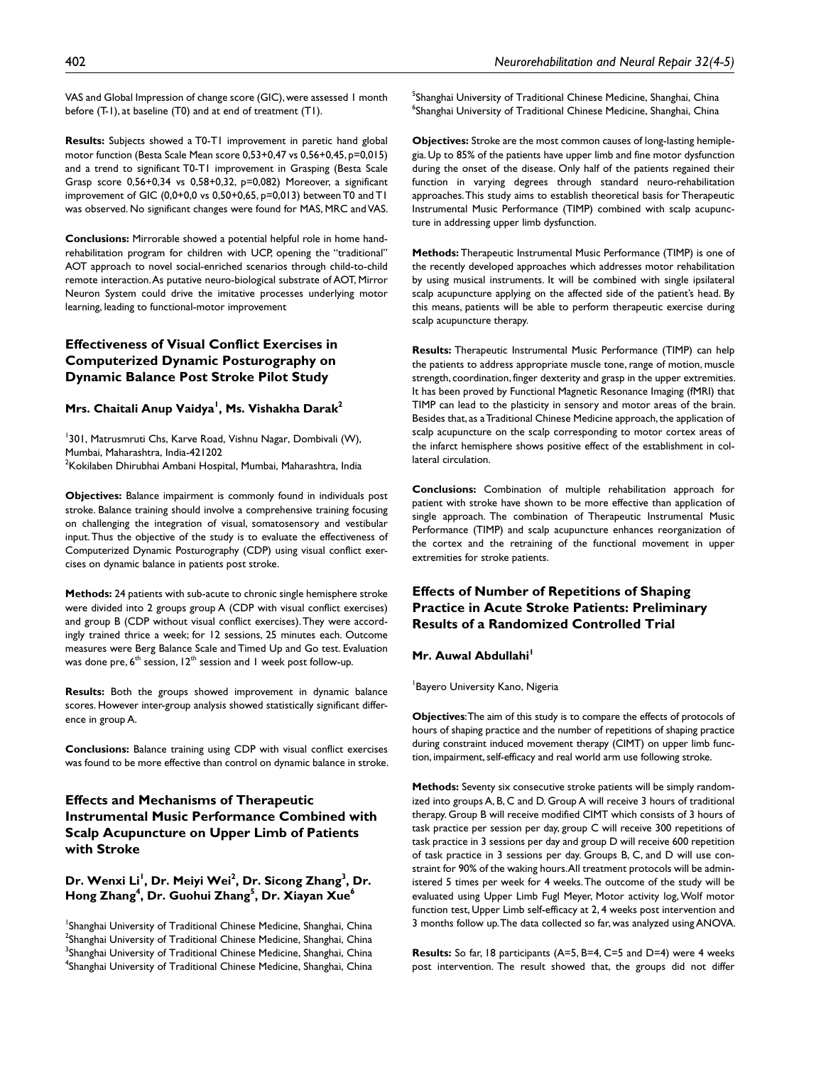VAS and Global Impression of change score (GIC), were assessed 1 month before (T-1), at baseline (T0) and at end of treatment (T1).

**Results:** Subjects showed a T0-T1 improvement in paretic hand global motor function (Besta Scale Mean score 0,53+0,47 vs 0,56+0,45, p=0,015) and a trend to significant T0-T1 improvement in Grasping (Besta Scale Grasp score 0,56+0,34 vs 0,58+0,32, p=0,082) Moreover, a significant improvement of GIC (0,0+0,0 vs 0,50+0,65, p=0,013) between T0 and T1 was observed. No significant changes were found for MAS, MRC and VAS.

**Conclusions:** Mirrorable showed a potential helpful role in home hand-rehabilitation program for children with UCP, opening the "traditional" AOT approach to novel social-enriched scenarios through child-to-child remote interaction. As putative neuro-biological substrate of AOT, Mirror Neuron System could drive the imitative processes underlying motor learning, leading to functional-motor improvement

## Effectiveness of Visual Conflict Exercises in Computerized Dynamic Posturography on Dynamic Balance Post Stroke Pilot Study

### Mrs. Chaitali Anup Vaidya[1], Ms. Vishakha Darak[2]

[1]301, Matrusmruti Chs, Karve Road, Vishnu Nagar, Dombivali (W), Mumbai, Maharashtra, India-421202
[2]Kokilaben Dhirubhai Ambani Hospital, Mumbai, Maharashtra, India

**Objectives:** Balance impairment is commonly found in individuals post stroke. Balance training should involve a comprehensive training focusing on challenging the integration of visual, somatosensory and vestibular input. Thus the objective of the study is to evaluate the effectiveness of Computerized Dynamic Posturography (CDP) using visual conflict exercises on dynamic balance in patients post stroke.

**Methods:** 24 patients with sub-acute to chronic single hemisphere stroke were divided into 2 groups group A (CDP with visual conflict exercises) and group B (CDP without visual conflict exercises). They were accordingly trained thrice a week; for 12 sessions, 25 minutes each. Outcome measures were Berg Balance Scale and Timed Up and Go test. Evaluation was done pre, 6$^{th}$ session, 12$^{th}$ session and 1 week post follow-up.

**Results:** Both the groups showed improvement in dynamic balance scores. However inter-group analysis showed statistically significant difference in group A.

**Conclusions:** Balance training using CDP with visual conflict exercises was found to be more effective than control on dynamic balance in stroke.

## Effects and Mechanisms of Therapeutic Instrumental Music Performance Combined with Scalp Acupuncture on Upper Limb of Patients with Stroke

### Dr. Wenxi Li[1], Dr. Meiyi Wei[2], Dr. Sicong Zhang[3], Dr. Hong Zhang[4], Dr. Guohui Zhang[5], Dr. Xiayan Xue[6]

[1]Shanghai University of Traditional Chinese Medicine, Shanghai, China
[2]Shanghai University of Traditional Chinese Medicine, Shanghai, China
[3]Shanghai University of Traditional Chinese Medicine, Shanghai, China
[4]Shanghai University of Traditional Chinese Medicine, Shanghai, China
[5]Shanghai University of Traditional Chinese Medicine, Shanghai, China
[6]Shanghai University of Traditional Chinese Medicine, Shanghai, China

**Objectives:** Stroke are the most common causes of long-lasting hemiplegia. Up to 85% of the patients have upper limb and fine motor dysfunction during the onset of the disease. Only half of the patients regained their function in varying degrees through standard neuro-rehabilitation approaches. This study aims to establish theoretical basis for Therapeutic Instrumental Music Performance (TIMP) combined with scalp acupuncture in addressing upper limb dysfunction.

**Methods:** Therapeutic Instrumental Music Performance (TIMP) is one of the recently developed approaches which addresses motor rehabilitation by using musical instruments. It will be combined with single ipsilateral scalp acupuncture applying on the affected side of the patient's head. By this means, patients will be able to perform therapeutic exercise during scalp acupuncture therapy.

**Results:** Therapeutic Instrumental Music Performance (TIMP) can help the patients to address appropriate muscle tone, range of motion, muscle strength, coordination, finger dexterity and grasp in the upper extremities. It has been proved by Functional Magnetic Resonance Imaging (fMRI) that TIMP can lead to the plasticity in sensory and motor areas of the brain. Besides that, as a Traditional Chinese Medicine approach, the application of scalp acupuncture on the scalp corresponding to motor cortex areas of the infarct hemisphere shows positive effect of the establishment in collateral circulation.

**Conclusions:** Combination of multiple rehabilitation approach for patient with stroke have shown to be more effective than application of single approach. The combination of Therapeutic Instrumental Music Performance (TIMP) and scalp acupuncture enhances reorganization of the cortex and the retraining of the functional movement in upper extremities for stroke patients.

## Effects of Number of Repetitions of Shaping Practice in Acute Stroke Patients: Preliminary Results of a Randomized Controlled Trial

### Mr. Auwal Abdullahi[1]

[1]Bayero University Kano, Nigeria

**Objectives**: The aim of this study is to compare the effects of protocols of hours of shaping practice and the number of repetitions of shaping practice during constraint induced movement therapy (CIMT) on upper limb function, impairment, self-efficacy and real world arm use following stroke.

**Methods:** Seventy six consecutive stroke patients will be simply randomized into groups A, B, C and D. Group A will receive 3 hours of traditional therapy. Group B will receive modified CIMT which consists of 3 hours of task practice per session per day, group C will receive 300 repetitions of task practice in 3 sessions per day and group D will receive 600 repetition of task practice in 3 sessions per day. Groups B, C, and D will use constraint for 90% of the waking hours. All treatment protocols will be administered 5 times per week for 4 weeks. The outcome of the study will be evaluated using Upper Limb Fugl Meyer, Motor activity log, Wolf motor function test, Upper Limb self-efficacy at 2, 4 weeks post intervention and 3 months follow up. The data collected so far, was analyzed using ANOVA.

**Results:** So far, 18 participants (A=5, B=4, C=5 and D=4) were 4 weeks post intervention. The result showed that, the groups did not differ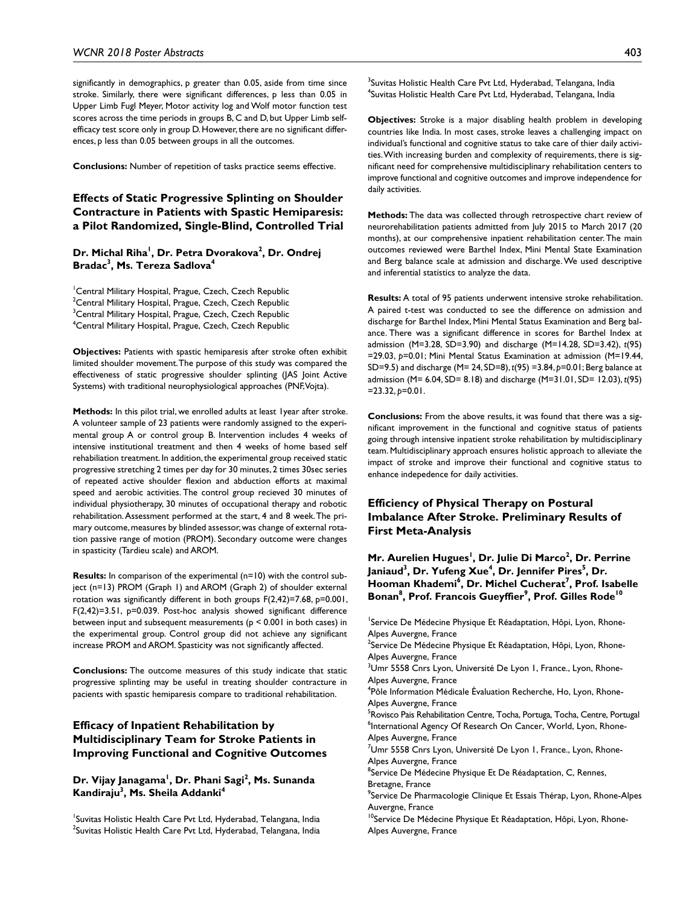significantly in demographics, p greater than 0.05, aside from time since stroke. Similarly, there were significant differences, p less than 0.05 in Upper Limb Fugl Meyer, Motor activity log and Wolf motor function test scores across the time periods in groups B, C and D, but Upper Limb self-efficacy test score only in group D. However, there are no significant differences, p less than 0.05 between groups in all the outcomes.

**Conclusions:** Number of repetition of tasks practice seems effective.

## Effects of Static Progressive Splinting on Shoulder Contracture in Patients with Spastic Hemiparesis: a Pilot Randomized, Single-Blind, Controlled Trial

**Dr. Michal Riha[1], Dr. Petra Dvorakova[2], Dr. Ondrej Bradac[3], Ms. Tereza Sadlova[4]**

[1]Central Military Hospital, Prague, Czech, Czech Republic
[2]Central Military Hospital, Prague, Czech, Czech Republic
[3]Central Military Hospital, Prague, Czech, Czech Republic
[4]Central Military Hospital, Prague, Czech, Czech Republic

**Objectives:** Patients with spastic hemiparesis after stroke often exhibit limited shoulder movement. The purpose of this study was compared the effectiveness of static progressive shoulder splinting (JAS Joint Active Systems) with traditional neurophysiological approaches (PNF, Vojta).

**Methods:** In this pilot trial, we enrolled adults at least 1year after stroke. A volunteer sample of 23 patients were randomly assigned to the experimental group A or control group B. Intervention includes 4 weeks of intensive institutional treatment and then 4 weeks of home based self rehabiliation treatment. In addition, the experimental group received static progressive stretching 2 times per day for 30 minutes, 2 times 30sec series of repeated active shoulder flexion and abduction efforts at maximal speed and aerobic activities. The control group recieved 30 minutes of individual physiotherapy, 30 minutes of occupational therapy and robotic rehabilitation. Assessment performed at the start, 4 and 8 week. The primary outcome, measures by blinded assessor, was change of external rotation passive range of motion (PROM). Secondary outcome were changes in spasticity (Tardieu scale) and AROM.

**Results:** In comparison of the experimental (n=10) with the control subject (n=13) PROM (Graph 1) and AROM (Graph 2) of shoulder external rotation was significantly different in both groups $F(2,42)=7.68$, $p=0.001$, $F(2,42)=3.51$, $p=0.039$. Post-hoc analysis showed significant difference between input and subsequent measurements ($p < 0.001$ in both cases) in the experimental group. Control group did not achieve any significant increase PROM and AROM. Spasticity was not significantly affected.

**Conclusions:** The outcome measures of this study indicate that static progressive splinting may be useful in treating shoulder contracture in pacients with spastic hemiparesis compare to traditional rehabilitation.

## Efficacy of Inpatient Rehabilitation by Multidisciplinary Team for Stroke Patients in Improving Functional and Cognitive Outcomes

**Dr. Vijay Janagama[1], Dr. Phani Sagi[2], Ms. Sunanda Kandiraju[3], Ms. Sheila Addanki[4]**

[1]Suvitas Holistic Health Care Pvt Ltd, Hyderabad, Telangana, India
[2]Suvitas Holistic Health Care Pvt Ltd, Hyderabad, Telangana, India
[3]Suvitas Holistic Health Care Pvt Ltd, Hyderabad, Telangana, India
[4]Suvitas Holistic Health Care Pvt Ltd, Hyderabad, Telangana, India

**Objectives:** Stroke is a major disabling health problem in developing countries like India. In most cases, stroke leaves a challenging impact on individual's functional and cognitive status to take care of thier daily activities. With increasing burden and complexity of requirements, there is significant need for comprehensive multidisciplinary rehabilitation centers to improve functional and cognitive outcomes and improve independence for daily activities.

**Methods:** The data was collected through retrospective chart review of neurorehabilitation patients admitted from July 2015 to March 2017 (20 months), at our comprehensive inpatient rehabilitation center. The main outcomes reviewed were Barthel Index, Mini Mental State Examination and Berg balance scale at admission and discharge. We used descriptive and inferential statistics to analyze the data.

**Results:** A total of 95 patients underwent intensive stroke rehabilitation. A paired t-test was conducted to see the difference on admission and discharge for Barthel Index, Mini Mental Status Examination and Berg balance. There was a significant difference in scores for Barthel Index at admission (M=3.28, SD=3.90) and discharge (M=14.28, SD=3.42), $t(95)=29.03$, $p=0.01$; Mini Mental Status Examination at admission (M=19.44, SD=9.5) and discharge (M= 24, SD=8), $t(95)=3.84$, $p=0.01$; Berg balance at admission (M= 6.04, SD= 8.18) and discharge (M=31.01, SD= 12.03), $t(95)=23.32$, $p=0.01$.

**Conclusions:** From the above results, it was found that there was a significant improvement in the functional and cognitive status of patients going through intensive inpatient stroke rehabilitation by multidisciplinary team. Multidisciplinary approach ensures holistic approach to alleviate the impact of stroke and improve their functional and cognitive status to enhance indepedence for daily activities.

## Efficiency of Physical Therapy on Postural Imbalance After Stroke. Preliminary Results of First Meta-Analysis

**Mr. Aurelien Hugues[1], Dr. Julie Di Marco[2], Dr. Perrine Janiaud[3], Dr. Yufeng Xue[4], Dr. Jennifer Pires[5], Dr. Hooman Khademi[6], Dr. Michel Cucherat[7], Prof. Isabelle Bonan[8], Prof. Francois Gueyffier[9], Prof. Gilles Rode[10]**

[1]Service De Médecine Physique Et Réadaptation, Hôpi, Lyon, Rhone-Alpes Auvergne, France
[2]Service De Médecine Physique Et Réadaptation, Hôpi, Lyon, Rhone-Alpes Auvergne, France
[3]Umr 5558 Cnrs Lyon, Université De Lyon 1, France., Lyon, Rhone-Alpes Auvergne, France
[4]Pôle Information Médicale Évaluation Recherche, Ho, Lyon, Rhone-Alpes Auvergne, France
[5]Rovisco Pais Rehabilitation Centre, Tocha, Portuga, Tocha, Centre, Portugal
[6]International Agency Of Research On Cancer, World, Lyon, Rhone-Alpes Auvergne, France
[7]Umr 5558 Cnrs Lyon, Université De Lyon 1, France., Lyon, Rhone-Alpes Auvergne, France
[8]Service De Médecine Physique Et De Réadaptation, C, Rennes, Bretagne, France
[9]Service De Pharmacologie Clinique Et Essais Thérap, Lyon, Rhone-Alpes Auvergne, France
[10]Service De Médecine Physique Et Réadaptation, Hôpi, Lyon, Rhone-Alpes Auvergne, France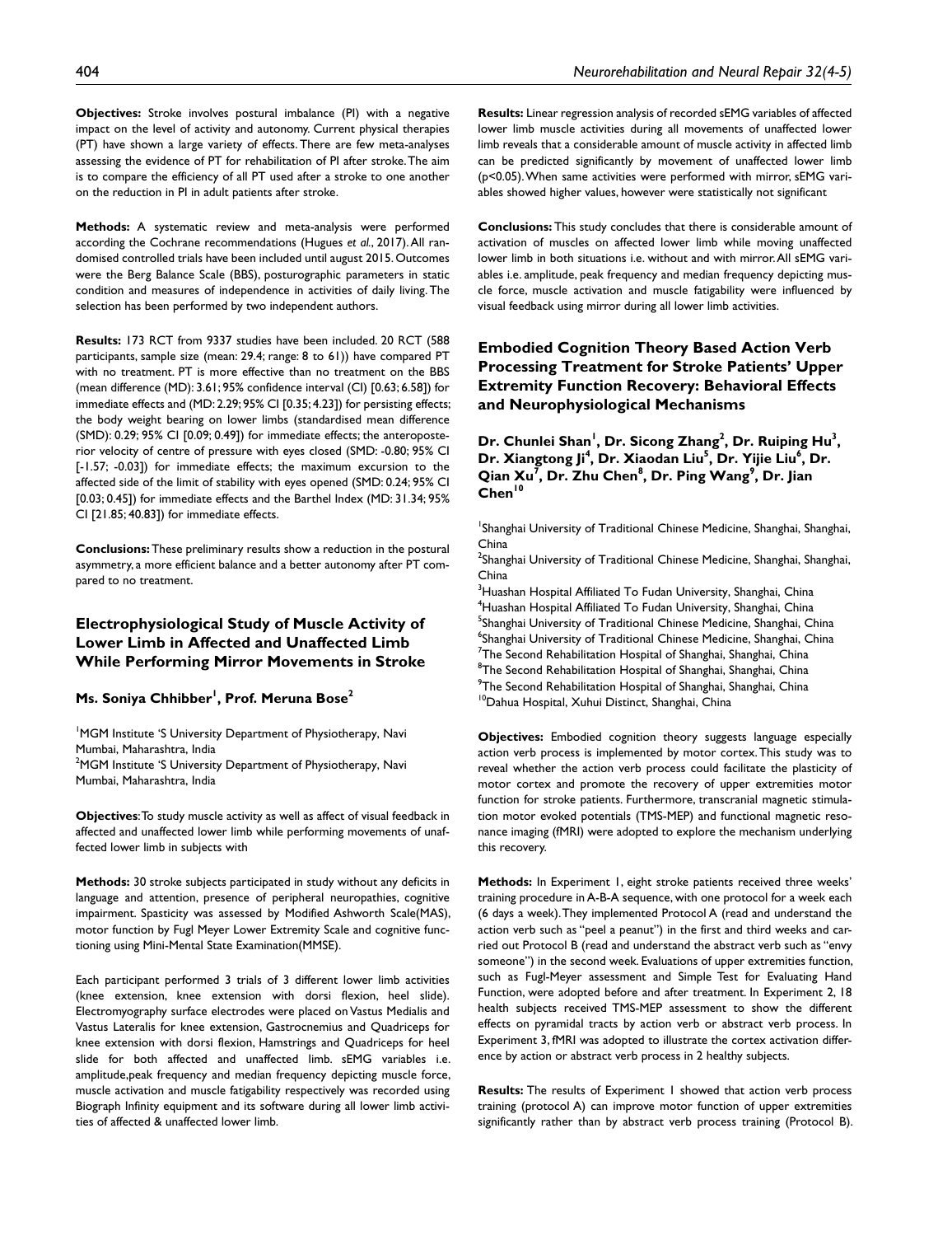**Objectives:** Stroke involves postural imbalance (PI) with a negative impact on the level of activity and autonomy. Current physical therapies (PT) have shown a large variety of effects. There are few meta-analyses assessing the evidence of PT for rehabilitation of PI after stroke. The aim is to compare the efficiency of all PT used after a stroke to one another on the reduction in PI in adult patients after stroke.

**Methods:** A systematic review and meta-analysis were performed according the Cochrane recommendations (Hugues *et al.*, 2017). All randomised controlled trials have been included until august 2015. Outcomes were the Berg Balance Scale (BBS), posturographic parameters in static condition and measures of independence in activities of daily living. The selection has been performed by two independent authors.

**Results:** 173 RCT from 9337 studies have been included. 20 RCT (588 participants, sample size (mean: 29.4; range: 8 to 61)) have compared PT with no treatment. PT is more effective than no treatment on the BBS (mean difference (MD): 3.61; 95% confidence interval (CI) [0.63; 6.58]) for immediate effects and (MD: 2.29; 95% CI [0.35; 4.23]) for persisting effects; the body weight bearing on lower limbs (standardised mean difference (SMD): 0.29; 95% CI [0.09; 0.49]) for immediate effects; the anteroposterior velocity of centre of pressure with eyes closed (SMD: -0.80; 95% CI [-1.57; -0.03]) for immediate effects; the maximum excursion to the affected side of the limit of stability with eyes opened (SMD: 0.24; 95% CI [0.03; 0.45]) for immediate effects and the Barthel Index (MD: 31.34; 95% CI [21.85; 40.83]) for immediate effects.

**Conclusions:** These preliminary results show a reduction in the postural asymmetry, a more efficient balance and a better autonomy after PT compared to no treatment.

## Electrophysiological Study of Muscle Activity of Lower Limb in Affected and Unaffected Limb While Performing Mirror Movements in Stroke

**Ms. Soniya Chhibber[1], Prof. Meruna Bose[2]**

[1]MGM Institute 'S University Department of Physiotherapy, Navi Mumbai, Maharashtra, India
[2]MGM Institute 'S University Department of Physiotherapy, Navi Mumbai, Maharashtra, India

**Objectives**: To study muscle activity as well as affect of visual feedback in affected and unaffected lower limb while performing movements of unaffected lower limb in subjects with

**Methods:** 30 stroke subjects participated in study without any deficits in language and attention, presence of peripheral neuropathies, cognitive impairment. Spasticity was assessed by Modified Ashworth Scale(MAS), motor function by Fugl Meyer Lower Extremity Scale and cognitive functioning using Mini-Mental State Examination(MMSE).

Each participant performed 3 trials of 3 different lower limb activities (knee extension, knee extension with dorsi flexion, heel slide). Electromyography surface electrodes were placed on Vastus Medialis and Vastus Lateralis for knee extension, Gastrocnemius and Quadriceps for knee extension with dorsi flexion, Hamstrings and Quadriceps for heel slide for both affected and unaffected limb. sEMG variables i.e. amplitude,peak frequency and median frequency depicting muscle force, muscle activation and muscle fatigability respectively was recorded using Biograph Infinity equipment and its software during all lower limb activities of affected & unaffected lower limb.

**Results:** Linear regression analysis of recorded sEMG variables of affected lower limb muscle activities during all movements of unaffected lower limb reveals that a considerable amount of muscle activity in affected limb can be predicted significantly by movement of unaffected lower limb ($p<0.05$). When same activities were performed with mirror, sEMG variables showed higher values, however were statistically not significant

**Conclusions:** This study concludes that there is considerable amount of activation of muscles on affected lower limb while moving unaffected lower limb in both situations i.e. without and with mirror. All sEMG variables i.e. amplitude, peak frequency and median frequency depicting muscle force, muscle activation and muscle fatigability were influenced by visual feedback using mirror during all lower limb activities.

## Embodied Cognition Theory Based Action Verb Processing Treatment for Stroke Patients' Upper Extremity Function Recovery: Behavioral Effects and Neurophysiological Mechanisms

**Dr. Chunlei Shan[1], Dr. Sicong Zhang[2], Dr. Ruiping Hu[3], Dr. Xiangtong Ji[4], Dr. Xiaodan Liu[5], Dr. Yijie Liu[6], Dr. Qian Xu[7], Dr. Zhu Chen[8], Dr. Ping Wang[9], Dr. Jian Chen[10]**

[1]Shanghai University of Traditional Chinese Medicine, Shanghai, Shanghai, China
[2]Shanghai University of Traditional Chinese Medicine, Shanghai, Shanghai, China
[3]Huashan Hospital Affiliated To Fudan University, Shanghai, China
[4]Huashan Hospital Affiliated To Fudan University, Shanghai, China
[5]Shanghai University of Traditional Chinese Medicine, Shanghai, China
[6]Shanghai University of Traditional Chinese Medicine, Shanghai, China
[7]The Second Rehabilitation Hospital of Shanghai, Shanghai, China
[8]The Second Rehabilitation Hospital of Shanghai, Shanghai, China
[9]The Second Rehabilitation Hospital of Shanghai, Shanghai, China
[10]Dahua Hospital, Xuhui Distinct, Shanghai, China

**Objectives:** Embodied cognition theory suggests language especially action verb process is implemented by motor cortex. This study was to reveal whether the action verb process could facilitate the plasticity of motor cortex and promote the recovery of upper extremities motor function for stroke patients. Furthermore, transcranial magnetic stimulation motor evoked potentials (TMS-MEP) and functional magnetic resonance imaging (fMRI) were adopted to explore the mechanism underlying this recovery.

**Methods:** In Experiment 1, eight stroke patients received three weeks' training procedure in A-B-A sequence, with one protocol for a week each (6 days a week). They implemented Protocol A (read and understand the action verb such as "peel a peanut") in the first and third weeks and carried out Protocol B (read and understand the abstract verb such as "envy someone") in the second week. Evaluations of upper extremities function, such as Fugl-Meyer assessment and Simple Test for Evaluating Hand Function, were adopted before and after treatment. In Experiment 2, 18 health subjects received TMS-MEP assessment to show the different effects on pyramidal tracts by action verb or abstract verb process. In Experiment 3, fMRI was adopted to illustrate the cortex activation difference by action or abstract verb process in 2 healthy subjects.

**Results:** The results of Experiment 1 showed that action verb process training (protocol A) can improve motor function of upper extremities significantly rather than by abstract verb process training (Protocol B).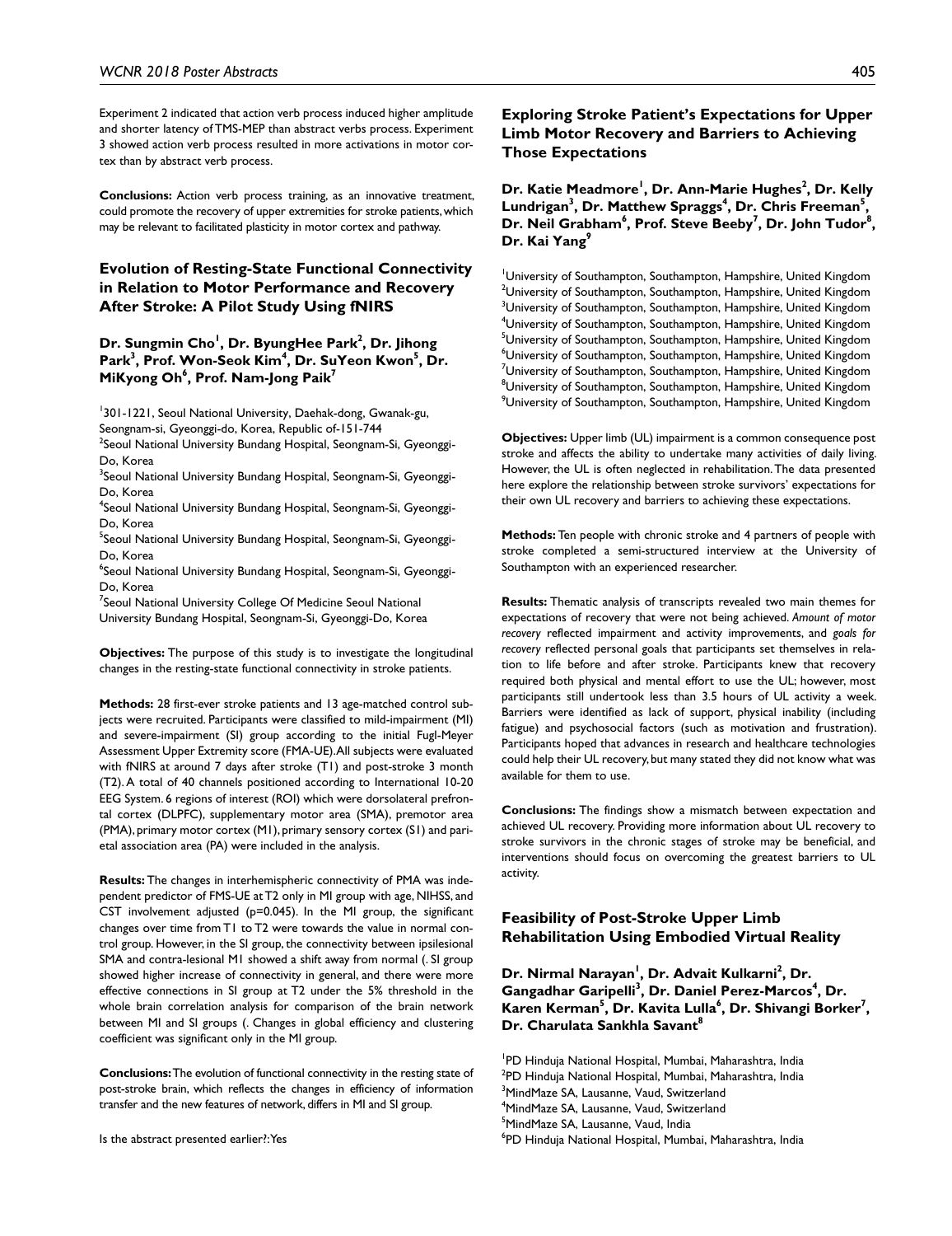Experiment 2 indicated that action verb process induced higher amplitude and shorter latency of TMS-MEP than abstract verbs process. Experiment 3 showed action verb process resulted in more activations in motor cortex than by abstract verb process.

**Conclusions:** Action verb process training, as an innovative treatment, could promote the recovery of upper extremities for stroke patients, which may be relevant to facilitated plasticity in motor cortex and pathway.

### Evolution of Resting-State Functional Connectivity in Relation to Motor Performance and Recovery After Stroke: A Pilot Study Using fNIRS

**Dr. Sungmin Cho[1], Dr. ByungHee Park[2], Dr. Jihong Park[3], Prof. Won-Seok Kim[4], Dr. SuYeon Kwon[5], Dr. MiKyong Oh[6], Prof. Nam-Jong Paik[7]**

[1]301-1221, Seoul National University, Daehak-dong, Gwanak-gu, Seongnam-si, Gyeonggi-do, Korea, Republic of-151-744
[2]Seoul National University Bundang Hospital, Seongnam-Si, Gyeonggi-Do, Korea
[3]Seoul National University Bundang Hospital, Seongnam-Si, Gyeonggi-Do, Korea
[4]Seoul National University Bundang Hospital, Seongnam-Si, Gyeonggi-Do, Korea
[5]Seoul National University Bundang Hospital, Seongnam-Si, Gyeonggi-Do, Korea
[6]Seoul National University Bundang Hospital, Seongnam-Si, Gyeonggi-Do, Korea
[7]Seoul National University College Of Medicine Seoul National University Bundang Hospital, Seongnam-Si, Gyeonggi-Do, Korea

**Objectives:** The purpose of this study is to investigate the longitudinal changes in the resting-state functional connectivity in stroke patients.

**Methods:** 28 first-ever stroke patients and 13 age-matched control subjects were recruited. Participants were classified to mild-impairment (MI) and severe-impairment (SI) group according to the initial Fugl-Meyer Assessment Upper Extremity score (FMA-UE). All subjects were evaluated with fNIRS at around 7 days after stroke (T1) and post-stroke 3 month (T2). A total of 40 channels positioned according to International 10-20 EEG System. 6 regions of interest (ROI) which were dorsolateral prefrontal cortex (DLPFC), supplementary motor area (SMA), premotor area (PMA), primary motor cortex (M1), primary sensory cortex (S1) and parietal association area (PA) were included in the analysis.

**Results:** The changes in interhemispheric connectivity of PMA was independent predictor of FMS-UE at T2 only in MI group with age, NIHSS, and CST involvement adjusted (p=0.045). In the MI group, the significant changes over time from T1 to T2 were towards the value in normal control group. However, in the SI group, the connectivity between ipsilesional SMA and contra-lesional M1 showed a shift away from normal (. SI group showed higher increase of connectivity in general, and there were more effective connections in SI group at T2 under the 5% threshold in the whole brain correlation analysis for comparison of the brain network between MI and SI groups (. Changes in global efficiency and clustering coefficient was significant only in the MI group.

**Conclusions:** The evolution of functional connectivity in the resting state of post-stroke brain, which reflects the changes in efficiency of information transfer and the new features of network, differs in MI and SI group.

Is the abstract presented earlier?: Yes

### Exploring Stroke Patient's Expectations for Upper Limb Motor Recovery and Barriers to Achieving Those Expectations

**Dr. Katie Meadmore[1], Dr. Ann-Marie Hughes[2], Dr. Kelly Lundrigan[3], Dr. Matthew Spraggs[4], Dr. Chris Freeman[5], Dr. Neil Grabham[6], Prof. Steve Beeby[7], Dr. John Tudor[8], Dr. Kai Yang[9]**

[1]University of Southampton, Southampton, Hampshire, United Kingdom
[2]University of Southampton, Southampton, Hampshire, United Kingdom
[3]University of Southampton, Southampton, Hampshire, United Kingdom
[4]University of Southampton, Southampton, Hampshire, United Kingdom
[5]University of Southampton, Southampton, Hampshire, United Kingdom
[6]University of Southampton, Southampton, Hampshire, United Kingdom
[7]University of Southampton, Southampton, Hampshire, United Kingdom
[8]University of Southampton, Southampton, Hampshire, United Kingdom
[9]University of Southampton, Southampton, Hampshire, United Kingdom

**Objectives:** Upper limb (UL) impairment is a common consequence post stroke and affects the ability to undertake many activities of daily living. However, the UL is often neglected in rehabilitation. The data presented here explore the relationship between stroke survivors' expectations for their own UL recovery and barriers to achieving these expectations.

**Methods:** Ten people with chronic stroke and 4 partners of people with stroke completed a semi-structured interview at the University of Southampton with an experienced researcher.

**Results:** Thematic analysis of transcripts revealed two main themes for expectations of recovery that were not being achieved. *Amount of motor recovery* reflected impairment and activity improvements, and *goals for recovery* reflected personal goals that participants set themselves in relation to life before and after stroke. Participants knew that recovery required both physical and mental effort to use the UL; however, most participants still undertook less than 3.5 hours of UL activity a week. Barriers were identified as lack of support, physical inability (including fatigue) and psychosocial factors (such as motivation and frustration). Participants hoped that advances in research and healthcare technologies could help their UL recovery, but many stated they did not know what was available for them to use.

**Conclusions:** The findings show a mismatch between expectation and achieved UL recovery. Providing more information about UL recovery to stroke survivors in the chronic stages of stroke may be beneficial, and interventions should focus on overcoming the greatest barriers to UL activity.

### Feasibility of Post-Stroke Upper Limb Rehabilitation Using Embodied Virtual Reality

**Dr. Nirmal Narayan[1], Dr. Advait Kulkarni[2], Dr. Gangadhar Garipelli[3], Dr. Daniel Perez-Marcos[4], Dr. Karen Kerman[5], Dr. Kavita Lulla[6], Dr. Shivangi Borker[7], Dr. Charulata Sankhla Savant[8]**

[1]PD Hinduja National Hospital, Mumbai, Maharashtra, India
[2]PD Hinduja National Hospital, Mumbai, Maharashtra, India
[3]MindMaze SA, Lausanne, Vaud, Switzerland
[4]MindMaze SA, Lausanne, Vaud, Switzerland
[5]MindMaze SA, Lausanne, Vaud, India
[6]PD Hinduja National Hospital, Mumbai, Maharashtra, India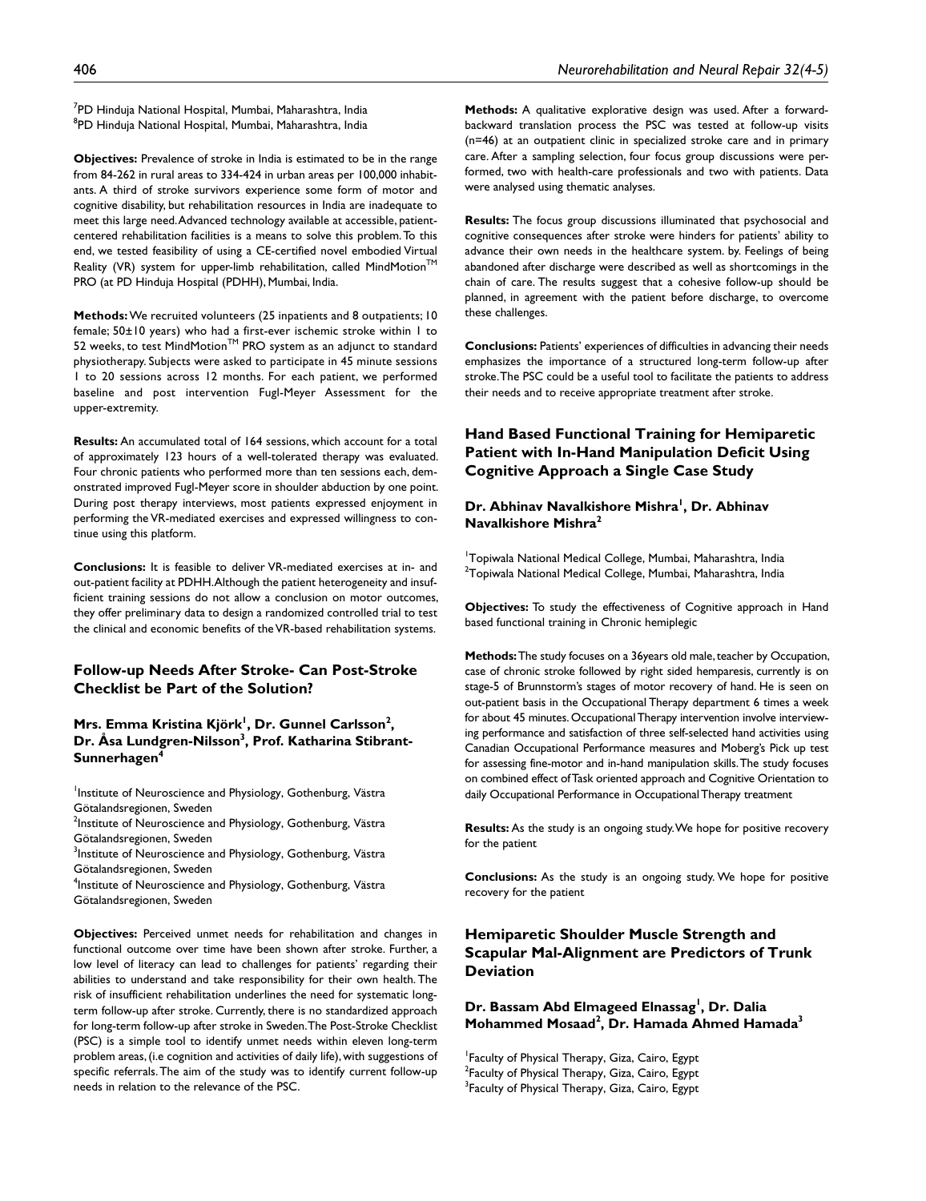[7]PD Hinduja National Hospital, Mumbai, Maharashtra, India
[8]PD Hinduja National Hospital, Mumbai, Maharashtra, India

**Objectives:** Prevalence of stroke in India is estimated to be in the range from 84-262 in rural areas to 334-424 in urban areas per 100,000 inhabitants. A third of stroke survivors experience some form of motor and cognitive disability, but rehabilitation resources in India are inadequate to meet this large need. Advanced technology available at accessible, patient-centered rehabilitation facilities is a means to solve this problem. To this end, we tested feasibility of using a CE-certified novel embodied Virtual Reality (VR) system for upper-limb rehabilitation, called MindMotion™ PRO (at PD Hinduja Hospital (PDHH), Mumbai, India.

**Methods:** We recruited volunteers (25 inpatients and 8 outpatients; 10 female; 50±10 years) who had a first-ever ischemic stroke within 1 to 52 weeks, to test MindMotion™ PRO system as an adjunct to standard physiotherapy. Subjects were asked to participate in 45 minute sessions 1 to 20 sessions across 12 months. For each patient, we performed baseline and post intervention Fugl-Meyer Assessment for the upper-extremity.

**Results:** An accumulated total of 164 sessions, which account for a total of approximately 123 hours of a well-tolerated therapy was evaluated. Four chronic patients who performed more than ten sessions each, demonstrated improved Fugl-Meyer score in shoulder abduction by one point. During post therapy interviews, most patients expressed enjoyment in performing the VR-mediated exercises and expressed willingness to continue using this platform.

**Conclusions:** It is feasible to deliver VR-mediated exercises at in- and out-patient facility at PDHH. Although the patient heterogeneity and insufficient training sessions do not allow a conclusion on motor outcomes, they offer preliminary data to design a randomized controlled trial to test the clinical and economic benefits of the VR-based rehabilitation systems.

## Follow-up Needs After Stroke- Can Post-Stroke Checklist be Part of the Solution?

**Mrs. Emma Kristina Kjörk[1], Dr. Gunnel Carlsson[2], Dr. Åsa Lundgren-Nilsson[3], Prof. Katharina Stibrant-Sunnerhagen[4]**

[1]Institute of Neuroscience and Physiology, Gothenburg, Västra Götalandsregionen, Sweden
[2]Institute of Neuroscience and Physiology, Gothenburg, Västra Götalandsregionen, Sweden
[3]Institute of Neuroscience and Physiology, Gothenburg, Västra Götalandsregionen, Sweden
[4]Institute of Neuroscience and Physiology, Gothenburg, Västra Götalandsregionen, Sweden

**Objectives:** Perceived unmet needs for rehabilitation and changes in functional outcome over time have been shown after stroke. Further, a low level of literacy can lead to challenges for patients' regarding their abilities to understand and take responsibility for their own health. The risk of insufficient rehabilitation underlines the need for systematic long-term follow-up after stroke. Currently, there is no standardized approach for long-term follow-up after stroke in Sweden. The Post-Stroke Checklist (PSC) is a simple tool to identify unmet needs within eleven long-term problem areas, (i.e cognition and activities of daily life), with suggestions of specific referrals. The aim of the study was to identify current follow-up needs in relation to the relevance of the PSC.

**Methods:** A qualitative explorative design was used. After a forward-backward translation process the PSC was tested at follow-up visits (n=46) at an outpatient clinic in specialized stroke care and in primary care. After a sampling selection, four focus group discussions were performed, two with health-care professionals and two with patients. Data were analysed using thematic analyses.

**Results:** The focus group discussions illuminated that psychosocial and cognitive consequences after stroke were hinders for patients' ability to advance their own needs in the healthcare system. by. Feelings of being abandoned after discharge were described as well as shortcomings in the chain of care. The results suggest that a cohesive follow-up should be planned, in agreement with the patient before discharge, to overcome these challenges.

**Conclusions:** Patients' experiences of difficulties in advancing their needs emphasizes the importance of a structured long-term follow-up after stroke. The PSC could be a useful tool to facilitate the patients to address their needs and to receive appropriate treatment after stroke.

## Hand Based Functional Training for Hemiparetic Patient with In-Hand Manipulation Deficit Using Cognitive Approach a Single Case Study

**Dr. Abhinav Navalkishore Mishra[1], Dr. Abhinav Navalkishore Mishra[2]**

[1]Topiwala National Medical College, Mumbai, Maharashtra, India
[2]Topiwala National Medical College, Mumbai, Maharashtra, India

**Objectives:** To study the effectiveness of Cognitive approach in Hand based functional training in Chronic hemiplegic

**Methods:** The study focuses on a 36years old male, teacher by Occupation, case of chronic stroke followed by right sided hemparesis, currently is on stage-5 of Brunnstorm's stages of motor recovery of hand. He is seen on out-patient basis in the Occupational Therapy department 6 times a week for about 45 minutes. Occupational Therapy intervention involve interviewing performance and satisfaction of three self-selected hand activities using Canadian Occupational Performance measures and Moberg's Pick up test for assessing fine-motor and in-hand manipulation skills. The study focuses on combined effect of Task oriented approach and Cognitive Orientation to daily Occupational Performance in Occupational Therapy treatment

**Results:** As the study is an ongoing study. We hope for positive recovery for the patient

**Conclusions:** As the study is an ongoing study. We hope for positive recovery for the patient

## Hemiparetic Shoulder Muscle Strength and Scapular Mal-Alignment are Predictors of Trunk Deviation

**Dr. Bassam Abd Elmageed Elnassag[1], Dr. Dalia Mohammed Mosaad[2], Dr. Hamada Ahmed Hamada[3]**

[1]Faculty of Physical Therapy, Giza, Cairo, Egypt
[2]Faculty of Physical Therapy, Giza, Cairo, Egypt
[3]Faculty of Physical Therapy, Giza, Cairo, Egypt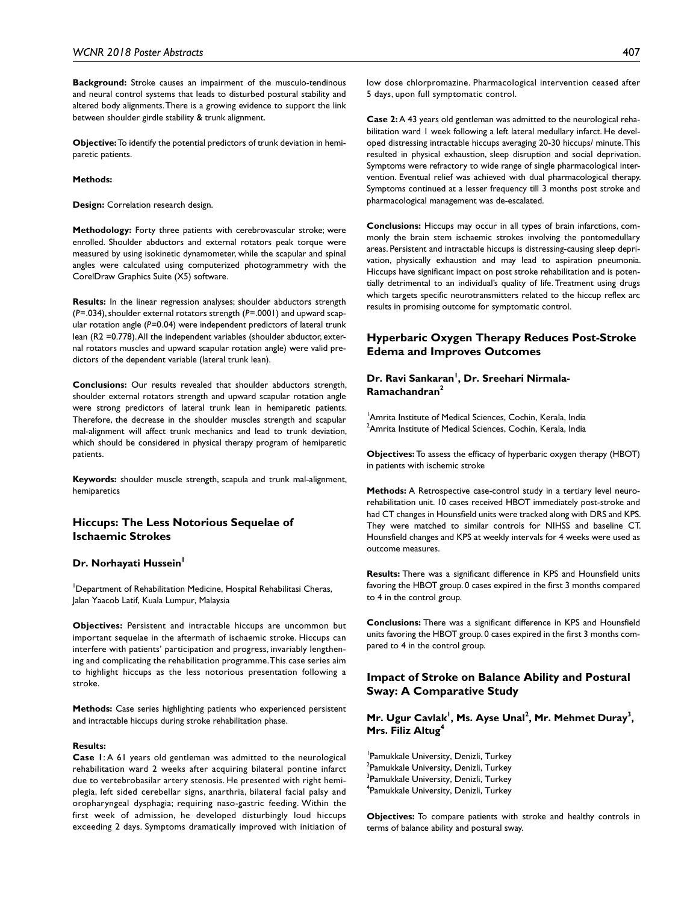**Background:** Stroke causes an impairment of the musculo-tendinous and neural control systems that leads to disturbed postural stability and altered body alignments. There is a growing evidence to support the link between shoulder girdle stability & trunk alignment.

**Objective:** To identify the potential predictors of trunk deviation in hemiparetic patients.

**Methods:**

**Design:** Correlation research design.

**Methodology:** Forty three patients with cerebrovascular stroke; were enrolled. Shoulder abductors and external rotators peak torque were measured by using isokinetic dynamometer, while the scapular and spinal angles were calculated using computerized photogrammetry with the CorelDraw Graphics Suite (X5) software.

**Results:** In the linear regression analyses; shoulder abductors strength ($P$=.034), shoulder external rotators strength ($P$=.0001) and upward scapular rotation angle ($P$=0.04) were independent predictors of lateral trunk lean ($R2$ =0.778). All the independent variables (shoulder abductor, external rotators muscles and upward scapular rotation angle) were valid predictors of the dependent variable (lateral trunk lean).

**Conclusions:** Our results revealed that shoulder abductors strength, shoulder external rotators strength and upward scapular rotation angle were strong predictors of lateral trunk lean in hemiparetic patients. Therefore, the decrease in the shoulder muscles strength and scapular mal-alignment will affect trunk mechanics and lead to trunk deviation, which should be considered in physical therapy program of hemiparetic patients.

**Keywords:** shoulder muscle strength, scapula and trunk mal-alignment, hemiparetics

## Hiccups: The Less Notorious Sequelae of Ischaemic Strokes

### Dr. Norhayati Hussein[1]

[1]Department of Rehabilitation Medicine, Hospital Rehabilitasi Cheras, Jalan Yaacob Latif, Kuala Lumpur, Malaysia

**Objectives:** Persistent and intractable hiccups are uncommon but important sequelae in the aftermath of ischaemic stroke. Hiccups can interfere with patients' participation and progress, invariably lengthening and complicating the rehabilitation programme. This case series aim to highlight hiccups as the less notorious presentation following a stroke.

**Methods:** Case series highlighting patients who experienced persistent and intractable hiccups during stroke rehabilitation phase.

**Results:**

**Case 1**: A 61 years old gentleman was admitted to the neurological rehabilitation ward 2 weeks after acquiring bilateral pontine infarct due to vertebrobasilar artery stenosis. He presented with right hemiplegia, left sided cerebellar signs, anarthria, bilateral facial palsy and oropharyngeal dysphagia; requiring naso-gastric feeding. Within the first week of admission, he developed disturbingly loud hiccups exceeding 2 days. Symptoms dramatically improved with initiation of low dose chlorpromazine. Pharmacological intervention ceased after 5 days, upon full symptomatic control.

**Case 2:** A 43 years old gentleman was admitted to the neurological rehabilitation ward 1 week following a left lateral medullary infarct. He developed distressing intractable hiccups averaging 20-30 hiccups/ minute. This resulted in physical exhaustion, sleep disruption and social deprivation. Symptoms were refractory to wide range of single pharmacological intervention. Eventual relief was achieved with dual pharmacological therapy. Symptoms continued at a lesser frequency till 3 months post stroke and pharmacological management was de-escalated.

**Conclusions:** Hiccups may occur in all types of brain infarctions, commonly the brain stem ischaemic strokes involving the pontomedullary areas. Persistent and intractable hiccups is distressing-causing sleep deprivation, physically exhaustion and may lead to aspiration pneumonia. Hiccups have significant impact on post stroke rehabilitation and is potentially detrimental to an individual's quality of life. Treatment using drugs which targets specific neurotransmitters related to the hiccup reflex arc results in promising outcome for symptomatic control.

## Hyperbaric Oxygen Therapy Reduces Post-Stroke Edema and Improves Outcomes

### Dr. Ravi Sankaran[1], Dr. Sreehari Nirmala-Ramachandran[2]

[1]Amrita Institute of Medical Sciences, Cochin, Kerala, India
[2]Amrita Institute of Medical Sciences, Cochin, Kerala, India

**Objectives:** To assess the efficacy of hyperbaric oxygen therapy (HBOT) in patients with ischemic stroke

**Methods:** A Retrospective case-control study in a tertiary level neurorehabilitation unit. 10 cases received HBOT immediately post-stroke and had CT changes in Hounsfield units were tracked along with DRS and KPS. They were matched to similar controls for NIHSS and baseline CT. Hounsfield changes and KPS at weekly intervals for 4 weeks were used as outcome measures.

**Results:** There was a significant difference in KPS and Hounsfield units favoring the HBOT group. 0 cases expired in the first 3 months compared to 4 in the control group.

**Conclusions:** There was a significant difference in KPS and Hounsfield units favoring the HBOT group. 0 cases expired in the first 3 months compared to 4 in the control group.

## Impact of Stroke on Balance Ability and Postural Sway: A Comparative Study

### Mr. Ugur Cavlak[1], Ms. Ayse Unal[2], Mr. Mehmet Duray[3], Mrs. Filiz Altug[4]

[1]Pamukkale University, Denizli, Turkey
[2]Pamukkale University, Denizli, Turkey
[3]Pamukkale University, Denizli, Turkey
[4]Pamukkale University, Denizli, Turkey

**Objectives:** To compare patients with stroke and healthy controls in terms of balance ability and postural sway.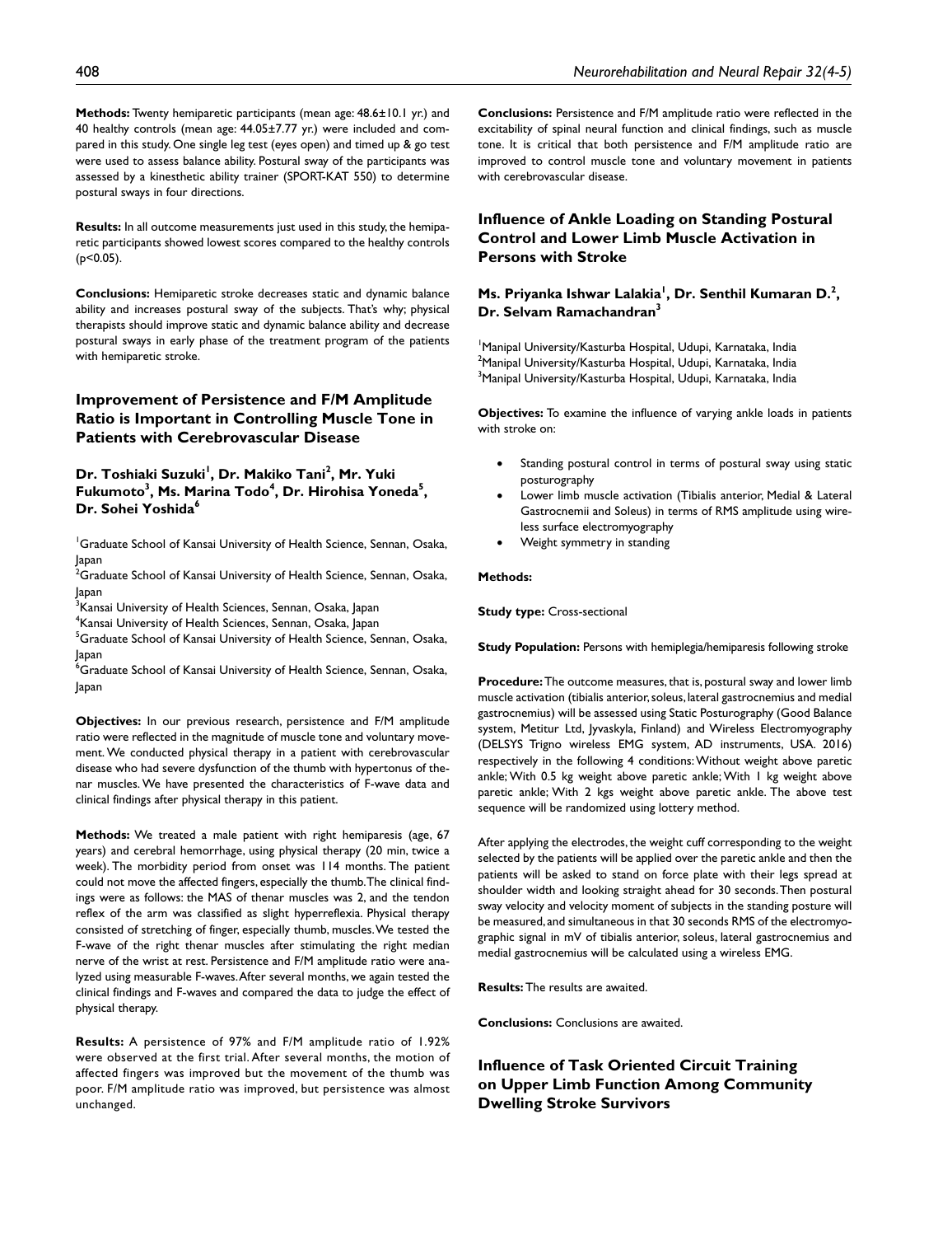**Methods:** Twenty hemiparetic participants (mean age: 48.6±10.1 yr.) and 40 healthy controls (mean age: 44.05±7.77 yr.) were included and compared in this study. One single leg test (eyes open) and timed up & go test were used to assess balance ability. Postural sway of the participants was assessed by a kinesthetic ability trainer (SPORT-KAT 550) to determine postural sways in four directions.

**Results:** In all outcome measurements just used in this study, the hemiparetic participants showed lowest scores compared to the healthy controls ($p<0.05$).

**Conclusions:** Hemiparetic stroke decreases static and dynamic balance ability and increases postural sway of the subjects. That's why; physical therapists should improve static and dynamic balance ability and decrease postural sways in early phase of the treatment program of the patients with hemiparetic stroke.

## Improvement of Persistence and F/M Amplitude Ratio is Important in Controlling Muscle Tone in Patients with Cerebrovascular Disease

**Dr. Toshiaki Suzuki[1], Dr. Makiko Tani[2], Mr. Yuki Fukumoto[3], Ms. Marina Todo[4], Dr. Hirohisa Yoneda[5], Dr. Sohei Yoshida[6]**

[1]Graduate School of Kansai University of Health Science, Sennan, Osaka, Japan
[2]Graduate School of Kansai University of Health Science, Sennan, Osaka, Japan
[3]Kansai University of Health Sciences, Sennan, Osaka, Japan
[4]Kansai University of Health Sciences, Sennan, Osaka, Japan
[5]Graduate School of Kansai University of Health Science, Sennan, Osaka, Japan
[6]Graduate School of Kansai University of Health Science, Sennan, Osaka, Japan

**Objectives:** In our previous research, persistence and F/M amplitude ratio were reflected in the magnitude of muscle tone and voluntary movement. We conducted physical therapy in a patient with cerebrovascular disease who had severe dysfunction of the thumb with hypertonus of thenar muscles. We have presented the characteristics of F-wave data and clinical findings after physical therapy in this patient.

**Methods:** We treated a male patient with right hemiparesis (age, 67 years) and cerebral hemorrhage, using physical therapy (20 min, twice a week). The morbidity period from onset was 114 months. The patient could not move the affected fingers, especially the thumb. The clinical findings were as follows: the MAS of thenar muscles was 2, and the tendon reflex of the arm was classified as slight hyperreflexia. Physical therapy consisted of stretching of finger, especially thumb, muscles. We tested the F-wave of the right thenar muscles after stimulating the right median nerve of the wrist at rest. Persistence and F/M amplitude ratio were analyzed using measurable F-waves. After several months, we again tested the clinical findings and F-waves and compared the data to judge the effect of physical therapy.

**Results:** A persistence of 97% and F/M amplitude ratio of 1.92% were observed at the first trial. After several months, the motion of affected fingers was improved but the movement of the thumb was poor. F/M amplitude ratio was improved, but persistence was almost unchanged.

**Conclusions:** Persistence and F/M amplitude ratio were reflected in the excitability of spinal neural function and clinical findings, such as muscle tone. It is critical that both persistence and F/M amplitude ratio are improved to control muscle tone and voluntary movement in patients with cerebrovascular disease.

## Influence of Ankle Loading on Standing Postural Control and Lower Limb Muscle Activation in Persons with Stroke

**Ms. Priyanka Ishwar Lalakia[1], Dr. Senthil Kumaran D.[2], Dr. Selvam Ramachandran[3]**

[1]Manipal University/Kasturba Hospital, Udupi, Karnataka, India
[2]Manipal University/Kasturba Hospital, Udupi, Karnataka, India
[3]Manipal University/Kasturba Hospital, Udupi, Karnataka, India

**Objectives:** To examine the influence of varying ankle loads in patients with stroke on:

- Standing postural control in terms of postural sway using static posturography
- Lower limb muscle activation (Tibialis anterior, Medial & Lateral Gastrocnemii and Soleus) in terms of RMS amplitude using wireless surface electromyography
- Weight symmetry in standing

**Methods:**

**Study type:** Cross-sectional

**Study Population:** Persons with hemiplegia/hemiparesis following stroke

**Procedure:** The outcome measures, that is, postural sway and lower limb muscle activation (tibialis anterior, soleus, lateral gastrocnemius and medial gastrocnemius) will be assessed using Static Posturography (Good Balance system, Metitur Ltd, Jyvaskyla, Finland) and Wireless Electromyography (DELSYS Trigno wireless EMG system, AD instruments, USA. 2016) respectively in the following 4 conditions: Without weight above paretic ankle; With 0.5 kg weight above paretic ankle; With 1 kg weight above paretic ankle; With 2 kgs weight above paretic ankle. The above test sequence will be randomized using lottery method.

After applying the electrodes, the weight cuff corresponding to the weight selected by the patients will be applied over the paretic ankle and then the patients will be asked to stand on force plate with their legs spread at shoulder width and looking straight ahead for 30 seconds. Then postural sway velocity and velocity moment of subjects in the standing posture will be measured, and simultaneous in that 30 seconds RMS of the electromyographic signal in mV of tibialis anterior, soleus, lateral gastrocnemius and medial gastrocnemius will be calculated using a wireless EMG.

**Results:** The results are awaited.

**Conclusions:** Conclusions are awaited.

## Influence of Task Oriented Circuit Training on Upper Limb Function Among Community Dwelling Stroke Survivors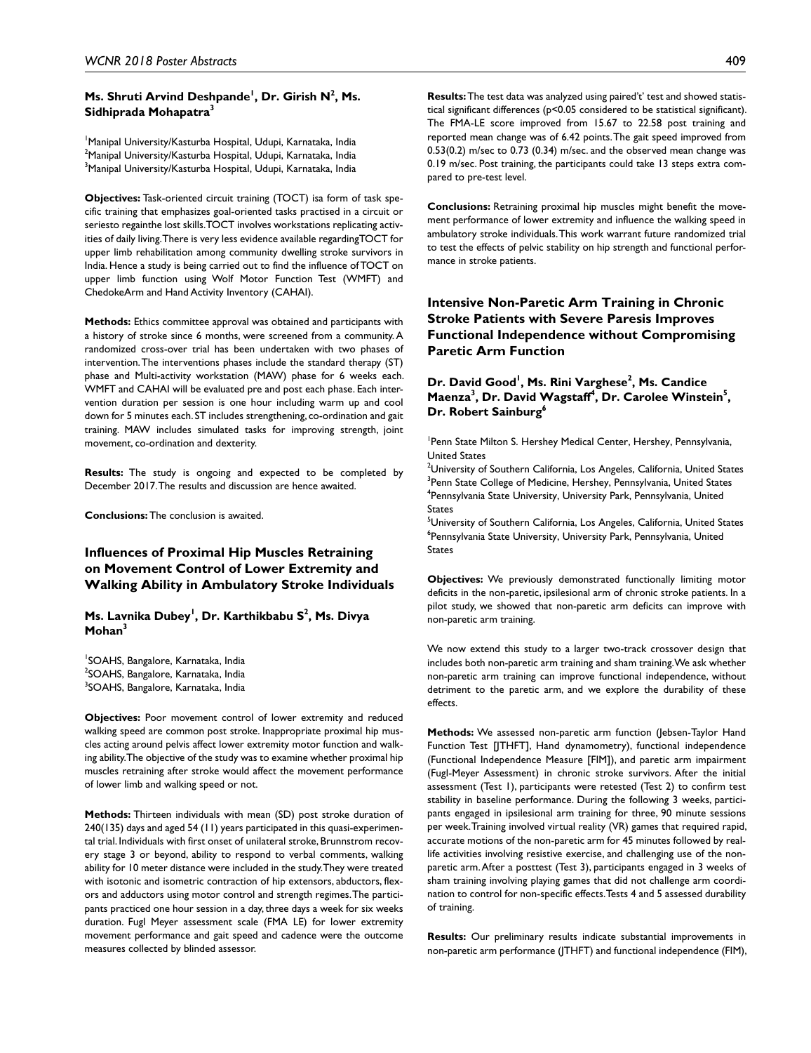**Ms. Shruti Arvind Deshpande[1], Dr. Girish N[2], Ms. Sidhiprada Mohapatra[3]**

[1]Manipal University/Kasturba Hospital, Udupi, Karnataka, India
[2]Manipal University/Kasturba Hospital, Udupi, Karnataka, India
[3]Manipal University/Kasturba Hospital, Udupi, Karnataka, India

**Objectives:** Task-oriented circuit training (TOCT) isa form of task specific training that emphasizes goal-oriented tasks practised in a circuit or seriesto regainthe lost skills.TOCT involves workstations replicating activities of daily living.There is very less evidence available regardingTOCT for upper limb rehabilitation among community dwelling stroke survivors in India. Hence a study is being carried out to find the influence of TOCT on upper limb function using Wolf Motor Function Test (WMFT) and ChedokeArm and Hand Activity Inventory (CAHAI).

**Methods:** Ethics committee approval was obtained and participants with a history of stroke since 6 months, were screened from a community. A randomized cross-over trial has been undertaken with two phases of intervention. The interventions phases include the standard therapy (ST) phase and Multi-activity workstation (MAW) phase for 6 weeks each. WMFT and CAHAI will be evaluated pre and post each phase. Each intervention duration per session is one hour including warm up and cool down for 5 minutes each. ST includes strengthening, co-ordination and gait training. MAW includes simulated tasks for improving strength, joint movement, co-ordination and dexterity.

**Results:** The study is ongoing and expected to be completed by December 2017. The results and discussion are hence awaited.

**Conclusions:** The conclusion is awaited.

## Influences of Proximal Hip Muscles Retraining on Movement Control of Lower Extremity and Walking Ability in Ambulatory Stroke Individuals

**Ms. Lavnika Dubey[1], Dr. Karthikbabu S[2], Ms. Divya Mohan[3]**

[1]SOAHS, Bangalore, Karnataka, India
[2]SOAHS, Bangalore, Karnataka, India
[3]SOAHS, Bangalore, Karnataka, India

**Objectives:** Poor movement control of lower extremity and reduced walking speed are common post stroke. Inappropriate proximal hip muscles acting around pelvis affect lower extremity motor function and walking ability. The objective of the study was to examine whether proximal hip muscles retraining after stroke would affect the movement performance of lower limb and walking speed or not.

**Methods:** Thirteen individuals with mean (SD) post stroke duration of 240(135) days and aged 54 (11) years participated in this quasi-experimental trial. Individuals with first onset of unilateral stroke, Brunnstrom recovery stage 3 or beyond, ability to respond to verbal comments, walking ability for 10 meter distance were included in the study. They were treated with isotonic and isometric contraction of hip extensors, abductors, flexors and adductors using motor control and strength regimes. The participants practiced one hour session in a day, three days a week for six weeks duration. Fugl Meyer assessment scale (FMA LE) for lower extremity movement performance and gait speed and cadence were the outcome measures collected by blinded assessor.

**Results:** The test data was analyzed using paired't' test and showed statistical significant differences ($p<0.05$ considered to be statistical significant). The FMA-LE score improved from 15.67 to 22.58 post training and reported mean change was of 6.42 points. The gait speed improved from 0.53(0.2) m/sec to 0.73 (0.34) m/sec. and the observed mean change was 0.19 m/sec. Post training, the participants could take 13 steps extra compared to pre-test level.

**Conclusions:** Retraining proximal hip muscles might benefit the movement performance of lower extremity and influence the walking speed in ambulatory stroke individuals. This work warrant future randomized trial to test the effects of pelvic stability on hip strength and functional performance in stroke patients.

## Intensive Non-Paretic Arm Training in Chronic Stroke Patients with Severe Paresis Improves Functional Independence without Compromising Paretic Arm Function

**Dr. David Good[1], Ms. Rini Varghese[2], Ms. Candice Maenza[3], Dr. David Wagstaff[4], Dr. Carolee Winstein[5], Dr. Robert Sainburg[6]**

[1]Penn State Milton S. Hershey Medical Center, Hershey, Pennsylvania, United States
[2]University of Southern California, Los Angeles, California, United States
[3]Penn State College of Medicine, Hershey, Pennsylvania, United States
[4]Pennsylvania State University, University Park, Pennsylvania, United States
[5]University of Southern California, Los Angeles, California, United States
[6]Pennsylvania State University, University Park, Pennsylvania, United States

**Objectives:** We previously demonstrated functionally limiting motor deficits in the non-paretic, ipsilesional arm of chronic stroke patients. In a pilot study, we showed that non-paretic arm deficits can improve with non-paretic arm training.

We now extend this study to a larger two-track crossover design that includes both non-paretic arm training and sham training. We ask whether non-paretic arm training can improve functional independence, without detriment to the paretic arm, and we explore the durability of these effects.

**Methods:** We assessed non-paretic arm function (Jebsen-Taylor Hand Function Test [JTHFT], Hand dynamometry), functional independence (Functional Independence Measure [FIM]), and paretic arm impairment (Fugl-Meyer Assessment) in chronic stroke survivors. After the initial assessment (Test 1), participants were retested (Test 2) to confirm test stability in baseline performance. During the following 3 weeks, participants engaged in ipsilesional arm training for three, 90 minute sessions per week. Training involved virtual reality (VR) games that required rapid, accurate motions of the non-paretic arm for 45 minutes followed by real-life activities involving resistive exercise, and challenging use of the non-paretic arm. After a posttest (Test 3), participants engaged in 3 weeks of sham training involving playing games that did not challenge arm coordination to control for non-specific effects. Tests 4 and 5 assessed durability of training.

**Results:** Our preliminary results indicate substantial improvements in non-paretic arm performance (JTHFT) and functional independence (FIM),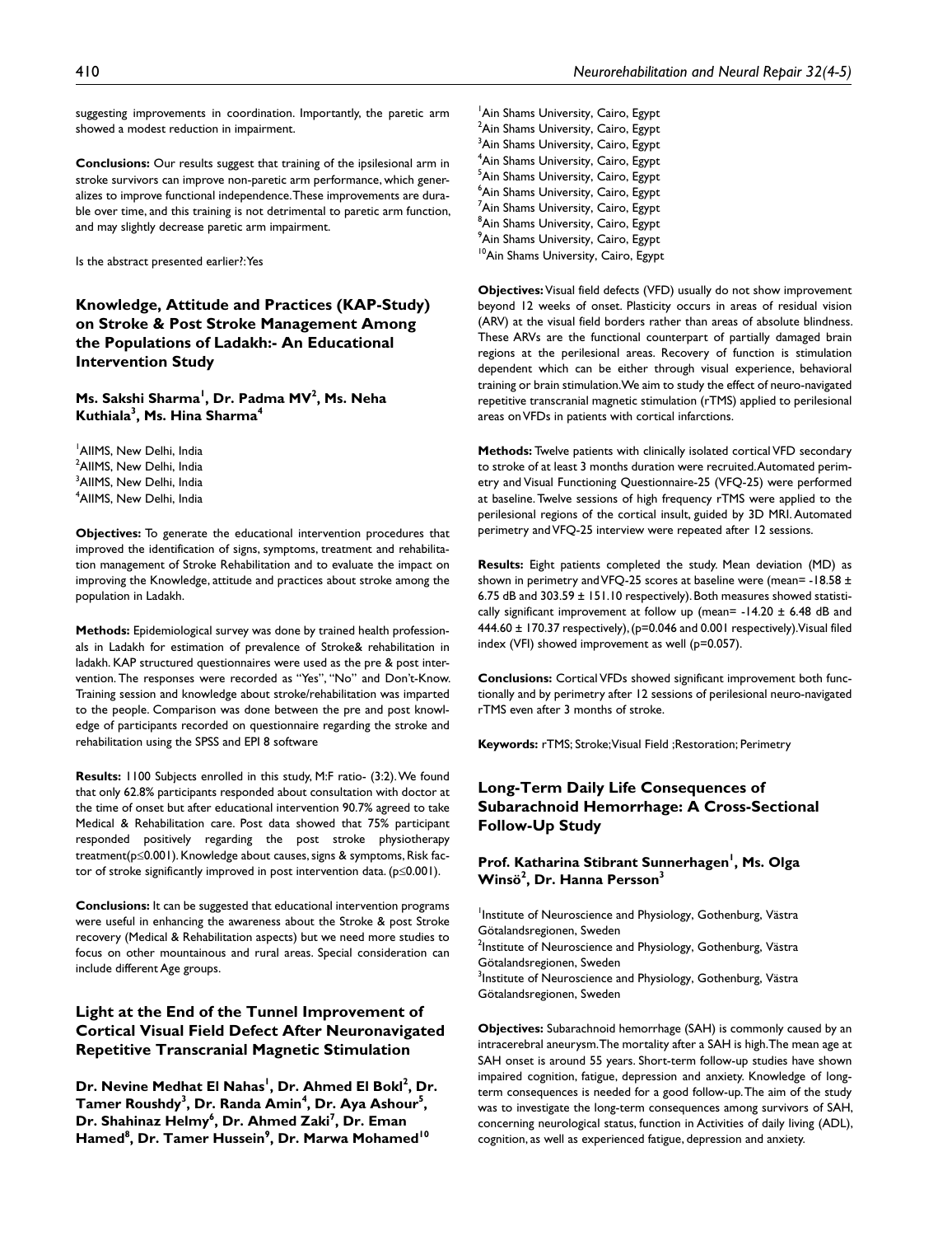suggesting improvements in coordination. Importantly, the paretic arm showed a modest reduction in impairment.

**Conclusions:** Our results suggest that training of the ipsilesional arm in stroke survivors can improve non-paretic arm performance, which generalizes to improve functional independence. These improvements are durable over time, and this training is not detrimental to paretic arm function, and may slightly decrease paretic arm impairment.

Is the abstract presented earlier?: Yes

## Knowledge, Attitude and Practices (KAP-Study) on Stroke & Post Stroke Management Among the Populations of Ladakh:- An Educational Intervention Study

**Ms. Sakshi Sharma[1], Dr. Padma MV[2], Ms. Neha Kuthiala[3], Ms. Hina Sharma[4]**

[1]AIIMS, New Delhi, India
[2]AIIMS, New Delhi, India
[3]AIIMS, New Delhi, India
[4]AIIMS, New Delhi, India

**Objectives:** To generate the educational intervention procedures that improved the identification of signs, symptoms, treatment and rehabilitation management of Stroke Rehabilitation and to evaluate the impact on improving the Knowledge, attitude and practices about stroke among the population in Ladakh.

**Methods:** Epidemiological survey was done by trained health professionals in Ladakh for estimation of prevalence of Stroke& rehabilitation in ladakh. KAP structured questionnaires were used as the pre & post intervention. The responses were recorded as "Yes", "No" and Don't-Know. Training session and knowledge about stroke/rehabilitation was imparted to the people. Comparison was done between the pre and post knowledge of participants recorded on questionnaire regarding the stroke and rehabilitation using the SPSS and EPI 8 software

**Results:** 1100 Subjects enrolled in this study, M:F ratio- (3:2). We found that only 62.8% participants responded about consultation with doctor at the time of onset but after educational intervention 90.7% agreed to take Medical & Rehabilitation care. Post data showed that 75% participant responded positively regarding the post stroke physiotherapy treatment($p \leq 0.001$). Knowledge about causes, signs & symptoms, Risk factor of stroke significantly improved in post intervention data. ($p \leq 0.001$).

**Conclusions:** It can be suggested that educational intervention programs were useful in enhancing the awareness about the Stroke & post Stroke recovery (Medical & Rehabilitation aspects) but we need more studies to focus on other mountainous and rural areas. Special consideration can include different Age groups.

## Light at the End of the Tunnel Improvement of Cortical Visual Field Defect After Neuronavigated Repetitive Transcranial Magnetic Stimulation

**Dr. Nevine Medhat El Nahas[1], Dr. Ahmed El Bokl[2], Dr. Tamer Roushdy[3], Dr. Randa Amin[4], Dr. Aya Ashour[5], Dr. Shahinaz Helmy[6], Dr. Ahmed Zaki[7], Dr. Eman Hamed[8], Dr. Tamer Hussein[9], Dr. Marwa Mohamed[10]**

[1]Ain Shams University, Cairo, Egypt
[2]Ain Shams University, Cairo, Egypt
[3]Ain Shams University, Cairo, Egypt
[4]Ain Shams University, Cairo, Egypt
[5]Ain Shams University, Cairo, Egypt
[6]Ain Shams University, Cairo, Egypt
[7]Ain Shams University, Cairo, Egypt
[8]Ain Shams University, Cairo, Egypt
[9]Ain Shams University, Cairo, Egypt
[10]Ain Shams University, Cairo, Egypt

**Objectives:** Visual field defects (VFD) usually do not show improvement beyond 12 weeks of onset. Plasticity occurs in areas of residual vision (ARV) at the visual field borders rather than areas of absolute blindness. These ARVs are the functional counterpart of partially damaged brain regions at the perilesional areas. Recovery of function is stimulation dependent which can be either through visual experience, behavioral training or brain stimulation. We aim to study the effect of neuro-navigated repetitive transcranial magnetic stimulation (rTMS) applied to perilesional areas on VFDs in patients with cortical infarctions.

**Methods:** Twelve patients with clinically isolated cortical VFD secondary to stroke of at least 3 months duration were recruited. Automated perimetry and Visual Functioning Questionnaire-25 (VFQ-25) were performed at baseline. Twelve sessions of high frequency rTMS were applied to the perilesional regions of the cortical insult, guided by 3D MRI. Automated perimetry and VFQ-25 interview were repeated after 12 sessions.

**Results:** Eight patients completed the study. Mean deviation (MD) as shown in perimetry and VFQ-25 scores at baseline were (mean= $-18.58 \pm 6.75$ dB and $303.59 \pm 151.10$ respectively). Both measures showed statistically significant improvement at follow up (mean= $-14.20 \pm 6.48$ dB and $444.60 \pm 170.37$ respectively), ($p=0.046$ and $0.001$ respectively). Visual filed index (VFI) showed improvement as well ($p=0.057$).

**Conclusions:** Cortical VFDs showed significant improvement both functionally and by perimetry after 12 sessions of perilesional neuro-navigated rTMS even after 3 months of stroke.

**Keywords:** rTMS; Stroke; Visual Field ; Restoration; Perimetry

## Long-Term Daily Life Consequences of Subarachnoid Hemorrhage: A Cross-Sectional Follow-Up Study

**Prof. Katharina Stibrant Sunnerhagen[1], Ms. Olga Winsö[2], Dr. Hanna Persson[3]**

[1]Institute of Neuroscience and Physiology, Gothenburg, Västra Götalandsregionen, Sweden
[2]Institute of Neuroscience and Physiology, Gothenburg, Västra Götalandsregionen, Sweden
[3]Institute of Neuroscience and Physiology, Gothenburg, Västra Götalandsregionen, Sweden

**Objectives:** Subarachnoid hemorrhage (SAH) is commonly caused by an intracerebral aneurysm. The mortality after a SAH is high. The mean age at SAH onset is around 55 years. Short-term follow-up studies have shown impaired cognition, fatigue, depression and anxiety. Knowledge of long-term consequences is needed for a good follow-up. The aim of the study was to investigate the long-term consequences among survivors of SAH, concerning neurological status, function in Activities of daily living (ADL), cognition, as well as experienced fatigue, depression and anxiety.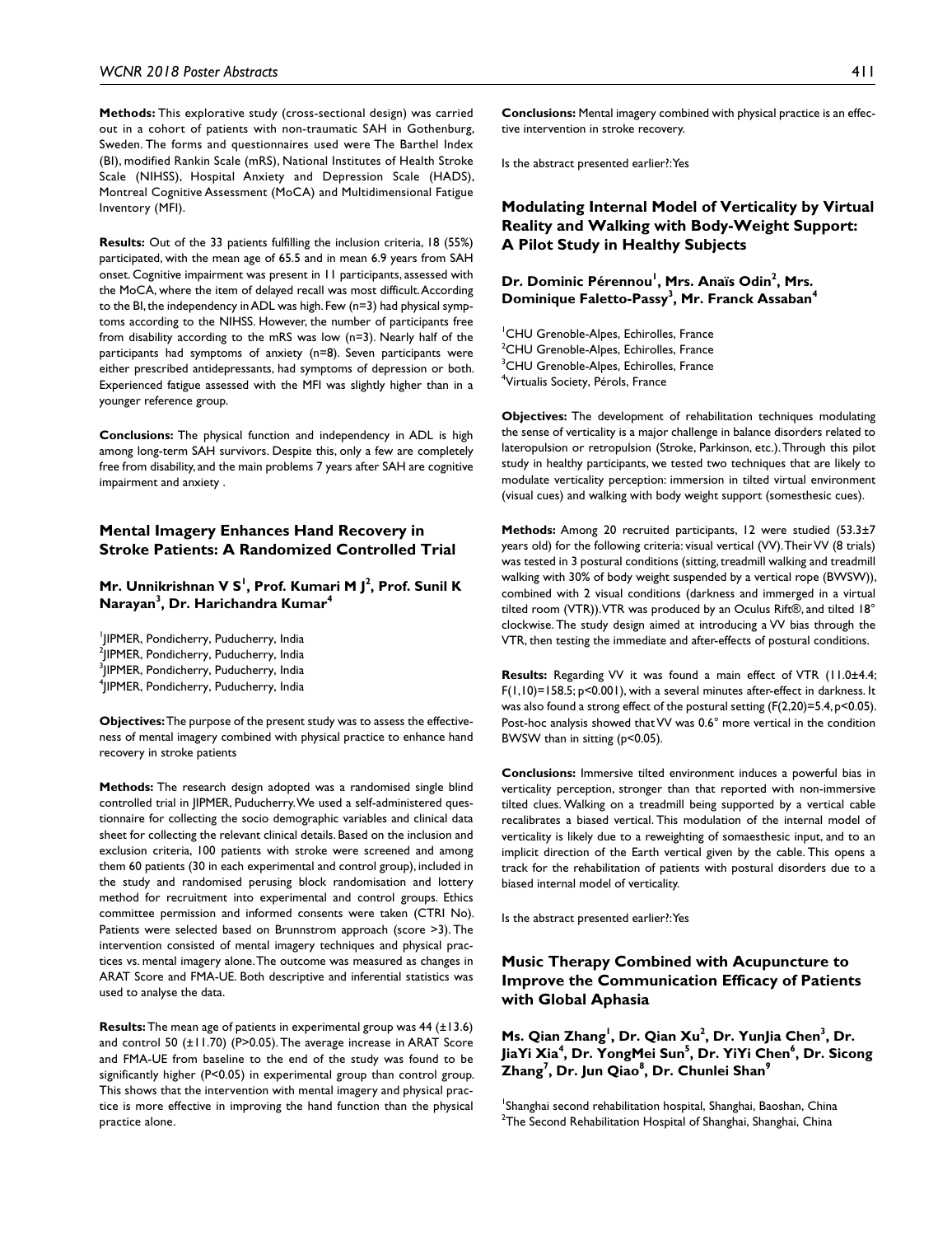**Methods:** This explorative study (cross-sectional design) was carried out in a cohort of patients with non-traumatic SAH in Gothenburg, Sweden. The forms and questionnaires used were The Barthel Index (BI), modified Rankin Scale (mRS), National Institutes of Health Stroke Scale (NIHSS), Hospital Anxiety and Depression Scale (HADS), Montreal Cognitive Assessment (MoCA) and Multidimensional Fatigue Inventory (MFI).

**Results:** Out of the 33 patients fulfilling the inclusion criteria, 18 (55%) participated, with the mean age of 65.5 and in mean 6.9 years from SAH onset. Cognitive impairment was present in 11 participants, assessed with the MoCA, where the item of delayed recall was most difficult. According to the BI, the independency in ADL was high. Few (n=3) had physical symptoms according to the NIHSS. However, the number of participants free from disability according to the mRS was low (n=3). Nearly half of the participants had symptoms of anxiety (n=8). Seven participants were either prescribed antidepressants, had symptoms of depression or both. Experienced fatigue assessed with the MFI was slightly higher than in a younger reference group.

**Conclusions:** The physical function and independency in ADL is high among long-term SAH survivors. Despite this, only a few are completely free from disability, and the main problems 7 years after SAH are cognitive impairment and anxiety .

## Mental Imagery Enhances Hand Recovery in Stroke Patients: A Randomized Controlled Trial

**Mr. Unnikrishnan V S[1], Prof. Kumari M J[2], Prof. Sunil K Narayan[3], Dr. Harichandra Kumar[4]**

[1]JIPMER, Pondicherry, Puducherry, India
[2]JIPMER, Pondicherry, Puducherry, India
[3]JIPMER, Pondicherry, Puducherry, India
[4]JIPMER, Pondicherry, Puducherry, India

**Objectives:** The purpose of the present study was to assess the effectiveness of mental imagery combined with physical practice to enhance hand recovery in stroke patients

**Methods:** The research design adopted was a randomised single blind controlled trial in JIPMER, Puducherry. We used a self-administered questionnaire for collecting the socio demographic variables and clinical data sheet for collecting the relevant clinical details. Based on the inclusion and exclusion criteria, 100 patients with stroke were screened and among them 60 patients (30 in each experimental and control group), included in the study and randomised perusing block randomisation and lottery method for recruitment into experimental and control groups. Ethics committee permission and informed consents were taken (CTRI No). Patients were selected based on Brunnstrom approach (score >3). The intervention consisted of mental imagery techniques and physical practices vs. mental imagery alone. The outcome was measured as changes in ARAT Score and FMA-UE. Both descriptive and inferential statistics was used to analyse the data.

**Results:** The mean age of patients in experimental group was 44 (±13.6) and control 50 (±11.70) (P>0.05). The average increase in ARAT Score and FMA-UE from baseline to the end of the study was found to be significantly higher (P<0.05) in experimental group than control group. This shows that the intervention with mental imagery and physical practice is more effective in improving the hand function than the physical practice alone.

**Conclusions:** Mental imagery combined with physical practice is an effective intervention in stroke recovery.

Is the abstract presented earlier?: Yes

## Modulating Internal Model of Verticality by Virtual Reality and Walking with Body-Weight Support: A Pilot Study in Healthy Subjects

**Dr. Dominic Pérennou[1], Mrs. Anaïs Odin[2], Mrs. Dominique Faletto-Passy[3], Mr. Franck Assaban[4]**

[1]CHU Grenoble-Alpes, Echirolles, France
[2]CHU Grenoble-Alpes, Echirolles, France
[3]CHU Grenoble-Alpes, Echirolles, France
[4]Virtualis Society, Pérols, France

**Objectives:** The development of rehabilitation techniques modulating the sense of verticality is a major challenge in balance disorders related to lateropulsion or retropulsion (Stroke, Parkinson, etc.). Through this pilot study in healthy participants, we tested two techniques that are likely to modulate verticality perception: immersion in tilted virtual environment (visual cues) and walking with body weight support (somesthesic cues).

**Methods:** Among 20 recruited participants, 12 were studied (53.3±7 years old) for the following criteria: visual vertical (VV). Their VV (8 trials) was tested in 3 postural conditions (sitting, treadmill walking and treadmill walking with 30% of body weight suspended by a vertical rope (BWSW)), combined with 2 visual conditions (darkness and immerged in a virtual tilted room (VTR)). VTR was produced by an Oculus Rift®, and tilted 18° clockwise. The study design aimed at introducing a VV bias through the VTR, then testing the immediate and after-effects of postural conditions.

**Results:** Regarding VV it was found a main effect of VTR (11.0±4.4; $F(1,10)=158.5$; $p<0.001$), with a several minutes after-effect in darkness. It was also found a strong effect of the postural setting ($F(2,20)=5.4$, $p<0.05$). Post-hoc analysis showed that VV was 0.6° more vertical in the condition BWSW than in sitting ($p<0.05$).

**Conclusions:** Immersive tilted environment induces a powerful bias in verticality perception, stronger than that reported with non-immersive tilted clues. Walking on a treadmill being supported by a vertical cable recalibrates a biased vertical. This modulation of the internal model of verticality is likely due to a reweighting of somaesthesic input, and to an implicit direction of the Earth vertical given by the cable. This opens a track for the rehabilitation of patients with postural disorders due to a biased internal model of verticality.

Is the abstract presented earlier?: Yes

## Music Therapy Combined with Acupuncture to Improve the Communication Efficacy of Patients with Global Aphasia

**Ms. Qian Zhang[1], Dr. Qian Xu[2], Dr. YunJia Chen[3], Dr. JiaYi Xia[4], Dr. YongMei Sun[5], Dr. YiYi Chen[6], Dr. Sicong Zhang[7], Dr. Jun Qiao[8], Dr. Chunlei Shan[9]**

[1]Shanghai second rehabilitation hospital, Shanghai, Baoshan, China
[2]The Second Rehabilitation Hospital of Shanghai, Shanghai, China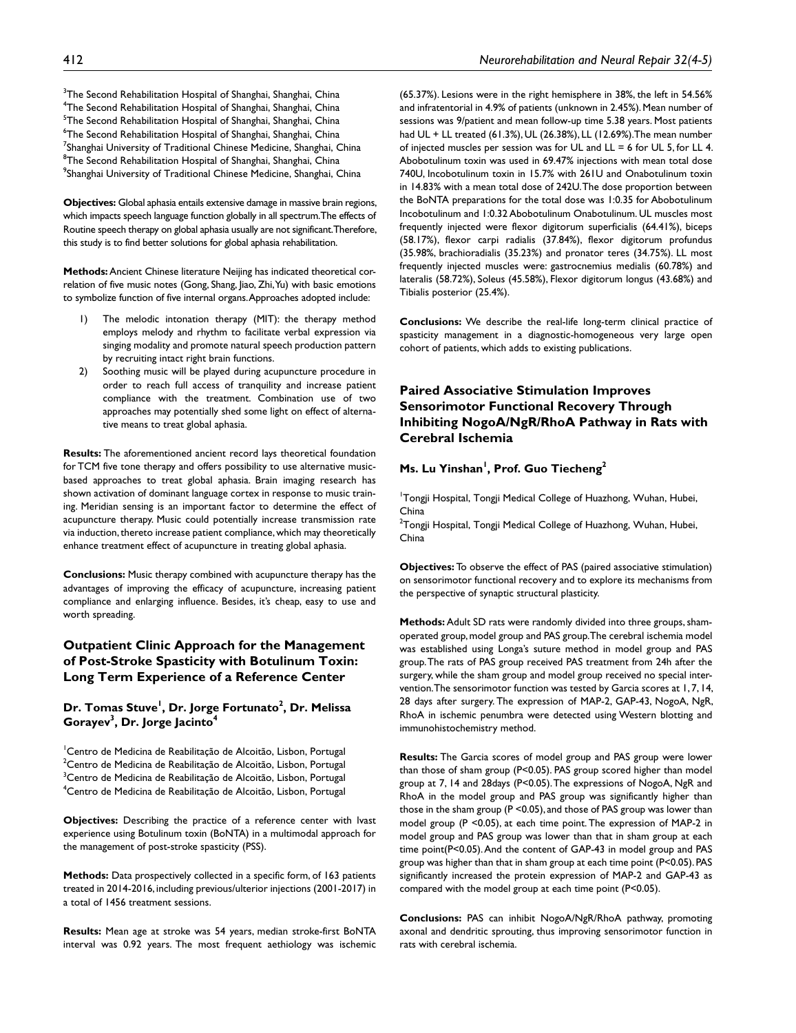[3]The Second Rehabilitation Hospital of Shanghai, Shanghai, China
[4]The Second Rehabilitation Hospital of Shanghai, Shanghai, China
[5]The Second Rehabilitation Hospital of Shanghai, Shanghai, China
[6]The Second Rehabilitation Hospital of Shanghai, Shanghai, China
[7]Shanghai University of Traditional Chinese Medicine, Shanghai, China
[8]The Second Rehabilitation Hospital of Shanghai, Shanghai, China
[9]Shanghai University of Traditional Chinese Medicine, Shanghai, China

**Objectives:** Global aphasia entails extensive damage in massive brain regions, which impacts speech language function globally in all spectrum. The effects of Routine speech therapy on global aphasia usually are not significant. Therefore, this study is to find better solutions for global aphasia rehabilitation.

**Methods:** Ancient Chinese literature Neijing has indicated theoretical correlation of five music notes (Gong, Shang, Jiao, Zhi, Yu) with basic emotions to symbolize function of five internal organs. Approaches adopted include:

1) The melodic intonation therapy (MIT): the therapy method employs melody and rhythm to facilitate verbal expression via singing modality and promote natural speech production pattern by recruiting intact right brain functions.
2) Soothing music will be played during acupuncture procedure in order to reach full access of tranquility and increase patient compliance with the treatment. Combination use of two approaches may potentially shed some light on effect of alternative means to treat global aphasia.

**Results:** The aforementioned ancient record lays theoretical foundation for TCM five tone therapy and offers possibility to use alternative music-based approaches to treat global aphasia. Brain imaging research has shown activation of dominant language cortex in response to music training. Meridian sensing is an important factor to determine the effect of acupuncture therapy. Music could potentially increase transmission rate via induction, thereto increase patient compliance, which may theoretically enhance treatment effect of acupuncture in treating global aphasia.

**Conclusions:** Music therapy combined with acupuncture therapy has the advantages of improving the efficacy of acupuncture, increasing patient compliance and enlarging influence. Besides, it's cheap, easy to use and worth spreading.

## Outpatient Clinic Approach for the Management of Post-Stroke Spasticity with Botulinum Toxin: Long Term Experience of a Reference Center

**Dr. Tomas Stuve[1], Dr. Jorge Fortunato[2], Dr. Melissa Gorayev[3], Dr. Jorge Jacinto[4]**

[1]Centro de Medicina de Reabilitação de Alcoitão, Lisbon, Portugal
[2]Centro de Medicina de Reabilitação de Alcoitão, Lisbon, Portugal
[3]Centro de Medicina de Reabilitação de Alcoitão, Lisbon, Portugal
[4]Centro de Medicina de Reabilitação de Alcoitão, Lisbon, Portugal

**Objectives:** Describing the practice of a reference center with lvast experience using Botulinum toxin (BoNTA) in a multimodal approach for the management of post-stroke spasticity (PSS).

**Methods:** Data prospectively collected in a specific form, of 163 patients treated in 2014-2016, including previous/ulterior injections (2001-2017) in a total of 1456 treatment sessions.

**Results:** Mean age at stroke was 54 years, median stroke-first BoNTA interval was 0.92 years. The most frequent aethiology was ischemic (65.37%). Lesions were in the right hemisphere in 38%, the left in 54.56% and infratentorial in 4.9% of patients (unknown in 2.45%). Mean number of sessions was 9/patient and mean follow-up time 5.38 years. Most patients had UL + LL treated (61.3%), UL (26.38%), LL (12.69%). The mean number of injected muscles per session was for UL and LL = 6 for UL 5, for LL 4. Abobotulinum toxin was used in 69.47% injections with mean total dose 740U, Incobotulinum toxin in 15.7% with 261U and Onabotulinum toxin in 14.83% with a mean total dose of 242U. The dose proportion between the BoNTA preparations for the total dose was 1:0.35 for Abobotulinum Incobotulinum and 1:0.32 Abobotulinum Onabotulinum. UL muscles most frequently injected were flexor digitorum superficialis (64.41%), biceps (58.17%), flexor carpi radialis (37.84%), flexor digitorum profundus (35.98%, brachioradialis (35.23%) and pronator teres (34.75%). LL most frequently injected muscles were: gastrocnemius medialis (60.78%) and lateralis (58.72%), Soleus (45.58%), Flexor digitorum longus (43.68%) and Tibialis posterior (25.4%).

**Conclusions:** We describe the real-life long-term clinical practice of spasticity management in a diagnostic-homogeneous very large open cohort of patients, which adds to existing publications.

## Paired Associative Stimulation Improves Sensorimotor Functional Recovery Through Inhibiting NogoA/NgR/RhoA Pathway in Rats with Cerebral Ischemia

**Ms. Lu Yinshan[1], Prof. Guo Tiecheng[2]**

[1]Tongji Hospital, Tongji Medical College of Huazhong, Wuhan, Hubei, China
[2]Tongji Hospital, Tongji Medical College of Huazhong, Wuhan, Hubei, China

**Objectives:** To observe the effect of PAS (paired associative stimulation) on sensorimotor functional recovery and to explore its mechanisms from the perspective of synaptic structural plasticity.

**Methods:** Adult SD rats were randomly divided into three groups, sham-operated group, model group and PAS group. The cerebral ischemia model was established using Longa's suture method in model group and PAS group. The rats of PAS group received PAS treatment from 24h after the surgery, while the sham group and model group received no special intervention. The sensorimotor function was tested by Garcia scores at 1, 7, 14, 28 days after surgery. The expression of MAP-2, GAP-43, NogoA, NgR, RhoA in ischemic penumbra were detected using Western blotting and immunohistochemistry method.

**Results:** The Garcia scores of model group and PAS group were lower than those of sham group ($P<0.05$). PAS group scored higher than model group at 7, 14 and 28days ($P<0.05$). The expressions of NogoA, NgR and RhoA in the model group and PAS group was significantly higher than those in the sham group ($P<0.05$), and those of PAS group was lower than model group ($P<0.05$), at each time point. The expression of MAP-2 in model group and PAS group was lower than that in sham group at each time point($P<0.05$). And the content of GAP-43 in model group and PAS group was higher than that in sham group at each time point ($P<0.05$). PAS significantly increased the protein expression of MAP-2 and GAP-43 as compared with the model group at each time point ($P<0.05$).

**Conclusions:** PAS can inhibit NogoA/NgR/RhoA pathway, promoting axonal and dendritic sprouting, thus improving sensorimotor function in rats with cerebral ischemia.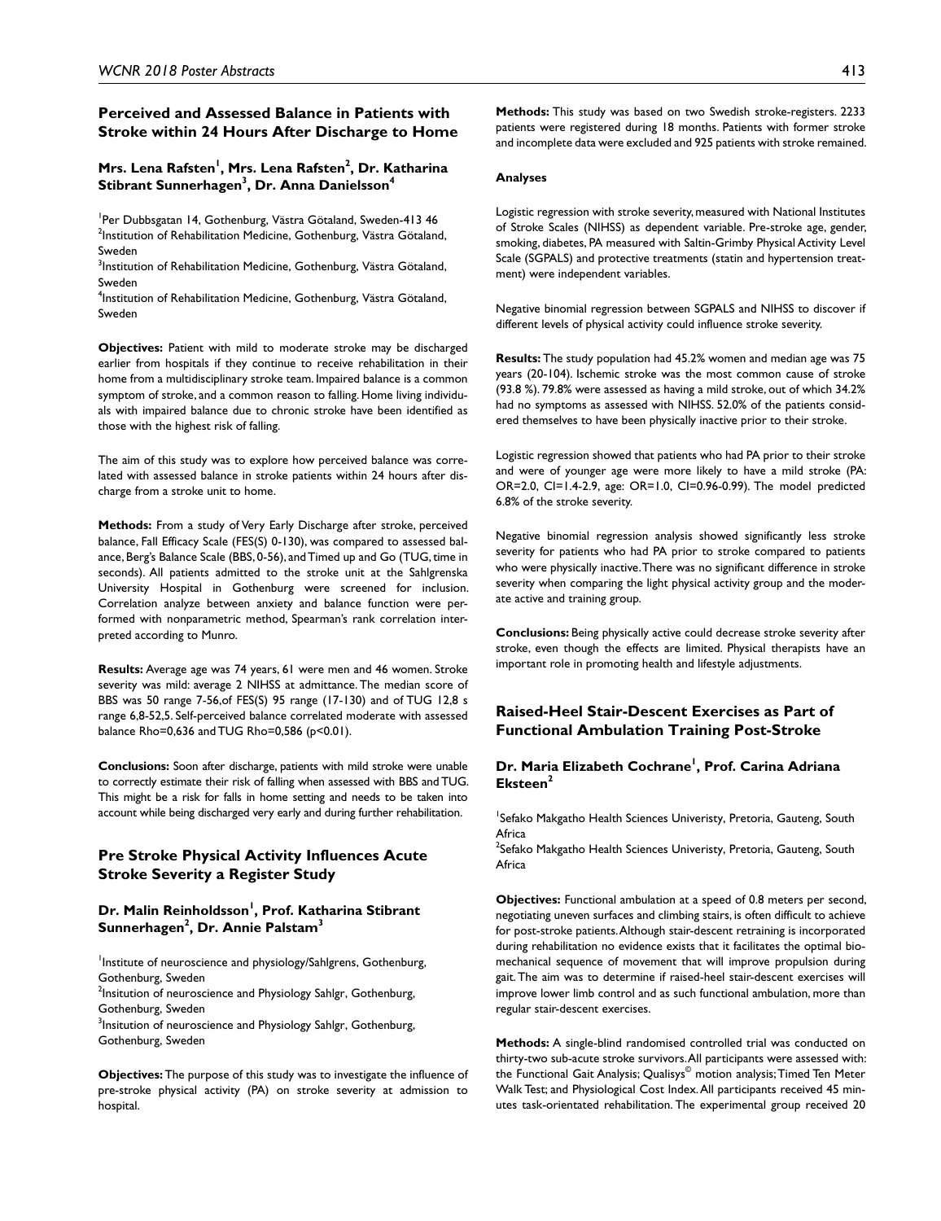## Perceived and Assessed Balance in Patients with Stroke within 24 Hours After Discharge to Home

**Mrs. Lena Rafsten[1], Mrs. Lena Rafsten[2], Dr. Katharina Stibrant Sunnerhagen[3], Dr. Anna Danielsson[4]**

[1]Per Dubbsgatan 14, Gothenburg, Västra Götaland, Sweden-413 46
[2]Institution of Rehabilitation Medicine, Gothenburg, Västra Götaland, Sweden
[3]Institution of Rehabilitation Medicine, Gothenburg, Västra Götaland, Sweden
[4]Institution of Rehabilitation Medicine, Gothenburg, Västra Götaland, Sweden

**Objectives:** Patient with mild to moderate stroke may be discharged earlier from hospitals if they continue to receive rehabilitation in their home from a multidisciplinary stroke team. Impaired balance is a common symptom of stroke, and a common reason to falling. Home living individuals with impaired balance due to chronic stroke have been identified as those with the highest risk of falling.

The aim of this study was to explore how perceived balance was correlated with assessed balance in stroke patients within 24 hours after discharge from a stroke unit to home.

**Methods:** From a study of Very Early Discharge after stroke, perceived balance, Fall Efficacy Scale (FES(S) 0-130), was compared to assessed balance, Berg's Balance Scale (BBS, 0-56), and Timed up and Go (TUG, time in seconds). All patients admitted to the stroke unit at the Sahlgrenska University Hospital in Gothenburg were screened for inclusion. Correlation analyze between anxiety and balance function were performed with nonparametric method, Spearman's rank correlation interpreted according to Munro.

**Results:** Average age was 74 years, 61 were men and 46 women. Stroke severity was mild: average 2 NIHSS at admittance. The median score of BBS was 50 range 7-56,of FES(S) 95 range (17-130) and of TUG 12,8 s range 6,8-52,5. Self-perceived balance correlated moderate with assessed balance Rho=0,636 and TUG Rho=0,586 (p<0.01).

**Conclusions:** Soon after discharge, patients with mild stroke were unable to correctly estimate their risk of falling when assessed with BBS and TUG. This might be a risk for falls in home setting and needs to be taken into account while being discharged very early and during further rehabilitation.

## Pre Stroke Physical Activity Influences Acute Stroke Severity a Register Study

**Dr. Malin Reinholdsson[1], Prof. Katharina Stibrant Sunnerhagen[2], Dr. Annie Palstam[3]**

[1]Institute of neuroscience and physiology/Sahlgrens, Gothenburg, Gothenburg, Sweden
[2]Insitution of neuroscience and Physiology Sahlgr, Gothenburg, Gothenburg, Sweden
[3]Insitution of neuroscience and Physiology Sahlgr, Gothenburg, Gothenburg, Sweden

**Objectives:** The purpose of this study was to investigate the influence of pre-stroke physical activity (PA) on stroke severity at admission to hospital.

**Methods:** This study was based on two Swedish stroke-registers. 2233 patients were registered during 18 months. Patients with former stroke and incomplete data were excluded and 925 patients with stroke remained.

**Analyses**

Logistic regression with stroke severity, measured with National Institutes of Stroke Scales (NIHSS) as dependent variable. Pre-stroke age, gender, smoking, diabetes, PA measured with Saltin-Grimby Physical Activity Level Scale (SGPALS) and protective treatments (statin and hypertension treatment) were independent variables.

Negative binomial regression between SGPALS and NIHSS to discover if different levels of physical activity could influence stroke severity.

**Results:** The study population had 45.2% women and median age was 75 years (20-104). Ischemic stroke was the most common cause of stroke (93.8 %). 79.8% were assessed as having a mild stroke, out of which 34.2% had no symptoms as assessed with NIHSS. 52.0% of the patients considered themselves to have been physically inactive prior to their stroke.

Logistic regression showed that patients who had PA prior to their stroke and were of younger age were more likely to have a mild stroke (PA: OR=2.0, CI=1.4-2.9, age: OR=1.0, CI=0.96-0.99). The model predicted 6.8% of the stroke severity.

Negative binomial regression analysis showed significantly less stroke severity for patients who had PA prior to stroke compared to patients who were physically inactive. There was no significant difference in stroke severity when comparing the light physical activity group and the moderate active and training group.

**Conclusions:** Being physically active could decrease stroke severity after stroke, even though the effects are limited. Physical therapists have an important role in promoting health and lifestyle adjustments.

## Raised-Heel Stair-Descent Exercises as Part of Functional Ambulation Training Post-Stroke

**Dr. Maria Elizabeth Cochrane[1], Prof. Carina Adriana Eksteen[2]**

[1]Sefako Makgatho Health Sciences Univeristy, Pretoria, Gauteng, South Africa
[2]Sefako Makgatho Health Sciences Univeristy, Pretoria, Gauteng, South Africa

**Objectives:** Functional ambulation at a speed of 0.8 meters per second, negotiating uneven surfaces and climbing stairs, is often difficult to achieve for post-stroke patients. Although stair-descent retraining is incorporated during rehabilitation no evidence exists that it facilitates the optimal biomechanical sequence of movement that will improve propulsion during gait. The aim was to determine if raised-heel stair-descent exercises will improve lower limb control and as such functional ambulation, more than regular stair-descent exercises.

**Methods:** A single-blind randomised controlled trial was conducted on thirty-two sub-acute stroke survivors. All participants were assessed with: the Functional Gait Analysis; Qualisys© motion analysis; Timed Ten Meter Walk Test; and Physiological Cost Index. All participants received 45 minutes task-orientated rehabilitation. The experimental group received 20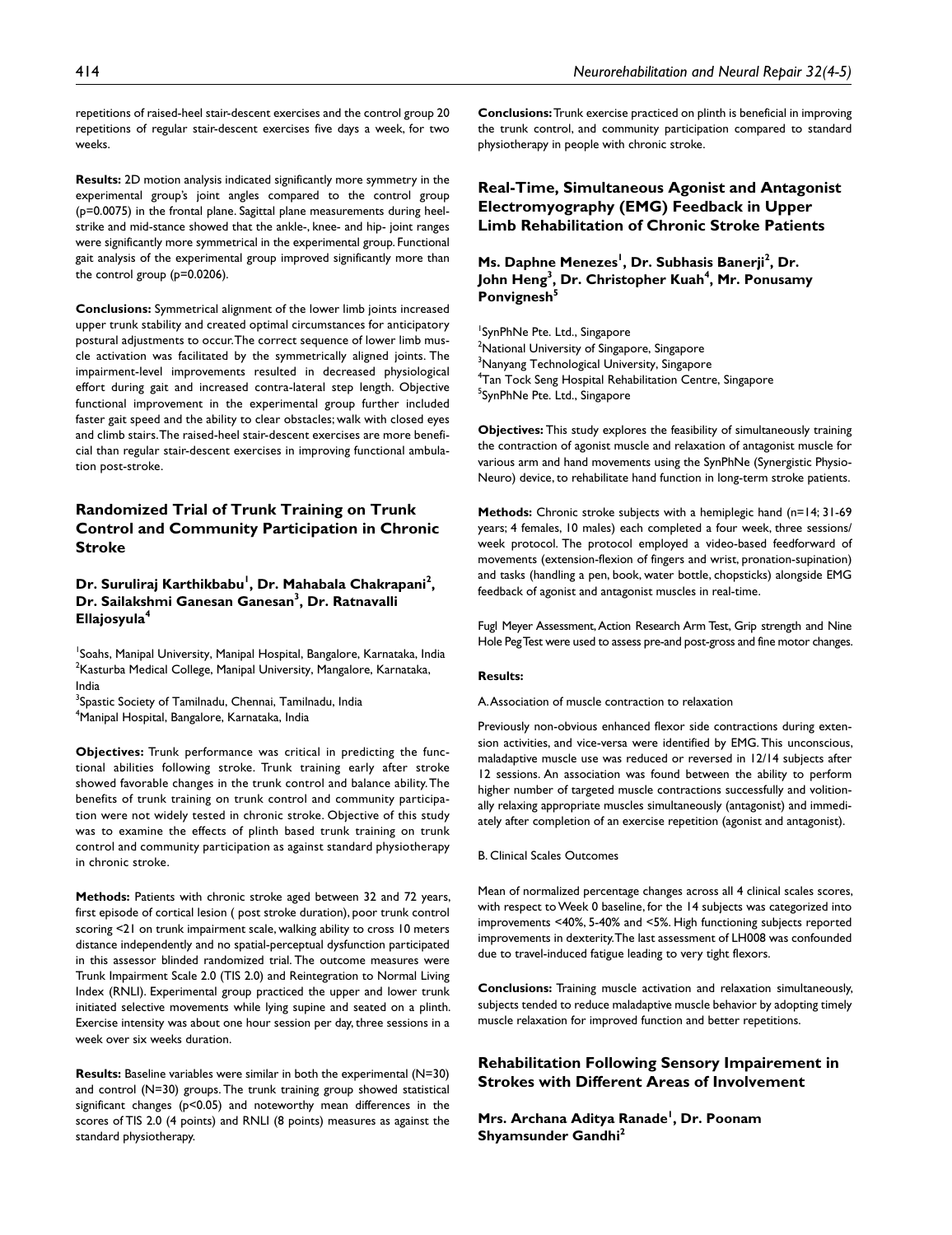repetitions of raised-heel stair-descent exercises and the control group 20 repetitions of regular stair-descent exercises five days a week, for two weeks.

**Results:** 2D motion analysis indicated significantly more symmetry in the experimental group's joint angles compared to the control group (p=0.0075) in the frontal plane. Sagittal plane measurements during heel-strike and mid-stance showed that the ankle-, knee- and hip- joint ranges were significantly more symmetrical in the experimental group. Functional gait analysis of the experimental group improved significantly more than the control group (p=0.0206).

**Conclusions:** Symmetrical alignment of the lower limb joints increased upper trunk stability and created optimal circumstances for anticipatory postural adjustments to occur. The correct sequence of lower limb muscle activation was facilitated by the symmetrically aligned joints. The impairment-level improvements resulted in decreased physiological effort during gait and increased contra-lateral step length. Objective functional improvement in the experimental group further included faster gait speed and the ability to clear obstacles; walk with closed eyes and climb stairs. The raised-heel stair-descent exercises are more beneficial than regular stair-descent exercises in improving functional ambulation post-stroke.

## Randomized Trial of Trunk Training on Trunk Control and Community Participation in Chronic Stroke

**Dr. Suruliraj Karthikbabu[1], Dr. Mahabala Chakrapani[2], Dr. Sailakshmi Ganesan Ganesan[3], Dr. Ratnavalli Ellajosyula[4]**

[1]Soahs, Manipal University, Manipal Hospital, Bangalore, Karnataka, India
[2]Kasturba Medical College, Manipal University, Mangalore, Karnataka, India
[3]Spastic Society of Tamilnadu, Chennai, Tamilnadu, India
[4]Manipal Hospital, Bangalore, Karnataka, India

**Objectives:** Trunk performance was critical in predicting the functional abilities following stroke. Trunk training early after stroke showed favorable changes in the trunk control and balance ability. The benefits of trunk training on trunk control and community participation were not widely tested in chronic stroke. Objective of this study was to examine the effects of plinth based trunk training on trunk control and community participation as against standard physiotherapy in chronic stroke.

**Methods:** Patients with chronic stroke aged between 32 and 72 years, first episode of cortical lesion ( post stroke duration), poor trunk control scoring <21 on trunk impairment scale, walking ability to cross 10 meters distance independently and no spatial-perceptual dysfunction participated in this assessor blinded randomized trial. The outcome measures were Trunk Impairment Scale 2.0 (TIS 2.0) and Reintegration to Normal Living Index (RNLI). Experimental group practiced the upper and lower trunk initiated selective movements while lying supine and seated on a plinth. Exercise intensity was about one hour session per day, three sessions in a week over six weeks duration.

**Results:** Baseline variables were similar in both the experimental (N=30) and control (N=30) groups. The trunk training group showed statistical significant changes ($p<0.05$) and noteworthy mean differences in the scores of TIS 2.0 (4 points) and RNLI (8 points) measures as against the standard physiotherapy.

**Conclusions:** Trunk exercise practiced on plinth is beneficial in improving the trunk control, and community participation compared to standard physiotherapy in people with chronic stroke.

## Real-Time, Simultaneous Agonist and Antagonist Electromyography (EMG) Feedback in Upper Limb Rehabilitation of Chronic Stroke Patients

**Ms. Daphne Menezes[1], Dr. Subhasis Banerji[2], Dr. John Heng[3], Dr. Christopher Kuah[4], Mr. Ponusamy Ponvignesh[5]**

[1]SynPhNe Pte. Ltd., Singapore
[2]National University of Singapore, Singapore
[3]Nanyang Technological University, Singapore
[4]Tan Tock Seng Hospital Rehabilitation Centre, Singapore
[5]SynPhNe Pte. Ltd., Singapore

**Objectives:** This study explores the feasibility of simultaneously training the contraction of agonist muscle and relaxation of antagonist muscle for various arm and hand movements using the SynPhNe (Synergistic Physio-Neuro) device, to rehabilitate hand function in long-term stroke patients.

**Methods:** Chronic stroke subjects with a hemiplegic hand (n=14; 31-69 years; 4 females, 10 males) each completed a four week, three sessions/week protocol. The protocol employed a video-based feedforward of movements (extension-flexion of fingers and wrist, pronation-supination) and tasks (handling a pen, book, water bottle, chopsticks) alongside EMG feedback of agonist and antagonist muscles in real-time.

Fugl Meyer Assessment, Action Research Arm Test, Grip strength and Nine Hole Peg Test were used to assess pre-and post-gross and fine motor changes.

**Results:**

A. Association of muscle contraction to relaxation

Previously non-obvious enhanced flexor side contractions during extension activities, and vice-versa were identified by EMG. This unconscious, maladaptive muscle use was reduced or reversed in 12/14 subjects after 12 sessions. An association was found between the ability to perform higher number of targeted muscle contractions successfully and volitionally relaxing appropriate muscles simultaneously (antagonist) and immediately after completion of an exercise repetition (agonist and antagonist).

B. Clinical Scales Outcomes

Mean of normalized percentage changes across all 4 clinical scales scores, with respect to Week 0 baseline, for the 14 subjects was categorized into improvements <40%, 5-40% and <5%. High functioning subjects reported improvements in dexterity. The last assessment of LH008 was confounded due to travel-induced fatigue leading to very tight flexors.

**Conclusions:** Training muscle activation and relaxation simultaneously, subjects tended to reduce maladaptive muscle behavior by adopting timely muscle relaxation for improved function and better repetitions.

## Rehabilitation Following Sensory Impairement in Strokes with Different Areas of Involvement

**Mrs. Archana Aditya Ranade[1], Dr. Poonam Shyamsunder Gandhi[2]**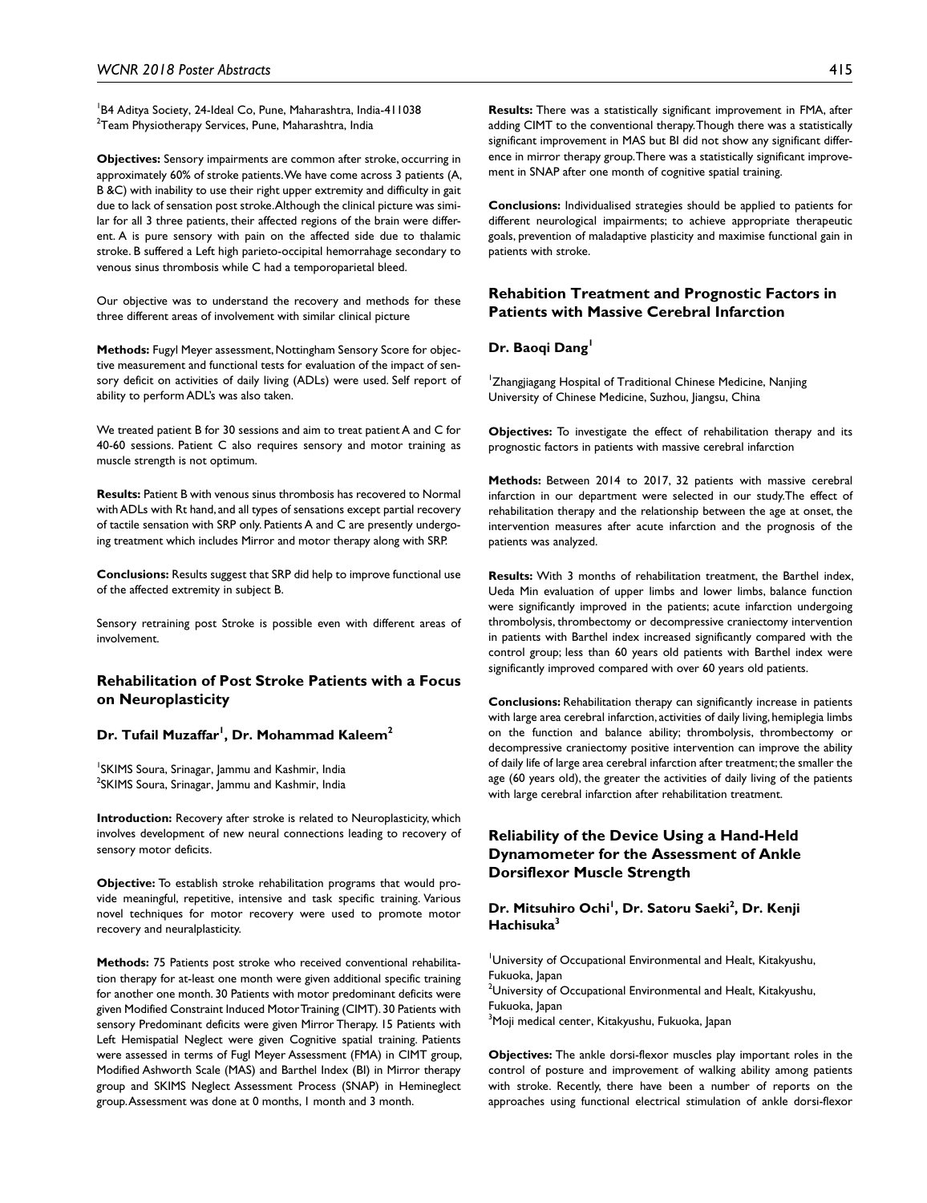[1]B4 Aditya Society, 24-Ideal Co, Pune, Maharashtra, India-411038
[2]Team Physiotherapy Services, Pune, Maharashtra, India

**Objectives:** Sensory impairments are common after stroke, occurring in approximately 60% of stroke patients. We have come across 3 patients (A, B &C) with inability to use their right upper extremity and difficulty in gait due to lack of sensation post stroke. Although the clinical picture was similar for all 3 three patients, their affected regions of the brain were different. A is pure sensory with pain on the affected side due to thalamic stroke. B suffered a Left high parieto-occipital hemorrahage secondary to venous sinus thrombosis while C had a temporoparietal bleed.

Our objective was to understand the recovery and methods for these three different areas of involvement with similar clinical picture

**Methods:** Fugyl Meyer assessment, Nottingham Sensory Score for objective measurement and functional tests for evaluation of the impact of sensory deficit on activities of daily living (ADLs) were used. Self report of ability to perform ADL's was also taken.

We treated patient B for 30 sessions and aim to treat patient A and C for 40-60 sessions. Patient C also requires sensory and motor training as muscle strength is not optimum.

**Results:** Patient B with venous sinus thrombosis has recovered to Normal with ADLs with Rt hand, and all types of sensations except partial recovery of tactile sensation with SRP only. Patients A and C are presently undergoing treatment which includes Mirror and motor therapy along with SRP.

**Conclusions:** Results suggest that SRP did help to improve functional use of the affected extremity in subject B.

Sensory retraining post Stroke is possible even with different areas of involvement.

## Rehabilitation of Post Stroke Patients with a Focus on Neuroplasticity

**Dr. Tufail Muzaffar[1], Dr. Mohammad Kaleem[2]**

[1]SKIMS Soura, Srinagar, Jammu and Kashmir, India
[2]SKIMS Soura, Srinagar, Jammu and Kashmir, India

**Introduction:** Recovery after stroke is related to Neuroplasticity, which involves development of new neural connections leading to recovery of sensory motor deficits.

**Objective:** To establish stroke rehabilitation programs that would provide meaningful, repetitive, intensive and task specific training. Various novel techniques for motor recovery were used to promote motor recovery and neuralplasticity.

**Methods:** 75 Patients post stroke who received conventional rehabilitation therapy for at-least one month were given additional specific training for another one month. 30 Patients with motor predominant deficits were given Modified Constraint Induced Motor Training (CIMT). 30 Patients with sensory Predominant deficits were given Mirror Therapy. 15 Patients with Left Hemispatial Neglect were given Cognitive spatial training. Patients were assessed in terms of Fugl Meyer Assessment (FMA) in CIMT group, Modified Ashworth Scale (MAS) and Barthel Index (BI) in Mirror therapy group and SKIMS Neglect Assessment Process (SNAP) in Hemineglect group. Assessment was done at 0 months, 1 month and 3 month.

**Results:** There was a statistically significant improvement in FMA, after adding CIMT to the conventional therapy. Though there was a statistically significant improvement in MAS but BI did not show any significant difference in mirror therapy group. There was a statistically significant improvement in SNAP after one month of cognitive spatial training.

**Conclusions:** Individualised strategies should be applied to patients for different neurological impairments; to achieve appropriate therapeutic goals, prevention of maladaptive plasticity and maximise functional gain in patients with stroke.

## Rehabition Treatment and Prognostic Factors in Patients with Massive Cerebral Infarction

**Dr. Baoqi Dang[1]**

[1]Zhangjiagang Hospital of Traditional Chinese Medicine, Nanjing University of Chinese Medicine, Suzhou, Jiangsu, China

**Objectives:** To investigate the effect of rehabilitation therapy and its prognostic factors in patients with massive cerebral infarction

**Methods:** Between 2014 to 2017, 32 patients with massive cerebral infarction in our department were selected in our study. The effect of rehabilitation therapy and the relationship between the age at onset, the intervention measures after acute infarction and the prognosis of the patients was analyzed.

**Results:** With 3 months of rehabilitation treatment, the Barthel index, Ueda Min evaluation of upper limbs and lower limbs, balance function were significantly improved in the patients; acute infarction undergoing thrombolysis, thrombectomy or decompressive craniectomy intervention in patients with Barthel index increased significantly compared with the control group; less than 60 years old patients with Barthel index were significantly improved compared with over 60 years old patients.

**Conclusions:** Rehabilitation therapy can significantly increase in patients with large area cerebral infarction, activities of daily living, hemiplegia limbs on the function and balance ability; thrombolysis, thrombectomy or decompressive craniectomy positive intervention can improve the ability of daily life of large area cerebral infarction after treatment; the smaller the age (60 years old), the greater the activities of daily living of the patients with large cerebral infarction after rehabilitation treatment.

## Reliability of the Device Using a Hand-Held Dynamometer for the Assessment of Ankle Dorsiflexor Muscle Strength

**Dr. Mitsuhiro Ochi[1], Dr. Satoru Saeki[2], Dr. Kenji Hachisuka[3]**

[1]University of Occupational Environmental and Healt, Kitakyushu, Fukuoka, Japan
[2]University of Occupational Environmental and Healt, Kitakyushu, Fukuoka, Japan
[3]Moji medical center, Kitakyushu, Fukuoka, Japan

**Objectives:** The ankle dorsi-flexor muscles play important roles in the control of posture and improvement of walking ability among patients with stroke. Recently, there have been a number of reports on the approaches using functional electrical stimulation of ankle dorsi-flexor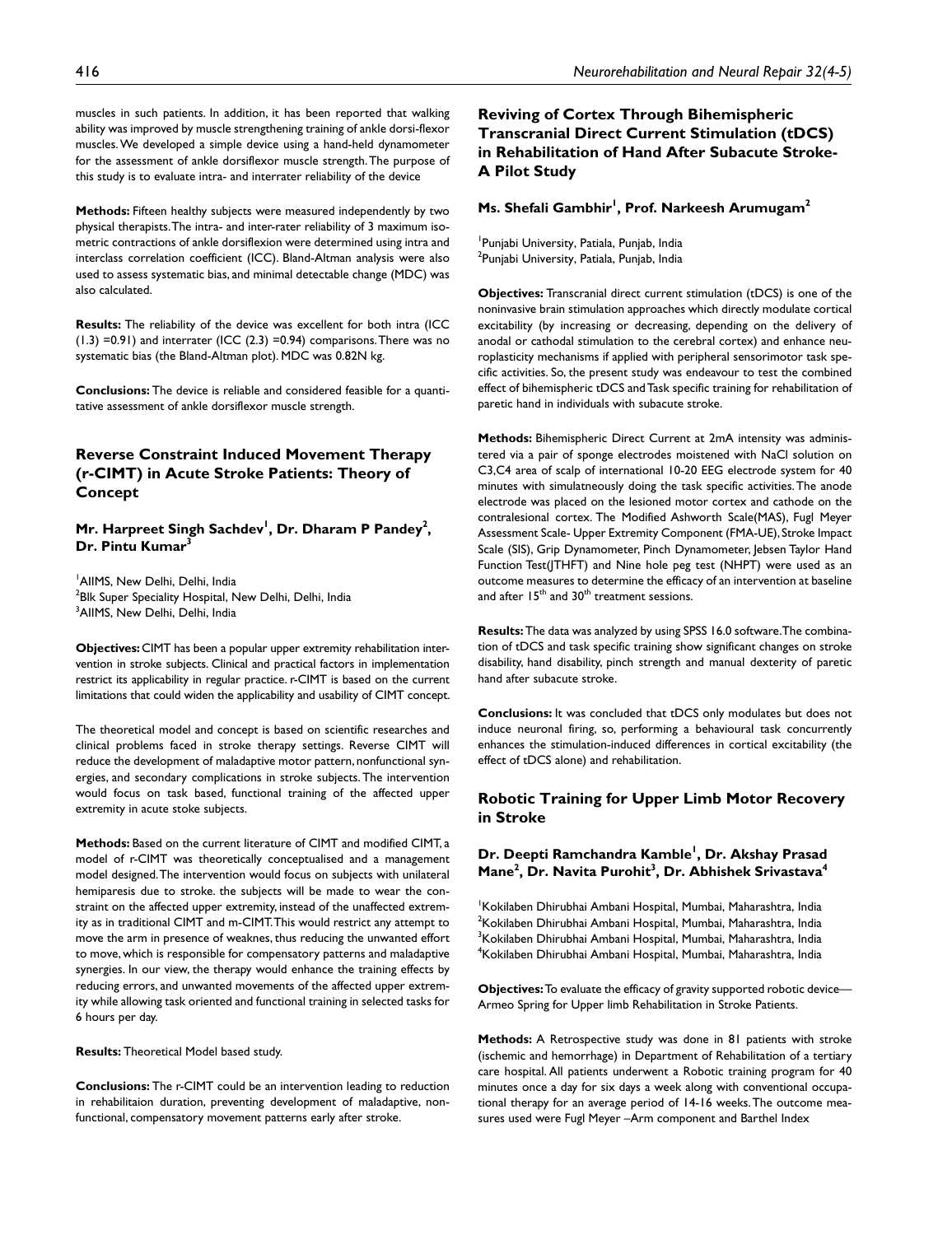muscles in such patients. In addition, it has been reported that walking ability was improved by muscle strengthening training of ankle dorsi-flexor muscles. We developed a simple device using a hand-held dynamometer for the assessment of ankle dorsiflexor muscle strength. The purpose of this study is to evaluate intra- and interrater reliability of the device

**Methods:** Fifteen healthy subjects were measured independently by two physical therapists. The intra- and inter-rater reliability of 3 maximum isometric contractions of ankle dorsiflexion were determined using intra and interclass correlation coefficient (ICC). Bland-Altman analysis were also used to assess systematic bias, and minimal detectable change (MDC) was also calculated.

**Results:** The reliability of the device was excellent for both intra (ICC (1.3) =0.91) and interrater (ICC (2.3) =0.94) comparisons. There was no systematic bias (the Bland-Altman plot). MDC was 0.82N kg.

**Conclusions:** The device is reliable and considered feasible for a quantitative assessment of ankle dorsiflexor muscle strength.

## Reverse Constraint Induced Movement Therapy (r-CIMT) in Acute Stroke Patients: Theory of Concept

**Mr. Harpreet Singh Sachdev[1], Dr. Dharam P Pandey[2], Dr. Pintu Kumar[3]**

[1]AIIMS, New Delhi, Delhi, India
[2]Blk Super Speciality Hospital, New Delhi, Delhi, India
[3]AIIMS, New Delhi, Delhi, India

**Objectives:** CIMT has been a popular upper extremity rehabilitation intervention in stroke subjects. Clinical and practical factors in implementation restrict its applicability in regular practice. r-CIMT is based on the current limitations that could widen the applicability and usability of CIMT concept.

The theoretical model and concept is based on scientific researches and clinical problems faced in stroke therapy settings. Reverse CIMT will reduce the development of maladaptive motor pattern, nonfunctional synergies, and secondary complications in stroke subjects. The intervention would focus on task based, functional training of the affected upper extremity in acute stoke subjects.

**Methods:** Based on the current literature of CIMT and modified CIMT, a model of r-CIMT was theoretically conceptualised and a management model designed. The intervention would focus on subjects with unilateral hemiparesis due to stroke. the subjects will be made to wear the constraint on the affected upper extremity, instead of the unaffected extremity as in traditional CIMT and m-CIMT. This would restrict any attempt to move the arm in presence of weaknes, thus reducing the unwanted effort to move, which is responsible for compensatory patterns and maladaptive synergies. In our view, the therapy would enhance the training effects by reducing errors, and unwanted movements of the affected upper extremity while allowing task oriented and functional training in selected tasks for 6 hours per day.

**Results:** Theoretical Model based study.

**Conclusions:** The r-CIMT could be an intervention leading to reduction in rehabilitaion duration, preventing development of maladaptive, nonfunctional, compensatory movement patterns early after stroke.

## Reviving of Cortex Through Bihemispheric Transcranial Direct Current Stimulation (tDCS) in Rehabilitation of Hand After Subacute Stroke-A Pilot Study

**Ms. Shefali Gambhir[1], Prof. Narkeesh Arumugam[2]**

[1]Punjabi University, Patiala, Punjab, India
[2]Punjabi University, Patiala, Punjab, India

**Objectives:** Transcranial direct current stimulation (tDCS) is one of the noninvasive brain stimulation approaches which directly modulate cortical excitability (by increasing or decreasing, depending on the delivery of anodal or cathodal stimulation to the cerebral cortex) and enhance neuroplasticity mechanisms if applied with peripheral sensorimotor task specific activities. So, the present study was endeavour to test the combined effect of bihemispheric tDCS and Task specific training for rehabilitation of paretic hand in individuals with subacute stroke.

**Methods:** Bihemispheric Direct Current at 2mA intensity was administered via a pair of sponge electrodes moistened with NaCl solution on C3,C4 area of scalp of international 10-20 EEG electrode system for 40 minutes with simulatneously doing the task specific activities. The anode electrode was placed on the lesioned motor cortex and cathode on the contralesional cortex. The Modified Ashworth Scale(MAS), Fugl Meyer Assessment Scale- Upper Extremity Component (FMA-UE), Stroke Impact Scale (SIS), Grip Dynamometer, Pinch Dynamometer, Jebsen Taylor Hand Function Test(JTHFT) and Nine hole peg test (NHPT) were used as an outcome measures to determine the efficacy of an intervention at baseline and after 15[th] and 30[th] treatment sessions.

**Results:** The data was analyzed by using SPSS 16.0 software. The combination of tDCS and task specific training show significant changes on stroke disability, hand disability, pinch strength and manual dexterity of paretic hand after subacute stroke.

**Conclusions:** It was concluded that tDCS only modulates but does not induce neuronal firing, so, performing a behavioural task concurrently enhances the stimulation-induced differences in cortical excitability (the effect of tDCS alone) and rehabilitation.

## Robotic Training for Upper Limb Motor Recovery in Stroke

**Dr. Deepti Ramchandra Kamble[1], Dr. Akshay Prasad Mane[2], Dr. Navita Purohit[3], Dr. Abhishek Srivastava[4]**

[1]Kokilaben Dhirubhai Ambani Hospital, Mumbai, Maharashtra, India
[2]Kokilaben Dhirubhai Ambani Hospital, Mumbai, Maharashtra, India
[3]Kokilaben Dhirubhai Ambani Hospital, Mumbai, Maharashtra, India
[4]Kokilaben Dhirubhai Ambani Hospital, Mumbai, Maharashtra, India

**Objectives:** To evaluate the efficacy of gravity supported robotic device—Armeo Spring for Upper limb Rehabilitation in Stroke Patients.

**Methods:** A Retrospective study was done in 81 patients with stroke (ischemic and hemorrhage) in Department of Rehabilitation of a tertiary care hospital. All patients underwent a Robotic training program for 40 minutes once a day for six days a week along with conventional occupational therapy for an average period of 14-16 weeks. The outcome measures used were Fugl Meyer –Arm component and Barthel Index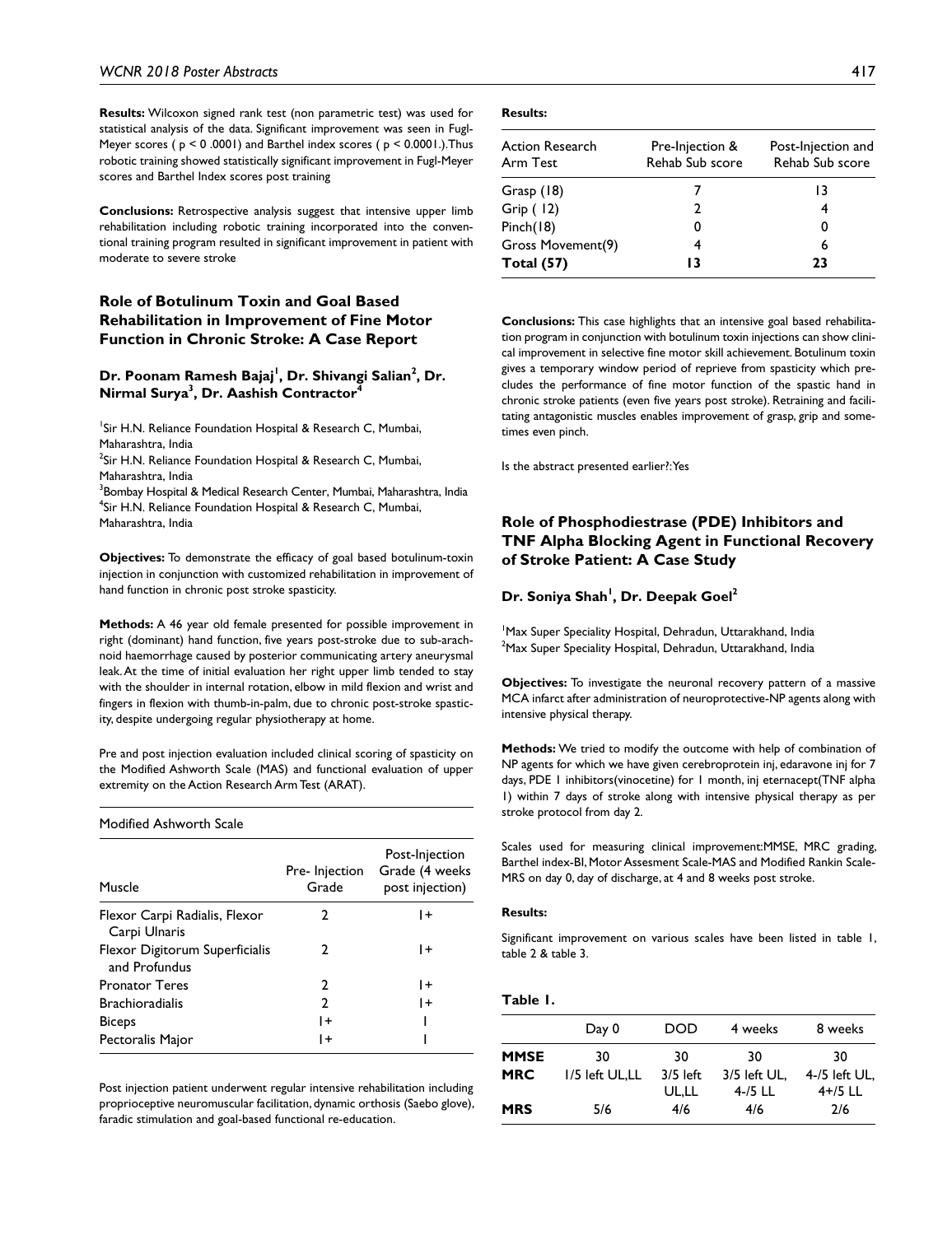**Results:** Wilcoxon signed rank test (non parametric test) was used for statistical analysis of the data. Significant improvement was seen in Fugl-Meyer scores ( p < 0 .0001) and Barthel index scores ( p < 0.0001.).Thus robotic training showed statistically significant improvement in Fugl-Meyer scores and Barthel Index scores post training

**Conclusions:** Retrospective analysis suggest that intensive upper limb rehabilitation including robotic training incorporated into the conventional training program resulted in significant improvement in patient with moderate to severe stroke

## Role of Botulinum Toxin and Goal Based Rehabilitation in Improvement of Fine Motor Function in Chronic Stroke: A Case Report

### Dr. Poonam Ramesh Bajaj[1], Dr. Shivangi Salian[2], Dr. Nirmal Surya[3], Dr. Aashish Contractor[4]

[1]Sir H.N. Reliance Foundation Hospital & Research C, Mumbai, Maharashtra, India
[2]Sir H.N. Reliance Foundation Hospital & Research C, Mumbai, Maharashtra, India
[3]Bombay Hospital & Medical Research Center, Mumbai, Maharashtra, India
[4]Sir H.N. Reliance Foundation Hospital & Research C, Mumbai, Maharashtra, India

**Objectives:** To demonstrate the efficacy of goal based botulinum-toxin injection in conjunction with customized rehabilitation in improvement of hand function in chronic post stroke spasticity.

**Methods:** A 46 year old female presented for possible improvement in right (dominant) hand function, five years post-stroke due to sub-arachnoid haemorrhage caused by posterior communicating artery aneurysmal leak. At the time of initial evaluation her right upper limb tended to stay with the shoulder in internal rotation, elbow in mild flexion and wrist and fingers in flexion with thumb-in-palm, due to chronic post-stroke spasticity, despite undergoing regular physiotherapy at home.

Pre and post injection evaluation included clinical scoring of spasticity on the Modified Ashworth Scale (MAS) and functional evaluation of upper extremity on the Action Research Arm Test (ARAT).

Modified Ashworth Scale

| Muscle | Pre- Injection Grade | Post-Injection Grade (4 weeks post injection) |
|---|---|---|
| Flexor Carpi Radialis, Flexor Carpi Ulnaris | 2 | 1+ |
| Flexor Digitorum Superficialis and Profundus | 2 | 1+ |
| Pronator Teres | 2 | 1+ |
| Brachioradialis | 2 | 1+ |
| Biceps | 1+ | 1 |
| Pectoralis Major | 1+ | 1 |

Post injection patient underwent regular intensive rehabilitation including proprioceptive neuromuscular facilitation, dynamic orthosis (Saebo glove), faradic stimulation and goal-based functional re-education.

**Results:**

| Action Research Arm Test | Pre-Injection & Rehab Sub score | Post-Injection and Rehab Sub score |
|---|---|---|
| Grasp (18) | 7 | 13 |
| Grip ( 12) | 2 | 4 |
| Pinch(18) | 0 | 0 |
| Gross Movement(9) | 4 | 6 |
| **Total (57)** | **13** | **23** |

**Conclusions:** This case highlights that an intensive goal based rehabilitation program in conjunction with botulinum toxin injections can show clinical improvement in selective fine motor skill achievement. Botulinum toxin gives a temporary window period of reprieve from spasticity which precludes the performance of fine motor function of the spastic hand in chronic stroke patients (even five years post stroke). Retraining and facilitating antagonistic muscles enables improvement of grasp, grip and sometimes even pinch.

Is the abstract presented earlier?:Yes

## Role of Phosphodiestrase (PDE) Inhibitors and TNF Alpha Blocking Agent in Functional Recovery of Stroke Patient: A Case Study

### Dr. Soniya Shah[1], Dr. Deepak Goel[2]

[1]Max Super Speciality Hospital, Dehradun, Uttarakhand, India
[2]Max Super Speciality Hospital, Dehradun, Uttarakhand, India

**Objectives:** To investigate the neuronal recovery pattern of a massive MCA infarct after administration of neuroprotective-NP agents along with intensive physical therapy.

**Methods:** We tried to modify the outcome with help of combination of NP agents for which we have given cerebroprotein inj, edaravone inj for 7 days, PDE 1 inhibitors(vinocetine) for 1 month, inj eternacept(TNF alpha 1) within 7 days of stroke along with intensive physical therapy as per stroke protocol from day 2.

Scales used for measuring clinical improvement:MMSE, MRC grading, Barthel index-BI, Motor Assesment Scale-MAS and Modified Rankin Scale-MRS on day 0, day of discharge, at 4 and 8 weeks post stroke.

**Results:**

Significant improvement on various scales have been listed in table 1, table 2 & table 3.

**Table 1.**

| | Day 0 | DOD | 4 weeks | 8 weeks |
|---|---|---|---|---|
| **MMSE** | 30 | 30 | 30 | 30 |
| **MRC** | 1/5 left UL,LL | 3/5 left UL,LL | 3/5 left UL, 4-/5 LL | 4-/5 left UL, 4+/5 LL |
| **MRS** | 5/6 | 4/6 | 4/6 | 2/6 |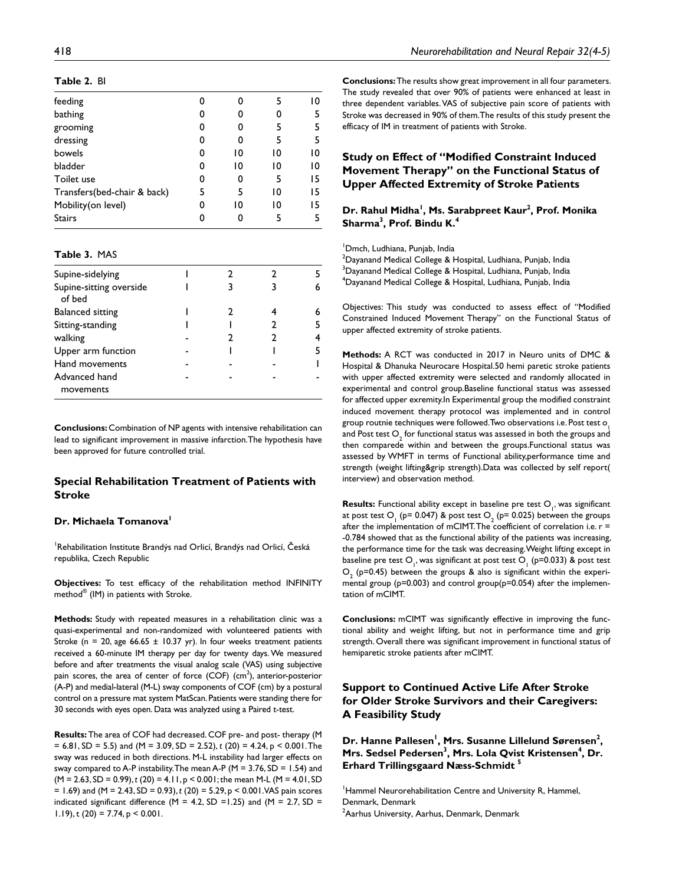**Table 2.** BI

| | | | | |
|---|---|---|---|---|
| feeding | 0 | 0 | 5 | 10 |
| bathing | 0 | 0 | 0 | 5 |
| grooming | 0 | 0 | 5 | 5 |
| dressing | 0 | 0 | 5 | 5 |
| bowels | 0 | 10 | 10 | 10 |
| bladder | 0 | 10 | 10 | 10 |
| Toilet use | 0 | 0 | 5 | 15 |
| Transfers(bed-chair & back) | 5 | 5 | 10 | 15 |
| Mobility(on level) | 0 | 10 | 10 | 15 |
| Stairs | 0 | 0 | 5 | 5 |

**Table 3.** MAS

| | | | | |
|---|---|---|---|---|
| Supine-sidelying | 1 | 2 | 2 | 5 |
| Supine-sitting overside of bed | 1 | 3 | 3 | 6 |
| Balanced sitting | 1 | 2 | 4 | 6 |
| Sitting-standing | 1 | 1 | 2 | 5 |
| walking | - | 2 | 2 | 4 |
| Upper arm function | - | 1 | 1 | 5 |
| Hand movements | - | - | - | 1 |
| Advanced hand movements | - | - | - | - |

**Conclusions:** Combination of NP agents with intensive rehabilitation can lead to significant improvement in massive infarction. The hypothesis have been approved for future controlled trial.

## Special Rehabilitation Treatment of Patients with Stroke

### Dr. Michaela Tomanova[1]

[1]Rehabilitation Institute Brandýs nad Orlicí, Brandýs nad Orlicí, Česká republika, Czech Republic

**Objectives:** To test efficacy of the rehabilitation method INFINITY method® (IM) in patients with Stroke.

**Methods:** Study with repeated measures in a rehabilitation clinic was a quasi-experimental and non-randomized with volunteered patients with Stroke (n = 20, age 66.65 ± 10.37 yr). In four weeks treatment patients received a 60-minute IM therapy per day for twenty days. We measured before and after treatments the visual analog scale (VAS) using subjective pain scores, the area of center of force (COF) ($cm^2$), anterior-posterior (A-P) and medial-lateral (M-L) sway components of COF (cm) by a postural control on a pressure mat system MatScan. Patients were standing there for 30 seconds with eyes open. Data was analyzed using a Paired t-test.

**Results:** The area of COF had decreased. COF pre- and post- therapy (M = 6.81, SD = 5.5) and (M = 3.09, SD = 2.52), $t$ (20) = 4.24, p < 0.001. The sway was reduced in both directions. M-L instability had larger effects on sway compared to A-P instability. The mean A-P (M = 3.76, SD = 1.54) and (M = 2.63, SD = 0.99), $t$ (20) = 4.11, p < 0.001; the mean M-L (M = 4.01, SD = 1.69) and (M = 2.43, SD = 0.93), $t$ (20) = 5.29, p < 0.001. VAS pain scores indicated significant difference (M = 4.2, SD =1.25) and (M = 2.7, SD = 1.19), t (20) = 7.74, p < 0.001.

**Conclusions:** The results show great improvement in all four parameters. The study revealed that over 90% of patients were enhanced at least in three dependent variables. VAS of subjective pain score of patients with Stroke was decreased in 90% of them. The results of this study present the efficacy of IM in treatment of patients with Stroke.

## Study on Effect of "Modified Constraint Induced Movement Therapy" on the Functional Status of Upper Affected Extremity of Stroke Patients

### Dr. Rahul Midha[1], Ms. Sarabpreet Kaur[2], Prof. Monika Sharma[3], Prof. Bindu K.[4]

[1]Dmch, Ludhiana, Punjab, India
[2]Dayanand Medical College & Hospital, Ludhiana, Punjab, India
[3]Dayanand Medical College & Hospital, Ludhiana, Punjab, India
[4]Dayanand Medical College & Hospital, Ludhiana, Punjab, India

Objectives: This study was conducted to assess effect of "Modified Constrained Induced Movement Therapy" on the Functional Status of upper affected extremity of stroke patients.

**Methods:** A RCT was conducted in 2017 in Neuro units of DMC & Hospital & Dhanuka Neurocare Hospital.50 hemi paretic stroke patients with upper affected extremity were selected and randomly allocated in experimental and control group.Baseline functional status was assessed for affected upper exremity.In Experimental group the modified constraint induced movement therapy protocol was implemented and in control group routnie techniques were followed.Two observations i.e. Post test $o_1$ and Post test $O_2$ for functional status was assessed in both the groups and then comparede within and between the groups.Functional status was assessed by WMFT in terms of Functional ability,performance time and strength (weight lifting&grip strength).Data was collected by self report( interview) and observation method.

**Results:** Functional ability except in baseline pre test $O_1$, was significant at post test $O_1$ (p= 0.047) & post test $O_2$ (p= 0.025) between the groups after the implementation of mCIMT. The coefficient of correlation i.e. r = -0.784 showed that as the functional ability of the patients was increasing, the performance time for the task was decreasing. Weight lifting except in baseline pre test $O_1$, was significant at post test $O_1$ (p=0.033) & post test $O_2$ (p=0.45) between the groups & also is significant within the experimental group (p=0.003) and control group(p=0.054) after the implementation of mCIMT.

**Conclusions:** mCIMT was significantly effective in improving the functional ability and weight lifting, but not in performance time and grip strength. Overall there was significant improvement in functional status of hemiparetic stroke patients after mCIMT.

## Support to Continued Active Life After Stroke for Older Stroke Survivors and their Caregivers: A Feasibility Study

### Dr. Hanne Pallesen[1], Mrs. Susanne Lillelund Sørensen[2], Mrs. Sedsel Pedersen[3], Mrs. Lola Qvist Kristensen[4], Dr. Erhard Trillingsgaard Næss-Schmidt [5]

[1]Hammel Neurorehabilitation Centre and University R, Hammel, Denmark, Denmark
[2]Aarhus University, Aarhus, Denmark, Denmark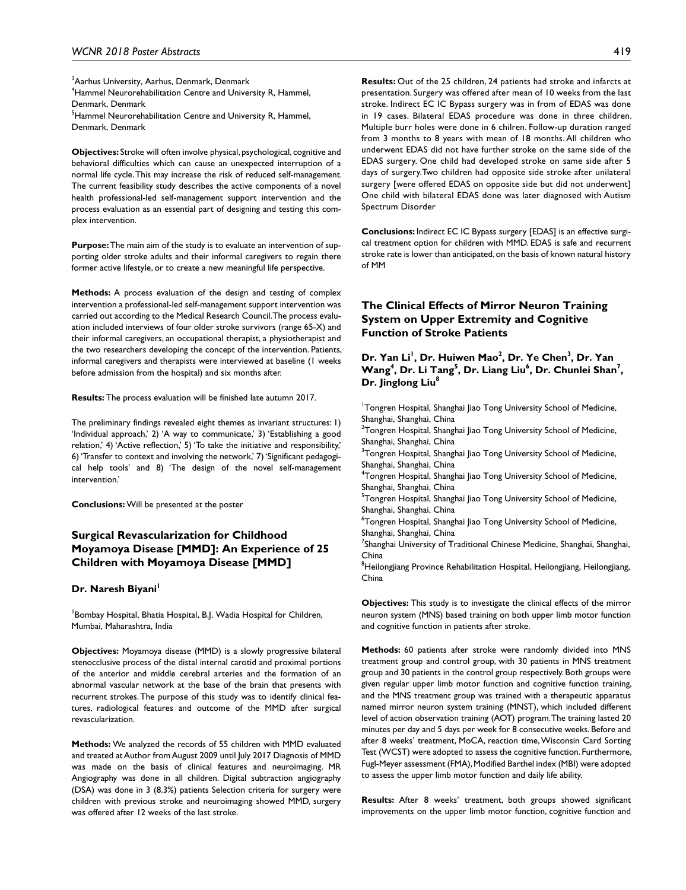[3]Aarhus University, Aarhus, Denmark, Denmark
[4]Hammel Neurorehabilitation Centre and University R, Hammel, Denmark, Denmark
[5]Hammel Neurorehabilitation Centre and University R, Hammel, Denmark, Denmark

**Objectives:** Stroke will often involve physical, psychological, cognitive and behavioral difficulties which can cause an unexpected interruption of a normal life cycle. This may increase the risk of reduced self-management. The current feasibility study describes the active components of a novel health professional-led self-management support intervention and the process evaluation as an essential part of designing and testing this complex intervention.

**Purpose:** The main aim of the study is to evaluate an intervention of supporting older stroke adults and their informal caregivers to regain there former active lifestyle, or to create a new meaningful life perspective.

**Methods:** A process evaluation of the design and testing of complex intervention a professional-led self-management support intervention was carried out according to the Medical Research Council. The process evaluation included interviews of four older stroke survivors (range 65-X) and their informal caregivers, an occupational therapist, a physiotherapist and the two researchers developing the concept of the intervention. Patients, informal caregivers and therapists were interviewed at baseline (1 weeks before admission from the hospital) and six months after.

**Results:** The process evaluation will be finished late autumn 2017.

The preliminary findings revealed eight themes as invariant structures: 1) 'Individual approach,' 2) 'A way to communicate,' 3) 'Establishing a good relation,' 4) 'Active reflection,' 5) 'To take the initiative and responsibility,' 6) 'Transfer to context and involving the network,' 7) 'Significant pedagogical help tools' and 8) 'The design of the novel self-management intervention.'

**Conclusions:** Will be presented at the poster

## Surgical Revascularization for Childhood Moyamoya Disease [MMD]: An Experience of 25 Children with Moyamoya Disease [MMD]

### Dr. Naresh Biyani[1]

[1]Bombay Hospital, Bhatia Hospital, B.J. Wadia Hospital for Children, Mumbai, Maharashtra, India

**Objectives:** Moyamoya disease (MMD) is a slowly progressive bilateral stenocclusive process of the distal internal carotid and proximal portions of the anterior and middle cerebral arteries and the formation of an abnormal vascular network at the base of the brain that presents with recurrent strokes. The purpose of this study was to identify clinical features, radiological features and outcome of the MMD after surgical revascularization.

**Methods:** We analyzed the records of 55 children with MMD evaluated and treated at Author from August 2009 until July 2017 Diagnosis of MMD was made on the basis of clinical features and neuroimaging. MR Angiography was done in all children. Digital subtraction angiography (DSA) was done in 3 (8.3%) patients Selection criteria for surgery were children with previous stroke and neuroimaging showed MMD, surgery was offered after 12 weeks of the last stroke.

**Results:** Out of the 25 children, 24 patients had stroke and infarcts at presentation. Surgery was offered after mean of 10 weeks from the last stroke. Indirect EC IC Bypass surgery was in from of EDAS was done in 19 cases. Bilateral EDAS procedure was done in three children. Multiple burr holes were done in 6 chilren. Follow-up duration ranged from 3 months to 8 years with mean of 18 months. All children who underwent EDAS did not have further stroke on the same side of the EDAS surgery. One child had developed stroke on same side after 5 days of surgery. Two children had opposite side stroke after unilateral surgery [were offered EDAS on opposite side but did not underwent] One child with bilateral EDAS done was later diagnosed with Autism Spectrum Disorder

**Conclusions:** Indirect EC IC Bypass surgery [EDAS] is an effective surgical treatment option for children with MMD. EDAS is safe and recurrent stroke rate is lower than anticipated, on the basis of known natural history of MM

## The Clinical Effects of Mirror Neuron Training System on Upper Extremity and Cognitive Function of Stroke Patients

### Dr. Yan Li[1], Dr. Huiwen Mao[2], Dr. Ye Chen[3], Dr. Yan Wang[4], Dr. Li Tang[5], Dr. Liang Liu[6], Dr. Chunlei Shan[7], Dr. Jinglong Liu[8]

[1]Tongren Hospital, Shanghai Jiao Tong University School of Medicine, Shanghai, Shanghai, China
[2]Tongren Hospital, Shanghai Jiao Tong University School of Medicine, Shanghai, Shanghai, China
[3]Tongren Hospital, Shanghai Jiao Tong University School of Medicine, Shanghai, Shanghai, China
[4]Tongren Hospital, Shanghai Jiao Tong University School of Medicine, Shanghai, Shanghai, China
[5]Tongren Hospital, Shanghai Jiao Tong University School of Medicine, Shanghai, Shanghai, China
[6]Tongren Hospital, Shanghai Jiao Tong University School of Medicine, Shanghai, Shanghai, China
[7]Shanghai University of Traditional Chinese Medicine, Shanghai, Shanghai, China
[8]Heilongjiang Province Rehabilitation Hospital, Heilongjiang, Heilongjiang, China

**Objectives:** This study is to investigate the clinical effects of the mirror neuron system (MNS) based training on both upper limb motor function and cognitive function in patients after stroke.

**Methods:** 60 patients after stroke were randomly divided into MNS treatment group and control group, with 30 patients in MNS treatment group and 30 patients in the control group respectively. Both groups were given regular upper limb motor function and cognitive function training, and the MNS treatment group was trained with a therapeutic apparatus named mirror neuron system training (MNST), which included different level of action observation training (AOT) program. The training lasted 20 minutes per day and 5 days per week for 8 consecutive weeks. Before and after 8 weeks' treatment, MoCA, reaction time, Wisconsin Card Sorting Test (WCST) were adopted to assess the cognitive function. Furthermore, Fugl-Meyer assessment (FMA), Modified Barthel index (MBI) were adopted to assess the upper limb motor function and daily life ability.

**Results:** After 8 weeks' treatment, both groups showed significant improvements on the upper limb motor function, cognitive function and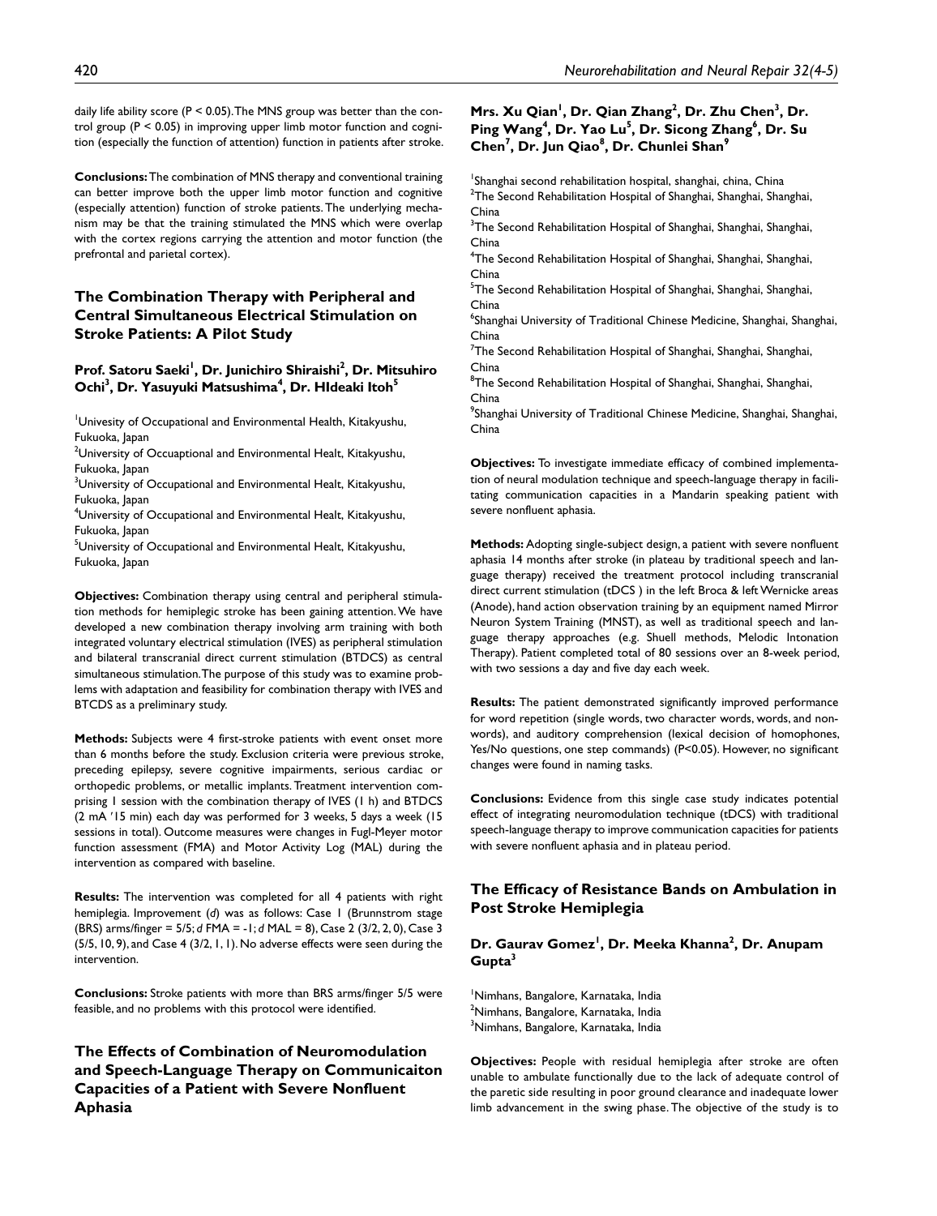daily life ability score ($P < 0.05$). The MNS group was better than the control group ($P < 0.05$) in improving upper limb motor function and cognition (especially the function of attention) function in patients after stroke.

**Conclusions:** The combination of MNS therapy and conventional training can better improve both the upper limb motor function and cognitive (especially attention) function of stroke patients. The underlying mechanism may be that the training stimulated the MNS which were overlap with the cortex regions carrying the attention and motor function (the prefrontal and parietal cortex).

## The Combination Therapy with Peripheral and Central Simultaneous Electrical Stimulation on Stroke Patients: A Pilot Study

**Prof. Satoru Saeki[1], Dr. Junichiro Shiraishi[2], Dr. Mitsuhiro Ochi[3], Dr. Yasuyuki Matsushima[4], Dr. HIdeaki Itoh[5]**

[1]Univesity of Occupational and Environmental Health, Kitakyushu, Fukuoka, Japan
[2]University of Occuaptional and Environmental Healt, Kitakyushu, Fukuoka, Japan
[3]University of Occupational and Environmental Healt, Kitakyushu, Fukuoka, Japan
[4]University of Occupational and Environmental Healt, Kitakyushu, Fukuoka, Japan
[5]University of Occupational and Environmental Healt, Kitakyushu, Fukuoka, Japan

**Objectives:** Combination therapy using central and peripheral stimulation methods for hemiplegic stroke has been gaining attention. We have developed a new combination therapy involving arm training with both integrated voluntary electrical stimulation (IVES) as peripheral stimulation and bilateral transcranial direct current stimulation (BTDCS) as central simultaneous stimulation. The purpose of this study was to examine problems with adaptation and feasibility for combination therapy with IVES and BTCDS as a preliminary study.

**Methods:** Subjects were 4 first-stroke patients with event onset more than 6 months before the study. Exclusion criteria were previous stroke, preceding epilepsy, severe cognitive impairments, serious cardiac or orthopedic problems, or metallic implants. Treatment intervention comprising 1 session with the combination therapy of IVES (1 h) and BTDCS (2 mA ′15 min) each day was performed for 3 weeks, 5 days a week (15 sessions in total). Outcome measures were changes in Fugl-Meyer motor function assessment (FMA) and Motor Activity Log (MAL) during the intervention as compared with baseline.

**Results:** The intervention was completed for all 4 patients with right hemiplegia. Improvement (*d*) was as follows: Case 1 (Brunnstrom stage (BRS) arms/finger = 5/5; *d* FMA = -1; *d* MAL = 8), Case 2 (3/2, 2, 0), Case 3 (5/5, 10, 9), and Case 4 (3/2, 1, 1). No adverse effects were seen during the intervention.

**Conclusions:** Stroke patients with more than BRS arms/finger 5/5 were feasible, and no problems with this protocol were identified.

## The Effects of Combination of Neuromodulation and Speech-Language Therapy on Communicaiton Capacities of a Patient with Severe Nonfluent Aphasia

**Mrs. Xu Qian[1], Dr. Qian Zhang[2], Dr. Zhu Chen[3], Dr. Ping Wang[4], Dr. Yao Lu[5], Dr. Sicong Zhang[6], Dr. Su Chen[7], Dr. Jun Qiao[8], Dr. Chunlei Shan[9]**

[1]Shanghai second rehabilitation hospital, shanghai, china, China
[2]The Second Rehabilitation Hospital of Shanghai, Shanghai, Shanghai, China
[3]The Second Rehabilitation Hospital of Shanghai, Shanghai, Shanghai, China
[4]The Second Rehabilitation Hospital of Shanghai, Shanghai, Shanghai, China
[5]The Second Rehabilitation Hospital of Shanghai, Shanghai, Shanghai, China
[6]Shanghai University of Traditional Chinese Medicine, Shanghai, Shanghai, China
[7]The Second Rehabilitation Hospital of Shanghai, Shanghai, Shanghai, China
[8]The Second Rehabilitation Hospital of Shanghai, Shanghai, Shanghai, China
[9]Shanghai University of Traditional Chinese Medicine, Shanghai, Shanghai, China

**Objectives:** To investigate immediate efficacy of combined implementation of neural modulation technique and speech-language therapy in facilitating communication capacities in a Mandarin speaking patient with severe nonfluent aphasia.

**Methods:** Adopting single-subject design, a patient with severe nonfluent aphasia 14 months after stroke (in plateau by traditional speech and language therapy) received the treatment protocol including transcranial direct current stimulation (tDCS ) in the left Broca & left Wernicke areas (Anode), hand action observation training by an equipment named Mirror Neuron System Training (MNST), as well as traditional speech and language therapy approaches (e.g. Shuell methods, Melodic Intonation Therapy). Patient completed total of 80 sessions over an 8-week period, with two sessions a day and five day each week.

**Results:** The patient demonstrated significantly improved performance for word repetition (single words, two character words, words, and nonwords), and auditory comprehension (lexical decision of homophones, Yes/No questions, one step commands) ($P<0.05$). However, no significant changes were found in naming tasks.

**Conclusions:** Evidence from this single case study indicates potential effect of integrating neuromodulation technique (tDCS) with traditional speech-language therapy to improve communication capacities for patients with severe nonfluent aphasia and in plateau period.

## The Efficacy of Resistance Bands on Ambulation in Post Stroke Hemiplegia

**Dr. Gaurav Gomez[1], Dr. Meeka Khanna[2], Dr. Anupam Gupta[3]**

[1]Nimhans, Bangalore, Karnataka, India
[2]Nimhans, Bangalore, Karnataka, India
[3]Nimhans, Bangalore, Karnataka, India

**Objectives:** People with residual hemiplegia after stroke are often unable to ambulate functionally due to the lack of adequate control of the paretic side resulting in poor ground clearance and inadequate lower limb advancement in the swing phase. The objective of the study is to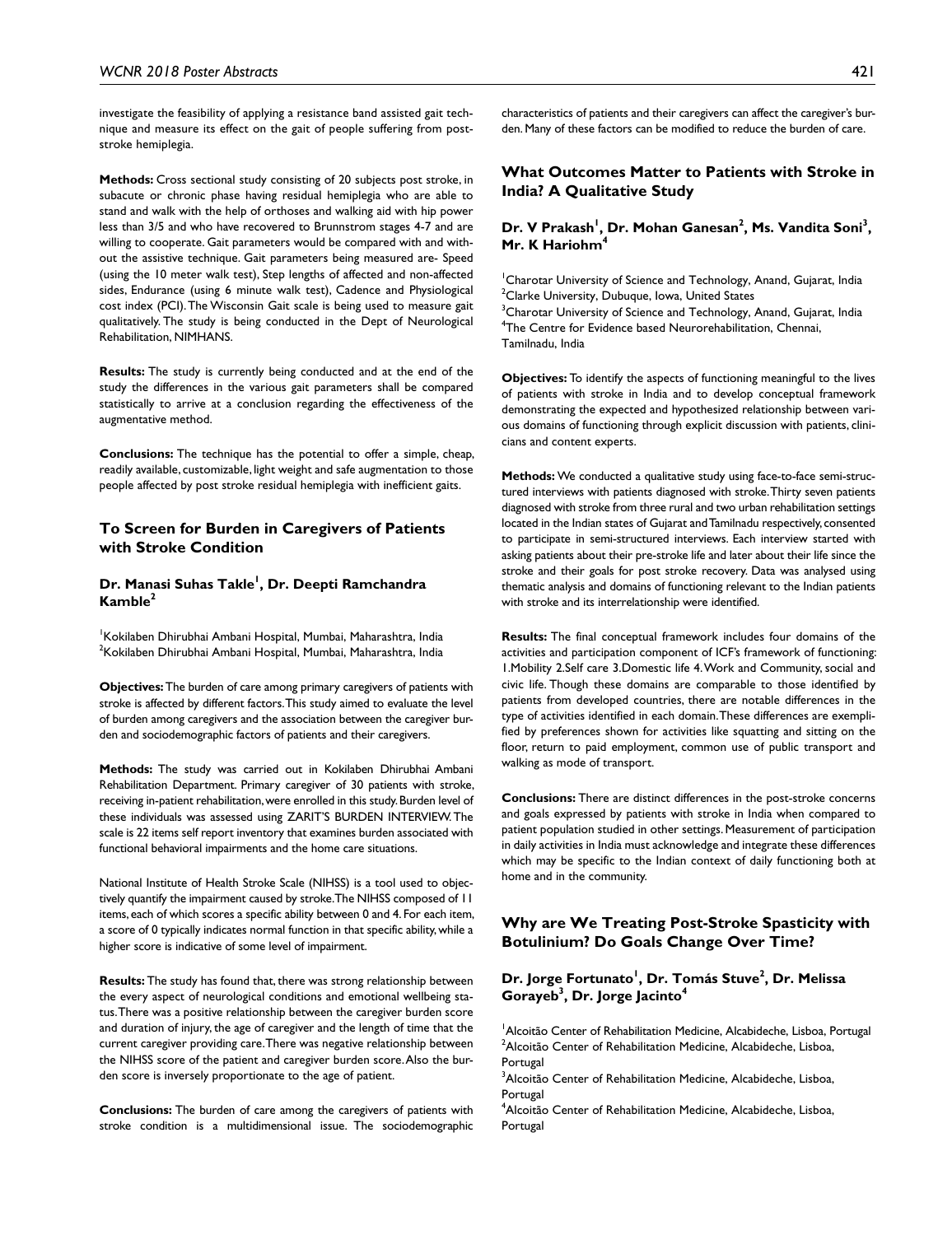investigate the feasibility of applying a resistance band assisted gait technique and measure its effect on the gait of people suffering from post-stroke hemiplegia.

**Methods:** Cross sectional study consisting of 20 subjects post stroke, in subacute or chronic phase having residual hemiplegia who are able to stand and walk with the help of orthoses and walking aid with hip power less than 3/5 and who have recovered to Brunnstrom stages 4-7 and are willing to cooperate. Gait parameters would be compared with and without the assistive technique. Gait parameters being measured are- Speed (using the 10 meter walk test), Step lengths of affected and non-affected sides, Endurance (using 6 minute walk test), Cadence and Physiological cost index (PCI). The Wisconsin Gait scale is being used to measure gait qualitatively. The study is being conducted in the Dept of Neurological Rehabilitation, NIMHANS.

**Results:** The study is currently being conducted and at the end of the study the differences in the various gait parameters shall be compared statistically to arrive at a conclusion regarding the effectiveness of the augmentative method.

**Conclusions:** The technique has the potential to offer a simple, cheap, readily available, customizable, light weight and safe augmentation to those people affected by post stroke residual hemiplegia with inefficient gaits.

## To Screen for Burden in Caregivers of Patients with Stroke Condition

### Dr. Manasi Suhas Takle[1], Dr. Deepti Ramchandra Kamble[2]

[1]Kokilaben Dhirubhai Ambani Hospital, Mumbai, Maharashtra, India
[2]Kokilaben Dhirubhai Ambani Hospital, Mumbai, Maharashtra, India

**Objectives:** The burden of care among primary caregivers of patients with stroke is affected by different factors. This study aimed to evaluate the level of burden among caregivers and the association between the caregiver burden and sociodemographic factors of patients and their caregivers.

**Methods:** The study was carried out in Kokilaben Dhirubhai Ambani Rehabilitation Department. Primary caregiver of 30 patients with stroke, receiving in-patient rehabilitation, were enrolled in this study. Burden level of these individuals was assessed using ZARIT'S BURDEN INTERVIEW. The scale is 22 items self report inventory that examines burden associated with functional behavioral impairments and the home care situations.

National Institute of Health Stroke Scale (NIHSS) is a tool used to objectively quantify the impairment caused by stroke. The NIHSS composed of 11 items, each of which scores a specific ability between 0 and 4. For each item, a score of 0 typically indicates normal function in that specific ability, while a higher score is indicative of some level of impairment.

**Results:** The study has found that, there was strong relationship between the every aspect of neurological conditions and emotional wellbeing status. There was a positive relationship between the caregiver burden score and duration of injury, the age of caregiver and the length of time that the current caregiver providing care. There was negative relationship between the NIHSS score of the patient and caregiver burden score. Also the burden score is inversely proportionate to the age of patient.

**Conclusions:** The burden of care among the caregivers of patients with stroke condition is a multidimensional issue. The sociodemographic characteristics of patients and their caregivers can affect the caregiver's burden. Many of these factors can be modified to reduce the burden of care.

## What Outcomes Matter to Patients with Stroke in India? A Qualitative Study

### Dr. V Prakash[1], Dr. Mohan Ganesan[2], Ms. Vandita Soni[3], Mr. K Hariohm[4]

[1]Charotar University of Science and Technology, Anand, Gujarat, India
[2]Clarke University, Dubuque, Iowa, United States
[3]Charotar University of Science and Technology, Anand, Gujarat, India
[4]The Centre for Evidence based Neurorehabilitation, Chennai, Tamilnadu, India

**Objectives:** To identify the aspects of functioning meaningful to the lives of patients with stroke in India and to develop conceptual framework demonstrating the expected and hypothesized relationship between various domains of functioning through explicit discussion with patients, clinicians and content experts.

**Methods:** We conducted a qualitative study using face-to-face semi-structured interviews with patients diagnosed with stroke. Thirty seven patients diagnosed with stroke from three rural and two urban rehabilitation settings located in the Indian states of Gujarat and Tamilnadu respectively, consented to participate in semi-structured interviews. Each interview started with asking patients about their pre-stroke life and later about their life since the stroke and their goals for post stroke recovery. Data was analysed using thematic analysis and domains of functioning relevant to the Indian patients with stroke and its interrelationship were identified.

**Results:** The final conceptual framework includes four domains of the activities and participation component of ICF's framework of functioning: 1.Mobility 2.Self care 3.Domestic life 4.Work and Community, social and civic life. Though these domains are comparable to those identified by patients from developed countries, there are notable differences in the type of activities identified in each domain. These differences are exemplified by preferences shown for activities like squatting and sitting on the floor, return to paid employment, common use of public transport and walking as mode of transport.

**Conclusions:** There are distinct differences in the post-stroke concerns and goals expressed by patients with stroke in India when compared to patient population studied in other settings. Measurement of participation in daily activities in India must acknowledge and integrate these differences which may be specific to the Indian context of daily functioning both at home and in the community.

## Why are We Treating Post-Stroke Spasticity with Botulinium? Do Goals Change Over Time?

### Dr. Jorge Fortunato[1], Dr. Tomás Stuve[2], Dr. Melissa Gorayeb[3], Dr. Jorge Jacinto[4]

[1]Alcoitão Center of Rehabilitation Medicine, Alcabideche, Lisboa, Portugal
[2]Alcoitão Center of Rehabilitation Medicine, Alcabideche, Lisboa, Portugal
[3]Alcoitão Center of Rehabilitation Medicine, Alcabideche, Lisboa, Portugal
[4]Alcoitão Center of Rehabilitation Medicine, Alcabideche, Lisboa, Portugal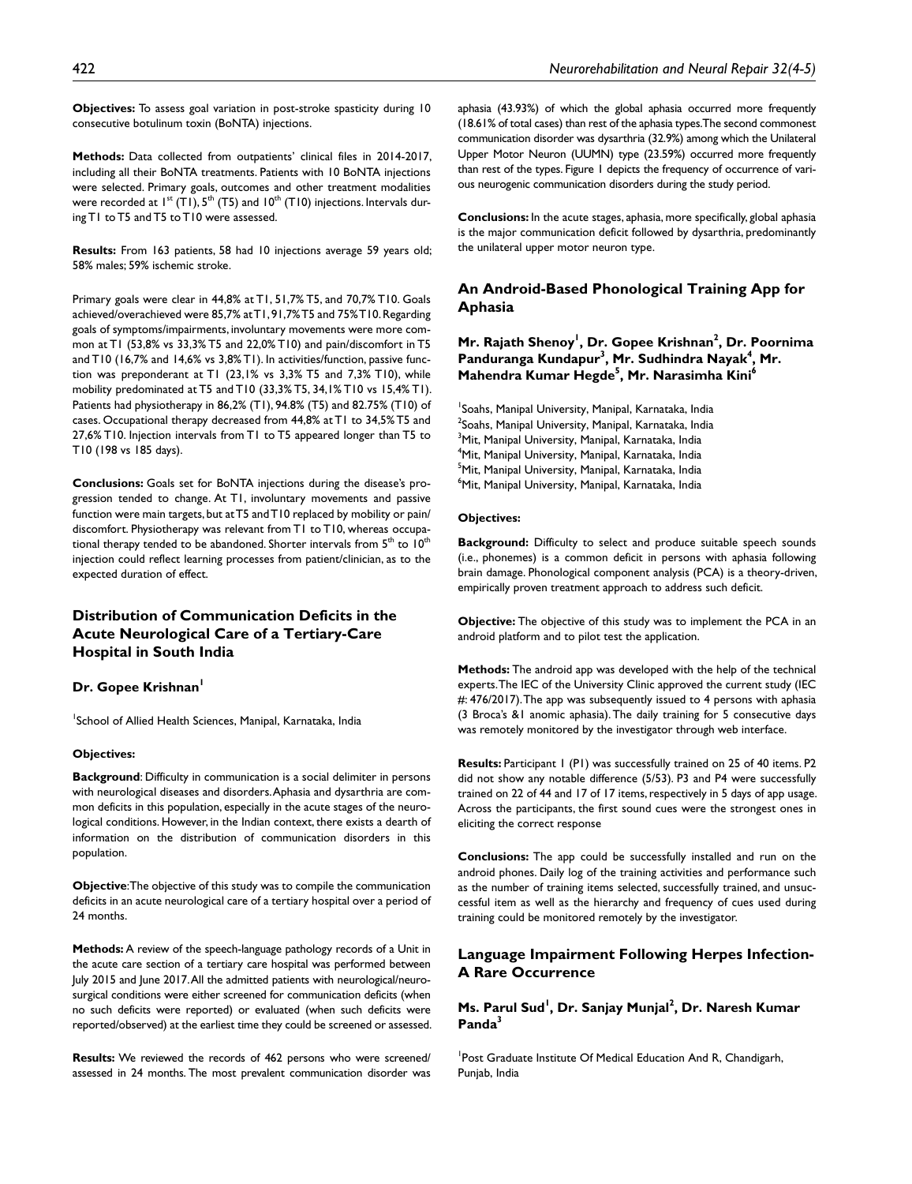**Objectives:** To assess goal variation in post-stroke spasticity during 10 consecutive botulinum toxin (BoNTA) injections.

**Methods:** Data collected from outpatients' clinical files in 2014-2017, including all their BoNTA treatments. Patients with 10 BoNTA injections were selected. Primary goals, outcomes and other treatment modalities were recorded at 1$^{st}$ (T1), 5$^{th}$ (T5) and 10$^{th}$ (T10) injections. Intervals during T1 to T5 and T5 to T10 were assessed.

**Results:** From 163 patients, 58 had 10 injections average 59 years old; 58% males; 59% ischemic stroke.

Primary goals were clear in 44,8% at T1, 51,7% T5, and 70,7% T10. Goals achieved/overachieved were 85,7% at T1, 91,7% T5 and 75% T10. Regarding goals of symptoms/impairments, involuntary movements were more common at T1 (53,8% vs 33,3% T5 and 22,0% T10) and pain/discomfort in T5 and T10 (16,7% and 14,6% vs 3,8% T1). In activities/function, passive function was preponderant at T1 (23,1% vs 3,3% T5 and 7,3% T10), while mobility predominated at T5 and T10 (33,3% T5, 34,1% T10 vs 15,4% T1). Patients had physiotherapy in 86,2% (T1), 94.8% (T5) and 82.75% (T10) of cases. Occupational therapy decreased from 44,8% at T1 to 34,5% T5 and 27,6% T10. Injection intervals from T1 to T5 appeared longer than T5 to T10 (198 vs 185 days).

**Conclusions:** Goals set for BoNTA injections during the disease's progression tended to change. At T1, involuntary movements and passive function were main targets, but at T5 and T10 replaced by mobility or pain/discomfort. Physiotherapy was relevant from T1 to T10, whereas occupational therapy tended to be abandoned. Shorter intervals from 5$^{th}$ to 10$^{th}$ injection could reflect learning processes from patient/clinician, as to the expected duration of effect.

## Distribution of Communication Deficits in the Acute Neurological Care of a Tertiary-Care Hospital in South India

### Dr. Gopee Krishnan[1]

[1]School of Allied Health Sciences, Manipal, Karnataka, India

#### Objectives:

**Background**: Difficulty in communication is a social delimiter in persons with neurological diseases and disorders. Aphasia and dysarthria are common deficits in this population, especially in the acute stages of the neurological conditions. However, in the Indian context, there exists a dearth of information on the distribution of communication disorders in this population.

**Objective**: The objective of this study was to compile the communication deficits in an acute neurological care of a tertiary hospital over a period of 24 months.

**Methods:** A review of the speech-language pathology records of a Unit in the acute care section of a tertiary care hospital was performed between July 2015 and June 2017. All the admitted patients with neurological/neurosurgical conditions were either screened for communication deficits (when no such deficits were reported) or evaluated (when such deficits were reported/observed) at the earliest time they could be screened or assessed.

**Results:** We reviewed the records of 462 persons who were screened/assessed in 24 months. The most prevalent communication disorder was aphasia (43.93%) of which the global aphasia occurred more frequently (18.61% of total cases) than rest of the aphasia types. The second commonest communication disorder was dysarthria (32.9%) among which the Unilateral Upper Motor Neuron (UUMN) type (23.59%) occurred more frequently than rest of the types. Figure 1 depicts the frequency of occurrence of various neurogenic communication disorders during the study period.

**Conclusions:** In the acute stages, aphasia, more specifically, global aphasia is the major communication deficit followed by dysarthria, predominantly the unilateral upper motor neuron type.

## An Android-Based Phonological Training App for Aphasia

### Mr. Rajath Shenoy[1], Dr. Gopee Krishnan[2], Dr. Poornima Panduranga Kundapur[3], Mr. Sudhindra Nayak[4], Mr. Mahendra Kumar Hegde[5], Mr. Narasimha Kini[6]

[1]Soahs, Manipal University, Manipal, Karnataka, India
[2]Soahs, Manipal University, Manipal, Karnataka, India
[3]Mit, Manipal University, Manipal, Karnataka, India
[4]Mit, Manipal University, Manipal, Karnataka, India
[5]Mit, Manipal University, Manipal, Karnataka, India
[6]Mit, Manipal University, Manipal, Karnataka, India

#### Objectives:

**Background:** Difficulty to select and produce suitable speech sounds (i.e., phonemes) is a common deficit in persons with aphasia following brain damage. Phonological component analysis (PCA) is a theory-driven, empirically proven treatment approach to address such deficit.

**Objective:** The objective of this study was to implement the PCA in an android platform and to pilot test the application.

**Methods:** The android app was developed with the help of the technical experts. The IEC of the University Clinic approved the current study (IEC #: 476/2017). The app was subsequently issued to 4 persons with aphasia (3 Broca's &1 anomic aphasia). The daily training for 5 consecutive days was remotely monitored by the investigator through web interface.

**Results:** Participant 1 (P1) was successfully trained on 25 of 40 items. P2 did not show any notable difference (5/53). P3 and P4 were successfully trained on 22 of 44 and 17 of 17 items, respectively in 5 days of app usage. Across the participants, the first sound cues were the strongest ones in eliciting the correct response

**Conclusions:** The app could be successfully installed and run on the android phones. Daily log of the training activities and performance such as the number of training items selected, successfully trained, and unsuccessful item as well as the hierarchy and frequency of cues used during training could be monitored remotely by the investigator.

## Language Impairment Following Herpes Infection-A Rare Occurrence

### Ms. Parul Sud[1], Dr. Sanjay Munjal[2], Dr. Naresh Kumar Panda[3]

[1]Post Graduate Institute Of Medical Education And R, Chandigarh, Punjab, India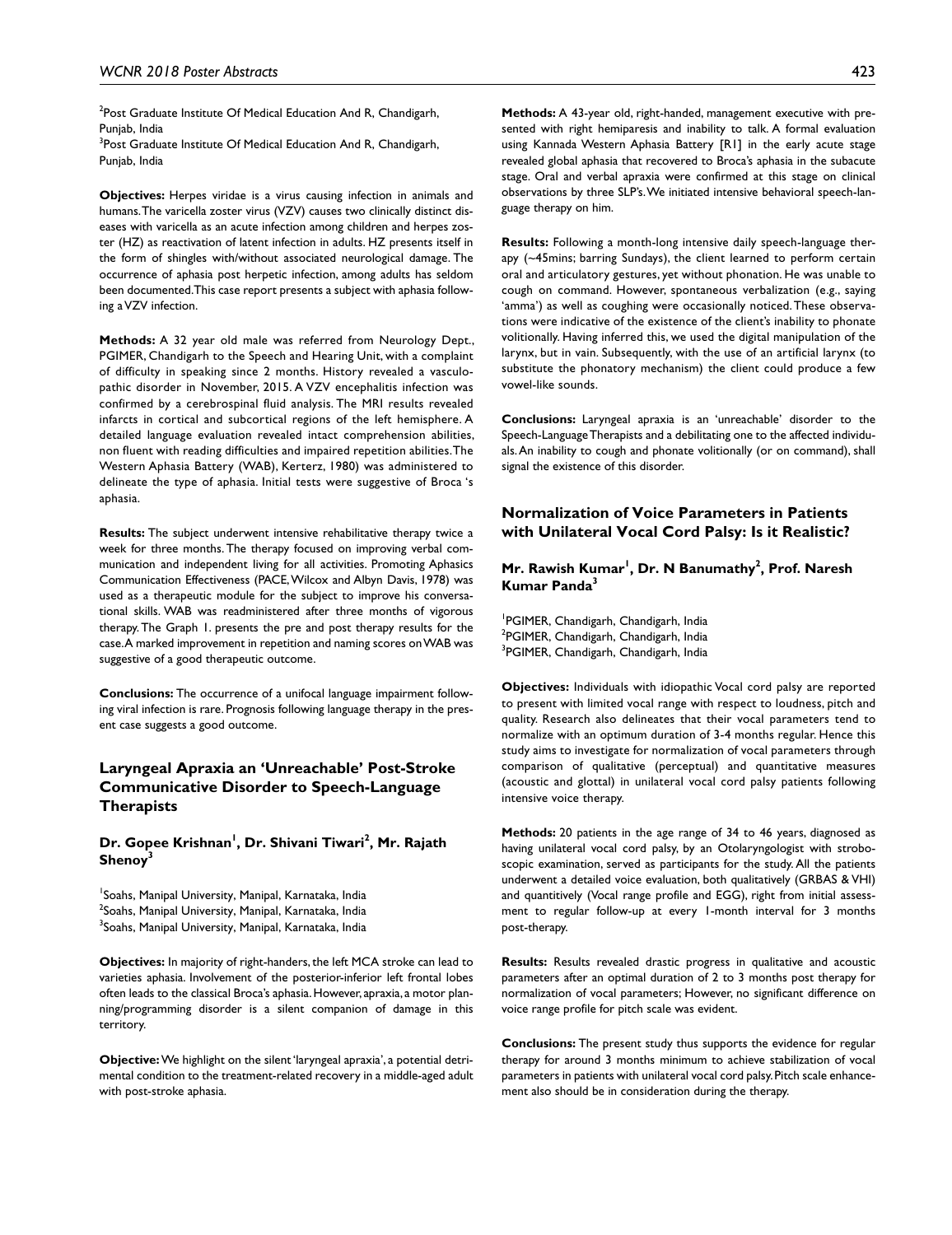[2]Post Graduate Institute Of Medical Education And R, Chandigarh, Punjab, India
[3]Post Graduate Institute Of Medical Education And R, Chandigarh, Punjab, India

**Objectives:** Herpes viridae is a virus causing infection in animals and humans. The varicella zoster virus (VZV) causes two clinically distinct diseases with varicella as an acute infection among children and herpes zoster (HZ) as reactivation of latent infection in adults. HZ presents itself in the form of shingles with/without associated neurological damage. The occurrence of aphasia post herpetic infection, among adults has seldom been documented. This case report presents a subject with aphasia following a VZV infection.

**Methods:** A 32 year old male was referred from Neurology Dept., PGIMER, Chandigarh to the Speech and Hearing Unit, with a complaint of difficulty in speaking since 2 months. History revealed a vasculopathic disorder in November, 2015. A VZV encephalitis infection was confirmed by a cerebrospinal fluid analysis. The MRI results revealed infarcts in cortical and subcortical regions of the left hemisphere. A detailed language evaluation revealed intact comprehension abilities, non fluent with reading difficulties and impaired repetition abilities. The Western Aphasia Battery (WAB), Kerterz, 1980) was administered to delineate the type of aphasia. Initial tests were suggestive of Broca 's aphasia.

**Results:** The subject underwent intensive rehabilitative therapy twice a week for three months. The therapy focused on improving verbal communication and independent living for all activities. Promoting Aphasics Communication Effectiveness (PACE, Wilcox and Albyn Davis, 1978) was used as a therapeutic module for the subject to improve his conversational skills. WAB was readministered after three months of vigorous therapy. The Graph 1. presents the pre and post therapy results for the case. A marked improvement in repetition and naming scores on WAB was suggestive of a good therapeutic outcome.

**Conclusions:** The occurrence of a unifocal language impairment following viral infection is rare. Prognosis following language therapy in the present case suggests a good outcome.

## Laryngeal Apraxia an 'Unreachable' Post-Stroke Communicative Disorder to Speech-Language Therapists

**Dr. Gopee Krishnan[1], Dr. Shivani Tiwari[2], Mr. Rajath Shenoy[3]**

[1]Soahs, Manipal University, Manipal, Karnataka, India
[2]Soahs, Manipal University, Manipal, Karnataka, India
[3]Soahs, Manipal University, Manipal, Karnataka, India

**Objectives:** In majority of right-handers, the left MCA stroke can lead to varieties aphasia. Involvement of the posterior-inferior left frontal lobes often leads to the classical Broca's aphasia. However, apraxia, a motor planning/programming disorder is a silent companion of damage in this territory.

**Objective:** We highlight on the silent 'laryngeal apraxia', a potential detrimental condition to the treatment-related recovery in a middle-aged adult with post-stroke aphasia.

**Methods:** A 43-year old, right-handed, management executive with presented with right hemiparesis and inability to talk. A formal evaluation using Kannada Western Aphasia Battery [R1] in the early acute stage revealed global aphasia that recovered to Broca's aphasia in the subacute stage. Oral and verbal apraxia were confirmed at this stage on clinical observations by three SLP's. We initiated intensive behavioral speech-language therapy on him.

**Results:** Following a month-long intensive daily speech-language therapy (~45mins; barring Sundays), the client learned to perform certain oral and articulatory gestures, yet without phonation. He was unable to cough on command. However, spontaneous verbalization (e.g., saying 'amma') as well as coughing were occasionally noticed. These observations were indicative of the existence of the client's inability to phonate volitionally. Having inferred this, we used the digital manipulation of the larynx, but in vain. Subsequently, with the use of an artificial larynx (to substitute the phonatory mechanism) the client could produce a few vowel-like sounds.

**Conclusions:** Laryngeal apraxia is an 'unreachable' disorder to the Speech-Language Therapists and a debilitating one to the affected individuals. An inability to cough and phonate volitionally (or on command), shall signal the existence of this disorder.

## Normalization of Voice Parameters in Patients with Unilateral Vocal Cord Palsy: Is it Realistic?

**Mr. Rawish Kumar[1], Dr. N Banumathy[2], Prof. Naresh Kumar Panda[3]**

[1]PGIMER, Chandigarh, Chandigarh, India
[2]PGIMER, Chandigarh, Chandigarh, India
[3]PGIMER, Chandigarh, Chandigarh, India

**Objectives:** Individuals with idiopathic Vocal cord palsy are reported to present with limited vocal range with respect to loudness, pitch and quality. Research also delineates that their vocal parameters tend to normalize with an optimum duration of 3-4 months regular. Hence this study aims to investigate for normalization of vocal parameters through comparison of qualitative (perceptual) and quantitative measures (acoustic and glottal) in unilateral vocal cord palsy patients following intensive voice therapy.

**Methods:** 20 patients in the age range of 34 to 46 years, diagnosed as having unilateral vocal cord palsy, by an Otolaryngologist with stroboscopic examination, served as participants for the study. All the patients underwent a detailed voice evaluation, both qualitatively (GRBAS & VHI) and quantitively (Vocal range profile and EGG), right from initial assessment to regular follow-up at every 1-month interval for 3 months post-therapy.

**Results:** Results revealed drastic progress in qualitative and acoustic parameters after an optimal duration of 2 to 3 months post therapy for normalization of vocal parameters; However, no significant difference on voice range profile for pitch scale was evident.

**Conclusions:** The present study thus supports the evidence for regular therapy for around 3 months minimum to achieve stabilization of vocal parameters in patients with unilateral vocal cord palsy. Pitch scale enhancement also should be in consideration during the therapy.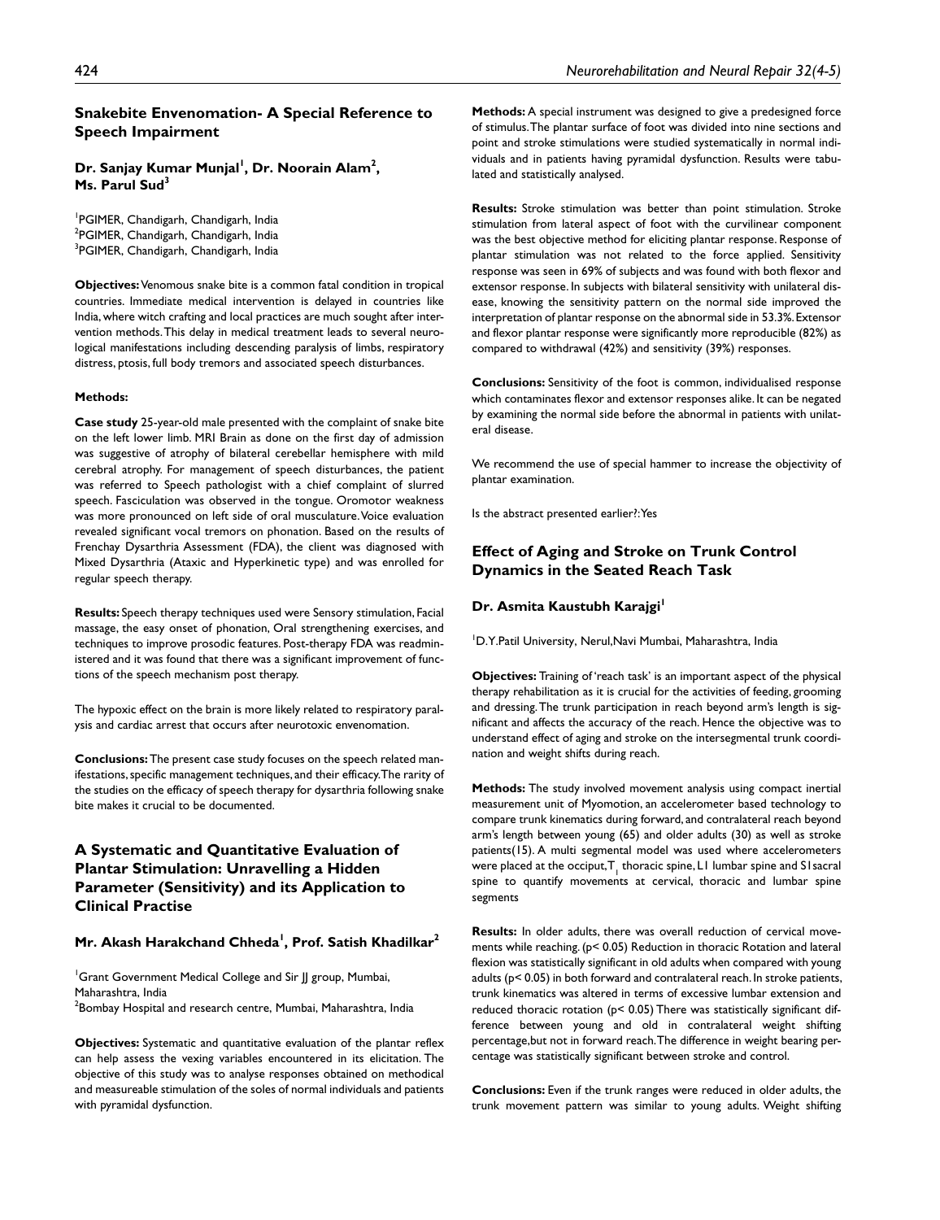## Snakebite Envenomation- A Special Reference to Speech Impairment

**Dr. Sanjay Kumar Munjal[1], Dr. Noorain Alam[2], Ms. Parul Sud[3]**

[1]PGIMER, Chandigarh, Chandigarh, India
[2]PGIMER, Chandigarh, Chandigarh, India
[3]PGIMER, Chandigarh, Chandigarh, India

**Objectives:** Venomous snake bite is a common fatal condition in tropical countries. Immediate medical intervention is delayed in countries like India, where witch crafting and local practices are much sought after intervention methods. This delay in medical treatment leads to several neurological manifestations including descending paralysis of limbs, respiratory distress, ptosis, full body tremors and associated speech disturbances.

**Methods:**

**Case study** 25-year-old male presented with the complaint of snake bite on the left lower limb. MRI Brain as done on the first day of admission was suggestive of atrophy of bilateral cerebellar hemisphere with mild cerebral atrophy. For management of speech disturbances, the patient was referred to Speech pathologist with a chief complaint of slurred speech. Fasciculation was observed in the tongue. Oromotor weakness was more pronounced on left side of oral musculature. Voice evaluation revealed significant vocal tremors on phonation. Based on the results of Frenchay Dysarthria Assessment (FDA), the client was diagnosed with Mixed Dysarthria (Ataxic and Hyperkinetic type) and was enrolled for regular speech therapy.

**Results:** Speech therapy techniques used were Sensory stimulation, Facial massage, the easy onset of phonation, Oral strengthening exercises, and techniques to improve prosodic features. Post-therapy FDA was readministered and it was found that there was a significant improvement of functions of the speech mechanism post therapy.

The hypoxic effect on the brain is more likely related to respiratory paralysis and cardiac arrest that occurs after neurotoxic envenomation.

**Conclusions:** The present case study focuses on the speech related manifestations, specific management techniques, and their efficacy. The rarity of the studies on the efficacy of speech therapy for dysarthria following snake bite makes it crucial to be documented.

## A Systematic and Quantitative Evaluation of Plantar Stimulation: Unravelling a Hidden Parameter (Sensitivity) and its Application to Clinical Practise

**Mr. Akash Harakchand Chheda[1], Prof. Satish Khadilkar[2]**

[1]Grant Government Medical College and Sir JJ group, Mumbai, Maharashtra, India
[2]Bombay Hospital and research centre, Mumbai, Maharashtra, India

**Objectives:** Systematic and quantitative evaluation of the plantar reflex can help assess the vexing variables encountered in its elicitation. The objective of this study was to analyse responses obtained on methodical and measureable stimulation of the soles of normal individuals and patients with pyramidal dysfunction.

**Methods:** A special instrument was designed to give a predesigned force of stimulus. The plantar surface of foot was divided into nine sections and point and stroke stimulations were studied systematically in normal individuals and in patients having pyramidal dysfunction. Results were tabulated and statistically analysed.

**Results:** Stroke stimulation was better than point stimulation. Stroke stimulation from lateral aspect of foot with the curvilinear component was the best objective method for eliciting plantar response. Response of plantar stimulation was not related to the force applied. Sensitivity response was seen in 69% of subjects and was found with both flexor and extensor response. In subjects with bilateral sensitivity with unilateral disease, knowing the sensitivity pattern on the normal side improved the interpretation of plantar response on the abnormal side in 53.3%. Extensor and flexor plantar response were significantly more reproducible (82%) as compared to withdrawal (42%) and sensitivity (39%) responses.

**Conclusions:** Sensitivity of the foot is common, individualised response which contaminates flexor and extensor responses alike. It can be negated by examining the normal side before the abnormal in patients with unilateral disease.

We recommend the use of special hammer to increase the objectivity of plantar examination.

Is the abstract presented earlier?: Yes

## Effect of Aging and Stroke on Trunk Control Dynamics in the Seated Reach Task

**Dr. Asmita Kaustubh Karajgi[1]**

[1]D.Y.Patil University, Nerul, Navi Mumbai, Maharashtra, India

**Objectives:** Training of 'reach task' is an important aspect of the physical therapy rehabilitation as it is crucial for the activities of feeding, grooming and dressing. The trunk participation in reach beyond arm's length is significant and affects the accuracy of the reach. Hence the objective was to understand effect of aging and stroke on the intersegmental trunk coordination and weight shifts during reach.

**Methods:** The study involved movement analysis using compact inertial measurement unit of Myomotion, an accelerometer based technology to compare trunk kinematics during forward, and contralateral reach beyond arm's length between young (65) and older adults (30) as well as stroke patients(15). A multi segmental model was used where accelerometers were placed at the occiput, $T_1$ thoracic spine, L1 lumbar spine and S1sacral spine to quantify movements at cervical, thoracic and lumbar spine segments

**Results:** In older adults, there was overall reduction of cervical movements while reaching. ($p < 0.05$) Reduction in thoracic Rotation and lateral flexion was statistically significant in old adults when compared with young adults ($p < 0.05$) in both forward and contralateral reach. In stroke patients, trunk kinematics was altered in terms of excessive lumbar extension and reduced thoracic rotation ($p < 0.05$) There was statistically significant difference between young and old in contralateral weight shifting percentage, but not in forward reach. The difference in weight bearing percentage was statistically significant between stroke and control.

**Conclusions:** Even if the trunk ranges were reduced in older adults, the trunk movement pattern was similar to young adults. Weight shifting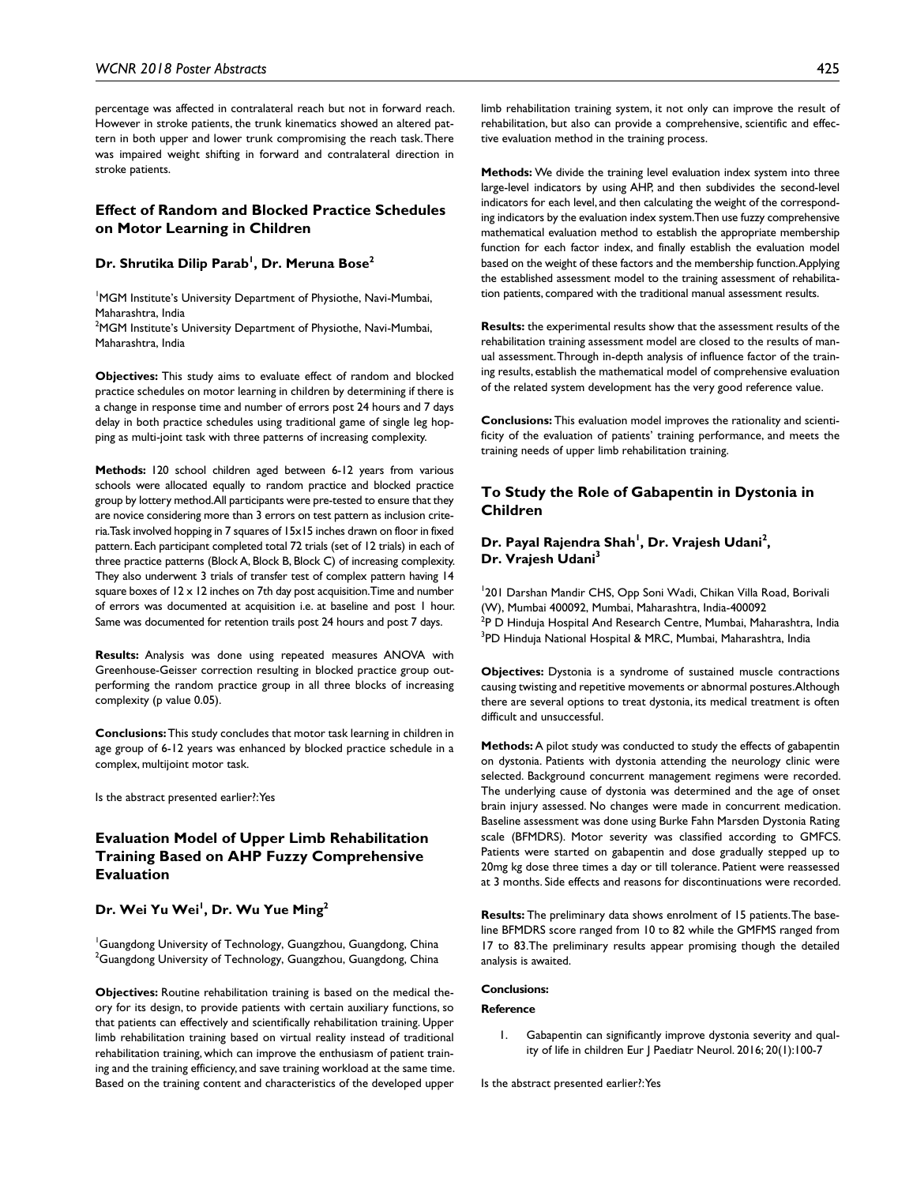percentage was affected in contralateral reach but not in forward reach. However in stroke patients, the trunk kinematics showed an altered pattern in both upper and lower trunk compromising the reach task. There was impaired weight shifting in forward and contralateral direction in stroke patients.

## Effect of Random and Blocked Practice Schedules on Motor Learning in Children

### Dr. Shrutika Dilip Parab[1], Dr. Meruna Bose[2]

[1]MGM Institute's University Department of Physiothe, Navi-Mumbai, Maharashtra, India
[2]MGM Institute's University Department of Physiothe, Navi-Mumbai, Maharashtra, India

**Objectives:** This study aims to evaluate effect of random and blocked practice schedules on motor learning in children by determining if there is a change in response time and number of errors post 24 hours and 7 days delay in both practice schedules using traditional game of single leg hopping as multi-joint task with three patterns of increasing complexity.

**Methods:** 120 school children aged between 6-12 years from various schools were allocated equally to random practice and blocked practice group by lottery method. All participants were pre-tested to ensure that they are novice considering more than 3 errors on test pattern as inclusion criteria. Task involved hopping in 7 squares of 15x15 inches drawn on floor in fixed pattern. Each participant completed total 72 trials (set of 12 trials) in each of three practice patterns (Block A, Block B, Block C) of increasing complexity. They also underwent 3 trials of transfer test of complex pattern having 14 square boxes of 12 x 12 inches on 7th day post acquisition. Time and number of errors was documented at acquisition i.e. at baseline and post 1 hour. Same was documented for retention trails post 24 hours and post 7 days.

**Results:** Analysis was done using repeated measures ANOVA with Greenhouse-Geisser correction resulting in blocked practice group outperforming the random practice group in all three blocks of increasing complexity (p value 0.05).

**Conclusions:** This study concludes that motor task learning in children in age group of 6-12 years was enhanced by blocked practice schedule in a complex, multijoint motor task.

Is the abstract presented earlier?: Yes

## Evaluation Model of Upper Limb Rehabilitation Training Based on AHP Fuzzy Comprehensive Evaluation

### Dr. Wei Yu Wei[1], Dr. Wu Yue Ming[2]

[1]Guangdong University of Technology, Guangzhou, Guangdong, China
[2]Guangdong University of Technology, Guangzhou, Guangdong, China

**Objectives:** Routine rehabilitation training is based on the medical theory for its design, to provide patients with certain auxiliary functions, so that patients can effectively and scientifically rehabilitation training. Upper limb rehabilitation training based on virtual reality instead of traditional rehabilitation training, which can improve the enthusiasm of patient training and the training efficiency, and save training workload at the same time. Based on the training content and characteristics of the developed upper limb rehabilitation training system, it not only can improve the result of rehabilitation, but also can provide a comprehensive, scientific and effective evaluation method in the training process.

**Methods:** We divide the training level evaluation index system into three large-level indicators by using AHP, and then subdivides the second-level indicators for each level, and then calculating the weight of the corresponding indicators by the evaluation index system. Then use fuzzy comprehensive mathematical evaluation method to establish the appropriate membership function for each factor index, and finally establish the evaluation model based on the weight of these factors and the membership function. Applying the established assessment model to the training assessment of rehabilitation patients, compared with the traditional manual assessment results.

**Results:** the experimental results show that the assessment results of the rehabilitation training assessment model are closed to the results of manual assessment. Through in-depth analysis of influence factor of the training results, establish the mathematical model of comprehensive evaluation of the related system development has the very good reference value.

**Conclusions:** This evaluation model improves the rationality and scientificity of the evaluation of patients' training performance, and meets the training needs of upper limb rehabilitation training.

## To Study the Role of Gabapentin in Dystonia in Children

### Dr. Payal Rajendra Shah[1], Dr. Vrajesh Udani[2], Dr. Vrajesh Udani[3]

[1]201 Darshan Mandir CHS, Opp Soni Wadi, Chikan Villa Road, Borivali (W), Mumbai 400092, Mumbai, Maharashtra, India-400092
[2]P D Hinduja Hospital And Research Centre, Mumbai, Maharashtra, India
[3]PD Hinduja National Hospital & MRC, Mumbai, Maharashtra, India

**Objectives:** Dystonia is a syndrome of sustained muscle contractions causing twisting and repetitive movements or abnormal postures. Although there are several options to treat dystonia, its medical treatment is often difficult and unsuccessful.

**Methods:** A pilot study was conducted to study the effects of gabapentin on dystonia. Patients with dystonia attending the neurology clinic were selected. Background concurrent management regimens were recorded. The underlying cause of dystonia was determined and the age of onset brain injury assessed. No changes were made in concurrent medication. Baseline assessment was done using Burke Fahn Marsden Dystonia Rating scale (BFMDRS). Motor severity was classified according to GMFCS. Patients were started on gabapentin and dose gradually stepped up to 20mg kg dose three times a day or till tolerance. Patient were reassessed at 3 months. Side effects and reasons for discontinuations were recorded.

**Results:** The preliminary data shows enrolment of 15 patients. The baseline BFMDRS score ranged from 10 to 82 while the GMFMS ranged from 17 to 83. The preliminary results appear promising though the detailed analysis is awaited.

**Conclusions:**

**Reference**

1. Gabapentin can significantly improve dystonia severity and quality of life in children Eur J Paediatr Neurol. 2016; 20(1):100-7

Is the abstract presented earlier?: Yes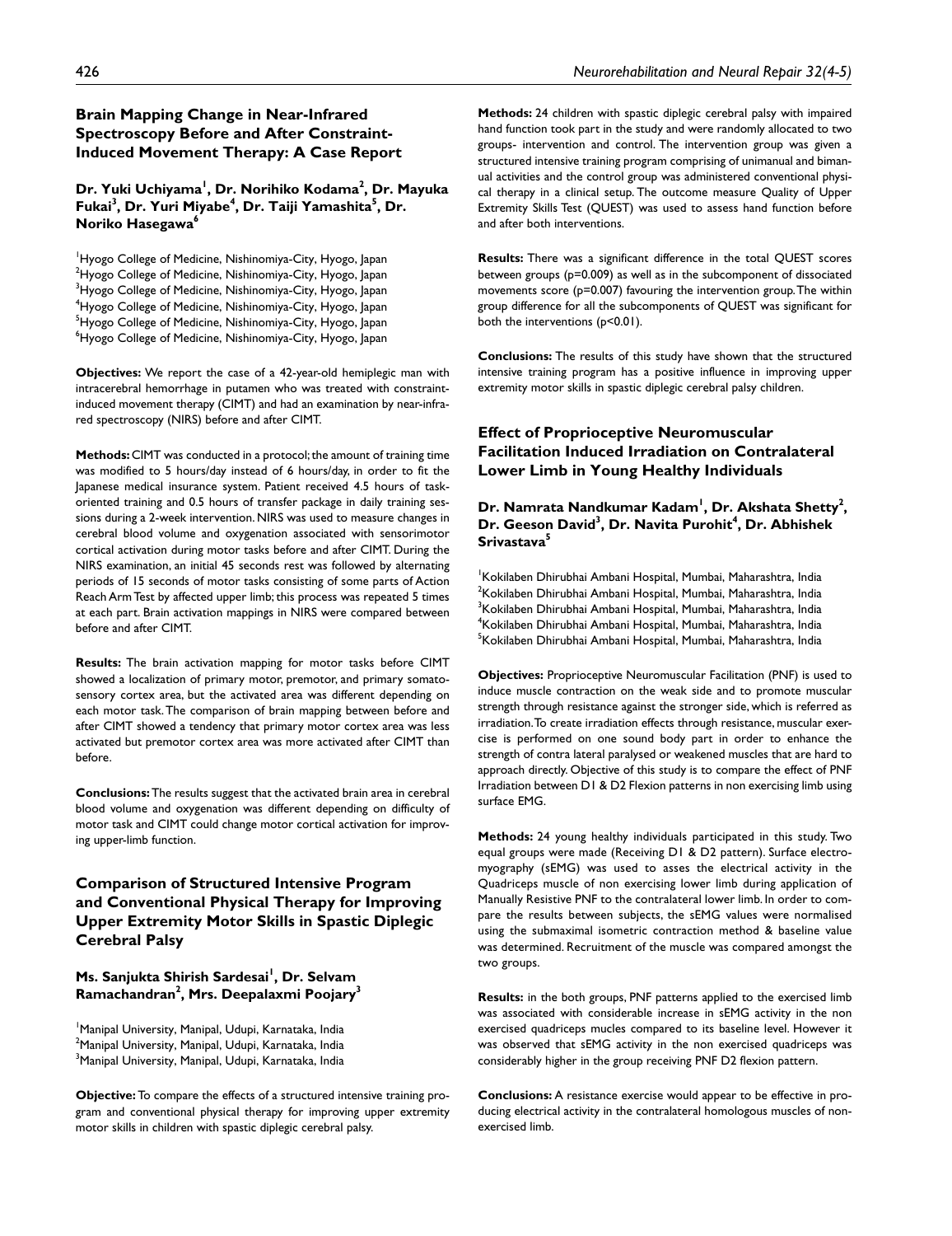## Brain Mapping Change in Near-Infrared Spectroscopy Before and After Constraint-Induced Movement Therapy: A Case Report

**Dr. Yuki Uchiyama[1], Dr. Norihiko Kodama[2], Dr. Mayuka Fukai[3], Dr. Yuri Miyabe[4], Dr. Taiji Yamashita[5], Dr. Noriko Hasegawa[6]**

[1]Hyogo College of Medicine, Nishinomiya-City, Hyogo, Japan
[2]Hyogo College of Medicine, Nishinomiya-City, Hyogo, Japan
[3]Hyogo College of Medicine, Nishinomiya-City, Hyogo, Japan
[4]Hyogo College of Medicine, Nishinomiya-City, Hyogo, Japan
[5]Hyogo College of Medicine, Nishinomiya-City, Hyogo, Japan
[6]Hyogo College of Medicine, Nishinomiya-City, Hyogo, Japan

**Objectives:** We report the case of a 42-year-old hemiplegic man with intracerebral hemorrhage in putamen who was treated with constraint-induced movement therapy (CIMT) and had an examination by near-infrared spectroscopy (NIRS) before and after CIMT.

**Methods:** CIMT was conducted in a protocol; the amount of training time was modified to 5 hours/day instead of 6 hours/day, in order to fit the Japanese medical insurance system. Patient received 4.5 hours of task-oriented training and 0.5 hours of transfer package in daily training sessions during a 2-week intervention. NIRS was used to measure changes in cerebral blood volume and oxygenation associated with sensorimotor cortical activation during motor tasks before and after CIMT. During the NIRS examination, an initial 45 seconds rest was followed by alternating periods of 15 seconds of motor tasks consisting of some parts of Action Reach Arm Test by affected upper limb; this process was repeated 5 times at each part. Brain activation mappings in NIRS were compared between before and after CIMT.

**Results:** The brain activation mapping for motor tasks before CIMT showed a localization of primary motor, premotor, and primary somatosensory cortex area, but the activated area was different depending on each motor task. The comparison of brain mapping between before and after CIMT showed a tendency that primary motor cortex area was less activated but premotor cortex area was more activated after CIMT than before.

**Conclusions:** The results suggest that the activated brain area in cerebral blood volume and oxygenation was different depending on difficulty of motor task and CIMT could change motor cortical activation for improving upper-limb function.

## Comparison of Structured Intensive Program and Conventional Physical Therapy for Improving Upper Extremity Motor Skills in Spastic Diplegic Cerebral Palsy

**Ms. Sanjukta Shirish Sardesai[1], Dr. Selvam Ramachandran[2], Mrs. Deepalaxmi Poojary[3]**

[1]Manipal University, Manipal, Udupi, Karnataka, India
[2]Manipal University, Manipal, Udupi, Karnataka, India
[3]Manipal University, Manipal, Udupi, Karnataka, India

**Objective:** To compare the effects of a structured intensive training program and conventional physical therapy for improving upper extremity motor skills in children with spastic diplegic cerebral palsy.

**Methods:** 24 children with spastic diplegic cerebral palsy with impaired hand function took part in the study and were randomly allocated to two groups- intervention and control. The intervention group was given a structured intensive training program comprising of unimanual and bimanual activities and the control group was administered conventional physical therapy in a clinical setup. The outcome measure Quality of Upper Extremity Skills Test (QUEST) was used to assess hand function before and after both interventions.

**Results:** There was a significant difference in the total QUEST scores between groups ($p=0.009$) as well as in the subcomponent of dissociated movements score ($p=0.007$) favouring the intervention group. The within group difference for all the subcomponents of QUEST was significant for both the interventions ($p<0.01$).

**Conclusions:** The results of this study have shown that the structured intensive training program has a positive influence in improving upper extremity motor skills in spastic diplegic cerebral palsy children.

## Effect of Proprioceptive Neuromuscular Facilitation Induced Irradiation on Contralateral Lower Limb in Young Healthy Individuals

**Dr. Namrata Nandkumar Kadam[1], Dr. Akshata Shetty[2], Dr. Geeson David[3], Dr. Navita Purohit[4], Dr. Abhishek Srivastava[5]**

[1]Kokilaben Dhirubhai Ambani Hospital, Mumbai, Maharashtra, India
[2]Kokilaben Dhirubhai Ambani Hospital, Mumbai, Maharashtra, India
[3]Kokilaben Dhirubhai Ambani Hospital, Mumbai, Maharashtra, India
[4]Kokilaben Dhirubhai Ambani Hospital, Mumbai, Maharashtra, India
[5]Kokilaben Dhirubhai Ambani Hospital, Mumbai, Maharashtra, India

**Objectives:** Proprioceptive Neuromuscular Facilitation (PNF) is used to induce muscle contraction on the weak side and to promote muscular strength through resistance against the stronger side, which is referred as irradiation. To create irradiation effects through resistance, muscular exercise is performed on one sound body part in order to enhance the strength of contra lateral paralysed or weakened muscles that are hard to approach directly. Objective of this study is to compare the effect of PNF Irradiation between D1 & D2 Flexion patterns in non exercising limb using surface EMG.

**Methods:** 24 young healthy individuals participated in this study. Two equal groups were made (Receiving D1 & D2 pattern). Surface electromyography (sEMG) was used to asses the electrical activity in the Quadriceps muscle of non exercising lower limb during application of Manually Resistive PNF to the contralateral lower limb. In order to compare the results between subjects, the sEMG values were normalised using the submaximal isometric contraction method & baseline value was determined. Recruitment of the muscle was compared amongst the two groups.

**Results:** in the both groups, PNF patterns applied to the exercised limb was associated with considerable increase in sEMG activity in the non exercised quadriceps mucles compared to its baseline level. However it was observed that sEMG activity in the non exercised quadriceps was considerably higher in the group receiving PNF D2 flexion pattern.

**Conclusions:** A resistance exercise would appear to be effective in producing electrical activity in the contralateral homologous muscles of non-exercised limb.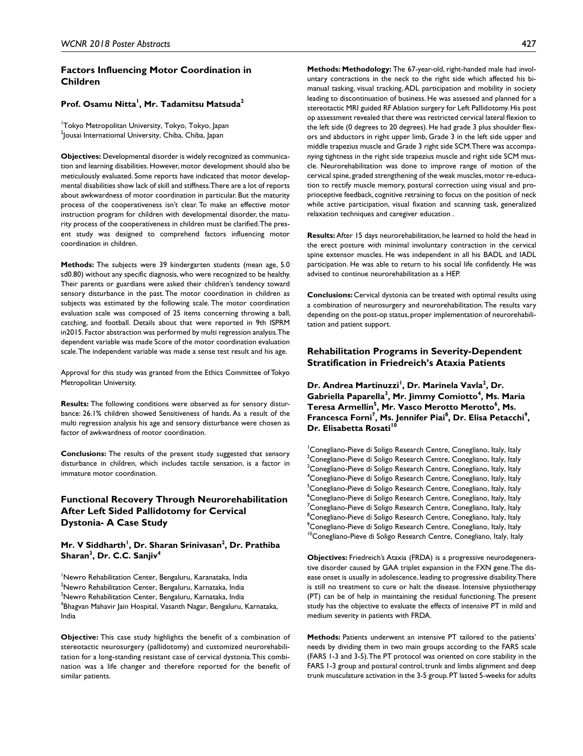## Factors Influencing Motor Coordination in Children

### Prof. Osamu Nitta[1], Mr. Tadamitsu Matsuda[2]

[1]Tokyo Metropolitan University, Tokyo, Tokyo, Japan
[2]Jousai Internatiomal University, Chiba, Chiba, Japan

**Objectives:** Developmental disorder is widely recognized as communication and learning disabilities. However, motor development should also be meticulously evaluated. Some reports have indicated that motor developmental disabilities show lack of skill and stiffness. There are a lot of reports about awkwardness of motor coordination in particular. But the maturity process of the cooperativeness isn't clear. To make an effective motor instruction program for children with developmental disorder, the maturity process of the cooperativeness in children must be clarified. The present study was designed to comprehend factors influencing motor coordination in children.

**Methods:** The subjects were 39 kindergarten students (mean age, 5.0 sd0.80) without any specific diagnosis, who were recognized to be healthy. Their parents or guardians were asked their children's tendency toward sensory disturbance in the past. The motor coordination in children as subjects was estimated by the following scale. The motor coordination evaluation scale was composed of 25 items concerning throwing a ball, catching, and football. Details about that were reported in 9th ISPRM in2015. Factor abstraction was performed by multi regression analysis. The dependent variable was made Score of the motor coordination evaluation scale. The independent variable was made a sense test result and his age.

Approval for this study was granted from the Ethics Committee of Tokyo Metropolitan University.

**Results:** The following conditions were observed as for sensory disturbance: 26.1% children showed Sensitiveness of hands. As a result of the multi regression analysis his age and sensory disturbance were chosen as factor of awkwardness of motor coordination.

**Conclusions:** The results of the present study suggested that sensory disturbance in children, which includes tactile sensation, is a factor in immature motor coordination.

## Functional Recovery Through Neurorehabilitation After Left Sided Pallidotomy for Cervical Dystonia- A Case Study

### Mr. V Siddharth[1], Dr. Sharan Srinivasan[2], Dr. Prathiba Sharan[3], Dr. C.C. Sanjiv[4]

[1]Newro Rehabilitation Center, Bengaluru, Karanataka, India
[2]Newro Rehabilitation Center, Bengaluru, Karnataka, India
[3]Newro Rehabilitation Center, Bengaluru, Karnataka, India
[4]Bhagvan Mahavir Jain Hospital, Vasanth Nagar, Bengaluru, Karnataka, India

**Objective:** This case study highlights the benefit of a combination of stereotactic neurosurgery (pallidotomy) and customized neurorehabilitation for a long-standing resistant case of cervical dystonia. This combination was a life changer and therefore reported for the benefit of similar patients.

**Methods: Methodology:** The 67-year-old, right-handed male had involuntary contractions in the neck to the right side which affected his bimanual tasking, visual tracking, ADL participation and mobility in society leading to discontinuation of business. He was assessed and planned for a stereotactic MRI guided RF Ablation surgery for Left Pallidotomy. His post op assessment revealed that there was restricted cervical lateral flexion to the left side (0 degrees to 20 degrees). He had grade 3 plus shoulder flexors and abductors in right upper limb, Grade 3 in the left side upper and middle trapezius muscle and Grade 3 right side SCM. There was accompanying tightness in the right side trapezius muscle and right side SCM muscle. Neurorehabilitation was done to improve range of motion of the cervical spine, graded strengthening of the weak muscles, motor re-education to rectify muscle memory, postural correction using visual and proprioceptive feedback, cognitive retraining to focus on the position of neck while active participation, visual fixation and scanning task, generalized relaxation techniques and caregiver education .

**Results:** After 15 days neurorehabilitation, he learned to hold the head in the erect posture with minimal involuntary contraction in the cervical spine extensor muscles. He was independent in all his BADL and IADL participation. He was able to return to his social life confidently. He was advised to continue neurorehabilitation as a HEP.

**Conclusions:** Cervical dystonia can be treated with optimal results using a combination of neurosurgery and neurorehabilitation. The results vary depending on the post-op status, proper implementation of neurorehabilitation and patient support.

## Rehabilitation Programs in Severity-Dependent Stratification in Friedreich's Ataxia Patients

### Dr. Andrea Martinuzzi[1], Dr. Marinela Vavla[2], Dr. Gabriella Paparella[3], Mr. Jimmy Comiotto[4], Ms. Maria Teresa Armellin[5], Mr. Vasco Merotto Merotto[6], Ms. Francesca Forni[7], Ms. Jennifer Piai[8], Dr. Elisa Petacchi[9], Dr. Elisabetta Rosati[10]

[1]Conegliano-Pieve di Soligo Research Centre, Conegliano, Italy, Italy
[2]Conegliano-Pieve di Soligo Research Centre, Conegliano, Italy, Italy
[3]Conegliano-Pieve di Soligo Research Centre, Conegliano, Italy, Italy
[4]Conegliano-Pieve di Soligo Research Centre, Conegliano, Italy, Italy
[5]Conegliano-Pieve di Soligo Research Centre, Conegliano, Italy, Italy
[6]Conegliano-Pieve di Soligo Research Centre, Conegliano, Italy, Italy
[7]Conegliano-Pieve di Soligo Research Centre, Conegliano, Italy, Italy
[8]Conegliano-Pieve di Soligo Research Centre, Conegliano, Italy, Italy
[9]Conegliano-Pieve di Soligo Research Centre, Conegliano, Italy, Italy
[10]Conegliano-Pieve di Soligo Research Centre, Conegliano, Italy, Italy

**Objectives:** Friedreich's Ataxia (FRDA) is a progressive neurodegenerative disorder caused by GAA triplet expansion in the FXN gene. The disease onset is usually in adolescence, leading to progressive disability. There is still no treatment to cure or halt the disease. Intensive physiotherapy (PT) can be of help in maintaining the residual functioning. The present study has the objective to evaluate the effects of intensive PT in mild and medium severity in patients with FRDA.

**Methods:** Patients underwent an intensive PT tailored to the patients' needs by dividing them in two main groups according to the FARS scale (FARS 1-3 and 3-5). The PT protocol was oriented on core stability in the FARS 1-3 group and postural control, trunk and limbs alignment and deep trunk musculature activation in the 3-5 group. PT lasted 5-weeks for adults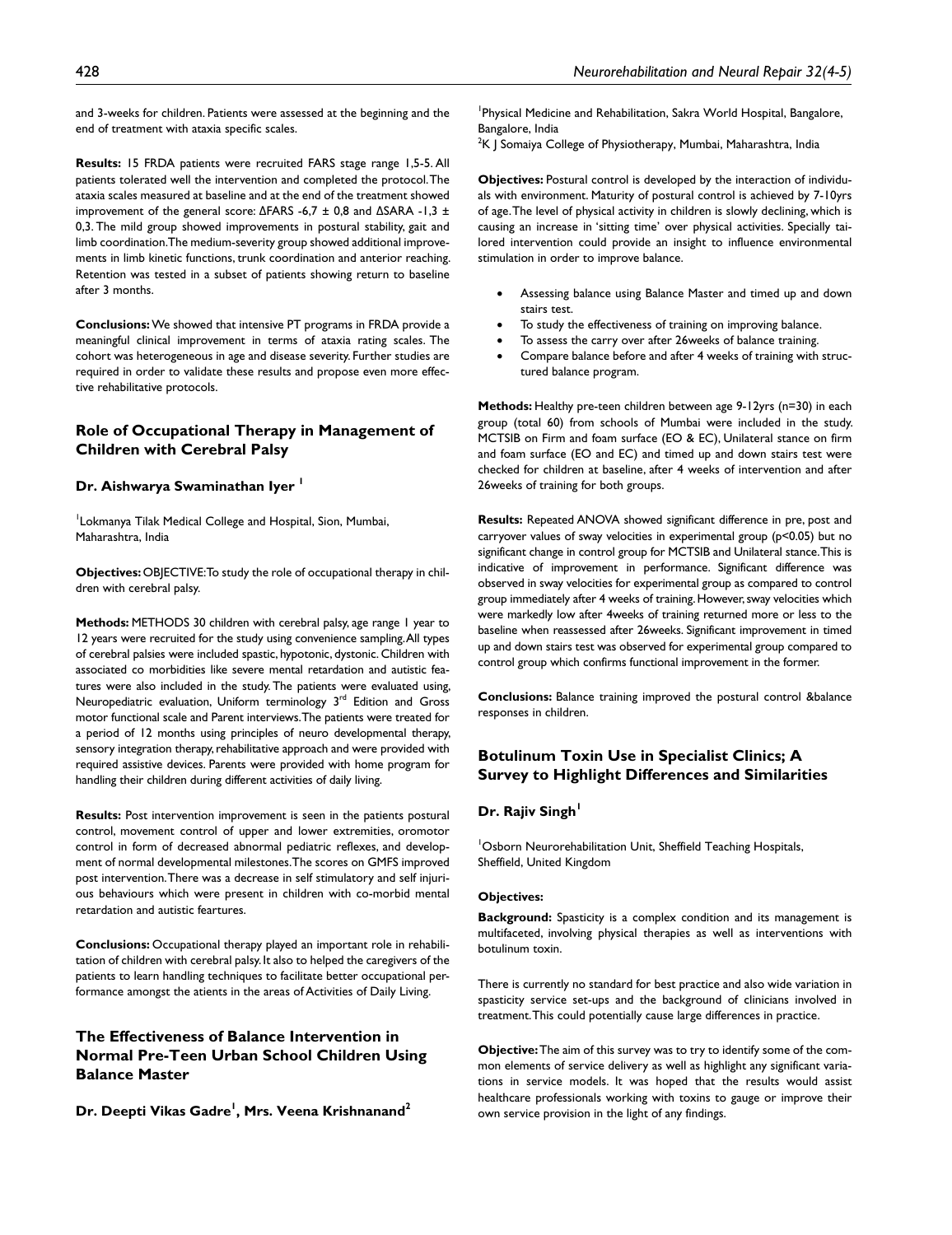and 3-weeks for children. Patients were assessed at the beginning and the end of treatment with ataxia specific scales.

**Results:** 15 FRDA patients were recruited FARS stage range 1,5-5. All patients tolerated well the intervention and completed the protocol. The ataxia scales measured at baseline and at the end of the treatment showed improvement of the general score: ΔFARS -6,7 ± 0,8 and ΔSARA -1,3 ± 0,3. The mild group showed improvements in postural stability, gait and limb coordination. The medium-severity group showed additional improvements in limb kinetic functions, trunk coordination and anterior reaching. Retention was tested in a subset of patients showing return to baseline after 3 months.

**Conclusions:** We showed that intensive PT programs in FRDA provide a meaningful clinical improvement in terms of ataxia rating scales. The cohort was heterogeneous in age and disease severity. Further studies are required in order to validate these results and propose even more effective rehabilitative protocols.

## Role of Occupational Therapy in Management of Children with Cerebral Palsy

**Dr. Aishwarya Swaminathan Iyer [1]**

[1]Lokmanya Tilak Medical College and Hospital, Sion, Mumbai, Maharashtra, India

**Objectives:** OBJECTIVE: To study the role of occupational therapy in children with cerebral palsy.

**Methods:** METHODS 30 children with cerebral palsy, age range 1 year to 12 years were recruited for the study using convenience sampling. All types of cerebral palsies were included spastic, hypotonic, dystonic. Children with associated co morbidities like severe mental retardation and autistic features were also included in the study. The patients were evaluated using, Neuropediatric evaluation, Uniform terminology 3rd Edition and Gross motor functional scale and Parent interviews. The patients were treated for a period of 12 months using principles of neuro developmental therapy, sensory integration therapy, rehabilitative approach and were provided with required assistive devices. Parents were provided with home program for handling their children during different activities of daily living.

**Results:** Post intervention improvement is seen in the patients postural control, movement control of upper and lower extremities, oromotor control in form of decreased abnormal pediatric reflexes, and development of normal developmental milestones. The scores on GMFS improved post intervention. There was a decrease in self stimulatory and self injurious behaviours which were present in children with co-morbid mental retardation and autistic feartures.

**Conclusions:** Occupational therapy played an important role in rehabilitation of children with cerebral palsy. It also to helped the caregivers of the patients to learn handling techniques to facilitate better occupational performance amongst the atients in the areas of Activities of Daily Living.

## The Effectiveness of Balance Intervention in Normal Pre-Teen Urban School Children Using Balance Master

**Dr. Deepti Vikas Gadre[1], Mrs. Veena Krishnanand[2]**

[1]Physical Medicine and Rehabilitation, Sakra World Hospital, Bangalore, Bangalore, India
[2]K J Somaiya College of Physiotherapy, Mumbai, Maharashtra, India

**Objectives:** Postural control is developed by the interaction of individuals with environment. Maturity of postural control is achieved by 7-10yrs of age. The level of physical activity in children is slowly declining, which is causing an increase in 'sitting time' over physical activities. Specially tailored intervention could provide an insight to influence environmental stimulation in order to improve balance.

- Assessing balance using Balance Master and timed up and down stairs test.
- To study the effectiveness of training on improving balance.
- To assess the carry over after 26weeks of balance training.
- Compare balance before and after 4 weeks of training with structured balance program.

**Methods:** Healthy pre-teen children between age 9-12yrs (n=30) in each group (total 60) from schools of Mumbai were included in the study. MCTSIB on Firm and foam surface (EO & EC), Unilateral stance on firm and foam surface (EO and EC) and timed up and down stairs test were checked for children at baseline, after 4 weeks of intervention and after 26weeks of training for both groups.

**Results:** Repeated ANOVA showed significant difference in pre, post and carryover values of sway velocities in experimental group ($p<0.05$) but no significant change in control group for MCTSIB and Unilateral stance. This is indicative of improvement in performance. Significant difference was observed in sway velocities for experimental group as compared to control group immediately after 4 weeks of training. However, sway velocities which were markedly low after 4weeks of training returned more or less to the baseline when reassessed after 26weeks. Significant improvement in timed up and down stairs test was observed for experimental group compared to control group which confirms functional improvement in the former.

**Conclusions:** Balance training improved the postural control &balance responses in children.

## Botulinum Toxin Use in Specialist Clinics; A Survey to Highlight Differences and Similarities

**Dr. Rajiv Singh[1]**

[1]Osborn Neurorehabilitation Unit, Sheffield Teaching Hospitals, Sheffield, United Kingdom

**Objectives:**

**Background:** Spasticity is a complex condition and its management is multifaceted, involving physical therapies as well as interventions with botulinum toxin.

There is currently no standard for best practice and also wide variation in spasticity service set-ups and the background of clinicians involved in treatment. This could potentially cause large differences in practice.

**Objective:** The aim of this survey was to try to identify some of the common elements of service delivery as well as highlight any significant variations in service models. It was hoped that the results would assist healthcare professionals working with toxins to gauge or improve their own service provision in the light of any findings.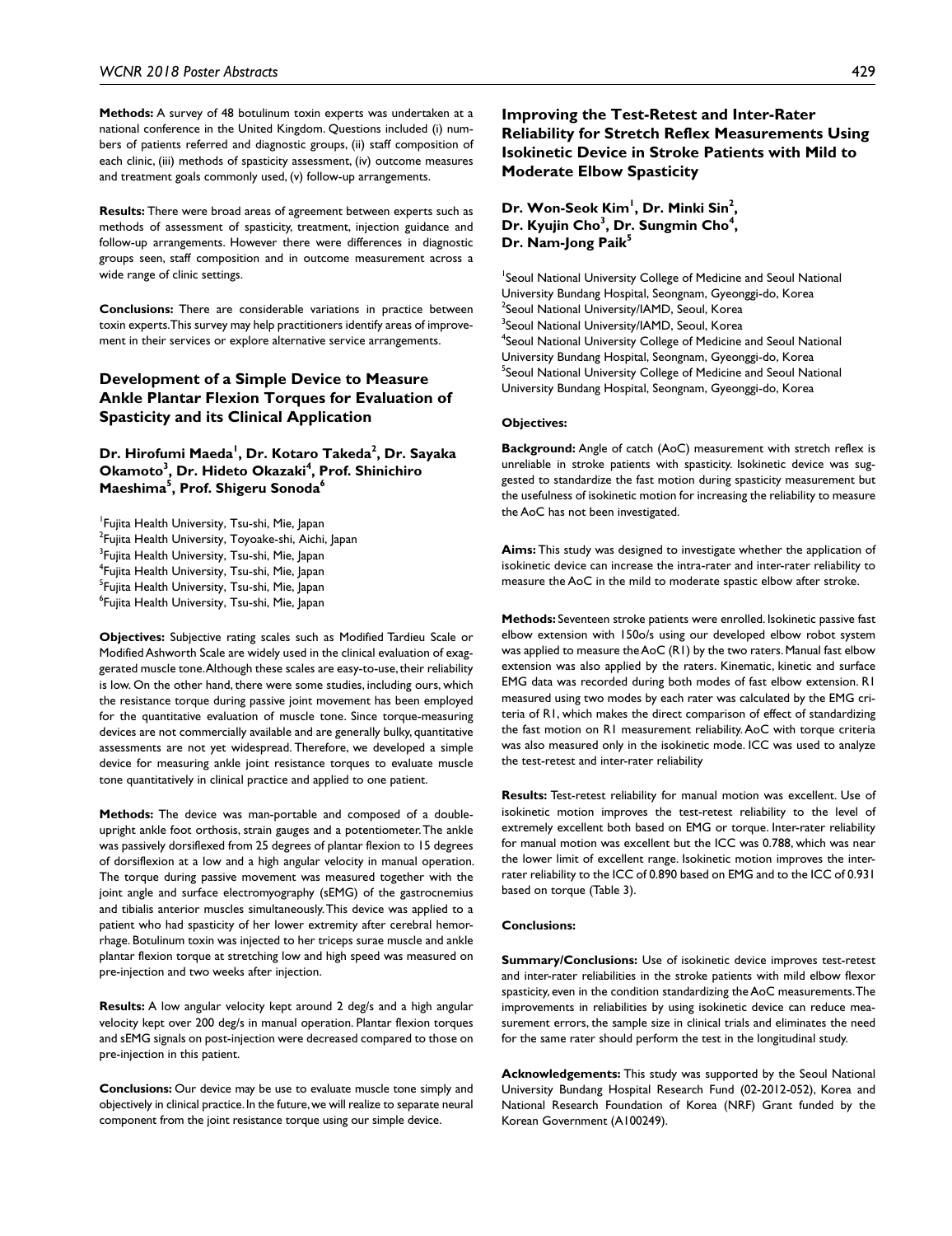**Methods:** A survey of 48 botulinum toxin experts was undertaken at a national conference in the United Kingdom. Questions included (i) numbers of patients referred and diagnostic groups, (ii) staff composition of each clinic, (iii) methods of spasticity assessment, (iv) outcome measures and treatment goals commonly used, (v) follow-up arrangements.

**Results:** There were broad areas of agreement between experts such as methods of assessment of spasticity, treatment, injection guidance and follow-up arrangements. However there were differences in diagnostic groups seen, staff composition and in outcome measurement across a wide range of clinic settings.

**Conclusions:** There are considerable variations in practice between toxin experts. This survey may help practitioners identify areas of improvement in their services or explore alternative service arrangements.

## Development of a Simple Device to Measure Ankle Plantar Flexion Torques for Evaluation of Spasticity and its Clinical Application

**Dr. Hirofumi Maeda[1], Dr. Kotaro Takeda[2], Dr. Sayaka Okamoto[3], Dr. Hideto Okazaki[4], Prof. Shinichiro Maeshima[5], Prof. Shigeru Sonoda[6]**

[1]Fujita Health University, Tsu-shi, Mie, Japan
[2]Fujita Health University, Toyoake-shi, Aichi, Japan
[3]Fujita Health University, Tsu-shi, Mie, Japan
[4]Fujita Health University, Tsu-shi, Mie, Japan
[5]Fujita Health University, Tsu-shi, Mie, Japan
[6]Fujita Health University, Tsu-shi, Mie, Japan

**Objectives:** Subjective rating scales such as Modified Tardieu Scale or Modified Ashworth Scale are widely used in the clinical evaluation of exaggerated muscle tone. Although these scales are easy-to-use, their reliability is low. On the other hand, there were some studies, including ours, which the resistance torque during passive joint movement has been employed for the quantitative evaluation of muscle tone. Since torque-measuring devices are not commercially available and are generally bulky, quantitative assessments are not yet widespread. Therefore, we developed a simple device for measuring ankle joint resistance torques to evaluate muscle tone quantitatively in clinical practice and applied to one patient.

**Methods:** The device was man-portable and composed of a double-upright ankle foot orthosis, strain gauges and a potentiometer. The ankle was passively dorsiflexed from 25 degrees of plantar flexion to 15 degrees of dorsiflexion at a low and a high angular velocity in manual operation. The torque during passive movement was measured together with the joint angle and surface electromyography (sEMG) of the gastrocnemius and tibialis anterior muscles simultaneously. This device was applied to a patient who had spasticity of her lower extremity after cerebral hemorrhage. Botulinum toxin was injected to her triceps surae muscle and ankle plantar flexion torque at stretching low and high speed was measured on pre-injection and two weeks after injection.

**Results:** A low angular velocity kept around 2 deg/s and a high angular velocity kept over 200 deg/s in manual operation. Plantar flexion torques and sEMG signals on post-injection were decreased compared to those on pre-injection in this patient.

**Conclusions:** Our device may be use to evaluate muscle tone simply and objectively in clinical practice. In the future, we will realize to separate neural component from the joint resistance torque using our simple device.

## Improving the Test-Retest and Inter-Rater Reliability for Stretch Reflex Measurements Using Isokinetic Device in Stroke Patients with Mild to Moderate Elbow Spasticity

**Dr. Won-Seok Kim[1], Dr. Minki Sin[2], Dr. Kyujin Cho[3], Dr. Sungmin Cho[4], Dr. Nam-Jong Paik[5]**

[1]Seoul National University College of Medicine and Seoul National University Bundang Hospital, Seongnam, Gyeonggi-do, Korea
[2]Seoul National University/IAMD, Seoul, Korea
[3]Seoul National University/IAMD, Seoul, Korea
[4]Seoul National University College of Medicine and Seoul National University Bundang Hospital, Seongnam, Gyeonggi-do, Korea
[5]Seoul National University College of Medicine and Seoul National University Bundang Hospital, Seongnam, Gyeonggi-do, Korea

**Objectives:**

**Background:** Angle of catch (AoC) measurement with stretch reflex is unreliable in stroke patients with spasticity. Isokinetic device was suggested to standardize the fast motion during spasticity measurement but the usefulness of isokinetic motion for increasing the reliability to measure the AoC has not been investigated.

**Aims:** This study was designed to investigate whether the application of isokinetic device can increase the intra-rater and inter-rater reliability to measure the AoC in the mild to moderate spastic elbow after stroke.

**Methods:** Seventeen stroke patients were enrolled. Isokinetic passive fast elbow extension with 150o/s using our developed elbow robot system was applied to measure the AoC (R1) by the two raters. Manual fast elbow extension was also applied by the raters. Kinematic, kinetic and surface EMG data was recorded during both modes of fast elbow extension. R1 measured using two modes by each rater was calculated by the EMG criteria of R1, which makes the direct comparison of effect of standardizing the fast motion on R1 measurement reliability. AoC with torque criteria was also measured only in the isokinetic mode. ICC was used to analyze the test-retest and inter-rater reliability

**Results:** Test-retest reliability for manual motion was excellent. Use of isokinetic motion improves the test-retest reliability to the level of extremely excellent both based on EMG or torque. Inter-rater reliability for manual motion was excellent but the ICC was 0.788, which was near the lower limit of excellent range. Isokinetic motion improves the inter-rater reliability to the ICC of 0.890 based on EMG and to the ICC of 0.931 based on torque (Table 3).

**Conclusions:**

**Summary/Conclusions:** Use of isokinetic device improves test-retest and inter-rater reliabilities in the stroke patients with mild elbow flexor spasticity, even in the condition standardizing the AoC measurements. The improvements in reliabilities by using isokinetic device can reduce measurement errors, the sample size in clinical trials and eliminates the need for the same rater should perform the test in the longitudinal study.

**Acknowledgements:** This study was supported by the Seoul National University Bundang Hospital Research Fund (02-2012-052), Korea and National Research Foundation of Korea (NRF) Grant funded by the Korean Government (A100249).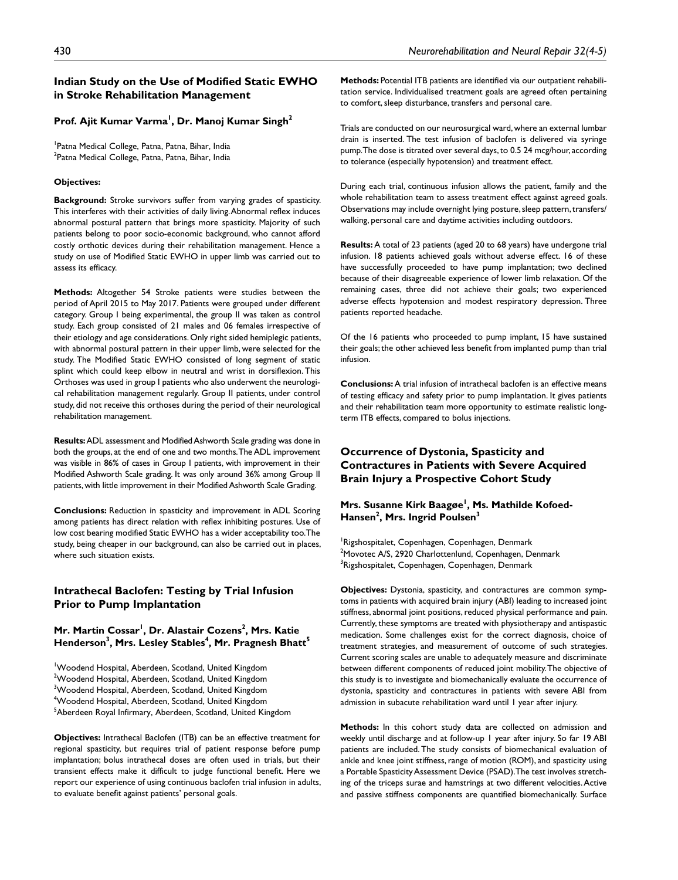## Indian Study on the Use of Modified Static EWHO in Stroke Rehabilitation Management

**Prof. Ajit Kumar Varma[1], Dr. Manoj Kumar Singh[2]**

[1]Patna Medical College, Patna, Patna, Bihar, India
[2]Patna Medical College, Patna, Patna, Bihar, India

**Objectives:**

**Background:** Stroke survivors suffer from varying grades of spasticity. This interferes with their activities of daily living. Abnormal reflex induces abnormal postural pattern that brings more spasticity. Majority of such patients belong to poor socio-economic background, who cannot afford costly orthotic devices during their rehabilitation management. Hence a study on use of Modified Static EWHO in upper limb was carried out to assess its efficacy.

**Methods:** Altogether 54 Stroke patients were studies between the period of April 2015 to May 2017. Patients were grouped under different category. Group I being experimental, the group II was taken as control study. Each group consisted of 21 males and 06 females irrespective of their etiology and age considerations. Only right sided hemiplegic patients, with abnormal postural pattern in their upper limb, were selected for the study. The Modified Static EWHO consisted of long segment of static splint which could keep elbow in neutral and wrist in dorsiflexion. This Orthoses was used in group I patients who also underwent the neurological rehabilitation management regularly. Group II patients, under control study, did not receive this orthoses during the period of their neurological rehabilitation management.

**Results:** ADL assessment and Modified Ashworth Scale grading was done in both the groups, at the end of one and two months. The ADL improvement was visible in 86% of cases in Group I patients, with improvement in their Modified Ashworth Scale grading. It was only around 36% among Group II patients, with little improvement in their Modified Ashworth Scale Grading.

**Conclusions:** Reduction in spasticity and improvement in ADL Scoring among patients has direct relation with reflex inhibiting postures. Use of low cost bearing modified Static EWHO has a wider acceptability too. The study, being cheaper in our background, can also be carried out in places, where such situation exists.

## Intrathecal Baclofen: Testing by Trial Infusion Prior to Pump Implantation

**Mr. Martin Cossar[1], Dr. Alastair Cozens[2], Mrs. Katie Henderson[3], Mrs. Lesley Stables[4], Mr. Pragnesh Bhatt[5]**

[1]Woodend Hospital, Aberdeen, Scotland, United Kingdom
[2]Woodend Hospital, Aberdeen, Scotland, United Kingdom
[3]Woodend Hospital, Aberdeen, Scotland, United Kingdom
[4]Woodend Hospital, Aberdeen, Scotland, United Kingdom
[5]Aberdeen Royal Infirmary, Aberdeen, Scotland, United Kingdom

**Objectives:** Intrathecal Baclofen (ITB) can be an effective treatment for regional spasticity, but requires trial of patient response before pump implantation; bolus intrathecal doses are often used in trials, but their transient effects make it difficult to judge functional benefit. Here we report our experience of using continuous baclofen trial infusion in adults, to evaluate benefit against patients' personal goals.

**Methods:** Potential ITB patients are identified via our outpatient rehabilitation service. Individualised treatment goals are agreed often pertaining to comfort, sleep disturbance, transfers and personal care.

Trials are conducted on our neurosurgical ward, where an external lumbar drain is inserted. The test infusion of baclofen is delivered via syringe pump. The dose is titrated over several days, to 0.5 24 mcg/hour, according to tolerance (especially hypotension) and treatment effect.

During each trial, continuous infusion allows the patient, family and the whole rehabilitation team to assess treatment effect against agreed goals. Observations may include overnight lying posture, sleep pattern, transfers/walking, personal care and daytime activities including outdoors.

**Results:** A total of 23 patients (aged 20 to 68 years) have undergone trial infusion. 18 patients achieved goals without adverse effect. 16 of these have successfully proceeded to have pump implantation; two declined because of their disagreeable experience of lower limb relaxation. Of the remaining cases, three did not achieve their goals; two experienced adverse effects hypotension and modest respiratory depression. Three patients reported headache.

Of the 16 patients who proceeded to pump implant, 15 have sustained their goals; the other achieved less benefit from implanted pump than trial infusion.

**Conclusions:** A trial infusion of intrathecal baclofen is an effective means of testing efficacy and safety prior to pump implantation. It gives patients and their rehabilitation team more opportunity to estimate realistic long-term ITB effects, compared to bolus injections.

## Occurrence of Dystonia, Spasticity and Contractures in Patients with Severe Acquired Brain Injury a Prospective Cohort Study

**Mrs. Susanne Kirk Baagøe[1], Ms. Mathilde Kofoed-Hansen[2], Mrs. Ingrid Poulsen[3]**

[1]Rigshospitalet, Copenhagen, Copenhagen, Denmark
[2]Movotec A/S, 2920 Charlottenlund, Copenhagen, Denmark
[3]Rigshospitalet, Copenhagen, Copenhagen, Denmark

**Objectives:** Dystonia, spasticity, and contractures are common symptoms in patients with acquired brain injury (ABI) leading to increased joint stiffness, abnormal joint positions, reduced physical performance and pain. Currently, these symptoms are treated with physiotherapy and antispastic medication. Some challenges exist for the correct diagnosis, choice of treatment strategies, and measurement of outcome of such strategies. Current scoring scales are unable to adequately measure and discriminate between different components of reduced joint mobility. The objective of this study is to investigate and biomechanically evaluate the occurrence of dystonia, spasticity and contractures in patients with severe ABI from admission in subacute rehabilitation ward until 1 year after injury.

**Methods:** In this cohort study data are collected on admission and weekly until discharge and at follow-up 1 year after injury. So far 19 ABI patients are included. The study consists of biomechanical evaluation of ankle and knee joint stiffness, range of motion (ROM), and spasticity using a Portable Spasticity Assessment Device (PSAD). The test involves stretching of the triceps surae and hamstrings at two different velocities. Active and passive stiffness components are quantified biomechanically. Surface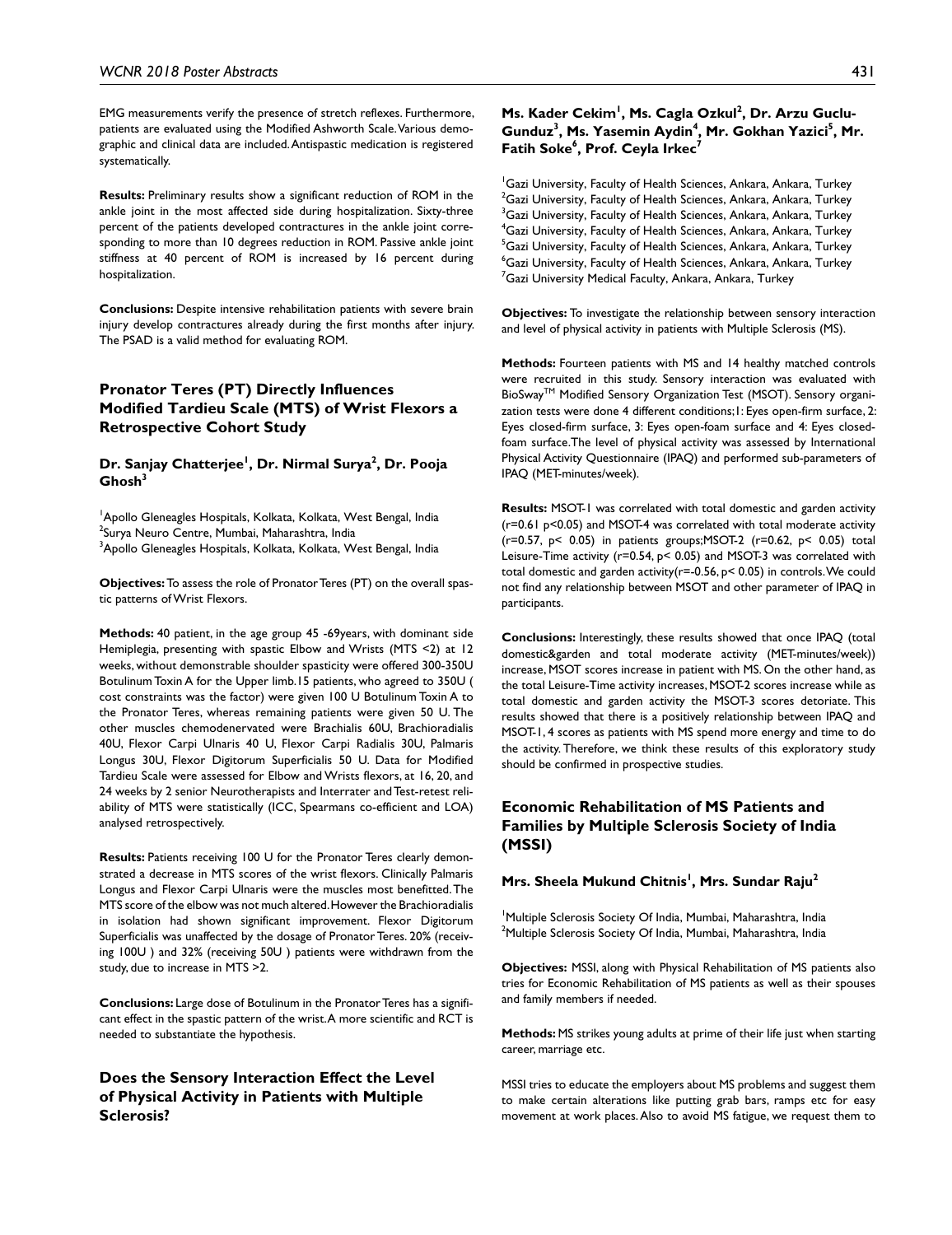EMG measurements verify the presence of stretch reflexes. Furthermore, patients are evaluated using the Modified Ashworth Scale. Various demographic and clinical data are included. Antispastic medication is registered systematically.

**Results:** Preliminary results show a significant reduction of ROM in the ankle joint in the most affected side during hospitalization. Sixty-three percent of the patients developed contractures in the ankle joint corresponding to more than 10 degrees reduction in ROM. Passive ankle joint stiffness at 40 percent of ROM is increased by 16 percent during hospitalization.

**Conclusions:** Despite intensive rehabilitation patients with severe brain injury develop contractures already during the first months after injury. The PSAD is a valid method for evaluating ROM.

## Pronator Teres (PT) Directly Influences Modified Tardieu Scale (MTS) of Wrist Flexors a Retrospective Cohort Study

**Dr. Sanjay Chatterjee[1], Dr. Nirmal Surya[2], Dr. Pooja Ghosh[3]**

[1]Apollo Gleneagles Hospitals, Kolkata, Kolkata, West Bengal, India
[2]Surya Neuro Centre, Mumbai, Maharashtra, India
[3]Apollo Gleneagles Hospitals, Kolkata, Kolkata, West Bengal, India

**Objectives:** To assess the role of Pronator Teres (PT) on the overall spastic patterns of Wrist Flexors.

**Methods:** 40 patient, in the age group 45 -69years, with dominant side Hemiplegia, presenting with spastic Elbow and Wrists (MTS <2) at 12 weeks, without demonstrable shoulder spasticity were offered 300-350U Botulinum Toxin A for the Upper limb. 15 patients, who agreed to 350U ( cost constraints was the factor) were given 100 U Botulinum Toxin A to the Pronator Teres, whereas remaining patients were given 50 U. The other muscles chemodenervated were Brachialis 60U, Brachioradialis 40U, Flexor Carpi Ulnaris 40 U, Flexor Carpi Radialis 30U, Palmaris Longus 30U, Flexor Digitorum Superficialis 50 U. Data for Modified Tardieu Scale were assessed for Elbow and Wrists flexors, at 16, 20, and 24 weeks by 2 senior Neurotherapists and Interrater and Test-retest reliability of MTS were statistically (ICC, Spearmans co-efficient and LOA) analysed retrospectively.

**Results:** Patients receiving 100 U for the Pronator Teres clearly demonstrated a decrease in MTS scores of the wrist flexors. Clinically Palmaris Longus and Flexor Carpi Ulnaris were the muscles most benefitted. The MTS score of the elbow was not much altered. However the Brachioradialis in isolation had shown significant improvement. Flexor Digitorum Superficialis was unaffected by the dosage of Pronator Teres. 20% (receiving 100U ) and 32% (receiving 50U ) patients were withdrawn from the study, due to increase in MTS >2.

**Conclusions:** Large dose of Botulinum in the Pronator Teres has a significant effect in the spastic pattern of the wrist. A more scientific and RCT is needed to substantiate the hypothesis.

## Does the Sensory Interaction Effect the Level of Physical Activity in Patients with Multiple Sclerosis?

**Ms. Kader Cekim[1], Ms. Cagla Ozkul[2], Dr. Arzu Guclu-Gunduz[3], Ms. Yasemin Aydin[4], Mr. Gokhan Yazici[5], Mr. Fatih Soke[6], Prof. Ceyla Irkec[7]**

[1]Gazi University, Faculty of Health Sciences, Ankara, Ankara, Turkey
[2]Gazi University, Faculty of Health Sciences, Ankara, Ankara, Turkey
[3]Gazi University, Faculty of Health Sciences, Ankara, Ankara, Turkey
[4]Gazi University, Faculty of Health Sciences, Ankara, Ankara, Turkey
[5]Gazi University, Faculty of Health Sciences, Ankara, Ankara, Turkey
[6]Gazi University, Faculty of Health Sciences, Ankara, Ankara, Turkey
[7]Gazi University Medical Faculty, Ankara, Ankara, Turkey

**Objectives:** To investigate the relationship between sensory interaction and level of physical activity in patients with Multiple Sclerosis (MS).

**Methods:** Fourteen patients with MS and 14 healthy matched controls were recruited in this study. Sensory interaction was evaluated with BioSway™ Modified Sensory Organization Test (MSOT). Sensory organization tests were done 4 different conditions; 1: Eyes open-firm surface, 2: Eyes closed-firm surface, 3: Eyes open-foam surface and 4: Eyes closed-foam surface. The level of physical activity was assessed by International Physical Activity Questionnaire (IPAQ) and performed sub-parameters of IPAQ (MET-minutes/week).

**Results:** MSOT-1 was correlated with total domestic and garden activity ($r=0.61$ $p<0.05$) and MSOT-4 was correlated with total moderate activity ($r=0.57$, $p< 0.05$) in patients groups;MSOT-2 ($r=0.62$, $p< 0.05$) total Leisure-Time activity ($r=0.54$, $p< 0.05$) and MSOT-3 was correlated with total domestic and garden activity($r=-0.56$, $p< 0.05$) in controls. We could not find any relationship between MSOT and other parameter of IPAQ in participants.

**Conclusions:** Interestingly, these results showed that once IPAQ (total domestic&garden and total moderate activity (MET-minutes/week)) increase, MSOT scores increase in patient with MS. On the other hand, as the total Leisure-Time activity increases, MSOT-2 scores increase while as total domestic and garden activity the MSOT-3 scores detoriate. This results showed that there is a positively relationship between IPAQ and MSOT-1, 4 scores as patients with MS spend more energy and time to do the activity. Therefore, we think these results of this exploratory study should be confirmed in prospective studies.

## Economic Rehabilitation of MS Patients and Families by Multiple Sclerosis Society of India (MSSI)

**Mrs. Sheela Mukund Chitnis[1], Mrs. Sundar Raju[2]**

[1]Multiple Sclerosis Society Of India, Mumbai, Maharashtra, India
[2]Multiple Sclerosis Society Of India, Mumbai, Maharashtra, India

**Objectives:** MSSI, along with Physical Rehabilitation of MS patients also tries for Economic Rehabilitation of MS patients as well as their spouses and family members if needed.

**Methods:** MS strikes young adults at prime of their life just when starting career, marriage etc.

MSSI tries to educate the employers about MS problems and suggest them to make certain alterations like putting grab bars, ramps etc for easy movement at work places. Also to avoid MS fatigue, we request them to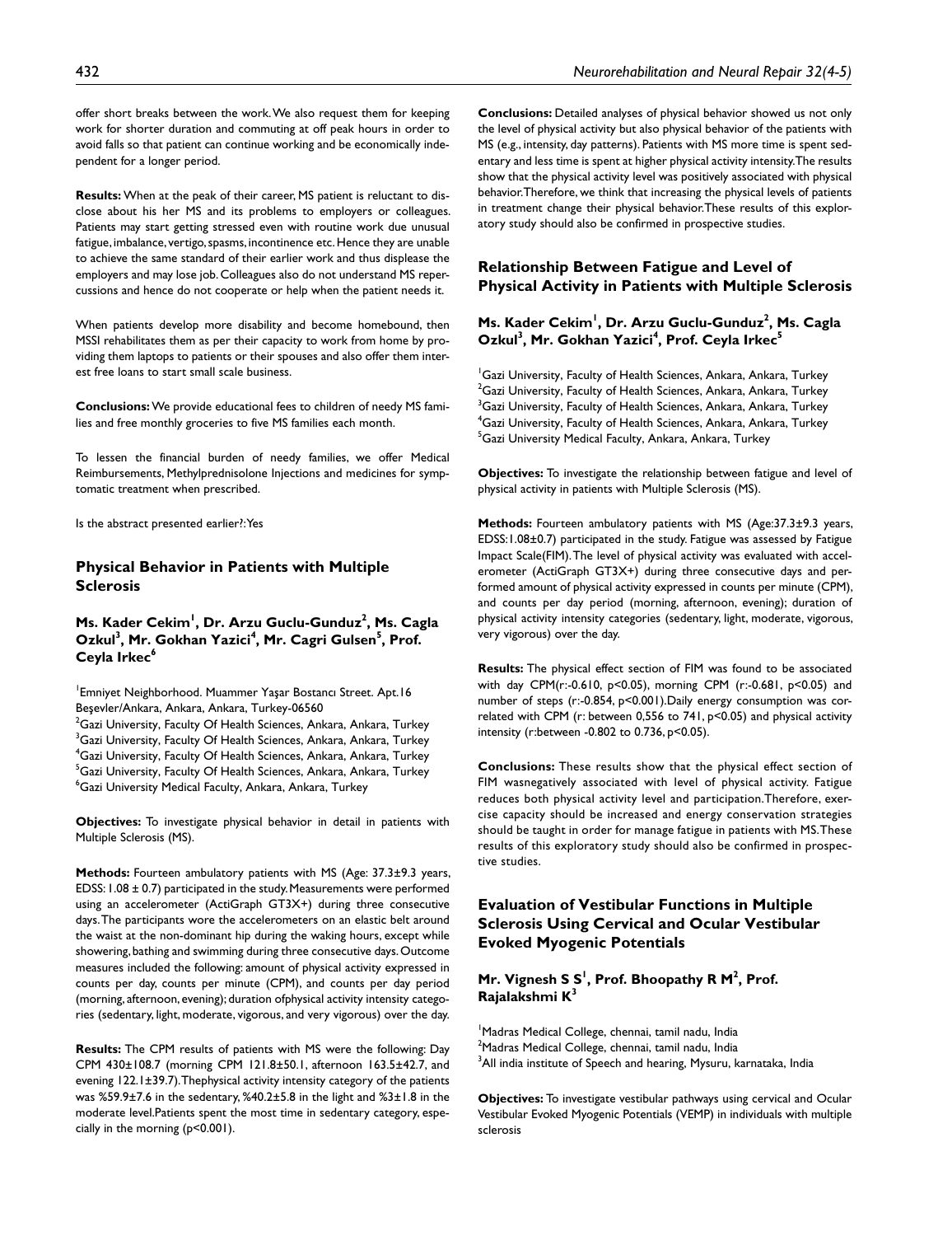offer short breaks between the work. We also request them for keeping work for shorter duration and commuting at off peak hours in order to avoid falls so that patient can continue working and be economically independent for a longer period.

**Results:** When at the peak of their career, MS patient is reluctant to disclose about his her MS and its problems to employers or colleagues. Patients may start getting stressed even with routine work due unusual fatigue, imbalance, vertigo, spasms, incontinence etc. Hence they are unable to achieve the same standard of their earlier work and thus displease the employers and may lose job. Colleagues also do not understand MS repercussions and hence do not cooperate or help when the patient needs it.

When patients develop more disability and become homebound, then MSSI rehabilitates them as per their capacity to work from home by providing them laptops to patients or their spouses and also offer them interest free loans to start small scale business.

**Conclusions:** We provide educational fees to children of needy MS families and free monthly groceries to five MS families each month.

To lessen the financial burden of needy families, we offer Medical Reimbursements, Methylprednisolone Injections and medicines for symptomatic treatment when prescribed.

Is the abstract presented earlier?: Yes

## Physical Behavior in Patients with Multiple Sclerosis

**Ms. Kader Cekim[1], Dr. Arzu Guclu-Gunduz[2], Ms. Cagla Ozkul[3], Mr. Gokhan Yazici[4], Mr. Cagri Gulsen[5], Prof. Ceyla Irkec[6]**

[1]Emniyet Neighborhood. Muammer Yaşar Bostancı Street. Apt.16 Beşevler/Ankara, Ankara, Ankara, Turkey-06560
[2]Gazi University, Faculty Of Health Sciences, Ankara, Ankara, Turkey
[3]Gazi University, Faculty Of Health Sciences, Ankara, Ankara, Turkey
[4]Gazi University, Faculty Of Health Sciences, Ankara, Ankara, Turkey
[5]Gazi University, Faculty Of Health Sciences, Ankara, Ankara, Turkey
[6]Gazi University Medical Faculty, Ankara, Ankara, Turkey

**Objectives:** To investigate physical behavior in detail in patients with Multiple Sclerosis (MS).

**Methods:** Fourteen ambulatory patients with MS (Age: 37.3±9.3 years, EDSS: 1.08 ± 0.7) participated in the study. Measurements were performed using an accelerometer (ActiGraph GT3X+) during three consecutive days. The participants wore the accelerometers on an elastic belt around the waist at the non-dominant hip during the waking hours, except while showering, bathing and swimming during three consecutive days. Outcome measures included the following: amount of physical activity expressed in counts per day, counts per minute (CPM), and counts per day period (morning, afternoon, evening); duration ofphysical activity intensity categories (sedentary, light, moderate, vigorous, and very vigorous) over the day.

**Results:** The CPM results of patients with MS were the following: Day CPM 430±108.7 (morning CPM 121.8±50.1, afternoon 163.5±42.7, and evening 122.1±39.7). Thephysical activity intensity category of the patients was %59.9±7.6 in the sedentary, %40.2±5.8 in the light and %3±1.8 in the moderate level. Patients spent the most time in sedentary category, especially in the morning ($p<0.001$).

**Conclusions:** Detailed analyses of physical behavior showed us not only the level of physical activity but also physical behavior of the patients with MS (e.g., intensity, day patterns). Patients with MS more time is spent sedentary and less time is spent at higher physical activity intensity. The results show that the physical activity level was positively associated with physical behavior. Therefore, we think that increasing the physical levels of patients in treatment change their physical behavior. These results of this exploratory study should also be confirmed in prospective studies.

## Relationship Between Fatigue and Level of Physical Activity in Patients with Multiple Sclerosis

**Ms. Kader Cekim[1], Dr. Arzu Guclu-Gunduz[2], Ms. Cagla Ozkul[3], Mr. Gokhan Yazici[4], Prof. Ceyla Irkec[5]**

[1]Gazi University, Faculty of Health Sciences, Ankara, Ankara, Turkey
[2]Gazi University, Faculty of Health Sciences, Ankara, Ankara, Turkey
[3]Gazi University, Faculty of Health Sciences, Ankara, Ankara, Turkey
[4]Gazi University, Faculty of Health Sciences, Ankara, Ankara, Turkey
[5]Gazi University Medical Faculty, Ankara, Ankara, Turkey

**Objectives:** To investigate the relationship between fatigue and level of physical activity in patients with Multiple Sclerosis (MS).

**Methods:** Fourteen ambulatory patients with MS (Age:37.3±9.3 years, EDSS:1.08±0.7) participated in the study. Fatigue was assessed by Fatigue Impact Scale(FIM). The level of physical activity was evaluated with accelerometer (ActiGraph GT3X+) during three consecutive days and performed amount of physical activity expressed in counts per minute (CPM), and counts per day period (morning, afternoon, evening); duration of physical activity intensity categories (sedentary, light, moderate, vigorous, very vigorous) over the day.

**Results:** The physical effect section of FIM was found to be associated with day CPM(r:-0.610, $p<0.05$), morning CPM (r:-0.681, $p<0.05$) and number of steps (r:-0.854, $p<0.001$). Daily energy consumption was correlated with CPM (r: between 0,556 to 741, $p<0.05$) and physical activity intensity (r:between -0.802 to 0.736, $p<0.05$).

**Conclusions:** These results show that the physical effect section of FIM wasnegatively associated with level of physical activity. Fatigue reduces both physical activity level and participation. Therefore, exercise capacity should be increased and energy conservation strategies should be taught in order for manage fatigue in patients with MS. These results of this exploratory study should also be confirmed in prospective studies.

## Evaluation of Vestibular Functions in Multiple Sclerosis Using Cervical and Ocular Vestibular Evoked Myogenic Potentials

**Mr. Vignesh S S[1], Prof. Bhoopathy R M[2], Prof. Rajalakshmi K[3]**

[1]Madras Medical College, chennai, tamil nadu, India
[2]Madras Medical College, chennai, tamil nadu, India
[3]All india institute of Speech and hearing, Mysuru, karnataka, India

**Objectives:** To investigate vestibular pathways using cervical and Ocular Vestibular Evoked Myogenic Potentials (VEMP) in individuals with multiple sclerosis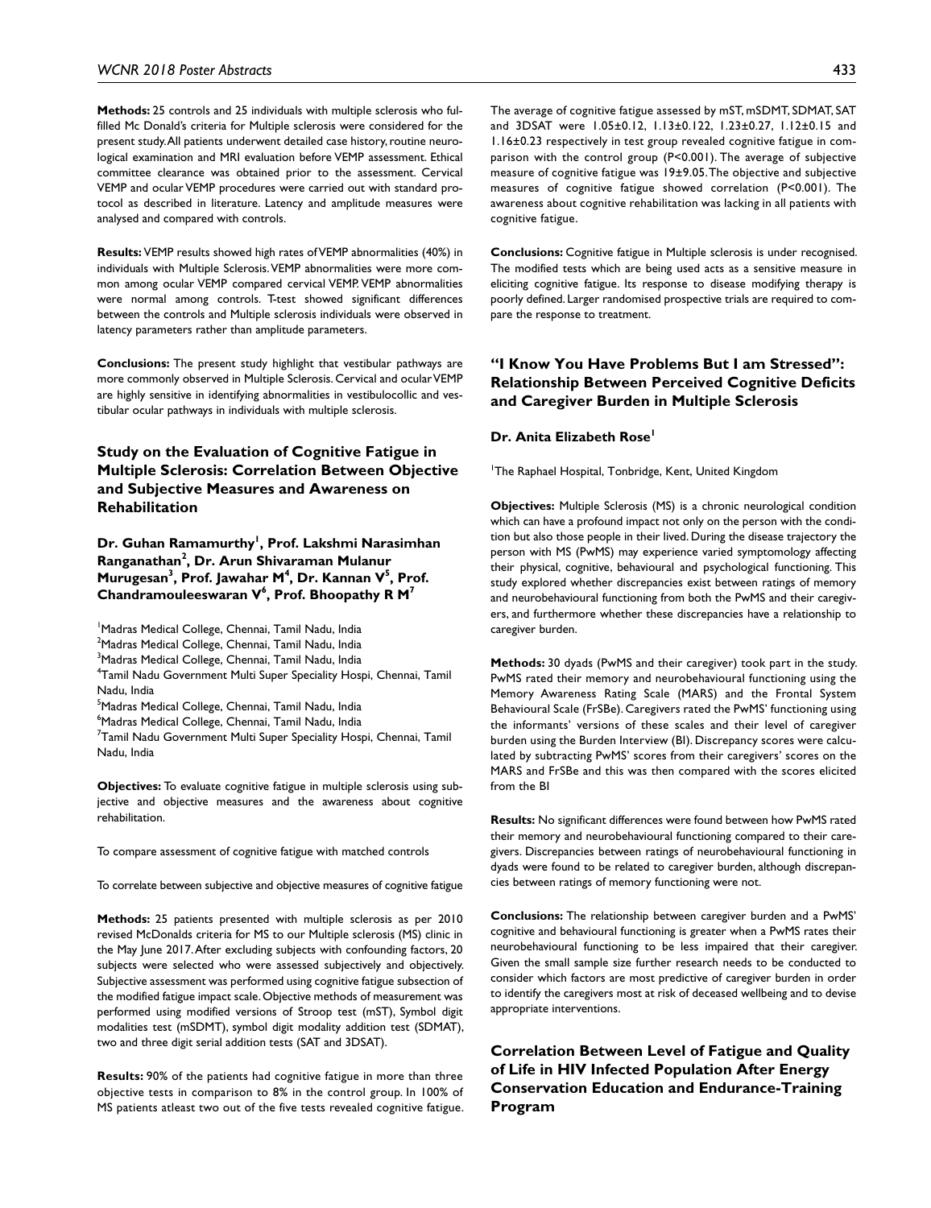**Methods:** 25 controls and 25 individuals with multiple sclerosis who fulfilled Mc Donald's criteria for Multiple sclerosis were considered for the present study. All patients underwent detailed case history, routine neurological examination and MRI evaluation before VEMP assessment. Ethical committee clearance was obtained prior to the assessment. Cervical VEMP and ocular VEMP procedures were carried out with standard protocol as described in literature. Latency and amplitude measures were analysed and compared with controls.

**Results:** VEMP results showed high rates of VEMP abnormalities (40%) in individuals with Multiple Sclerosis. VEMP abnormalities were more common among ocular VEMP compared cervical VEMP. VEMP abnormalities were normal among controls. T-test showed significant differences between the controls and Multiple sclerosis individuals were observed in latency parameters rather than amplitude parameters.

**Conclusions:** The present study highlight that vestibular pathways are more commonly observed in Multiple Sclerosis. Cervical and ocular VEMP are highly sensitive in identifying abnormalities in vestibulocollic and vestibular ocular pathways in individuals with multiple sclerosis.

## Study on the Evaluation of Cognitive Fatigue in Multiple Sclerosis: Correlation Between Objective and Subjective Measures and Awareness on Rehabilitation

**Dr. Guhan Ramamurthy[1], Prof. Lakshmi Narasimhan Ranganathan[2], Dr. Arun Shivaraman Mulanur Murugesan[3], Prof. Jawahar M[4], Dr. Kannan V[5], Prof. Chandramouleeswaran V[6], Prof. Bhoopathy R M[7]**

[1]Madras Medical College, Chennai, Tamil Nadu, India
[2]Madras Medical College, Chennai, Tamil Nadu, India
[3]Madras Medical College, Chennai, Tamil Nadu, India
[4]Tamil Nadu Government Multi Super Speciality Hospi, Chennai, Tamil Nadu, India
[5]Madras Medical College, Chennai, Tamil Nadu, India
[6]Madras Medical College, Chennai, Tamil Nadu, India
[7]Tamil Nadu Government Multi Super Speciality Hospi, Chennai, Tamil Nadu, India

**Objectives:** To evaluate cognitive fatigue in multiple sclerosis using subjective and objective measures and the awareness about cognitive rehabilitation.

To compare assessment of cognitive fatigue with matched controls

To correlate between subjective and objective measures of cognitive fatigue

**Methods:** 25 patients presented with multiple sclerosis as per 2010 revised McDonalds criteria for MS to our Multiple sclerosis (MS) clinic in the May June 2017. After excluding subjects with confounding factors, 20 subjects were selected who were assessed subjectively and objectively. Subjective assessment was performed using cognitive fatigue subsection of the modified fatigue impact scale. Objective methods of measurement was performed using modified versions of Stroop test (mST), Symbol digit modalities test (mSDMT), symbol digit modality addition test (SDMAT), two and three digit serial addition tests (SAT and 3DSAT).

**Results:** 90% of the patients had cognitive fatigue in more than three objective tests in comparison to 8% in the control group. In 100% of MS patients atleast two out of the five tests revealed cognitive fatigue. The average of cognitive fatigue assessed by mST, mSDMT, SDMAT, SAT and 3DSAT were 1.05±0.12, 1.13±0.122, 1.23±0.27, 1.12±0.15 and 1.16±0.23 respectively in test group revealed cognitive fatigue in comparison with the control group ($P<0.001$). The average of subjective measure of cognitive fatigue was 19±9.05. The objective and subjective measures of cognitive fatigue showed correlation ($P<0.001$). The awareness about cognitive rehabilitation was lacking in all patients with cognitive fatigue.

**Conclusions:** Cognitive fatigue in Multiple sclerosis is under recognised. The modified tests which are being used acts as a sensitive measure in eliciting cognitive fatigue. Its response to disease modifying therapy is poorly defined. Larger randomised prospective trials are required to compare the response to treatment.

## "I Know You Have Problems But I am Stressed": Relationship Between Perceived Cognitive Deficits and Caregiver Burden in Multiple Sclerosis

**Dr. Anita Elizabeth Rose[1]**

[1]The Raphael Hospital, Tonbridge, Kent, United Kingdom

**Objectives:** Multiple Sclerosis (MS) is a chronic neurological condition which can have a profound impact not only on the person with the condition but also those people in their lived. During the disease trajectory the person with MS (PwMS) may experience varied symptomology affecting their physical, cognitive, behavioural and psychological functioning. This study explored whether discrepancies exist between ratings of memory and neurobehavioural functioning from both the PwMS and their caregivers, and furthermore whether these discrepancies have a relationship to caregiver burden.

**Methods:** 30 dyads (PwMS and their caregiver) took part in the study. PwMS rated their memory and neurobehavioural functioning using the Memory Awareness Rating Scale (MARS) and the Frontal System Behavioural Scale (FrSBe). Caregivers rated the PwMS' functioning using the informants' versions of these scales and their level of caregiver burden using the Burden Interview (BI). Discrepancy scores were calculated by subtracting PwMS' scores from their caregivers' scores on the MARS and FrSBe and this was then compared with the scores elicited from the BI

**Results:** No significant differences were found between how PwMS rated their memory and neurobehavioural functioning compared to their caregivers. Discrepancies between ratings of neurobehavioural functioning in dyads were found to be related to caregiver burden, although discrepancies between ratings of memory functioning were not.

**Conclusions:** The relationship between caregiver burden and a PwMS' cognitive and behavioural functioning is greater when a PwMS rates their neurobehavioural functioning to be less impaired that their caregiver. Given the small sample size further research needs to be conducted to consider which factors are most predictive of caregiver burden in order to identify the caregivers most at risk of deceased wellbeing and to devise appropriate interventions.

## Correlation Between Level of Fatigue and Quality of Life in HIV Infected Population After Energy Conservation Education and Endurance-Training Program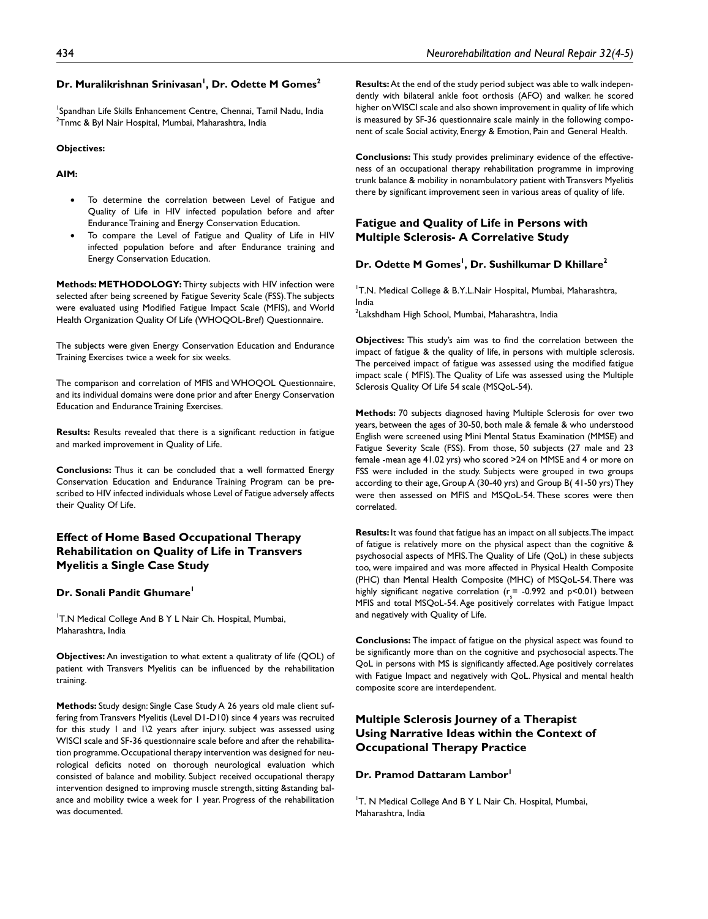**Dr. Muralikrishnan Srinivasan[1], Dr. Odette M Gomes[2]**

[1]Spandhan Life Skills Enhancement Centre, Chennai, Tamil Nadu, India
[2]Tnmc & Byl Nair Hospital, Mumbai, Maharashtra, India

**Objectives:**

**AIM:**

- To determine the correlation between Level of Fatigue and Quality of Life in HIV infected population before and after Endurance Training and Energy Conservation Education.
- To compare the Level of Fatigue and Quality of Life in HIV infected population before and after Endurance training and Energy Conservation Education.

**Methods: METHODOLOGY:** Thirty subjects with HIV infection were selected after being screened by Fatigue Severity Scale (FSS). The subjects were evaluated using Modified Fatigue Impact Scale (MFIS), and World Health Organization Quality Of Life (WHOQOL-Bref) Questionnaire.

The subjects were given Energy Conservation Education and Endurance Training Exercises twice a week for six weeks.

The comparison and correlation of MFIS and WHOQOL Questionnaire, and its individual domains were done prior and after Energy Conservation Education and Endurance Training Exercises.

**Results:** Results revealed that there is a significant reduction in fatigue and marked improvement in Quality of Life.

**Conclusions:** Thus it can be concluded that a well formatted Energy Conservation Education and Endurance Training Program can be prescribed to HIV infected individuals whose Level of Fatigue adversely affects their Quality Of Life.

## Effect of Home Based Occupational Therapy Rehabilitation on Quality of Life in Transvers Myelitis a Single Case Study

**Dr. Sonali Pandit Ghumare[1]**

[1]T.N Medical College And B Y L Nair Ch. Hospital, Mumbai, Maharashtra, India

**Objectives:** An investigation to what extent a qualitraty of life (QOL) of patient with Transvers Myelitis can be influenced by the rehabilitation training.

**Methods:** Study design: Single Case Study A 26 years old male client suffering from Transvers Myelitis (Level D1-D10) since 4 years was recruited for this study 1 and 1\2 years after injury. subject was assessed using WISCI scale and SF-36 questionnaire scale before and after the rehabilitation programme. Occupational therapy intervention was designed for neurological deficits noted on thorough neurological evaluation which consisted of balance and mobility. Subject received occupational therapy intervention designed to improving muscle strength, sitting &standing balance and mobility twice a week for 1 year. Progress of the rehabilitation was documented.

**Results:** At the end of the study period subject was able to walk independently with bilateral ankle foot orthosis (AFO) and walker. he scored higher on WISCI scale and also shown improvement in quality of life which is measured by SF-36 questionnaire scale mainly in the following component of scale Social activity, Energy & Emotion, Pain and General Health.

**Conclusions:** This study provides preliminary evidence of the effectiveness of an occupational therapy rehabilitation programme in improving trunk balance & mobility in nonambulatory patient with Transvers Myelitis there by significant improvement seen in various areas of quality of life.

## Fatigue and Quality of Life in Persons with Multiple Sclerosis- A Correlative Study

**Dr. Odette M Gomes[1], Dr. Sushilkumar D Khillare[2]**

[1]T.N. Medical College & B.Y.L.Nair Hospital, Mumbai, Maharashtra, India
[2]Lakshdham High School, Mumbai, Maharashtra, India

**Objectives:** This study's aim was to find the correlation between the impact of fatigue & the quality of life, in persons with multiple sclerosis. The perceived impact of fatigue was assessed using the modified fatigue impact scale ( MFIS). The Quality of Life was assessed using the Multiple Sclerosis Quality Of Life 54 scale (MSQoL-54).

**Methods:** 70 subjects diagnosed having Multiple Sclerosis for over two years, between the ages of 30-50, both male & female & who understood English were screened using Mini Mental Status Examination (MMSE) and Fatigue Severity Scale (FSS). From those, 50 subjects (27 male and 23 female -mean age 41.02 yrs) who scored >24 on MMSE and 4 or more on FSS were included in the study. Subjects were grouped in two groups according to their age, Group A (30-40 yrs) and Group B( 41-50 yrs) They were then assessed on MFIS and MSQoL-54. These scores were then correlated.

**Results:** It was found that fatigue has an impact on all subjects. The impact of fatigue is relatively more on the physical aspect than the cognitive & psychosocial aspects of MFIS. The Quality of Life (QoL) in these subjects too, were impaired and was more affected in Physical Health Composite (PHC) than Mental Health Composite (MHC) of MSQoL-54. There was highly significant negative correlation ($r_s$ = -0.992 and p<0.01) between MFIS and total MSQoL-54. Age positively correlates with Fatigue Impact and negatively with Quality of Life.

**Conclusions:** The impact of fatigue on the physical aspect was found to be significantly more than on the cognitive and psychosocial aspects. The QoL in persons with MS is significantly affected. Age positively correlates with Fatigue Impact and negatively with QoL. Physical and mental health composite score are interdependent.

## Multiple Sclerosis Journey of a Therapist Using Narrative Ideas within the Context of Occupational Therapy Practice

**Dr. Pramod Dattaram Lambor[1]**

[1]T. N Medical College And B Y L Nair Ch. Hospital, Mumbai, Maharashtra, India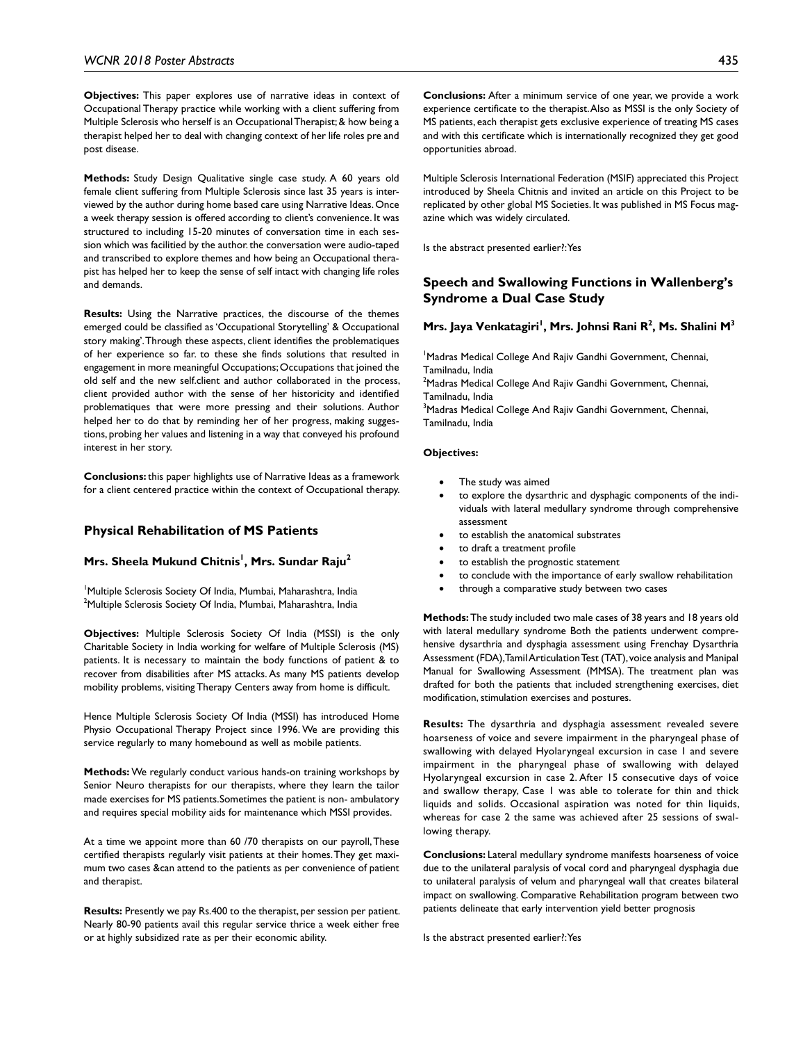**Objectives:** This paper explores use of narrative ideas in context of Occupational Therapy practice while working with a client suffering from Multiple Sclerosis who herself is an Occupational Therapist; & how being a therapist helped her to deal with changing context of her life roles pre and post disease.

**Methods:** Study Design Qualitative single case study. A 60 years old female client suffering from Multiple Sclerosis since last 35 years is interviewed by the author during home based care using Narrative Ideas. Once a week therapy session is offered according to client's convenience. It was structured to including 15-20 minutes of conversation time in each session which was facilitied by the author. the conversation were audio-taped and transcribed to explore themes and how being an Occupational therapist has helped her to keep the sense of self intact with changing life roles and demands.

**Results:** Using the Narrative practices, the discourse of the themes emerged could be classified as 'Occupational Storytelling' & Occupational story making'. Through these aspects, client identifies the problematiques of her experience so far. to these she finds solutions that resulted in engagement in more meaningful Occupations; Occupations that joined the old self and the new self.client and author collaborated in the process, client provided author with the sense of her historicity and identified problematiques that were more pressing and their solutions. Author helped her to do that by reminding her of her progress, making suggestions, probing her values and listening in a way that conveyed his profound interest in her story.

**Conclusions:** this paper highlights use of Narrative Ideas as a framework for a client centered practice within the context of Occupational therapy.

## Physical Rehabilitation of MS Patients

### Mrs. Sheela Mukund Chitnis[1], Mrs. Sundar Raju[2]

[1]Multiple Sclerosis Society Of India, Mumbai, Maharashtra, India
[2]Multiple Sclerosis Society Of India, Mumbai, Maharashtra, India

**Objectives:** Multiple Sclerosis Society Of India (MSSI) is the only Charitable Society in India working for welfare of Multiple Sclerosis (MS) patients. It is necessary to maintain the body functions of patient & to recover from disabilities after MS attacks. As many MS patients develop mobility problems, visiting Therapy Centers away from home is difficult.

Hence Multiple Sclerosis Society Of India (MSSI) has introduced Home Physio Occupational Therapy Project since 1996. We are providing this service regularly to many homebound as well as mobile patients.

**Methods:** We regularly conduct various hands-on training workshops by Senior Neuro therapists for our therapists, where they learn the tailor made exercises for MS patients.Sometimes the patient is non- ambulatory and requires special mobility aids for maintenance which MSSI provides.

At a time we appoint more than 60 /70 therapists on our payroll, These certified therapists regularly visit patients at their homes. They get maximum two cases &can attend to the patients as per convenience of patient and therapist.

**Results:** Presently we pay Rs.400 to the therapist, per session per patient. Nearly 80-90 patients avail this regular service thrice a week either free or at highly subsidized rate as per their economic ability.

**Conclusions:** After a minimum service of one year, we provide a work experience certificate to the therapist. Also as MSSI is the only Society of MS patients, each therapist gets exclusive experience of treating MS cases and with this certificate which is internationally recognized they get good opportunities abroad.

Multiple Sclerosis International Federation (MSIF) appreciated this Project introduced by Sheela Chitnis and invited an article on this Project to be replicated by other global MS Societies. It was published in MS Focus magazine which was widely circulated.

Is the abstract presented earlier?: Yes

## Speech and Swallowing Functions in Wallenberg's Syndrome a Dual Case Study

### Mrs. Jaya Venkatagiri[1], Mrs. Johnsi Rani R[2], Ms. Shalini M[3]

[1]Madras Medical College And Rajiv Gandhi Government, Chennai, Tamilnadu, India
[2]Madras Medical College And Rajiv Gandhi Government, Chennai, Tamilnadu, India
[3]Madras Medical College And Rajiv Gandhi Government, Chennai, Tamilnadu, India

**Objectives:**

- The study was aimed
- to explore the dysarthric and dysphagic components of the individuals with lateral medullary syndrome through comprehensive assessment
- to establish the anatomical substrates
- to draft a treatment profile
- to establish the prognostic statement
- to conclude with the importance of early swallow rehabilitation
- through a comparative study between two cases

**Methods:** The study included two male cases of 38 years and 18 years old with lateral medullary syndrome Both the patients underwent comprehensive dysarthria and dysphagia assessment using Frenchay Dysarthria Assessment (FDA), Tamil Articulation Test (TAT), voice analysis and Manipal Manual for Swallowing Assessment (MMSA). The treatment plan was drafted for both the patients that included strengthening exercises, diet modification, stimulation exercises and postures.

**Results:** The dysarthria and dysphagia assessment revealed severe hoarseness of voice and severe impairment in the pharyngeal phase of swallowing with delayed Hyolaryngeal excursion in case 1 and severe impairment in the pharyngeal phase of swallowing with delayed Hyolaryngeal excursion in case 2. After 15 consecutive days of voice and swallow therapy, Case 1 was able to tolerate for thin and thick liquids and solids. Occasional aspiration was noted for thin liquids, whereas for case 2 the same was achieved after 25 sessions of swallowing therapy.

**Conclusions:** Lateral medullary syndrome manifests hoarseness of voice due to the unilateral paralysis of vocal cord and pharyngeal dysphagia due to unilateral paralysis of velum and pharyngeal wall that creates bilateral impact on swallowing. Comparative Rehabilitation program between two patients delineate that early intervention yield better prognosis

Is the abstract presented earlier?: Yes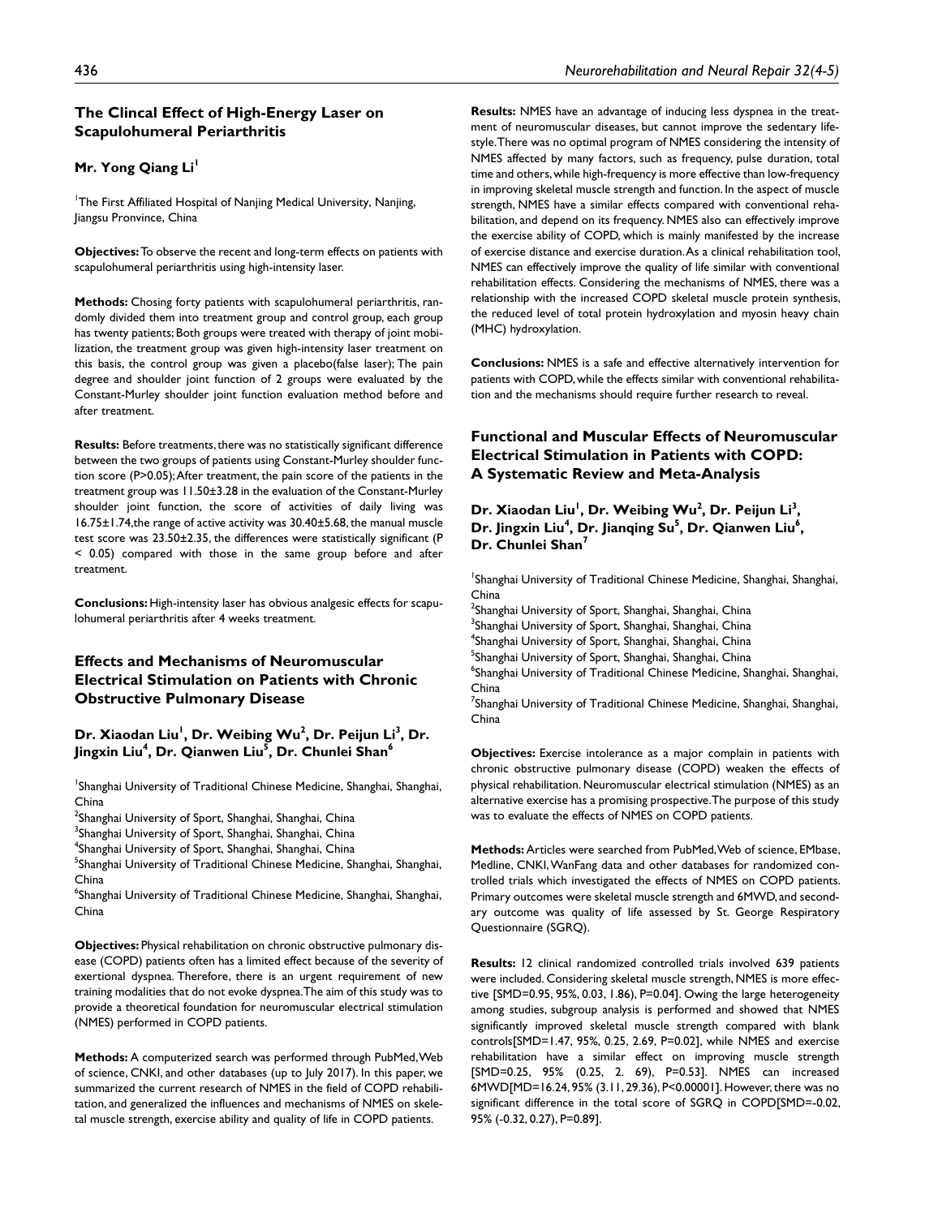## The Clincal Effect of High-Energy Laser on Scapulohumeral Periarthritis

**Mr. Yong Qiang Li**[1]

[1]The First Affiliated Hospital of Nanjing Medical University, Nanjing, Jiangsu Pronvince, China

**Objectives:** To observe the recent and long-term effects on patients with scapulohumeral periarthritis using high-intensity laser.

**Methods:** Chosing forty patients with scapulohumeral periarthritis, randomly divided them into treatment group and control group, each group has twenty patients; Both groups were treated with therapy of joint mobilization, the treatment group was given high-intensity laser treatment on this basis, the control group was given a placebo(false laser); The pain degree and shoulder joint function of 2 groups were evaluated by the Constant-Murley shoulder joint function evaluation method before and after treatment.

**Results:** Before treatments, there was no statistically significant difference between the two groups of patients using Constant-Murley shoulder function score (P>0.05); After treatment, the pain score of the patients in the treatment group was 11.50±3.28 in the evaluation of the Constant-Murley shoulder joint function, the score of activities of daily living was 16.75±1.74, the range of active activity was 30.40±5.68, the manual muscle test score was 23.50±2.35, the differences were statistically significant (P < 0.05) compared with those in the same group before and after treatment.

**Conclusions:** High-intensity laser has obvious analgesic effects for scapulohumeral periarthritis after 4 weeks treatment.

## Effects and Mechanisms of Neuromuscular Electrical Stimulation on Patients with Chronic Obstructive Pulmonary Disease

**Dr. Xiaodan Liu**[1], **Dr. Weibing Wu**[2], **Dr. Peijun Li**[3], **Dr. Jingxin Liu**[4], **Dr. Qianwen Liu**[5], **Dr. Chunlei Shan**[6]

[1]Shanghai University of Traditional Chinese Medicine, Shanghai, Shanghai, China
[2]Shanghai University of Sport, Shanghai, Shanghai, China
[3]Shanghai University of Sport, Shanghai, Shanghai, China
[4]Shanghai University of Sport, Shanghai, Shanghai, China
[5]Shanghai University of Traditional Chinese Medicine, Shanghai, Shanghai, China
[6]Shanghai University of Traditional Chinese Medicine, Shanghai, Shanghai, China

**Objectives:** Physical rehabilitation on chronic obstructive pulmonary disease (COPD) patients often has a limited effect because of the severity of exertional dyspnea. Therefore, there is an urgent requirement of new training modalities that do not evoke dyspnea. The aim of this study was to provide a theoretical foundation for neuromuscular electrical stimulation (NMES) performed in COPD patients.

**Methods:** A computerized search was performed through PubMed, Web of science, CNKI, and other databases (up to July 2017). In this paper, we summarized the current research of NMES in the field of COPD rehabilitation, and generalized the influences and mechanisms of NMES on skeletal muscle strength, exercise ability and quality of life in COPD patients.

**Results:** NMES have an advantage of inducing less dyspnea in the treatment of neuromuscular diseases, but cannot improve the sedentary lifestyle. There was no optimal program of NMES considering the intensity of NMES affected by many factors, such as frequency, pulse duration, total time and others, while high-frequency is more effective than low-frequency in improving skeletal muscle strength and function. In the aspect of muscle strength, NMES have a similar effects compared with conventional rehabilitation, and depend on its frequency. NMES also can effectively improve the exercise ability of COPD, which is mainly manifested by the increase of exercise distance and exercise duration. As a clinical rehabilitation tool, NMES can effectively improve the quality of life similar with conventional rehabilitation effects. Considering the mechanisms of NMES, there was a relationship with the increased COPD skeletal muscle protein synthesis, the reduced level of total protein hydroxylation and myosin heavy chain (MHC) hydroxylation.

**Conclusions:** NMES is a safe and effective alternatively intervention for patients with COPD, while the effects similar with conventional rehabilitation and the mechanisms should require further research to reveal.

## Functional and Muscular Effects of Neuromuscular Electrical Stimulation in Patients with COPD: A Systematic Review and Meta-Analysis

**Dr. Xiaodan Liu**[1], **Dr. Weibing Wu**[2], **Dr. Peijun Li**[3], **Dr. Jingxin Liu**[4], **Dr. Jianqing Su**[5], **Dr. Qianwen Liu**[6], **Dr. Chunlei Shan**[7]

[1]Shanghai University of Traditional Chinese Medicine, Shanghai, Shanghai, China
[2]Shanghai University of Sport, Shanghai, Shanghai, China
[3]Shanghai University of Sport, Shanghai, Shanghai, China
[4]Shanghai University of Sport, Shanghai, Shanghai, China
[5]Shanghai University of Sport, Shanghai, Shanghai, China
[6]Shanghai University of Traditional Chinese Medicine, Shanghai, Shanghai, China
[7]Shanghai University of Traditional Chinese Medicine, Shanghai, Shanghai, China

**Objectives:** Exercise intolerance as a major complain in patients with chronic obstructive pulmonary disease (COPD) weaken the effects of physical rehabilitation. Neuromuscular electrical stimulation (NMES) as an alternative exercise has a promising prospective. The purpose of this study was to evaluate the effects of NMES on COPD patients.

**Methods:** Articles were searched from PubMed, Web of science, EMbase, Medline, CNKI, WanFang data and other databases for randomized controlled trials which investigated the effects of NMES on COPD patients. Primary outcomes were skeletal muscle strength and 6MWD, and secondary outcome was quality of life assessed by St. George Respiratory Questionnaire (SGRQ).

**Results:** 12 clinical randomized controlled trials involved 639 patients were included. Considering skeletal muscle strength, NMES is more effective [SMD=0.95, 95%, 0.03, 1.86), P=0.04]. Owing the large heterogeneity among studies, subgroup analysis is performed and showed that NMES significantly improved skeletal muscle strength compared with blank controls[SMD=1.47, 95%, 0.25, 2.69, P=0.02], while NMES and exercise rehabilitation have a similar effect on improving muscle strength [SMD=0.25, 95% (0.25, 2. 69), P=0.53]. NMES can increased 6MWD[MD=16.24, 95% (3.11, 29.36), P<0.00001]. However, there was no significant difference in the total score of SGRQ in COPD[SMD=-0.02, 95% (-0.32, 0.27), P=0.89].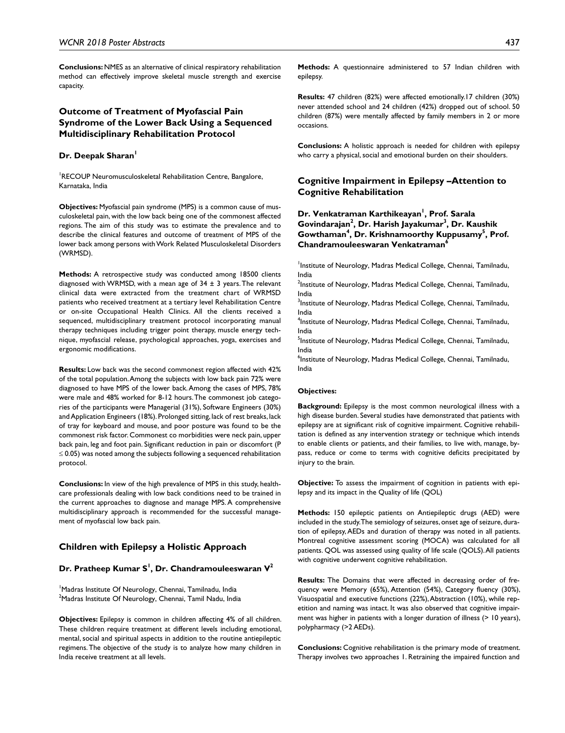**Conclusions:** NMES as an alternative of clinical respiratory rehabilitation method can effectively improve skeletal muscle strength and exercise capacity.

## Outcome of Treatment of Myofascial Pain Syndrome of the Lower Back Using a Sequenced Multidisciplinary Rehabilitation Protocol

### Dr. Deepak Sharan[1]

[1]RECOUP Neuromusculoskeletal Rehabilitation Centre, Bangalore, Karnataka, India

**Objectives:** Myofascial pain syndrome (MPS) is a common cause of musculoskeletal pain, with the low back being one of the commonest affected regions. The aim of this study was to estimate the prevalence and to describe the clinical features and outcome of treatment of MPS of the lower back among persons with Work Related Musculoskeletal Disorders (WRMSD).

**Methods:** A retrospective study was conducted among 18500 clients diagnosed with WRMSD, with a mean age of 34 ± 3 years. The relevant clinical data were extracted from the treatment chart of WRMSD patients who received treatment at a tertiary level Rehabilitation Centre or on-site Occupational Health Clinics. All the clients received a sequenced, multidisciplinary treatment protocol incorporating manual therapy techniques including trigger point therapy, muscle energy technique, myofascial release, psychological approaches, yoga, exercises and ergonomic modifications.

**Results:** Low back was the second commonest region affected with 42% of the total population. Among the subjects with low back pain 72% were diagnosed to have MPS of the lower back. Among the cases of MPS, 78% were male and 48% worked for 8-12 hours. The commonest job categories of the participants were Managerial (31%), Software Engineers (30%) and Application Engineers (18%). Prolonged sitting, lack of rest breaks, lack of tray for keyboard and mouse, and poor posture was found to be the commonest risk factor. Commonest co morbidities were neck pain, upper back pain, leg and foot pain. Significant reduction in pain or discomfort ($P \leq 0.05$) was noted among the subjects following a sequenced rehabilitation protocol.

**Conclusions:** In view of the high prevalence of MPS in this study, healthcare professionals dealing with low back conditions need to be trained in the current approaches to diagnose and manage MPS. A comprehensive multidisciplinary approach is recommended for the successful management of myofascial low back pain.

## Children with Epilepsy a Holistic Approach

### Dr. Pratheep Kumar S[1], Dr. Chandramouleeswaran V[2]

[1]Madras Institute Of Neurology, Chennai, Tamilnadu, India
[2]Madras Institute Of Neurology, Chennai, Tamil Nadu, India

**Objectives:** Epilepsy is common in children affecting 4% of all children. These children require treatment at different levels including emotional, mental, social and spiritual aspects in addition to the routine antiepileptic regimens. The objective of the study is to analyze how many children in India receive treatment at all levels.

**Methods:** A questionnaire administered to 57 Indian children with epilepsy.

**Results:** 47 children (82%) were affected emotionally. 17 children (30%) never attended school and 24 children (42%) dropped out of school. 50 children (87%) were mentally affected by family members in 2 or more occasions.

**Conclusions:** A holistic approach is needed for children with epilepsy who carry a physical, social and emotional burden on their shoulders.

## Cognitive Impairment in Epilepsy –Attention to Cognitive Rehabilitation

### Dr. Venkatraman Karthikeayan[1], Prof. Sarala Govindarajan[2], Dr. Harish Jayakumar[3], Dr. Kaushik Gowthaman[4], Dr. Krishnamoorthy Kuppusamy[5], Prof. Chandramouleeswaran Venkatraman[6]

[1]Institute of Neurology, Madras Medical College, Chennai, Tamilnadu, India
[2]Institute of Neurology, Madras Medical College, Chennai, Tamilnadu, India
[3]Institute of Neurology, Madras Medical College, Chennai, Tamilnadu, India
[4]Institute of Neurology, Madras Medical College, Chennai, Tamilnadu, India
[5]Institute of Neurology, Madras Medical College, Chennai, Tamilnadu, India
[6]Institute of Neurology, Madras Medical College, Chennai, Tamilnadu, India

**Objectives:**

**Background:** Epilepsy is the most common neurological illness with a high disease burden. Several studies have demonstrated that patients with epilepsy are at significant risk of cognitive impairment. Cognitive rehabilitation is defined as any intervention strategy or technique which intends to enable clients or patients, and their families, to live with, manage, bypass, reduce or come to terms with cognitive deficits precipitated by injury to the brain.

**Objective:** To assess the impairment of cognition in patients with epilepsy and its impact in the Quality of life (QOL)

**Methods:** 150 epileptic patients on Antiepileptic drugs (AED) were included in the study. The semiology of seizures, onset age of seizure, duration of epilepsy, AEDs and duration of therapy was noted in all patients. Montreal cognitive assessment scoring (MOCA) was calculated for all patients. QOL was assessed using quality of life scale (QOLS). All patients with cognitive underwent cognitive rehabilitation.

**Results:** The Domains that were affected in decreasing order of frequency were Memory (65%), Attention (54%), Category fluency (30%), Visuospatial and executive functions (22%), Abstraction (10%), while repetition and naming was intact. It was also observed that cognitive impairment was higher in patients with a longer duration of illness (> 10 years), polypharmacy (>2 AEDs).

**Conclusions:** Cognitive rehabilitation is the primary mode of treatment. Therapy involves two approaches 1. Retraining the impaired function and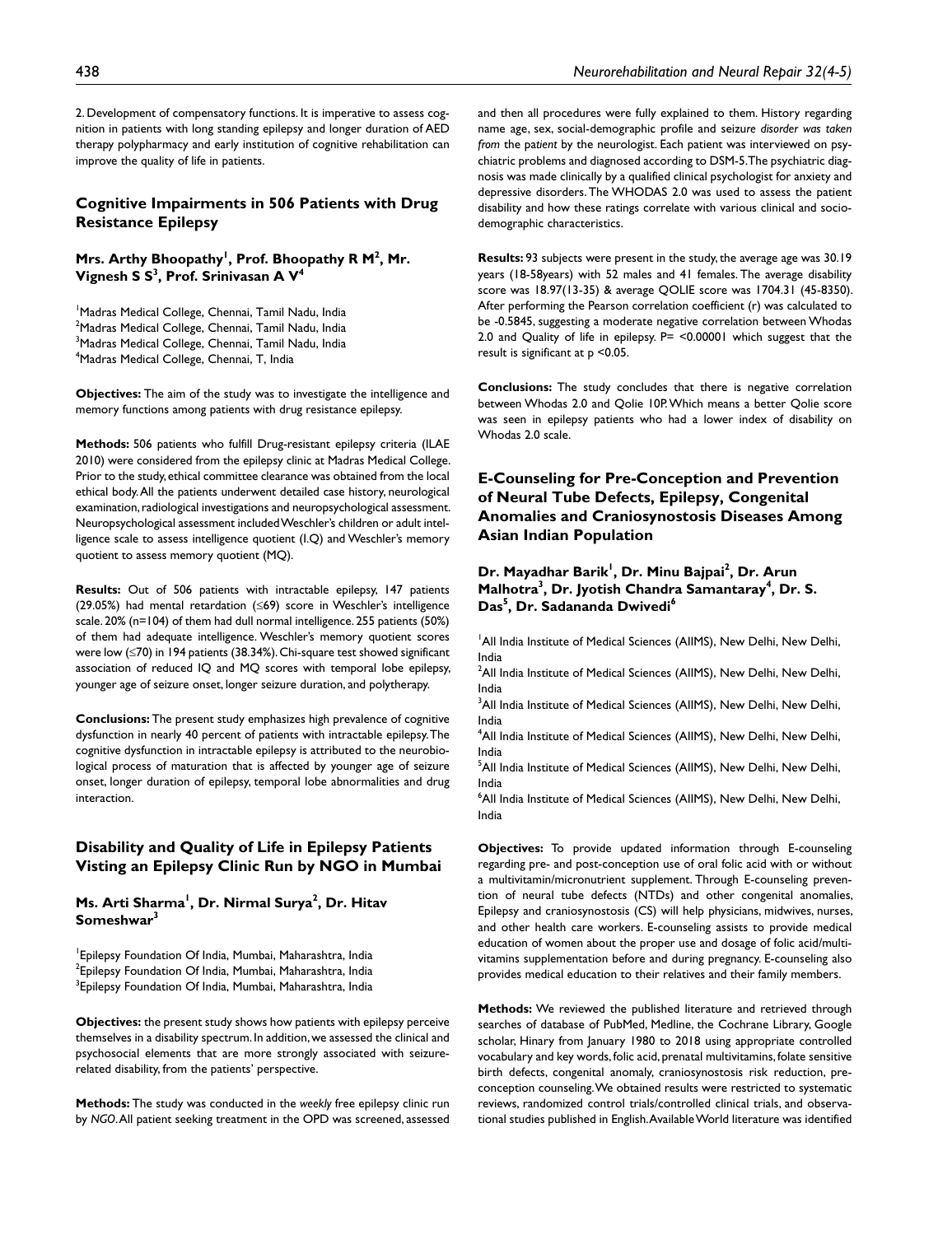2. Development of compensatory functions. It is imperative to assess cognition in patients with long standing epilepsy and longer duration of AED therapy polypharmacy and early institution of cognitive rehabilitation can improve the quality of life in patients.

## Cognitive Impairments in 506 Patients with Drug Resistance Epilepsy

**Mrs. Arthy Bhoopathy[1], Prof. Bhoopathy R M[2], Mr. Vignesh S S[3], Prof. Srinivasan A V[4]**

[1]Madras Medical College, Chennai, Tamil Nadu, India
[2]Madras Medical College, Chennai, Tamil Nadu, India
[3]Madras Medical College, Chennai, Tamil Nadu, India
[4]Madras Medical College, Chennai, T, India

**Objectives:** The aim of the study was to investigate the intelligence and memory functions among patients with drug resistance epilepsy.

**Methods:** 506 patients who fulfill Drug-resistant epilepsy criteria (ILAE 2010) were considered from the epilepsy clinic at Madras Medical College. Prior to the study, ethical committee clearance was obtained from the local ethical body. All the patients underwent detailed case history, neurological examination, radiological investigations and neuropsychological assessment. Neuropsychological assessment included Weschler's children or adult intelligence scale to assess intelligence quotient (I.Q) and Weschler's memory quotient to assess memory quotient (MQ).

**Results:** Out of 506 patients with intractable epilepsy, 147 patients (29.05%) had mental retardation (≤69) score in Weschler's intelligence scale. 20% (n=104) of them had dull normal intelligence. 255 patients (50%) of them had adequate intelligence. Weschler's memory quotient scores were low (≤70) in 194 patients (38.34%). Chi-square test showed significant association of reduced IQ and MQ scores with temporal lobe epilepsy, younger age of seizure onset, longer seizure duration, and polytherapy.

**Conclusions:** The present study emphasizes high prevalence of cognitive dysfunction in nearly 40 percent of patients with intractable epilepsy. The cognitive dysfunction in intractable epilepsy is attributed to the neurobiological process of maturation that is affected by younger age of seizure onset, longer duration of epilepsy, temporal lobe abnormalities and drug interaction.

## Disability and Quality of Life in Epilepsy Patients Visting an Epilepsy Clinic Run by NGO in Mumbai

**Ms. Arti Sharma[1], Dr. Nirmal Surya[2], Dr. Hitav Someshwar[3]**

[1]Epilepsy Foundation Of India, Mumbai, Maharashtra, India
[2]Epilepsy Foundation Of India, Mumbai, Maharashtra, India
[3]Epilepsy Foundation Of India, Mumbai, Maharashtra, India

**Objectives:** the present study shows how patients with epilepsy perceive themselves in a disability spectrum. In addition, we assessed the clinical and psychosocial elements that are more strongly associated with seizure-related disability, from the patients' perspective.

**Methods:** The study was conducted in the *weekly* free epilepsy clinic run by *NGO*. All patient seeking treatment in the OPD was screened, assessed and then all procedures were fully explained to them. History regarding name age, sex, social-demographic profile and seizure *disorder was taken from* the p*atient* by the neurologist. Each patient was interviewed on psychiatric problems and diagnosed according to DSM-5. The psychiatric diagnosis was made clinically by a qualified clinical psychologist for anxiety and depressive disorders. The WHODAS 2.0 was used to assess the patient disability and how these ratings correlate with various clinical and socio-demographic characteristics.

**Results:** 93 subjects were present in the study, the average age was 30.19 years (18-58years) with 52 males and 41 females. The average disability score was 18.97(13-35) & average QOLIE score was 1704.31 (45-8350). After performing the Pearson correlation coefficient (r) was calculated to be -0.5845, suggesting a moderate negative correlation between Whodas 2.0 and Quality of life in epilepsy. P= <0.00001 which suggest that the result is significant at p <0.05.

**Conclusions:** The study concludes that there is negative correlation between Whodas 2.0 and Qolie 10P. Which means a better Qolie score was seen in epilepsy patients who had a lower index of disability on Whodas 2.0 scale.

## E-Counseling for Pre-Conception and Prevention of Neural Tube Defects, Epilepsy, Congenital Anomalies and Craniosynostosis Diseases Among Asian Indian Population

**Dr. Mayadhar Barik[1], Dr. Minu Bajpai[2], Dr. Arun Malhotra[3], Dr. Jyotish Chandra Samantaray[4], Dr. S. Das[5], Dr. Sadananda Dwivedi[6]**

[1]All India Institute of Medical Sciences (AIIMS), New Delhi, New Delhi, India
[2]All India Institute of Medical Sciences (AIIMS), New Delhi, New Delhi, India
[3]All India Institute of Medical Sciences (AIIMS), New Delhi, New Delhi, India
[4]All India Institute of Medical Sciences (AIIMS), New Delhi, New Delhi, India
[5]All India Institute of Medical Sciences (AIIMS), New Delhi, New Delhi, India
[6]All India Institute of Medical Sciences (AIIMS), New Delhi, New Delhi, India

**Objectives:** To provide updated information through E-counseling regarding pre- and post-conception use of oral folic acid with or without a multivitamin/micronutrient supplement. Through E-counseling prevention of neural tube defects (NTDs) and other congenital anomalies, Epilepsy and craniosynostosis (CS) will help physicians, midwives, nurses, and other health care workers. E-counseling assists to provide medical education of women about the proper use and dosage of folic acid/multivitamins supplementation before and during pregnancy. E-counseling also provides medical education to their relatives and their family members.

**Methods:** We reviewed the published literature and retrieved through searches of database of PubMed, Medline, the Cochrane Library, Google scholar, Hinary from January 1980 to 2018 using appropriate controlled vocabulary and key words, folic acid, prenatal multivitamins, folate sensitive birth defects, congenital anomaly, craniosynostosis risk reduction, pre-conception counseling. We obtained results were restricted to systematic reviews, randomized control trials/controlled clinical trials, and observational studies published in English. Available World literature was identified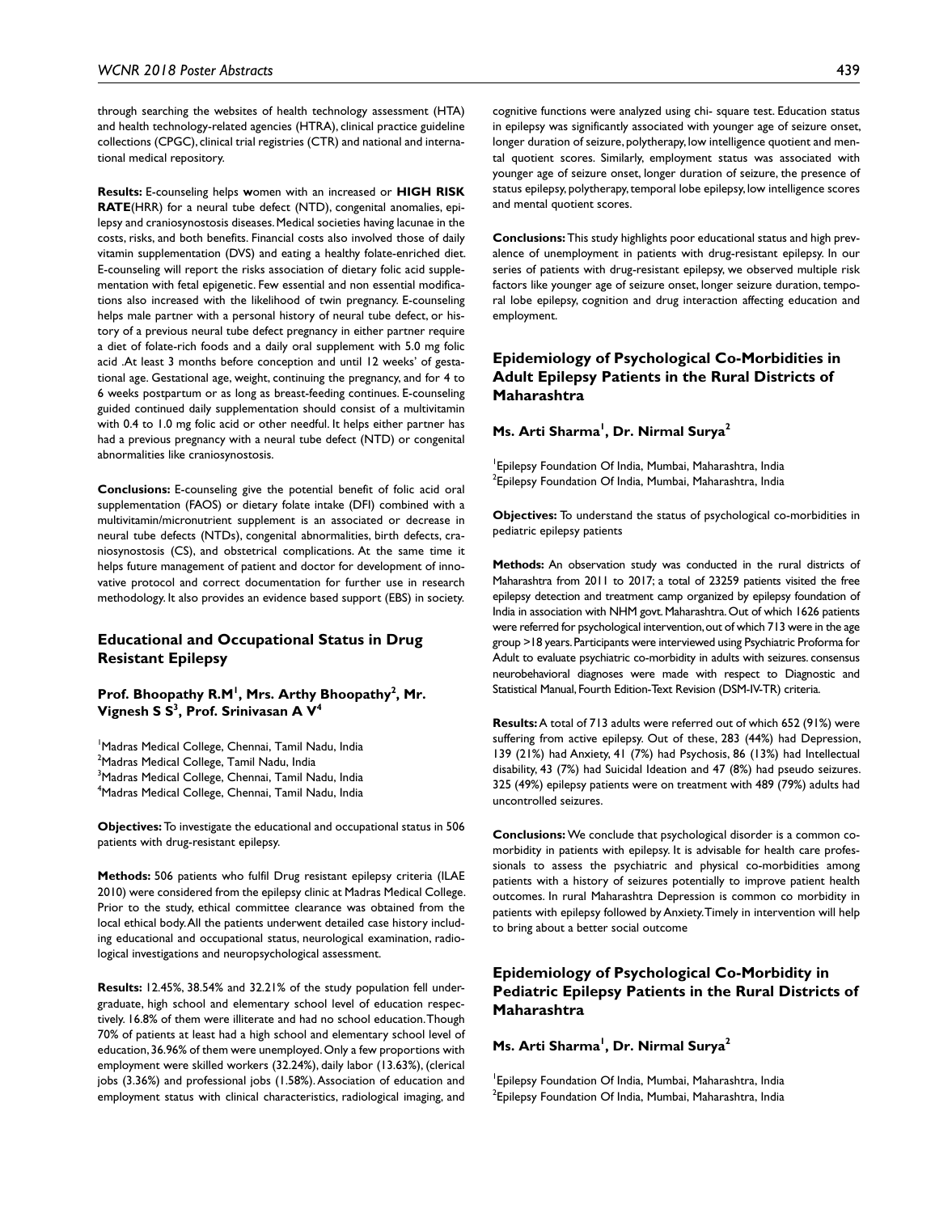through searching the websites of health technology assessment (HTA) and health technology-related agencies (HTRA), clinical practice guideline collections (CPGC), clinical trial registries (CTR) and national and international medical repository.

**Results:** E-counseling helps **w**omen with an increased or **HIGH RISK RATE**(HRR) for a neural tube defect (NTD), congenital anomalies, epilepsy and craniosynostosis diseases. Medical societies having lacunae in the costs, risks, and both benefits. Financial costs also involved those of daily vitamin supplementation (DVS) and eating a healthy folate-enriched diet. E-counseling will report the risks association of dietary folic acid supplementation with fetal epigenetic. Few essential and non essential modifications also increased with the likelihood of twin pregnancy. E-counseling helps male partner with a personal history of neural tube defect, or history of a previous neural tube defect pregnancy in either partner require a diet of folate-rich foods and a daily oral supplement with 5.0 mg folic acid .At least 3 months before conception and until 12 weeks' of gestational age. Gestational age, weight, continuing the pregnancy, and for 4 to 6 weeks postpartum or as long as breast-feeding continues. E-counseling guided continued daily supplementation should consist of a multivitamin with 0.4 to 1.0 mg folic acid or other needful. It helps either partner has had a previous pregnancy with a neural tube defect (NTD) or congenital abnormalities like craniosynostosis.

**Conclusions:** E-counseling give the potential benefit of folic acid oral supplementation (FAOS) or dietary folate intake (DFI) combined with a multivitamin/micronutrient supplement is an associated or decrease in neural tube defects (NTDs), congenital abnormalities, birth defects, craniosynostosis (CS), and obstetrical complications. At the same time it helps future management of patient and doctor for development of innovative protocol and correct documentation for further use in research methodology. It also provides an evidence based support (EBS) in society.

## Educational and Occupational Status in Drug Resistant Epilepsy

**Prof. Bhoopathy R.M[1], Mrs. Arthy Bhoopathy[2], Mr. Vignesh S S[3], Prof. Srinivasan A V[4]**

[1]Madras Medical College, Chennai, Tamil Nadu, India
[2]Madras Medical College, Tamil Nadu, India
[3]Madras Medical College, Chennai, Tamil Nadu, India
[4]Madras Medical College, Chennai, Tamil Nadu, India

**Objectives:** To investigate the educational and occupational status in 506 patients with drug-resistant epilepsy.

**Methods:** 506 patients who fulfil Drug resistant epilepsy criteria (ILAE 2010) were considered from the epilepsy clinic at Madras Medical College. Prior to the study, ethical committee clearance was obtained from the local ethical body. All the patients underwent detailed case history including educational and occupational status, neurological examination, radiological investigations and neuropsychological assessment.

**Results:** 12.45%, 38.54% and 32.21% of the study population fell undergraduate, high school and elementary school level of education respectively. 16.8% of them were illiterate and had no school education. Though 70% of patients at least had a high school and elementary school level of education, 36.96% of them were unemployed. Only a few proportions with employment were skilled workers (32.24%), daily labor (13.63%), (clerical jobs (3.36%) and professional jobs (1.58%). Association of education and employment status with clinical characteristics, radiological imaging, and cognitive functions were analyzed using chi- square test. Education status in epilepsy was significantly associated with younger age of seizure onset, longer duration of seizure, polytherapy, low intelligence quotient and mental quotient scores. Similarly, employment status was associated with younger age of seizure onset, longer duration of seizure, the presence of status epilepsy, polytherapy, temporal lobe epilepsy, low intelligence scores and mental quotient scores.

**Conclusions:** This study highlights poor educational status and high prevalence of unemployment in patients with drug-resistant epilepsy. In our series of patients with drug-resistant epilepsy, we observed multiple risk factors like younger age of seizure onset, longer seizure duration, temporal lobe epilepsy, cognition and drug interaction affecting education and employment.

## Epidemiology of Psychological Co-Morbidities in Adult Epilepsy Patients in the Rural Districts of Maharashtra

**Ms. Arti Sharma[1], Dr. Nirmal Surya[2]**

[1]Epilepsy Foundation Of India, Mumbai, Maharashtra, India
[2]Epilepsy Foundation Of India, Mumbai, Maharashtra, India

**Objectives:** To understand the status of psychological co-morbidities in pediatric epilepsy patients

**Methods:** An observation study was conducted in the rural districts of Maharashtra from 2011 to 2017; a total of 23259 patients visited the free epilepsy detection and treatment camp organized by epilepsy foundation of India in association with NHM govt. Maharashtra. Out of which 1626 patients were referred for psychological intervention, out of which 713 were in the age group >18 years. Participants were interviewed using Psychiatric Proforma for Adult to evaluate psychiatric co-morbidity in adults with seizures. consensus neurobehavioral diagnoses were made with respect to Diagnostic and Statistical Manual, Fourth Edition-Text Revision (DSM-IV-TR) criteria.

**Results:** A total of 713 adults were referred out of which 652 (91%) were suffering from active epilepsy. Out of these, 283 (44%) had Depression, 139 (21%) had Anxiety, 41 (7%) had Psychosis, 86 (13%) had Intellectual disability, 43 (7%) had Suicidal Ideation and 47 (8%) had pseudo seizures. 325 (49%) epilepsy patients were on treatment with 489 (79%) adults had uncontrolled seizures.

**Conclusions:** We conclude that psychological disorder is a common co-morbidity in patients with epilepsy. It is advisable for health care professionals to assess the psychiatric and physical co-morbidities among patients with a history of seizures potentially to improve patient health outcomes. In rural Maharashtra Depression is common co morbidity in patients with epilepsy followed by Anxiety. Timely in intervention will help to bring about a better social outcome

## Epidemiology of Psychological Co-Morbidity in Pediatric Epilepsy Patients in the Rural Districts of Maharashtra

**Ms. Arti Sharma[1], Dr. Nirmal Surya[2]**

[1]Epilepsy Foundation Of India, Mumbai, Maharashtra, India
[2]Epilepsy Foundation Of India, Mumbai, Maharashtra, India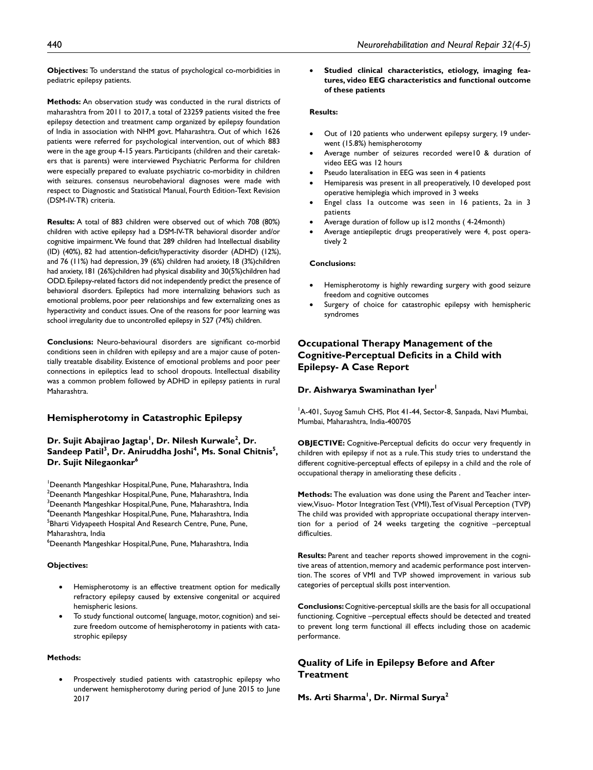**Objectives:** To understand the status of psychological co-morbidities in pediatric epilepsy patients.

**Methods:** An observation study was conducted in the rural districts of maharashtra from 2011 to 2017, a total of 23259 patients visited the free epilepsy detection and treatment camp organized by epilepsy foundation of India in association with NHM govt. Maharashtra. Out of which 1626 patients were referred for psychological intervention, out of which 883 were in the age group 4-15 years. Participants (children and their caretakers that is parents) were interviewed Psychiatric Performa for children were especially prepared to evaluate psychiatric co-morbidity in children with seizures. consensus neurobehavioral diagnoses were made with respect to Diagnostic and Statistical Manual, Fourth Edition-Text Revision (DSM-IV-TR) criteria.

**Results:** A total of 883 children were observed out of which 708 (80%) children with active epilepsy had a DSM-IV-TR behavioral disorder and/or cognitive impairment. We found that 289 children had Intellectual disability (ID) (40%), 82 had attention-deficit/hyperactivity disorder (ADHD) (12%), and 76 (11%) had depression, 39 (6%) children had anxiety, 18 (3%)children had anxiety, 181 (26%)children had physical disability and 30(5%)children had ODD. Epilepsy-related factors did not independently predict the presence of behavioral disorders. Epileptics had more internalizing behaviors such as emotional problems, poor peer relationships and few externalizing ones as hyperactivity and conduct issues. One of the reasons for poor learning was school irregularity due to uncontrolled epilepsy in 527 (74%) children.

**Conclusions:** Neuro-behavioural disorders are significant co-morbid conditions seen in children with epilepsy and are a major cause of potentially treatable disability. Existence of emotional problems and poor peer connections in epileptics lead to school dropouts. Intellectual disability was a common problem followed by ADHD in epilepsy patients in rural Maharashtra.

## Hemispherotomy in Catastrophic Epilepsy

**Dr. Sujit Abajirao Jagtap[1], Dr. Nilesh Kurwale[2], Dr. Sandeep Patil[3], Dr. Aniruddha Joshi[4], Ms. Sonal Chitnis[5], Dr. Sujit Nilegaonkar[6]**

[1]Deenanth Mangeshkar Hospital,Pune, Pune, Maharashtra, India
[2]Deenanth Mangeshkar Hospital,Pune, Pune, Maharashtra, India
[3]Deenanth Mangeshkar Hospital,Pune, Pune, Maharashtra, India
[4]Deenanth Mangeshkar Hospital,Pune, Pune, Maharashtra, India
[5]Bharti Vidyapeeth Hospital And Research Centre, Pune, Pune, Maharashtra, India
[6]Deenanth Mangeshkar Hospital,Pune, Pune, Maharashtra, India

**Objectives:**

- Hemispherotomy is an effective treatment option for medically refractory epilepsy caused by extensive congenital or acquired hemispheric lesions.
- To study functional outcome( language, motor, cognition) and seizure freedom outcome of hemispherotomy in patients with catastrophic epilepsy

**Methods:**

- Prospectively studied patients with catastrophic epilepsy who underwent hemispherotomy during period of June 2015 to June 2017
- **Studied clinical characteristics, etiology, imaging features, video EEG characteristics and functional outcome of these patients**

**Results:**

- Out of 120 patients who underwent epilepsy surgery, 19 underwent (15.8%) hemispherotomy
- Average number of seizures recorded were10 & duration of video EEG was 12 hours
- Pseudo lateralisation in EEG was seen in 4 patients
- Hemiparesis was present in all preoperatively, 10 developed post operative hemiplegia which improved in 3 weeks
- Engel class 1a outcome was seen in 16 patients, 2a in 3 patients
- Average duration of follow up is12 months ( 4-24month)
- Average antiepileptic drugs preoperatively were 4, post operatively 2

**Conclusions:**

- Hemispherotomy is highly rewarding surgery with good seizure freedom and cognitive outcomes
- Surgery of choice for catastrophic epilepsy with hemispheric syndromes

## Occupational Therapy Management of the Cognitive-Perceptual Deficits in a Child with Epilepsy- A Case Report

**Dr. Aishwarya Swaminathan Iyer[1]**

[1]A-401, Suyog Samuh CHS, Plot 41-44, Sector-8, Sanpada, Navi Mumbai, Mumbai, Maharashtra, India-400705

**OBJECTIVE:** Cognitive-Perceptual deficits do occur very frequently in children with epilepsy if not as a rule. This study tries to understand the different cognitive-perceptual effects of epilepsy in a child and the role of occupational therapy in ameliorating these deficits .

**Methods:** The evaluation was done using the Parent and Teacher interview, Visuo- Motor Integration Test (VMI), Test of Visual Perception (TVP) The child was provided with appropriate occupational therapy intervention for a period of 24 weeks targeting the cognitive –perceptual difficulties.

**Results:** Parent and teacher reports showed improvement in the cognitive areas of attention, memory and academic performance post intervention. The scores of VMI and TVP showed improvement in various sub categories of perceptual skills post intervention.

**Conclusions:** Cognitive-perceptual skills are the basis for all occupational functioning. Cognitive –perceptual effects should be detected and treated to prevent long term functional ill effects including those on academic performance.

## Quality of Life in Epilepsy Before and After Treatment

**Ms. Arti Sharma[1], Dr. Nirmal Surya[2]**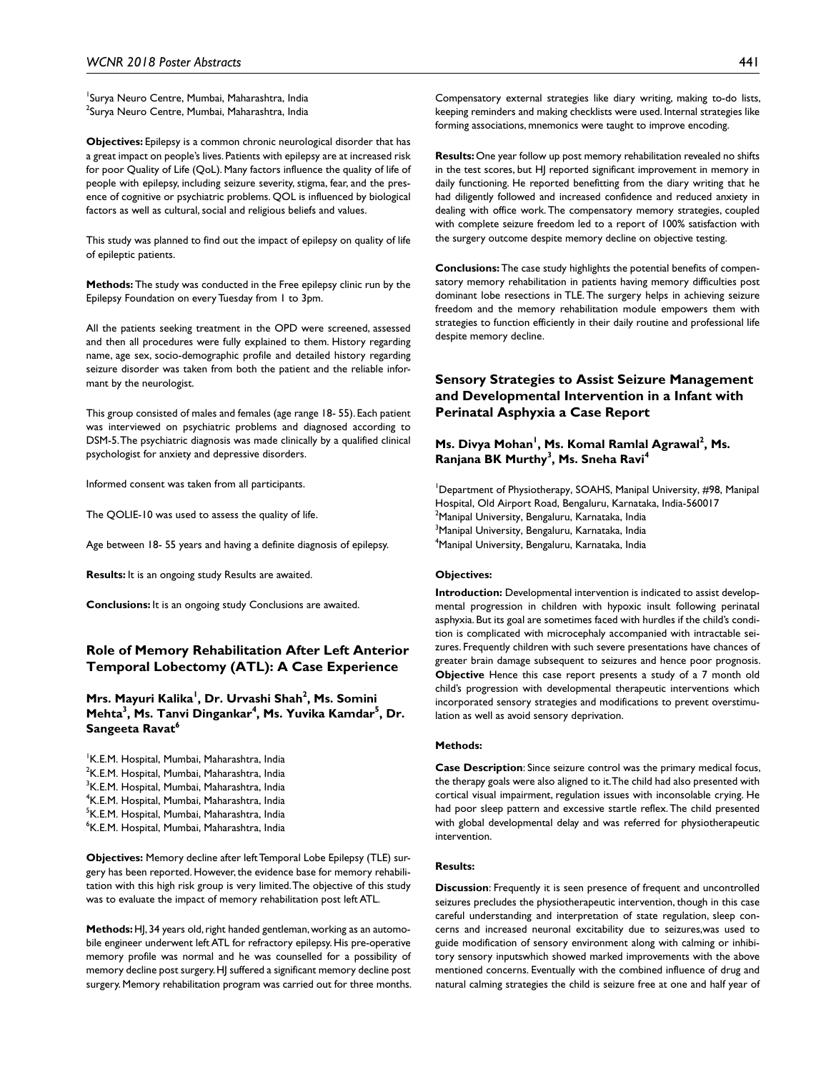[1]Surya Neuro Centre, Mumbai, Maharashtra, India
[2]Surya Neuro Centre, Mumbai, Maharashtra, India

**Objectives:** Epilepsy is a common chronic neurological disorder that has a great impact on people's lives. Patients with epilepsy are at increased risk for poor Quality of Life (QoL). Many factors influence the quality of life of people with epilepsy, including seizure severity, stigma, fear, and the presence of cognitive or psychiatric problems. QOL is influenced by biological factors as well as cultural, social and religious beliefs and values.

This study was planned to find out the impact of epilepsy on quality of life of epileptic patients.

**Methods:** The study was conducted in the Free epilepsy clinic run by the Epilepsy Foundation on every Tuesday from 1 to 3pm.

All the patients seeking treatment in the OPD were screened, assessed and then all procedures were fully explained to them. History regarding name, age sex, socio-demographic profile and detailed history regarding seizure disorder was taken from both the patient and the reliable informant by the neurologist.

This group consisted of males and females (age range 18- 55). Each patient was interviewed on psychiatric problems and diagnosed according to DSM-5. The psychiatric diagnosis was made clinically by a qualified clinical psychologist for anxiety and depressive disorders.

Informed consent was taken from all participants.

The QOLIE-10 was used to assess the quality of life.

Age between 18- 55 years and having a definite diagnosis of epilepsy.

**Results:** It is an ongoing study Results are awaited.

**Conclusions:** It is an ongoing study Conclusions are awaited.

## Role of Memory Rehabilitation After Left Anterior Temporal Lobectomy (ATL): A Case Experience

**Mrs. Mayuri Kalika[1], Dr. Urvashi Shah[2], Ms. Somini Mehta[3], Ms. Tanvi Dingankar[4], Ms. Yuvika Kamdar[5], Dr. Sangeeta Ravat[6]**

[1]K.E.M. Hospital, Mumbai, Maharashtra, India
[2]K.E.M. Hospital, Mumbai, Maharashtra, India
[3]K.E.M. Hospital, Mumbai, Maharashtra, India
[4]K.E.M. Hospital, Mumbai, Maharashtra, India
[5]K.E.M. Hospital, Mumbai, Maharashtra, India
[6]K.E.M. Hospital, Mumbai, Maharashtra, India

**Objectives:** Memory decline after left Temporal Lobe Epilepsy (TLE) surgery has been reported. However, the evidence base for memory rehabilitation with this high risk group is very limited. The objective of this study was to evaluate the impact of memory rehabilitation post left ATL.

**Methods:** HJ, 34 years old, right handed gentleman, working as an automobile engineer underwent left ATL for refractory epilepsy. His pre-operative memory profile was normal and he was counselled for a possibility of memory decline post surgery. HJ suffered a significant memory decline post surgery. Memory rehabilitation program was carried out for three months. Compensatory external strategies like diary writing, making to-do lists, keeping reminders and making checklists were used. Internal strategies like forming associations, mnemonics were taught to improve encoding.

**Results:** One year follow up post memory rehabilitation revealed no shifts in the test scores, but HJ reported significant improvement in memory in daily functioning. He reported benefitting from the diary writing that he had diligently followed and increased confidence and reduced anxiety in dealing with office work. The compensatory memory strategies, coupled with complete seizure freedom led to a report of 100% satisfaction with the surgery outcome despite memory decline on objective testing.

**Conclusions:** The case study highlights the potential benefits of compensatory memory rehabilitation in patients having memory difficulties post dominant lobe resections in TLE. The surgery helps in achieving seizure freedom and the memory rehabilitation module empowers them with strategies to function efficiently in their daily routine and professional life despite memory decline.

## Sensory Strategies to Assist Seizure Management and Developmental Intervention in a Infant with Perinatal Asphyxia a Case Report

**Ms. Divya Mohan[1], Ms. Komal Ramlal Agrawal[2], Ms. Ranjana BK Murthy[3], Ms. Sneha Ravi[4]**

[1]Department of Physiotherapy, SOAHS, Manipal University, #98, Manipal Hospital, Old Airport Road, Bengaluru, Karnataka, India-560017
[2]Manipal University, Bengaluru, Karnataka, India
[3]Manipal University, Bengaluru, Karnataka, India
[4]Manipal University, Bengaluru, Karnataka, India

**Objectives:**

**Introduction:** Developmental intervention is indicated to assist developmental progression in children with hypoxic insult following perinatal asphyxia. But its goal are sometimes faced with hurdles if the child's condition is complicated with microcephaly accompanied with intractable seizures. Frequently children with such severe presentations have chances of greater brain damage subsequent to seizures and hence poor prognosis. **Objective** Hence this case report presents a study of a 7 month old child's progression with developmental therapeutic interventions which incorporated sensory strategies and modifications to prevent overstimulation as well as avoid sensory deprivation.

**Methods:**

**Case Description**: Since seizure control was the primary medical focus, the therapy goals were also aligned to it. The child had also presented with cortical visual impairment, regulation issues with inconsolable crying. He had poor sleep pattern and excessive startle reflex. The child presented with global developmental delay and was referred for physiotherapeutic intervention.

**Results:**

**Discussion**: Frequently it is seen presence of frequent and uncontrolled seizures precludes the physiotherapeutic intervention, though in this case careful understanding and interpretation of state regulation, sleep concerns and increased neuronal excitability due to seizures,was used to guide modification of sensory environment along with calming or inhibitory sensory inputswhich showed marked improvements with the above mentioned concerns. Eventually with the combined influence of drug and natural calming strategies the child is seizure free at one and half year of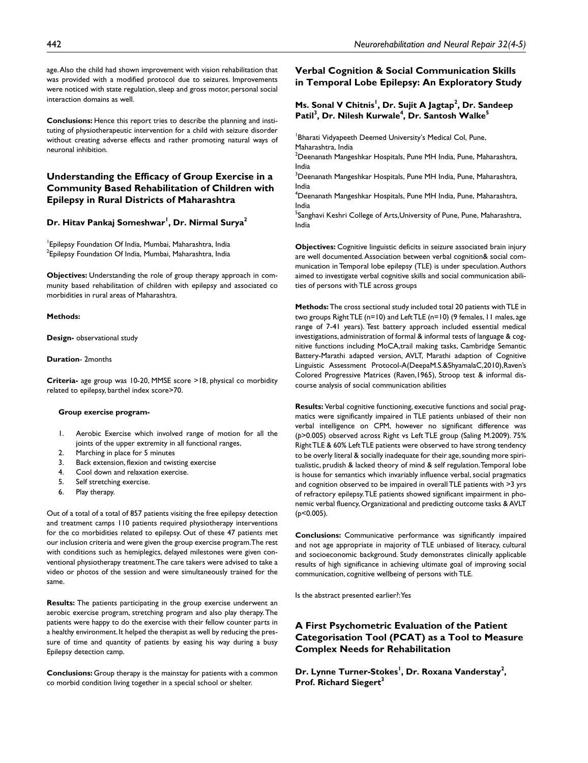age. Also the child had shown improvement with vision rehabilitation that was provided with a modified protocol due to seizures. Improvements were noticed with state regulation, sleep and gross motor, personal social interaction domains as well.

**Conclusions:** Hence this report tries to describe the planning and instituting of physiotherapeutic intervention for a child with seizure disorder without creating adverse effects and rather promoting natural ways of neuronal inhibition.

## Understanding the Efficacy of Group Exercise in a Community Based Rehabilitation of Children with Epilepsy in Rural Districts of Maharashtra

**Dr. Hitav Pankaj Someshwar[1], Dr. Nirmal Surya[2]**

[1]Epilepsy Foundation Of India, Mumbai, Maharashtra, India
[2]Epilepsy Foundation Of India, Mumbai, Maharashtra, India

**Objectives:** Understanding the role of group therapy approach in community based rehabilitation of children with epilepsy and associated co morbidities in rural areas of Maharashtra.

**Methods:**

**Design-** observational study

**Duration**- 2months

**Criteria-** age group was 10-20, MMSE score >18, physical co morbidity related to epilepsy, barthel index score>70.

**Group exercise program-**

1. Aerobic Exercise which involved range of motion for all the joints of the upper extremity in all functional ranges,
2. Marching in place for 5 minutes
3. Back extension, flexion and twisting exercise
4. Cool down and relaxation exercise.
5. Self stretching exercise.
6. Play therapy.

Out of a total of a total of 857 patients visiting the free epilepsy detection and treatment camps 110 patients required physiotherapy interventions for the co morbidities related to epilepsy. Out of these 47 patients met our inclusion criteria and were given the group exercise program. The rest with conditions such as hemiplegics, delayed milestones were given conventional physiotherapy treatment. The care takers were advised to take a video or photos of the session and were simultaneously trained for the same.

**Results:** The patients participating in the group exercise underwent an aerobic exercise program, stretching program and also play therapy. The patients were happy to do the exercise with their fellow counter parts in a healthy environment. It helped the therapist as well by reducing the pressure of time and quantity of patients by easing his way during a busy Epilepsy detection camp.

**Conclusions:** Group therapy is the mainstay for patients with a common co morbid condition living together in a special school or shelter.

## Verbal Cognition & Social Communication Skills in Temporal Lobe Epilepsy: An Exploratory Study

**Ms. Sonal V Chitnis[1], Dr. Sujit A Jagtap[2], Dr. Sandeep Patil[3], Dr. Nilesh Kurwale[4], Dr. Santosh Walke[5]**

[1]Bharati Vidyapeeth Deemed University's Medical Col, Pune, Maharashtra, India
[2]Deenanath Mangeshkar Hospitals, Pune MH India, Pune, Maharashtra, India
[3]Deenanath Mangeshkar Hospitals, Pune MH India, Pune, Maharashtra, India
[4]Deenanath Mangeshkar Hospitals, Pune MH India, Pune, Maharashtra, India
[5]Sanghavi Keshri College of Arts, University of Pune, Pune, Maharashtra, India

**Objectives:** Cognitive linguistic deficits in seizure associated brain injury are well documented. Association between verbal cognition& social communication in Temporal lobe epilepsy (TLE) is under speculation. Authors aimed to investigate verbal cognitive skills and social communication abilities of persons with TLE across groups

**Methods:** The cross sectional study included total 20 patients with TLE in two groups Right TLE (n=10) and Left TLE (n=10) (9 females, 11 males, age range of 7-41 years). Test battery approach included essential medical investigations, administration of formal & informal tests of language & cognitive functions including MoCA, trail making tasks, Cambridge Semantic Battery-Marathi adapted version, AVLT, Marathi adaption of Cognitive Linguistic Assessment Protocol-A (DeepaM.S.&ShyamalaC,2010), Raven's Colored Progressive Matrices (Raven,1965), Stroop test & informal discourse analysis of social communication abilities

**Results:** Verbal cognitive functioning, executive functions and social pragmatics were significantly impaired in TLE patients unbiased of their non verbal intelligence on CPM, however no significant difference was ($p$>0.005) observed across Right vs Left TLE group (Saling M.2009). 75% Right TLE & 60% Left TLE patients were observed to have strong tendency to be overly literal & socially inadequate for their age, sounding more spiritualistic, prudish & lacked theory of mind & self regulation. Temporal lobe is house for semantics which invariably influence verbal, social pragmatics and cognition observed to be impaired in overall TLE patients with >3 yrs of refractory epilepsy. TLE patients showed significant impairment in phonemic verbal fluency, Organizational and predicting outcome tasks & AVLT (p<0.005).

**Conclusions:** Communicative performance was significantly impaired and not age appropriate in majority of TLE unbiased of literacy, cultural and socioeconomic background. Study demonstrates clinically applicable results of high significance in achieving ultimate goal of improving social communication, cognitive wellbeing of persons with TLE.

Is the abstract presented earlier?: Yes

## A First Psychometric Evaluation of the Patient Categorisation Tool (PCAT) as a Tool to Measure Complex Needs for Rehabilitation

**Dr. Lynne Turner-Stokes[1], Dr. Roxana Vanderstay[2], Prof. Richard Siegert[3]**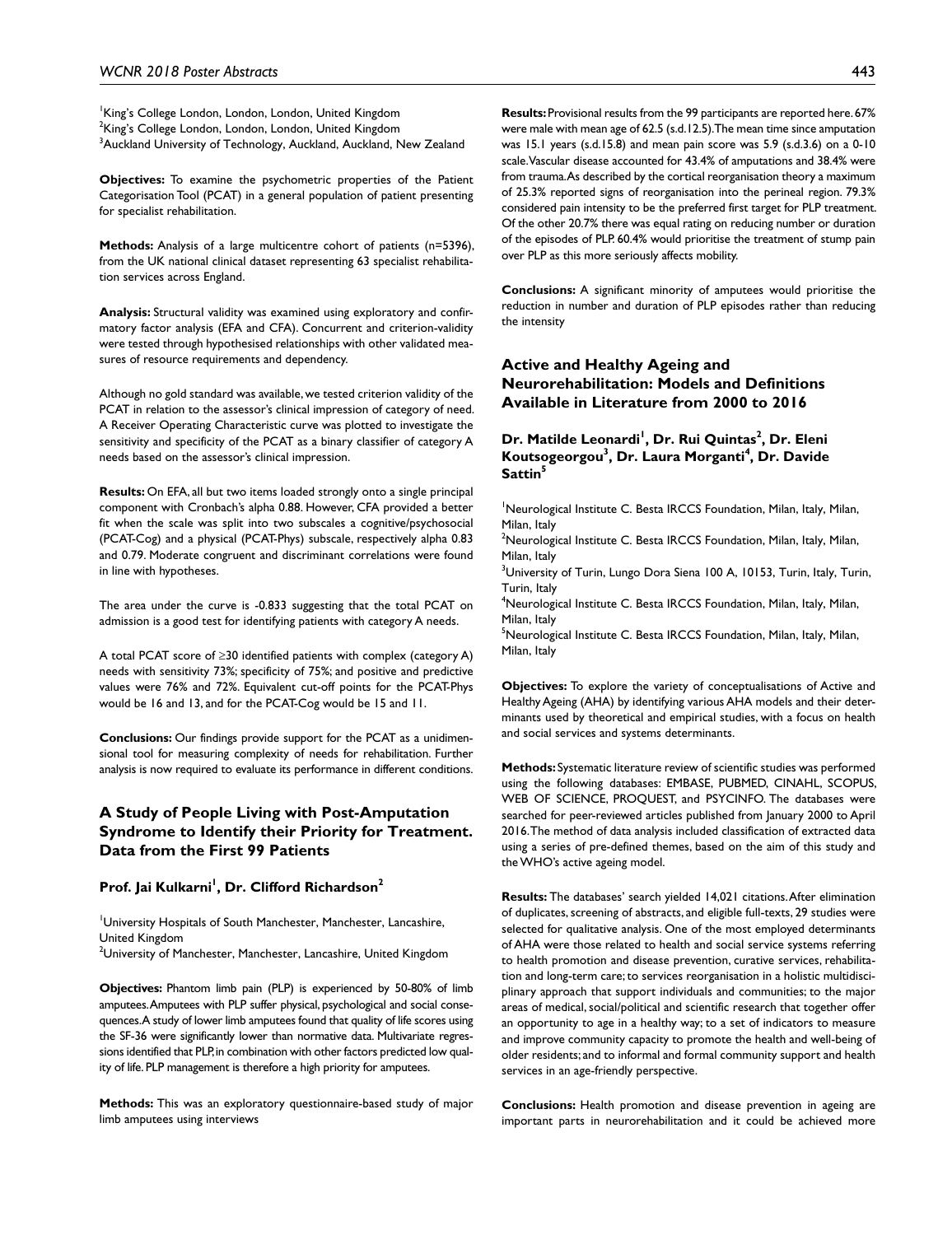[1]King's College London, London, London, United Kingdom
[2]King's College London, London, London, United Kingdom
[3]Auckland University of Technology, Auckland, Auckland, New Zealand

**Objectives:** To examine the psychometric properties of the Patient Categorisation Tool (PCAT) in a general population of patient presenting for specialist rehabilitation.

**Methods:** Analysis of a large multicentre cohort of patients (n=5396), from the UK national clinical dataset representing 63 specialist rehabilitation services across England.

**Analysis:** Structural validity was examined using exploratory and confirmatory factor analysis (EFA and CFA). Concurrent and criterion-validity were tested through hypothesised relationships with other validated measures of resource requirements and dependency.

Although no gold standard was available, we tested criterion validity of the PCAT in relation to the assessor's clinical impression of category of need. A Receiver Operating Characteristic curve was plotted to investigate the sensitivity and specificity of the PCAT as a binary classifier of category A needs based on the assessor's clinical impression.

**Results:** On EFA, all but two items loaded strongly onto a single principal component with Cronbach's alpha 0.88. However, CFA provided a better fit when the scale was split into two subscales a cognitive/psychosocial (PCAT-Cog) and a physical (PCAT-Phys) subscale, respectively alpha 0.83 and 0.79. Moderate congruent and discriminant correlations were found in line with hypotheses.

The area under the curve is -0.833 suggesting that the total PCAT on admission is a good test for identifying patients with category A needs.

A total PCAT score of ≥30 identified patients with complex (category A) needs with sensitivity 73%; specificity of 75%; and positive and predictive values were 76% and 72%. Equivalent cut-off points for the PCAT-Phys would be 16 and 13, and for the PCAT-Cog would be 15 and 11.

**Conclusions:** Our findings provide support for the PCAT as a unidimensional tool for measuring complexity of needs for rehabilitation. Further analysis is now required to evaluate its performance in different conditions.

## A Study of People Living with Post-Amputation Syndrome to Identify their Priority for Treatment. Data from the First 99 Patients

**Prof. Jai Kulkarni[1], Dr. Clifford Richardson[2]**

[1]University Hospitals of South Manchester, Manchester, Lancashire, United Kingdom
[2]University of Manchester, Manchester, Lancashire, United Kingdom

**Objectives:** Phantom limb pain (PLP) is experienced by 50-80% of limb amputees. Amputees with PLP suffer physical, psychological and social consequences. A study of lower limb amputees found that quality of life scores using the SF-36 were significantly lower than normative data. Multivariate regressions identified that PLP, in combination with other factors predicted low quality of life. PLP management is therefore a high priority for amputees.

**Methods:** This was an exploratory questionnaire-based study of major limb amputees using interviews

**Results:** Provisional results from the 99 participants are reported here. 67% were male with mean age of 62.5 (s.d.12.5). The mean time since amputation was 15.1 years (s.d.15.8) and mean pain score was 5.9 (s.d.3.6) on a 0-10 scale. Vascular disease accounted for 43.4% of amputations and 38.4% were from trauma. As described by the cortical reorganisation theory a maximum of 25.3% reported signs of reorganisation into the perineal region. 79.3% considered pain intensity to be the preferred first target for PLP treatment. Of the other 20.7% there was equal rating on reducing number or duration of the episodes of PLP. 60.4% would prioritise the treatment of stump pain over PLP as this more seriously affects mobility.

**Conclusions:** A significant minority of amputees would prioritise the reduction in number and duration of PLP episodes rather than reducing the intensity

## Active and Healthy Ageing and Neurorehabilitation: Models and Definitions Available in Literature from 2000 to 2016

**Dr. Matilde Leonardi[1], Dr. Rui Quintas[2], Dr. Eleni Koutsogeorgou[3], Dr. Laura Morganti[4], Dr. Davide Sattin[5]**

[1]Neurological Institute C. Besta IRCCS Foundation, Milan, Italy, Milan, Milan, Italy
[2]Neurological Institute C. Besta IRCCS Foundation, Milan, Italy, Milan, Milan, Italy
[3]University of Turin, Lungo Dora Siena 100 A, 10153, Turin, Italy, Turin, Turin, Italy
[4]Neurological Institute C. Besta IRCCS Foundation, Milan, Italy, Milan, Milan, Italy
[5]Neurological Institute C. Besta IRCCS Foundation, Milan, Italy, Milan, Milan, Italy

**Objectives:** To explore the variety of conceptualisations of Active and Healthy Ageing (AHA) by identifying various AHA models and their determinants used by theoretical and empirical studies, with a focus on health and social services and systems determinants.

**Methods:** Systematic literature review of scientific studies was performed using the following databases: EMBASE, PUBMED, CINAHL, SCOPUS, WEB OF SCIENCE, PROQUEST, and PSYCINFO. The databases were searched for peer-reviewed articles published from January 2000 to April 2016. The method of data analysis included classification of extracted data using a series of pre-defined themes, based on the aim of this study and the WHO's active ageing model.

**Results:** The databases' search yielded 14,021 citations. After elimination of duplicates, screening of abstracts, and eligible full-texts, 29 studies were selected for qualitative analysis. One of the most employed determinants of AHA were those related to health and social service systems referring to health promotion and disease prevention, curative services, rehabilitation and long-term care; to services reorganisation in a holistic multidisciplinary approach that support individuals and communities; to the major areas of medical, social/political and scientific research that together offer an opportunity to age in a healthy way; to a set of indicators to measure and improve community capacity to promote the health and well-being of older residents; and to informal and formal community support and health services in an age-friendly perspective.

**Conclusions:** Health promotion and disease prevention in ageing are important parts in neurorehabilitation and it could be achieved more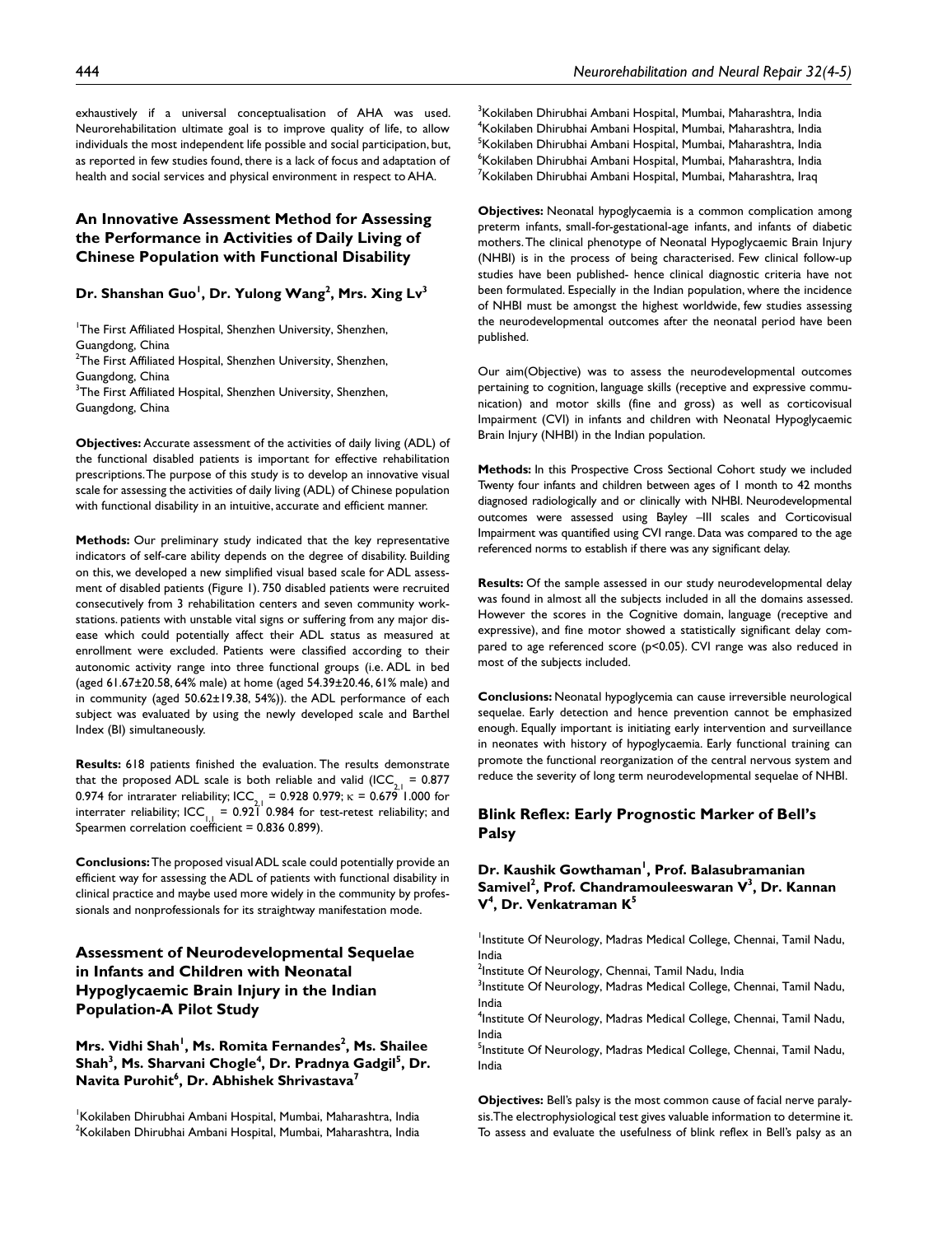exhaustively if a universal conceptualisation of AHA was used. Neurorehabilitation ultimate goal is to improve quality of life, to allow individuals the most independent life possible and social participation, but, as reported in few studies found, there is a lack of focus and adaptation of health and social services and physical environment in respect to AHA.

## An Innovative Assessment Method for Assessing the Performance in Activities of Daily Living of Chinese Population with Functional Disability

**Dr. Shanshan Guo[1], Dr. Yulong Wang[2], Mrs. Xing Lv[3]**

[1]The First Affiliated Hospital, Shenzhen University, Shenzhen, Guangdong, China
[2]The First Affiliated Hospital, Shenzhen University, Shenzhen, Guangdong, China
[3]The First Affiliated Hospital, Shenzhen University, Shenzhen, Guangdong, China

**Objectives:** Accurate assessment of the activities of daily living (ADL) of the functional disabled patients is important for effective rehabilitation prescriptions. The purpose of this study is to develop an innovative visual scale for assessing the activities of daily living (ADL) of Chinese population with functional disability in an intuitive, accurate and efficient manner.

**Methods:** Our preliminary study indicated that the key representative indicators of self-care ability depends on the degree of disability. Building on this, we developed a new simplified visual based scale for ADL assessment of disabled patients (Figure 1). 750 disabled patients were recruited consecutively from 3 rehabilitation centers and seven community workstations. patients with unstable vital signs or suffering from any major disease which could potentially affect their ADL status as measured at enrollment were excluded. Patients were classified according to their autonomic activity range into three functional groups (i.e. ADL in bed (aged 61.67±20.58, 64% male) at home (aged 54.39±20.46, 61% male) and in community (aged 50.62±19.38, 54%)). the ADL performance of each subject was evaluated by using the newly developed scale and Barthel Index (BI) simultaneously.

**Results:** 618 patients finished the evaluation. The results demonstrate that the proposed ADL scale is both reliable and valid ($ICC_{2,1}$ = 0.877 0.974 for intrarater reliability; $ICC_{2,1}$ = 0.928 0.979; $\kappa$ = 0.679 1.000 for interrater reliability; $ICC_{1,1}$ = 0.921 0.984 for test-retest reliability; and Spearmen correlation coefficient = 0.836 0.899).

**Conclusions:** The proposed visual ADL scale could potentially provide an efficient way for assessing the ADL of patients with functional disability in clinical practice and maybe used more widely in the community by professionals and nonprofessionals for its straightway manifestation mode.

## Assessment of Neurodevelopmental Sequelae in Infants and Children with Neonatal Hypoglycaemic Brain Injury in the Indian Population-A Pilot Study

**Mrs. Vidhi Shah[1], Ms. Romita Fernandes[2], Ms. Shailee Shah[3], Ms. Sharvani Chogle[4], Dr. Pradnya Gadgil[5], Dr. Navita Purohit[6], Dr. Abhishek Shrivastava[7]**

[1]Kokilaben Dhirubhai Ambani Hospital, Mumbai, Maharashtra, India
[2]Kokilaben Dhirubhai Ambani Hospital, Mumbai, Maharashtra, India
[3]Kokilaben Dhirubhai Ambani Hospital, Mumbai, Maharashtra, India
[4]Kokilaben Dhirubhai Ambani Hospital, Mumbai, Maharashtra, India
[5]Kokilaben Dhirubhai Ambani Hospital, Mumbai, Maharashtra, India
[6]Kokilaben Dhirubhai Ambani Hospital, Mumbai, Maharashtra, India
[7]Kokilaben Dhirubhai Ambani Hospital, Mumbai, Maharashtra, Iraq

**Objectives:** Neonatal hypoglycaemia is a common complication among preterm infants, small-for-gestational-age infants, and infants of diabetic mothers. The clinical phenotype of Neonatal Hypoglycaemic Brain Injury (NHBI) is in the process of being characterised. Few clinical follow-up studies have been published- hence clinical diagnostic criteria have not been formulated. Especially in the Indian population, where the incidence of NHBI must be amongst the highest worldwide, few studies assessing the neurodevelopmental outcomes after the neonatal period have been published.

Our aim(Objective) was to assess the neurodevelopmental outcomes pertaining to cognition, language skills (receptive and expressive communication) and motor skills (fine and gross) as well as corticovisual Impairment (CVI) in infants and children with Neonatal Hypoglycaemic Brain Injury (NHBI) in the Indian population.

**Methods:** In this Prospective Cross Sectional Cohort study we included Twenty four infants and children between ages of 1 month to 42 months diagnosed radiologically and or clinically with NHBI. Neurodevelopmental outcomes were assessed using Bayley –III scales and Corticovisual Impairment was quantified using CVI range. Data was compared to the age referenced norms to establish if there was any significant delay.

**Results:** Of the sample assessed in our study neurodevelopmental delay was found in almost all the subjects included in all the domains assessed. However the scores in the Cognitive domain, language (receptive and expressive), and fine motor showed a statistically significant delay compared to age referenced score ($p<0.05$). CVI range was also reduced in most of the subjects included.

**Conclusions:** Neonatal hypoglycemia can cause irreversible neurological sequelae. Early detection and hence prevention cannot be emphasized enough. Equally important is initiating early intervention and surveillance in neonates with history of hypoglycaemia. Early functional training can promote the functional reorganization of the central nervous system and reduce the severity of long term neurodevelopmental sequelae of NHBI.

## Blink Reflex: Early Prognostic Marker of Bell's Palsy

**Dr. Kaushik Gowthaman[1], Prof. Balasubramanian Samivel[2], Prof. Chandramouleeswaran V[3], Dr. Kannan V[4], Dr. Venkatraman K[5]**

[1]Institute Of Neurology, Madras Medical College, Chennai, Tamil Nadu, India
[2]Institute Of Neurology, Chennai, Tamil Nadu, India
[3]Institute Of Neurology, Madras Medical College, Chennai, Tamil Nadu, India
[4]Institute Of Neurology, Madras Medical College, Chennai, Tamil Nadu, India
[5]Institute Of Neurology, Madras Medical College, Chennai, Tamil Nadu, India

**Objectives:** Bell's palsy is the most common cause of facial nerve paralysis. The electrophysiological test gives valuable information to determine it. To assess and evaluate the usefulness of blink reflex in Bell's palsy as an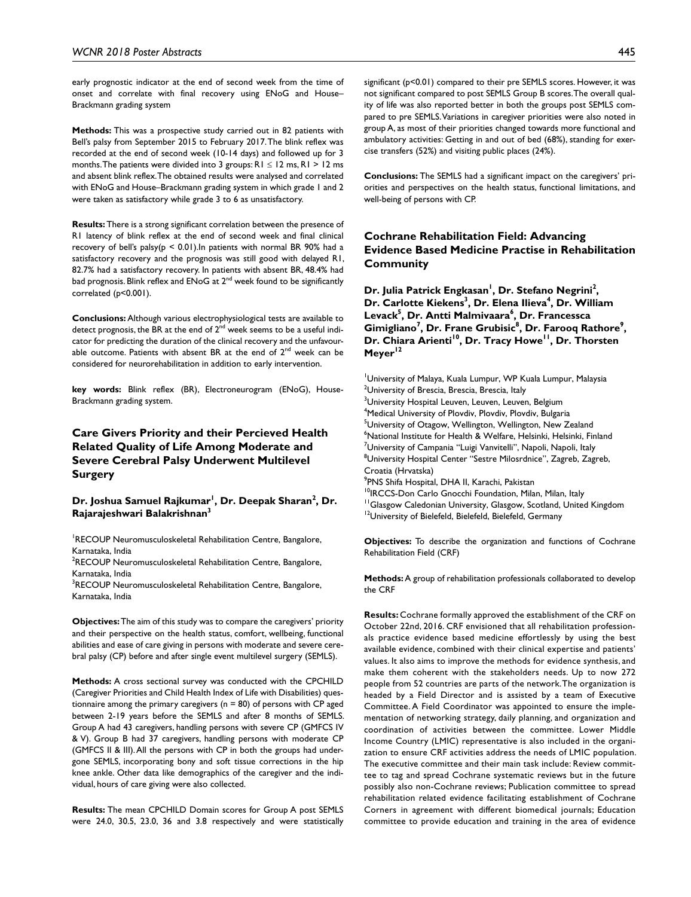early prognostic indicator at the end of second week from the time of onset and correlate with final recovery using ENoG and House–Brackmann grading system

**Methods:** This was a prospective study carried out in 82 patients with Bell's palsy from September 2015 to February 2017. The blink reflex was recorded at the end of second week (10-14 days) and followed up for 3 months. The patients were divided into 3 groups: R1 ≤ 12 ms, R1 > 12 ms and absent blink reflex. The obtained results were analysed and correlated with ENoG and House–Brackmann grading system in which grade 1 and 2 were taken as satisfactory while grade 3 to 6 as unsatisfactory.

**Results:** There is a strong significant correlation between the presence of R1 latency of blink reflex at the end of second week and final clinical recovery of bell's palsy($p < 0.01$).In patients with normal BR 90% had a satisfactory recovery and the prognosis was still good with delayed R1, 82.7% had a satisfactory recovery. In patients with absent BR, 48.4% had bad prognosis. Blink reflex and ENoG at 2nd week found to be significantly correlated ($p<0.001$).

**Conclusions:** Although various electrophysiological tests are available to detect prognosis, the BR at the end of 2nd week seems to be a useful indicator for predicting the duration of the clinical recovery and the unfavourable outcome. Patients with absent BR at the end of 2nd week can be considered for neurorehabilitation in addition to early intervention.

**key words:** Blink reflex (BR), Electroneurogram (ENoG), House-Brackmann grading system.

## Care Givers Priority and their Percieved Health Related Quality of Life Among Moderate and Severe Cerebral Palsy Underwent Multilevel Surgery

**Dr. Joshua Samuel Rajkumar[1], Dr. Deepak Sharan[2], Dr. Rajarajeshwari Balakrishnan[3]**

[1]RECOUP Neuromusculoskeletal Rehabilitation Centre, Bangalore, Karnataka, India
[2]RECOUP Neuromusculoskeletal Rehabilitation Centre, Bangalore, Karnataka, India
[3]RECOUP Neuromusculoskeletal Rehabilitation Centre, Bangalore, Karnataka, India

**Objectives:** The aim of this study was to compare the caregivers' priority and their perspective on the health status, comfort, wellbeing, functional abilities and ease of care giving in persons with moderate and severe cerebral palsy (CP) before and after single event multilevel surgery (SEMLS).

**Methods:** A cross sectional survey was conducted with the CPCHILD (Caregiver Priorities and Child Health Index of Life with Disabilities) questionnaire among the primary caregivers ($n = 80$) of persons with CP aged between 2-19 years before the SEMLS and after 8 months of SEMLS. Group A had 43 caregivers, handling persons with severe CP (GMFCS IV & V). Group B had 37 caregivers, handling persons with moderate CP (GMFCS II & III). All the persons with CP in both the groups had undergone SEMLS, incorporating bony and soft tissue corrections in the hip knee ankle. Other data like demographics of the caregiver and the individual, hours of care giving were also collected.

**Results:** The mean CPCHILD Domain scores for Group A post SEMLS were 24.0, 30.5, 23.0, 36 and 3.8 respectively and were statistically significant ($p<0.01$) compared to their pre SEMLS scores. However, it was not significant compared to post SEMLS Group B scores. The overall quality of life was also reported better in both the groups post SEMLS compared to pre SEMLS. Variations in caregiver priorities were also noted in group A, as most of their priorities changed towards more functional and ambulatory activities: Getting in and out of bed (68%), standing for exercise transfers (52%) and visiting public places (24%).

**Conclusions:** The SEMLS had a significant impact on the caregivers' priorities and perspectives on the health status, functional limitations, and well-being of persons with CP.

## Cochrane Rehabilitation Field: Advancing Evidence Based Medicine Practise in Rehabilitation Community

**Dr. Julia Patrick Engkasan[1], Dr. Stefano Negrini[2], Dr. Carlotte Kiekens[3], Dr. Elena Ilieva[4], Dr. William Levack[5], Dr. Antti Malmivaara[6], Dr. Francessca Gimigliano[7], Dr. Frane Grubisic[8], Dr. Farooq Rathore[9], Dr. Chiara Arienti[10], Dr. Tracy Howe[11], Dr. Thorsten Meyer[12]**

[1]University of Malaya, Kuala Lumpur, WP Kuala Lumpur, Malaysia
[2]University of Brescia, Brescia, Brescia, Italy
[3]University Hospital Leuven, Leuven, Leuven, Belgium
[4]Medical University of Plovdiv, Plovdiv, Plovdiv, Bulgaria
[5]University of Otagow, Wellington, Wellington, New Zealand
[6]National Institute for Health & Welfare, Helsinki, Helsinki, Finland
[7]University of Campania "Luigi Vanvitelli", Napoli, Napoli, Italy
[8]University Hospital Center "Sestre Milosrdnice", Zagreb, Zagreb, Croatia (Hrvatska)
[9]PNS Shifa Hospital, DHA II, Karachi, Pakistan
[10]IRCCS-Don Carlo Gnocchi Foundation, Milan, Milan, Italy
[11]Glasgow Caledonian University, Glasgow, Scotland, United Kingdom
[12]University of Bielefeld, Bielefeld, Bielefeld, Germany

**Objectives:** To describe the organization and functions of Cochrane Rehabilitation Field (CRF)

**Methods:** A group of rehabilitation professionals collaborated to develop the CRF

**Results:** Cochrane formally approved the establishment of the CRF on October 22nd, 2016. CRF envisioned that all rehabilitation professionals practice evidence based medicine effortlessly by using the best available evidence, combined with their clinical expertise and patients' values. It also aims to improve the methods for evidence synthesis, and make them coherent with the stakeholders needs. Up to now 272 people from 52 countries are parts of the network. The organization is headed by a Field Director and is assisted by a team of Executive Committee. A Field Coordinator was appointed to ensure the implementation of networking strategy, daily planning, and organization and coordination of activities between the committee. Lower Middle Income Country (LMIC) representative is also included in the organization to ensure CRF activities address the needs of LMIC population. The executive committee and their main task include: Review committee to tag and spread Cochrane systematic reviews but in the future possibly also non-Cochrane reviews; Publication committee to spread rehabilitation related evidence facilitating establishment of Cochrane Corners in agreement with different biomedical journals; Education committee to provide education and training in the area of evidence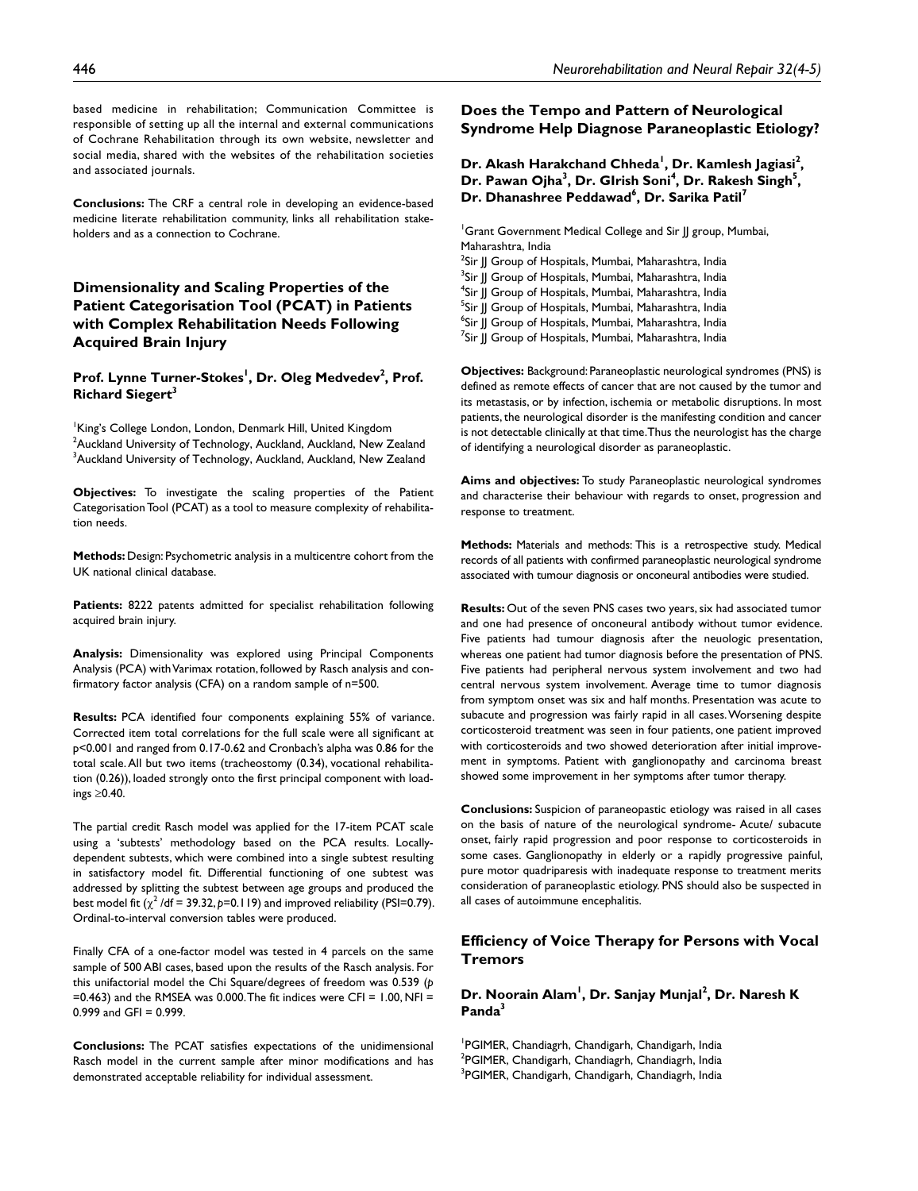based medicine in rehabilitation; Communication Committee is responsible of setting up all the internal and external communications of Cochrane Rehabilitation through its own website, newsletter and social media, shared with the websites of the rehabilitation societies and associated journals.

**Conclusions:** The CRF a central role in developing an evidence-based medicine literate rehabilitation community, links all rehabilitation stakeholders and as a connection to Cochrane.

## Dimensionality and Scaling Properties of the Patient Categorisation Tool (PCAT) in Patients with Complex Rehabilitation Needs Following Acquired Brain Injury

**Prof. Lynne Turner-Stokes[1], Dr. Oleg Medvedev[2], Prof. Richard Siegert[3]**

[1]King's College London, London, Denmark Hill, United Kingdom
[2]Auckland University of Technology, Auckland, Auckland, New Zealand
[3]Auckland University of Technology, Auckland, Auckland, New Zealand

**Objectives:** To investigate the scaling properties of the Patient Categorisation Tool (PCAT) as a tool to measure complexity of rehabilitation needs.

**Methods:** Design: Psychometric analysis in a multicentre cohort from the UK national clinical database.

**Patients:** 8222 patents admitted for specialist rehabilitation following acquired brain injury.

**Analysis:** Dimensionality was explored using Principal Components Analysis (PCA) with Varimax rotation, followed by Rasch analysis and confirmatory factor analysis (CFA) on a random sample of n=500.

**Results:** PCA identified four components explaining 55% of variance. Corrected item total correlations for the full scale were all significant at $p<0.001$ and ranged from 0.17-0.62 and Cronbach's alpha was 0.86 for the total scale. All but two items (tracheostomy (0.34), vocational rehabilitation (0.26)), loaded strongly onto the first principal component with loadings $\geq 0.40$.

The partial credit Rasch model was applied for the 17-item PCAT scale using a 'subtests' methodology based on the PCA results. Locally-dependent subtests, which were combined into a single subtest resulting in satisfactory model fit. Differential functioning of one subtest was addressed by splitting the subtest between age groups and produced the best model fit ($\chi^2$ /df = 39.32, $p=0.119$) and improved reliability (PSI=0.79). Ordinal-to-interval conversion tables were produced.

Finally CFA of a one-factor model was tested in 4 parcels on the same sample of 500 ABI cases, based upon the results of the Rasch analysis. For this unifactorial model the Chi Square/degrees of freedom was 0.539 ($p=0.463$) and the RMSEA was 0.000. The fit indices were CFI = 1.00, NFI = 0.999 and GFI = 0.999.

**Conclusions:** The PCAT satisfies expectations of the unidimensional Rasch model in the current sample after minor modifications and has demonstrated acceptable reliability for individual assessment.

## Does the Tempo and Pattern of Neurological Syndrome Help Diagnose Paraneoplastic Etiology?

**Dr. Akash Harakchand Chheda[1], Dr. Kamlesh Jagiasi[2], Dr. Pawan Ojha[3], Dr. GIrish Soni[4], Dr. Rakesh Singh[5], Dr. Dhanashree Peddawad[6], Dr. Sarika Patil[7]**

[1]Grant Government Medical College and Sir JJ group, Mumbai, Maharashtra, India
[2]Sir JJ Group of Hospitals, Mumbai, Maharashtra, India
[3]Sir JJ Group of Hospitals, Mumbai, Maharashtra, India
[4]Sir JJ Group of Hospitals, Mumbai, Maharashtra, India
[5]Sir JJ Group of Hospitals, Mumbai, Maharashtra, India
[6]Sir JJ Group of Hospitals, Mumbai, Maharashtra, India
[7]Sir JJ Group of Hospitals, Mumbai, Maharashtra, India

**Objectives:** Background: Paraneoplastic neurological syndromes (PNS) is defined as remote effects of cancer that are not caused by the tumor and its metastasis, or by infection, ischemia or metabolic disruptions. In most patients, the neurological disorder is the manifesting condition and cancer is not detectable clinically at that time. Thus the neurologist has the charge of identifying a neurological disorder as paraneoplastic.

**Aims and objectives:** To study Paraneoplastic neurological syndromes and characterise their behaviour with regards to onset, progression and response to treatment.

**Methods:** Materials and methods: This is a retrospective study. Medical records of all patients with confirmed paraneoplastic neurological syndrome associated with tumour diagnosis or onconeural antibodies were studied.

**Results:** Out of the seven PNS cases two years, six had associated tumor and one had presence of onconeural antibody without tumor evidence. Five patients had tumour diagnosis after the neuologic presentation, whereas one patient had tumor diagnosis before the presentation of PNS. Five patients had peripheral nervous system involvement and two had central nervous system involvement. Average time to tumor diagnosis from symptom onset was six and half months. Presentation was acute to subacute and progression was fairly rapid in all cases. Worsening despite corticosteroid treatment was seen in four patients, one patient improved with corticosteroids and two showed deterioration after initial improvement in symptoms. Patient with ganglionopathy and carcinoma breast showed some improvement in her symptoms after tumor therapy.

**Conclusions:** Suspicion of paraneopastic etiology was raised in all cases on the basis of nature of the neurological syndrome- Acute/ subacute onset, fairly rapid progression and poor response to corticosteroids in some cases. Ganglionopathy in elderly or a rapidly progressive painful, pure motor quadriparesis with inadequate response to treatment merits consideration of paraneoplastic etiology. PNS should also be suspected in all cases of autoimmune encephalitis.

## Efficiency of Voice Therapy for Persons with Vocal Tremors

**Dr. Noorain Alam[1], Dr. Sanjay Munjal[2], Dr. Naresh K Panda[3]**

[1]PGIMER, Chandiagrh, Chandigarh, Chandigarh, India
[2]PGIMER, Chandigarh, Chandiagrh, Chandiagrh, India
[3]PGIMER, Chandigarh, Chandigarh, Chandiagrh, India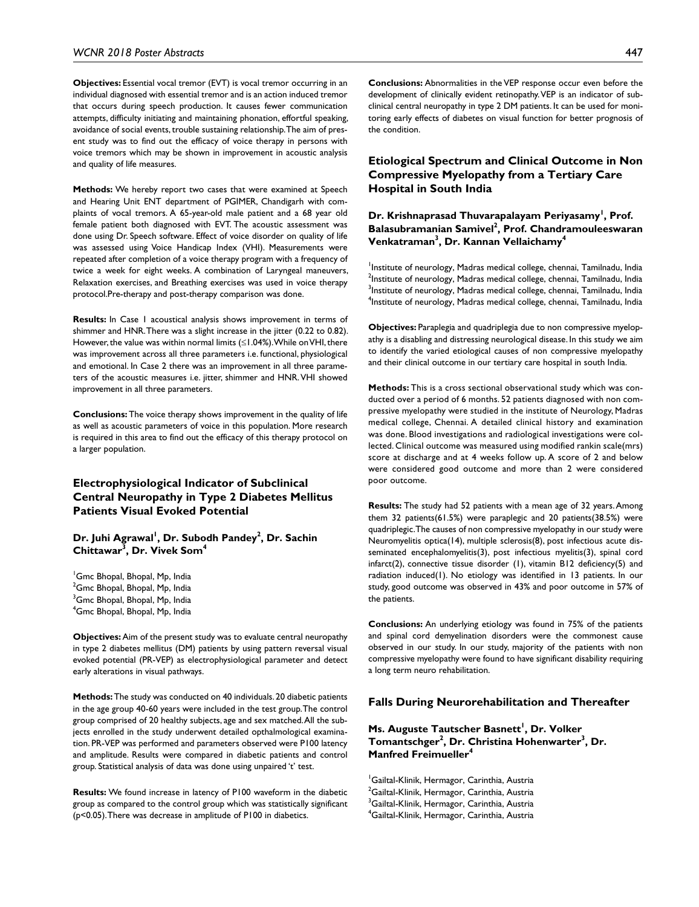**Objectives:** Essential vocal tremor (EVT) is vocal tremor occurring in an individual diagnosed with essential tremor and is an action induced tremor that occurs during speech production. It causes fewer communication attempts, difficulty initiating and maintaining phonation, effortful speaking, avoidance of social events, trouble sustaining relationship. The aim of present study was to find out the efficacy of voice therapy in persons with voice tremors which may be shown in improvement in acoustic analysis and quality of life measures.

**Methods:** We hereby report two cases that were examined at Speech and Hearing Unit ENT department of PGIMER, Chandigarh with complaints of vocal tremors. A 65-year-old male patient and a 68 year old female patient both diagnosed with EVT. The acoustic assessment was done using Dr. Speech software. Effect of voice disorder on quality of life was assessed using Voice Handicap Index (VHI). Measurements were repeated after completion of a voice therapy program with a frequency of twice a week for eight weeks. A combination of Laryngeal maneuvers, Relaxation exercises, and Breathing exercises was used in voice therapy protocol. Pre-therapy and post-therapy comparison was done.

**Results:** In Case 1 acoustical analysis shows improvement in terms of shimmer and HNR. There was a slight increase in the jitter (0.22 to 0.82). However, the value was within normal limits (≤1.04%). While on VHI, there was improvement across all three parameters i.e. functional, physiological and emotional. In Case 2 there was an improvement in all three parameters of the acoustic measures i.e. jitter, shimmer and HNR. VHI showed improvement in all three parameters.

**Conclusions:** The voice therapy shows improvement in the quality of life as well as acoustic parameters of voice in this population. More research is required in this area to find out the efficacy of this therapy protocol on a larger population.

## Electrophysiological Indicator of Subclinical Central Neuropathy in Type 2 Diabetes Mellitus Patients Visual Evoked Potential

**Dr. Juhi Agrawal[1], Dr. Subodh Pandey[2], Dr. Sachin Chittawar[3], Dr. Vivek Som[4]**

[1]Gmc Bhopal, Bhopal, Mp, India
[2]Gmc Bhopal, Bhopal, Mp, India
[3]Gmc Bhopal, Bhopal, Mp, India
[4]Gmc Bhopal, Bhopal, Mp, India

**Objectives:** Aim of the present study was to evaluate central neuropathy in type 2 diabetes mellitus (DM) patients by using pattern reversal visual evoked potential (PR-VEP) as electrophysiological parameter and detect early alterations in visual pathways.

**Methods:** The study was conducted on 40 individuals. 20 diabetic patients in the age group 40-60 years were included in the test group. The control group comprised of 20 healthy subjects, age and sex matched. All the subjects enrolled in the study underwent detailed opthalmological examination. PR-VEP was performed and parameters observed were P100 latency and amplitude. Results were compared in diabetic patients and control group. Statistical analysis of data was done using unpaired 't' test.

**Results:** We found increase in latency of P100 waveform in the diabetic group as compared to the control group which was statistically significant ($p<0.05$). There was decrease in amplitude of P100 in diabetics.

**Conclusions:** Abnormalities in the VEP response occur even before the development of clinically evident retinopathy. VEP is an indicator of subclinical central neuropathy in type 2 DM patients. It can be used for monitoring early effects of diabetes on visual function for better prognosis of the condition.

## Etiological Spectrum and Clinical Outcome in Non Compressive Myelopathy from a Tertiary Care Hospital in South India

**Dr. Krishnaprasad Thuvarapalayam Periyasamy[1], Prof. Balasubramanian Samivel[2], Prof. Chandramouleeswaran Venkatraman[3], Dr. Kannan Vellaichamy[4]**

[1]Institute of neurology, Madras medical college, chennai, Tamilnadu, India
[2]Institute of neurology, Madras medical college, chennai, Tamilnadu, India
[3]Institute of neurology, Madras medical college, chennai, Tamilnadu, India
[4]Institute of neurology, Madras medical college, chennai, Tamilnadu, India

**Objectives:** Paraplegia and quadriplegia due to non compressive myelopathy is a disabling and distressing neurological disease. In this study we aim to identify the varied etiological causes of non compressive myelopathy and their clinical outcome in our tertiary care hospital in south India.

**Methods:** This is a cross sectional observational study which was conducted over a period of 6 months. 52 patients diagnosed with non compressive myelopathy were studied in the institute of Neurology, Madras medical college, Chennai. A detailed clinical history and examination was done. Blood investigations and radiological investigations were collected. Clinical outcome was measured using modified rankin scale(mrs) score at discharge and at 4 weeks follow up. A score of 2 and below were considered good outcome and more than 2 were considered poor outcome.

**Results:** The study had 52 patients with a mean age of 32 years. Among them 32 patients(61.5%) were paraplegic and 20 patients(38.5%) were quadriplegic. The causes of non compressive myelopathy in our study were Neuromyelitis optica(14), multiple sclerosis(8), post infectious acute disseminated encephalomyelitis(3), post infectious myelitis(3), spinal cord infarct(2), connective tissue disorder (1), vitamin B12 deficiency(5) and radiation induced(1). No etiology was identified in 13 patients. In our study, good outcome was observed in 43% and poor outcome in 57% of the patients.

**Conclusions:** An underlying etiology was found in 75% of the patients and spinal cord demyelination disorders were the commonest cause observed in our study. In our study, majority of the patients with non compressive myelopathy were found to have significant disability requiring a long term neuro rehabilitation.

## Falls During Neurorehabilitation and Thereafter

**Ms. Auguste Tautscher Basnett[1], Dr. Volker Tomantschger[2], Dr. Christina Hohenwarter[3], Dr. Manfred Freimueller[4]**

[1]Gailtal-Klinik, Hermagor, Carinthia, Austria
[2]Gailtal-Klinik, Hermagor, Carinthia, Austria
[3]Gailtal-Klinik, Hermagor, Carinthia, Austria
[4]Gailtal-Klinik, Hermagor, Carinthia, Austria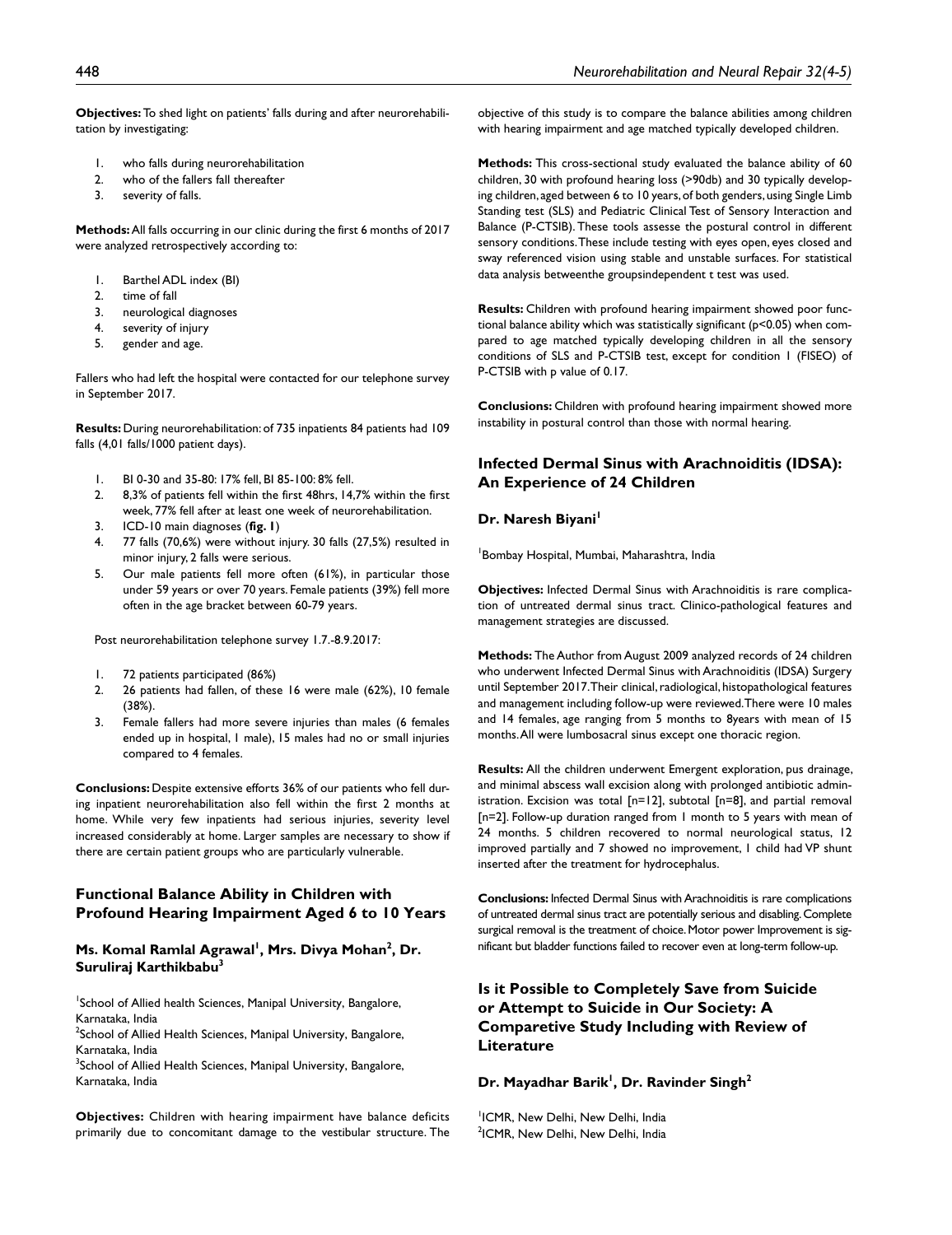**Objectives:** To shed light on patients' falls during and after neurorehabilitation by investigating:

1. who falls during neurorehabilitation
2. who of the fallers fall thereafter
3. severity of falls.

**Methods:** All falls occurring in our clinic during the first 6 months of 2017 were analyzed retrospectively according to:

1. Barthel ADL index (BI)
2. time of fall
3. neurological diagnoses
4. severity of injury
5. gender and age.

Fallers who had left the hospital were contacted for our telephone survey in September 2017.

**Results:** During neurorehabilitation: of 735 inpatients 84 patients had 109 falls (4,01 falls/1000 patient days).

1. BI 0-30 and 35-80: 17% fell, BI 85-100: 8% fell.
2. 8,3% of patients fell within the first 48hrs, 14,7% within the first week, 77% fell after at least one week of neurorehabilitation.
3. ICD-10 main diagnoses (**fig. 1**)
4. 77 falls (70,6%) were without injury. 30 falls (27,5%) resulted in minor injury, 2 falls were serious.
5. Our male patients fell more often (61%), in particular those under 59 years or over 70 years. Female patients (39%) fell more often in the age bracket between 60-79 years.

Post neurorehabilitation telephone survey 1.7.-8.9.2017:

1. 72 patients participated (86%)
2. 26 patients had fallen, of these 16 were male (62%), 10 female (38%).
3. Female fallers had more severe injuries than males (6 females ended up in hospital, 1 male), 15 males had no or small injuries compared to 4 females.

**Conclusions:** Despite extensive efforts 36% of our patients who fell during inpatient neurorehabilitation also fell within the first 2 months at home. While very few inpatients had serious injuries, severity level increased considerably at home. Larger samples are necessary to show if there are certain patient groups who are particularly vulnerable.

## Functional Balance Ability in Children with Profound Hearing Impairment Aged 6 to 10 Years

### Ms. Komal Ramlal Agrawal[1], Mrs. Divya Mohan[2], Dr. Suruliraj Karthikbabu[3]

[1]School of Allied health Sciences, Manipal University, Bangalore, Karnataka, India
[2]School of Allied Health Sciences, Manipal University, Bangalore, Karnataka, India
[3]School of Allied Health Sciences, Manipal University, Bangalore, Karnataka, India

**Objectives:** Children with hearing impairment have balance deficits primarily due to concomitant damage to the vestibular structure. The objective of this study is to compare the balance abilities among children with hearing impairment and age matched typically developed children.

**Methods:** This cross-sectional study evaluated the balance ability of 60 children, 30 with profound hearing loss (>90db) and 30 typically developing children, aged between 6 to 10 years, of both genders, using Single Limb Standing test (SLS) and Pediatric Clinical Test of Sensory Interaction and Balance (P-CTSIB). These tools assesse the postural control in different sensory conditions. These include testing with eyes open, eyes closed and sway referenced vision using stable and unstable surfaces. For statistical data analysis betweenthe groupsindependent t test was used.

**Results:** Children with profound hearing impairment showed poor functional balance ability which was statistically significant ($p<0.05$) when compared to age matched typically developing children in all the sensory conditions of SLS and P-CTSIB test, except for condition 1 (FISEO) of P-CTSIB with p value of 0.17.

**Conclusions:** Children with profound hearing impairment showed more instability in postural control than those with normal hearing.

## Infected Dermal Sinus with Arachnoiditis (IDSA): An Experience of 24 Children

### Dr. Naresh Biyani[1]

[1]Bombay Hospital, Mumbai, Maharashtra, India

**Objectives:** Infected Dermal Sinus with Arachnoiditis is rare complication of untreated dermal sinus tract. Clinico-pathological features and management strategies are discussed.

**Methods:** The Author from August 2009 analyzed records of 24 children who underwent Infected Dermal Sinus with Arachnoiditis (IDSA) Surgery until September 2017. Their clinical, radiological, histopathological features and management including follow-up were reviewed. There were 10 males and 14 females, age ranging from 5 months to 8years with mean of 15 months. All were lumbosacral sinus except one thoracic region.

**Results:** All the children underwent Emergent exploration, pus drainage, and minimal abscess wall excision along with prolonged antibiotic administration. Excision was total [n=12], subtotal [n=8], and partial removal [n=2]. Follow-up duration ranged from 1 month to 5 years with mean of 24 months. 5 children recovered to normal neurological status, 12 improved partially and 7 showed no improvement, 1 child had VP shunt inserted after the treatment for hydrocephalus.

**Conclusions:** Infected Dermal Sinus with Arachnoiditis is rare complications of untreated dermal sinus tract are potentially serious and disabling. Complete surgical removal is the treatment of choice. Motor power Improvement is significant but bladder functions failed to recover even at long-term follow-up.

## Is it Possible to Completely Save from Suicide or Attempt to Suicide in Our Society: A Comparetive Study Including with Review of Literature

### Dr. Mayadhar Barik[1], Dr. Ravinder Singh[2]

[1]ICMR, New Delhi, New Delhi, India
[2]ICMR, New Delhi, New Delhi, India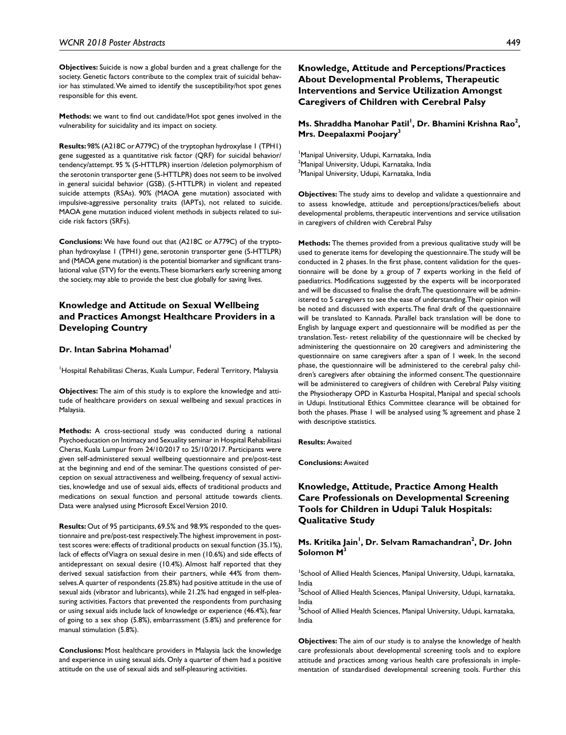**Objectives:** Suicide is now a global burden and a great challenge for the society. Genetic factors contribute to the complex trait of suicidal behavior has stimulated. We aimed to identify the susceptibility/hot spot genes responsible for this event.

**Methods:** we want to find out candidate/Hot spot genes involved in the vulnerability for suicidality and its impact on society.

**Results:** 98% (A218C or A779C) of the tryptophan hydroxylase 1 (TPH1) gene suggested as a quantitative risk factor (QRF) for suicidal behavior/ tendency/attempt. 95 % (5-HTTLPR) insertion /deletion polymorphism of the serotonin transporter gene (5-HTTLPR) does not seem to be involved in general suicidal behavior (GSB). (5-HTTLPR) in violent and repeated suicide attempts (RSAs). 90% (MAOA gene mutation) associated with impulsive-aggressive personality traits (IAPTs), not related to suicide. MAOA gene mutation induced violent methods in subjects related to suicide risk factors (SRFs).

**Conclusions:** We have found out that (A218C or A779C) of the tryptophan hydroxylase 1 (TPH1) gene, serotonin transporter gene (5-HTTLPR) and (MAOA gene mutation) is the potential biomarker and significant translational value (STV) for the events. These biomarkers early screening among the society, may able to provide the best clue globally for saving lives.

## Knowledge and Attitude on Sexual Wellbeing and Practices Amongst Healthcare Providers in a Developing Country

**Dr. Intan Sabrina Mohamad**[1]

[1]Hospital Rehabilitasi Cheras, Kuala Lumpur, Federal Territory, Malaysia

**Objectives:** The aim of this study is to explore the knowledge and attitude of healthcare providers on sexual wellbeing and sexual practices in Malaysia.

**Methods:** A cross-sectional study was conducted during a national Psychoeducation on Intimacy and Sexuality seminar in Hospital Rehabilitasi Cheras, Kuala Lumpur from 24/10/2017 to 25/10/2017. Participants were given self-administered sexual wellbeing questionnaire and pre/post-test at the beginning and end of the seminar. The questions consisted of perception on sexual attractiveness and wellbeing, frequency of sexual activities, knowledge and use of sexual aids, effects of traditional products and medications on sexual function and personal attitude towards clients. Data were analysed using Microsoft Excel Version 2010.

**Results:** Out of 95 participants, 69.5% and 98.9% responded to the questionnaire and pre/post-test respectively. The highest improvement in post-test scores were: effects of traditional products on sexual function (35.1%), lack of effects of Viagra on sexual desire in men (10.6%) and side effects of antidepressant on sexual desire (10.4%). Almost half reported that they derived sexual satisfaction from their partners, while 44% from themselves. A quarter of respondents (25.8%) had positive attitude in the use of sexual aids (vibrator and lubricants), while 21.2% had engaged in self-pleasuring activities. Factors that prevented the respondents from purchasing or using sexual aids include lack of knowledge or experience (46.4%), fear of going to a sex shop (5.8%), embarrassment (5.8%) and preference for manual stimulation (5.8%).

**Conclusions:** Most healthcare providers in Malaysia lack the knowledge and experience in using sexual aids. Only a quarter of them had a positive attitude on the use of sexual aids and self-pleasuring activities.

## Knowledge, Attitude and Perceptions/Practices About Developmental Problems, Therapeutic Interventions and Service Utilization Amongst Caregivers of Children with Cerebral Palsy

**Ms. Shraddha Manohar Patil**[1]**, Dr. Bhamini Krishna Rao**[2]**, Mrs. Deepalaxmi Poojary**[3]

[1]Manipal University, Udupi, Karnataka, India
[2]Manipal University, Udupi, Karnataka, India
[3]Manipal University, Udupi, Karnataka, India

**Objectives:** The study aims to develop and validate a questionnaire and to assess knowledge, attitude and perceptions/practices/beliefs about developmental problems, therapeutic interventions and service utilisation in caregivers of children with Cerebral Palsy

**Methods:** The themes provided from a previous qualitative study will be used to generate items for developing the questionnaire. The study will be conducted in 2 phases. In the first phase, content validation for the questionnaire will be done by a group of 7 experts working in the field of paediatrics. Modifications suggested by the experts will be incorporated and will be discussed to finalise the draft. The questionnaire will be administered to 5 caregivers to see the ease of understanding. Their opinion will be noted and discussed with experts. The final draft of the questionnaire will be translated to Kannada. Parallel back translation will be done to English by language expert and questionnaire will be modified as per the translation. Test- retest reliability of the questionnaire will be checked by administering the questionnaire on 20 caregivers and administering the questionnaire on same caregivers after a span of 1 week. In the second phase, the questionnaire will be administered to the cerebral palsy children's caregivers after obtaining the informed consent. The questionnaire will be administered to caregivers of children with Cerebral Palsy visiting the Physiotherapy OPD in Kasturba Hospital, Manipal and special schools in Udupi. Institutional Ethics Committee clearance will be obtained for both the phases. Phase 1 will be analysed using % agreement and phase 2 with descriptive statistics.

**Results:** Awaited

**Conclusions:** Awaited

## Knowledge, Attitude, Practice Among Health Care Professionals on Developmental Screening Tools for Children in Udupi Taluk Hospitals: Qualitative Study

**Ms. Kritika Jain**[1]**, Dr. Selvam Ramachandran**[2]**, Dr. John Solomon M**[3]

[1]School of Allied Health Sciences, Manipal University, Udupi, karnataka, India
[2]School of Allied Health Sciences, Manipal University, Udupi, karnataka, India
[3]School of Allied Health Sciences, Manipal University, Udupi, karnataka, India

**Objectives:** The aim of our study is to analyse the knowledge of health care professionals about developmental screening tools and to explore attitude and practices among various health care professionals in implementation of standardised developmental screening tools. Further this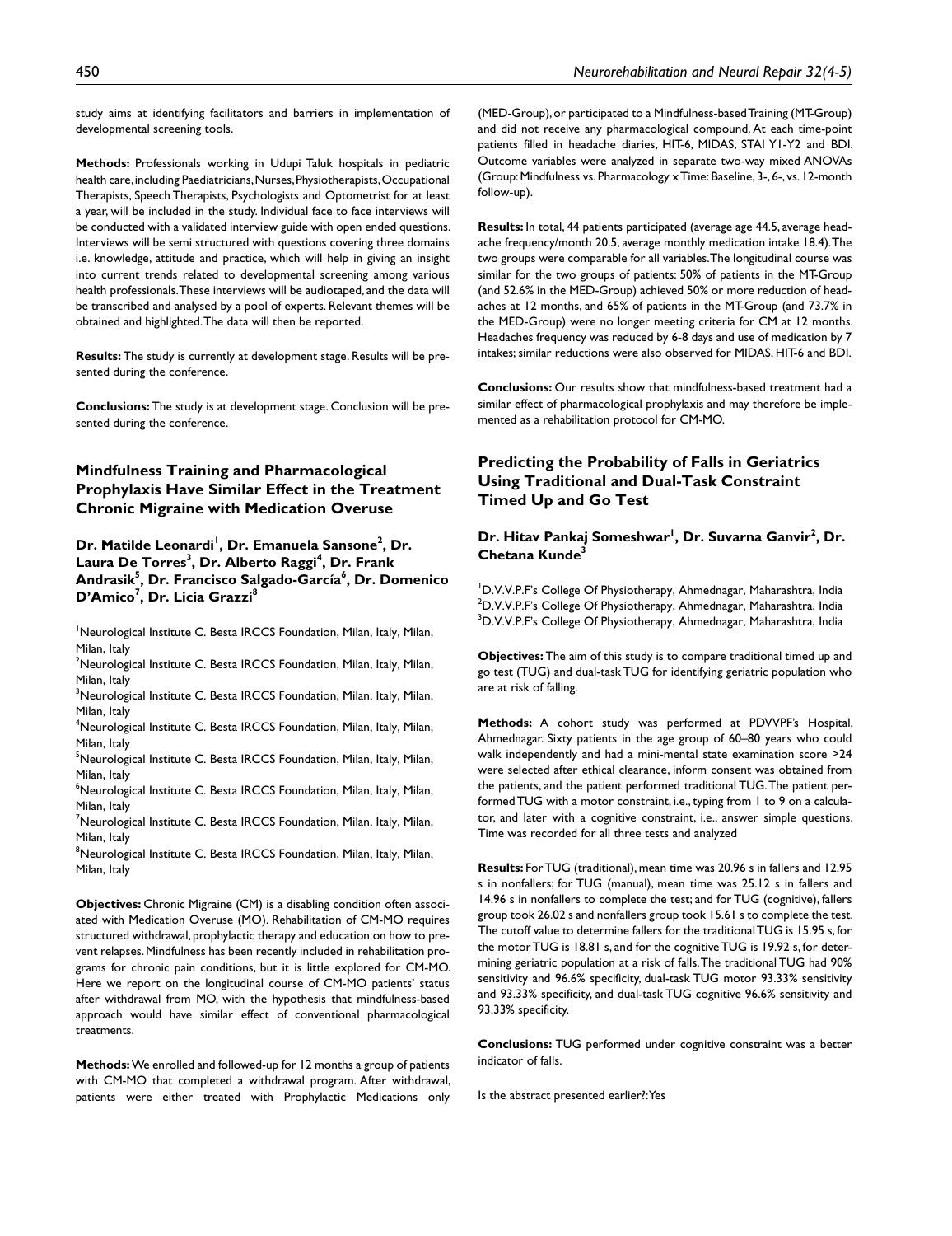study aims at identifying facilitators and barriers in implementation of developmental screening tools.

**Methods:** Professionals working in Udupi Taluk hospitals in pediatric health care, including Paediatricians, Nurses, Physiotherapists, Occupational Therapists, Speech Therapists, Psychologists and Optometrist for at least a year, will be included in the study. Individual face to face interviews will be conducted with a validated interview guide with open ended questions. Interviews will be semi structured with questions covering three domains i.e. knowledge, attitude and practice, which will help in giving an insight into current trends related to developmental screening among various health professionals. These interviews will be audiotaped, and the data will be transcribed and analysed by a pool of experts. Relevant themes will be obtained and highlighted. The data will then be reported.

**Results:** The study is currently at development stage. Results will be presented during the conference.

**Conclusions:** The study is at development stage. Conclusion will be presented during the conference.

## Mindfulness Training and Pharmacological Prophylaxis Have Similar Effect in the Treatment Chronic Migraine with Medication Overuse

**Dr. Matilde Leonardi[1], Dr. Emanuela Sansone[2], Dr. Laura De Torres[3], Dr. Alberto Raggi[4], Dr. Frank Andrasik[5], Dr. Francisco Salgado-García[6], Dr. Domenico D'Amico[7], Dr. Licia Grazzi[8]**

[1]Neurological Institute C. Besta IRCCS Foundation, Milan, Italy, Milan, Milan, Italy
[2]Neurological Institute C. Besta IRCCS Foundation, Milan, Italy, Milan, Milan, Italy
[3]Neurological Institute C. Besta IRCCS Foundation, Milan, Italy, Milan, Milan, Italy
[4]Neurological Institute C. Besta IRCCS Foundation, Milan, Italy, Milan, Milan, Italy
[5]Neurological Institute C. Besta IRCCS Foundation, Milan, Italy, Milan, Milan, Italy
[6]Neurological Institute C. Besta IRCCS Foundation, Milan, Italy, Milan, Milan, Italy
[7]Neurological Institute C. Besta IRCCS Foundation, Milan, Italy, Milan, Milan, Italy
[8]Neurological Institute C. Besta IRCCS Foundation, Milan, Italy, Milan, Milan, Italy

**Objectives:** Chronic Migraine (CM) is a disabling condition often associated with Medication Overuse (MO). Rehabilitation of CM-MO requires structured withdrawal, prophylactic therapy and education on how to prevent relapses. Mindfulness has been recently included in rehabilitation programs for chronic pain conditions, but it is little explored for CM-MO. Here we report on the longitudinal course of CM-MO patients' status after withdrawal from MO, with the hypothesis that mindfulness-based approach would have similar effect of conventional pharmacological treatments.

**Methods:** We enrolled and followed-up for 12 months a group of patients with CM-MO that completed a withdrawal program. After withdrawal, patients were either treated with Prophylactic Medications only (MED-Group), or participated to a Mindfulness-based Training (MT-Group) and did not receive any pharmacological compound. At each time-point patients filled in headache diaries, HIT-6, MIDAS, STAI Y1-Y2 and BDI. Outcome variables were analyzed in separate two-way mixed ANOVAs (Group: Mindfulness vs. Pharmacology x Time: Baseline, 3-, 6-, vs. 12-month follow-up).

**Results:** In total, 44 patients participated (average age 44.5, average headache frequency/month 20.5, average monthly medication intake 18.4). The two groups were comparable for all variables. The longitudinal course was similar for the two groups of patients: 50% of patients in the MT-Group (and 52.6% in the MED-Group) achieved 50% or more reduction of headaches at 12 months, and 65% of patients in the MT-Group (and 73.7% in the MED-Group) were no longer meeting criteria for CM at 12 months. Headaches frequency was reduced by 6-8 days and use of medication by 7 intakes; similar reductions were also observed for MIDAS, HIT-6 and BDI.

**Conclusions:** Our results show that mindfulness-based treatment had a similar effect of pharmacological prophylaxis and may therefore be implemented as a rehabilitation protocol for CM-MO.

## Predicting the Probability of Falls in Geriatrics Using Traditional and Dual-Task Constraint Timed Up and Go Test

**Dr. Hitav Pankaj Someshwar[1], Dr. Suvarna Ganvir[2], Dr. Chetana Kunde[3]**

[1]D.V.V.P.F's College Of Physiotherapy, Ahmednagar, Maharashtra, India
[2]D.V.V.P.F's College Of Physiotherapy, Ahmednagar, Maharashtra, India
[3]D.V.V.P.F's College Of Physiotherapy, Ahmednagar, Maharashtra, India

**Objectives:** The aim of this study is to compare traditional timed up and go test (TUG) and dual-task TUG for identifying geriatric population who are at risk of falling.

**Methods:** A cohort study was performed at PDVVPF's Hospital, Ahmednagar. Sixty patients in the age group of 60–80 years who could walk independently and had a mini-mental state examination score >24 were selected after ethical clearance, inform consent was obtained from the patients, and the patient performed traditional TUG. The patient performed TUG with a motor constraint, i.e., typing from 1 to 9 on a calculator, and later with a cognitive constraint, i.e., answer simple questions. Time was recorded for all three tests and analyzed

**Results:** For TUG (traditional), mean time was 20.96 s in fallers and 12.95 s in nonfallers; for TUG (manual), mean time was 25.12 s in fallers and 14.96 s in nonfallers to complete the test; and for TUG (cognitive), fallers group took 26.02 s and nonfallers group took 15.61 s to complete the test. The cutoff value to determine fallers for the traditional TUG is 15.95 s, for the motor TUG is 18.81 s, and for the cognitive TUG is 19.92 s, for determining geriatric population at a risk of falls. The traditional TUG had 90% sensitivity and 96.6% specificity, dual-task TUG motor 93.33% sensitivity and 93.33% specificity, and dual-task TUG cognitive 96.6% sensitivity and 93.33% specificity.

**Conclusions:** TUG performed under cognitive constraint was a better indicator of falls.

Is the abstract presented earlier?: Yes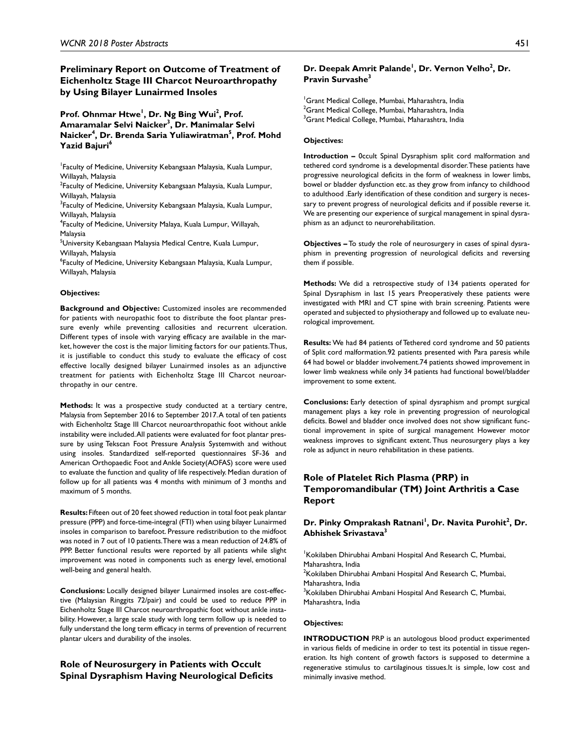## Preliminary Report on Outcome of Treatment of Eichenholtz Stage III Charcot Neuroarthropathy by Using Bilayer Lunairmed Insoles

**Prof. Ohnmar Htwe[1], Dr. Ng Bing Wui[2], Prof. Amaramalar Selvi Naicker[3], Dr. Manimalar Selvi Naicker[4], Dr. Brenda Saria Yuliawiratman[5], Prof. Mohd Yazid Bajuri[6]**

[1]Faculty of Medicine, University Kebangsaan Malaysia, Kuala Lumpur, Willayah, Malaysia
[2]Faculty of Medicine, University Kebangsaan Malaysia, Kuala Lumpur, Willayah, Malaysia
[3]Faculty of Medicine, University Kebangsaan Malaysia, Kuala Lumpur, Willayah, Malaysia
[4]Faculty of Medicine, University Malaya, Kuala Lumpur, Willayah, Malaysia
[5]University Kebangsaan Malaysia Medical Centre, Kuala Lumpur, Willayah, Malaysia
[6]Faculty of Medicine, University Kebangsaan Malaysia, Kuala Lumpur, Willayah, Malaysia

**Objectives:**

**Background and Objective:** Customized insoles are recommended for patients with neuropathic foot to distribute the foot plantar pressure evenly while preventing callosities and recurrent ulceration. Different types of insole with varying efficacy are available in the market, however the cost is the major limiting factors for our patients. Thus, it is justifiable to conduct this study to evaluate the efficacy of cost effective locally designed bilayer Lunairmed insoles as an adjunctive treatment for patients with Eichenholtz Stage III Charcot neuroarthropathy in our centre.

**Methods:** It was a prospective study conducted at a tertiary centre, Malaysia from September 2016 to September 2017. A total of ten patients with Eichenholtz Stage III Charcot neuroarthropathic foot without ankle instability were included. All patients were evaluated for foot plantar pressure by using Tekscan Foot Pressure Analysis Systemwith and without using insoles. Standardized self-reported questionnaires SF-36 and American Orthopaedic Foot and Ankle Society(AOFAS) score were used to evaluate the function and quality of life respectively. Median duration of follow up for all patients was 4 months with minimum of 3 months and maximum of 5 months.

**Results:** Fifteen out of 20 feet showed reduction in total foot peak plantar pressure (PPP) and force-time-integral (FTI) when using bilayer Lunairmed insoles in comparison to barefoot. Pressure redistribution to the midfoot was noted in 7 out of 10 patients. There was a mean reduction of 24.8% of PPP. Better functional results were reported by all patients while slight improvement was noted in components such as energy level, emotional well-being and general health.

**Conclusions:** Locally designed bilayer Lunairmed insoles are cost-effective (Malaysian Ringgits 72/pair) and could be used to reduce PPP in Eichenholtz Stage III Charcot neuroarthropathic foot without ankle instability. However, a large scale study with long term follow up is needed to fully understand the long term efficacy in terms of prevention of recurrent plantar ulcers and durability of the insoles.

## Role of Neurosurgery in Patients with Occult Spinal Dysraphism Having Neurological Deficits

**Dr. Deepak Amrit Palande[1], Dr. Vernon Velho[2], Dr. Pravin Survashe[3]**

[1]Grant Medical College, Mumbai, Maharashtra, India
[2]Grant Medical College, Mumbai, Maharashtra, India
[3]Grant Medical College, Mumbai, Maharashtra, India

**Objectives:**

**Introduction –** 0ccult Spinal Dysraphism split cord malformation and tethered cord syndrome is a developmental disorder. These patients have progressive neurological deficits in the form of weakness in lower limbs, bowel or bladder dysfunction etc. as they grow from infancy to childhood to adulthood .Early identification of these condition and surgery is necessary to prevent progress of neurological deficits and if possible reverse it. We are presenting our experience of surgical management in spinal dysraphism as an adjunct to neurorehabilitation.

**Objectives –** To study the role of neurosurgery in cases of spinal dysraphism in preventing progression of neurological deficits and reversing them if possible.

**Methods:** We did a retrospective study of 134 patients operated for Spinal Dysraphism in last 15 years Preoperatively these patients were investigated with MRI and CT spine with brain screening. Patients were operated and subjected to physiotherapy and followed up to evaluate neurological improvement.

**Results:** We had 84 patients of Tethered cord syndrome and 50 patients of Split cord malformation.92 patients presented with Para paresis while 64 had bowel or bladder involvement.74 patients showed improvement in lower limb weakness while only 34 patients had functional bowel/bladder improvement to some extent.

**Conclusions:** Early detection of spinal dysraphism and prompt surgical management plays a key role in preventing progression of neurological deficits. Bowel and bladder once involved does not show significant functional improvement in spite of surgical management However motor weakness improves to significant extent. Thus neurosurgery plays a key role as adjunct in neuro rehabilitation in these patients.

## Role of Platelet Rich Plasma (PRP) in Temporomandibular (TM) Joint Arthritis a Case Report

**Dr. Pinky Omprakash Ratnani[1], Dr. Navita Purohit[2], Dr. Abhishek Srivastava[3]**

[1]Kokilaben Dhirubhai Ambani Hospital And Research C, Mumbai, Maharashtra, India
[2]Kokilaben Dhirubhai Ambani Hospital And Research C, Mumbai, Maharashtra, India
[3]Kokilaben Dhirubhai Ambani Hospital And Research C, Mumbai, Maharashtra, India

**Objectives:**

**INTRODUCTION** PRP is an autologous blood product experimented in various fields of medicine in order to test its potential in tissue regeneration. Its high content of growth factors is supposed to determine a regenerative stimulus to cartilaginous tissues.It is simple, low cost and minimally invasive method.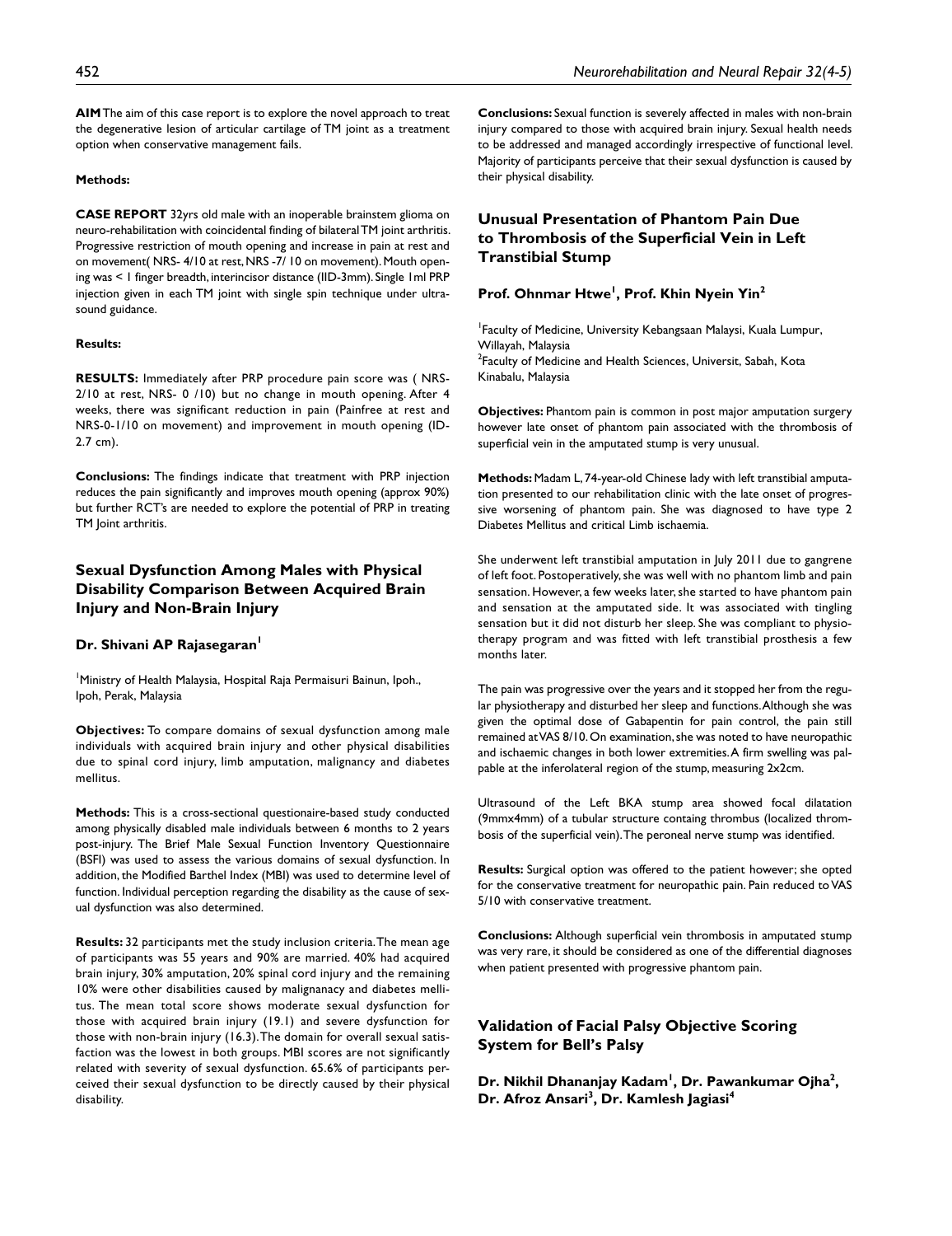**AIM** The aim of this case report is to explore the novel approach to treat the degenerative lesion of articular cartilage of TM joint as a treatment option when conservative management fails.

**Methods:**

**CASE REPORT** 32yrs old male with an inoperable brainstem glioma on neuro-rehabilitation with coincidental finding of bilateral TM joint arthritis. Progressive restriction of mouth opening and increase in pain at rest and on movement( NRS- 4/10 at rest, NRS -7/ 10 on movement). Mouth opening was < 1 finger breadth, interincisor distance (IID-3mm). Single 1ml PRP injection given in each TM joint with single spin technique under ultrasound guidance.

**Results:**

**RESULTS:** Immediately after PRP procedure pain score was ( NRS-2/10 at rest, NRS- 0 /10) but no change in mouth opening. After 4 weeks, there was significant reduction in pain (Painfree at rest and NRS-0-1/10 on movement) and improvement in mouth opening (ID-2.7 cm).

**Conclusions:** The findings indicate that treatment with PRP injection reduces the pain significantly and improves mouth opening (approx 90%) but further RCT's are needed to explore the potential of PRP in treating TM Joint arthritis.

## Sexual Dysfunction Among Males with Physical Disability Comparison Between Acquired Brain Injury and Non-Brain Injury

**Dr. Shivani AP Rajasegaran[1]**

[1]Ministry of Health Malaysia, Hospital Raja Permaisuri Bainun, Ipoh., Ipoh, Perak, Malaysia

**Objectives:** To compare domains of sexual dysfunction among male individuals with acquired brain injury and other physical disabilities due to spinal cord injury, limb amputation, malignancy and diabetes mellitus.

**Methods:** This is a cross-sectional questionaire-based study conducted among physically disabled male individuals between 6 months to 2 years post-injury. The Brief Male Sexual Function Inventory Questionnaire (BSFI) was used to assess the various domains of sexual dysfunction. In addition, the Modified Barthel Index (MBI) was used to determine level of function. Individual perception regarding the disability as the cause of sexual dysfunction was also determined.

**Results:** 32 participants met the study inclusion criteria. The mean age of participants was 55 years and 90% are married. 40% had acquired brain injury, 30% amputation, 20% spinal cord injury and the remaining 10% were other disabilities caused by malignanacy and diabetes mellitus. The mean total score shows moderate sexual dysfunction for those with acquired brain injury (19.1) and severe dysfunction for those with non-brain injury (16.3). The domain for overall sexual satisfaction was the lowest in both groups. MBI scores are not significantly related with severity of sexual dysfunction. 65.6% of participants perceived their sexual dysfunction to be directly caused by their physical disability.

**Conclusions:** Sexual function is severely affected in males with non-brain injury compared to those with acquired brain injury. Sexual health needs to be addressed and managed accordingly irrespective of functional level. Majority of participants perceive that their sexual dysfunction is caused by their physical disability.

## Unusual Presentation of Phantom Pain Due to Thrombosis of the Superficial Vein in Left Transtibial Stump

**Prof. Ohnmar Htwe[1], Prof. Khin Nyein Yin[2]**

[1]Faculty of Medicine, University Kebangsaan Malaysi, Kuala Lumpur, Willayah, Malaysia
[2]Faculty of Medicine and Health Sciences, Universit, Sabah, Kota Kinabalu, Malaysia

**Objectives:** Phantom pain is common in post major amputation surgery however late onset of phantom pain associated with the thrombosis of superficial vein in the amputated stump is very unusual.

**Methods:** Madam L, 74-year-old Chinese lady with left transtibial amputation presented to our rehabilitation clinic with the late onset of progressive worsening of phantom pain. She was diagnosed to have type 2 Diabetes Mellitus and critical Limb ischaemia.

She underwent left transtibial amputation in July 2011 due to gangrene of left foot. Postoperatively, she was well with no phantom limb and pain sensation. However, a few weeks later, she started to have phantom pain and sensation at the amputated side. It was associated with tingling sensation but it did not disturb her sleep. She was compliant to physiotherapy program and was fitted with left transtibial prosthesis a few months later.

The pain was progressive over the years and it stopped her from the regular physiotherapy and disturbed her sleep and functions. Although she was given the optimal dose of Gabapentin for pain control, the pain still remained at VAS 8/10. On examination, she was noted to have neuropathic and ischaemic changes in both lower extremities. A firm swelling was palpable at the inferolateral region of the stump, measuring 2x2cm.

Ultrasound of the Left BKA stump area showed focal dilatation (9mmx4mm) of a tubular structure containg thrombus (localized thrombosis of the superficial vein). The peroneal nerve stump was identified.

**Results:** Surgical option was offered to the patient however; she opted for the conservative treatment for neuropathic pain. Pain reduced to VAS 5/10 with conservative treatment.

**Conclusions:** Although superficial vein thrombosis in amputated stump was very rare, it should be considered as one of the differential diagnoses when patient presented with progressive phantom pain.

## Validation of Facial Palsy Objective Scoring System for Bell's Palsy

**Dr. Nikhil Dhananjay Kadam[1], Dr. Pawankumar Ojha[2], Dr. Afroz Ansari[3], Dr. Kamlesh Jagiasi[4]**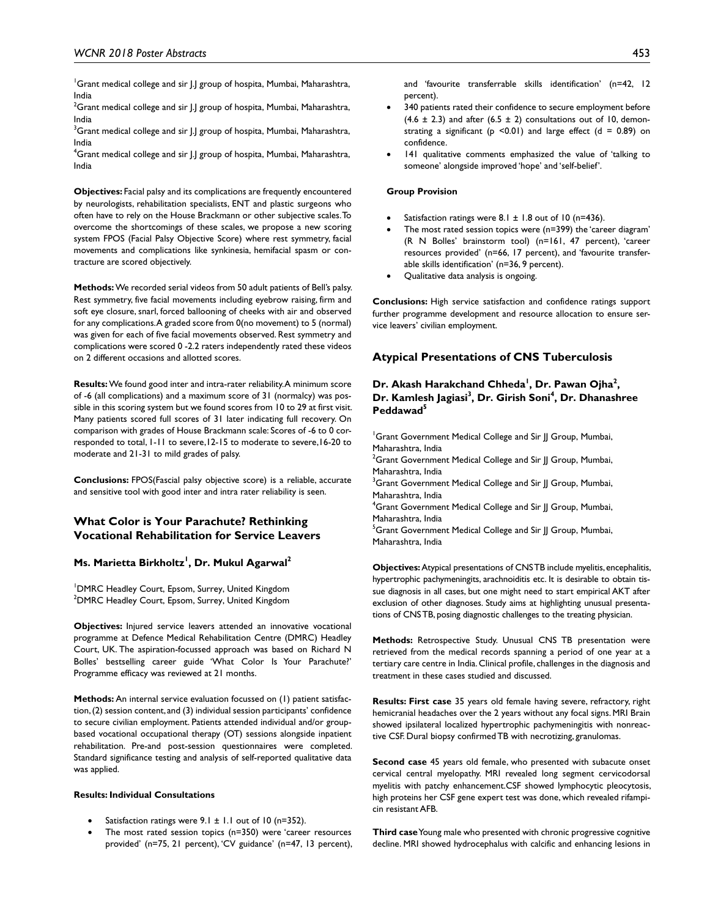[1]Grant medical college and sir J.J group of hospita, Mumbai, Maharashtra, India
[2]Grant medical college and sir J.J group of hospita, Mumbai, Maharashtra, India
[3]Grant medical college and sir J.J group of hospita, Mumbai, Maharashtra, India
[4]Grant medical college and sir J.J group of hospita, Mumbai, Maharashtra, India

**Objectives:** Facial palsy and its complications are frequently encountered by neurologists, rehabilitation specialists, ENT and plastic surgeons who often have to rely on the House Brackmann or other subjective scales. To overcome the shortcomings of these scales, we propose a new scoring system FPOS (Facial Palsy Objective Score) where rest symmetry, facial movements and complications like synkinesia, hemifacial spasm or contracture are scored objectively.

**Methods:** We recorded serial videos from 50 adult patients of Bell's palsy. Rest symmetry, five facial movements including eyebrow raising, firm and soft eye closure, snarl, forced ballooning of cheeks with air and observed for any complications. A graded score from 0(no movement) to 5 (normal) was given for each of five facial movements observed. Rest symmetry and complications were scored 0 -2.2 raters independently rated these videos on 2 different occasions and allotted scores.

**Results:** We found good inter and intra-rater reliability. A minimum score of -6 (all complications) and a maximum score of 31 (normalcy) was possible in this scoring system but we found scores from 10 to 29 at first visit. Many patients scored full scores of 31 later indicating full recovery. On comparison with grades of House Brackmann scale: Scores of -6 to 0 corresponded to total, 1-11 to severe, 12-15 to moderate to severe, 16-20 to moderate and 21-31 to mild grades of palsy.

**Conclusions:** FPOS(Fascial palsy objective score) is a reliable, accurate and sensitive tool with good inter and intra rater reliability is seen.

## What Color is Your Parachute? Rethinking Vocational Rehabilitation for Service Leavers

### Ms. Marietta Birkholtz[1], Dr. Mukul Agarwal[2]

[1]DMRC Headley Court, Epsom, Surrey, United Kingdom
[2]DMRC Headley Court, Epsom, Surrey, United Kingdom

**Objectives:** Injured service leavers attended an innovative vocational programme at Defence Medical Rehabilitation Centre (DMRC) Headley Court, UK. The aspiration-focussed approach was based on Richard N Bolles' bestselling career guide 'What Color Is Your Parachute?' Programme efficacy was reviewed at 21 months.

**Methods:** An internal service evaluation focussed on (1) patient satisfaction, (2) session content, and (3) individual session participants' confidence to secure civilian employment. Patients attended individual and/or group-based vocational occupational therapy (OT) sessions alongside inpatient rehabilitation. Pre-and post-session questionnaires were completed. Standard significance testing and analysis of self-reported qualitative data was applied.

**Results: Individual Consultations**

- Satisfaction ratings were 9.1 ± 1.1 out of 10 (n=352).
- The most rated session topics (n=350) were 'career resources provided' (n=75, 21 percent), 'CV guidance' (n=47, 13 percent), and 'favourite transferrable skills identification' (n=42, 12 percent).
- 340 patients rated their confidence to secure employment before (4.6 ± 2.3) and after (6.5 ± 2) consultations out of 10, demonstrating a significant ($p < 0.01$) and large effect ($d = 0.89$) on confidence.
- 141 qualitative comments emphasized the value of 'talking to someone' alongside improved 'hope' and 'self-belief'.

**Group Provision**

- Satisfaction ratings were 8.1 ± 1.8 out of 10 (n=436).
- The most rated session topics were (n=399) the 'career diagram' (R N Bolles' brainstorm tool) (n=161, 47 percent), 'career resources provided' (n=66, 17 percent), and 'favourite transferable skills identification' (n=36, 9 percent).
- Qualitative data analysis is ongoing.

**Conclusions:** High service satisfaction and confidence ratings support further programme development and resource allocation to ensure service leavers' civilian employment.

## Atypical Presentations of CNS Tuberculosis

### Dr. Akash Harakchand Chheda[1], Dr. Pawan Ojha[2], Dr. Kamlesh Jagiasi[3], Dr. Girish Soni[4], Dr. Dhanashree Peddawad[5]

[1]Grant Government Medical College and Sir JJ Group, Mumbai, Maharashtra, India
[2]Grant Government Medical College and Sir JJ Group, Mumbai, Maharashtra, India
[3]Grant Government Medical College and Sir JJ Group, Mumbai, Maharashtra, India
[4]Grant Government Medical College and Sir JJ Group, Mumbai, Maharashtra, India
[5]Grant Government Medical College and Sir JJ Group, Mumbai, Maharashtra, India

**Objectives:** Atypical presentations of CNS TB include myelitis, encephalitis, hypertrophic pachymeningits, arachnoiditis etc. It is desirable to obtain tissue diagnosis in all cases, but one might need to start empirical AKT after exclusion of other diagnoses. Study aims at highlighting unusual presentations of CNS TB, posing diagnostic challenges to the treating physician.

**Methods:** Retrospective Study. Unusual CNS TB presentation were retrieved from the medical records spanning a period of one year at a tertiary care centre in India. Clinical profile, challenges in the diagnosis and treatment in these cases studied and discussed.

**Results: First case** 35 years old female having severe, refractory, right hemicranial headaches over the 2 years without any focal signs. MRI Brain showed ipsilateral localized hypertrophic pachymeningitis with nonreactive CSF. Dural biopsy confirmed TB with necrotizing, granulomas.

**Second case** 45 years old female, who presented with subacute onset cervical central myelopathy. MRI revealed long segment cervicodorsal myelitis with patchy enhancement. CSF showed lymphocytic pleocytosis, high proteins her CSF gene expert test was done, which revealed rifampicin resistant AFB.

**Third case** Young male who presented with chronic progressive cognitive decline. MRI showed hydrocephalus with calcific and enhancing lesions in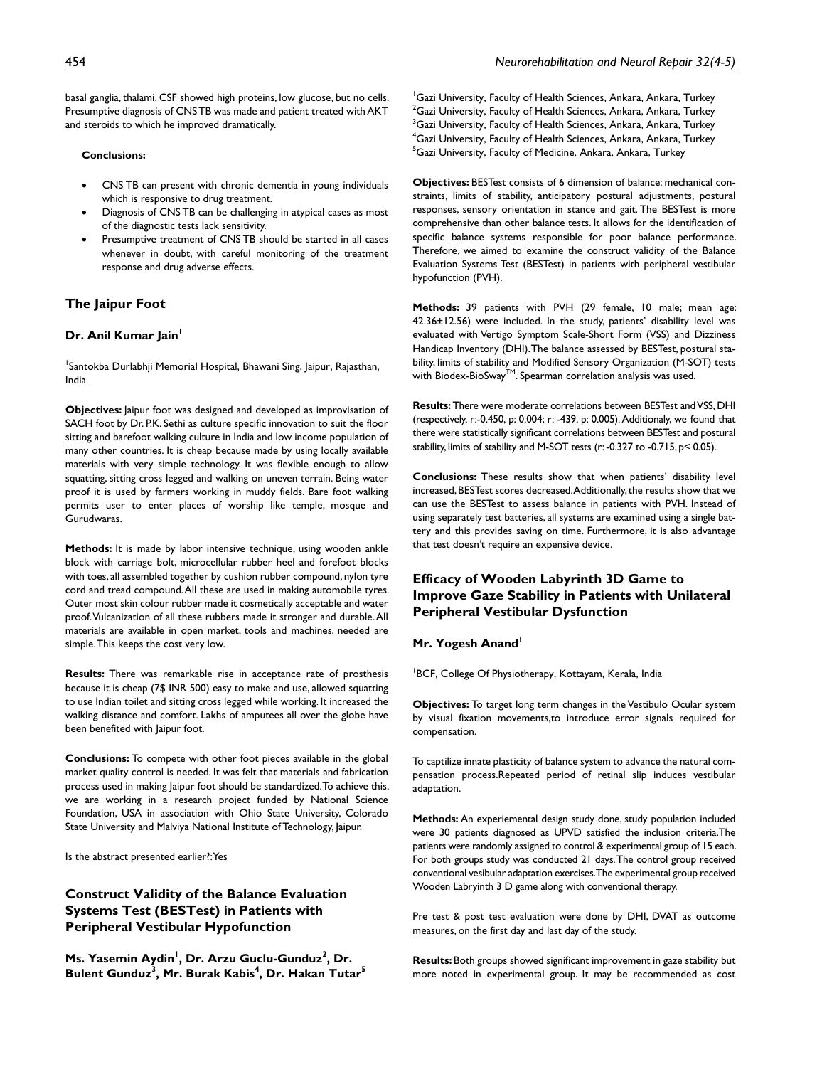basal ganglia, thalami, CSF showed high proteins, low glucose, but no cells. Presumptive diagnosis of CNS TB was made and patient treated with AKT and steroids to which he improved dramatically.

**Conclusions:**

- CNS TB can present with chronic dementia in young individuals which is responsive to drug treatment.
- Diagnosis of CNS TB can be challenging in atypical cases as most of the diagnostic tests lack sensitivity.
- Presumptive treatment of CNS TB should be started in all cases whenever in doubt, with careful monitoring of the treatment response and drug adverse effects.

## The Jaipur Foot

### Dr. Anil Kumar Jain[1]

[1]Santokba Durlabhji Memorial Hospital, Bhawani Sing, Jaipur, Rajasthan, India

**Objectives:** Jaipur foot was designed and developed as improvisation of SACH foot by Dr. P.K. Sethi as culture specific innovation to suit the floor sitting and barefoot walking culture in India and low income population of many other countries. It is cheap because made by using locally available materials with very simple technology. It was flexible enough to allow squatting, sitting cross legged and walking on uneven terrain. Being water proof it is used by farmers working in muddy fields. Bare foot walking permits user to enter places of worship like temple, mosque and Gurudwaras.

**Methods:** It is made by labor intensive technique, using wooden ankle block with carriage bolt, microcellular rubber heel and forefoot blocks with toes, all assembled together by cushion rubber compound, nylon tyre cord and tread compound. All these are used in making automobile tyres. Outer most skin colour rubber made it cosmetically acceptable and water proof. Vulcanization of all these rubbers made it stronger and durable. All materials are available in open market, tools and machines, needed are simple. This keeps the cost very low.

**Results:** There was remarkable rise in acceptance rate of prosthesis because it is cheap (7$ INR 500) easy to make and use, allowed squatting to use Indian toilet and sitting cross legged while working. It increased the walking distance and comfort. Lakhs of amputees all over the globe have been benefited with Jaipur foot.

**Conclusions:** To compete with other foot pieces available in the global market quality control is needed. It was felt that materials and fabrication process used in making Jaipur foot should be standardized. To achieve this, we are working in a research project funded by National Science Foundation, USA in association with Ohio State University, Colorado State University and Malviya National Institute of Technology, Jaipur.

Is the abstract presented earlier?: Yes

## Construct Validity of the Balance Evaluation Systems Test (BESTest) in Patients with Peripheral Vestibular Hypofunction

### Ms. Yasemin Aydin[1], Dr. Arzu Guclu-Gunduz[2], Dr. Bulent Gunduz[3], Mr. Burak Kabis[4], Dr. Hakan Tutar[5]

[1]Gazi University, Faculty of Health Sciences, Ankara, Ankara, Turkey
[2]Gazi University, Faculty of Health Sciences, Ankara, Ankara, Turkey
[3]Gazi University, Faculty of Health Sciences, Ankara, Ankara, Turkey
[4]Gazi University, Faculty of Health Sciences, Ankara, Ankara, Turkey
[5]Gazi University, Faculty of Medicine, Ankara, Ankara, Turkey

**Objectives:** BESTest consists of 6 dimension of balance: mechanical constraints, limits of stability, anticipatory postural adjustments, postural responses, sensory orientation in stance and gait. The BESTest is more comprehensive than other balance tests. It allows for the identification of specific balance systems responsible for poor balance performance. Therefore, we aimed to examine the construct validity of the Balance Evaluation Systems Test (BESTest) in patients with peripheral vestibular hypofunction (PVH).

**Methods:** 39 patients with PVH (29 female, 10 male; mean age: 42.36±12.56) were included. In the study, patients' disability level was evaluated with Vertigo Symptom Scale-Short Form (VSS) and Dizziness Handicap Inventory (DHI). The balance assessed by BESTest, postural stability, limits of stability and Modified Sensory Organization (M-SOT) tests with Biodex-BioSway$^{TM}$. Spearman correlation analysis was used.

**Results:** There were moderate correlations between BESTest and VSS, DHI (respectively, r:-0.450, p: 0.004; r: -439, p: 0.005). Additionaly, we found that there were statistically significant correlations between BESTest and postural stability, limits of stability and M-SOT tests (r: -0.327 to -0.715, $p < 0.05$).

**Conclusions:** These results show that when patients' disability level increased, BESTest scores decreased. Additionally, the results show that we can use the BESTest to assess balance in patients with PVH. Instead of using separately test batteries, all systems are examined using a single battery and this provides saving on time. Furthermore, it is also advantage that test doesn't require an expensive device.

## Efficacy of Wooden Labyrinth 3D Game to Improve Gaze Stability in Patients with Unilateral Peripheral Vestibular Dysfunction

### Mr. Yogesh Anand[1]

[1]BCF, College Of Physiotherapy, Kottayam, Kerala, India

**Objectives:** To target long term changes in the Vestibulo Ocular system by visual fixation movements,to introduce error signals required for compensation.

To captilize innate plasticity of balance system to advance the natural compensation process.Repeated period of retinal slip induces vestibular adaptation.

**Methods:** An experiemental design study done, study population included were 30 patients diagnosed as UPVD satisfied the inclusion criteria.The patients were randomly assigned to control & experimental group of 15 each. For both groups study was conducted 21 days.The control group received conventional vesibular adaptation exercises.The experimental group received Wooden Labryinth 3 D game along with conventional therapy.

Pre test & post test evaluation were done by DHI, DVAT as outcome measures, on the first day and last day of the study.

**Results:** Both groups showed significant improvement in gaze stability but more noted in experimental group. It may be recommended as cost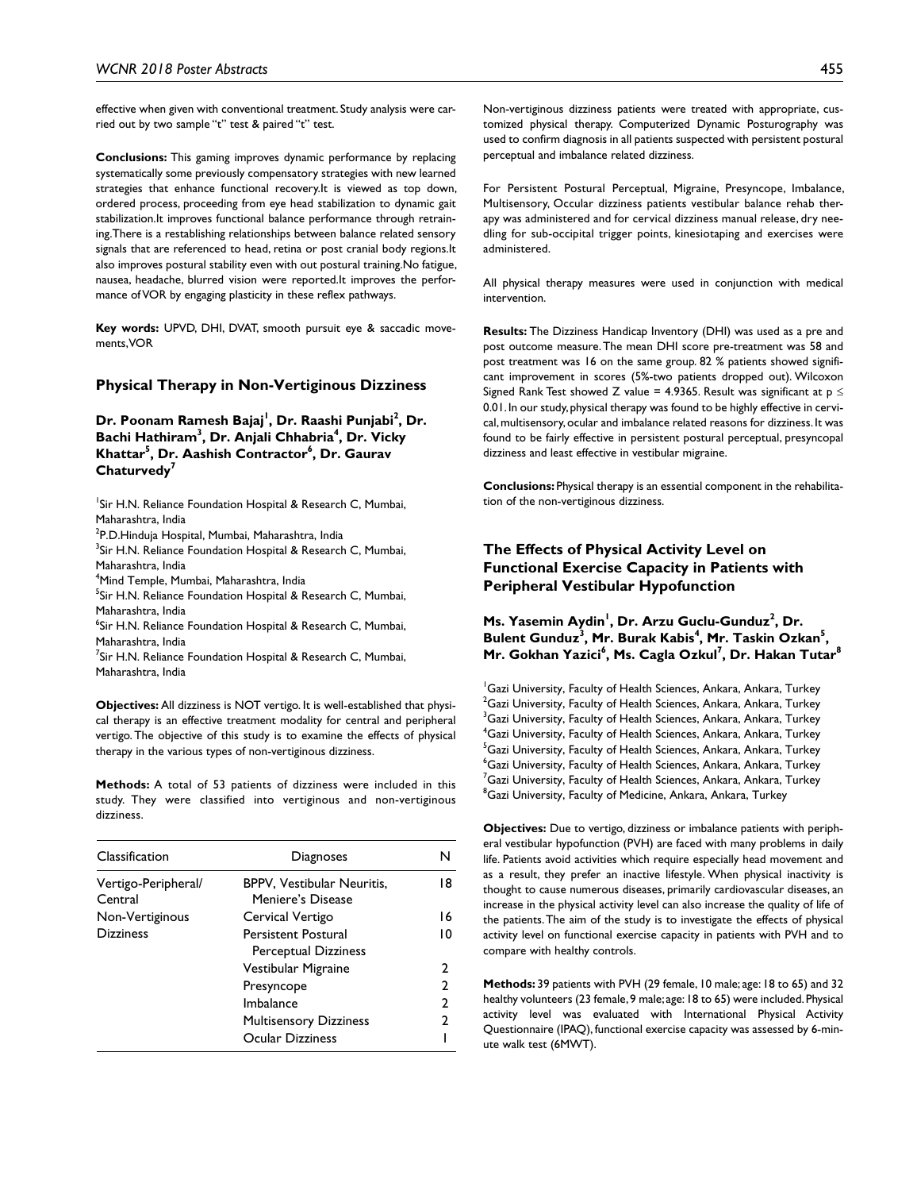effective when given with conventional treatment. Study analysis were carried out by two sample "t" test & paired "t" test.

**Conclusions:** This gaming improves dynamic performance by replacing systematically some previously compensatory strategies with new learned strategies that enhance functional recovery.It is viewed as top down, ordered process, proceeding from eye head stabilization to dynamic gait stabilization.It improves functional balance performance through retraining.There is a restablishing relationships between balance related sensory signals that are referenced to head, retina or post cranial body regions.It also improves postural stability even with out postural training.No fatigue, nausea, headache, blurred vision were reported.It improves the performance of VOR by engaging plasticity in these reflex pathways.

**Key words:** UPVD, DHI, DVAT, smooth pursuit eye & saccadic movements, VOR

### Physical Therapy in Non-Vertiginous Dizziness

**Dr. Poonam Ramesh Bajaj[1], Dr. Raashi Punjabi[2], Dr. Bachi Hathiram[3], Dr. Anjali Chhabria[4], Dr. Vicky Khattar[5], Dr. Aashish Contractor[6], Dr. Gaurav Chaturvedy[7]**

[1]Sir H.N. Reliance Foundation Hospital & Research C, Mumbai, Maharashtra, India
[2]P.D.Hinduja Hospital, Mumbai, Maharashtra, India
[3]Sir H.N. Reliance Foundation Hospital & Research C, Mumbai, Maharashtra, India
[4]Mind Temple, Mumbai, Maharashtra, India
[5]Sir H.N. Reliance Foundation Hospital & Research C, Mumbai, Maharashtra, India
[6]Sir H.N. Reliance Foundation Hospital & Research C, Mumbai, Maharashtra, India
[7]Sir H.N. Reliance Foundation Hospital & Research C, Mumbai, Maharashtra, India

**Objectives:** All dizziness is NOT vertigo. It is well-established that physical therapy is an effective treatment modality for central and peripheral vertigo. The objective of this study is to examine the effects of physical therapy in the various types of non-vertiginous dizziness.

**Methods:** A total of 53 patients of dizziness were included in this study. They were classified into vertiginous and non-vertiginous dizziness.

| Classification | Diagnoses | N |
|---|---|---|
| Vertigo-Peripheral/ Central | BPPV, Vestibular Neuritis, Meniere's Disease | 18 |
| Non-Vertiginous Dizziness | Cervical Vertigo | 16 |
| | Persistent Postural Perceptual Dizziness | 10 |
| | Vestibular Migraine | 2 |
| | Presyncope | 2 |
| | Imbalance | 2 |
| | Multisensory Dizziness | 2 |
| | Ocular Dizziness | 1 |

Non-vertiginous dizziness patients were treated with appropriate, customized physical therapy. Computerized Dynamic Posturography was used to confirm diagnosis in all patients suspected with persistent postural perceptual and imbalance related dizziness.

For Persistent Postural Perceptual, Migraine, Presyncope, Imbalance, Multisensory, Occular dizziness patients vestibular balance rehab therapy was administered and for cervical dizziness manual release, dry needling for sub-occipital trigger points, kinesiotaping and exercises were administered.

All physical therapy measures were used in conjunction with medical intervention.

**Results:** The Dizziness Handicap Inventory (DHI) was used as a pre and post outcome measure. The mean DHI score pre-treatment was 58 and post treatment was 16 on the same group. 82 % patients showed significant improvement in scores (5%-two patients dropped out). Wilcoxon Signed Rank Test showed Z value = 4.9365. Result was significant at $p \leq 0.01$. In our study, physical therapy was found to be highly effective in cervical, multisensory, ocular and imbalance related reasons for dizziness. It was found to be fairly effective in persistent postural perceptual, presyncopal dizziness and least effective in vestibular migraine.

**Conclusions:** Physical therapy is an essential component in the rehabilitation of the non-vertiginous dizziness.

### The Effects of Physical Activity Level on Functional Exercise Capacity in Patients with Peripheral Vestibular Hypofunction

**Ms. Yasemin Aydin[1], Dr. Arzu Guclu-Gunduz[2], Dr. Bulent Gunduz[3], Mr. Burak Kabis[4], Mr. Taskin Ozkan[5], Mr. Gokhan Yazici[6], Ms. Cagla Ozkul[7], Dr. Hakan Tutar[8]**

[1]Gazi University, Faculty of Health Sciences, Ankara, Ankara, Turkey
[2]Gazi University, Faculty of Health Sciences, Ankara, Ankara, Turkey
[3]Gazi University, Faculty of Health Sciences, Ankara, Ankara, Turkey
[4]Gazi University, Faculty of Health Sciences, Ankara, Ankara, Turkey
[5]Gazi University, Faculty of Health Sciences, Ankara, Ankara, Turkey
[6]Gazi University, Faculty of Health Sciences, Ankara, Ankara, Turkey
[7]Gazi University, Faculty of Health Sciences, Ankara, Ankara, Turkey
[8]Gazi University, Faculty of Medicine, Ankara, Ankara, Turkey

**Objectives:** Due to vertigo, dizziness or imbalance patients with peripheral vestibular hypofunction (PVH) are faced with many problems in daily life. Patients avoid activities which require especially head movement and as a result, they prefer an inactive lifestyle. When physical inactivity is thought to cause numerous diseases, primarily cardiovascular diseases, an increase in the physical activity level can also increase the quality of life of the patients. The aim of the study is to investigate the effects of physical activity level on functional exercise capacity in patients with PVH and to compare with healthy controls.

**Methods:** 39 patients with PVH (29 female, 10 male; age: 18 to 65) and 32 healthy volunteers (23 female, 9 male; age: 18 to 65) were included. Physical activity level was evaluated with International Physical Activity Questionnaire (IPAQ), functional exercise capacity was assessed by 6-minute walk test (6MWT).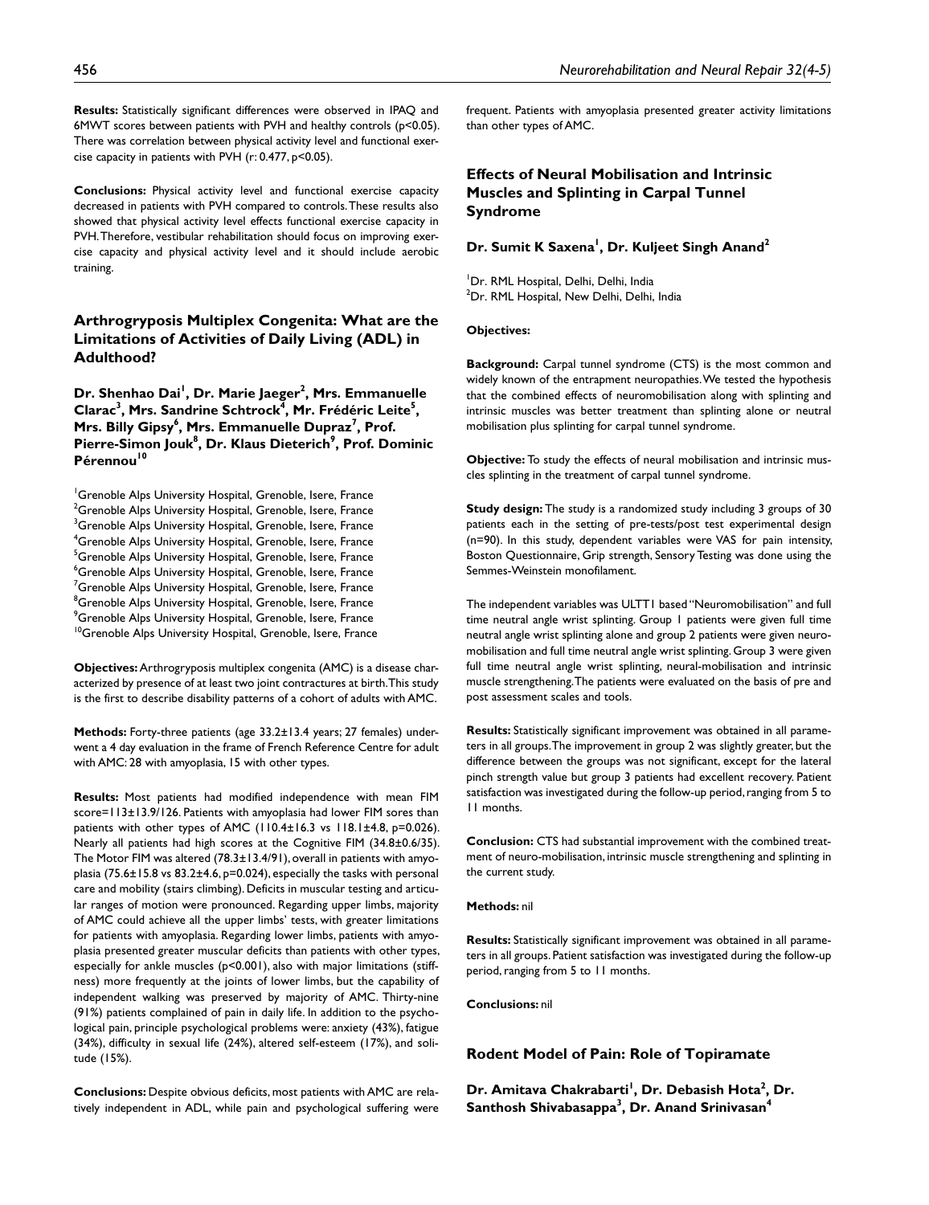**Results:** Statistically significant differences were observed in IPAQ and 6MWT scores between patients with PVH and healthy controls ($p<0.05$). There was correlation between physical activity level and functional exercise capacity in patients with PVH (r: 0.477, $p<0.05$).

**Conclusions:** Physical activity level and functional exercise capacity decreased in patients with PVH compared to controls. These results also showed that physical activity level effects functional exercise capacity in PVH. Therefore, vestibular rehabilitation should focus on improving exercise capacity and physical activity level and it should include aerobic training.

## Arthrogryposis Multiplex Congenita: What are the Limitations of Activities of Daily Living (ADL) in Adulthood?

**Dr. Shenhao Dai[1], Dr. Marie Jaeger[2], Mrs. Emmanuelle Clarac[3], Mrs. Sandrine Schtrock[4], Mr. Frédéric Leite[5], Mrs. Billy Gipsy[6], Mrs. Emmanuelle Dupraz[7], Prof. Pierre-Simon Jouk[8], Dr. Klaus Dieterich[9], Prof. Dominic Pérennou[10]**

[1]Grenoble Alps University Hospital, Grenoble, Isere, France
[2]Grenoble Alps University Hospital, Grenoble, Isere, France
[3]Grenoble Alps University Hospital, Grenoble, Isere, France
[4]Grenoble Alps University Hospital, Grenoble, Isere, France
[5]Grenoble Alps University Hospital, Grenoble, Isere, France
[6]Grenoble Alps University Hospital, Grenoble, Isere, France
[7]Grenoble Alps University Hospital, Grenoble, Isere, France
[8]Grenoble Alps University Hospital, Grenoble, Isere, France
[9]Grenoble Alps University Hospital, Grenoble, Isere, France
[10]Grenoble Alps University Hospital, Grenoble, Isere, France

**Objectives:** Arthrogryposis multiplex congenita (AMC) is a disease characterized by presence of at least two joint contractures at birth. This study is the first to describe disability patterns of a cohort of adults with AMC.

**Methods:** Forty-three patients (age 33.2±13.4 years; 27 females) underwent a 4 day evaluation in the frame of French Reference Centre for adult with AMC: 28 with amyoplasia, 15 with other types.

**Results:** Most patients had modified independence with mean FIM score=113±13.9/126. Patients with amyoplasia had lower FIM sores than patients with other types of AMC (110.4±16.3 vs 118.1±4.8, p=0.026). Nearly all patients had high scores at the Cognitive FIM (34.8±0.6/35). The Motor FIM was altered (78.3±13.4/91), overall in patients with amyoplasia (75.6±15.8 vs 83.2±4.6, p=0.024), especially the tasks with personal care and mobility (stairs climbing). Deficits in muscular testing and articular ranges of motion were pronounced. Regarding upper limbs, majority of AMC could achieve all the upper limbs' tests, with greater limitations for patients with amyoplasia. Regarding lower limbs, patients with amyoplasia presented greater muscular deficits than patients with other types, especially for ankle muscles ($p<0.001$), also with major limitations (stiffness) more frequently at the joints of lower limbs, but the capability of independent walking was preserved by majority of AMC. Thirty-nine (91%) patients complained of pain in daily life. In addition to the psychological pain, principle psychological problems were: anxiety (43%), fatigue (34%), difficulty in sexual life (24%), altered self-esteem (17%), and solitude (15%).

**Conclusions:** Despite obvious deficits, most patients with AMC are relatively independent in ADL, while pain and psychological suffering were frequent. Patients with amyoplasia presented greater activity limitations than other types of AMC.

## Effects of Neural Mobilisation and Intrinsic Muscles and Splinting in Carpal Tunnel Syndrome

**Dr. Sumit K Saxena[1], Dr. Kuljeet Singh Anand[2]**

[1]Dr. RML Hospital, Delhi, Delhi, India
[2]Dr. RML Hospital, New Delhi, Delhi, India

**Objectives:**

**Background:** Carpal tunnel syndrome (CTS) is the most common and widely known of the entrapment neuropathies. We tested the hypothesis that the combined effects of neuromobilisation along with splinting and intrinsic muscles was better treatment than splinting alone or neutral mobilisation plus splinting for carpal tunnel syndrome.

**Objective:** To study the effects of neural mobilisation and intrinsic muscles splinting in the treatment of carpal tunnel syndrome.

**Study design:** The study is a randomized study including 3 groups of 30 patients each in the setting of pre-tests/post test experimental design (n=90). In this study, dependent variables were VAS for pain intensity, Boston Questionnaire, Grip strength, Sensory Testing was done using the Semmes-Weinstein monofilament.

The independent variables was ULTT1 based "Neuromobilisation" and full time neutral angle wrist splinting. Group 1 patients were given full time neutral angle wrist splinting alone and group 2 patients were given neuromobilisation and full time neutral angle wrist splinting. Group 3 were given full time neutral angle wrist splinting, neural-mobilisation and intrinsic muscle strengthening. The patients were evaluated on the basis of pre and post assessment scales and tools.

**Results:** Statistically significant improvement was obtained in all parameters in all groups. The improvement in group 2 was slightly greater, but the difference between the groups was not significant, except for the lateral pinch strength value but group 3 patients had excellent recovery. Patient satisfaction was investigated during the follow-up period, ranging from 5 to 11 months.

**Conclusion:** CTS had substantial improvement with the combined treatment of neuro-mobilisation, intrinsic muscle strengthening and splinting in the current study.

**Methods:** nil

**Results:** Statistically significant improvement was obtained in all parameters in all groups. Patient satisfaction was investigated during the follow-up period, ranging from 5 to 11 months.

**Conclusions:** nil

## Rodent Model of Pain: Role of Topiramate

**Dr. Amitava Chakrabarti[1], Dr. Debasish Hota[2], Dr. Santhosh Shivabasappa[3], Dr. Anand Srinivasan[4]**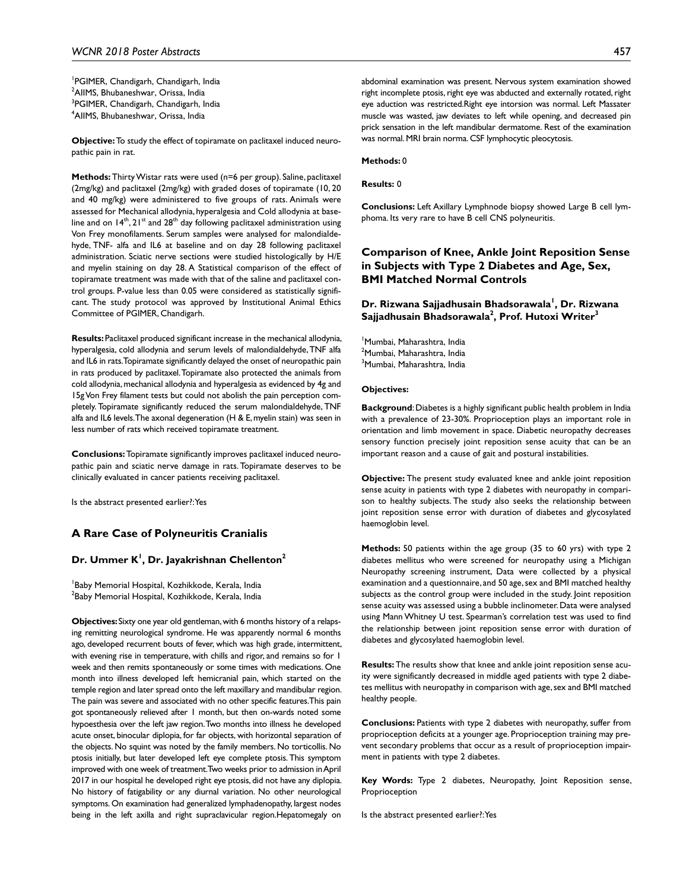[1]PGIMER, Chandigarh, Chandigarh, India
[2]AIIMS, Bhubaneshwar, Orissa, India
[3]PGIMER, Chandigarh, Chandigarh, India
[4]AIIMS, Bhubaneshwar, Orissa, India

**Objective:** To study the effect of topiramate on paclitaxel induced neuropathic pain in rat.

**Methods:** Thirty Wistar rats were used (n=6 per group). Saline, paclitaxel (2mg/kg) and paclitaxel (2mg/kg) with graded doses of topiramate (10, 20 and 40 mg/kg) were administered to five groups of rats. Animals were assessed for Mechanical allodynia, hyperalgesia and Cold allodynia at baseline and on 14$^{th}$, 21$^{st}$ and 28$^{th}$ day following paclitaxel administration using Von Frey monofilaments. Serum samples were analysed for malondialdehyde, TNF- alfa and IL6 at baseline and on day 28 following paclitaxel administration. Sciatic nerve sections were studied histologically by H/E and myelin staining on day 28. A Statistical comparison of the effect of topiramate treatment was made with that of the saline and paclitaxel control groups. P-value less than 0.05 were considered as statistically significant. The study protocol was approved by Institutional Animal Ethics Committee of PGIMER, Chandigarh.

**Results:** Paclitaxel produced significant increase in the mechanical allodynia, hyperalgesia, cold allodynia and serum levels of malondialdehyde, TNF alfa and IL6 in rats. Topiramate significantly delayed the onset of neuropathic pain in rats produced by paclitaxel. Topiramate also protected the animals from cold allodynia, mechanical allodynia and hyperalgesia as evidenced by 4g and 15g Von Frey filament tests but could not abolish the pain perception completely. Topiramate significantly reduced the serum malondialdehyde, TNF alfa and IL6 levels. The axonal degeneration (H & E, myelin stain) was seen in less number of rats which received topiramate treatment.

**Conclusions:** Topiramate significantly improves paclitaxel induced neuropathic pain and sciatic nerve damage in rats. Topiramate deserves to be clinically evaluated in cancer patients receiving paclitaxel.

Is the abstract presented earlier?: Yes

## A Rare Case of Polyneuritis Cranialis

### Dr. Ummer K[1], Dr. Jayakrishnan Chellenton[2]

[1]Baby Memorial Hospital, Kozhikkode, Kerala, India
[2]Baby Memorial Hospital, Kozhikkode, Kerala, India

**Objectives:** Sixty one year old gentleman, with 6 months history of a relapsing remitting neurological syndrome. He was apparently normal 6 months ago, developed recurrent bouts of fever, which was high grade, intermittent, with evening rise in temperature, with chills and rigor, and remains so for 1 week and then remits spontaneously or some times with medications. One month into illness developed left hemicranial pain, which started on the temple region and later spread onto the left maxillary and mandibular region. The pain was severe and associated with no other specific features. This pain got spontaneously relieved after 1 month, but then on-wards noted some hypoesthesia over the left jaw region. Two months into illness he developed acute onset, binocular diplopia, for far objects, with horizontal separation of the objects. No squint was noted by the family members. No torticollis. No ptosis initially, but later developed left eye complete ptosis. This symptom improved with one week of treatment. Two weeks prior to admission in April 2017 in our hospital he developed right eye ptosis, did not have any diplopia. No history of fatigability or any diurnal variation. No other neurological symptoms. On examination had generalized lymphadenopathy, largest nodes being in the left axilla and right supraclavicular region. Hepatomegaly on abdominal examination was present. Nervous system examination showed right incomplete ptosis, right eye was abducted and externally rotated, right eye aduction was restricted. Right eye intorsion was normal. Left Massater muscle was wasted, jaw deviates to left while opening, and decreased pin prick sensation in the left mandibular dermatome. Rest of the examination was normal. MRI brain norma. CSF lymphocytic pleocytosis.

**Methods:** 0

**Results:** 0

**Conclusions:** Left Axillary Lymphnode biopsy showed Large B cell lymphoma. Its very rare to have B cell CNS polyneuritis.

## Comparison of Knee, Ankle Joint Reposition Sense in Subjects with Type 2 Diabetes and Age, Sex, BMI Matched Normal Controls

### Dr. Rizwana Sajjadhusain Bhadsorawala[1], Dr. Rizwana Sajjadhusain Bhadsorawala[2], Prof. Hutoxi Writer[3]

[1]Mumbai, Maharashtra, India
[2]Mumbai, Maharashtra, India
[3]Mumbai, Maharashtra, India

**Objectives:**

**Background**: Diabetes is a highly significant public health problem in India with a prevalence of 23-30%. Proprioception plays an important role in orientation and limb movement in space. Diabetic neuropathy decreases sensory function precisely joint reposition sense acuity that can be an important reason and a cause of gait and postural instabilities.

**Objective:** The present study evaluated knee and ankle joint reposition sense acuity in patients with type 2 diabetes with neuropathy in comparison to healthy subjects. The study also seeks the relationship between joint reposition sense error with duration of diabetes and glycosylated haemoglobin level.

**Methods:** 50 patients within the age group (35 to 60 yrs) with type 2 diabetes mellitus who were screened for neuropathy using a Michigan Neuropathy screening instrument, Data were collected by a physical examination and a questionnaire, and 50 age, sex and BMI matched healthy subjects as the control group were included in the study. Joint reposition sense acuity was assessed using a bubble inclinometer. Data were analysed using Mann Whitney U test. Spearman's correlation test was used to find the relationship between joint reposition sense error with duration of diabetes and glycosylated haemoglobin level.

**Results:** The results show that knee and ankle joint reposition sense acuity were significantly decreased in middle aged patients with type 2 diabetes mellitus with neuropathy in comparison with age, sex and BMI matched healthy people.

**Conclusions:** Patients with type 2 diabetes with neuropathy, suffer from proprioception deficits at a younger age. Proprioception training may prevent secondary problems that occur as a result of proprioception impairment in patients with type 2 diabetes.

**Key Words:** Type 2 diabetes, Neuropathy, Joint Reposition sense, Proprioception

Is the abstract presented earlier?: Yes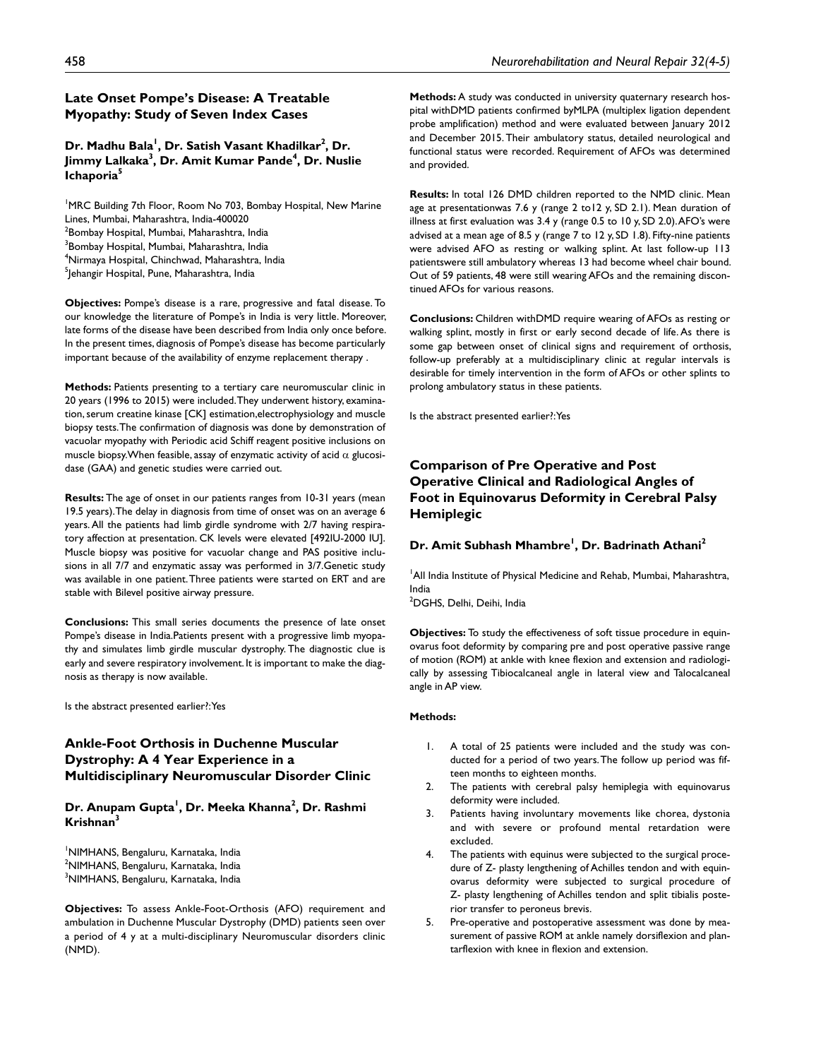## Late Onset Pompe's Disease: A Treatable Myopathy: Study of Seven Index Cases

**Dr. Madhu Bala[1], Dr. Satish Vasant Khadilkar[2], Dr. Jimmy Lalkaka[3], Dr. Amit Kumar Pande[4], Dr. Nuslie Ichaporia[5]**

[1]MRC Building 7th Floor, Room No 703, Bombay Hospital, New Marine Lines, Mumbai, Maharashtra, India-400020
[2]Bombay Hospital, Mumbai, Maharashtra, India
[3]Bombay Hospital, Mumbai, Maharashtra, India
[4]Nirmaya Hospital, Chinchwad, Maharashtra, India
[5]Jehangir Hospital, Pune, Maharashtra, India

**Objectives:** Pompe's disease is a rare, progressive and fatal disease. To our knowledge the literature of Pompe's in India is very little. Moreover, late forms of the disease have been described from India only once before. In the present times, diagnosis of Pompe's disease has become particularly important because of the availability of enzyme replacement therapy .

**Methods:** Patients presenting to a tertiary care neuromuscular clinic in 20 years (1996 to 2015) were included. They underwent history, examination, serum creatine kinase [CK] estimation, electrophysiology and muscle biopsy tests. The confirmation of diagnosis was done by demonstration of vacuolar myopathy with Periodic acid Schiff reagent positive inclusions on muscle biopsy. When feasible, assay of enzymatic activity of acid $\alpha$ glucosidase (GAA) and genetic studies were carried out.

**Results:** The age of onset in our patients ranges from 10-31 years (mean 19.5 years). The delay in diagnosis from time of onset was on an average 6 years. All the patients had limb girdle syndrome with 2/7 having respiratory affection at presentation. CK levels were elevated [492IU-2000 IU]. Muscle biopsy was positive for vacuolar change and PAS positive inclusions in all 7/7 and enzymatic assay was performed in 3/7. Genetic study was available in one patient. Three patients were started on ERT and are stable with Bilevel positive airway pressure.

**Conclusions:** This small series documents the presence of late onset Pompe's disease in India. Patients present with a progressive limb myopathy and simulates limb girdle muscular dystrophy. The diagnostic clue is early and severe respiratory involvement. It is important to make the diagnosis as therapy is now available.

Is the abstract presented earlier?: Yes

## Ankle-Foot Orthosis in Duchenne Muscular Dystrophy: A 4 Year Experience in a Multidisciplinary Neuromuscular Disorder Clinic

**Dr. Anupam Gupta[1], Dr. Meeka Khanna[2], Dr. Rashmi Krishnan[3]**

[1]NIMHANS, Bengaluru, Karnataka, India
[2]NIMHANS, Bengaluru, Karnataka, India
[3]NIMHANS, Bengaluru, Karnataka, India

**Objectives:** To assess Ankle-Foot-Orthosis (AFO) requirement and ambulation in Duchenne Muscular Dystrophy (DMD) patients seen over a period of 4 y at a multi-disciplinary Neuromuscular disorders clinic (NMD).

**Methods:** A study was conducted in university quaternary research hospital withDMD patients confirmed byMLPA (multiplex ligation dependent probe amplification) method and were evaluated between January 2012 and December 2015. Their ambulatory status, detailed neurological and functional status were recorded. Requirement of AFOs was determined and provided.

**Results:** In total 126 DMD children reported to the NMD clinic. Mean age at presentationwas 7.6 y (range 2 to12 y, SD 2.1). Mean duration of illness at first evaluation was 3.4 y (range 0.5 to 10 y, SD 2.0). AFO's were advised at a mean age of 8.5 y (range 7 to 12 y, SD 1.8). Fifty-nine patients were advised AFO as resting or walking splint. At last follow-up 113 patientswere still ambulatory whereas 13 had become wheel chair bound. Out of 59 patients, 48 were still wearing AFOs and the remaining discontinued AFOs for various reasons.

**Conclusions:** Children withDMD require wearing of AFOs as resting or walking splint, mostly in first or early second decade of life. As there is some gap between onset of clinical signs and requirement of orthosis, follow-up preferably at a multidisciplinary clinic at regular intervals is desirable for timely intervention in the form of AFOs or other splints to prolong ambulatory status in these patients.

Is the abstract presented earlier?: Yes

## Comparison of Pre Operative and Post Operative Clinical and Radiological Angles of Foot in Equinovarus Deformity in Cerebral Palsy Hemiplegic

**Dr. Amit Subhash Mhambre[1], Dr. Badrinath Athani[2]**

[1]All India Institute of Physical Medicine and Rehab, Mumbai, Maharashtra, India
[2]DGHS, Delhi, Deihi, India

**Objectives:** To study the effectiveness of soft tissue procedure in equinovarus foot deformity by comparing pre and post operative passive range of motion (ROM) at ankle with knee flexion and extension and radiologically by assessing Tibiocalcaneal angle in lateral view and Talocalcaneal angle in AP view.

**Methods:**

1. A total of 25 patients were included and the study was conducted for a period of two years. The follow up period was fifteen months to eighteen months.
2. The patients with cerebral palsy hemiplegia with equinovarus deformity were included.
3. Patients having involuntary movements like chorea, dystonia and with severe or profound mental retardation were excluded.
4. The patients with equinus were subjected to the surgical procedure of Z- plasty lengthening of Achilles tendon and with equinovarus deformity were subjected to surgical procedure of Z- plasty lengthening of Achilles tendon and split tibialis posterior transfer to peroneus brevis.
5. Pre-operative and postoperative assessment was done by measurement of passive ROM at ankle namely dorsiflexion and plantarflexion with knee in flexion and extension.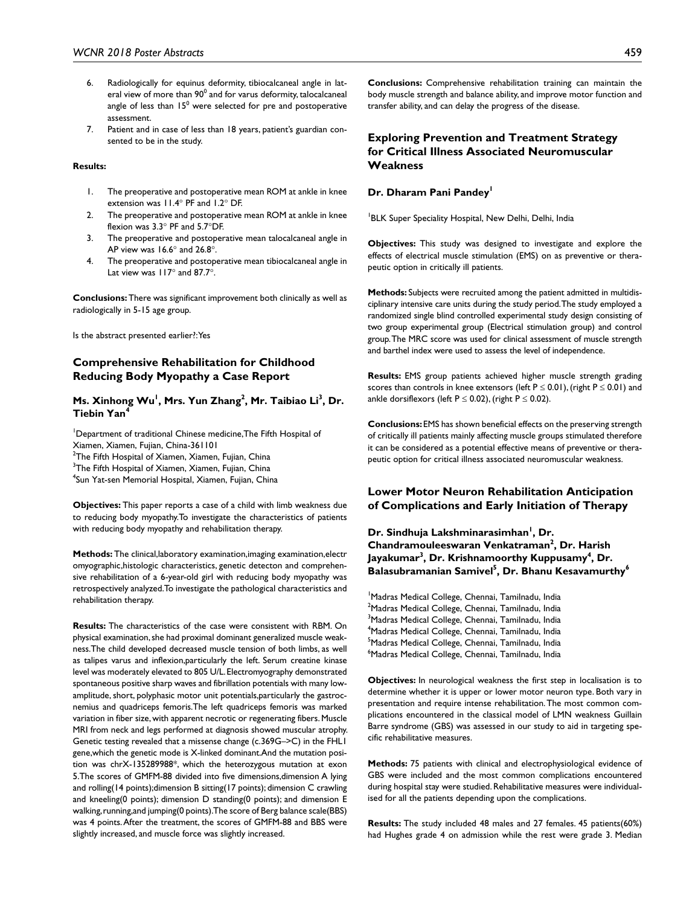6. Radiologically for equinus deformity, tibiocalcaneal angle in lateral view of more than $90^0$ and for varus deformity, talocalcaneal angle of less than $15^0$ were selected for pre and postoperative assessment.
7. Patient and in case of less than 18 years, patient's guardian consented to be in the study.

**Results:**

1. The preoperative and postoperative mean ROM at ankle in knee extension was 11.4° PF and 1.2° DF.
2. The preoperative and postoperative mean ROM at ankle in knee flexion was 3.3° PF and 5.7°DF.
3. The preoperative and postoperative mean talocalcaneal angle in AP view was 16.6° and 26.8°.
4. The preoperative and postoperative mean tibiocalcaneal angle in Lat view was 117° and 87.7°.

**Conclusions:** There was significant improvement both clinically as well as radiologically in 5-15 age group.

Is the abstract presented earlier?: Yes

## Comprehensive Rehabilitation for Childhood Reducing Body Myopathy a Case Report

### Ms. Xinhong Wu[1], Mrs. Yun Zhang[2], Mr. Taibiao Li[3], Dr. Tiebin Yan[4]

[1]Department of traditional Chinese medicine,The Fifth Hospital of Xiamen, Xiamen, Fujian, China-361101
[2]The Fifth Hospital of Xiamen, Xiamen, Fujian, China
[3]The Fifth Hospital of Xiamen, Xiamen, Fujian, China
[4]Sun Yat-sen Memorial Hospital, Xiamen, Fujian, China

**Objectives:** This paper reports a case of a child with limb weakness due to reducing body myopathy.To investigate the characteristics of patients with reducing body myopathy and rehabilitation therapy.

**Methods:** The clinical,laboratory examination,imaging examination,electromyographic,histologic characteristics, genetic detecton and comprehensive rehabilitation of a 6-year-old girl with reducing body myopathy was retrospectively analyzed.To investigate the pathological characteristics and rehabilitation therapy.

**Results:** The characteristics of the case were consistent with RBM. On physical examination, she had proximal dominant generalized muscle weakness.The child developed decreased muscle tension of both limbs, as well as talipes varus and inflexion,particularly the left. Serum creatine kinase level was moderately elevated to 805 U/L. Electromyography demonstrated spontaneous positive sharp waves and fibrillation potentials with many low-amplitude, short, polyphasic motor unit potentials,particularly the gastrocnemius and quadriceps femoris.The left quadriceps femoris was marked variation in fiber size, with apparent necrotic or regenerating fibers. Muscle MRI from neck and legs performed at diagnosis showed muscular atrophy. Genetic testing revealed that a missense change (c.369G–>C) in the FHL1 gene,which the genetic mode is X-linked dominant.And the mutation position was chrX-135289988*, which the heterozygous mutation at exon 5.The scores of GMFM-88 divided into five dimensions,dimension A lying and rolling(14 points);dimension B sitting(17 points); dimension C crawling and kneeling(0 points); dimension D standing(0 points); and dimension E walking, running,and jumping(0 points).The score of Berg balance scale(BBS) was 4 points. After the treatment, the scores of GMFM-88 and BBS were slightly increased, and muscle force was slightly increased.

**Conclusions:** Comprehensive rehabilitation training can maintain the body muscle strength and balance ability, and improve motor function and transfer ability, and can delay the progress of the disease.

## Exploring Prevention and Treatment Strategy for Critical Illness Associated Neuromuscular Weakness

### Dr. Dharam Pani Pandey[1]

[1]BLK Super Speciality Hospital, New Delhi, Delhi, India

**Objectives:** This study was designed to investigate and explore the effects of electrical muscle stimulation (EMS) on as preventive or therapeutic option in critically ill patients.

**Methods:** Subjects were recruited among the patient admitted in multidisciplinary intensive care units during the study period.The study employed a randomized single blind controlled experimental study design consisting of two group experimental group (Electrical stimulation group) and control group.The MRC score was used for clinical assessment of muscle strength and barthel index were used to assess the level of independence.

**Results:** EMS group patients achieved higher muscle strength grading scores than controls in knee extensors (left $P \leq 0.01$), (right $P \leq 0.01$) and ankle dorsiflexors (left $P \leq 0.02$), (right $P \leq 0.02$).

**Conclusions:** EMS has shown beneficial effects on the preserving strength of critically ill patients mainly affecting muscle groups stimulated therefore it can be considered as a potential effective means of preventive or therapeutic option for critical illness associated neuromuscular weakness.

## Lower Motor Neuron Rehabilitation Anticipation of Complications and Early Initiation of Therapy

### Dr. Sindhuja Lakshminarasimhan[1], Dr. Chandramouleeswaran Venkatraman[2], Dr. Harish Jayakumar[3], Dr. Krishnamoorthy Kuppusamy[4], Dr. Balasubramanian Samivel[5], Dr. Bhanu Kesavamurthy[6]

[1]Madras Medical College, Chennai, Tamilnadu, India
[2]Madras Medical College, Chennai, Tamilnadu, India
[3]Madras Medical College, Chennai, Tamilnadu, India
[4]Madras Medical College, Chennai, Tamilnadu, India
[5]Madras Medical College, Chennai, Tamilnadu, India
[6]Madras Medical College, Chennai, Tamilnadu, India

**Objectives:** In neurological weakness the first step in localisation is to determine whether it is upper or lower motor neuron type. Both vary in presentation and require intense rehabilitation. The most common complications encountered in the classical model of LMN weakness Guillain Barre syndrome (GBS) was assessed in our study to aid in targeting specific rehabilitative measures.

**Methods:** 75 patients with clinical and electrophysiological evidence of GBS were included and the most common complications encountered during hospital stay were studied. Rehabilitative measures were individualised for all the patients depending upon the complications.

**Results:** The study included 48 males and 27 females. 45 patients(60%) had Hughes grade 4 on admission while the rest were grade 3. Median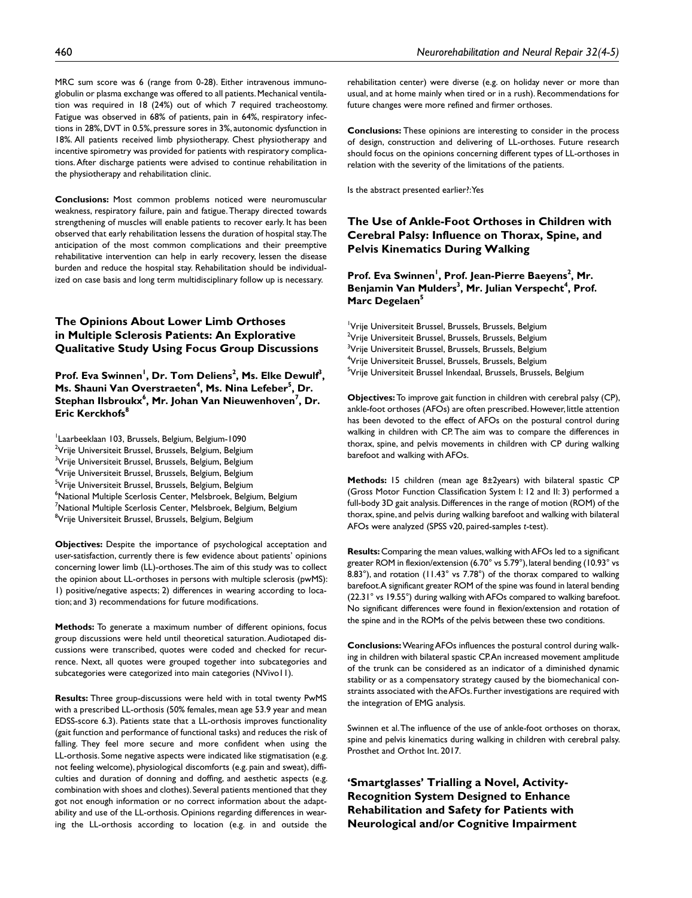MRC sum score was 6 (range from 0-28). Either intravenous immunoglobulin or plasma exchange was offered to all patients. Mechanical ventilation was required in 18 (24%) out of which 7 required tracheostomy. Fatigue was observed in 68% of patients, pain in 64%, respiratory infections in 28%, DVT in 0.5%, pressure sores in 3%, autonomic dysfunction in 18%. All patients received limb physiotherapy. Chest physiotherapy and incentive spirometry was provided for patients with respiratory complications. After discharge patients were advised to continue rehabilitation in the physiotherapy and rehabilitation clinic.

**Conclusions:** Most common problems noticed were neuromuscular weakness, respiratory failure, pain and fatigue. Therapy directed towards strengthening of muscles will enable patients to recover early. It has been observed that early rehabilitation lessens the duration of hospital stay. The anticipation of the most common complications and their preemptive rehabilitative intervention can help in early recovery, lessen the disease burden and reduce the hospital stay. Rehabilitation should be individualized on case basis and long term multidisciplinary follow up is necessary.

## The Opinions About Lower Limb Orthoses in Multiple Sclerosis Patients: An Explorative Qualitative Study Using Focus Group Discussions

**Prof. Eva Swinnen[1], Dr. Tom Deliens[2], Ms. Elke Dewulf[3], Ms. Shauni Van Overstraeten[4], Ms. Nina Lefeber[5], Dr. Stephan Ilsbroukx[6], Mr. Johan Van Nieuwenhoven[7], Dr. Eric Kerckhofs[8]**

[1]Laarbeeklaan 103, Brussels, Belgium, Belgium-1090
[2]Vrije Universiteit Brussel, Brussels, Belgium, Belgium
[3]Vrije Universiteit Brussel, Brussels, Belgium, Belgium
[4]Vrije Universiteit Brussel, Brussels, Belgium, Belgium
[5]Vrije Universiteit Brussel, Brussels, Belgium, Belgium
[6]National Multiple Scerlosis Center, Melsbroek, Belgium, Belgium
[7]National Multiple Scerlosis Center, Melsbroek, Belgium, Belgium
[8]Vrije Universiteit Brussel, Brussels, Belgium, Belgium

**Objectives:** Despite the importance of psychological acceptation and user-satisfaction, currently there is few evidence about patients' opinions concerning lower limb (LL)-orthoses. The aim of this study was to collect the opinion about LL-orthoses in persons with multiple sclerosis (pwMS): 1) positive/negative aspects; 2) differences in wearing according to location; and 3) recommendations for future modifications.

**Methods:** To generate a maximum number of different opinions, focus group discussions were held until theoretical saturation. Audiotaped discussions were transcribed, quotes were coded and checked for recurrence. Next, all quotes were grouped together into subcategories and subcategories were categorized into main categories (NVivo11).

**Results:** Three group-discussions were held with in total twenty PwMS with a prescribed LL-orthosis (50% females, mean age 53.9 year and mean EDSS-score 6.3). Patients state that a LL-orthosis improves functionality (gait function and performance of functional tasks) and reduces the risk of falling. They feel more secure and more confident when using the LL-orthosis. Some negative aspects were indicated like stigmatisation (e.g. not feeling welcome), physiological discomforts (e.g. pain and sweat), difficulties and duration of donning and doffing, and aesthetic aspects (e.g. combination with shoes and clothes). Several patients mentioned that they got not enough information or no correct information about the adaptability and use of the LL-orthosis. Opinions regarding differences in wearing the LL-orthosis according to location (e.g. in and outside the rehabilitation center) were diverse (e.g. on holiday never or more than usual, and at home mainly when tired or in a rush). Recommendations for future changes were more refined and firmer orthoses.

**Conclusions:** These opinions are interesting to consider in the process of design, construction and delivering of LL-orthoses. Future research should focus on the opinions concerning different types of LL-orthoses in relation with the severity of the limitations of the patients.

Is the abstract presented earlier?: Yes

## The Use of Ankle-Foot Orthoses in Children with Cerebral Palsy: Influence on Thorax, Spine, and Pelvis Kinematics During Walking

**Prof. Eva Swinnen[1], Prof. Jean-Pierre Baeyens[2], Mr. Benjamin Van Mulders[3], Mr. Julian Verspecht[4], Prof. Marc Degelaen[5]**

[1]Vrije Universiteit Brussel, Brussels, Brussels, Belgium
[2]Vrije Universiteit Brussel, Brussels, Brussels, Belgium
[3]Vrije Universiteit Brussel, Brussels, Brussels, Belgium
[4]Vrije Universiteit Brussel, Brussels, Brussels, Belgium
[5]Vrije Universiteit Brussel Inkendaal, Brussels, Brussels, Belgium

**Objectives:** To improve gait function in children with cerebral palsy (CP), ankle-foot orthoses (AFOs) are often prescribed. However, little attention has been devoted to the effect of AFOs on the postural control during walking in children with CP. The aim was to compare the differences in thorax, spine, and pelvis movements in children with CP during walking barefoot and walking with AFOs.

**Methods:** 15 children (mean age 8±2years) with bilateral spastic CP (Gross Motor Function Classification System I: 12 and II: 3) performed a full-body 3D gait analysis. Differences in the range of motion (ROM) of the thorax, spine, and pelvis during walking barefoot and walking with bilateral AFOs were analyzed (SPSS v20, paired-samples *t*-test).

**Results:** Comparing the mean values, walking with AFOs led to a significant greater ROM in flexion/extension (6.70° vs 5.79°), lateral bending (10.93° vs 8.83°), and rotation (11.43° vs 7.78°) of the thorax compared to walking barefoot. A significant greater ROM of the spine was found in lateral bending (22.31° vs 19.55°) during walking with AFOs compared to walking barefoot. No significant differences were found in flexion/extension and rotation of the spine and in the ROMs of the pelvis between these two conditions.

**Conclusions:** Wearing AFOs influences the postural control during walking in children with bilateral spastic CP. An increased movement amplitude of the trunk can be considered as an indicator of a diminished dynamic stability or as a compensatory strategy caused by the biomechanical constraints associated with the AFOs. Further investigations are required with the integration of EMG analysis.

Swinnen et al. The influence of the use of ankle-foot orthoses on thorax, spine and pelvis kinematics during walking in children with cerebral palsy. Prosthet and Orthot Int. 2017.

## 'Smartglasses' Trialling a Novel, Activity-Recognition System Designed to Enhance Rehabilitation and Safety for Patients with Neurological and/or Cognitive Impairment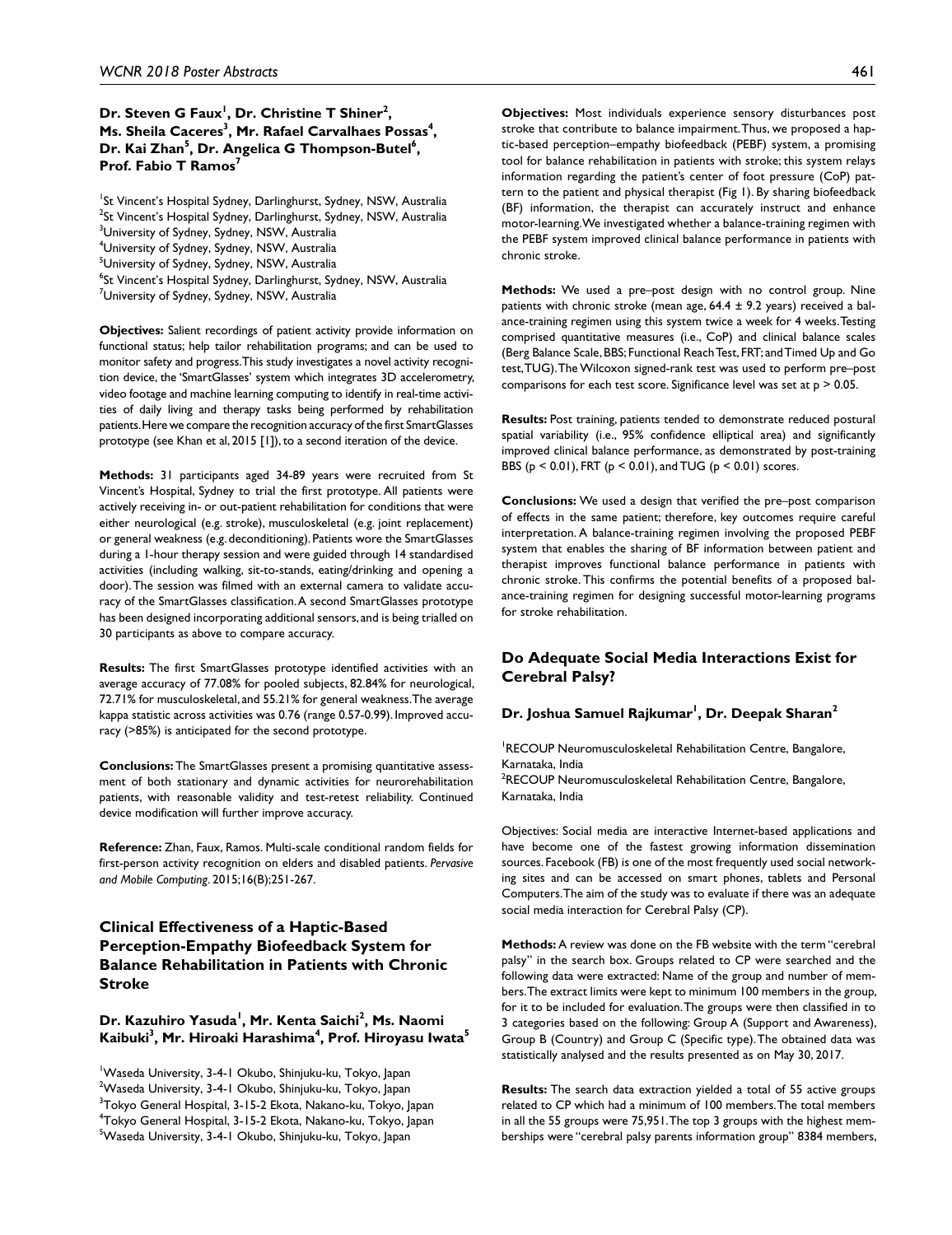**Dr. Steven G Faux[1], Dr. Christine T Shiner[2], Ms. Sheila Caceres[3], Mr. Rafael Carvalhaes Possas[4], Dr. Kai Zhan[5], Dr. Angelica G Thompson-Butel[6], Prof. Fabio T Ramos[7]**

[1]St Vincent's Hospital Sydney, Darlinghurst, Sydney, NSW, Australia
[2]St Vincent's Hospital Sydney, Darlinghurst, Sydney, NSW, Australia
[3]University of Sydney, Sydney, NSW, Australia
[4]University of Sydney, Sydney, NSW, Australia
[5]University of Sydney, Sydney, NSW, Australia
[6]St Vincent's Hospital Sydney, Darlinghurst, Sydney, NSW, Australia
[7]University of Sydney, Sydney, NSW, Australia

**Objectives:** Salient recordings of patient activity provide information on functional status; help tailor rehabilitation programs; and can be used to monitor safety and progress. This study investigates a novel activity recognition device, the 'SmartGlasses' system which integrates 3D accelerometry, video footage and machine learning computing to identify in real-time activities of daily living and therapy tasks being performed by rehabilitation patients. Here we compare the recognition accuracy of the first SmartGlasses prototype (see Khan et al, 2015 [1]), to a second iteration of the device.

**Methods:** 31 participants aged 34-89 years were recruited from St Vincent's Hospital, Sydney to trial the first prototype. All patients were actively receiving in- or out-patient rehabilitation for conditions that were either neurological (e.g. stroke), musculoskeletal (e.g. joint replacement) or general weakness (e.g. deconditioning). Patients wore the SmartGlasses during a 1-hour therapy session and were guided through 14 standardised activities (including walking, sit-to-stands, eating/drinking and opening a door). The session was filmed with an external camera to validate accuracy of the SmartGlasses classification. A second SmartGlasses prototype has been designed incorporating additional sensors, and is being trialled on 30 participants as above to compare accuracy.

**Results:** The first SmartGlasses prototype identified activities with an average accuracy of 77.08% for pooled subjects, 82.84% for neurological, 72.71% for musculoskeletal, and 55.21% for general weakness. The average kappa statistic across activities was 0.76 (range 0.57-0.99). Improved accuracy (>85%) is anticipated for the second prototype.

**Conclusions:** The SmartGlasses present a promising quantitative assessment of both stationary and dynamic activities for neurorehabilitation patients, with reasonable validity and test-retest reliability. Continued device modification will further improve accuracy.

**Reference:** Zhan, Faux, Ramos. Multi-scale conditional random fields for first-person activity recognition on elders and disabled patients. *Pervasive and Mobile Computing*. 2015;16(B);251-267.

## Clinical Effectiveness of a Haptic-Based Perception-Empathy Biofeedback System for Balance Rehabilitation in Patients with Chronic Stroke

**Dr. Kazuhiro Yasuda[1], Mr. Kenta Saichi[2], Ms. Naomi Kaibuki[3], Mr. Hiroaki Harashima[4], Prof. Hiroyasu Iwata[5]**

[1]Waseda University, 3-4-1 Okubo, Shinjuku-ku, Tokyo, Japan
[2]Waseda University, 3-4-1 Okubo, Shinjuku-ku, Tokyo, Japan
[3]Tokyo General Hospital, 3-15-2 Ekota, Nakano-ku, Tokyo, Japan
[4]Tokyo General Hospital, 3-15-2 Ekota, Nakano-ku, Tokyo, Japan
[5]Waseda University, 3-4-1 Okubo, Shinjuku-ku, Tokyo, Japan

**Objectives:** Most individuals experience sensory disturbances post stroke that contribute to balance impairment. Thus, we proposed a haptic-based perception–empathy biofeedback (PEBF) system, a promising tool for balance rehabilitation in patients with stroke; this system relays information regarding the patient's center of foot pressure (CoP) pattern to the patient and physical therapist (Fig 1). By sharing biofeedback (BF) information, the therapist can accurately instruct and enhance motor-learning. We investigated whether a balance-training regimen with the PEBF system improved clinical balance performance in patients with chronic stroke.

**Methods:** We used a pre–post design with no control group. Nine patients with chronic stroke (mean age, 64.4 ± 9.2 years) received a balance-training regimen using this system twice a week for 4 weeks. Testing comprised quantitative measures (i.e., CoP) and clinical balance scales (Berg Balance Scale, BBS; Functional Reach Test, FRT; and Timed Up and Go test, TUG). The Wilcoxon signed-rank test was used to perform pre–post comparisons for each test score. Significance level was set at $p > 0.05$.

**Results:** Post training, patients tended to demonstrate reduced postural spatial variability (i.e., 95% confidence elliptical area) and significantly improved clinical balance performance, as demonstrated by post-training BBS ($p < 0.01$), FRT ($p < 0.01$), and TUG ($p < 0.01$) scores.

**Conclusions:** We used a design that verified the pre–post comparison of effects in the same patient; therefore, key outcomes require careful interpretation. A balance-training regimen involving the proposed PEBF system that enables the sharing of BF information between patient and therapist improves functional balance performance in patients with chronic stroke. This confirms the potential benefits of a proposed balance-training regimen for designing successful motor-learning programs for stroke rehabilitation.

## Do Adequate Social Media Interactions Exist for Cerebral Palsy?

**Dr. Joshua Samuel Rajkumar[1], Dr. Deepak Sharan[2]**

[1]RECOUP Neuromusculoskeletal Rehabilitation Centre, Bangalore, Karnataka, India
[2]RECOUP Neuromusculoskeletal Rehabilitation Centre, Bangalore, Karnataka, India

Objectives: Social media are interactive Internet-based applications and have become one of the fastest growing information dissemination sources. Facebook (FB) is one of the most frequently used social networking sites and can be accessed on smart phones, tablets and Personal Computers. The aim of the study was to evaluate if there was an adequate social media interaction for Cerebral Palsy (CP).

**Methods:** A review was done on the FB website with the term "cerebral palsy" in the search box. Groups related to CP were searched and the following data were extracted: Name of the group and number of members. The extract limits were kept to minimum 100 members in the group, for it to be included for evaluation. The groups were then classified in to 3 categories based on the following: Group A (Support and Awareness), Group B (Country) and Group C (Specific type). The obtained data was statistically analysed and the results presented as on May 30, 2017.

**Results:** The search data extraction yielded a total of 55 active groups related to CP which had a minimum of 100 members. The total members in all the 55 groups were 75,951. The top 3 groups with the highest memberships were "cerebral palsy parents information group" 8384 members,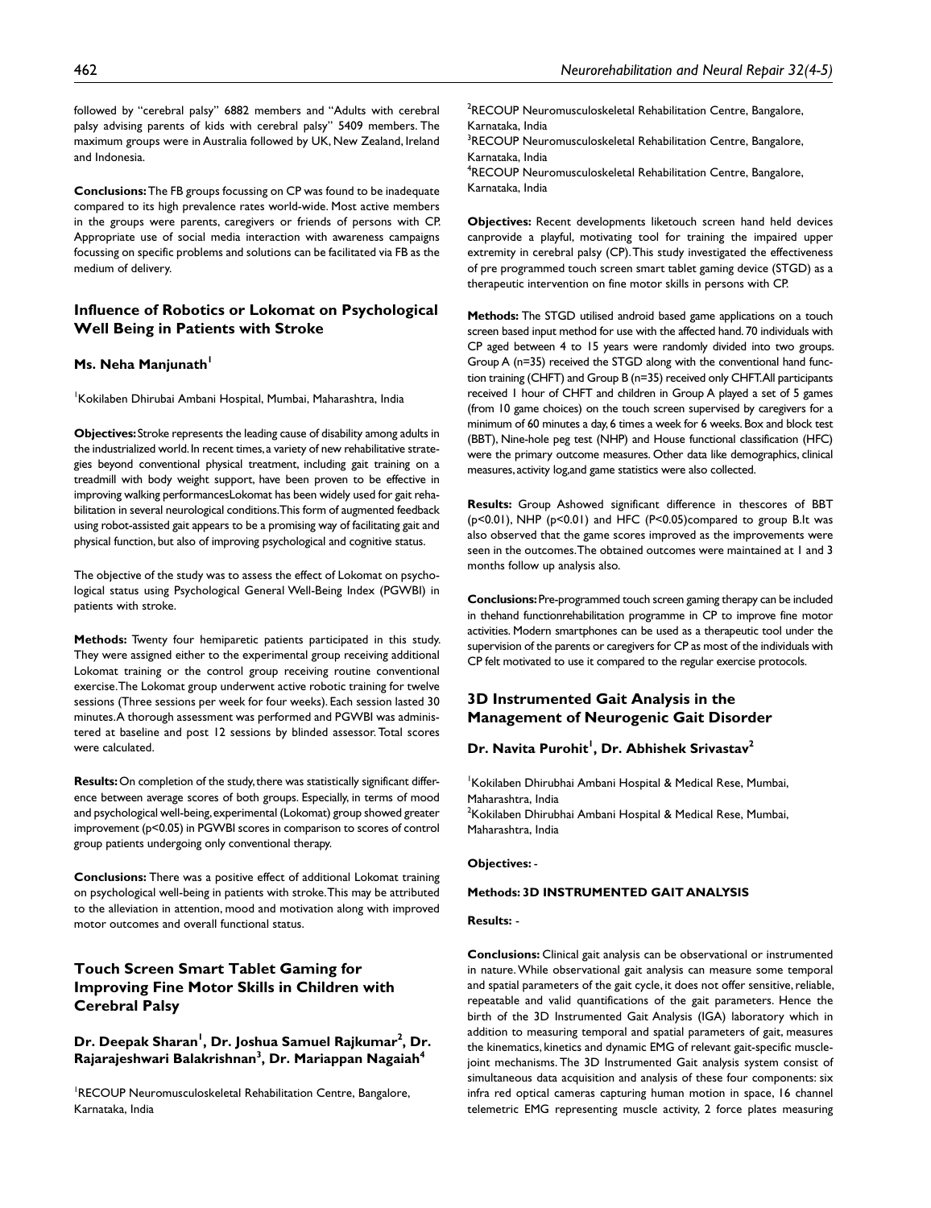followed by "cerebral palsy" 6882 members and "Adults with cerebral palsy advising parents of kids with cerebral palsy" 5409 members. The maximum groups were in Australia followed by UK, New Zealand, Ireland and Indonesia.

**Conclusions:** The FB groups focussing on CP was found to be inadequate compared to its high prevalence rates world-wide. Most active members in the groups were parents, caregivers or friends of persons with CP. Appropriate use of social media interaction with awareness campaigns focussing on specific problems and solutions can be facilitated via FB as the medium of delivery.

## Influence of Robotics or Lokomat on Psychological Well Being in Patients with Stroke

### Ms. Neha Manjunath[1]

[1]Kokilaben Dhirubai Ambani Hospital, Mumbai, Maharashtra, India

**Objectives:** Stroke represents the leading cause of disability among adults in the industrialized world. In recent times, a variety of new rehabilitative strategies beyond conventional physical treatment, including gait training on a treadmill with body weight support, have been proven to be effective in improving walking performancesLokomat has been widely used for gait rehabilitation in several neurological conditions. This form of augmented feedback using robot-assisted gait appears to be a promising way of facilitating gait and physical function, but also of improving psychological and cognitive status.

The objective of the study was to assess the effect of Lokomat on psychological status using Psychological General Well-Being Index (PGWBI) in patients with stroke.

**Methods:** Twenty four hemiparetic patients participated in this study. They were assigned either to the experimental group receiving additional Lokomat training or the control group receiving routine conventional exercise. The Lokomat group underwent active robotic training for twelve sessions (Three sessions per week for four weeks). Each session lasted 30 minutes. A thorough assessment was performed and PGWBI was administered at baseline and post 12 sessions by blinded assessor. Total scores were calculated.

**Results:** On completion of the study, there was statistically significant difference between average scores of both groups. Especially, in terms of mood and psychological well-being, experimental (Lokomat) group showed greater improvement ($p<0.05$) in PGWBI scores in comparison to scores of control group patients undergoing only conventional therapy.

**Conclusions:** There was a positive effect of additional Lokomat training on psychological well-being in patients with stroke. This may be attributed to the alleviation in attention, mood and motivation along with improved motor outcomes and overall functional status.

## Touch Screen Smart Tablet Gaming for Improving Fine Motor Skills in Children with Cerebral Palsy

### Dr. Deepak Sharan[1], Dr. Joshua Samuel Rajkumar[2], Dr. Rajarajeshwari Balakrishnan[3], Dr. Mariappan Nagaiah[4]

[1]RECOUP Neuromusculoskeletal Rehabilitation Centre, Bangalore, Karnataka, India
[2]RECOUP Neuromusculoskeletal Rehabilitation Centre, Bangalore, Karnataka, India
[3]RECOUP Neuromusculoskeletal Rehabilitation Centre, Bangalore, Karnataka, India
[4]RECOUP Neuromusculoskeletal Rehabilitation Centre, Bangalore, Karnataka, India

**Objectives:** Recent developments liketouch screen hand held devices canprovide a playful, motivating tool for training the impaired upper extremity in cerebral palsy (CP). This study investigated the effectiveness of pre programmed touch screen smart tablet gaming device (STGD) as a therapeutic intervention on fine motor skills in persons with CP.

**Methods:** The STGD utilised android based game applications on a touch screen based input method for use with the affected hand. 70 individuals with CP aged between 4 to 15 years were randomly divided into two groups. Group A (n=35) received the STGD along with the conventional hand function training (CHFT) and Group B (n=35) received only CHFT. All participants received 1 hour of CHFT and children in Group A played a set of 5 games (from 10 game choices) on the touch screen supervised by caregivers for a minimum of 60 minutes a day, 6 times a week for 6 weeks. Box and block test (BBT), Nine-hole peg test (NHP) and House functional classification (HFC) were the primary outcome measures. Other data like demographics, clinical measures, activity log,and game statistics were also collected.

**Results:** Group Ashowed significant difference in thescores of BBT ($p<0.01$), NHP ($p<0.01$) and HFC ($P<0.05$)compared to group B.It was also observed that the game scores improved as the improvements were seen in the outcomes. The obtained outcomes were maintained at 1 and 3 months follow up analysis also.

**Conclusions:** Pre-programmed touch screen gaming therapy can be included in thehand functionrehabilitation programme in CP to improve fine motor activities. Modern smartphones can be used as a therapeutic tool under the supervision of the parents or caregivers for CP as most of the individuals with CP felt motivated to use it compared to the regular exercise protocols.

## 3D Instrumented Gait Analysis in the Management of Neurogenic Gait Disorder

### Dr. Navita Purohit[1], Dr. Abhishek Srivastav[2]

[1]Kokilaben Dhirubhai Ambani Hospital & Medical Rese, Mumbai, Maharashtra, India
[2]Kokilaben Dhirubhai Ambani Hospital & Medical Rese, Mumbai, Maharashtra, India

**Objectives:** -

**Methods: 3D INSTRUMENTED GAIT ANALYSIS**

**Results:** -

**Conclusions:** Clinical gait analysis can be observational or instrumented in nature. While observational gait analysis can measure some temporal and spatial parameters of the gait cycle, it does not offer sensitive, reliable, repeatable and valid quantifications of the gait parameters. Hence the birth of the 3D Instrumented Gait Analysis (IGA) laboratory which in addition to measuring temporal and spatial parameters of gait, measures the kinematics, kinetics and dynamic EMG of relevant gait-specific muscle-joint mechanisms. The 3D Instrumented Gait analysis system consist of simultaneous data acquisition and analysis of these four components: six infra red optical cameras capturing human motion in space, 16 channel telemetric EMG representing muscle activity, 2 force plates measuring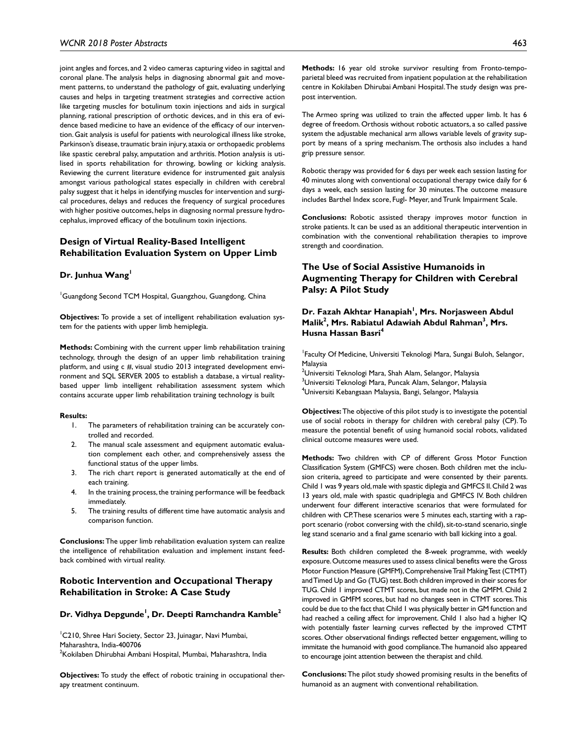joint angles and forces, and 2 video cameras capturing video in sagittal and coronal plane. The analysis helps in diagnosing abnormal gait and movement patterns, to understand the pathology of gait, evaluating underlying causes and helps in targeting treatment strategies and corrective action like targeting muscles for botulinum toxin injections and aids in surgical planning, rational prescription of orthotic devices, and in this era of evidence based medicine to have an evidence of the efficacy of our intervention. Gait analysis is useful for patients with neurological illness like stroke, Parkinson's disease, traumatic brain injury, ataxia or orthopaedic problems like spastic cerebral palsy, amputation and arthritis. Motion analysis is utilised in sports rehabilitation for throwing, bowling or kicking analysis. Reviewing the current literature evidence for instrumented gait analysis amongst various pathological states especially in children with cerebral palsy suggest that it helps in identifying muscles for intervention and surgical procedures, delays and reduces the frequency of surgical procedures with higher positive outcomes, helps in diagnosing normal pressure hydrocephalus, improved efficacy of the botulinum toxin injections.

## Design of Virtual Reality-Based Intelligent Rehabilitation Evaluation System on Upper Limb

**Dr. Junhua Wang**[1]

[1]Guangdong Second TCM Hospital, Guangzhou, Guangdong, China

**Objectives:** To provide a set of intelligent rehabilitation evaluation system for the patients with upper limb hemiplegia.

**Methods:** Combining with the current upper limb rehabilitation training technology, through the design of an upper limb rehabilitation training platform, and using c #, visual studio 2013 integrated development environment and SQL SERVER 2005 to establish a database, a virtual reality-based upper limb intelligent rehabilitation assessment system which contains accurate upper limb rehabilitation training technology is built

**Results:**

1. The parameters of rehabilitation training can be accurately controlled and recorded.
2. The manual scale assessment and equipment automatic evaluation complement each other, and comprehensively assess the functional status of the upper limbs.
3. The rich chart report is generated automatically at the end of each training.
4. In the training process, the training performance will be feedback immediately.
5. The training results of different time have automatic analysis and comparison function.

**Conclusions:** The upper limb rehabilitation evaluation system can realize the intelligence of rehabilitation evaluation and implement instant feedback combined with virtual reality.

## Robotic Intervention and Occupational Therapy Rehabilitation in Stroke: A Case Study

**Dr. Vidhya Depgunde**[1], **Dr. Deepti Ramchandra Kamble**[2]

[1]C210, Shree Hari Society, Sector 23, Juinagar, Navi Mumbai, Maharashtra, India-400706
[2]Kokilaben Dhirubhai Ambani Hospital, Mumbai, Maharashtra, India

**Objectives:** To study the effect of robotic training in occupational therapy treatment continuum.

**Methods:** 16 year old stroke survivor resulting from Fronto-temporo-parietal bleed was recruited from inpatient population at the rehabilitation centre in Kokilaben Dhirubai Ambani Hospital. The study design was pre-post intervention.

The Armeo spring was utilized to train the affected upper limb. It has 6 degree of freedom. Orthosis without robotic actuators, a so called passive system the adjustable mechanical arm allows variable levels of gravity support by means of a spring mechanism. The orthosis also includes a hand grip pressure sensor.

Robotic therapy was provided for 6 days per week each session lasting for 40 minutes along with conventional occupational therapy twice daily for 6 days a week, each session lasting for 30 minutes. The outcome measure includes Barthel Index score, Fugl- Meyer, and Trunk Impairment Scale.

**Conclusions:** Robotic assisted therapy improves motor function in stroke patients. It can be used as an additional therapeutic intervention in combination with the conventional rehabilitation therapies to improve strength and coordination.

## The Use of Social Assistive Humanoids in Augmenting Therapy for Children with Cerebral Palsy: A Pilot Study

**Dr. Fazah Akhtar Hanapiah**[1], **Mrs. Norjasweeen Abdul Malik**[2], **Mrs. Rabiatul Adawiah Abdul Rahman**[3], **Mrs. Husna Hassan Basri**[4]

[1]Faculty Of Medicine, Universiti Teknologi Mara, Sungai Buloh, Selangor, Malaysia
[2]Universiti Teknologi Mara, Shah Alam, Selangor, Malaysia
[3]Universiti Teknologi Mara, Puncak Alam, Selangor, Malaysia
[4]Universiti Kebangsaan Malaysia, Bangi, Selangor, Malaysia

**Objectives:** The objective of this pilot study is to investigate the potential use of social robots in therapy for children with cerebral palsy (CP). To measure the potential benefit of using humanoid social robots, validated clinical outcome measures were used.

**Methods:** Two children with CP of different Gross Motor Function Classification System (GMFCS) were chosen. Both children met the inclusion criteria, agreed to participate and were consented by their parents. Child 1 was 9 years old, male with spastic diplegia and GMFCS II. Child 2 was 13 years old, male with spastic quadriplegia and GMFCS IV. Both children underwent four different interactive scenarios that were formulated for children with CP. These scenarios were 5 minutes each, starting with a rapport scenario (robot conversing with the child), sit-to-stand scenario, single leg stand scenario and a final game scenario with ball kicking into a goal.

**Results:** Both children completed the 8-week programme, with weekly exposure. Outcome measures used to assess clinical benefits were the Gross Motor Function Measure (GMFM), Comprehensive Trail Making Test (CTMT) and Timed Up and Go (TUG) test. Both children improved in their scores for TUG. Child 1 improved CTMT scores, but made not in the GMFM. Child 2 improved in GMFM scores, but had no changes seen in CTMT scores. This could be due to the fact that Child 1 was physically better in GM function and had reached a ceiling affect for improvement. Child 1 also had a higher IQ with potentially faster learning curves reflected by the improved CTMT scores. Other observational findings reflected better engagement, willing to immitate the humanoid with good compliance. The humanoid also appeared to encourage joint attention between the therapist and child.

**Conclusions:** The pilot study showed promising results in the benefits of humanoid as an augment with conventional rehabilitation.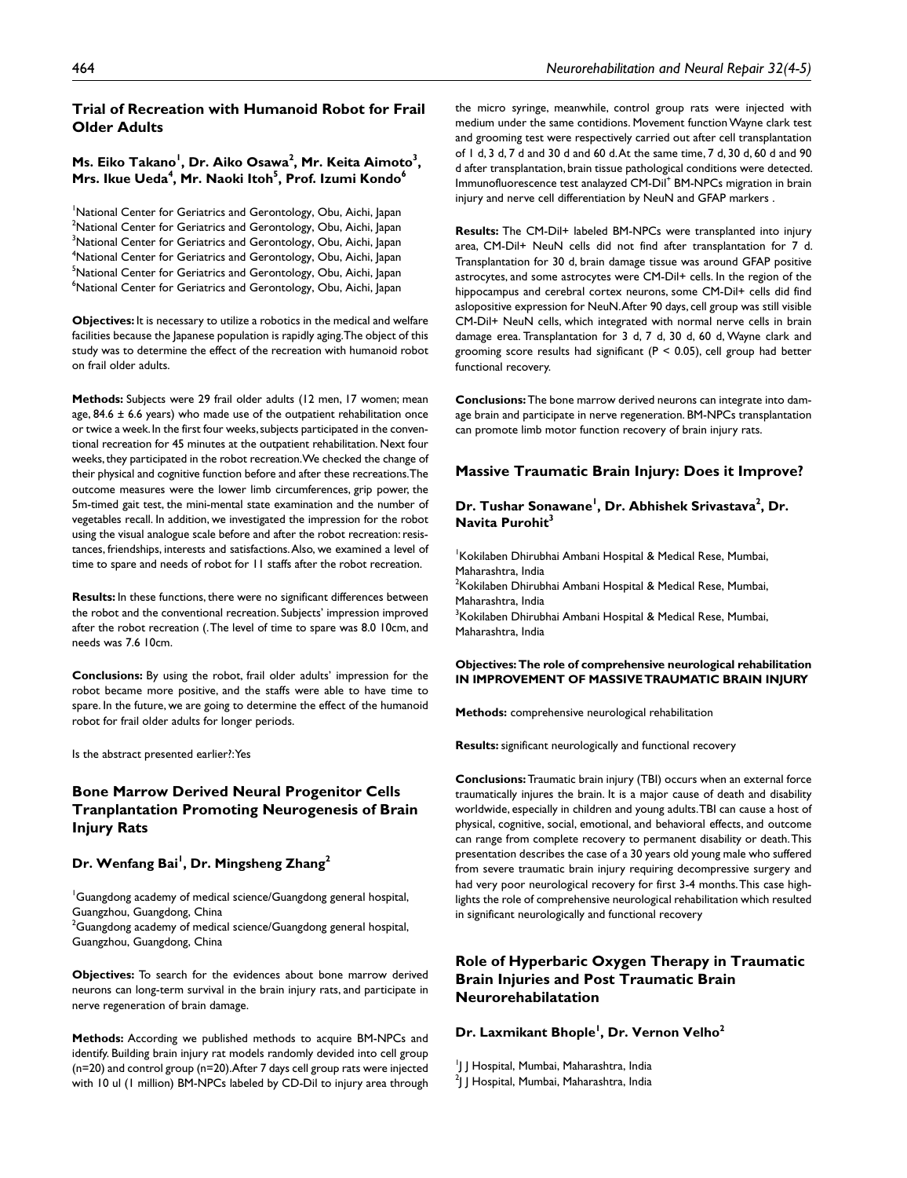## Trial of Recreation with Humanoid Robot for Frail Older Adults

**Ms. Eiko Takano[1], Dr. Aiko Osawa[2], Mr. Keita Aimoto[3], Mrs. Ikue Ueda[4], Mr. Naoki Itoh[5], Prof. Izumi Kondo[6]**

[1]National Center for Geriatrics and Gerontology, Obu, Aichi, Japan
[2]National Center for Geriatrics and Gerontology, Obu, Aichi, Japan
[3]National Center for Geriatrics and Gerontology, Obu, Aichi, Japan
[4]National Center for Geriatrics and Gerontology, Obu, Aichi, Japan
[5]National Center for Geriatrics and Gerontology, Obu, Aichi, Japan
[6]National Center for Geriatrics and Gerontology, Obu, Aichi, Japan

**Objectives:** It is necessary to utilize a robotics in the medical and welfare facilities because the Japanese population is rapidly aging. The object of this study was to determine the effect of the recreation with humanoid robot on frail older adults.

**Methods:** Subjects were 29 frail older adults (12 men, 17 women; mean age, 84.6 ± 6.6 years) who made use of the outpatient rehabilitation once or twice a week. In the first four weeks, subjects participated in the conventional recreation for 45 minutes at the outpatient rehabilitation. Next four weeks, they participated in the robot recreation. We checked the change of their physical and cognitive function before and after these recreations. The outcome measures were the lower limb circumferences, grip power, the 5m-timed gait test, the mini-mental state examination and the number of vegetables recall. In addition, we investigated the impression for the robot using the visual analogue scale before and after the robot recreation: resistances, friendships, interests and satisfactions. Also, we examined a level of time to spare and needs of robot for 11 staffs after the robot recreation.

**Results:** In these functions, there were no significant differences between the robot and the conventional recreation. Subjects' impression improved after the robot recreation (. The level of time to spare was 8.0 10cm, and needs was 7.6 10cm.

**Conclusions:** By using the robot, frail older adults' impression for the robot became more positive, and the staffs were able to have time to spare. In the future, we are going to determine the effect of the humanoid robot for frail older adults for longer periods.

Is the abstract presented earlier?: Yes

## Bone Marrow Derived Neural Progenitor Cells Tranplantation Promoting Neurogenesis of Brain Injury Rats

**Dr. Wenfang Bai[1], Dr. Mingsheng Zhang[2]**

[1]Guangdong academy of medical science/Guangdong general hospital, Guangzhou, Guangdong, China
[2]Guangdong academy of medical science/Guangdong general hospital, Guangzhou, Guangdong, China

**Objectives:** To search for the evidences about bone marrow derived neurons can long-term survival in the brain injury rats, and participate in nerve regeneration of brain damage.

**Methods:** According we published methods to acquire BM-NPCs and identify. Building brain injury rat models randomly devided into cell group (n=20) and control group (n=20). After 7 days cell group rats were injected with 10 ul (1 million) BM-NPCs labeled by CD-Dil to injury area through the micro syringe, meanwhile, control group rats were injected with medium under the same contidions. Movement function Wayne clark test and grooming test were respectively carried out after cell transplantation of 1 d, 3 d, 7 d and 30 d and 60 d. At the same time, 7 d, 30 d, 60 d and 90 d after transplantation, brain tissue pathological conditions were detected. Immunofluorescence test analayzed CM-Dil$^{+}$ BM-NPCs migration in brain injury and nerve cell differentiation by NeuN and GFAP markers .

**Results:** The CM-Dil+ labeled BM-NPCs were transplanted into injury area, CM-Dil+ NeuN cells did not find after transplantation for 7 d. Transplantation for 30 d, brain damage tissue was around GFAP positive astrocytes, and some astrocytes were CM-Dil+ cells. In the region of the hippocampus and cerebral cortex neurons, some CM-Dil+ cells did find aslopositive expression for NeuN. After 90 days, cell group was still visible CM-Dil+ NeuN cells, which integrated with normal nerve cells in brain damage erea. Transplantation for 3 d, 7 d, 30 d, 60 d, Wayne clark and grooming score results had significant ($P < 0.05$), cell group had better functional recovery.

**Conclusions:** The bone marrow derived neurons can integrate into damage brain and participate in nerve regeneration. BM-NPCs transplantation can promote limb motor function recovery of brain injury rats.

## Massive Traumatic Brain Injury: Does it Improve?

**Dr. Tushar Sonawane[1], Dr. Abhishek Srivastava[2], Dr. Navita Purohit[3]**

[1]Kokilaben Dhirubhai Ambani Hospital & Medical Rese, Mumbai, Maharashtra, India
[2]Kokilaben Dhirubhai Ambani Hospital & Medical Rese, Mumbai, Maharashtra, India
[3]Kokilaben Dhirubhai Ambani Hospital & Medical Rese, Mumbai, Maharashtra, India

**Objectives: The role of comprehensive neurological rehabilitation IN IMPROVEMENT OF MASSIVE TRAUMATIC BRAIN INJURY**

**Methods:** comprehensive neurological rehabilitation

**Results:** significant neurologically and functional recovery

**Conclusions:** Traumatic brain injury (TBI) occurs when an external force traumatically injures the brain. It is a major cause of death and disability worldwide, especially in children and young adults. TBI can cause a host of physical, cognitive, social, emotional, and behavioral effects, and outcome can range from complete recovery to permanent disability or death. This presentation describes the case of a 30 years old young male who suffered from severe traumatic brain injury requiring decompressive surgery and had very poor neurological recovery for first 3-4 months. This case highlights the role of comprehensive neurological rehabilitation which resulted in significant neurologically and functional recovery

## Role of Hyperbaric Oxygen Therapy in Traumatic Brain Injuries and Post Traumatic Brain Neurorehabilatation

**Dr. Laxmikant Bhople[1], Dr. Vernon Velho[2]**

[1]J J Hospital, Mumbai, Maharashtra, India
[2]J J Hospital, Mumbai, Maharashtra, India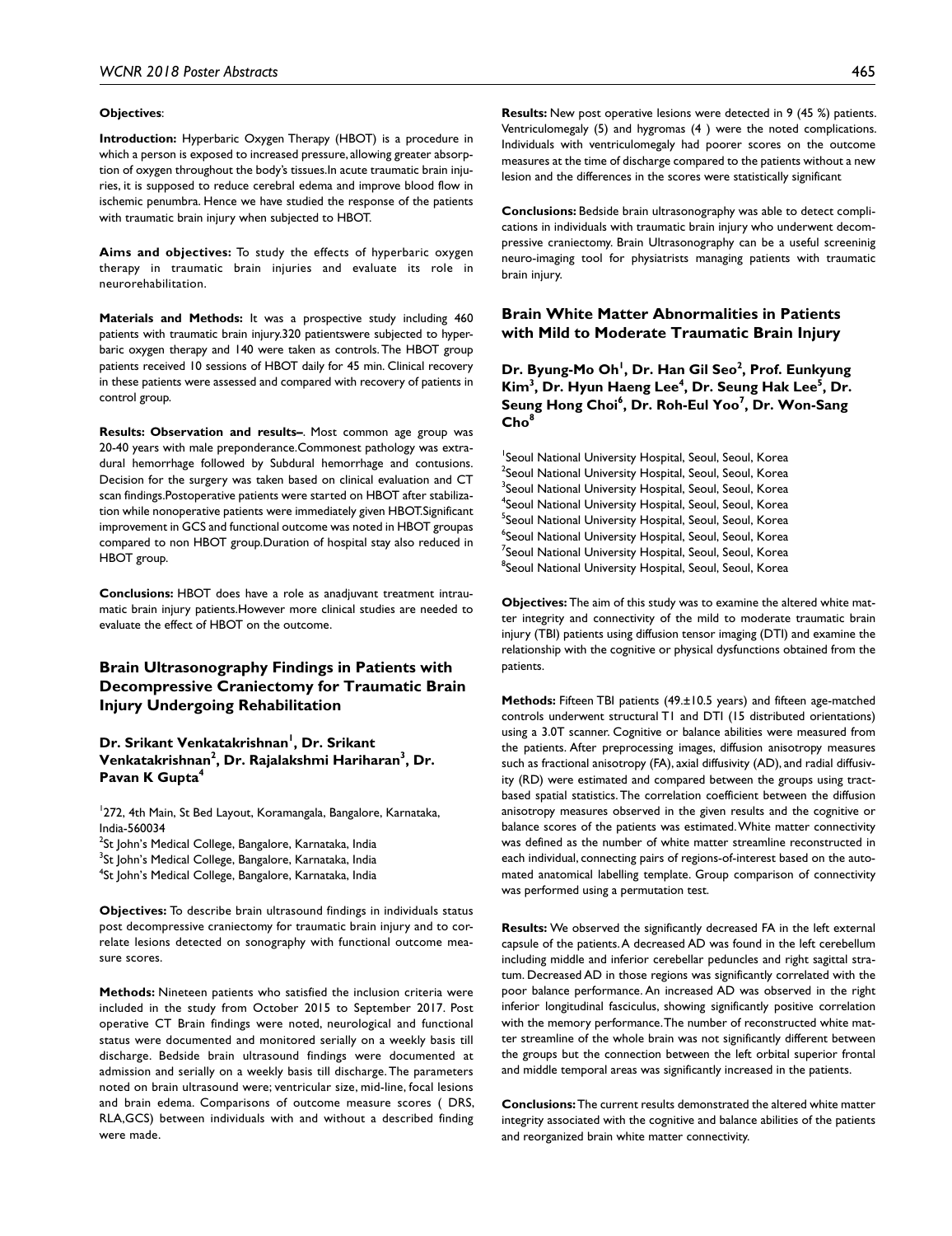**Objectives**:

**Introduction:** Hyperbaric Oxygen Therapy (HBOT) is a procedure in which a person is exposed to increased pressure, allowing greater absorption of oxygen throughout the body's tissues.In acute traumatic brain injuries, it is supposed to reduce cerebral edema and improve blood flow in ischemic penumbra. Hence we have studied the response of the patients with traumatic brain injury when subjected to HBOT.

**Aims and objectives:** To study the effects of hyperbaric oxygen therapy in traumatic brain injuries and evaluate its role in neurorehabilitation.

**Materials and Methods:** It was a prospective study including 460 patients with traumatic brain injury.320 patientswere subjected to hyperbaric oxygen therapy and 140 were taken as controls. The HBOT group patients received 10 sessions of HBOT daily for 45 min. Clinical recovery in these patients were assessed and compared with recovery of patients in control group.

**Results: Observation and results–**. Most common age group was 20-40 years with male preponderance.Commonest pathology was extradural hemorrhage followed by Subdural hemorrhage and contusions. Decision for the surgery was taken based on clinical evaluation and CT scan findings.Postoperative patients were started on HBOT after stabilization while nonoperative patients were immediately given HBOT.Significant improvement in GCS and functional outcome was noted in HBOT groupas compared to non HBOT group.Duration of hospital stay also reduced in HBOT group.

**Conclusions:** HBOT does have a role as anadjuvant treatment intraumatic brain injury patients.However more clinical studies are needed to evaluate the effect of HBOT on the outcome.

## Brain Ultrasonography Findings in Patients with Decompressive Craniectomy for Traumatic Brain Injury Undergoing Rehabilitation

**Dr. Srikant Venkatakrishnan[1], Dr. Srikant Venkatakrishnan[2], Dr. Rajalakshmi Hariharan[3], Dr. Pavan K Gupta[4]**

[1]272, 4th Main, St Bed Layout, Koramangala, Bangalore, Karnataka, India-560034
[2]St John's Medical College, Bangalore, Karnataka, India
[3]St John's Medical College, Bangalore, Karnataka, India
[4]St John's Medical College, Bangalore, Karnataka, India

**Objectives:** To describe brain ultrasound findings in individuals status post decompressive craniectomy for traumatic brain injury and to correlate lesions detected on sonography with functional outcome measure scores.

**Methods:** Nineteen patients who satisfied the inclusion criteria were included in the study from October 2015 to September 2017. Post operative CT Brain findings were noted, neurological and functional status were documented and monitored serially on a weekly basis till discharge. Bedside brain ultrasound findings were documented at admission and serially on a weekly basis till discharge. The parameters noted on brain ultrasound were; ventricular size, mid-line, focal lesions and brain edema. Comparisons of outcome measure scores ( DRS, RLA,GCS) between individuals with and without a described finding were made.

**Results:** New post operative lesions were detected in 9 (45 %) patients. Ventriculomegaly (5) and hygromas (4 ) were the noted complications. Individuals with ventriculomegaly had poorer scores on the outcome measures at the time of discharge compared to the patients without a new lesion and the differences in the scores were statistically significant

**Conclusions:** Bedside brain ultrasonography was able to detect complications in individuals with traumatic brain injury who underwent decompressive craniectomy. Brain Ultrasonography can be a useful screeninig neuro-imaging tool for physiatrists managing patients with traumatic brain injury.

## Brain White Matter Abnormalities in Patients with Mild to Moderate Traumatic Brain Injury

**Dr. Byung-Mo Oh[1], Dr. Han Gil Seo[2], Prof. Eunkyung Kim[3], Dr. Hyun Haeng Lee[4], Dr. Seung Hak Lee[5], Dr. Seung Hong Choi[6], Dr. Roh-Eul Yoo[7], Dr. Won-Sang Cho[8]**

[1]Seoul National University Hospital, Seoul, Seoul, Korea
[2]Seoul National University Hospital, Seoul, Seoul, Korea
[3]Seoul National University Hospital, Seoul, Seoul, Korea
[4]Seoul National University Hospital, Seoul, Seoul, Korea
[5]Seoul National University Hospital, Seoul, Seoul, Korea
[6]Seoul National University Hospital, Seoul, Seoul, Korea
[7]Seoul National University Hospital, Seoul, Seoul, Korea
[8]Seoul National University Hospital, Seoul, Seoul, Korea

**Objectives:** The aim of this study was to examine the altered white matter integrity and connectivity of the mild to moderate traumatic brain injury (TBI) patients using diffusion tensor imaging (DTI) and examine the relationship with the cognitive or physical dysfunctions obtained from the patients.

**Methods:** Fifteen TBI patients (49.±10.5 years) and fifteen age-matched controls underwent structural T1 and DTI (15 distributed orientations) using a 3.0T scanner. Cognitive or balance abilities were measured from the patients. After preprocessing images, diffusion anisotropy measures such as fractional anisotropy (FA), axial diffusivity (AD), and radial diffusivity (RD) were estimated and compared between the groups using tract-based spatial statistics. The correlation coefficient between the diffusion anisotropy measures observed in the given results and the cognitive or balance scores of the patients was estimated. White matter connectivity was defined as the number of white matter streamline reconstructed in each individual, connecting pairs of regions-of-interest based on the automated anatomical labelling template. Group comparison of connectivity was performed using a permutation test.

**Results:** We observed the significantly decreased FA in the left external capsule of the patients. A decreased AD was found in the left cerebellum including middle and inferior cerebellar peduncles and right sagittal stratum. Decreased AD in those regions was significantly correlated with the poor balance performance. An increased AD was observed in the right inferior longitudinal fasciculus, showing significantly positive correlation with the memory performance. The number of reconstructed white matter streamline of the whole brain was not significantly different between the groups but the connection between the left orbital superior frontal and middle temporal areas was significantly increased in the patients.

**Conclusions:** The current results demonstrated the altered white matter integrity associated with the cognitive and balance abilities of the patients and reorganized brain white matter connectivity.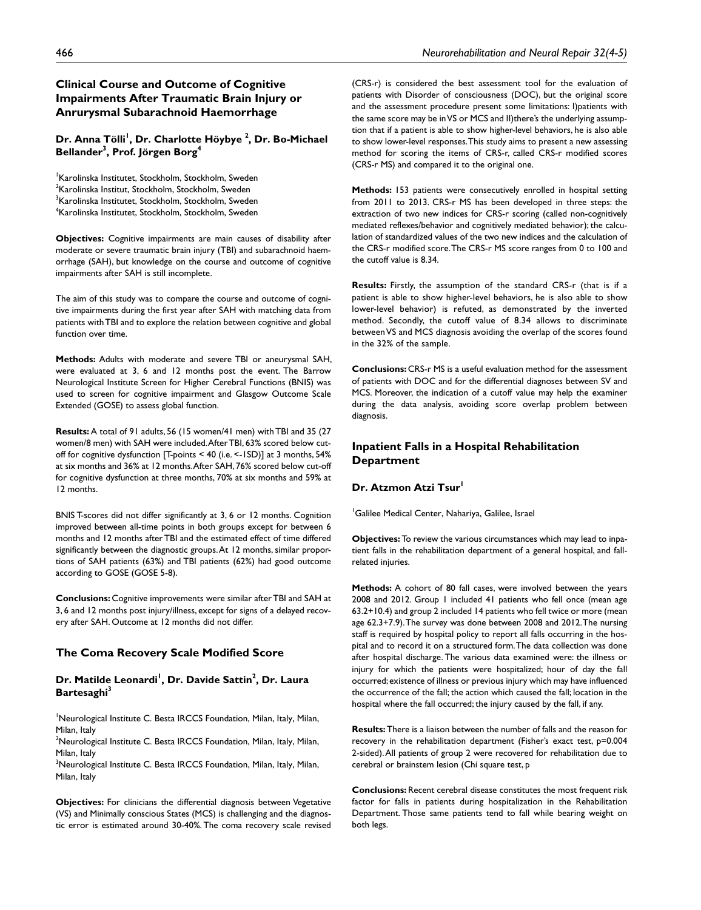## Clinical Course and Outcome of Cognitive Impairments After Traumatic Brain Injury or Anrurysmal Subarachnoid Haemorrhage

**Dr. Anna Tölli[1], Dr. Charlotte Höybye [2], Dr. Bo-Michael Bellander[3], Prof. Jörgen Borg[4]**

[1]Karolinska Institutet, Stockholm, Stockholm, Sweden
[2]Karolinska Institut, Stockholm, Stockholm, Sweden
[3]Karolinska Institutet, Stockholm, Stockholm, Sweden
[4]Karolinska Institutet, Stockholm, Stockholm, Sweden

**Objectives:** Cognitive impairments are main causes of disability after moderate or severe traumatic brain injury (TBI) and subarachnoid haemorrhage (SAH), but knowledge on the course and outcome of cognitive impairments after SAH is still incomplete.

The aim of this study was to compare the course and outcome of cognitive impairments during the first year after SAH with matching data from patients with TBI and to explore the relation between cognitive and global function over time.

**Methods:** Adults with moderate and severe TBI or aneurysmal SAH, were evaluated at 3, 6 and 12 months post the event. The Barrow Neurological Institute Screen for Higher Cerebral Functions (BNIS) was used to screen for cognitive impairment and Glasgow Outcome Scale Extended (GOSE) to assess global function.

**Results:** A total of 91 adults, 56 (15 women/41 men) with TBI and 35 (27 women/8 men) with SAH were included. After TBI, 63% scored below cut-off for cognitive dysfunction [T-points < 40 (i.e. <-1SD)] at 3 months, 54% at six months and 36% at 12 months. After SAH, 76% scored below cut-off for cognitive dysfunction at three months, 70% at six months and 59% at 12 months.

BNIS T-scores did not differ significantly at 3, 6 or 12 months. Cognition improved between all-time points in both groups except for between 6 months and 12 months after TBI and the estimated effect of time differed significantly between the diagnostic groups. At 12 months, similar proportions of SAH patients (63%) and TBI patients (62%) had good outcome according to GOSE (GOSE 5-8).

**Conclusions:** Cognitive improvements were similar after TBI and SAH at 3, 6 and 12 months post injury/illness, except for signs of a delayed recovery after SAH. Outcome at 12 months did not differ.

## The Coma Recovery Scale Modified Score

**Dr. Matilde Leonardi[1], Dr. Davide Sattin[2], Dr. Laura Bartesaghi[3]**

[1]Neurological Institute C. Besta IRCCS Foundation, Milan, Italy, Milan, Milan, Italy
[2]Neurological Institute C. Besta IRCCS Foundation, Milan, Italy, Milan, Milan, Italy
[3]Neurological Institute C. Besta IRCCS Foundation, Milan, Italy, Milan, Milan, Italy

**Objectives:** For clinicians the differential diagnosis between Vegetative (VS) and Minimally conscious States (MCS) is challenging and the diagnostic error is estimated around 30-40%. The coma recovery scale revised (CRS-r) is considered the best assessment tool for the evaluation of patients with Disorder of consciousness (DOC), but the original score and the assessment procedure present some limitations: I)patients with the same score may be in VS or MCS and II)there's the underlying assumption that if a patient is able to show higher-level behaviors, he is also able to show lower-level responses. This study aims to present a new assessing method for scoring the items of CRS-r, called CRS-r modified scores (CRS-r MS) and compared it to the original one.

**Methods:** 153 patients were consecutively enrolled in hospital setting from 2011 to 2013. CRS-r MS has been developed in three steps: the extraction of two new indices for CRS-r scoring (called non-cognitively mediated reflexes/behavior and cognitively mediated behavior); the calculation of standardized values of the two new indices and the calculation of the CRS-r modified score. The CRS-r MS score ranges from 0 to 100 and the cutoff value is 8.34.

**Results:** Firstly, the assumption of the standard CRS-r (that is if a patient is able to show higher-level behaviors, he is also able to show lower-level behavior) is refuted, as demonstrated by the inverted method. Secondly, the cutoff value of 8.34 allows to discriminate between VS and MCS diagnosis avoiding the overlap of the scores found in the 32% of the sample.

**Conclusions:** CRS-r MS is a useful evaluation method for the assessment of patients with DOC and for the differential diagnoses between SV and MCS. Moreover, the indication of a cutoff value may help the examiner during the data analysis, avoiding score overlap problem between diagnosis.

## Inpatient Falls in a Hospital Rehabilitation Department

**Dr. Atzmon Atzi Tsur[1]**

[1]Galilee Medical Center, Nahariya, Galilee, Israel

**Objectives:** To review the various circumstances which may lead to inpatient falls in the rehabilitation department of a general hospital, and fall-related injuries.

**Methods:** A cohort of 80 fall cases, were involved between the years 2008 and 2012. Group 1 included 41 patients who fell once (mean age 63.2+10.4) and group 2 included 14 patients who fell twice or more (mean age 62.3+7.9). The survey was done between 2008 and 2012. The nursing staff is required by hospital policy to report all falls occurring in the hospital and to record it on a structured form. The data collection was done after hospital discharge. The various data examined were: the illness or injury for which the patients were hospitalized; hour of day the fall occurred; existence of illness or previous injury which may have influenced the occurrence of the fall; the action which caused the fall; location in the hospital where the fall occurred; the injury caused by the fall, if any.

**Results:** There is a liaison between the number of falls and the reason for recovery in the rehabilitation department (Fisher's exact test, p=0.004 2-sided). All patients of group 2 were recovered for rehabilitation due to cerebral or brainstem lesion (Chi square test, p

**Conclusions:** Recent cerebral disease constitutes the most frequent risk factor for falls in patients during hospitalization in the Rehabilitation Department. Those same patients tend to fall while bearing weight on both legs.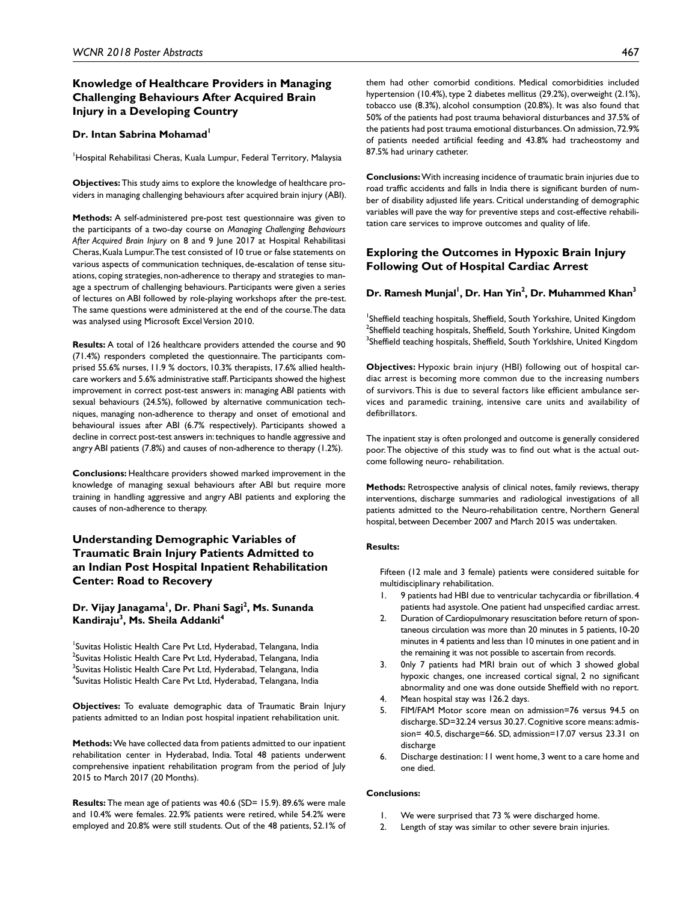## Knowledge of Healthcare Providers in Managing Challenging Behaviours After Acquired Brain Injury in a Developing Country

### Dr. Intan Sabrina Mohamad[1]

[1]Hospital Rehabilitasi Cheras, Kuala Lumpur, Federal Territory, Malaysia

**Objectives:** This study aims to explore the knowledge of healthcare providers in managing challenging behaviours after acquired brain injury (ABI).

**Methods:** A self-administered pre-post test questionnaire was given to the participants of a two-day course on *Managing Challenging Behaviours After Acquired Brain Injury* on 8 and 9 June 2017 at Hospital Rehabilitasi Cheras, Kuala Lumpur. The test consisted of 10 true or false statements on various aspects of communication techniques, de-escalation of tense situations, coping strategies, non-adherence to therapy and strategies to manage a spectrum of challenging behaviours. Participants were given a series of lectures on ABI followed by role-playing workshops after the pre-test. The same questions were administered at the end of the course. The data was analysed using Microsoft Excel Version 2010.

**Results:** A total of 126 healthcare providers attended the course and 90 (71.4%) responders completed the questionnaire. The participants comprised 55.6% nurses, 11.9 % doctors, 10.3% therapists, 17.6% allied healthcare workers and 5.6% administrative staff. Participants showed the highest improvement in correct post-test answers in: managing ABI patients with sexual behaviours (24.5%), followed by alternative communication techniques, managing non-adherence to therapy and onset of emotional and behavioural issues after ABI (6.7% respectively). Participants showed a decline in correct post-test answers in: techniques to handle aggressive and angry ABI patients (7.8%) and causes of non-adherence to therapy (1.2%).

**Conclusions:** Healthcare providers showed marked improvement in the knowledge of managing sexual behaviours after ABI but require more training in handling aggressive and angry ABI patients and exploring the causes of non-adherence to therapy.

## Understanding Demographic Variables of Traumatic Brain Injury Patients Admitted to an Indian Post Hospital Inpatient Rehabilitation Center: Road to Recovery

### Dr. Vijay Janagama[1], Dr. Phani Sagi[2], Ms. Sunanda Kandiraju[3], Ms. Sheila Addanki[4]

[1]Suvitas Holistic Health Care Pvt Ltd, Hyderabad, Telangana, India
[2]Suvitas Holistic Health Care Pvt Ltd, Hyderabad, Telangana, India
[3]Suvitas Holistic Health Care Pvt Ltd, Hyderabad, Telangana, India
[4]Suvitas Holistic Health Care Pvt Ltd, Hyderabad, Telangana, India

**Objectives:** To evaluate demographic data of Traumatic Brain Injury patients admitted to an Indian post hospital inpatient rehabilitation unit.

**Methods:** We have collected data from patients admitted to our inpatient rehabilitation center in Hyderabad, India. Total 48 patients underwent comprehensive inpatient rehabilitation program from the period of July 2015 to March 2017 (20 Months).

**Results:** The mean age of patients was 40.6 (SD= 15.9). 89.6% were male and 10.4% were females. 22.9% patients were retired, while 54.2% were employed and 20.8% were still students. Out of the 48 patients, 52.1% of them had other comorbid conditions. Medical comorbidities included hypertension (10.4%), type 2 diabetes mellitus (29.2%), overweight (2.1%), tobacco use (8.3%), alcohol consumption (20.8%). It was also found that 50% of the patients had post trauma behavioral disturbances and 37.5% of the patients had post trauma emotional disturbances. On admission, 72.9% of patients needed artificial feeding and 43.8% had tracheostomy and 87.5% had urinary catheter.

**Conclusions:** With increasing incidence of traumatic brain injuries due to road traffic accidents and falls in India there is significant burden of number of disability adjusted life years. Critical understanding of demographic variables will pave the way for preventive steps and cost-effective rehabilitation care services to improve outcomes and quality of life.

## Exploring the Outcomes in Hypoxic Brain Injury Following Out of Hospital Cardiac Arrest

### Dr. Ramesh Munjal[1], Dr. Han Yin[2], Dr. Muhammed Khan[3]

[1]Sheffield teaching hospitals, Sheffield, South Yorkshire, United Kingdom
[2]Sheffield teaching hospitals, Sheffield, South Yorkshire, United Kingdom
[3]Sheffield teaching hospitals, Sheffield, South Yorklshire, United Kingdom

**Objectives:** Hypoxic brain injury (HBI) following out of hospital cardiac arrest is becoming more common due to the increasing numbers of survivors. This is due to several factors like efficient ambulance services and paramedic training, intensive care units and availability of defibrillators.

The inpatient stay is often prolonged and outcome is generally considered poor. The objective of this study was to find out what is the actual outcome following neuro- rehabilitation.

**Methods:** Retrospective analysis of clinical notes, family reviews, therapy interventions, discharge summaries and radiological investigations of all patients admitted to the Neuro-rehabilitation centre, Northern General hospital, between December 2007 and March 2015 was undertaken.

**Results:**

Fifteen (12 male and 3 female) patients were considered suitable for multidisciplinary rehabilitation.

1. 9 patients had HBI due to ventricular tachycardia or fibrillation. 4 patients had asystole. One patient had unspecified cardiac arrest.
2. Duration of Cardiopulmonary resuscitation before return of spontaneous circulation was more than 20 minutes in 5 patients, 10-20 minutes in 4 patients and less than 10 minutes in one patient and in the remaining it was not possible to ascertain from records.
3. 0nly 7 patients had MRI brain out of which 3 showed global hypoxic changes, one increased cortical signal, 2 no significant abnormality and one was done outside Sheffield with no report.
4. Mean hospital stay was 126.2 days.
5. FIM/FAM Motor score mean on admission=76 versus 94.5 on discharge. SD=32.24 versus 30.27. Cognitive score means: admission= 40.5, discharge=66. SD, admission=17.07 versus 23.31 on discharge
6. Discharge destination: 11 went home, 3 went to a care home and one died.

**Conclusions:**

1. We were surprised that 73 % were discharged home.
2. Length of stay was similar to other severe brain injuries.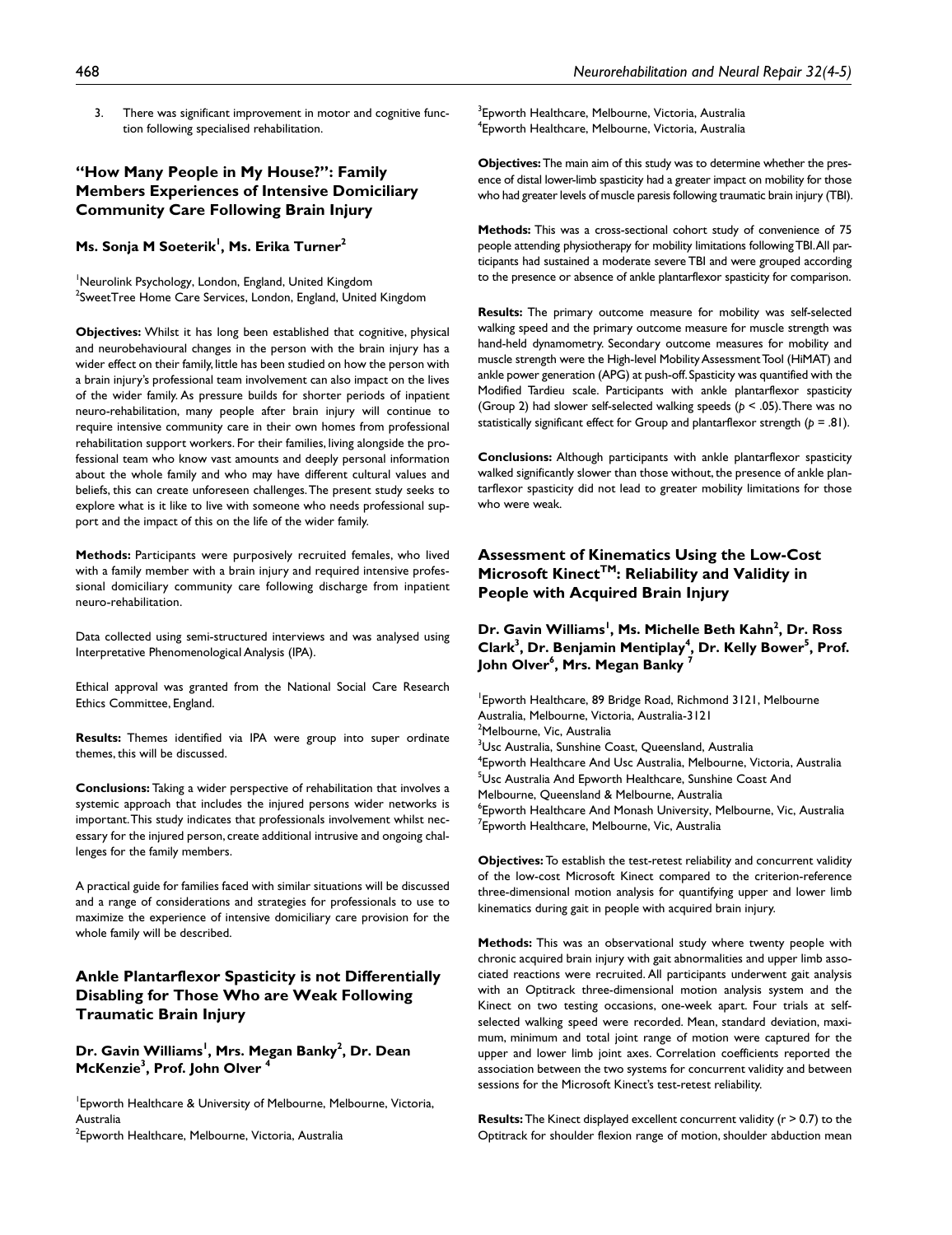3. There was significant improvement in motor and cognitive function following specialised rehabilitation.

## "How Many People in My House?": Family Members Experiences of Intensive Domiciliary Community Care Following Brain Injury

### Ms. Sonja M Soeterik[1], Ms. Erika Turner[2]

[1]Neurolink Psychology, London, England, United Kingdom
[2]SweetTree Home Care Services, London, England, United Kingdom

**Objectives:** Whilst it has long been established that cognitive, physical and neurobehavioural changes in the person with the brain injury has a wider effect on their family, little has been studied on how the person with a brain injury's professional team involvement can also impact on the lives of the wider family. As pressure builds for shorter periods of inpatient neuro-rehabilitation, many people after brain injury will continue to require intensive community care in their own homes from professional rehabilitation support workers. For their families, living alongside the professional team who know vast amounts and deeply personal information about the whole family and who may have different cultural values and beliefs, this can create unforeseen challenges. The present study seeks to explore what is it like to live with someone who needs professional support and the impact of this on the life of the wider family.

**Methods:** Participants were purposively recruited females, who lived with a family member with a brain injury and required intensive professional domiciliary community care following discharge from inpatient neuro-rehabilitation.

Data collected using semi-structured interviews and was analysed using Interpretative Phenomenological Analysis (IPA).

Ethical approval was granted from the National Social Care Research Ethics Committee, England.

**Results:** Themes identified via IPA were group into super ordinate themes, this will be discussed.

**Conclusions:** Taking a wider perspective of rehabilitation that involves a systemic approach that includes the injured persons wider networks is important. This study indicates that professionals involvement whilst necessary for the injured person, create additional intrusive and ongoing challenges for the family members.

A practical guide for families faced with similar situations will be discussed and a range of considerations and strategies for professionals to use to maximize the experience of intensive domiciliary care provision for the whole family will be described.

## Ankle Plantarflexor Spasticity is not Differentially Disabling for Those Who are Weak Following Traumatic Brain Injury

### Dr. Gavin Williams[1], Mrs. Megan Banky[2], Dr. Dean McKenzie[3], Prof. John Olver [4]

[1]Epworth Healthcare & University of Melbourne, Melbourne, Victoria, Australia
[2]Epworth Healthcare, Melbourne, Victoria, Australia
[3]Epworth Healthcare, Melbourne, Victoria, Australia
[4]Epworth Healthcare, Melbourne, Victoria, Australia

**Objectives:** The main aim of this study was to determine whether the presence of distal lower-limb spasticity had a greater impact on mobility for those who had greater levels of muscle paresis following traumatic brain injury (TBI).

**Methods:** This was a cross-sectional cohort study of convenience of 75 people attending physiotherapy for mobility limitations following TBI. All participants had sustained a moderate severe TBI and were grouped according to the presence or absence of ankle plantarflexor spasticity for comparison.

**Results:** The primary outcome measure for mobility was self-selected walking speed and the primary outcome measure for muscle strength was hand-held dynamometry. Secondary outcome measures for mobility and muscle strength were the High-level Mobility Assessment Tool (HiMAT) and ankle power generation (APG) at push-off. Spasticity was quantified with the Modified Tardieu scale. Participants with ankle plantarflexor spasticity (Group 2) had slower self-selected walking speeds ($p < .05$). There was no statistically significant effect for Group and plantarflexor strength ($p = .81$).

**Conclusions:** Although participants with ankle plantarflexor spasticity walked significantly slower than those without, the presence of ankle plantarflexor spasticity did not lead to greater mobility limitations for those who were weak.

## Assessment of Kinematics Using the Low-Cost Microsoft Kinect[TM]: Reliability and Validity in People with Acquired Brain Injury

### Dr. Gavin Williams[1], Ms. Michelle Beth Kahn[2], Dr. Ross Clark[3], Dr. Benjamin Mentiplay[4], Dr. Kelly Bower[5], Prof. John Olver[6], Mrs. Megan Banky [7]

[1]Epworth Healthcare, 89 Bridge Road, Richmond 3121, Melbourne Australia, Melbourne, Victoria, Australia-3121
[2]Melbourne, Vic, Australia
[3]Usc Australia, Sunshine Coast, Queensland, Australia
[4]Epworth Healthcare And Usc Australia, Melbourne, Victoria, Australia
[5]Usc Australia And Epworth Healthcare, Sunshine Coast And Melbourne, Queensland & Melbourne, Australia
[6]Epworth Healthcare And Monash University, Melbourne, Vic, Australia
[7]Epworth Healthcare, Melbourne, Vic, Australia

**Objectives:** To establish the test-retest reliability and concurrent validity of the low-cost Microsoft Kinect compared to the criterion-reference three-dimensional motion analysis for quantifying upper and lower limb kinematics during gait in people with acquired brain injury.

**Methods:** This was an observational study where twenty people with chronic acquired brain injury with gait abnormalities and upper limb associated reactions were recruited. All participants underwent gait analysis with an Optitrack three-dimensional motion analysis system and the Kinect on two testing occasions, one-week apart. Four trials at self-selected walking speed were recorded. Mean, standard deviation, maximum, minimum and total joint range of motion were captured for the upper and lower limb joint axes. Correlation coefficients reported the association between the two systems for concurrent validity and between sessions for the Microsoft Kinect's test-retest reliability.

**Results:** The Kinect displayed excellent concurrent validity ($r > 0.7$) to the Optitrack for shoulder flexion range of motion, shoulder abduction mean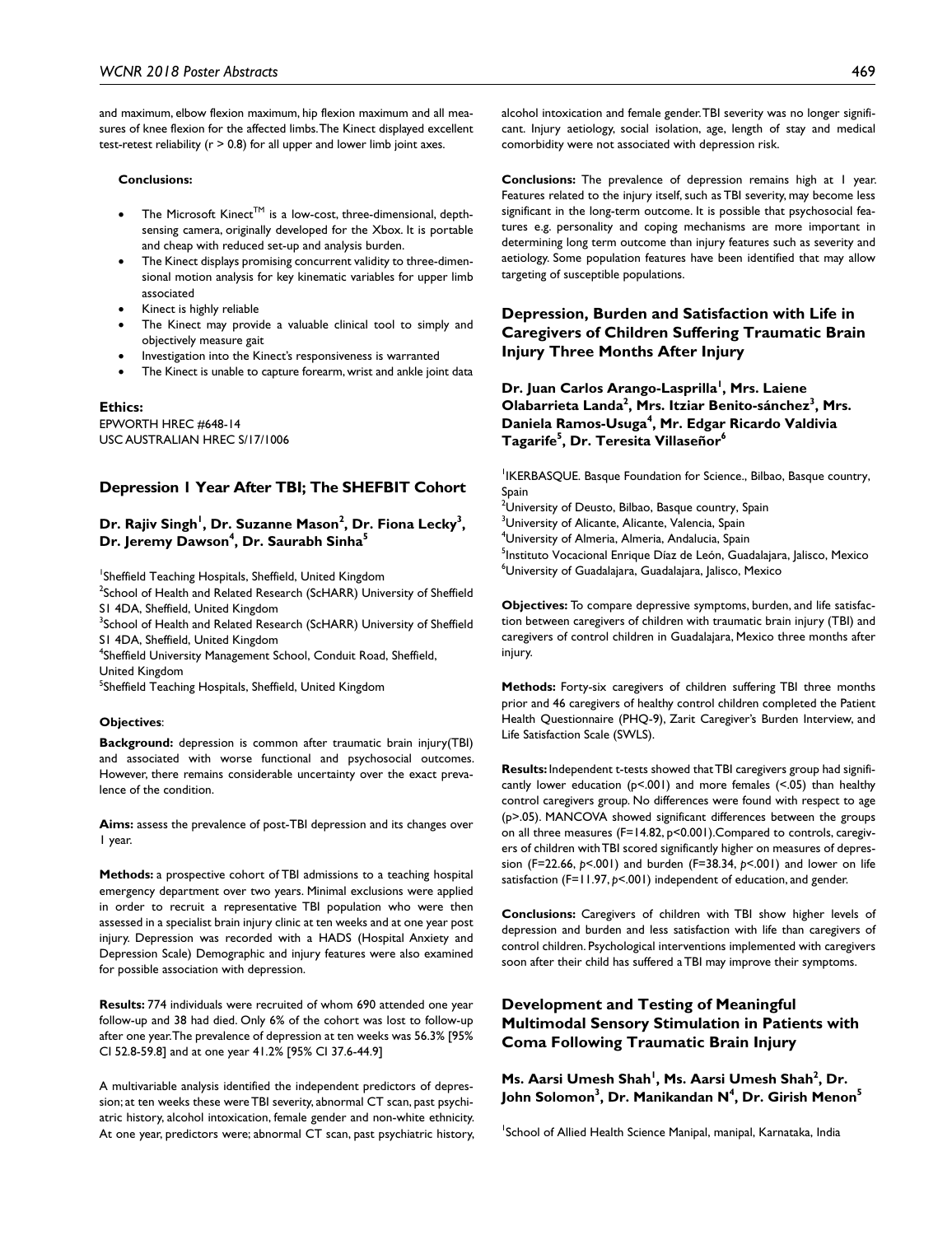and maximum, elbow flexion maximum, hip flexion maximum and all measures of knee flexion for the affected limbs. The Kinect displayed excellent test-retest reliability (r > 0.8) for all upper and lower limb joint axes.

**Conclusions:**

- The Microsoft Kinect™ is a low-cost, three-dimensional, depth-sensing camera, originally developed for the Xbox. It is portable and cheap with reduced set-up and analysis burden.
- The Kinect displays promising concurrent validity to three-dimensional motion analysis for key kinematic variables for upper limb associated
- Kinect is highly reliable
- The Kinect may provide a valuable clinical tool to simply and objectively measure gait
- Investigation into the Kinect's responsiveness is warranted
- The Kinect is unable to capture forearm, wrist and ankle joint data

**Ethics:**
EPWORTH HREC #648-14
USC AUSTRALIAN HREC S/17/1006

## Depression 1 Year After TBI; The SHEFBIT Cohort

**Dr. Rajiv Singh[1], Dr. Suzanne Mason[2], Dr. Fiona Lecky[3], Dr. Jeremy Dawson[4], Dr. Saurabh Sinha[5]**

[1]Sheffield Teaching Hospitals, Sheffield, United Kingdom
[2]School of Health and Related Research (ScHARR) University of Sheffield S1 4DA, Sheffield, United Kingdom
[3]School of Health and Related Research (ScHARR) University of Sheffield S1 4DA, Sheffield, United Kingdom
[4]Sheffield University Management School, Conduit Road, Sheffield, United Kingdom
[5]Sheffield Teaching Hospitals, Sheffield, United Kingdom

**Objectives**:

**Background:** depression is common after traumatic brain injury(TBI) and associated with worse functional and psychosocial outcomes. However, there remains considerable uncertainty over the exact prevalence of the condition.

**Aims:** assess the prevalence of post-TBI depression and its changes over 1 year.

**Methods:** a prospective cohort of TBI admissions to a teaching hospital emergency department over two years. Minimal exclusions were applied in order to recruit a representative TBI population who were then assessed in a specialist brain injury clinic at ten weeks and at one year post injury. Depression was recorded with a HADS (Hospital Anxiety and Depression Scale) Demographic and injury features were also examined for possible association with depression.

**Results:** 774 individuals were recruited of whom 690 attended one year follow-up and 38 had died. Only 6% of the cohort was lost to follow-up after one year. The prevalence of depression at ten weeks was 56.3% [95% CI 52.8-59.8] and at one year 41.2% [95% CI 37.6-44.9]

A multivariable analysis identified the independent predictors of depression; at ten weeks these were TBI severity, abnormal CT scan, past psychiatric history, alcohol intoxication, female gender and non-white ethnicity. At one year, predictors were; abnormal CT scan, past psychiatric history, alcohol intoxication and female gender. TBI severity was no longer significant. Injury aetiology, social isolation, age, length of stay and medical comorbidity were not associated with depression risk.

**Conclusions:** The prevalence of depression remains high at 1 year. Features related to the injury itself, such as TBI severity, may become less significant in the long-term outcome. It is possible that psychosocial features e.g. personality and coping mechanisms are more important in determining long term outcome than injury features such as severity and aetiology. Some population features have been identified that may allow targeting of susceptible populations.

## Depression, Burden and Satisfaction with Life in Caregivers of Children Suffering Traumatic Brain Injury Three Months After Injury

**Dr. Juan Carlos Arango-Lasprilla[1], Mrs. Laiene Olabarrieta Landa[2], Mrs. Itziar Benito-sánchez[3], Mrs. Daniela Ramos-Usuga[4], Mr. Edgar Ricardo Valdivia Tagarife[5], Dr. Teresita Villaseñor[6]**

[1]IKERBASQUE. Basque Foundation for Science., Bilbao, Basque country, Spain
[2]University of Deusto, Bilbao, Basque country, Spain
[3]University of Alicante, Alicante, Valencia, Spain
[4]University of Almeria, Almeria, Andalucia, Spain
[5]Instituto Vocacional Enrique Díaz de León, Guadalajara, Jalisco, Mexico
[6]University of Guadalajara, Guadalajara, Jalisco, Mexico

**Objectives:** To compare depressive symptoms, burden, and life satisfaction between caregivers of children with traumatic brain injury (TBI) and caregivers of control children in Guadalajara, Mexico three months after injury.

**Methods:** Forty-six caregivers of children suffering TBI three months prior and 46 caregivers of healthy control children completed the Patient Health Questionnaire (PHQ-9), Zarit Caregiver's Burden Interview, and Life Satisfaction Scale (SWLS).

**Results:** Independent t-tests showed that TBI caregivers group had significantly lower education ($p<.001$) and more females ($<.05$) than healthy control caregivers group. No differences were found with respect to age ($p>.05$). MANCOVA showed significant differences between the groups on all three measures ($F=14.82$, $p<0.001$). Compared to controls, caregivers of children with TBI scored significantly higher on measures of depression ($F=22.66$, $p<.001$) and burden ($F=38.34$, $p<.001$) and lower on life satisfaction ($F=11.97$, $p<.001$) independent of education, and gender.

**Conclusions:** Caregivers of children with TBI show higher levels of depression and burden and less satisfaction with life than caregivers of control children. Psychological interventions implemented with caregivers soon after their child has suffered a TBI may improve their symptoms.

## Development and Testing of Meaningful Multimodal Sensory Stimulation in Patients with Coma Following Traumatic Brain Injury

**Ms. Aarsi Umesh Shah[1], Ms. Aarsi Umesh Shah[2], Dr. John Solomon[3], Dr. Manikandan N[4], Dr. Girish Menon[5]**

[1]School of Allied Health Science Manipal, manipal, Karnataka, India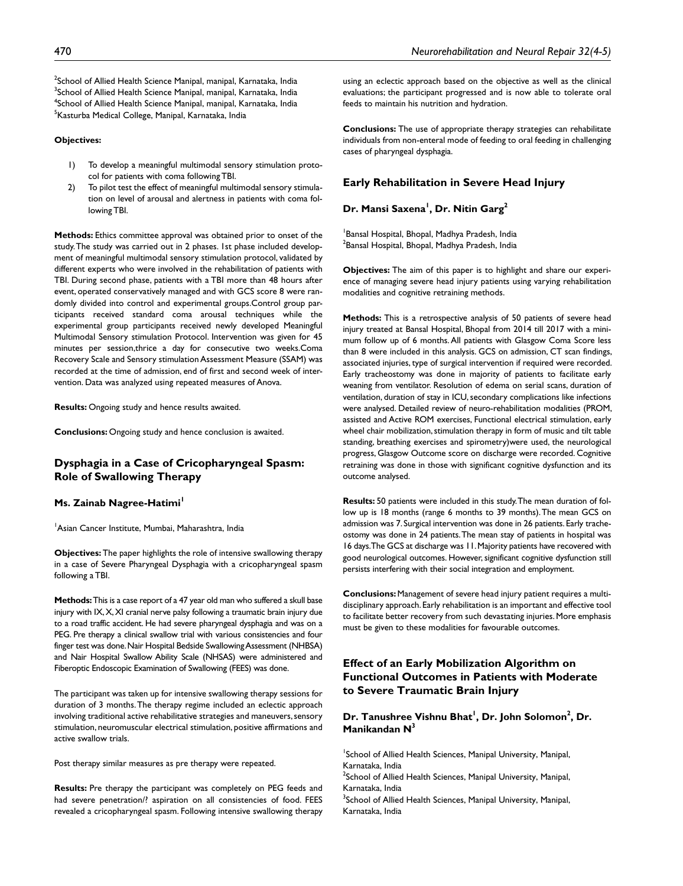[2]School of Allied Health Science Manipal, manipal, Karnataka, India
[3]School of Allied Health Science Manipal, manipal, Karnataka, India
[4]School of Allied Health Science Manipal, manipal, Karnataka, India
[5]Kasturba Medical College, Manipal, Karnataka, India

**Objectives:**

1) To develop a meaningful multimodal sensory stimulation protocol for patients with coma following TBI.
2) To pilot test the effect of meaningful multimodal sensory stimulation on level of arousal and alertness in patients with coma following TBI.

**Methods:** Ethics committee approval was obtained prior to onset of the study. The study was carried out in 2 phases. 1st phase included development of meaningful multimodal sensory stimulation protocol, validated by different experts who were involved in the rehabilitation of patients with TBI. During second phase, patients with a TBI more than 48 hours after event, operated conservatively managed and with GCS score 8 were randomly divided into control and experimental groups.Control group participants received standard coma arousal techniques while the experimental group participants received newly developed Meaningful Multimodal Sensory stimulation Protocol. Intervention was given for 45 minutes per session,thrice a day for consecutive two weeks.Coma Recovery Scale and Sensory stimulation Assessment Measure (SSAM) was recorded at the time of admission, end of first and second week of intervention. Data was analyzed using repeated measures of Anova.

**Results:** Ongoing study and hence results awaited.

**Conclusions:** Ongoing study and hence conclusion is awaited.

## Dysphagia in a Case of Cricopharyngeal Spasm: Role of Swallowing Therapy

### Ms. Zainab Nagree-Hatimi[1]

[1]Asian Cancer Institute, Mumbai, Maharashtra, India

**Objectives:** The paper highlights the role of intensive swallowing therapy in a case of Severe Pharyngeal Dysphagia with a cricopharyngeal spasm following a TBI.

**Methods:** This is a case report of a 47 year old man who suffered a skull base injury with IX, X, XI cranial nerve palsy following a traumatic brain injury due to a road traffic accident. He had severe pharyngeal dysphagia and was on a PEG. Pre therapy a clinical swallow trial with various consistencies and four finger test was done. Nair Hospital Bedside Swallowing Assessment (NHBSA) and Nair Hospital Swallow Ability Scale (NHSAS) were administered and Fiberoptic Endoscopic Examination of Swallowing (FEES) was done.

The participant was taken up for intensive swallowing therapy sessions for duration of 3 months. The therapy regime included an eclectic approach involving traditional active rehabilitative strategies and maneuvers, sensory stimulation, neuromuscular electrical stimulation, positive affirmations and active swallow trials.

Post therapy similar measures as pre therapy were repeated.

**Results:** Pre therapy the participant was completely on PEG feeds and had severe penetration/? aspiration on all consistencies of food. FEES revealed a cricopharyngeal spasm. Following intensive swallowing therapy using an eclectic approach based on the objective as well as the clinical evaluations; the participant progressed and is now able to tolerate oral feeds to maintain his nutrition and hydration.

**Conclusions:** The use of appropriate therapy strategies can rehabilitate individuals from non-enteral mode of feeding to oral feeding in challenging cases of pharyngeal dysphagia.

## Early Rehabilitation in Severe Head Injury

### Dr. Mansi Saxena[1], Dr. Nitin Garg[2]

[1]Bansal Hospital, Bhopal, Madhya Pradesh, India
[2]Bansal Hospital, Bhopal, Madhya Pradesh, India

**Objectives:** The aim of this paper is to highlight and share our experience of managing severe head injury patients using varying rehabilitation modalities and cognitive retraining methods.

**Methods:** This is a retrospective analysis of 50 patients of severe head injury treated at Bansal Hospital, Bhopal from 2014 till 2017 with a minimum follow up of 6 months. All patients with Glasgow Coma Score less than 8 were included in this analysis. GCS on admission, CT scan findings, associated injuries, type of surgical intervention if required were recorded. Early tracheostomy was done in majority of patients to facilitate early weaning from ventilator. Resolution of edema on serial scans, duration of ventilation, duration of stay in ICU, secondary complications like infections were analysed. Detailed review of neuro-rehabilitation modalities (PROM, assisted and Active ROM exercises, Functional electrical stimulation, early wheel chair mobilization, stimulation therapy in form of music and tilt table standing, breathing exercises and spirometry)were used, the neurological progress, Glasgow Outcome score on discharge were recorded. Cognitive retraining was done in those with significant cognitive dysfunction and its outcome analysed.

**Results:** 50 patients were included in this study. The mean duration of follow up is 18 months (range 6 months to 39 months). The mean GCS on admission was 7. Surgical intervention was done in 26 patients. Early tracheostomy was done in 24 patients. The mean stay of patients in hospital was 16 days. The GCS at discharge was 11. Majority patients have recovered with good neurological outcomes. However, significant cognitive dysfunction still persists interfering with their social integration and employment.

**Conclusions:** Management of severe head injury patient requires a multidisciplinary approach. Early rehabilitation is an important and effective tool to facilitate better recovery from such devastating injuries. More emphasis must be given to these modalities for favourable outcomes.

## Effect of an Early Mobilization Algorithm on Functional Outcomes in Patients with Moderate to Severe Traumatic Brain Injury

### Dr. Tanushree Vishnu Bhat[1], Dr. John Solomon[2], Dr. Manikandan N[3]

[1]School of Allied Health Sciences, Manipal University, Manipal, Karnataka, India
[2]School of Allied Health Sciences, Manipal University, Manipal, Karnataka, India
[3]School of Allied Health Sciences, Manipal University, Manipal, Karnataka, India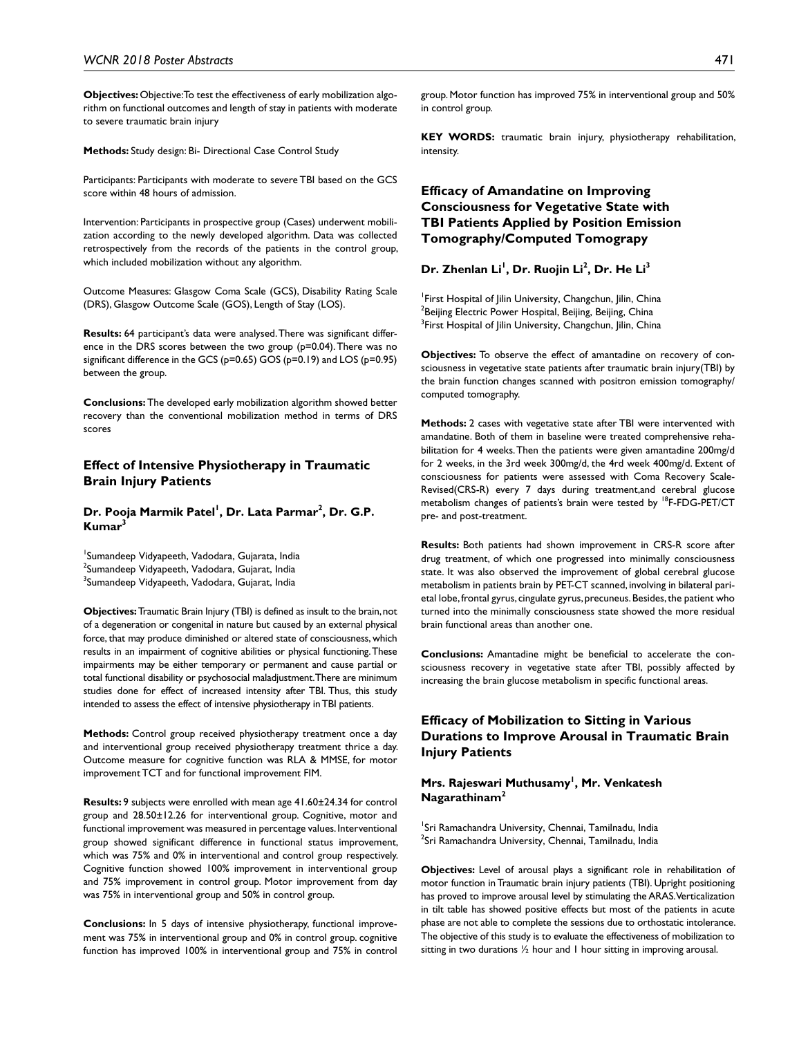**Objectives:** Objective:To test the effectiveness of early mobilization algorithm on functional outcomes and length of stay in patients with moderate to severe traumatic brain injury

**Methods:** Study design: Bi- Directional Case Control Study

Participants: Participants with moderate to severe TBI based on the GCS score within 48 hours of admission.

Intervention: Participants in prospective group (Cases) underwent mobilization according to the newly developed algorithm. Data was collected retrospectively from the records of the patients in the control group, which included mobilization without any algorithm.

Outcome Measures: Glasgow Coma Scale (GCS), Disability Rating Scale (DRS), Glasgow Outcome Scale (GOS), Length of Stay (LOS).

**Results:** 64 participant's data were analysed. There was significant difference in the DRS scores between the two group (p=0.04). There was no significant difference in the GCS (p=0.65) GOS (p=0.19) and LOS (p=0.95) between the group.

**Conclusions:** The developed early mobilization algorithm showed better recovery than the conventional mobilization method in terms of DRS scores

## Effect of Intensive Physiotherapy in Traumatic Brain Injury Patients

**Dr. Pooja Marmik Patel[1], Dr. Lata Parmar[2], Dr. G.P. Kumar[3]**

[1]Sumandeep Vidyapeeth, Vadodara, Gujarata, India
[2]Sumandeep Vidyapeeth, Vadodara, Gujarat, India
[3]Sumandeep Vidyapeeth, Vadodara, Gujarat, India

**Objectives:** Traumatic Brain Injury (TBI) is defined as insult to the brain, not of a degeneration or congenital in nature but caused by an external physical force, that may produce diminished or altered state of consciousness, which results in an impairment of cognitive abilities or physical functioning. These impairments may be either temporary or permanent and cause partial or total functional disability or psychosocial maladjustment. There are minimum studies done for effect of increased intensity after TBI. Thus, this study intended to assess the effect of intensive physiotherapy in TBI patients.

**Methods:** Control group received physiotherapy treatment once a day and interventional group received physiotherapy treatment thrice a day. Outcome measure for cognitive function was RLA & MMSE, for motor improvement TCT and for functional improvement FIM.

**Results:** 9 subjects were enrolled with mean age 41.60±24.34 for control group and 28.50±12.26 for interventional group. Cognitive, motor and functional improvement was measured in percentage values. Interventional group showed significant difference in functional status improvement, which was 75% and 0% in interventional and control group respectively. Cognitive function showed 100% improvement in interventional group and 75% improvement in control group. Motor improvement from day was 75% in interventional group and 50% in control group.

**Conclusions:** In 5 days of intensive physiotherapy, functional improvement was 75% in interventional group and 0% in control group. cognitive function has improved 100% in interventional group and 75% in control group. Motor function has improved 75% in interventional group and 50% in control group.

**KEY WORDS:** traumatic brain injury, physiotherapy rehabilitation, intensity.

## Efficacy of Amandatine on Improving Consciousness for Vegetative State with TBI Patients Applied by Position Emission Tomography/Computed Tomogrpay

**Dr. Zhenlan Li[1], Dr. Ruojin Li[2], Dr. He Li[3]**

[1]First Hospital of Jilin University, Changchun, Jilin, China
[2]Beijing Electric Power Hospital, Beijing, Beijing, China
[3]First Hospital of Jilin University, Changchun, Jilin, China

**Objectives:** To observe the effect of amantadine on recovery of consciousness in vegetative state patients after traumatic brain injury(TBI) by the brain function changes scanned with positron emission tomography/computed tomography.

**Methods:** 2 cases with vegetative state after TBI were intervented with amandatine. Both of them in baseline were treated comprehensive rehabilitation for 4 weeks. Then the patients were given amantadine 200mg/d for 2 weeks, in the 3rd week 300mg/d, the 4rd week 400mg/d. Extent of consciousness for patients were assessed with Coma Recovery Scale-Revised(CRS-R) every 7 days during treatment,and cerebral glucose metabolism changes of patients's brain were tested by $^{18}$F-FDG-PET/CT pre- and post-treatment.

**Results:** Both patients had shown improvement in CRS-R score after drug treatment, of which one progressed into minimally consciousness state. It was also observed the improvement of global cerebral glucose metabolism in patients brain by PET-CT scanned, involving in bilateral parietal lobe, frontal gyrus, cingulate gyrus, precuneus. Besides, the patient who turned into the minimally consciousness state showed the more residual brain functional areas than another one.

**Conclusions:** Amantadine might be beneficial to accelerate the consciousness recovery in vegetative state after TBI, possibly affected by increasing the brain glucose metabolism in specific functional areas.

## Efficacy of Mobilization to Sitting in Various Durations to Improve Arousal in Traumatic Brain Injury Patients

**Mrs. Rajeswari Muthusamy[1], Mr. Venkatesh Nagarathinam[2]**

[1]Sri Ramachandra University, Chennai, Tamilnadu, India
[2]Sri Ramachandra University, Chennai, Tamilnadu, India

**Objectives:** Level of arousal plays a significant role in rehabilitation of motor function in Traumatic brain injury patients (TBI). Upright positioning has proved to improve arousal level by stimulating the ARAS. Verticalization in tilt table has showed positive effects but most of the patients in acute phase are not able to complete the sessions due to orthostatic intolerance. The objective of this study is to evaluate the effectiveness of mobilization to sitting in two durations ½ hour and 1 hour sitting in improving arousal.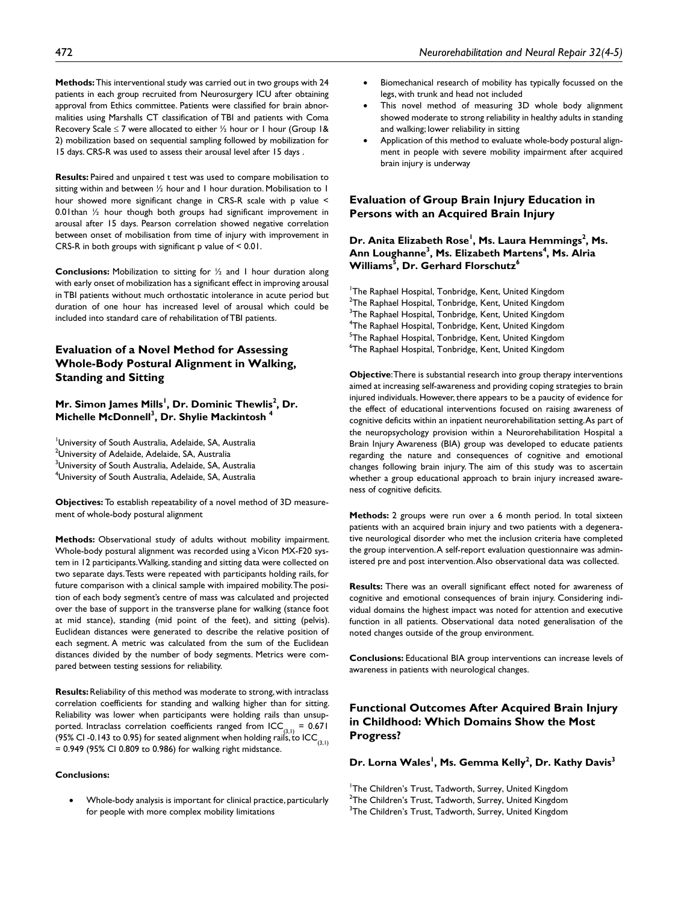**Methods:** This interventional study was carried out in two groups with 24 patients in each group recruited from Neurosurgery ICU after obtaining approval from Ethics committee. Patients were classified for brain abnormalities using Marshalls CT classification of TBI and patients with Coma Recovery Scale ≤ 7 were allocated to either ½ hour or 1 hour (Group 1& 2) mobilization based on sequential sampling followed by mobilization for 15 days. CRS-R was used to assess their arousal level after 15 days .

**Results:** Paired and unpaired t test was used to compare mobilisation to sitting within and between ½ hour and 1 hour duration. Mobilisation to 1 hour showed more significant change in CRS-R scale with p value < 0.01than ½ hour though both groups had significant improvement in arousal after 15 days. Pearson correlation showed negative correlation between onset of mobilisation from time of injury with improvement in CRS-R in both groups with significant p value of < 0.01.

**Conclusions:** Mobilization to sitting for ½ and 1 hour duration along with early onset of mobilization has a significant effect in improving arousal in TBI patients without much orthostatic intolerance in acute period but duration of one hour has increased level of arousal which could be included into standard care of rehabilitation of TBI patients.

## Evaluation of a Novel Method for Assessing Whole-Body Postural Alignment in Walking, Standing and Sitting

### Mr. Simon James Mills[1], Dr. Dominic Thewlis[2], Dr. Michelle McDonnell[3], Dr. Shylie Mackintosh [4]

[1]University of South Australia, Adelaide, SA, Australia
[2]University of Adelaide, Adelaide, SA, Australia
[3]University of South Australia, Adelaide, SA, Australia
[4]University of South Australia, Adelaide, SA, Australia

**Objectives:** To establish repeatability of a novel method of 3D measurement of whole-body postural alignment

**Methods:** Observational study of adults without mobility impairment. Whole-body postural alignment was recorded using a Vicon MX-F20 system in 12 participants. Walking, standing and sitting data were collected on two separate days. Tests were repeated with participants holding rails, for future comparison with a clinical sample with impaired mobility. The position of each body segment's centre of mass was calculated and projected over the base of support in the transverse plane for walking (stance foot at mid stance), standing (mid point of the feet), and sitting (pelvis). Euclidean distances were generated to describe the relative position of each segment. A metric was calculated from the sum of the Euclidean distances divided by the number of body segments. Metrics were compared between testing sessions for reliability.

**Results:** Reliability of this method was moderate to strong, with intraclass correlation coefficients for standing and walking higher than for sitting. Reliability was lower when participants were holding rails than unsupported. Intraclass correlation coefficients ranged from $ICC_{(3,1)} = 0.671$ (95% CI -0.143 to 0.95) for seated alignment when holding rails, to $ICC_{(3,1)} = 0.949$ (95% CI 0.809 to 0.986) for walking right midstance.

**Conclusions:**

- Whole-body analysis is important for clinical practice, particularly for people with more complex mobility limitations
- Biomechanical research of mobility has typically focussed on the legs, with trunk and head not included
- This novel method of measuring 3D whole body alignment showed moderate to strong reliability in healthy adults in standing and walking; lower reliability in sitting
- Application of this method to evaluate whole-body postural alignment in people with severe mobility impairment after acquired brain injury is underway

## Evaluation of Group Brain Injury Education in Persons with an Acquired Brain Injury

### Dr. Anita Elizabeth Rose[1], Ms. Laura Hemmings[2], Ms. Ann Loughanne[3], Ms. Elizabeth Martens[4], Ms. Alria Williams[5], Dr. Gerhard Florschutz[6]

[1]The Raphael Hospital, Tonbridge, Kent, United Kingdom
[2]The Raphael Hospital, Tonbridge, Kent, United Kingdom
[3]The Raphael Hospital, Tonbridge, Kent, United Kingdom
[4]The Raphael Hospital, Tonbridge, Kent, United Kingdom
[5]The Raphael Hospital, Tonbridge, Kent, United Kingdom
[6]The Raphael Hospital, Tonbridge, Kent, United Kingdom

**Objective**: There is substantial research into group therapy interventions aimed at increasing self-awareness and providing coping strategies to brain injured individuals. However, there appears to be a paucity of evidence for the effect of educational interventions focused on raising awareness of cognitive deficits within an inpatient neurorehabilitation setting. As part of the neuropsychology provision within a Neurorehabilitation Hospital a Brain Injury Awareness (BIA) group was developed to educate patients regarding the nature and consequences of cognitive and emotional changes following brain injury. The aim of this study was to ascertain whether a group educational approach to brain injury increased awareness of cognitive deficits.

**Methods:** 2 groups were run over a 6 month period. In total sixteen patients with an acquired brain injury and two patients with a degenerative neurological disorder who met the inclusion criteria have completed the group intervention. A self-report evaluation questionnaire was administered pre and post intervention. Also observational data was collected.

**Results:** There was an overall significant effect noted for awareness of cognitive and emotional consequences of brain injury. Considering individual domains the highest impact was noted for attention and executive function in all patients. Observational data noted generalisation of the noted changes outside of the group environment.

**Conclusions:** Educational BIA group interventions can increase levels of awareness in patients with neurological changes.

## Functional Outcomes After Acquired Brain Injury in Childhood: Which Domains Show the Most Progress?

### Dr. Lorna Wales[1], Ms. Gemma Kelly[2], Dr. Kathy Davis[3]

[1]The Children's Trust, Tadworth, Surrey, United Kingdom
[2]The Children's Trust, Tadworth, Surrey, United Kingdom
[3]The Children's Trust, Tadworth, Surrey, United Kingdom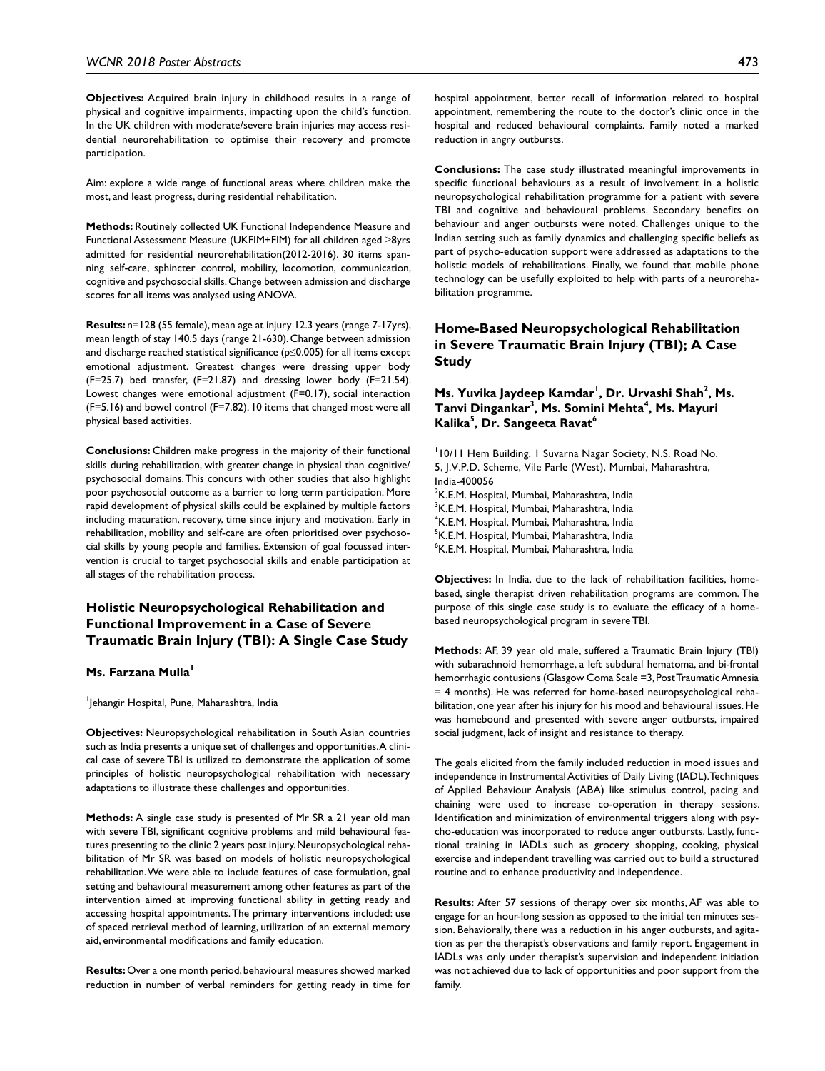**Objectives:** Acquired brain injury in childhood results in a range of physical and cognitive impairments, impacting upon the child's function. In the UK children with moderate/severe brain injuries may access residential neurorehabilitation to optimise their recovery and promote participation.

Aim: explore a wide range of functional areas where children make the most, and least progress, during residential rehabilitation.

**Methods:** Routinely collected UK Functional Independence Measure and Functional Assessment Measure (UKFIM+FIM) for all children aged ≥8yrs admitted for residential neurorehabilitation(2012-2016). 30 items spanning self-care, sphincter control, mobility, locomotion, communication, cognitive and psychosocial skills. Change between admission and discharge scores for all items was analysed using ANOVA.

**Results:** n=128 (55 female), mean age at injury 12.3 years (range 7-17yrs), mean length of stay 140.5 days (range 21-630). Change between admission and discharge reached statistical significance ($p \leq 0.005$) for all items except emotional adjustment. Greatest changes were dressing upper body ($F=25.7$) bed transfer, ($F=21.87$) and dressing lower body ($F=21.54$). Lowest changes were emotional adjustment ($F=0.17$), social interaction ($F=5.16$) and bowel control ($F=7.82$). 10 items that changed most were all physical based activities.

**Conclusions:** Children make progress in the majority of their functional skills during rehabilitation, with greater change in physical than cognitive/psychosocial domains. This concurs with other studies that also highlight poor psychosocial outcome as a barrier to long term participation. More rapid development of physical skills could be explained by multiple factors including maturation, recovery, time since injury and motivation. Early in rehabilitation, mobility and self-care are often prioritised over psychosocial skills by young people and families. Extension of goal focussed intervention is crucial to target psychosocial skills and enable participation at all stages of the rehabilitation process.

## Holistic Neuropsychological Rehabilitation and Functional Improvement in a Case of Severe Traumatic Brain Injury (TBI): A Single Case Study

**Ms. Farzana Mulla[1]**

[1]Jehangir Hospital, Pune, Maharashtra, India

**Objectives:** Neuropsychological rehabilitation in South Asian countries such as India presents a unique set of challenges and opportunities. A clinical case of severe TBI is utilized to demonstrate the application of some principles of holistic neuropsychological rehabilitation with necessary adaptations to illustrate these challenges and opportunities.

**Methods:** A single case study is presented of Mr SR a 21 year old man with severe TBI, significant cognitive problems and mild behavioural features presenting to the clinic 2 years post injury. Neuropsychological rehabilitation of Mr SR was based on models of holistic neuropsychological rehabilitation. We were able to include features of case formulation, goal setting and behavioural measurement among other features as part of the intervention aimed at improving functional ability in getting ready and accessing hospital appointments. The primary interventions included: use of spaced retrieval method of learning, utilization of an external memory aid, environmental modifications and family education.

**Results:** Over a one month period, behavioural measures showed marked reduction in number of verbal reminders for getting ready in time for hospital appointment, better recall of information related to hospital appointment, remembering the route to the doctor's clinic once in the hospital and reduced behavioural complaints. Family noted a marked reduction in angry outbursts.

**Conclusions:** The case study illustrated meaningful improvements in specific functional behaviours as a result of involvement in a holistic neuropsychological rehabilitation programme for a patient with severe TBI and cognitive and behavioural problems. Secondary benefits on behaviour and anger outbursts were noted. Challenges unique to the Indian setting such as family dynamics and challenging specific beliefs as part of psycho-education support were addressed as adaptations to the holistic models of rehabilitations. Finally, we found that mobile phone technology can be usefully exploited to help with parts of a neurorehabilitation programme.

## Home-Based Neuropsychological Rehabilitation in Severe Traumatic Brain Injury (TBI); A Case Study

**Ms. Yuvika Jaydeep Kamdar[1], Dr. Urvashi Shah[2], Ms. Tanvi Dingankar[3], Ms. Somini Mehta[4], Ms. Mayuri Kalika[5], Dr. Sangeeta Ravat[6]**

[1]10/11 Hem Building, 1 Suvarna Nagar Society, N.S. Road No. 5, J.V.P.D. Scheme, Vile Parle (West), Mumbai, Maharashtra, India-400056
[2]K.E.M. Hospital, Mumbai, Maharashtra, India
[3]K.E.M. Hospital, Mumbai, Maharashtra, India
[4]K.E.M. Hospital, Mumbai, Maharashtra, India
[5]K.E.M. Hospital, Mumbai, Maharashtra, India
[6]K.E.M. Hospital, Mumbai, Maharashtra, India

**Objectives:** In India, due to the lack of rehabilitation facilities, home-based, single therapist driven rehabilitation programs are common. The purpose of this single case study is to evaluate the efficacy of a home-based neuropsychological program in severe TBI.

**Methods:** AF, 39 year old male, suffered a Traumatic Brain Injury (TBI) with subarachnoid hemorrhage, a left subdural hematoma, and bi-frontal hemorrhagic contusions (Glasgow Coma Scale =3, Post Traumatic Amnesia = 4 months). He was referred for home-based neuropsychological rehabilitation, one year after his injury for his mood and behavioural issues. He was homebound and presented with severe anger outbursts, impaired social judgment, lack of insight and resistance to therapy.

The goals elicited from the family included reduction in mood issues and independence in Instrumental Activities of Daily Living (IADL). Techniques of Applied Behaviour Analysis (ABA) like stimulus control, pacing and chaining were used to increase co-operation in therapy sessions. Identification and minimization of environmental triggers along with psycho-education was incorporated to reduce anger outbursts. Lastly, functional training in IADLs such as grocery shopping, cooking, physical exercise and independent travelling was carried out to build a structured routine and to enhance productivity and independence.

**Results:** After 57 sessions of therapy over six months, AF was able to engage for an hour-long session as opposed to the initial ten minutes session. Behaviorally, there was a reduction in his anger outbursts, and agitation as per the therapist's observations and family report. Engagement in IADLs was only under therapist's supervision and independent initiation was not achieved due to lack of opportunities and poor support from the family.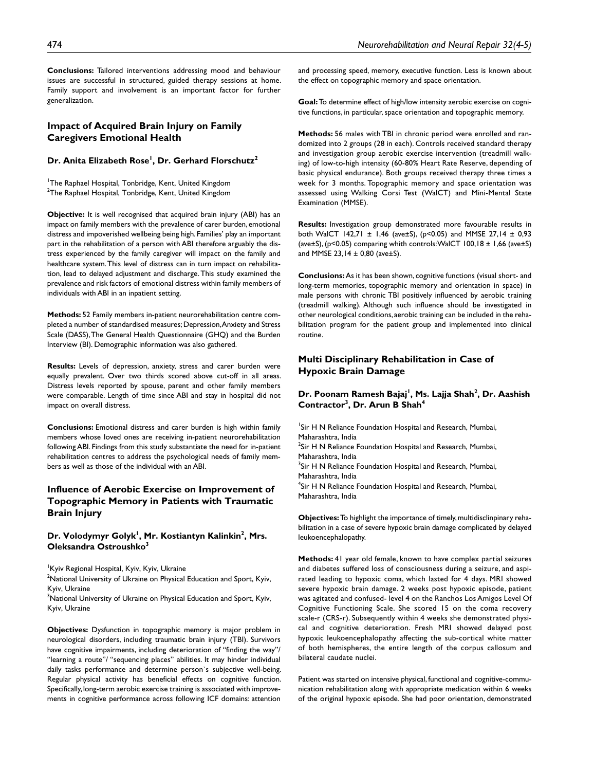**Conclusions:** Tailored interventions addressing mood and behaviour issues are successful in structured, guided therapy sessions at home. Family support and involvement is an important factor for further generalization.

## Impact of Acquired Brain Injury on Family Caregivers Emotional Health

### Dr. Anita Elizabeth Rose[1], Dr. Gerhard Florschutz[2]

[1]The Raphael Hospital, Tonbridge, Kent, United Kingdom
[2]The Raphael Hospital, Tonbridge, Kent, United Kingdom

**Objective:** It is well recognised that acquired brain injury (ABI) has an impact on family members with the prevalence of carer burden, emotional distress and impoverished wellbeing being high. Families' play an important part in the rehabilitation of a person with ABI therefore arguably the distress experienced by the family caregiver will impact on the family and healthcare system. This level of distress can in turn impact on rehabilitation, lead to delayed adjustment and discharge. This study examined the prevalence and risk factors of emotional distress within family members of individuals with ABI in an inpatient setting.

**Methods:** 52 Family members in-patient neurorehabilitation centre completed a number of standardised measures; Depression, Anxiety and Stress Scale (DASS), The General Health Questionnaire (GHQ) and the Burden Interview (BI). Demographic information was also gathered.

**Results:** Levels of depression, anxiety, stress and carer burden were equally prevalent. Over two thirds scored above cut-off in all areas. Distress levels reported by spouse, parent and other family members were comparable. Length of time since ABI and stay in hospital did not impact on overall distress.

**Conclusions:** Emotional distress and carer burden is high within family members whose loved ones are receiving in-patient neurorehabilitation following ABI. Findings from this study substantiate the need for in-patient rehabilitation centres to address the psychological needs of family members as well as those of the individual with an ABI.

## Influence of Aerobic Exercise on Improvement of Topographic Memory in Patients with Traumatic Brain Injury

### Dr. Volodymyr Golyk[1], Mr. Kostiantyn Kalinkin[2], Mrs. Oleksandra Ostroushko[3]

[1]Kyiv Regional Hospital, Kyiv, Kyiv, Ukraine
[2]National University of Ukraine on Physical Education and Sport, Kyiv, Kyiv, Ukraine
[3]National University of Ukraine on Physical Education and Sport, Kyiv, Kyiv, Ukraine

**Objectives:** Dysfunction in topographic memory is major problem in neurological disorders, including traumatic brain injury (TBI). Survivors have cognitive impairments, including deterioration of "finding the way"/ "learning a route"/ "sequencing places" abilities. It may hinder individual daily tasks performance and determine person`s subjective well-being. Regular physical activity has beneficial effects on cognitive function. Specifically, long-term aerobic exercise training is associated with improvements in cognitive performance across following ICF domains: attention and processing speed, memory, executive function. Less is known about the effect on topographic memory and space orientation.

**Goal:** To determine effect of high/low intensity aerobic exercise on cognitive functions, in particular, space orientation and topographic memory.

**Methods:** 56 males with TBI in chronic period were enrolled and randomized into 2 groups (28 in each). Controls received standard therapy and investigation group aerobic exercise intervention (treadmill walking) of low-to-high intensity (60-80% Heart Rate Reserve, depending of basic physical endurance). Both groups received therapy three times a week for 3 months. Topographic memory and space orientation was assessed using Walking Corsi Test (WalCT) and Mini-Mental State Examination (MMSE).

**Results:** Investigation group demonstrated more favourable results in both WalCT 142,71 ± 1,46 (ave±S), ($p<0.05$) and MMSE 27,14 ± 0,93 (ave±S), ($p<0.05$) comparing whith controls: WalCT 100,18 ± 1,66 (ave±S) and MMSE 23,14 ± 0,80 (ave±S).

**Conclusions:** As it has been shown, cognitive functions (visual short- and long-term memories, topographic memory and orientation in space) in male persons with chronic TBI positively influenced by aerobic training (treadmill walking). Although such influence should be investigated in other neurological conditions, aerobic training can be included in the rehabilitation program for the patient group and implemented into clinical routine.

## Multi Disciplinary Rehabilitation in Case of Hypoxic Brain Damage

### Dr. Poonam Ramesh Bajaj[1], Ms. Lajja Shah[2], Dr. Aashish Contractor[3], Dr. Arun B Shah[4]

[1]Sir H N Reliance Foundation Hospital and Research, Mumbai, Maharashtra, India
[2]Sir H N Reliance Foundation Hospital and Research, Mumbai, Maharashtra, India
[3]Sir H N Reliance Foundation Hospital and Research, Mumbai, Maharashtra, India
[4]Sir H N Reliance Foundation Hospital and Research, Mumbai, Maharashtra, India

**Objectives:** To highlight the importance of timely, multidisclinpinary rehabilitation in a case of severe hypoxic brain damage complicated by delayed leukoencephalopathy.

**Methods:** 41 year old female, known to have complex partial seizures and diabetes suffered loss of consciousness during a seizure, and aspirated leading to hypoxic coma, which lasted for 4 days. MRI showed severe hypoxic brain damage. 2 weeks post hypoxic episode, patient was agitated and confused- level 4 on the Ranchos Los Amigos Level Of Cognitive Functioning Scale. She scored 15 on the coma recovery scale-r (CRS-r). Subsequently within 4 weeks she demonstrated physical and cognitive deterioration. Fresh MRI showed delayed post hypoxic leukoencephalopathy affecting the sub-cortical white matter of both hemispheres, the entire length of the corpus callosum and bilateral caudate nuclei.

Patient was started on intensive physical, functional and cognitive-communication rehabilitation along with appropriate medication within 6 weeks of the original hypoxic episode. She had poor orientation, demonstrated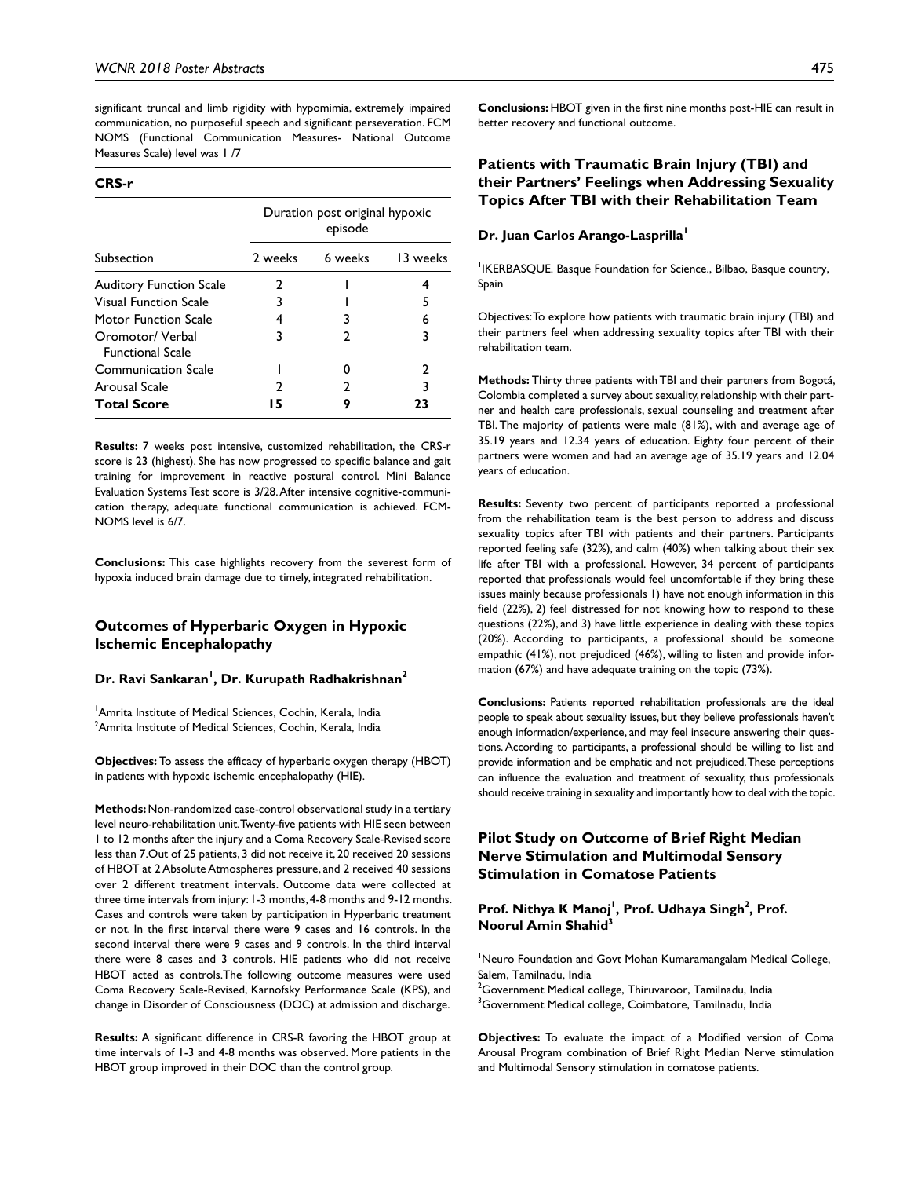significant truncal and limb rigidity with hypomimia, extremely impaired communication, no purposeful speech and significant perseveration. FCM NOMS (Functional Communication Measures- National Outcome Measures Scale) level was 1 /7

**CRS-r**

| | Duration post original hypoxic episode | | |
|---|---|---|---|
| Subsection | 2 weeks | 6 weeks | 13 weeks |
| Auditory Function Scale | 2 | 1 | 4 |
| Visual Function Scale | 3 | 1 | 5 |
| Motor Function Scale | 4 | 3 | 6 |
| Oromotor/ Verbal Functional Scale | 3 | 2 | 3 |
| Communication Scale | 1 | 0 | 2 |
| Arousal Scale | 2 | 2 | 3 |
| **Total Score** | **15** | **9** | **23** |

**Results:** 7 weeks post intensive, customized rehabilitation, the CRS-r score is 23 (highest). She has now progressed to specific balance and gait training for improvement in reactive postural control. Mini Balance Evaluation Systems Test score is 3/28. After intensive cognitive-communication therapy, adequate functional communication is achieved. FCM-NOMS level is 6/7.

**Conclusions:** This case highlights recovery from the severest form of hypoxia induced brain damage due to timely, integrated rehabilitation.

## Outcomes of Hyperbaric Oxygen in Hypoxic Ischemic Encephalopathy

**Dr. Ravi Sankaran[1], Dr. Kurupath Radhakrishnan[2]**

[1]Amrita Institute of Medical Sciences, Cochin, Kerala, India
[2]Amrita Institute of Medical Sciences, Cochin, Kerala, India

**Objectives:** To assess the efficacy of hyperbaric oxygen therapy (HBOT) in patients with hypoxic ischemic encephalopathy (HIE).

**Methods:** Non-randomized case-control observational study in a tertiary level neuro-rehabilitation unit. Twenty-five patients with HIE seen between 1 to 12 months after the injury and a Coma Recovery Scale-Revised score less than 7. Out of 25 patients, 3 did not receive it, 20 received 20 sessions of HBOT at 2 Absolute Atmospheres pressure, and 2 received 40 sessions over 2 different treatment intervals. Outcome data were collected at three time intervals from injury: 1-3 months, 4-8 months and 9-12 months. Cases and controls were taken by participation in Hyperbaric treatment or not. In the first interval there were 9 cases and 16 controls. In the second interval there were 9 cases and 9 controls. In the third interval there were 8 cases and 3 controls. HIE patients who did not receive HBOT acted as controls. The following outcome measures were used Coma Recovery Scale-Revised, Karnofsky Performance Scale (KPS), and change in Disorder of Consciousness (DOC) at admission and discharge.

**Results:** A significant difference in CRS-R favoring the HBOT group at time intervals of 1-3 and 4-8 months was observed. More patients in the HBOT group improved in their DOC than the control group.

**Conclusions:** HBOT given in the first nine months post-HIE can result in better recovery and functional outcome.

## Patients with Traumatic Brain Injury (TBI) and their Partners' Feelings when Addressing Sexuality Topics After TBI with their Rehabilitation Team

**Dr. Juan Carlos Arango-Lasprilla[1]**

[1]IKERBASQUE. Basque Foundation for Science., Bilbao, Basque country, Spain

Objectives: To explore how patients with traumatic brain injury (TBI) and their partners feel when addressing sexuality topics after TBI with their rehabilitation team.

**Methods:** Thirty three patients with TBI and their partners from Bogotá, Colombia completed a survey about sexuality, relationship with their partner and health care professionals, sexual counseling and treatment after TBI. The majority of patients were male (81%), with and average age of 35.19 years and 12.34 years of education. Eighty four percent of their partners were women and had an average age of 35.19 years and 12.04 years of education.

**Results:** Seventy two percent of participants reported a professional from the rehabilitation team is the best person to address and discuss sexuality topics after TBI with patients and their partners. Participants reported feeling safe (32%), and calm (40%) when talking about their sex life after TBI with a professional. However, 34 percent of participants reported that professionals would feel uncomfortable if they bring these issues mainly because professionals 1) have not enough information in this field (22%), 2) feel distressed for not knowing how to respond to these questions (22%), and 3) have little experience in dealing with these topics (20%). According to participants, a professional should be someone empathic (41%), not prejudiced (46%), willing to listen and provide information (67%) and have adequate training on the topic (73%).

**Conclusions:** Patients reported rehabilitation professionals are the ideal people to speak about sexuality issues, but they believe professionals haven't enough information/experience, and may feel insecure answering their questions. According to participants, a professional should be willing to list and provide information and be emphatic and not prejudiced. These perceptions can influence the evaluation and treatment of sexuality, thus professionals should receive training in sexuality and importantly how to deal with the topic.

## Pilot Study on Outcome of Brief Right Median Nerve Stimulation and Multimodal Sensory Stimulation in Comatose Patients

**Prof. Nithya K Manoj[1], Prof. Udhaya Singh[2], Prof. Noorul Amin Shahid[3]**

[1]Neuro Foundation and Govt Mohan Kumaramangalam Medical College, Salem, Tamilnadu, India
[2]Government Medical college, Thiruvaroor, Tamilnadu, India
[3]Government Medical college, Coimbatore, Tamilnadu, India

**Objectives:** To evaluate the impact of a Modified version of Coma Arousal Program combination of Brief Right Median Nerve stimulation and Multimodal Sensory stimulation in comatose patients.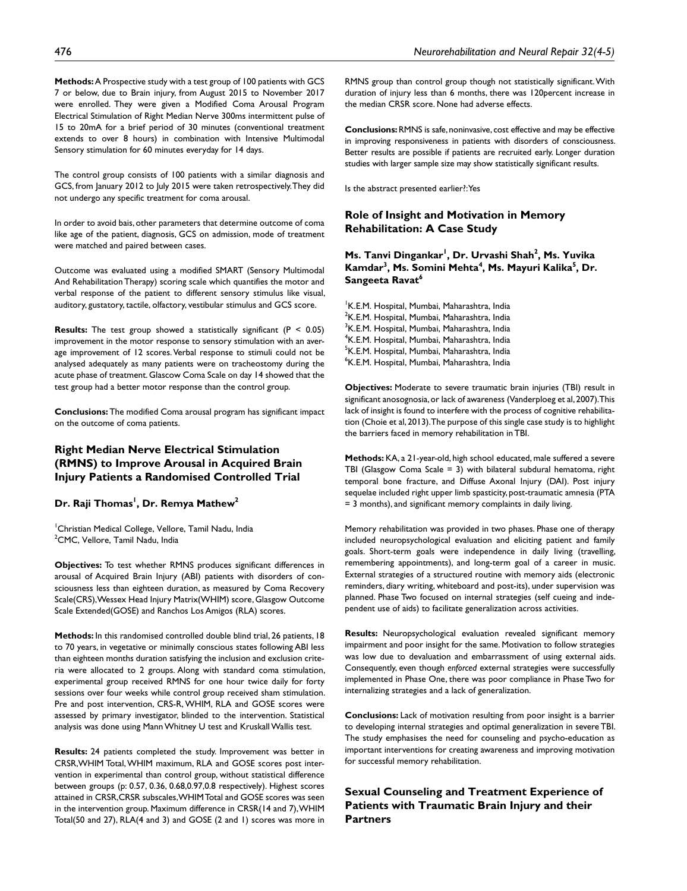**Methods:** A Prospective study with a test group of 100 patients with GCS 7 or below, due to Brain injury, from August 2015 to November 2017 were enrolled. They were given a Modified Coma Arousal Program Electrical Stimulation of Right Median Nerve 300ms intermittent pulse of 15 to 20mA for a brief period of 30 minutes (conventional treatment extends to over 8 hours) in combination with Intensive Multimodal Sensory stimulation for 60 minutes everyday for 14 days.

The control group consists of 100 patients with a similar diagnosis and GCS, from January 2012 to July 2015 were taken retrospectively. They did not undergo any specific treatment for coma arousal.

In order to avoid bais, other parameters that determine outcome of coma like age of the patient, diagnosis, GCS on admission, mode of treatment were matched and paired between cases.

Outcome was evaluated using a modified SMART (Sensory Multimodal And Rehabilitation Therapy) scoring scale which quantifies the motor and verbal response of the patient to different sensory stimulus like visual, auditory, gustatory, tactile, olfactory, vestibular stimulus and GCS score.

**Results:** The test group showed a statistically significant ($P < 0.05$) improvement in the motor response to sensory stimulation with an average improvement of 12 scores. Verbal response to stimuli could not be analysed adequately as many patients were on tracheostomy during the acute phase of treatment. Glascow Coma Scale on day 14 showed that the test group had a better motor response than the control group.

**Conclusions:** The modified Coma arousal program has significant impact on the outcome of coma patients.

## Right Median Nerve Electrical Stimulation (RMNS) to Improve Arousal in Acquired Brain Injury Patients a Randomised Controlled Trial

**Dr. Raji Thomas[1], Dr. Remya Mathew[2]**

[1]Christian Medical College, Vellore, Tamil Nadu, India
[2]CMC, Vellore, Tamil Nadu, India

**Objectives:** To test whether RMNS produces significant differences in arousal of Acquired Brain Injury (ABI) patients with disorders of consciousness less than eighteen duration, as measured by Coma Recovery Scale(CRS), Wessex Head Injury Matrix(WHIM) score, Glasgow Outcome Scale Extended(GOSE) and Ranchos Los Amigos (RLA) scores.

**Methods:** In this randomised controlled double blind trial, 26 patients, 18 to 70 years, in vegetative or minimally conscious states following ABI less than eighteen months duration satisfying the inclusion and exclusion criteria were allocated to 2 groups. Along with standard coma stimulation, experimental group received RMNS for one hour twice daily for forty sessions over four weeks while control group received sham stimulation. Pre and post intervention, CRS-R, WHIM, RLA and GOSE scores were assessed by primary investigator, blinded to the intervention. Statistical analysis was done using Mann Whitney U test and Kruskall Wallis test.

**Results:** 24 patients completed the study. Improvement was better in CRSR, WHIM Total, WHIM maximum, RLA and GOSE scores post intervention in experimental than control group, without statistical difference between groups (p: 0.57, 0.36, 0.68,0.97,0.8 respectively). Highest scores attained in CRSR, CRSR subscales, WHIM Total and GOSE scores was seen in the intervention group. Maximum difference in CRSR(14 and 7), WHIM Total(50 and 27), RLA(4 and 3) and GOSE (2 and 1) scores was more in RMNS group than control group though not statistically significant. With duration of injury less than 6 months, there was 120percent increase in the median CRSR score. None had adverse effects.

**Conclusions:** RMNS is safe, noninvasive, cost effective and may be effective in improving responsiveness in patients with disorders of consciousness. Better results are possible if patients are recruited early. Longer duration studies with larger sample size may show statistically significant results.

Is the abstract presented earlier?: Yes

## Role of Insight and Motivation in Memory Rehabilitation: A Case Study

**Ms. Tanvi Dingankar[1], Dr. Urvashi Shah[2], Ms. Yuvika Kamdar[3], Ms. Somini Mehta[4], Ms. Mayuri Kalika[5], Dr. Sangeeta Ravat[6]**

[1]K.E.M. Hospital, Mumbai, Maharashtra, India
[2]K.E.M. Hospital, Mumbai, Maharashtra, India
[3]K.E.M. Hospital, Mumbai, Maharashtra, India
[4]K.E.M. Hospital, Mumbai, Maharashtra, India
[5]K.E.M. Hospital, Mumbai, Maharashtra, India
[6]K.E.M. Hospital, Mumbai, Maharashtra, India

**Objectives:** Moderate to severe traumatic brain injuries (TBI) result in significant anosognosia, or lack of awareness (Vanderploeg et al, 2007). This lack of insight is found to interfere with the process of cognitive rehabilitation (Choie et al, 2013). The purpose of this single case study is to highlight the barriers faced in memory rehabilitation in TBI.

**Methods:** KA, a 21-year-old, high school educated, male suffered a severe TBI (Glasgow Coma Scale = 3) with bilateral subdural hematoma, right temporal bone fracture, and Diffuse Axonal Injury (DAI). Post injury sequelae included right upper limb spasticity, post-traumatic amnesia (PTA = 3 months), and significant memory complaints in daily living.

Memory rehabilitation was provided in two phases. Phase one of therapy included neuropsychological evaluation and eliciting patient and family goals. Short-term goals were independence in daily living (travelling, remembering appointments), and long-term goal of a career in music. External strategies of a structured routine with memory aids (electronic reminders, diary writing, whiteboard and post-its), under supervision was planned. Phase Two focused on internal strategies (self cueing and independent use of aids) to facilitate generalization across activities.

**Results:** Neuropsychological evaluation revealed significant memory impairment and poor insight for the same. Motivation to follow strategies was low due to devaluation and embarrassment of using external aids. Consequently, even though *enforced* external strategies were successfully implemented in Phase One, there was poor compliance in Phase Two for internalizing strategies and a lack of generalization.

**Conclusions:** Lack of motivation resulting from poor insight is a barrier to developing internal strategies and optimal generalization in severe TBI. The study emphasises the need for counseling and psycho-education as important interventions for creating awareness and improving motivation for successful memory rehabilitation.

## Sexual Counseling and Treatment Experience of Patients with Traumatic Brain Injury and their Partners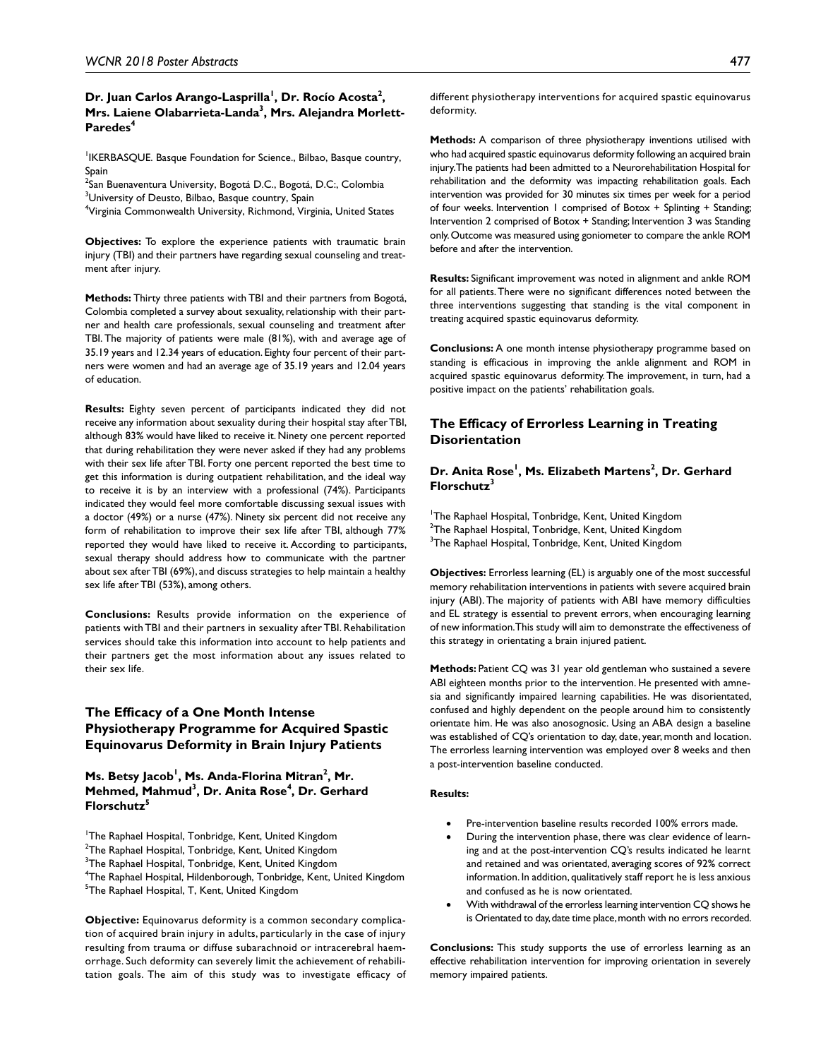**Dr. Juan Carlos Arango-Lasprilla[1], Dr. Rocío Acosta[2], Mrs. Laiene Olabarrieta-Landa[3], Mrs. Alejandra Morlett-Paredes[4]**

[1]IKERBASQUE. Basque Foundation for Science., Bilbao, Basque country, Spain
[2]San Buenaventura University, Bogotá D.C., Bogotá, D.C.:, Colombia
[3]University of Deusto, Bilbao, Basque country, Spain
[4]Virginia Commonwealth University, Richmond, Virginia, United States

**Objectives:** To explore the experience patients with traumatic brain injury (TBI) and their partners have regarding sexual counseling and treatment after injury.

**Methods:** Thirty three patients with TBI and their partners from Bogotá, Colombia completed a survey about sexuality, relationship with their partner and health care professionals, sexual counseling and treatment after TBI. The majority of patients were male (81%), with and average age of 35.19 years and 12.34 years of education. Eighty four percent of their partners were women and had an average age of 35.19 years and 12.04 years of education.

**Results:** Eighty seven percent of participants indicated they did not receive any information about sexuality during their hospital stay after TBI, although 83% would have liked to receive it. Ninety one percent reported that during rehabilitation they were never asked if they had any problems with their sex life after TBI. Forty one percent reported the best time to get this information is during outpatient rehabilitation, and the ideal way to receive it is by an interview with a professional (74%). Participants indicated they would feel more comfortable discussing sexual issues with a doctor (49%) or a nurse (47%). Ninety six percent did not receive any form of rehabilitation to improve their sex life after TBI, although 77% reported they would have liked to receive it. According to participants, sexual therapy should address how to communicate with the partner about sex after TBI (69%), and discuss strategies to help maintain a healthy sex life after TBI (53%), among others.

**Conclusions:** Results provide information on the experience of patients with TBI and their partners in sexuality after TBI. Rehabilitation services should take this information into account to help patients and their partners get the most information about any issues related to their sex life.

## The Efficacy of a One Month Intense Physiotherapy Programme for Acquired Spastic Equinovarus Deformity in Brain Injury Patients

**Ms. Betsy Jacob[1], Ms. Anda-Florina Mitran[2], Mr. Mehmed, Mahmud[3], Dr. Anita Rose[4], Dr. Gerhard Florschutz[5]**

[1]The Raphael Hospital, Tonbridge, Kent, United Kingdom
[2]The Raphael Hospital, Tonbridge, Kent, United Kingdom
[3]The Raphael Hospital, Tonbridge, Kent, United Kingdom
[4]The Raphael Hospital, Hildenborough, Tonbridge, Kent, United Kingdom
[5]The Raphael Hospital, T, Kent, United Kingdom

**Objective:** Equinovarus deformity is a common secondary complication of acquired brain injury in adults, particularly in the case of injury resulting from trauma or diffuse subarachnoid or intracerebral haemorrhage. Such deformity can severely limit the achievement of rehabilitation goals. The aim of this study was to investigate efficacy of different physiotherapy interventions for acquired spastic equinovarus deformity.

**Methods:** A comparison of three physiotherapy inventions utilised with who had acquired spastic equinovarus deformity following an acquired brain injury. The patients had been admitted to a Neurorehabilitation Hospital for rehabilitation and the deformity was impacting rehabilitation goals. Each intervention was provided for 30 minutes six times per week for a period of four weeks. Intervention 1 comprised of Botox + Splinting + Standing; Intervention 2 comprised of Botox + Standing; Intervention 3 was Standing only. Outcome was measured using goniometer to compare the ankle ROM before and after the intervention.

**Results:** Significant improvement was noted in alignment and ankle ROM for all patients. There were no significant differences noted between the three interventions suggesting that standing is the vital component in treating acquired spastic equinovarus deformity.

**Conclusions:** A one month intense physiotherapy programme based on standing is efficacious in improving the ankle alignment and ROM in acquired spastic equinovarus deformity. The improvement, in turn, had a positive impact on the patients' rehabilitation goals.

## The Efficacy of Errorless Learning in Treating Disorientation

**Dr. Anita Rose[1], Ms. Elizabeth Martens[2], Dr. Gerhard Florschutz[3]**

[1]The Raphael Hospital, Tonbridge, Kent, United Kingdom
[2]The Raphael Hospital, Tonbridge, Kent, United Kingdom
[3]The Raphael Hospital, Tonbridge, Kent, United Kingdom

**Objectives:** Errorless learning (EL) is arguably one of the most successful memory rehabilitation interventions in patients with severe acquired brain injury (ABI). The majority of patients with ABI have memory difficulties and EL strategy is essential to prevent errors, when encouraging learning of new information. This study will aim to demonstrate the effectiveness of this strategy in orientating a brain injured patient.

**Methods:** Patient CQ was 31 year old gentleman who sustained a severe ABI eighteen months prior to the intervention. He presented with amnesia and significantly impaired learning capabilities. He was disorientated, confused and highly dependent on the people around him to consistently orientate him. He was also anosognosic. Using an ABA design a baseline was established of CQ's orientation to day, date, year, month and location. The errorless learning intervention was employed over 8 weeks and then a post-intervention baseline conducted.

**Results:**

- Pre-intervention baseline results recorded 100% errors made.
- During the intervention phase, there was clear evidence of learning and at the post-intervention CQ's results indicated he learnt and retained and was orientated, averaging scores of 92% correct information. In addition, qualitatively staff report he is less anxious and confused as he is now orientated.
- With withdrawal of the errorless learning intervention CQ shows he is Orientated to day, date time place, month with no errors recorded.

**Conclusions:** This study supports the use of errorless learning as an effective rehabilitation intervention for improving orientation in severely memory impaired patients.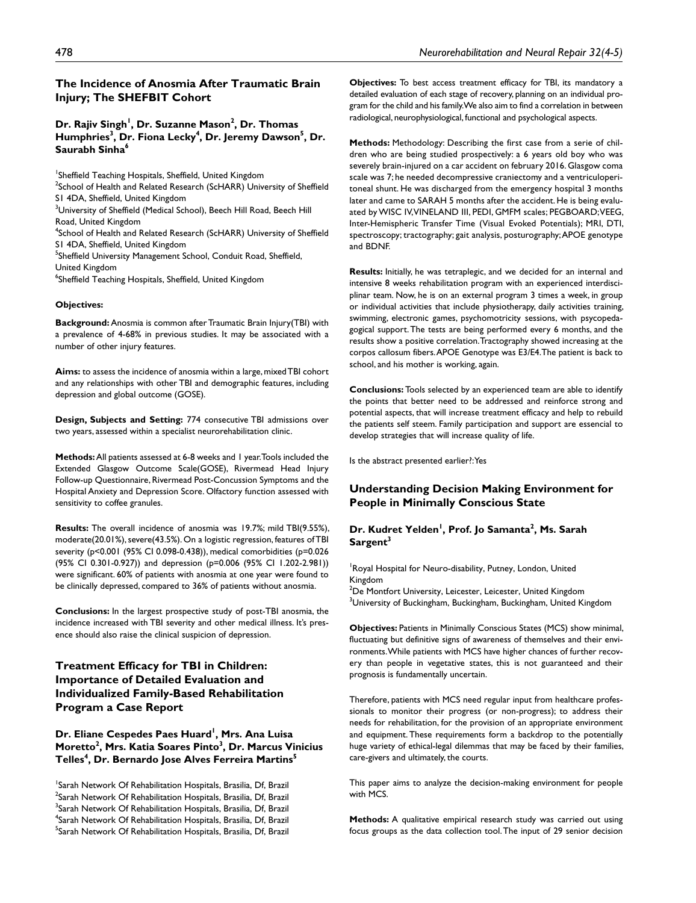## The Incidence of Anosmia After Traumatic Brain Injury; The SHEFBIT Cohort

**Dr. Rajiv Singh[1], Dr. Suzanne Mason[2], Dr. Thomas Humphries[3], Dr. Fiona Lecky[4], Dr. Jeremy Dawson[5], Dr. Saurabh Sinha[6]**

[1]Sheffield Teaching Hospitals, Sheffield, United Kingdom
[2]School of Health and Related Research (ScHARR) University of Sheffield S1 4DA, Sheffield, United Kingdom
[3]University of Sheffield (Medical School), Beech Hill Road, Beech Hill Road, United Kingdom
[4]School of Health and Related Research (ScHARR) University of Sheffield S1 4DA, Sheffield, United Kingdom
[5]Sheffield University Management School, Conduit Road, Sheffield, United Kingdom
[6]Sheffield Teaching Hospitals, Sheffield, United Kingdom

**Objectives:**

**Background:** Anosmia is common after Traumatic Brain Injury(TBI) with a prevalence of 4-68% in previous studies. It may be associated with a number of other injury features.

**Aims:** to assess the incidence of anosmia within a large, mixed TBI cohort and any relationships with other TBI and demographic features, including depression and global outcome (GOSE).

**Design, Subjects and Setting:** 774 consecutive TBI admissions over two years, assessed within a specialist neurorehabilitation clinic.

**Methods:** All patients assessed at 6-8 weeks and 1 year. Tools included the Extended Glasgow Outcome Scale(GOSE), Rivermead Head Injury Follow-up Questionnaire, Rivermead Post-Concussion Symptoms and the Hospital Anxiety and Depression Score. Olfactory function assessed with sensitivity to coffee granules.

**Results:** The overall incidence of anosmia was 19.7%; mild TBI(9.55%), moderate(20.01%), severe(43.5%). On a logistic regression, features of TBI severity ($p<0.001$ (95% CI 0.098-0.438)), medical comorbidities ($p=0.026$ (95% CI 0.301-0.927)) and depression ($p=0.006$ (95% CI 1.202-2.981)) were significant. 60% of patients with anosmia at one year were found to be clinically depressed, compared to 36% of patients without anosmia.

**Conclusions:** In the largest prospective study of post-TBI anosmia, the incidence increased with TBI severity and other medical illness. It's presence should also raise the clinical suspicion of depression.

## Treatment Efficacy for TBI in Children: Importance of Detailed Evaluation and Individualized Family-Based Rehabilitation Program a Case Report

**Dr. Eliane Cespedes Paes Huard[1], Mrs. Ana Luisa Moretto[2], Mrs. Katia Soares Pinto[3], Dr. Marcus Vinicius Telles[4], Dr. Bernardo Jose Alves Ferreira Martins[5]**

[1]Sarah Network Of Rehabilitation Hospitals, Brasilia, Df, Brazil
[2]Sarah Network Of Rehabilitation Hospitals, Brasilia, Df, Brazil
[3]Sarah Network Of Rehabilitation Hospitals, Brasilia, Df, Brazil
[4]Sarah Network Of Rehabilitation Hospitals, Brasilia, Df, Brazil
[5]Sarah Network Of Rehabilitation Hospitals, Brasilia, Df, Brazil

**Objectives:** To best access treatment efficacy for TBI, its mandatory a detailed evaluation of each stage of recovery, planning on an individual program for the child and his family. We also aim to find a correlation in between radiological, neurophysiological, functional and psychological aspects.

**Methods:** Methodology: Describing the first case from a serie of children who are being studied prospectively: a 6 years old boy who was severely brain-injured on a car accident on february 2016. Glasgow coma scale was 7; he needed decompressive craniectomy and a ventriculoperitoneal shunt. He was discharged from the emergency hospital 3 months later and came to SARAH 5 months after the accident. He is being evaluated by WISC IV, VINELAND III, PEDI, GMFM scales; PEGBOARD; VEEG, Inter-Hemispheric Transfer Time (Visual Evoked Potentials); MRI, DTI, spectroscopy; tractography; gait analysis, posturography; APOE genotype and BDNF.

**Results:** Initially, he was tetraplegic, and we decided for an internal and intensive 8 weeks rehabilitation program with an experienced interdisciplinar team. Now, he is on an external program 3 times a week, in group or individual activities that include physiotherapy, daily activities training, swimming, electronic games, psychomotricity sessions, with psycopedagogical support. The tests are being performed every 6 months, and the results show a positive correlation. Tractography showed increasing at the corpos callosum fibers. APOE Genotype was E3/E4. The patient is back to school, and his mother is working, again.

**Conclusions:** Tools selected by an experienced team are able to identify the points that better need to be addressed and reinforce strong and potential aspects, that will increase treatment efficacy and help to rebuild the patients self steem. Family participation and support are essencial to develop strategies that will increase quality of life.

Is the abstract presented earlier?: Yes

## Understanding Decision Making Environment for People in Minimally Conscious State

**Dr. Kudret Yelden[1], Prof. Jo Samanta[2], Ms. Sarah Sargent[3]**

[1]Royal Hospital for Neuro-disability, Putney, London, United Kingdom
[2]De Montfort University, Leicester, Leicester, United Kingdom
[3]University of Buckingham, Buckingham, Buckingham, United Kingdom

**Objectives:** Patients in Minimally Conscious States (MCS) show minimal, fluctuating but definitive signs of awareness of themselves and their environments. While patients with MCS have higher chances of further recovery than people in vegetative states, this is not guaranteed and their prognosis is fundamentally uncertain.

Therefore, patients with MCS need regular input from healthcare professionals to monitor their progress (or non-progress); to address their needs for rehabilitation, for the provision of an appropriate environment and equipment. These requirements form a backdrop to the potentially huge variety of ethical-legal dilemmas that may be faced by their families, care-givers and ultimately, the courts.

This paper aims to analyze the decision-making environment for people with MCS.

**Methods:** A qualitative empirical research study was carried out using focus groups as the data collection tool. The input of 29 senior decision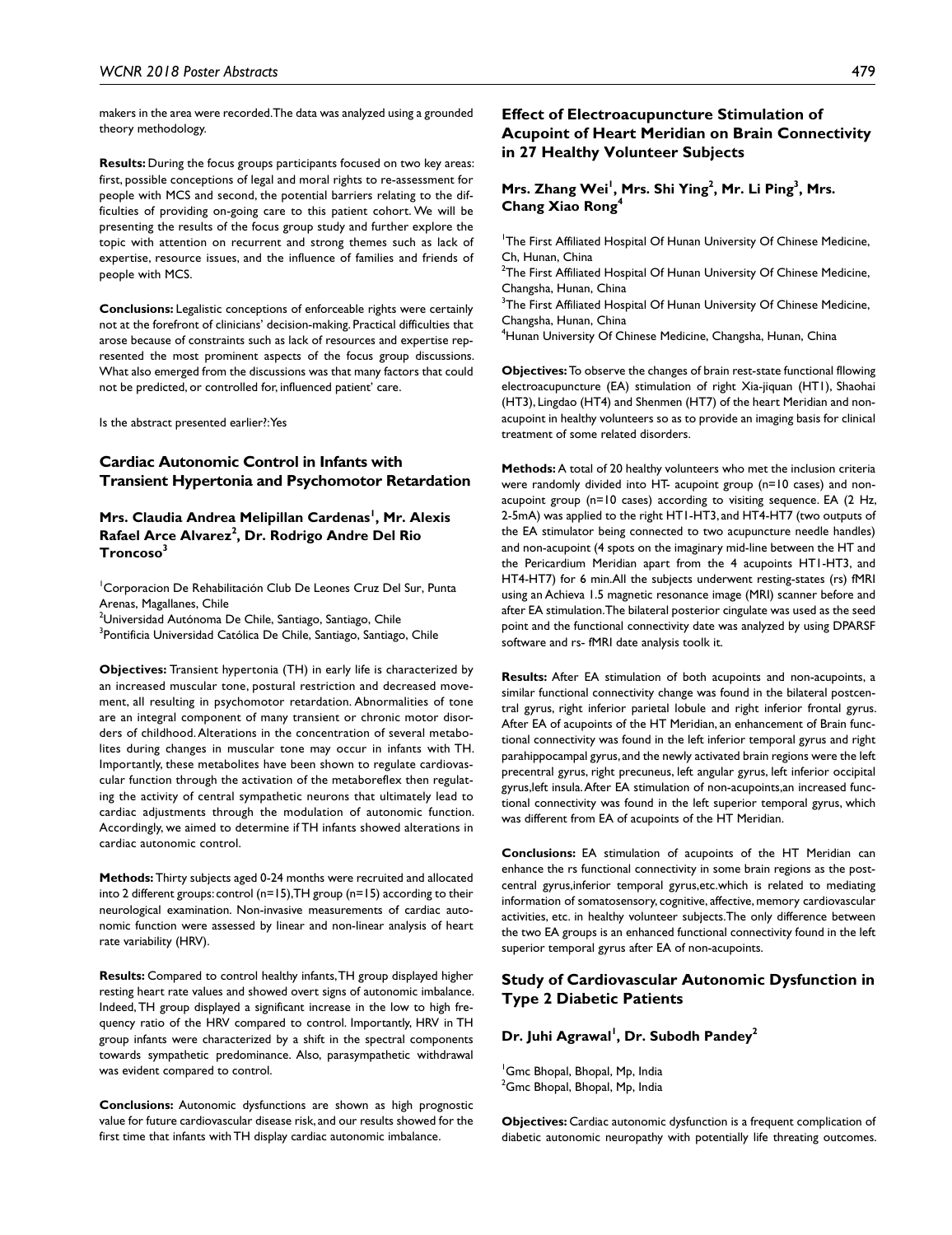makers in the area were recorded. The data was analyzed using a grounded theory methodology.

**Results:** During the focus groups participants focused on two key areas: first, possible conceptions of legal and moral rights to re-assessment for people with MCS and second, the potential barriers relating to the difficulties of providing on-going care to this patient cohort. We will be presenting the results of the focus group study and further explore the topic with attention on recurrent and strong themes such as lack of expertise, resource issues, and the influence of families and friends of people with MCS.

**Conclusions:** Legalistic conceptions of enforceable rights were certainly not at the forefront of clinicians' decision-making. Practical difficulties that arose because of constraints such as lack of resources and expertise represented the most prominent aspects of the focus group discussions. What also emerged from the discussions was that many factors that could not be predicted, or controlled for, influenced patient' care.

Is the abstract presented earlier?: Yes

## Cardiac Autonomic Control in Infants with Transient Hypertonia and Psychomotor Retardation

**Mrs. Claudia Andrea Melipillan Cardenas[1], Mr. Alexis Rafael Arce Alvarez[2], Dr. Rodrigo Andre Del Rio Troncoso[3]**

[1]Corporacion De Rehabilitación Club De Leones Cruz Del Sur, Punta Arenas, Magallanes, Chile
[2]Universidad Autónoma De Chile, Santiago, Santiago, Chile
[3]Pontificia Universidad Católica De Chile, Santiago, Santiago, Chile

**Objectives:** Transient hypertonia (TH) in early life is characterized by an increased muscular tone, postural restriction and decreased movement, all resulting in psychomotor retardation. Abnormalities of tone are an integral component of many transient or chronic motor disorders of childhood. Alterations in the concentration of several metabolites during changes in muscular tone may occur in infants with TH. Importantly, these metabolites have been shown to regulate cardiovascular function through the activation of the metaboreflex then regulating the activity of central sympathetic neurons that ultimately lead to cardiac adjustments through the modulation of autonomic function. Accordingly, we aimed to determine if TH infants showed alterations in cardiac autonomic control.

**Methods:** Thirty subjects aged 0-24 months were recruited and allocated into 2 different groups: control (n=15), TH group (n=15) according to their neurological examination. Non-invasive measurements of cardiac autonomic function were assessed by linear and non-linear analysis of heart rate variability (HRV).

**Results:** Compared to control healthy infants, TH group displayed higher resting heart rate values and showed overt signs of autonomic imbalance. Indeed, TH group displayed a significant increase in the low to high frequency ratio of the HRV compared to control. Importantly, HRV in TH group infants were characterized by a shift in the spectral components towards sympathetic predominance. Also, parasympathetic withdrawal was evident compared to control.

**Conclusions:** Autonomic dysfunctions are shown as high prognostic value for future cardiovascular disease risk, and our results showed for the first time that infants with TH display cardiac autonomic imbalance.

## Effect of Electroacupuncture Stimulation of Acupoint of Heart Meridian on Brain Connectivity in 27 Healthy Volunteer Subjects

**Mrs. Zhang Wei[1], Mrs. Shi Ying[2], Mr. Li Ping[3], Mrs. Chang Xiao Rong[4]**

[1]The First Affiliated Hospital Of Hunan University Of Chinese Medicine, Ch, Hunan, China
[2]The First Affiliated Hospital Of Hunan University Of Chinese Medicine, Changsha, Hunan, China
[3]The First Affiliated Hospital Of Hunan University Of Chinese Medicine, Changsha, Hunan, China
[4]Hunan University Of Chinese Medicine, Changsha, Hunan, China

**Objectives:** To observe the changes of brain rest-state functional fllowing electroacupuncture (EA) stimulation of right Xia-jiquan (HT1), Shaohai (HT3), Lingdao (HT4) and Shenmen (HT7) of the heart Meridian and non-acupoint in healthy volunteers so as to provide an imaging basis for clinical treatment of some related disorders.

**Methods:** A total of 20 healthy volunteers who met the inclusion criteria were randomly divided into HT- acupoint group (n=10 cases) and non-acupoint group (n=10 cases) according to visiting sequence. EA (2 Hz, 2-5mA) was applied to the right HT1-HT3, and HT4-HT7 (two outputs of the EA stimulator being connected to two acupuncture needle handles) and non-acupoint (4 spots on the imaginary mid-line between the HT and the Pericardium Meridian apart from the 4 acupoints HT1-HT3, and HT4-HT7) for 6 min. All the subjects underwent resting-states (rs) fMRI using an Achieva 1.5 magnetic resonance image (MRI) scanner before and after EA stimulation. The bilateral posterior cingulate was used as the seed point and the functional connectivity date was analyzed by using DPARSF software and rs- fMRI date analysis toolk it.

**Results:** After EA stimulation of both acupoints and non-acupoints, a similar functional connectivity change was found in the bilateral postcentral gyrus, right inferior parietal lobule and right inferior frontal gyrus. After EA of acupoints of the HT Meridian, an enhancement of Brain functional connectivity was found in the left inferior temporal gyrus and right parahippocampal gyrus, and the newly activated brain regions were the left precentral gyrus, right precuneus, left angular gyrus, left inferior occipital gyrus, left insula. After EA stimulation of non-acupoints, an increased functional connectivity was found in the left superior temporal gyrus, which was different from EA of acupoints of the HT Meridian.

**Conclusions:** EA stimulation of acupoints of the HT Meridian can enhance the rs functional connectivity in some brain regions as the postcentral gyrus, inferior temporal gyrus, etc. which is related to mediating information of somatosensory, cognitive, affective, memory cardiovascular activities, etc. in healthy volunteer subjects. The only difference between the two EA groups is an enhanced functional connectivity found in the left superior temporal gyrus after EA of non-acupoints.

## Study of Cardiovascular Autonomic Dysfunction in Type 2 Diabetic Patients

**Dr. Juhi Agrawal[1], Dr. Subodh Pandey[2]**

[1]Gmc Bhopal, Bhopal, Mp, India
[2]Gmc Bhopal, Bhopal, Mp, India

**Objectives:** Cardiac autonomic dysfunction is a frequent complication of diabetic autonomic neuropathy with potentially life threating outcomes.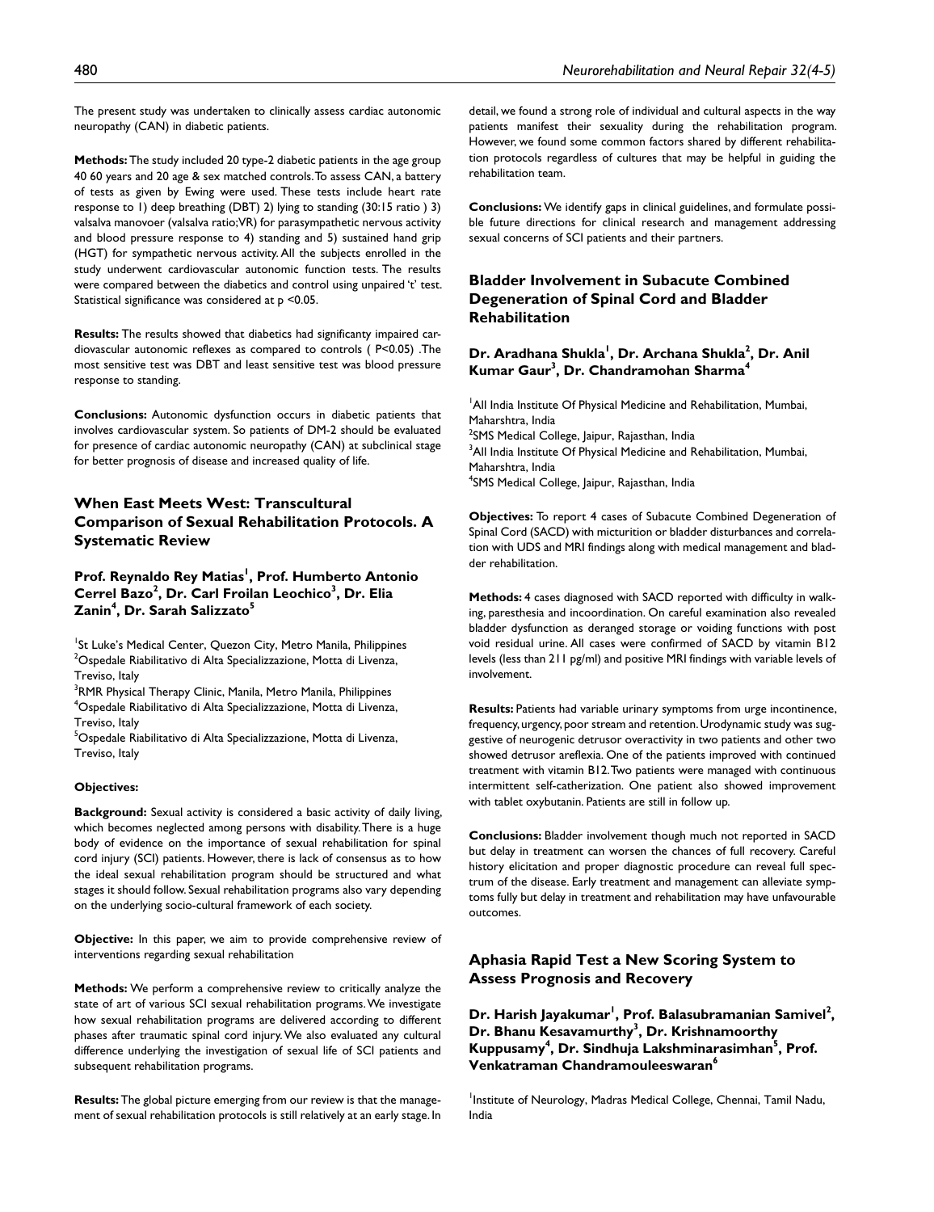The present study was undertaken to clinically assess cardiac autonomic neuropathy (CAN) in diabetic patients.

**Methods:** The study included 20 type-2 diabetic patients in the age group 40 60 years and 20 age & sex matched controls. To assess CAN, a battery of tests as given by Ewing were used. These tests include heart rate response to 1) deep breathing (DBT) 2) lying to standing (30:15 ratio ) 3) valsalva manovoer (valsalva ratio;VR) for parasympathetic nervous activity and blood pressure response to 4) standing and 5) sustained hand grip (HGT) for sympathetic nervous activity. All the subjects enrolled in the study underwent cardiovascular autonomic function tests. The results were compared between the diabetics and control using unpaired 't' test. Statistical significance was considered at $p < 0.05$.

**Results:** The results showed that diabetics had significanty impaired cardiovascular autonomic reflexes as compared to controls ( $P < 0.05$) .The most sensitive test was DBT and least sensitive test was blood pressure response to standing.

**Conclusions:** Autonomic dysfunction occurs in diabetic patients that involves cardiovascular system. So patients of DM-2 should be evaluated for presence of cardiac autonomic neuropathy (CAN) at subclinical stage for better prognosis of disease and increased quality of life.

## When East Meets West: Transcultural Comparison of Sexual Rehabilitation Protocols. A Systematic Review

**Prof. Reynaldo Rey Matias[1], Prof. Humberto Antonio Cerrel Bazo[2], Dr. Carl Froilan Leochico[3], Dr. Elia Zanin[4], Dr. Sarah Salizzato[5]**

[1]St Luke's Medical Center, Quezon City, Metro Manila, Philippines
[2]Ospedale Riabilitativo di Alta Specializzazione, Motta di Livenza, Treviso, Italy
[3]RMR Physical Therapy Clinic, Manila, Metro Manila, Philippines
[4]Ospedale Riabilitativo di Alta Specializzazione, Motta di Livenza, Treviso, Italy
[5]Ospedale Riabilitativo di Alta Specializzazione, Motta di Livenza, Treviso, Italy

**Objectives:**

**Background:** Sexual activity is considered a basic activity of daily living, which becomes neglected among persons with disability. There is a huge body of evidence on the importance of sexual rehabilitation for spinal cord injury (SCI) patients. However, there is lack of consensus as to how the ideal sexual rehabilitation program should be structured and what stages it should follow. Sexual rehabilitation programs also vary depending on the underlying socio-cultural framework of each society.

**Objective:** In this paper, we aim to provide comprehensive review of interventions regarding sexual rehabilitation

**Methods:** We perform a comprehensive review to critically analyze the state of art of various SCI sexual rehabilitation programs. We investigate how sexual rehabilitation programs are delivered according to different phases after traumatic spinal cord injury. We also evaluated any cultural difference underlying the investigation of sexual life of SCI patients and subsequent rehabilitation programs.

**Results:** The global picture emerging from our review is that the management of sexual rehabilitation protocols is still relatively at an early stage. In detail, we found a strong role of individual and cultural aspects in the way patients manifest their sexuality during the rehabilitation program. However, we found some common factors shared by different rehabilitation protocols regardless of cultures that may be helpful in guiding the rehabilitation team.

**Conclusions:** We identify gaps in clinical guidelines, and formulate possible future directions for clinical research and management addressing sexual concerns of SCI patients and their partners.

## Bladder Involvement in Subacute Combined Degeneration of Spinal Cord and Bladder Rehabilitation

**Dr. Aradhana Shukla[1], Dr. Archana Shukla[2], Dr. Anil Kumar Gaur[3], Dr. Chandramohan Sharma[4]**

[1]All India Institute Of Physical Medicine and Rehabilitation, Mumbai, Maharshtra, India
[2]SMS Medical College, Jaipur, Rajasthan, India
[3]All India Institute Of Physical Medicine and Rehabilitation, Mumbai, Maharshtra, India
[4]SMS Medical College, Jaipur, Rajasthan, India

**Objectives:** To report 4 cases of Subacute Combined Degeneration of Spinal Cord (SACD) with micturition or bladder disturbances and correlation with UDS and MRI findings along with medical management and bladder rehabilitation.

**Methods:** 4 cases diagnosed with SACD reported with difficulty in walking, paresthesia and incoordination. On careful examination also revealed bladder dysfunction as deranged storage or voiding functions with post void residual urine. All cases were confirmed of SACD by vitamin B12 levels (less than 211 pg/ml) and positive MRI findings with variable levels of involvement.

**Results:** Patients had variable urinary symptoms from urge incontinence, frequency, urgency, poor stream and retention. Urodynamic study was suggestive of neurogenic detrusor overactivity in two patients and other two showed detrusor areflexia. One of the patients improved with continued treatment with vitamin B12. Two patients were managed with continuous intermittent self-catherization. One patient also showed improvement with tablet oxybutanin. Patients are still in follow up.

**Conclusions:** Bladder involvement though much not reported in SACD but delay in treatment can worsen the chances of full recovery. Careful history elicitation and proper diagnostic procedure can reveal full spectrum of the disease. Early treatment and management can alleviate symptoms fully but delay in treatment and rehabilitation may have unfavourable outcomes.

## Aphasia Rapid Test a New Scoring System to Assess Prognosis and Recovery

**Dr. Harish Jayakumar[1], Prof. Balasubramanian Samivel[2], Dr. Bhanu Kesavamurthy[3], Dr. Krishnamoorthy Kuppusamy[4], Dr. Sindhuja Lakshminarasimhan[5], Prof. Venkatraman Chandramouleeswaran[6]**

[1]Institute of Neurology, Madras Medical College, Chennai, Tamil Nadu, India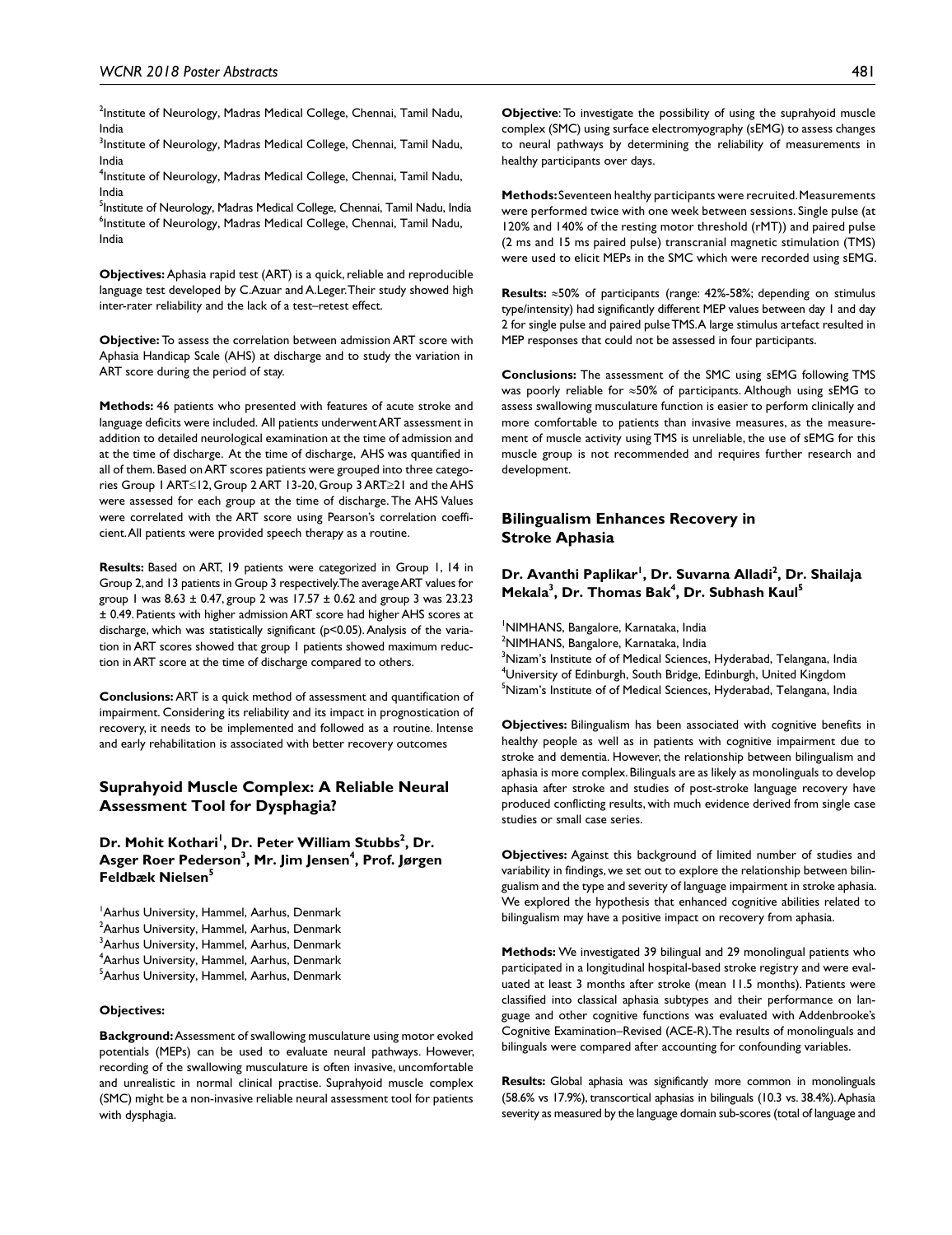[2]Institute of Neurology, Madras Medical College, Chennai, Tamil Nadu, India
[3]Institute of Neurology, Madras Medical College, Chennai, Tamil Nadu, India
[4]Institute of Neurology, Madras Medical College, Chennai, Tamil Nadu, India
[5]Institute of Neurology, Madras Medical College, Chennai, Tamil Nadu, India
[6]Institute of Neurology, Madras Medical College, Chennai, Tamil Nadu, India

**Objectives:** Aphasia rapid test (ART) is a quick, reliable and reproducible language test developed by C.Azuar and A.Leger. Their study showed high inter-rater reliability and the lack of a test–retest effect.

**Objective:** To assess the correlation between admission ART score with Aphasia Handicap Scale (AHS) at discharge and to study the variation in ART score during the period of stay.

**Methods:** 46 patients who presented with features of acute stroke and language deficits were included. All patients underwent ART assessment in addition to detailed neurological examination at the time of admission and at the time of discharge. At the time of discharge, AHS was quantified in all of them. Based on ART scores patients were grouped into three categories Group 1 ART≤12, Group 2 ART 13-20, Group 3 ART≥21 and the AHS were assessed for each group at the time of discharge. The AHS Values were correlated with the ART score using Pearson's correlation coefficient. All patients were provided speech therapy as a routine.

**Results:** Based on ART, 19 patients were categorized in Group 1, 14 in Group 2, and 13 patients in Group 3 respectively. The average ART values for group 1 was 8.63 ± 0.47, group 2 was 17.57 ± 0.62 and group 3 was 23.23 ± 0.49. Patients with higher admission ART score had higher AHS scores at discharge, which was statistically significant ($p<0.05$). Analysis of the variation in ART scores showed that group 1 patients showed maximum reduction in ART score at the time of discharge compared to others.

**Conclusions:** ART is a quick method of assessment and quantification of impairment. Considering its reliability and its impact in prognostication of recovery, it needs to be implemented and followed as a routine. Intense and early rehabilitation is associated with better recovery outcomes

## Suprahyoid Muscle Complex: A Reliable Neural Assessment Tool for Dysphagia?

**Dr. Mohit Kothari[1], Dr. Peter William Stubbs[2], Dr. Asger Roer Pederson[3], Mr. Jim Jensen[4], Prof. Jørgen Feldbæk Nielsen[5]**

[1]Aarhus University, Hammel, Aarhus, Denmark
[2]Aarhus University, Hammel, Aarhus, Denmark
[3]Aarhus University, Hammel, Aarhus, Denmark
[4]Aarhus University, Hammel, Aarhus, Denmark
[5]Aarhus University, Hammel, Aarhus, Denmark

**Objectives:**

**Background:** Assessment of swallowing musculature using motor evoked potentials (MEPs) can be used to evaluate neural pathways. However, recording of the swallowing musculature is often invasive, uncomfortable and unrealistic in normal clinical practise. Suprahyoid muscle complex (SMC) might be a non-invasive reliable neural assessment tool for patients with dysphagia.

**Objective**: To investigate the possibility of using the suprahyoid muscle complex (SMC) using surface electromyography (sEMG) to assess changes to neural pathways by determining the reliability of measurements in healthy participants over days.

**Methods:** Seventeen healthy participants were recruited. Measurements were performed twice with one week between sessions. Single pulse (at 120% and 140% of the resting motor threshold (rMT)) and paired pulse (2 ms and 15 ms paired pulse) transcranial magnetic stimulation (TMS) were used to elicit MEPs in the SMC which were recorded using sEMG.

**Results:** ≈50% of participants (range: 42%-58%; depending on stimulus type/intensity) had significantly different MEP values between day 1 and day 2 for single pulse and paired pulse TMS. A large stimulus artefact resulted in MEP responses that could not be assessed in four participants.

**Conclusions:** The assessment of the SMC using sEMG following TMS was poorly reliable for ≈50% of participants. Although using sEMG to assess swallowing musculature function is easier to perform clinically and more comfortable to patients than invasive measures, as the measurement of muscle activity using TMS is unreliable, the use of sEMG for this muscle group is not recommended and requires further research and development.

## Bilingualism Enhances Recovery in Stroke Aphasia

**Dr. Avanthi Paplikar[1], Dr. Suvarna Alladi[2], Dr. Shailaja Mekala[3], Dr. Thomas Bak[4], Dr. Subhash Kaul[5]**

[1]NIMHANS, Bangalore, Karnataka, India
[2]NIMHANS, Bangalore, Karnataka, India
[3]Nizam's Institute of of Medical Sciences, Hyderabad, Telangana, India
[4]University of Edinburgh, South Bridge, Edinburgh, United Kingdom
[5]Nizam's Institute of of Medical Sciences, Hyderabad, Telangana, India

**Objectives:** Bilingualism has been associated with cognitive benefits in healthy people as well as in patients with cognitive impairment due to stroke and dementia. However, the relationship between bilingualism and aphasia is more complex. Bilinguals are as likely as monolinguals to develop aphasia after stroke and studies of post-stroke language recovery have produced conflicting results, with much evidence derived from single case studies or small case series.

**Objectives:** Against this background of limited number of studies and variability in findings, we set out to explore the relationship between bilingualism and the type and severity of language impairment in stroke aphasia. We explored the hypothesis that enhanced cognitive abilities related to bilingualism may have a positive impact on recovery from aphasia.

**Methods:** We investigated 39 bilingual and 29 monolingual patients who participated in a longitudinal hospital-based stroke registry and were evaluated at least 3 months after stroke (mean 11.5 months). Patients were classified into classical aphasia subtypes and their performance on language and other cognitive functions was evaluated with Addenbrooke's Cognitive Examination–Revised (ACE-R). The results of monolinguals and bilinguals were compared after accounting for confounding variables.

**Results:** Global aphasia was significantly more common in monolinguals (58.6% vs 17.9%), transcortical aphasias in bilinguals (10.3 vs. 38.4%). Aphasia severity as measured by the language domain sub-scores (total of language and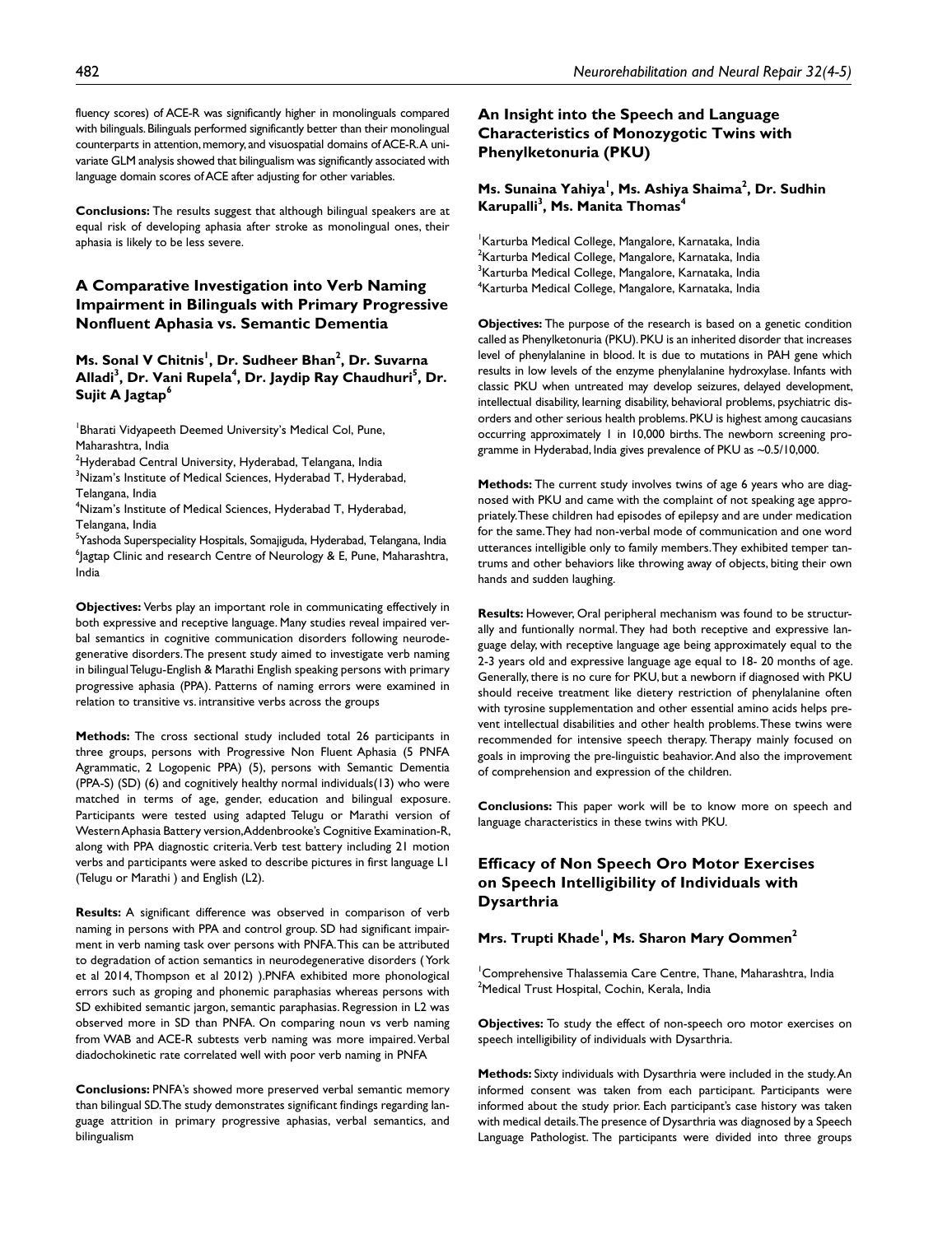fluency scores) of ACE-R was significantly higher in monolinguals compared with bilinguals. Bilinguals performed significantly better than their monolingual counterparts in attention, memory, and visuospatial domains of ACE-R. A univariate GLM analysis showed that bilingualism was significantly associated with language domain scores of ACE after adjusting for other variables.

**Conclusions:** The results suggest that although bilingual speakers are at equal risk of developing aphasia after stroke as monolingual ones, their aphasia is likely to be less severe.

## A Comparative Investigation into Verb Naming Impairment in Bilinguals with Primary Progressive Nonfluent Aphasia vs. Semantic Dementia

### Ms. Sonal V Chitnis[1], Dr. Sudheer Bhan[2], Dr. Suvarna Alladi[3], Dr. Vani Rupela[4], Dr. Jaydip Ray Chaudhuri[5], Dr. Sujit A Jagtap[6]

[1]Bharati Vidyapeeth Deemed University's Medical Col, Pune, Maharashtra, India
[2]Hyderabad Central University, Hyderabad, Telangana, India
[3]Nizam's Institute of Medical Sciences, Hyderabad T, Hyderabad, Telangana, India
[4]Nizam's Institute of Medical Sciences, Hyderabad T, Hyderabad, Telangana, India
[5]Yashoda Superspeciality Hospitals, Somajiguda, Hyderabad, Telangana, India
[6]Jagtap Clinic and research Centre of Neurology & E, Pune, Maharashtra, India

**Objectives:** Verbs play an important role in communicating effectively in both expressive and receptive language. Many studies reveal impaired verbal semantics in cognitive communication disorders following neurodegenerative disorders. The present study aimed to investigate verb naming in bilingual Telugu-English & Marathi English speaking persons with primary progressive aphasia (PPA). Patterns of naming errors were examined in relation to transitive vs. intransitive verbs across the groups

**Methods:** The cross sectional study included total 26 participants in three groups, persons with Progressive Non Fluent Aphasia (5 PNFA Agrammatic, 2 Logopenic PPA) (5), persons with Semantic Dementia (PPA-S) (SD) (6) and cognitively healthy normal individuals(13) who were matched in terms of age, gender, education and bilingual exposure. Participants were tested using adapted Telugu or Marathi version of Western Aphasia Battery version, Addenbrooke's Cognitive Examination-R, along with PPA diagnostic criteria. Verb test battery including 21 motion verbs and participants were asked to describe pictures in first language L1 (Telugu or Marathi ) and English (L2).

**Results:** A significant difference was observed in comparison of verb naming in persons with PPA and control group. SD had significant impairment in verb naming task over persons with PNFA. This can be attributed to degradation of action semantics in neurodegenerative disorders ( York et al 2014, Thompson et al 2012) ). PNFA exhibited more phonological errors such as groping and phonemic paraphasias whereas persons with SD exhibited semantic jargon, semantic paraphasias. Regression in L2 was observed more in SD than PNFA. On comparing noun vs verb naming from WAB and ACE-R subtests verb naming was more impaired. Verbal diadochokinetic rate correlated well with poor verb naming in PNFA

**Conclusions:** PNFA's showed more preserved verbal semantic memory than bilingual SD. The study demonstrates significant findings regarding language attrition in primary progressive aphasias, verbal semantics, and bilingualism

## An Insight into the Speech and Language Characteristics of Monozygotic Twins with Phenylketonuria (PKU)

### Ms. Sunaina Yahiya[1], Ms. Ashiya Shaima[2], Dr. Sudhin Karupalli[3], Ms. Manita Thomas[4]

[1]Karturba Medical College, Mangalore, Karnataka, India
[2]Karturba Medical College, Mangalore, Karnataka, India
[3]Karturba Medical College, Mangalore, Karnataka, India
[4]Karturba Medical College, Mangalore, Karnataka, India

**Objectives:** The purpose of the research is based on a genetic condition called as Phenylketonuria (PKU). PKU is an inherited disorder that increases level of phenylalanine in blood. It is due to mutations in PAH gene which results in low levels of the enzyme phenylalanine hydroxylase. Infants with classic PKU when untreated may develop seizures, delayed development, intellectual disability, learning disability, behavioral problems, psychiatric disorders and other serious health problems. PKU is highest among caucasians occurring approximately 1 in 10,000 births. The newborn screening programme in Hyderabad, India gives prevalence of PKU as ~0.5/10,000.

**Methods:** The current study involves twins of age 6 years who are diagnosed with PKU and came with the complaint of not speaking age appropriately. These children had episodes of epilepsy and are under medication for the same. They had non-verbal mode of communication and one word utterances intelligible only to family members. They exhibited temper tantrums and other behaviors like throwing away of objects, biting their own hands and sudden laughing.

**Results:** However, Oral peripheral mechanism was found to be structurally and funtionally normal. They had both receptive and expressive language delay, with receptive language age being approximately equal to the 2-3 years old and expressive language age equal to 18- 20 months of age. Generally, there is no cure for PKU, but a newborn if diagnosed with PKU should receive treatment like dietery restriction of phenylalanine often with tyrosine supplementation and other essential amino acids helps prevent intellectual disabilities and other health problems. These twins were recommended for intensive speech therapy. Therapy mainly focused on goals in improving the pre-linguistic beahavior. And also the improvement of comprehension and expression of the children.

**Conclusions:** This paper work will be to know more on speech and language characteristics in these twins with PKU.

## Efficacy of Non Speech Oro Motor Exercises on Speech Intelligibility of Individuals with Dysarthria

### Mrs. Trupti Khade[1], Ms. Sharon Mary Oommen[2]

[1]Comprehensive Thalassemia Care Centre, Thane, Maharashtra, India
[2]Medical Trust Hospital, Cochin, Kerala, India

**Objectives:** To study the effect of non-speech oro motor exercises on speech intelligibility of individuals with Dysarthria.

**Methods:** Sixty individuals with Dysarthria were included in the study. An informed consent was taken from each participant. Participants were informed about the study prior. Each participant's case history was taken with medical details. The presence of Dysarthria was diagnosed by a Speech Language Pathologist. The participants were divided into three groups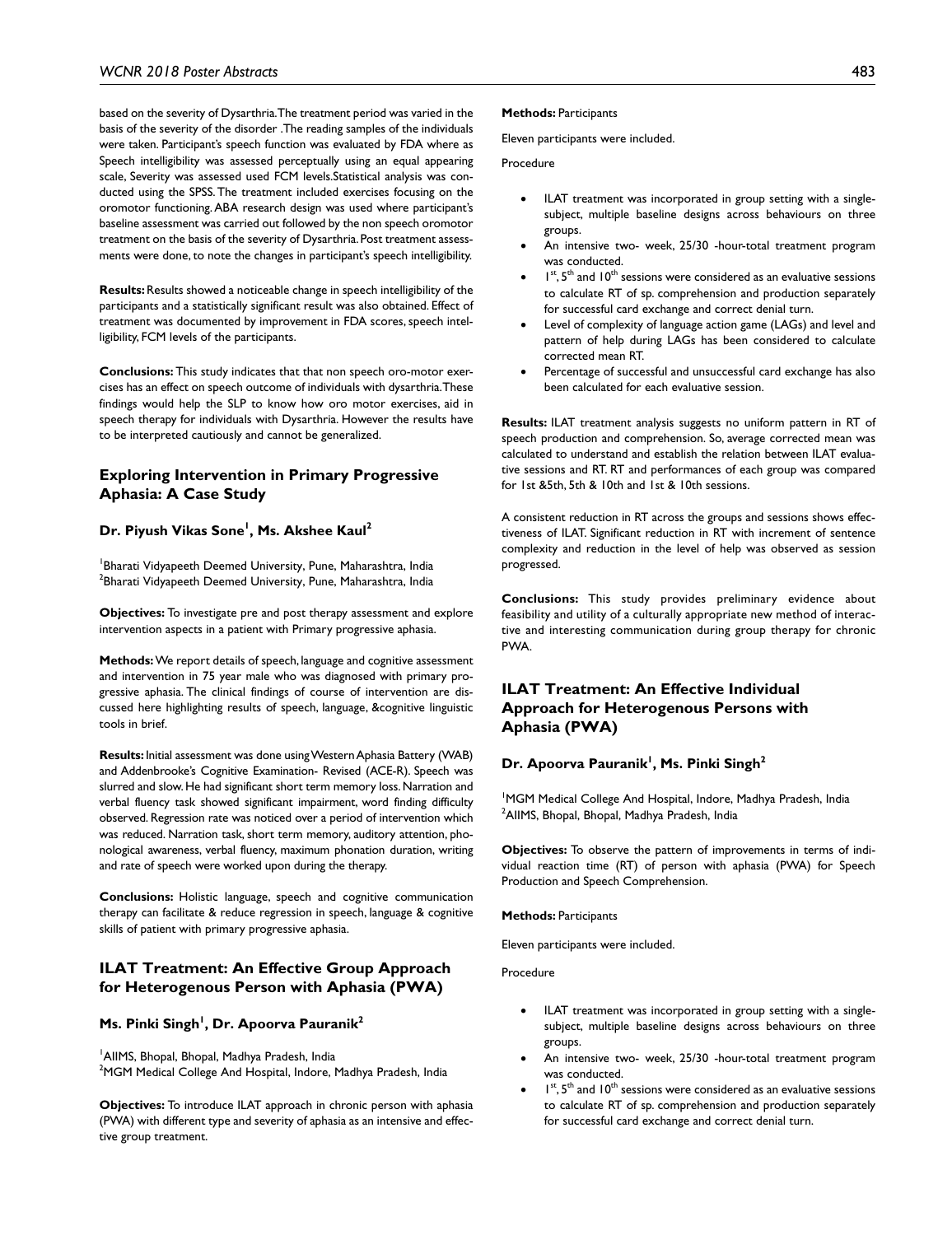based on the severity of Dysarthria. The treatment period was varied in the basis of the severity of the disorder . The reading samples of the individuals were taken. Participant's speech function was evaluated by FDA where as Speech intelligibility was assessed perceptually using an equal appearing scale, Severity was assessed used FCM levels. Statistical analysis was conducted using the SPSS. The treatment included exercises focusing on the oromotor functioning. ABA research design was used where participant's baseline assessment was carried out followed by the non speech oromotor treatment on the basis of the severity of Dysarthria. Post treatment assessments were done, to note the changes in participant's speech intelligibility.

**Results:** Results showed a noticeable change in speech intelligibility of the participants and a statistically significant result was also obtained. Effect of treatment was documented by improvement in FDA scores, speech intelligibility, FCM levels of the participants.

**Conclusions:** This study indicates that that non speech oro-motor exercises has an effect on speech outcome of individuals with dysarthria. These findings would help the SLP to know how oro motor exercises, aid in speech therapy for individuals with Dysarthria. However the results have to be interpreted cautiously and cannot be generalized.

## Exploring Intervention in Primary Progressive Aphasia: A Case Study

### Dr. Piyush Vikas Sone[1], Ms. Akshee Kaul[2]

[1]Bharati Vidyapeeth Deemed University, Pune, Maharashtra, India
[2]Bharati Vidyapeeth Deemed University, Pune, Maharashtra, India

**Objectives:** To investigate pre and post therapy assessment and explore intervention aspects in a patient with Primary progressive aphasia.

**Methods:** We report details of speech, language and cognitive assessment and intervention in 75 year male who was diagnosed with primary progressive aphasia. The clinical findings of course of intervention are discussed here highlighting results of speech, language, &cognitive linguistic tools in brief.

**Results:** Initial assessment was done using Western Aphasia Battery (WAB) and Addenbrooke's Cognitive Examination- Revised (ACE-R). Speech was slurred and slow. He had significant short term memory loss. Narration and verbal fluency task showed significant impairment, word finding difficulty observed. Regression rate was noticed over a period of intervention which was reduced. Narration task, short term memory, auditory attention, phonological awareness, verbal fluency, maximum phonation duration, writing and rate of speech were worked upon during the therapy.

**Conclusions:** Holistic language, speech and cognitive communication therapy can facilitate & reduce regression in speech, language & cognitive skills of patient with primary progressive aphasia.

## ILAT Treatment: An Effective Group Approach for Heterogenous Person with Aphasia (PWA)

### Ms. Pinki Singh[1], Dr. Apoorva Pauranik[2]

[1]AIIMS, Bhopal, Bhopal, Madhya Pradesh, India
[2]MGM Medical College And Hospital, Indore, Madhya Pradesh, India

**Objectives:** To introduce ILAT approach in chronic person with aphasia (PWA) with different type and severity of aphasia as an intensive and effective group treatment.

**Methods:** Participants

Eleven participants were included.

Procedure

- ILAT treatment was incorporated in group setting with a single-subject, multiple baseline designs across behaviours on three groups.
- An intensive two- week, 25/30 -hour-total treatment program was conducted.
- 1st, 5th and 10th sessions were considered as an evaluative sessions to calculate RT of sp. comprehension and production separately for successful card exchange and correct denial turn.
- Level of complexity of language action game (LAGs) and level and pattern of help during LAGs has been considered to calculate corrected mean RT.
- Percentage of successful and unsuccessful card exchange has also been calculated for each evaluative session.

**Results:** ILAT treatment analysis suggests no uniform pattern in RT of speech production and comprehension. So, average corrected mean was calculated to understand and establish the relation between ILAT evaluative sessions and RT. RT and performances of each group was compared for 1st &5th, 5th & 10th and 1st & 10th sessions.

A consistent reduction in RT across the groups and sessions shows effectiveness of ILAT. Significant reduction in RT with increment of sentence complexity and reduction in the level of help was observed as session progressed.

**Conclusions:** This study provides preliminary evidence about feasibility and utility of a culturally appropriate new method of interactive and interesting communication during group therapy for chronic PWA.

## ILAT Treatment: An Effective Individual Approach for Heterogenous Persons with Aphasia (PWA)

### Dr. Apoorva Pauranik[1], Ms. Pinki Singh[2]

[1]MGM Medical College And Hospital, Indore, Madhya Pradesh, India
[2]AIIMS, Bhopal, Bhopal, Madhya Pradesh, India

**Objectives:** To observe the pattern of improvements in terms of individual reaction time (RT) of person with aphasia (PWA) for Speech Production and Speech Comprehension.

**Methods:** Participants

Eleven participants were included.

Procedure

- ILAT treatment was incorporated in group setting with a single-subject, multiple baseline designs across behaviours on three groups.
- An intensive two- week, 25/30 -hour-total treatment program was conducted.
- 1st, 5th and 10th sessions were considered as an evaluative sessions to calculate RT of sp. comprehension and production separately for successful card exchange and correct denial turn.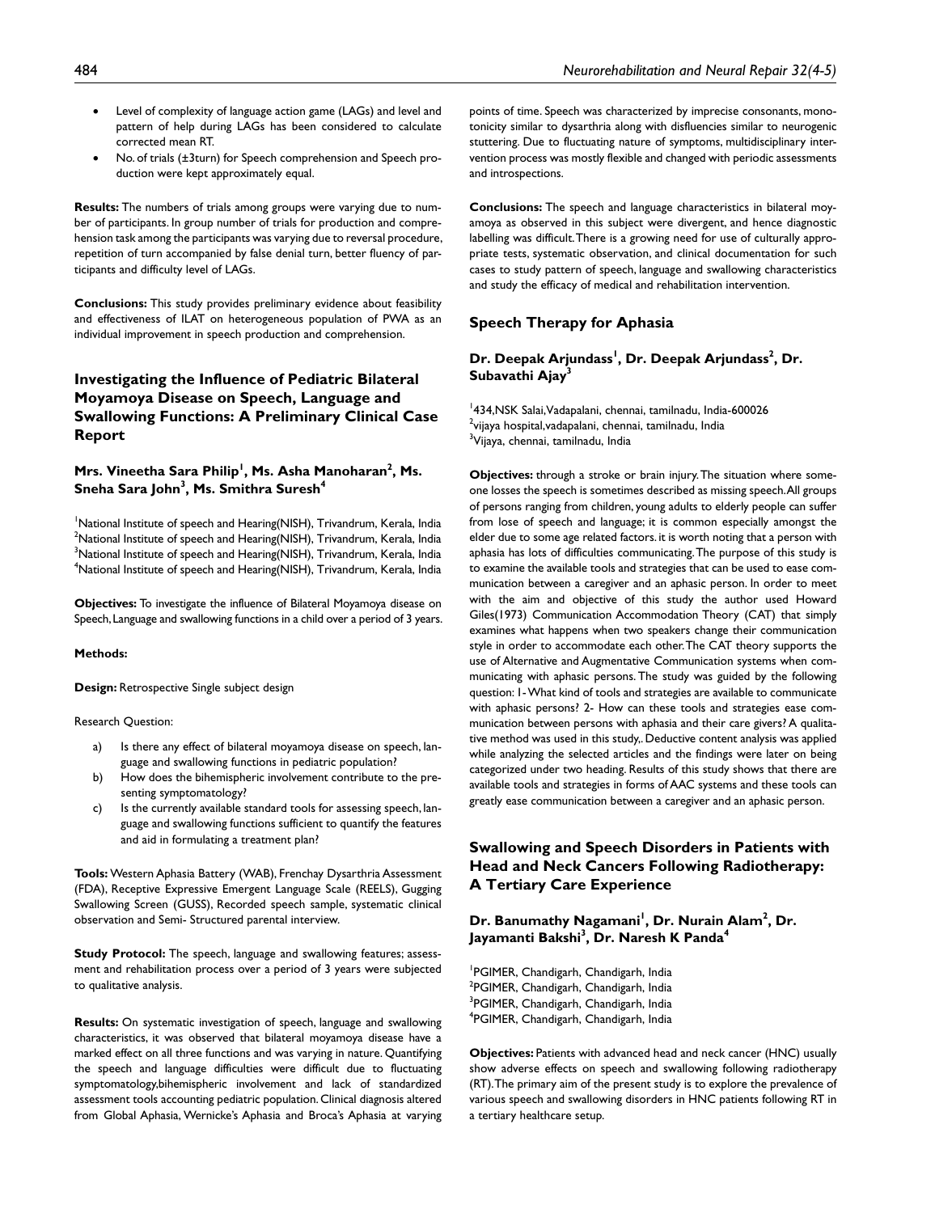- Level of complexity of language action game (LAGs) and level and pattern of help during LAGs has been considered to calculate corrected mean RT.
- No. of trials (±3turn) for Speech comprehension and Speech production were kept approximately equal.

**Results:** The numbers of trials among groups were varying due to number of participants. In group number of trials for production and comprehension task among the participants was varying due to reversal procedure, repetition of turn accompanied by false denial turn, better fluency of participants and difficulty level of LAGs.

**Conclusions:** This study provides preliminary evidence about feasibility and effectiveness of ILAT on heterogeneous population of PWA as an individual improvement in speech production and comprehension.

## Investigating the Influence of Pediatric Bilateral Moyamoya Disease on Speech, Language and Swallowing Functions: A Preliminary Clinical Case Report

**Mrs. Vineetha Sara Philip[1], Ms. Asha Manoharan[2], Ms. Sneha Sara John[3], Ms. Smithra Suresh[4]**

[1]National Institute of speech and Hearing(NISH), Trivandrum, Kerala, India
[2]National Institute of speech and Hearing(NISH), Trivandrum, Kerala, India
[3]National Institute of speech and Hearing(NISH), Trivandrum, Kerala, India
[4]National Institute of speech and Hearing(NISH), Trivandrum, Kerala, India

**Objectives:** To investigate the influence of Bilateral Moyamoya disease on Speech, Language and swallowing functions in a child over a period of 3 years.

**Methods:**

**Design:** Retrospective Single subject design

Research Question:

a) Is there any effect of bilateral moyamoya disease on speech, language and swallowing functions in pediatric population?
b) How does the bihemispheric involvement contribute to the presenting symptomatology?
c) Is the currently available standard tools for assessing speech, language and swallowing functions sufficient to quantify the features and aid in formulating a treatment plan?

**Tools:** Western Aphasia Battery (WAB), Frenchay Dysarthria Assessment (FDA), Receptive Expressive Emergent Language Scale (REELS), Gugging Swallowing Screen (GUSS), Recorded speech sample, systematic clinical observation and Semi- Structured parental interview.

**Study Protocol:** The speech, language and swallowing features; assessment and rehabilitation process over a period of 3 years were subjected to qualitative analysis.

**Results:** On systematic investigation of speech, language and swallowing characteristics, it was observed that bilateral moyamoya disease have a marked effect on all three functions and was varying in nature. Quantifying the speech and language difficulties were difficult due to fluctuating symptomatology,bihemispheric involvement and lack of standardized assessment tools accounting pediatric population. Clinical diagnosis altered from Global Aphasia, Wernicke's Aphasia and Broca's Aphasia at varying points of time. Speech was characterized by imprecise consonants, monotonicity similar to dysarthria along with disfluencies similar to neurogenic stuttering. Due to fluctuating nature of symptoms, multidisciplinary intervention process was mostly flexible and changed with periodic assessments and introspections.

**Conclusions:** The speech and language characteristics in bilateral moyamoya as observed in this subject were divergent, and hence diagnostic labelling was difficult. There is a growing need for use of culturally appropriate tests, systematic observation, and clinical documentation for such cases to study pattern of speech, language and swallowing characteristics and study the efficacy of medical and rehabilitation intervention.

## Speech Therapy for Aphasia

**Dr. Deepak Arjundass[1], Dr. Deepak Arjundass[2], Dr. Subavathi Ajay[3]**

[1]434,NSK Salai,Vadapalani, chennai, tamilnadu, India-600026
[2]vijaya hospital,vadapalani, chennai, tamilnadu, India
[3]Vijaya, chennai, tamilnadu, India

**Objectives:** through a stroke or brain injury. The situation where someone losses the speech is sometimes described as missing speech. All groups of persons ranging from children, young adults to elderly people can suffer from lose of speech and language; it is common especially amongst the elder due to some age related factors. it is worth noting that a person with aphasia has lots of difficulties communicating. The purpose of this study is to examine the available tools and strategies that can be used to ease communication between a caregiver and an aphasic person. In order to meet with the aim and objective of this study the author used Howard Giles(1973) Communication Accommodation Theory (CAT) that simply examines what happens when two speakers change their communication style in order to accommodate each other. The CAT theory supports the use of Alternative and Augmentative Communication systems when communicating with aphasic persons. The study was guided by the following question: 1- What kind of tools and strategies are available to communicate with aphasic persons? 2- How can these tools and strategies ease communication between persons with aphasia and their care givers? A qualitative method was used in this study,. Deductive content analysis was applied while analyzing the selected articles and the findings were later on being categorized under two heading. Results of this study shows that there are available tools and strategies in forms of AAC systems and these tools can greatly ease communication between a caregiver and an aphasic person.

## Swallowing and Speech Disorders in Patients with Head and Neck Cancers Following Radiotherapy: A Tertiary Care Experience

**Dr. Banumathy Nagamani[1], Dr. Nurain Alam[2], Dr. Jayamanti Bakshi[3], Dr. Naresh K Panda[4]**

[1]PGIMER, Chandigarh, Chandigarh, India
[2]PGIMER, Chandigarh, Chandigarh, India
[3]PGIMER, Chandigarh, Chandigarh, India
[4]PGIMER, Chandigarh, Chandigarh, India

**Objectives:** Patients with advanced head and neck cancer (HNC) usually show adverse effects on speech and swallowing following radiotherapy (RT). The primary aim of the present study is to explore the prevalence of various speech and swallowing disorders in HNC patients following RT in a tertiary healthcare setup.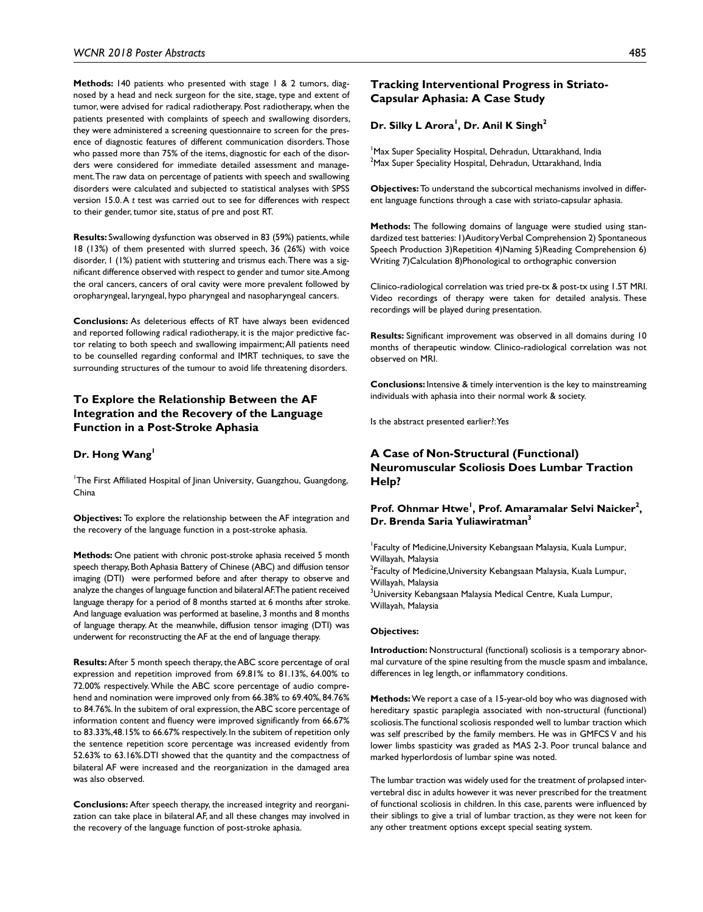**Methods:** 140 patients who presented with stage 1 & 2 tumors, diagnosed by a head and neck surgeon for the site, stage, type and extent of tumor, were advised for radical radiotherapy. Post radiotherapy, when the patients presented with complaints of speech and swallowing disorders, they were administered a screening questionnaire to screen for the presence of diagnostic features of different communication disorders. Those who passed more than 75% of the items, diagnostic for each of the disorders were considered for immediate detailed assessment and management. The raw data on percentage of patients with speech and swallowing disorders were calculated and subjected to statistical analyses with SPSS version 15.0. A *t* test was carried out to see for differences with respect to their gender, tumor site, status of pre and post RT.

**Results:** Swallowing dysfunction was observed in 83 (59%) patients, while 18 (13%) of them presented with slurred speech, 36 (26%) with voice disorder, 1 (1%) patient with stuttering and trismus each. There was a significant difference observed with respect to gender and tumor site. Among the oral cancers, cancers of oral cavity were more prevalent followed by oropharyngeal, laryngeal, hypo pharyngeal and nasopharyngeal cancers.

**Conclusions:** As deleterious effects of RT have always been evidenced and reported following radical radiotherapy, it is the major predictive factor relating to both speech and swallowing impairment; All patients need to be counselled regarding conformal and IMRT techniques, to save the surrounding structures of the tumour to avoid life threatening disorders.

## To Explore the Relationship Between the AF Integration and the Recovery of the Language Function in a Post-Stroke Aphasia

**Dr. Hong Wang**[1]

[1]The First Affiliated Hospital of Jinan University, Guangzhou, Guangdong, China

**Objectives:** To explore the relationship between the AF integration and the recovery of the language function in a post-stroke aphasia.

**Methods:** One patient with chronic post-stroke aphasia received 5 month speech therapy, Both Aphasia Battery of Chinese (ABC) and diffusion tensor imaging (DTI) were performed before and after therapy to observe and analyze the changes of language function and bilateral AF. The patient received language therapy for a period of 8 months started at 6 months after stroke. And language evaluation was performed at baseline, 3 months and 8 months of language therapy. At the meanwhile, diffusion tensor imaging (DTI) was underwent for reconstructing the AF at the end of language therapy.

**Results:** After 5 month speech therapy, the ABC score percentage of oral expression and repetition improved from 69.81% to 81.13%, 64.00% to 72.00% respectively. While the ABC score percentage of audio comprehend and nomination were improved only from 66.38% to 69.40%, 84.76% to 84.76%. In the subitem of oral expression, the ABC score percentage of information content and fluency were improved significantly from 66.67% to 83.33%, 48.15% to 66.67% respectively. In the subitem of repetition only the sentence repetition score percentage was increased evidently from 52.63% to 63.16%. DTI showed that the quantity and the compactness of bilateral AF were increased and the reorganization in the damaged area was also observed.

**Conclusions:** After speech therapy, the increased integrity and reorganization can take place in bilateral AF, and all these changes may involved in the recovery of the language function of post-stroke aphasia.

## Tracking Interventional Progress in Striato-Capsular Aphasia: A Case Study

**Dr. Silky L Arora**[1], **Dr. Anil K Singh**[2]

[1]Max Super Speciality Hospital, Dehradun, Uttarakhand, India
[2]Max Super Speciality Hospital, Dehradun, Uttarakhand, India

**Objectives:** To understand the subcortical mechanisms involved in different language functions through a case with striato-capsular aphasia.

**Methods:** The following domains of language were studied using standardized test batteries: 1)Auditory Verbal Comprehension 2) Spontaneous Speech Production 3)Repetition 4)Naming 5)Reading Comprehension 6) Writing 7)Calculation 8)Phonological to orthographic conversion

Clinico-radiological correlation was tried pre-tx & post-tx using 1.5T MRI. Video recordings of therapy were taken for detailed analysis. These recordings will be played during presentation.

**Results:** Significant improvement was observed in all domains during 10 months of therapeutic window. Clinico-radiological correlation was not observed on MRI.

**Conclusions:** Intensive & timely intervention is the key to mainstreaming individuals with aphasia into their normal work & society.

Is the abstract presented earlier?: Yes

## A Case of Non-Structural (Functional) Neuromuscular Scoliosis Does Lumbar Traction Help?

**Prof. Ohnmar Htwe**[1], **Prof. Amaramalar Selvi Naicker**[2], **Dr. Brenda Saria Yuliawiratman**[3]

[1]Faculty of Medicine, University Kebangsaan Malaysia, Kuala Lumpur, Willayah, Malaysia
[2]Faculty of Medicine, University Kebangsaan Malaysia, Kuala Lumpur, Willayah, Malaysia
[3]University Kebangsaan Malaysia Medical Centre, Kuala Lumpur, Willayah, Malaysia

**Objectives:**

**Introduction:** Nonstructural (functional) scoliosis is a temporary abnormal curvature of the spine resulting from the muscle spasm and imbalance, differences in leg length, or inflammatory conditions.

**Methods:** We report a case of a 15-year-old boy who was diagnosed with hereditary spastic paraplegia associated with non-structural (functional) scoliosis. The functional scoliosis responded well to lumbar traction which was self prescribed by the family members. He was in GMFCS V and his lower limbs spasticity was graded as MAS 2-3. Poor truncal balance and marked hyperlordosis of lumbar spine was noted.

The lumbar traction was widely used for the treatment of prolapsed intervertebral disc in adults however it was never prescribed for the treatment of functional scoliosis in children. In this case, parents were influenced by their siblings to give a trial of lumbar traction, as they were not keen for any other treatment options except special seating system.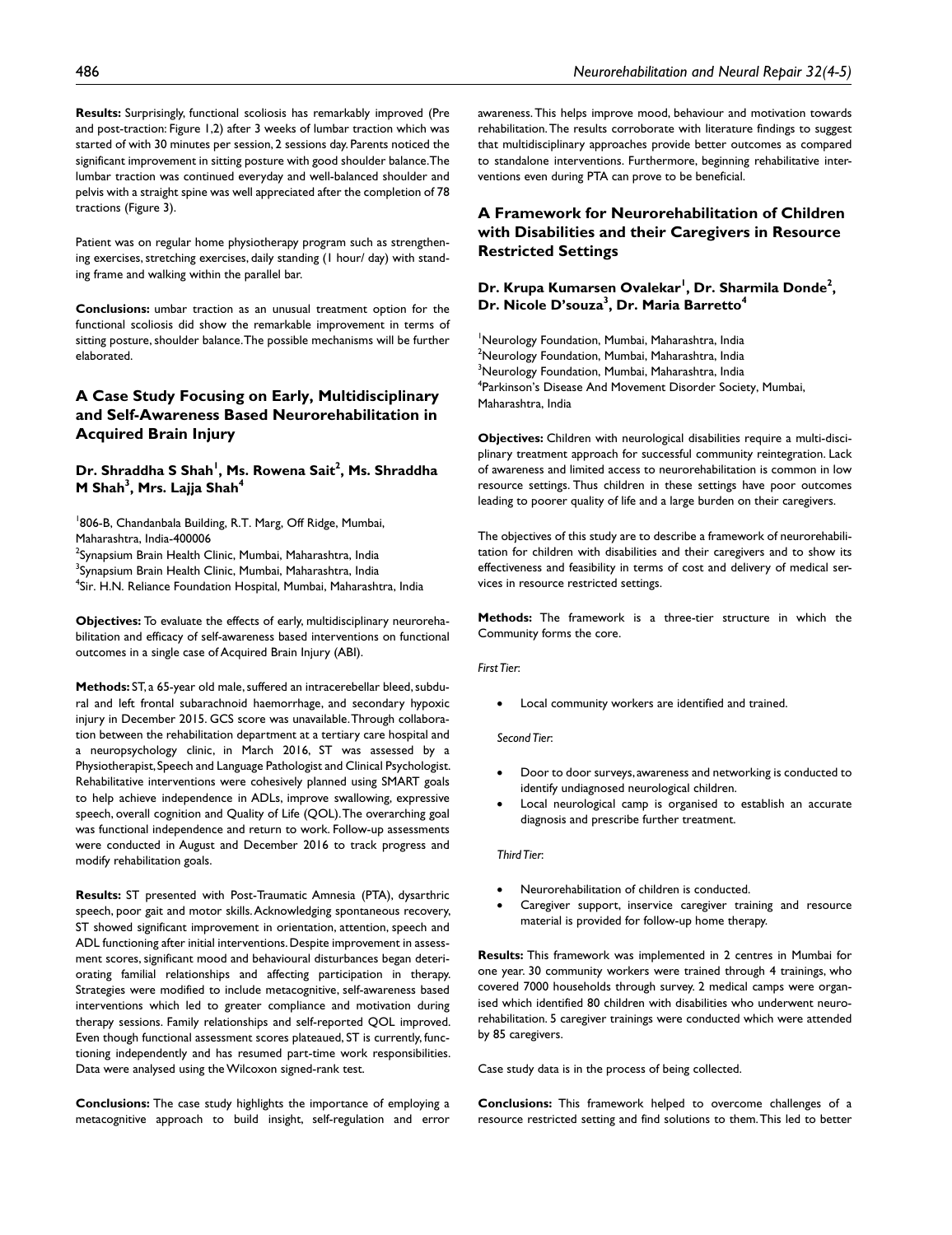**Results:** Surprisingly, functional scoliosis has remarkably improved (Pre and post-traction: Figure 1,2) after 3 weeks of lumbar traction which was started of with 30 minutes per session, 2 sessions day. Parents noticed the significant improvement in sitting posture with good shoulder balance. The lumbar traction was continued everyday and well-balanced shoulder and pelvis with a straight spine was well appreciated after the completion of 78 tractions (Figure 3).

Patient was on regular home physiotherapy program such as strengthening exercises, stretching exercises, daily standing (1 hour/ day) with standing frame and walking within the parallel bar.

**Conclusions:** umbar traction as an unusual treatment option for the functional scoliosis did show the remarkable improvement in terms of sitting posture, shoulder balance. The possible mechanisms will be further elaborated.

## A Case Study Focusing on Early, Multidisciplinary and Self-Awareness Based Neurorehabilitation in Acquired Brain Injury

**Dr. Shraddha S Shah[1], Ms. Rowena Sait[2], Ms. Shraddha M Shah[3], Mrs. Lajja Shah[4]**

[1]806-B, Chandanbala Building, R.T. Marg, Off Ridge, Mumbai, Maharashtra, India-400006
[2]Synapsium Brain Health Clinic, Mumbai, Maharashtra, India
[3]Synapsium Brain Health Clinic, Mumbai, Maharashtra, India
[4]Sir. H.N. Reliance Foundation Hospital, Mumbai, Maharashtra, India

**Objectives:** To evaluate the effects of early, multidisciplinary neurorehabilitation and efficacy of self-awareness based interventions on functional outcomes in a single case of Acquired Brain Injury (ABI).

**Methods:** ST, a 65-year old male, suffered an intracerebellar bleed, subdural and left frontal subarachnoid haemorrhage, and secondary hypoxic injury in December 2015. GCS score was unavailable. Through collaboration between the rehabilitation department at a tertiary care hospital and a neuropsychology clinic, in March 2016, ST was assessed by a Physiotherapist, Speech and Language Pathologist and Clinical Psychologist. Rehabilitative interventions were cohesively planned using SMART goals to help achieve independence in ADLs, improve swallowing, expressive speech, overall cognition and Quality of Life (QOL). The overarching goal was functional independence and return to work. Follow-up assessments were conducted in August and December 2016 to track progress and modify rehabilitation goals.

**Results:** ST presented with Post-Traumatic Amnesia (PTA), dysarthric speech, poor gait and motor skills. Acknowledging spontaneous recovery, ST showed significant improvement in orientation, attention, speech and ADL functioning after initial interventions. Despite improvement in assessment scores, significant mood and behavioural disturbances began deteriorating familial relationships and affecting participation in therapy. Strategies were modified to include metacognitive, self-awareness based interventions which led to greater compliance and motivation during therapy sessions. Family relationships and self-reported QOL improved. Even though functional assessment scores plateaued, ST is currently, functioning independently and has resumed part-time work responsibilities. Data were analysed using the Wilcoxon signed-rank test.

**Conclusions:** The case study highlights the importance of employing a metacognitive approach to build insight, self-regulation and error awareness. This helps improve mood, behaviour and motivation towards rehabilitation. The results corroborate with literature findings to suggest that multidisciplinary approaches provide better outcomes as compared to standalone interventions. Furthermore, beginning rehabilitative interventions even during PTA can prove to be beneficial.

## A Framework for Neurorehabilitation of Children with Disabilities and their Caregivers in Resource Restricted Settings

**Dr. Krupa Kumarsen Ovalekar[1], Dr. Sharmila Donde[2], Dr. Nicole D'souza[3], Dr. Maria Barretto[4]**

[1]Neurology Foundation, Mumbai, Maharashtra, India
[2]Neurology Foundation, Mumbai, Maharashtra, India
[3]Neurology Foundation, Mumbai, Maharashtra, India
[4]Parkinson's Disease And Movement Disorder Society, Mumbai, Maharashtra, India

**Objectives:** Children with neurological disabilities require a multi-disciplinary treatment approach for successful community reintegration. Lack of awareness and limited access to neurorehabilitation is common in low resource settings. Thus children in these settings have poor outcomes leading to poorer quality of life and a large burden on their caregivers.

The objectives of this study are to describe a framework of neurorehabilitation for children with disabilities and their caregivers and to show its effectiveness and feasibility in terms of cost and delivery of medical services in resource restricted settings.

**Methods:** The framework is a three-tier structure in which the Community forms the core.

*First Tier:*

- Local community workers are identified and trained.

*Second Tier:*

- Door to door surveys, awareness and networking is conducted to identify undiagnosed neurological children.
- Local neurological camp is organised to establish an accurate diagnosis and prescribe further treatment.

*Third Tier:*

- Neurorehabilitation of children is conducted.
- Caregiver support, inservice caregiver training and resource material is provided for follow-up home therapy.

**Results:** This framework was implemented in 2 centres in Mumbai for one year. 30 community workers were trained through 4 trainings, who covered 7000 households through survey. 2 medical camps were organised which identified 80 children with disabilities who underwent neurorehabilitation. 5 caregiver trainings were conducted which were attended by 85 caregivers.

Case study data is in the process of being collected.

**Conclusions:** This framework helped to overcome challenges of a resource restricted setting and find solutions to them. This led to better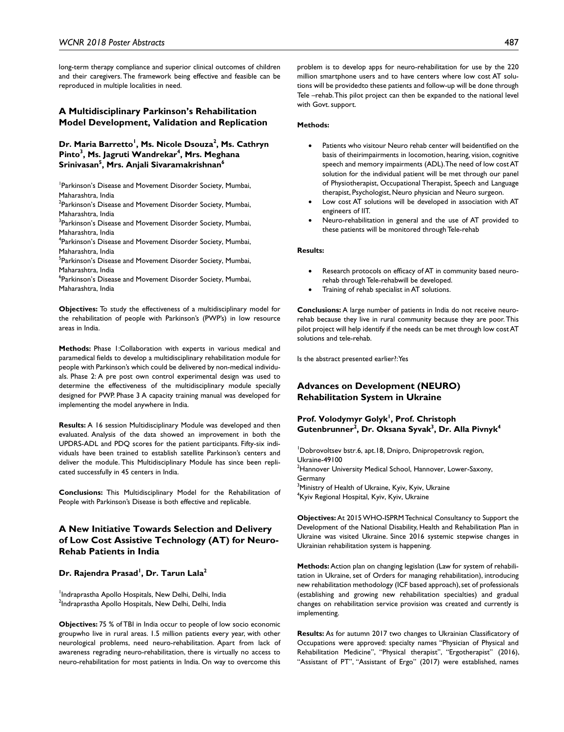long-term therapy compliance and superior clinical outcomes of children and their caregivers. The framework being effective and feasible can be reproduced in multiple localities in need.

## A Multidisciplinary Parkinson's Rehabilitation Model Development, Validation and Replication

**Dr. Maria Barretto[1], Ms. Nicole Dsouza[2], Ms. Cathryn Pinto[3], Ms. Jagruti Wandrekar[4], Mrs. Meghana Srinivasan[5], Mrs. Anjali Sivaramakrishnan[6]**

[1]Parkinson's Disease and Movement Disorder Society, Mumbai, Maharashtra, India
[2]Parkinson's Disease and Movement Disorder Society, Mumbai, Maharashtra, India
[3]Parkinson's Disease and Movement Disorder Society, Mumbai, Maharashtra, India
[4]Parkinson's Disease and Movement Disorder Society, Mumbai, Maharashtra, India
[5]Parkinson's Disease and Movement Disorder Society, Mumbai, Maharashtra, India
[6]Parkinson's Disease and Movement Disorder Society, Mumbai, Maharashtra, India

**Objectives:** To study the effectiveness of a multidisciplinary model for the rehabilitation of people with Parkinson's (PWP's) in low resource areas in India.

**Methods:** Phase 1:Collaboration with experts in various medical and paramedical fields to develop a multidisciplinary rehabilitation module for people with Parkinson's which could be delivered by non-medical individuals. Phase 2: A pre post own control experimental design was used to determine the effectiveness of the multidisciplinary module specially designed for PWP. Phase 3 A capacity training manual was developed for implementing the model anywhere in India.

**Results:** A 16 session Multidisciplinary Module was developed and then evaluated. Analysis of the data showed an improvement in both the UPDRS-ADL and PDQ scores for the patient participants. Fifty-six individuals have been trained to establish satellite Parkinson's centers and deliver the module. This Multidisciplinary Module has since been replicated successfully in 45 centers in India.

**Conclusions:** This Multidisciplinary Model for the Rehabilitation of People with Parkinson's Disease is both effective and replicable.

## A New Initiative Towards Selection and Delivery of Low Cost Assistive Technology (AT) for Neuro-Rehab Patients in India

**Dr. Rajendra Prasad[1], Dr. Tarun Lala[2]**

[1]Indraprastha Apollo Hospitals, New Delhi, Delhi, India
[2]Indraprastha Apollo Hospitals, New Delhi, Delhi, India

**Objectives:** 75 % of TBI in India occur to people of low socio economic groupwho live in rural areas. 1.5 million patients every year, with other neurological problems, need neuro-rehabilitation. Apart from lack of awareness regrading neuro-rehabilitation, there is virtually no access to neuro-rehabilitation for most patients in India. On way to overcome this problem is to develop apps for neuro-rehabilitation for use by the 220 million smartphone users and to have centers where low cost AT solutions will be providedto these patients and follow-up will be done through Tele –rehab. This pilot project can then be expanded to the national level with Govt. support.

**Methods:**

- Patients who visitour Neuro rehab center will beidentified on the basis of theirimpairments in locomotion, hearing, vision, cognitive speech and memory impairments (ADL). The need of low cost AT solution for the individual patient will be met through our panel of Physiotherapist, Occupational Therapist, Speech and Language therapist, Psychologist, Neuro physician and Neuro surgeon.
- Low cost AT solutions will be developed in association with AT engineers of IIT.
- Neuro-rehabilitation in general and the use of AT provided to these patients will be monitored through Tele-rehab

**Results:**

- Research protocols on efficacy of AT in community based neuro-rehab through Tele-rehabwill be developed.
- Training of rehab specialist in AT solutions.

**Conclusions:** A large number of patients in India do not receive neuro-rehab because they live in rural community because they are poor. This pilot project will help identify if the needs can be met through low cost AT solutions and tele-rehab.

Is the abstract presented earlier?: Yes

## Advances on Development (NEURO) Rehabilitation System in Ukraine

**Prof. Volodymyr Golyk[1], Prof. Christoph Gutenbrunner[2], Dr. Oksana Syvak[3], Dr. Alla Pivnyk[4]**

[1]Dobrovoltsev bstr.6, apt.18, Dnipro, Dnipropetrovsk region, Ukraine-49100
[2]Hannover University Medical School, Hannover, Lower-Saxony, Germany
[3]Ministry of Health of Ukraine, Kyiv, Kyiv, Ukraine
[4]Kyiv Regional Hospital, Kyiv, Kyiv, Ukraine

**Objectives:** At 2015 WHO-ISPRM Technical Consultancy to Support the Development of the National Disability, Health and Rehabilitation Plan in Ukraine was visited Ukraine. Since 2016 systemic stepwise changes in Ukrainian rehabilitation system is happening.

**Methods:** Action plan on changing legislation (Law for system of rehabilitation in Ukraine, set of Orders for managing rehabilitation), introducing new rehabilitation methodology (ICF based approach), set of professionals (establishing and growing new rehabilitation specialties) and gradual changes on rehabilitation service provision was created and currently is implementing.

**Results:** As for autumn 2017 two changes to Ukrainian Classificatory of Occupations were approved: specialty names "Physician of Physical and Rehabilitation Medicine", "Physical therapist", "Ergotherapist" (2016), "Assistant of PT", "Assistant of Ergo" (2017) were established, names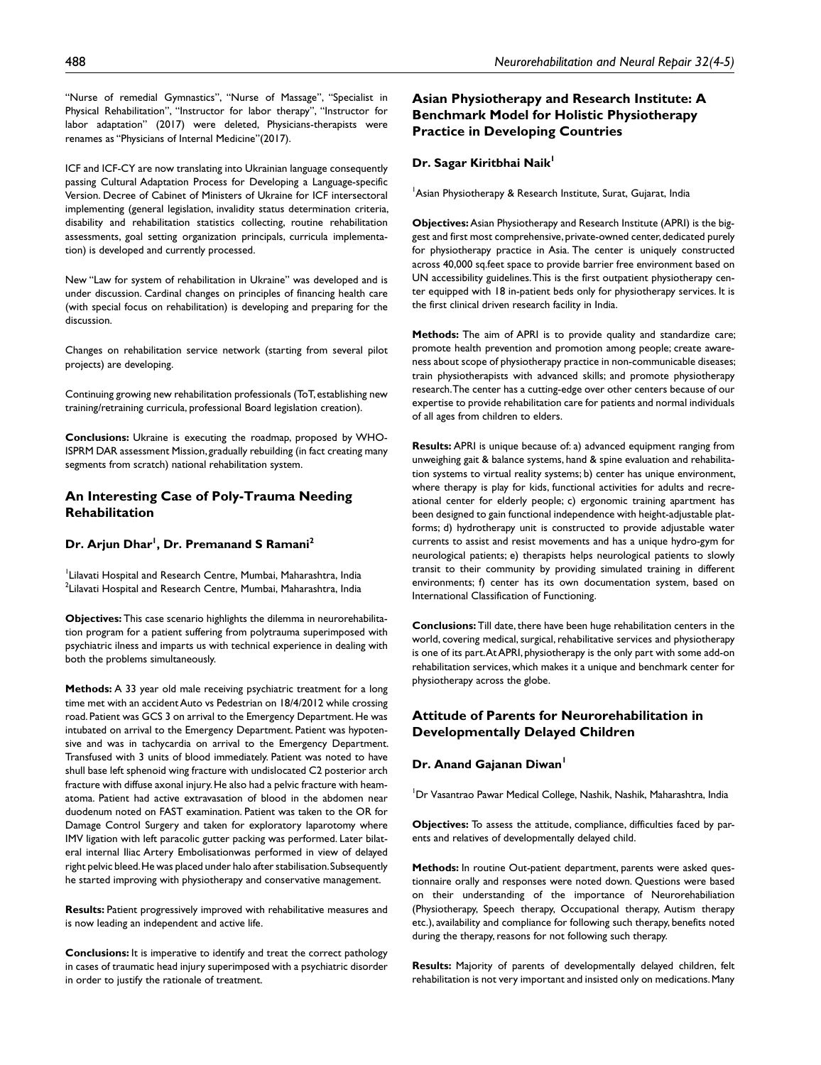"Nurse of remedial Gymnastics", "Nurse of Massage", "Specialist in Physical Rehabilitation", "Instructor for labor therapy", "Instructor for labor adaptation" (2017) were deleted, Physicians-therapists were renames as "Physicians of Internal Medicine"(2017).

ICF and ICF-CY are now translating into Ukrainian language consequently passing Cultural Adaptation Process for Developing a Language-specific Version. Decree of Cabinet of Ministers of Ukraine for ICF intersectoral implementing (general legislation, invalidity status determination criteria, disability and rehabilitation statistics collecting, routine rehabilitation assessments, goal setting organization principals, curricula implementation) is developed and currently processed.

New "Law for system of rehabilitation in Ukraine" was developed and is under discussion. Cardinal changes on principles of financing health care (with special focus on rehabilitation) is developing and preparing for the discussion.

Changes on rehabilitation service network (starting from several pilot projects) are developing.

Continuing growing new rehabilitation professionals (ToT, establishing new training/retraining curricula, professional Board legislation creation).

**Conclusions:** Ukraine is executing the roadmap, proposed by WHO-ISPRM DAR assessment Mission, gradually rebuilding (in fact creating many segments from scratch) national rehabilitation system.

## An Interesting Case of Poly-Trauma Needing Rehabilitation

### Dr. Arjun Dhar[1], Dr. Premanand S Ramani[2]

[1]Lilavati Hospital and Research Centre, Mumbai, Maharashtra, India
[2]Lilavati Hospital and Research Centre, Mumbai, Maharashtra, India

**Objectives:** This case scenario highlights the dilemma in neurorehabilitation program for a patient suffering from polytrauma superimposed with psychiatric ilness and imparts us with technical experience in dealing with both the problems simultaneously.

**Methods:** A 33 year old male receiving psychiatric treatment for a long time met with an accident Auto vs Pedestrian on 18/4/2012 while crossing road. Patient was GCS 3 on arrival to the Emergency Department. He was intubated on arrival to the Emergency Department. Patient was hypotensive and was in tachycardia on arrival to the Emergency Department. Transfused with 3 units of blood immediately. Patient was noted to have shull base left sphenoid wing fracture with undislocated C2 posterior arch fracture with diffuse axonal injury. He also had a pelvic fracture with heamatoma. Patient had active extravasation of blood in the abdomen near duodenum noted on FAST examination. Patient was taken to the OR for Damage Control Surgery and taken for exploratory laparotomy where IMV ligation with left paracolic gutter packing was performed. Later bilateral internal Iliac Artery Embolisationwas performed in view of delayed right pelvic bleed. He was placed under halo after stabilisation. Subsequently he started improving with physiotherapy and conservative management.

**Results:** Patient progressively improved with rehabilitative measures and is now leading an independent and active life.

**Conclusions:** It is imperative to identify and treat the correct pathology in cases of traumatic head injury superimposed with a psychiatric disorder in order to justify the rationale of treatment.

## Asian Physiotherapy and Research Institute: A Benchmark Model for Holistic Physiotherapy Practice in Developing Countries

### Dr. Sagar Kiritbhai Naik[1]

[1]Asian Physiotherapy & Research Institute, Surat, Gujarat, India

**Objectives:** Asian Physiotherapy and Research Institute (APRI) is the biggest and first most comprehensive, private-owned center, dedicated purely for physiotherapy practice in Asia. The center is uniquely constructed across 40,000 sq.feet space to provide barrier free environment based on UN accessibility guidelines. This is the first outpatient physiotherapy center equipped with 18 in-patient beds only for physiotherapy services. It is the first clinical driven research facility in India.

**Methods:** The aim of APRI is to provide quality and standardize care; promote health prevention and promotion among people; create awareness about scope of physiotherapy practice in non-communicable diseases; train physiotherapists with advanced skills; and promote physiotherapy research. The center has a cutting-edge over other centers because of our expertise to provide rehabilitation care for patients and normal individuals of all ages from children to elders.

**Results:** APRI is unique because of: a) advanced equipment ranging from unweighing gait & balance systems, hand & spine evaluation and rehabilitation systems to virtual reality systems; b) center has unique environment, where therapy is play for kids, functional activities for adults and recreational center for elderly people; c) ergonomic training apartment has been designed to gain functional independence with height-adjustable platforms; d) hydrotherapy unit is constructed to provide adjustable water currents to assist and resist movements and has a unique hydro-gym for neurological patients; e) therapists helps neurological patients to slowly transit to their community by providing simulated training in different environments; f) center has its own documentation system, based on International Classification of Functioning.

**Conclusions:** Till date, there have been huge rehabilitation centers in the world, covering medical, surgical, rehabilitative services and physiotherapy is one of its part. At APRI, physiotherapy is the only part with some add-on rehabilitation services, which makes it a unique and benchmark center for physiotherapy across the globe.

## Attitude of Parents for Neurorehabilitation in Developmentally Delayed Children

### Dr. Anand Gajanan Diwan[1]

[1]Dr Vasantrao Pawar Medical College, Nashik, Nashik, Maharashtra, India

**Objectives:** To assess the attitude, compliance, difficulties faced by parents and relatives of developmentally delayed child.

**Methods:** In routine Out-patient department, parents were asked questionnaire orally and responses were noted down. Questions were based on their understanding of the importance of Neurorehabiliation (Physiotherapy, Speech therapy, Occupational therapy, Autism therapy etc.), availability and compliance for following such therapy, benefits noted during the therapy, reasons for not following such therapy.

**Results:** Majority of parents of developmentally delayed children, felt rehabilitation is not very important and insisted only on medications. Many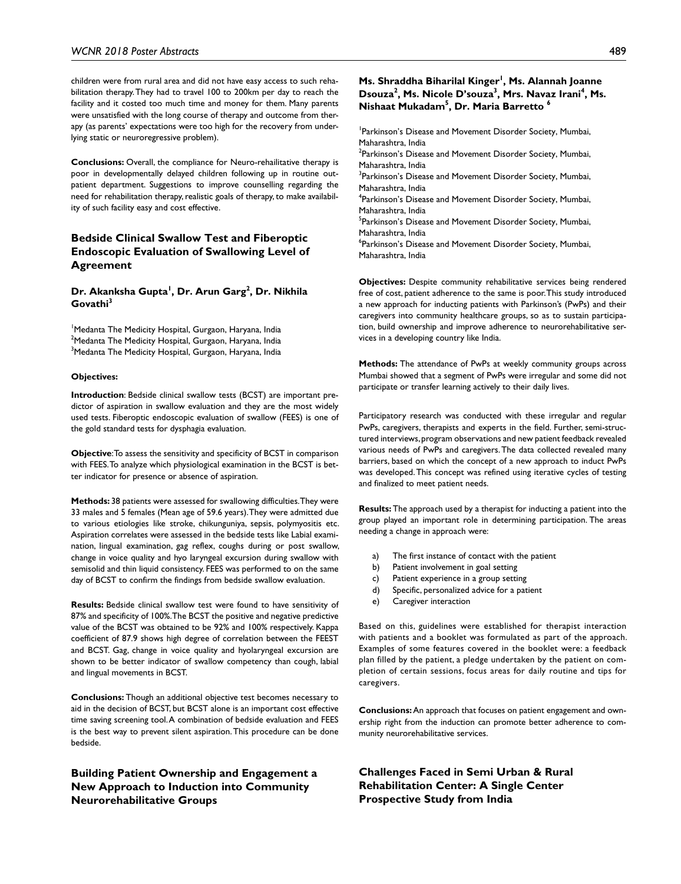children were from rural area and did not have easy access to such rehabilitation therapy. They had to travel 100 to 200km per day to reach the facility and it costed too much time and money for them. Many parents were unsatisfied with the long course of therapy and outcome from therapy (as parents' expectations were too high for the recovery from underlying static or neuroregressive problem).

**Conclusions:** Overall, the compliance for Neuro-rehailitative therapy is poor in developmentally delayed children following up in routine outpatient department. Suggestions to improve counselling regarding the need for rehabilitation therapy, realistic goals of therapy, to make availability of such facility easy and cost effective.

## Bedside Clinical Swallow Test and Fiberoptic Endoscopic Evaluation of Swallowing Level of Agreement

**Dr. Akanksha Gupta[1], Dr. Arun Garg[2], Dr. Nikhila Govathi[3]**

[1]Medanta The Medicity Hospital, Gurgaon, Haryana, India
[2]Medanta The Medicity Hospital, Gurgaon, Haryana, India
[3]Medanta The Medicity Hospital, Gurgaon, Haryana, India

**Objectives:**

**Introduction**: Bedside clinical swallow tests (BCST) are important predictor of aspiration in swallow evaluation and they are the most widely used tests. Fiberoptic endoscopic evaluation of swallow (FEES) is one of the gold standard tests for dysphagia evaluation.

**Objective**: To assess the sensitivity and specificity of BCST in comparison with FEES. To analyze which physiological examination in the BCST is better indicator for presence or absence of aspiration.

**Methods:** 38 patients were assessed for swallowing difficulties. They were 33 males and 5 females (Mean age of 59.6 years). They were admitted due to various etiologies like stroke, chikunguniya, sepsis, polymyositis etc. Aspiration correlates were assessed in the bedside tests like Labial examination, lingual examination, gag reflex, coughs during or post swallow, change in voice quality and hyo laryngeal excursion during swallow with semisolid and thin liquid consistency. FEES was performed to on the same day of BCST to confirm the findings from bedside swallow evaluation.

**Results:** Bedside clinical swallow test were found to have sensitivity of 87% and specificity of 100%. The BCST the positive and negative predictive value of the BCST was obtained to be 92% and 100% respectively. Kappa coefficient of 87.9 shows high degree of correlation between the FEEST and BCST. Gag, change in voice quality and hyolaryngeal excursion are shown to be better indicator of swallow competency than cough, labial and lingual movements in BCST.

**Conclusions:** Though an additional objective test becomes necessary to aid in the decision of BCST, but BCST alone is an important cost effective time saving screening tool. A combination of bedside evaluation and FEES is the best way to prevent silent aspiration. This procedure can be done bedside.

## Building Patient Ownership and Engagement a New Approach to Induction into Community Neurorehabilitative Groups

**Ms. Shraddha Biharilal Kinger[1], Ms. Alannah Joanne Dsouza[2], Ms. Nicole D'souza[3], Mrs. Navaz Irani[4], Ms. Nishaat Mukadam[5], Dr. Maria Barretto[6]**

[1]Parkinson's Disease and Movement Disorder Society, Mumbai, Maharashtra, India
[2]Parkinson's Disease and Movement Disorder Society, Mumbai, Maharashtra, India
[3]Parkinson's Disease and Movement Disorder Society, Mumbai, Maharashtra, India
[4]Parkinson's Disease and Movement Disorder Society, Mumbai, Maharashtra, India
[5]Parkinson's Disease and Movement Disorder Society, Mumbai, Maharashtra, India
[6]Parkinson's Disease and Movement Disorder Society, Mumbai, Maharashtra, India

**Objectives:** Despite community rehabilitative services being rendered free of cost, patient adherence to the same is poor. This study introduced a new approach for inducting patients with Parkinson's (PwPs) and their caregivers into community healthcare groups, so as to sustain participation, build ownership and improve adherence to neurorehabilitative services in a developing country like India.

**Methods:** The attendance of PwPs at weekly community groups across Mumbai showed that a segment of PwPs were irregular and some did not participate or transfer learning actively to their daily lives.

Participatory research was conducted with these irregular and regular PwPs, caregivers, therapists and experts in the field. Further, semi-structured interviews, program observations and new patient feedback revealed various needs of PwPs and caregivers. The data collected revealed many barriers, based on which the concept of a new approach to induct PwPs was developed. This concept was refined using iterative cycles of testing and finalized to meet patient needs.

**Results:** The approach used by a therapist for inducting a patient into the group played an important role in determining participation. The areas needing a change in approach were:

a) The first instance of contact with the patient
b) Patient involvement in goal setting
c) Patient experience in a group setting
d) Specific, personalized advice for a patient
e) Caregiver interaction

Based on this, guidelines were established for therapist interaction with patients and a booklet was formulated as part of the approach. Examples of some features covered in the booklet were: a feedback plan filled by the patient, a pledge undertaken by the patient on completion of certain sessions, focus areas for daily routine and tips for caregivers.

**Conclusions:** An approach that focuses on patient engagement and ownership right from the induction can promote better adherence to community neurorehabilitative services.

## Challenges Faced in Semi Urban & Rural Rehabilitation Center: A Single Center Prospective Study from India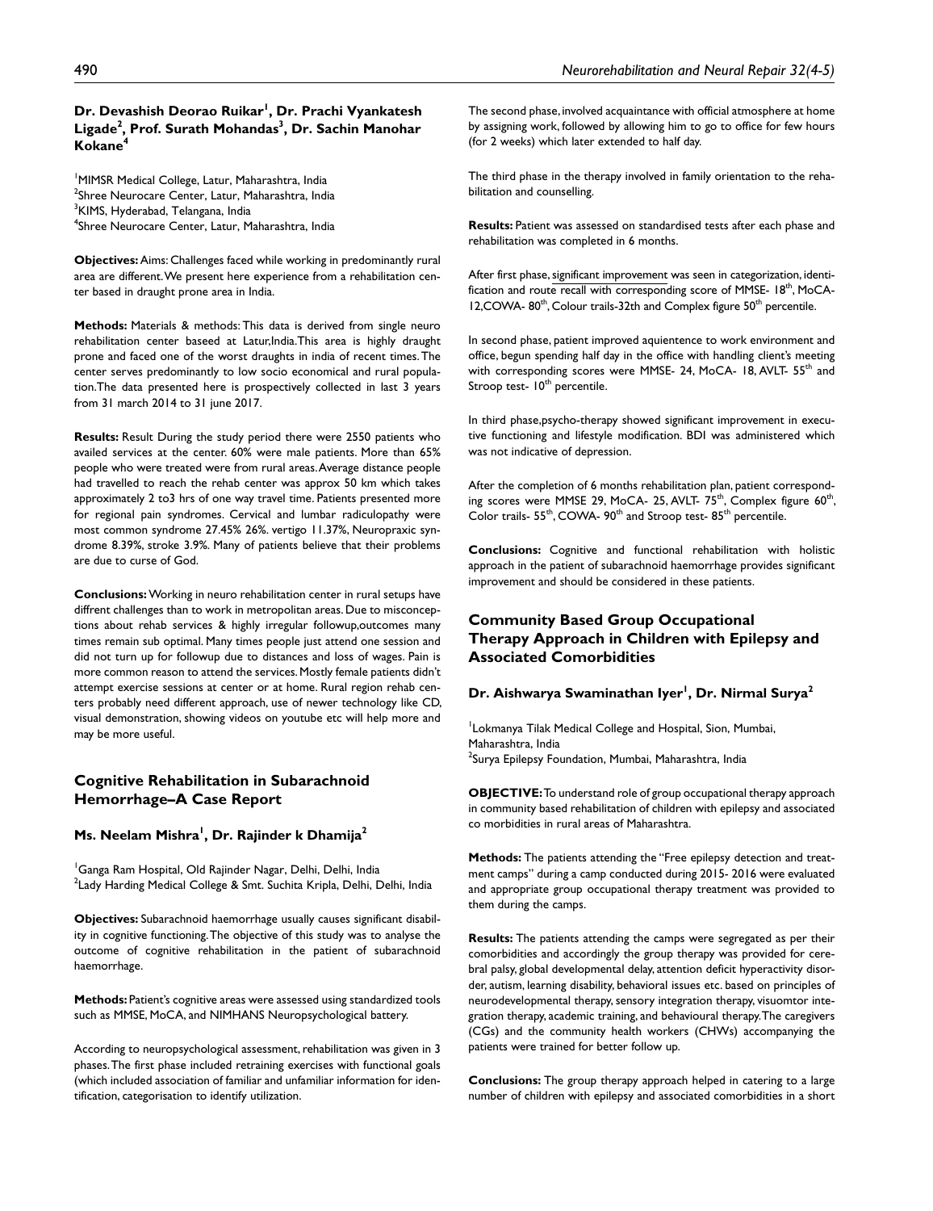**Dr. Devashish Deorao Ruikar[1], Dr. Prachi Vyankatesh Ligade[2], Prof. Surath Mohandas[3], Dr. Sachin Manohar Kokane[4]**

[1]MIMSR Medical College, Latur, Maharashtra, India
[2]Shree Neurocare Center, Latur, Maharashtra, India
[3]KIMS, Hyderabad, Telangana, India
[4]Shree Neurocare Center, Latur, Maharashtra, India

**Objectives:** Aims: Challenges faced while working in predominantly rural area are different. We present here experience from a rehabilitation center based in draught prone area in India.

**Methods:** Materials & methods: This data is derived from single neuro rehabilitation center baseed at Latur,India. This area is highly draught prone and faced one of the worst draughts in india of recent times. The center serves predominantly to low socio economical and rural population. The data presented here is prospectively collected in last 3 years from 31 march 2014 to 31 june 2017.

**Results:** Result During the study period there were 2550 patients who availed services at the center. 60% were male patients. More than 65% people who were treated were from rural areas. Average distance people had travelled to reach the rehab center was approx 50 km which takes approximately 2 to3 hrs of one way travel time. Patients presented more for regional pain syndromes. Cervical and lumbar radiculopathy were most common syndrome 27.45% 26%. vertigo 11.37%, Neuropraxic syndrome 8.39%, stroke 3.9%. Many of patients believe that their problems are due to curse of God.

**Conclusions:** Working in neuro rehabilitation center in rural setups have diffrent challenges than to work in metropolitan areas. Due to misconceptions about rehab services & highly irregular followup,outcomes many times remain sub optimal. Many times people just attend one session and did not turn up for followup due to distances and loss of wages. Pain is more common reason to attend the services. Mostly female patients didn't attempt exercise sessions at center or at home. Rural region rehab centers probably need different approach, use of newer technology like CD, visual demonstration, showing videos on youtube etc will help more and may be more useful.

## Cognitive Rehabilitation in Subarachnoid Hemorrhage–A Case Report

**Ms. Neelam Mishra[1], Dr. Rajinder k Dhamija[2]**

[1]Ganga Ram Hospital, Old Rajinder Nagar, Delhi, Delhi, India
[2]Lady Harding Medical College & Smt. Suchita Kripla, Delhi, Delhi, India

**Objectives:** Subarachnoid haemorrhage usually causes significant disability in cognitive functioning. The objective of this study was to analyse the outcome of cognitive rehabilitation in the patient of subarachnoid haemorrhage.

**Methods:** Patient's cognitive areas were assessed using standardized tools such as MMSE, MoCA, and NIMHANS Neuropsychological battery.

According to neuropsychological assessment, rehabilitation was given in 3 phases. The first phase included retraining exercises with functional goals (which included association of familiar and unfamiliar information for identification, categorisation to identify utilization.

The second phase, involved acquaintance with official atmosphere at home by assigning work, followed by allowing him to go to office for few hours (for 2 weeks) which later extended to half day.

The third phase in the therapy involved in family orientation to the rehabilitation and counselling.

**Results:** Patient was assessed on standardised tests after each phase and rehabilitation was completed in 6 months.

After first phase, significant improvement was seen in categorization, identification and route recall with corresponding score of MMSE- 18th, MoCA-12, COWA- 80th, Colour trails-32th and Complex figure 50th percentile.

In second phase, patient improved aquientence to work environment and office, begun spending half day in the office with handling client's meeting with corresponding scores were MMSE- 24, MoCA- 18, AVLT- 55th and Stroop test- 10th percentile.

In third phase, psycho-therapy showed significant improvement in executive functioning and lifestyle modification. BDI was administered which was not indicative of depression.

After the completion of 6 months rehabilitation plan, patient corresponding scores were MMSE 29, MoCA- 25, AVLT- 75th, Complex figure 60th, Color trails- 55th, COWA- 90th and Stroop test- 85th percentile.

**Conclusions:** Cognitive and functional rehabilitation with holistic approach in the patient of subarachnoid haemorrhage provides significant improvement and should be considered in these patients.

## Community Based Group Occupational Therapy Approach in Children with Epilepsy and Associated Comorbidities

**Dr. Aishwarya Swaminathan Iyer[1], Dr. Nirmal Surya[2]**

[1]Lokmanya Tilak Medical College and Hospital, Sion, Mumbai, Maharashtra, India
[2]Surya Epilepsy Foundation, Mumbai, Maharashtra, India

**OBJECTIVE:** To understand role of group occupational therapy approach in community based rehabilitation of children with epilepsy and associated co morbidities in rural areas of Maharashtra.

**Methods:** The patients attending the "Free epilepsy detection and treatment camps" during a camp conducted during 2015- 2016 were evaluated and appropriate group occupational therapy treatment was provided to them during the camps.

**Results:** The patients attending the camps were segregated as per their comorbidities and accordingly the group therapy was provided for cerebral palsy, global developmental delay, attention deficit hyperactivity disorder, autism, learning disability, behavioral issues etc. based on principles of neurodevelopmental therapy, sensory integration therapy, visuomtor integration therapy, academic training, and behavioural therapy. The caregivers (CGs) and the community health workers (CHWs) accompanying the patients were trained for better follow up.

**Conclusions:** The group therapy approach helped in catering to a large number of children with epilepsy and associated comorbidities in a short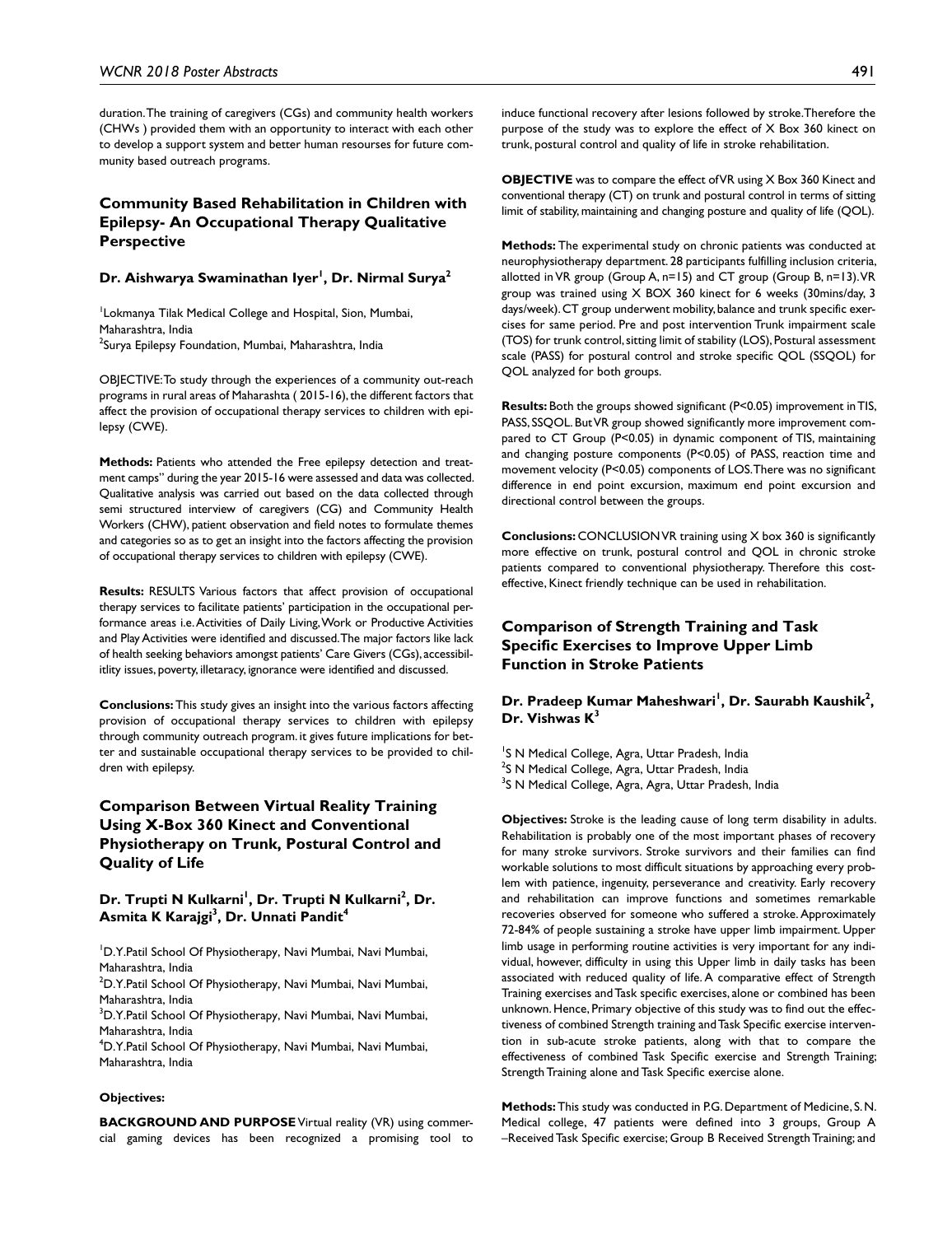duration. The training of caregivers (CGs) and community health workers (CHWs ) provided them with an opportunity to interact with each other to develop a support system and better human resourses for future community based outreach programs.

## Community Based Rehabilitation in Children with Epilepsy- An Occupational Therapy Qualitative Perspective

### Dr. Aishwarya Swaminathan Iyer[1], Dr. Nirmal Surya[2]

[1]Lokmanya Tilak Medical College and Hospital, Sion, Mumbai, Maharashtra, India
[2]Surya Epilepsy Foundation, Mumbai, Maharashtra, India

OBJECTIVE: To study through the experiences of a community out-reach programs in rural areas of Maharashta ( 2015-16), the different factors that affect the provision of occupational therapy services to children with epilepsy (CWE).

**Methods:** Patients who attended the Free epilepsy detection and treatment camps" during the year 2015-16 were assessed and data was collected. Qualitative analysis was carried out based on the data collected through semi structured interview of caregivers (CG) and Community Health Workers (CHW), patient observation and field notes to formulate themes and categories so as to get an insight into the factors affecting the provision of occupational therapy services to children with epilepsy (CWE).

**Results:** RESULTS Various factors that affect provision of occupational therapy services to facilitate patients' participation in the occupational performance areas i.e. Activities of Daily Living, Work or Productive Activities and Play Activities were identified and discussed. The major factors like lack of health seeking behaviors amongst patients' Care Givers (CGs), accessibilitlity issues, poverty, illetaracy, ignorance were identified and discussed.

**Conclusions:** This study gives an insight into the various factors affecting provision of occupational therapy services to children with epilepsy through community outreach program. it gives future implications for better and sustainable occupational therapy services to be provided to children with epilepsy.

## Comparison Between Virtual Reality Training Using X-Box 360 Kinect and Conventional Physiotherapy on Trunk, Postural Control and Quality of Life

### Dr. Trupti N Kulkarni[1], Dr. Trupti N Kulkarni[2], Dr. Asmita K Karajgi[3], Dr. Unnati Pandit[4]

[1]D.Y.Patil School Of Physiotherapy, Navi Mumbai, Navi Mumbai, Maharashtra, India
[2]D.Y.Patil School Of Physiotherapy, Navi Mumbai, Navi Mumbai, Maharashtra, India
[3]D.Y.Patil School Of Physiotherapy, Navi Mumbai, Navi Mumbai, Maharashtra, India
[4]D.Y.Patil School Of Physiotherapy, Navi Mumbai, Navi Mumbai, Maharashtra, India

**Objectives:**

**BACKGROUND AND PURPOSE** Virtual reality (VR) using commercial gaming devices has been recognized a promising tool to induce functional recovery after lesions followed by stroke. Therefore the purpose of the study was to explore the effect of X Box 360 kinect on trunk, postural control and quality of life in stroke rehabilitation.

**OBJECTIVE** was to compare the effect of VR using X Box 360 Kinect and conventional therapy (CT) on trunk and postural control in terms of sitting limit of stability, maintaining and changing posture and quality of life (QOL).

**Methods:** The experimental study on chronic patients was conducted at neurophysiotherapy department. 28 participants fulfilling inclusion criteria, allotted in VR group (Group A, n=15) and CT group (Group B, n=13). VR group was trained using X BOX 360 kinect for 6 weeks (30mins/day, 3 days/week). CT group underwent mobility, balance and trunk specific exercises for same period. Pre and post intervention Trunk impairment scale (TOS) for trunk control, sitting limit of stability (LOS), Postural assessment scale (PASS) for postural control and stroke specific QOL (SSQOL) for QOL analyzed for both groups.

**Results:** Both the groups showed significant ($P<0.05$) improvement in TIS, PASS, SSQOL. But VR group showed significantly more improvement compared to CT Group ($P<0.05$) in dynamic component of TIS, maintaining and changing posture components ($P<0.05$) of PASS, reaction time and movement velocity ($P<0.05$) components of LOS. There was no significant difference in end point excursion, maximum end point excursion and directional control between the groups.

**Conclusions:** CONCLUSION VR training using X box 360 is significantly more effective on trunk, postural control and QOL in chronic stroke patients compared to conventional physiotherapy. Therefore this cost-effective, Kinect friendly technique can be used in rehabilitation.

## Comparison of Strength Training and Task Specific Exercises to Improve Upper Limb Function in Stroke Patients

### Dr. Pradeep Kumar Maheshwari[1], Dr. Saurabh Kaushik[2], Dr. Vishwas K[3]

[1]S N Medical College, Agra, Uttar Pradesh, India
[2]S N Medical College, Agra, Uttar Pradesh, India
[3]S N Medical College, Agra, Agra, Uttar Pradesh, India

**Objectives:** Stroke is the leading cause of long term disability in adults. Rehabilitation is probably one of the most important phases of recovery for many stroke survivors. Stroke survivors and their families can find workable solutions to most difficult situations by approaching every problem with patience, ingenuity, perseverance and creativity. Early recovery and rehabilitation can improve functions and sometimes remarkable recoveries observed for someone who suffered a stroke. Approximately 72-84% of people sustaining a stroke have upper limb impairment. Upper limb usage in performing routine activities is very important for any individual, however, difficulty in using this Upper limb in daily tasks has been associated with reduced quality of life. A comparative effect of Strength Training exercises and Task specific exercises, alone or combined has been unknown. Hence, Primary objective of this study was to find out the effectiveness of combined Strength training and Task Specific exercise intervention in sub-acute stroke patients, along with that to compare the effectiveness of combined Task Specific exercise and Strength Training; Strength Training alone and Task Specific exercise alone.

**Methods:** This study was conducted in P.G. Department of Medicine, S. N. Medical college, 47 patients were defined into 3 groups, Group A –Received Task Specific exercise; Group B Received Strength Training; and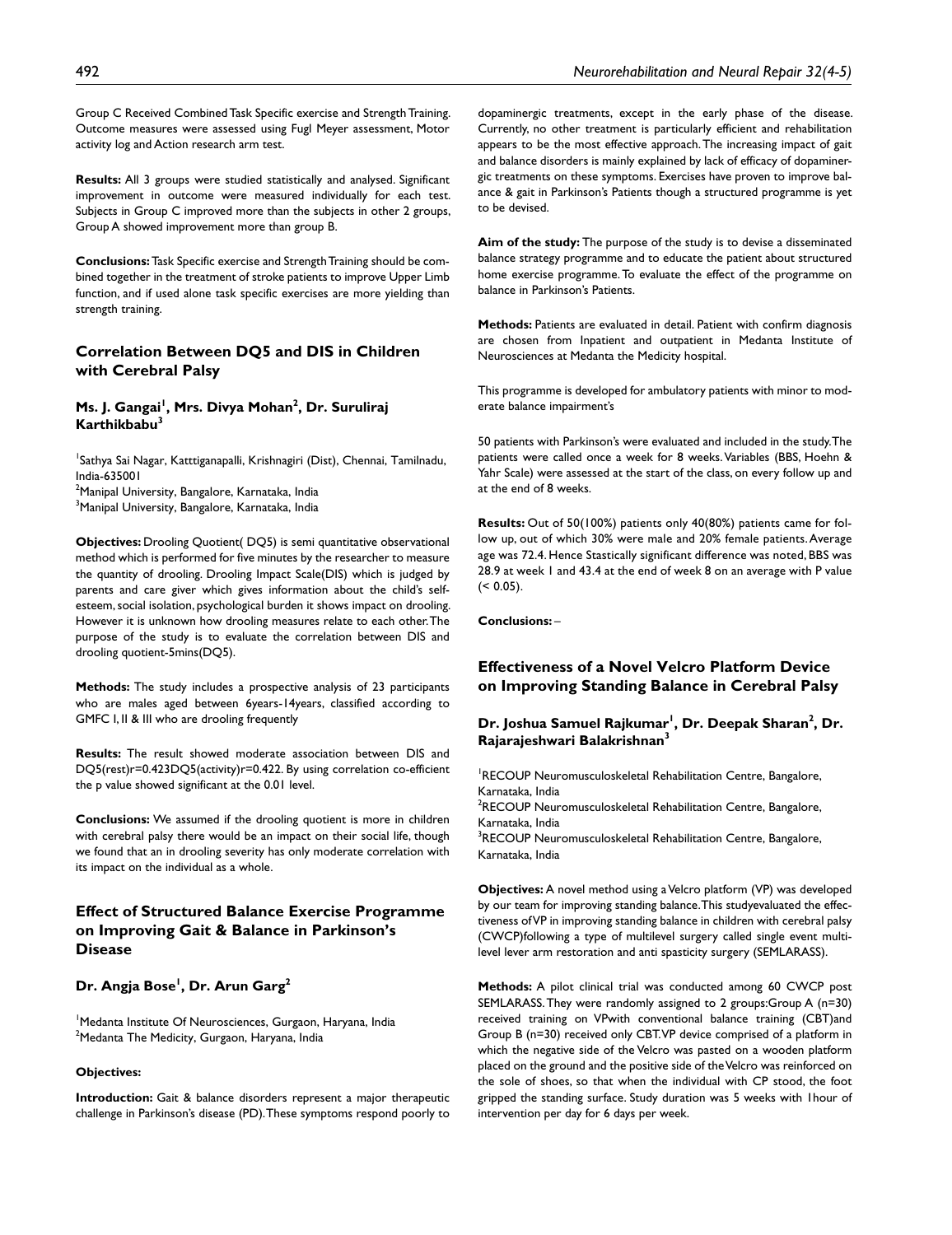Group C Received Combined Task Specific exercise and Strength Training. Outcome measures were assessed using Fugl Meyer assessment, Motor activity log and Action research arm test.

**Results:** All 3 groups were studied statistically and analysed. Significant improvement in outcome were measured individually for each test. Subjects in Group C improved more than the subjects in other 2 groups, Group A showed improvement more than group B.

**Conclusions:** Task Specific exercise and Strength Training should be combined together in the treatment of stroke patients to improve Upper Limb function, and if used alone task specific exercises are more yielding than strength training.

## Correlation Between DQ5 and DIS in Children with Cerebral Palsy

**Ms. J. Gangai[1], Mrs. Divya Mohan[2], Dr. Suruliraj Karthikbabu[3]**

[1]Sathya Sai Nagar, Katttiganapalli, Krishnagiri (Dist), Chennai, Tamilnadu, India-635001
[2]Manipal University, Bangalore, Karnataka, India
[3]Manipal University, Bangalore, Karnataka, India

**Objectives:** Drooling Quotient( DQ5) is semi quantitative observational method which is performed for five minutes by the researcher to measure the quantity of drooling. Drooling Impact Scale(DIS) which is judged by parents and care giver which gives information about the child's self-esteem, social isolation, psychological burden it shows impact on drooling. However it is unknown how drooling measures relate to each other. The purpose of the study is to evaluate the correlation between DIS and drooling quotient-5mins(DQ5).

**Methods:** The study includes a prospective analysis of 23 participants who are males aged between 6years-14years, classified according to GMFC I, II & III who are drooling frequently

**Results:** The result showed moderate association between DIS and DQ5(rest)r=0.423DQ5(activity)r=0.422. By using correlation co-efficient the p value showed significant at the 0.01 level.

**Conclusions:** We assumed if the drooling quotient is more in children with cerebral palsy there would be an impact on their social life, though we found that an in drooling severity has only moderate correlation with its impact on the individual as a whole.

## Effect of Structured Balance Exercise Programme on Improving Gait & Balance in Parkinson's Disease

**Dr. Angja Bose[1], Dr. Arun Garg[2]**

[1]Medanta Institute Of Neurosciences, Gurgaon, Haryana, India
[2]Medanta The Medicity, Gurgaon, Haryana, India

**Objectives:**

**Introduction:** Gait & balance disorders represent a major therapeutic challenge in Parkinson's disease (PD). These symptoms respond poorly to dopaminergic treatments, except in the early phase of the disease. Currently, no other treatment is particularly efficient and rehabilitation appears to be the most effective approach. The increasing impact of gait and balance disorders is mainly explained by lack of efficacy of dopaminergic treatments on these symptoms. Exercises have proven to improve balance & gait in Parkinson's Patients though a structured programme is yet to be devised.

**Aim of the study:** The purpose of the study is to devise a disseminated balance strategy programme and to educate the patient about structured home exercise programme. To evaluate the effect of the programme on balance in Parkinson's Patients.

**Methods:** Patients are evaluated in detail. Patient with confirm diagnosis are chosen from Inpatient and outpatient in Medanta Institute of Neurosciences at Medanta the Medicity hospital.

This programme is developed for ambulatory patients with minor to moderate balance impairment's

50 patients with Parkinson's were evaluated and included in the study. The patients were called once a week for 8 weeks. Variables (BBS, Hoehn & Yahr Scale) were assessed at the start of the class, on every follow up and at the end of 8 weeks.

**Results:** Out of 50(100%) patients only 40(80%) patients came for follow up, out of which 30% were male and 20% female patients. Average age was 72.4. Hence Stastically significant difference was noted, BBS was 28.9 at week 1 and 43.4 at the end of week 8 on an average with P value (< 0.05).

**Conclusions:** –

## Effectiveness of a Novel Velcro Platform Device on Improving Standing Balance in Cerebral Palsy

**Dr. Joshua Samuel Rajkumar[1], Dr. Deepak Sharan[2], Dr. Rajarajeshwari Balakrishnan[3]**

[1]RECOUP Neuromusculoskeletal Rehabilitation Centre, Bangalore, Karnataka, India
[2]RECOUP Neuromusculoskeletal Rehabilitation Centre, Bangalore, Karnataka, India
[3]RECOUP Neuromusculoskeletal Rehabilitation Centre, Bangalore, Karnataka, India

**Objectives:** A novel method using a Velcro platform (VP) was developed by our team for improving standing balance. This studyevaluated the effectiveness ofVP in improving standing balance in children with cerebral palsy (CWCP)following a type of multilevel surgery called single event multilevel lever arm restoration and anti spasticity surgery (SEMLARASS).

**Methods:** A pilot clinical trial was conducted among 60 CWCP post SEMLARASS. They were randomly assigned to 2 groups:Group A (n=30) received training on VPwith conventional balance training (CBT)and Group B (n=30) received only CBT. VP device comprised of a platform in which the negative side of the Velcro was pasted on a wooden platform placed on the ground and the positive side of the Velcro was reinforced on the sole of shoes, so that when the individual with CP stood, the foot gripped the standing surface. Study duration was 5 weeks with 1hour of intervention per day for 6 days per week.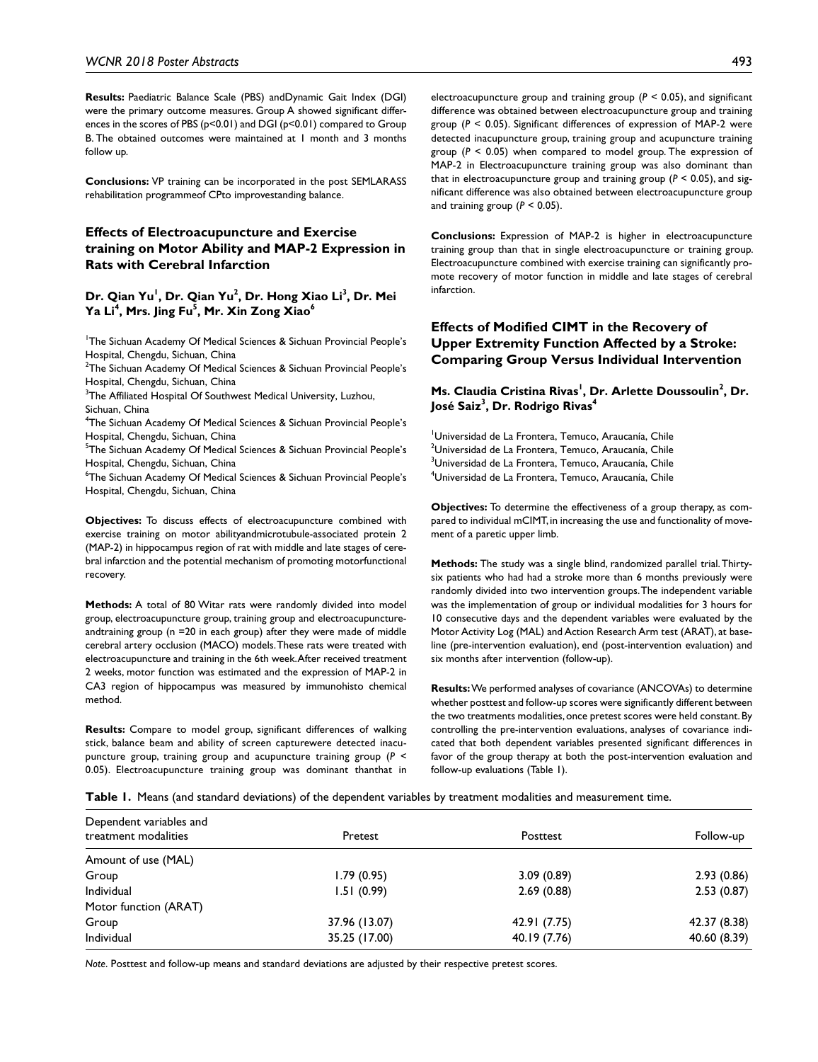**Results:** Paediatric Balance Scale (PBS) andDynamic Gait Index (DGI) were the primary outcome measures. Group A showed significant differences in the scores of PBS (p<0.01) and DGI (p<0.01) compared to Group B. The obtained outcomes were maintained at 1 month and 3 months follow up.

**Conclusions:** VP training can be incorporated in the post SEMLARASS rehabilitation programmeof CPto improvestanding balance.

## Effects of Electroacupuncture and Exercise training on Motor Ability and MAP-2 Expression in Rats with Cerebral Infarction

### Dr. Qian Yu[1], Dr. Qian Yu[2], Dr. Hong Xiao Li[3], Dr. Mei Ya Li[4], Mrs. Jing Fu[5], Mr. Xin Zong Xiao[6]

[1]The Sichuan Academy Of Medical Sciences & Sichuan Provincial People's Hospital, Chengdu, Sichuan, China
[2]The Sichuan Academy Of Medical Sciences & Sichuan Provincial People's Hospital, Chengdu, Sichuan, China
[3]The Affiliated Hospital Of Southwest Medical University, Luzhou, Sichuan, China
[4]The Sichuan Academy Of Medical Sciences & Sichuan Provincial People's Hospital, Chengdu, Sichuan, China
[5]The Sichuan Academy Of Medical Sciences & Sichuan Provincial People's Hospital, Chengdu, Sichuan, China
[6]The Sichuan Academy Of Medical Sciences & Sichuan Provincial People's Hospital, Chengdu, Sichuan, China

**Objectives:** To discuss effects of electroacupuncture combined with exercise training on motor abilityandmicrotubule-associated protein 2 (MAP-2) in hippocampus region of rat with middle and late stages of cerebral infarction and the potential mechanism of promoting motorfunctional recovery.

**Methods:** A total of 80 Witar rats were randomly divided into model group, electroacupuncture group, training group and electroacupunctureandtraining group (n =20 in each group) after they were made of middle cerebral artery occlusion (MACO) models. These rats were treated with electroacupuncture and training in the 6th week. After received treatment 2 weeks, motor function was estimated and the expression of MAP-2 in CA3 region of hippocampus was measured by immunohisto chemical method.

**Results:** Compare to model group, significant differences of walking stick, balance beam and ability of screen capturewere detected inacupuncture group, training group and acupuncture training group ($P < 0.05$). Electroacupuncture training group was dominant thanthat in electroacupuncture group and training group ($P < 0.05$), and significant difference was obtained between electroacupuncture group and training group ($P < 0.05$). Significant differences of expression of MAP-2 were detected inacupuncture group, training group and acupuncture training group ($P < 0.05$) when compared to model group. The expression of MAP-2 in Electroacupuncture training group was also dominant than that in electroacupuncture group and training group ($P < 0.05$), and significant difference was also obtained between electroacupuncture group and training group ($P < 0.05$).

**Conclusions:** Expression of MAP-2 is higher in electroacupuncture training group than that in single electroacupuncture or training group. Electroacupuncture combined with exercise training can significantly promote recovery of motor function in middle and late stages of cerebral infarction.

## Effects of Modified CIMT in the Recovery of Upper Extremity Function Affected by a Stroke: Comparing Group Versus Individual Intervention

### Ms. Claudia Cristina Rivas[1], Dr. Arlette Doussoulin[2], Dr. José Saiz[3], Dr. Rodrigo Rivas[4]

[1]Universidad de La Frontera, Temuco, Araucanía, Chile
[2]Universidad de La Frontera, Temuco, Araucanía, Chile
[3]Universidad de La Frontera, Temuco, Araucanía, Chile
[4]Universidad de La Frontera, Temuco, Araucanía, Chile

**Objectives:** To determine the effectiveness of a group therapy, as compared to individual mCIMT, in increasing the use and functionality of movement of a paretic upper limb.

**Methods:** The study was a single blind, randomized parallel trial. Thirty-six patients who had had a stroke more than 6 months previously were randomly divided into two intervention groups. The independent variable was the implementation of group or individual modalities for 3 hours for 10 consecutive days and the dependent variables were evaluated by the Motor Activity Log (MAL) and Action Research Arm test (ARAT), at baseline (pre-intervention evaluation), end (post-intervention evaluation) and six months after intervention (follow-up).

**Results:** We performed analyses of covariance (ANCOVAs) to determine whether posttest and follow-up scores were significantly different between the two treatments modalities, once pretest scores were held constant. By controlling the pre-intervention evaluations, analyses of covariance indicated that both dependent variables presented significant differences in favor of the group therapy at both the post-intervention evaluation and follow-up evaluations (Table 1).

**Table 1.** Means (and standard deviations) of the dependent variables by treatment modalities and measurement time.

| Dependent variables and treatment modalities | Pretest | Posttest | Follow-up |
|---|---|---|---|
| Amount of use (MAL) | | | |
| Group | 1.79 (0.95) | 3.09 (0.89) | 2.93 (0.86) |
| Individual | 1.51 (0.99) | 2.69 (0.88) | 2.53 (0.87) |
| Motor function (ARAT) | | | |
| Group | 37.96 (13.07) | 42.91 (7.75) | 42.37 (8.38) |
| Individual | 35.25 (17.00) | 40.19 (7.76) | 40.60 (8.39) |

*Note*. Posttest and follow-up means and standard deviations are adjusted by their respective pretest scores.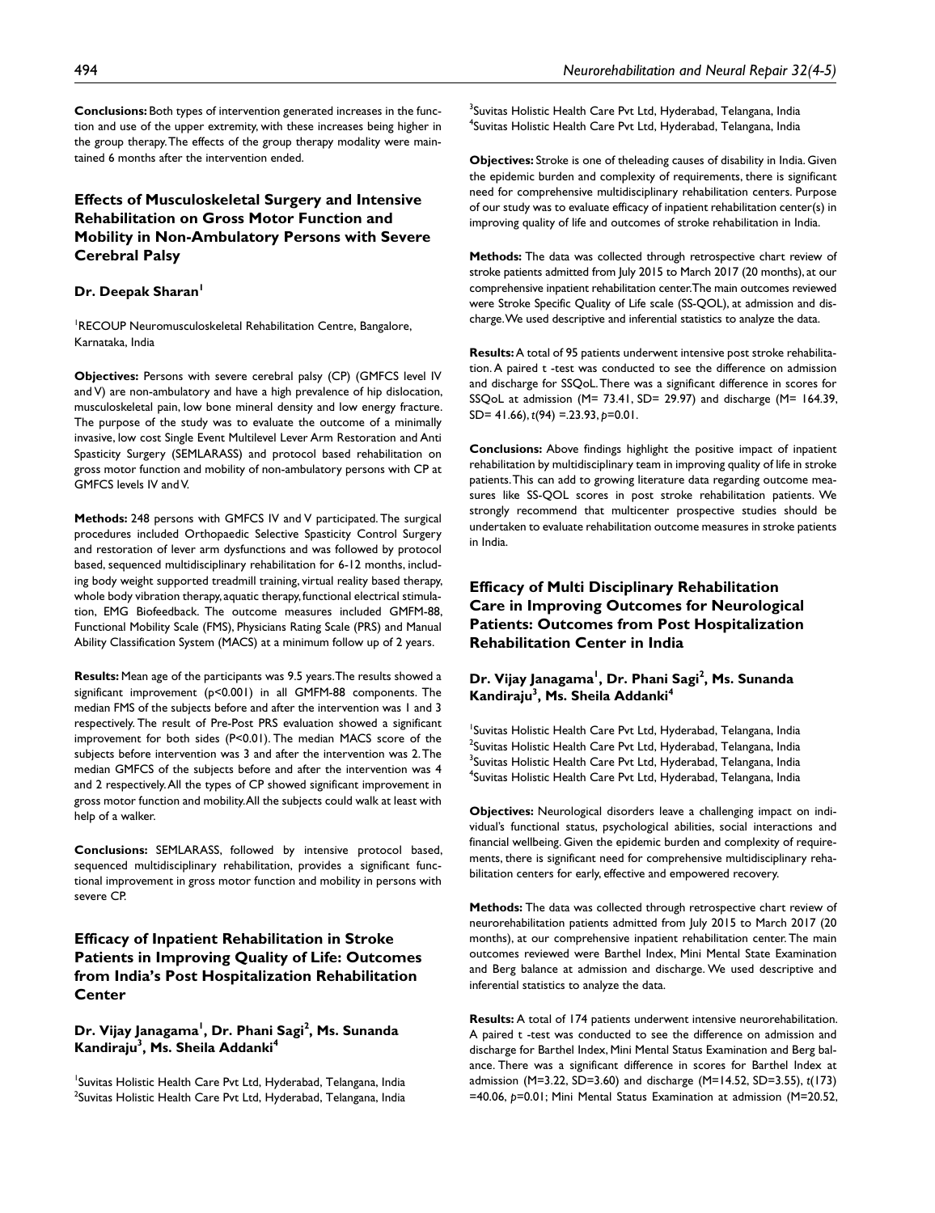**Conclusions:** Both types of intervention generated increases in the function and use of the upper extremity, with these increases being higher in the group therapy. The effects of the group therapy modality were maintained 6 months after the intervention ended.

### Effects of Musculoskeletal Surgery and Intensive Rehabilitation on Gross Motor Function and Mobility in Non-Ambulatory Persons with Severe Cerebral Palsy

**Dr. Deepak Sharan[1]**

[1]RECOUP Neuromusculoskeletal Rehabilitation Centre, Bangalore, Karnataka, India

**Objectives:** Persons with severe cerebral palsy (CP) (GMFCS level IV and V) are non-ambulatory and have a high prevalence of hip dislocation, musculoskeletal pain, low bone mineral density and low energy fracture. The purpose of the study was to evaluate the outcome of a minimally invasive, low cost Single Event Multilevel Lever Arm Restoration and Anti Spasticity Surgery (SEMLARASS) and protocol based rehabilitation on gross motor function and mobility of non-ambulatory persons with CP at GMFCS levels IV and V.

**Methods:** 248 persons with GMFCS IV and V participated. The surgical procedures included Orthopaedic Selective Spasticity Control Surgery and restoration of lever arm dysfunctions and was followed by protocol based, sequenced multidisciplinary rehabilitation for 6-12 months, including body weight supported treadmill training, virtual reality based therapy, whole body vibration therapy, aquatic therapy, functional electrical stimulation, EMG Biofeedback. The outcome measures included GMFM-88, Functional Mobility Scale (FMS), Physicians Rating Scale (PRS) and Manual Ability Classification System (MACS) at a minimum follow up of 2 years.

**Results:** Mean age of the participants was 9.5 years. The results showed a significant improvement ($p<0.001$) in all GMFM-88 components. The median FMS of the subjects before and after the intervention was 1 and 3 respectively. The result of Pre-Post PRS evaluation showed a significant improvement for both sides ($P<0.01$). The median MACS score of the subjects before intervention was 3 and after the intervention was 2. The median GMFCS of the subjects before and after the intervention was 4 and 2 respectively. All the types of CP showed significant improvement in gross motor function and mobility. All the subjects could walk at least with help of a walker.

**Conclusions:** SEMLARASS, followed by intensive protocol based, sequenced multidisciplinary rehabilitation, provides a significant functional improvement in gross motor function and mobility in persons with severe CP.

### Efficacy of Inpatient Rehabilitation in Stroke Patients in Improving Quality of Life: Outcomes from India's Post Hospitalization Rehabilitation Center

**Dr. Vijay Janagama[1], Dr. Phani Sagi[2], Ms. Sunanda Kandiraju[3], Ms. Sheila Addanki[4]**

[1]Suvitas Holistic Health Care Pvt Ltd, Hyderabad, Telangana, India
[2]Suvitas Holistic Health Care Pvt Ltd, Hyderabad, Telangana, India
[3]Suvitas Holistic Health Care Pvt Ltd, Hyderabad, Telangana, India
[4]Suvitas Holistic Health Care Pvt Ltd, Hyderabad, Telangana, India

**Objectives:** Stroke is one of theleading causes of disability in India. Given the epidemic burden and complexity of requirements, there is significant need for comprehensive multidisciplinary rehabilitation centers. Purpose of our study was to evaluate efficacy of inpatient rehabilitation center(s) in improving quality of life and outcomes of stroke rehabilitation in India.

**Methods:** The data was collected through retrospective chart review of stroke patients admitted from July 2015 to March 2017 (20 months), at our comprehensive inpatient rehabilitation center. The main outcomes reviewed were Stroke Specific Quality of Life scale (SS-QOL), at admission and discharge. We used descriptive and inferential statistics to analyze the data.

**Results:** A total of 95 patients underwent intensive post stroke rehabilitation. A paired t -test was conducted to see the difference on admission and discharge for SSQoL. There was a significant difference in scores for SSQoL at admission (M= 73.41, SD= 29.97) and discharge (M= 164.39, SD= 41.66), $t(94)$ =.23.93, $p$=0.01.

**Conclusions:** Above findings highlight the positive impact of inpatient rehabilitation by multidisciplinary team in improving quality of life in stroke patients. This can add to growing literature data regarding outcome measures like SS-QOL scores in post stroke rehabilitation patients. We strongly recommend that multicenter prospective studies should be undertaken to evaluate rehabilitation outcome measures in stroke patients in India.

### Efficacy of Multi Disciplinary Rehabilitation Care in Improving Outcomes for Neurological Patients: Outcomes from Post Hospitalization Rehabilitation Center in India

**Dr. Vijay Janagama[1], Dr. Phani Sagi[2], Ms. Sunanda Kandiraju[3], Ms. Sheila Addanki[4]**

[1]Suvitas Holistic Health Care Pvt Ltd, Hyderabad, Telangana, India
[2]Suvitas Holistic Health Care Pvt Ltd, Hyderabad, Telangana, India
[3]Suvitas Holistic Health Care Pvt Ltd, Hyderabad, Telangana, India
[4]Suvitas Holistic Health Care Pvt Ltd, Hyderabad, Telangana, India

**Objectives:** Neurological disorders leave a challenging impact on individual's functional status, psychological abilities, social interactions and financial wellbeing. Given the epidemic burden and complexity of requirements, there is significant need for comprehensive multidisciplinary rehabilitation centers for early, effective and empowered recovery.

**Methods:** The data was collected through retrospective chart review of neurorehabilitation patients admitted from July 2015 to March 2017 (20 months), at our comprehensive inpatient rehabilitation center. The main outcomes reviewed were Barthel Index, Mini Mental State Examination and Berg balance at admission and discharge. We used descriptive and inferential statistics to analyze the data.

**Results:** A total of 174 patients underwent intensive neurorehabilitation. A paired t -test was conducted to see the difference on admission and discharge for Barthel Index, Mini Mental Status Examination and Berg balance. There was a significant difference in scores for Barthel Index at admission (M=3.22, SD=3.60) and discharge (M=14.52, SD=3.55), $t(173)$ =40.06, $p$=0.01; Mini Mental Status Examination at admission (M=20.52,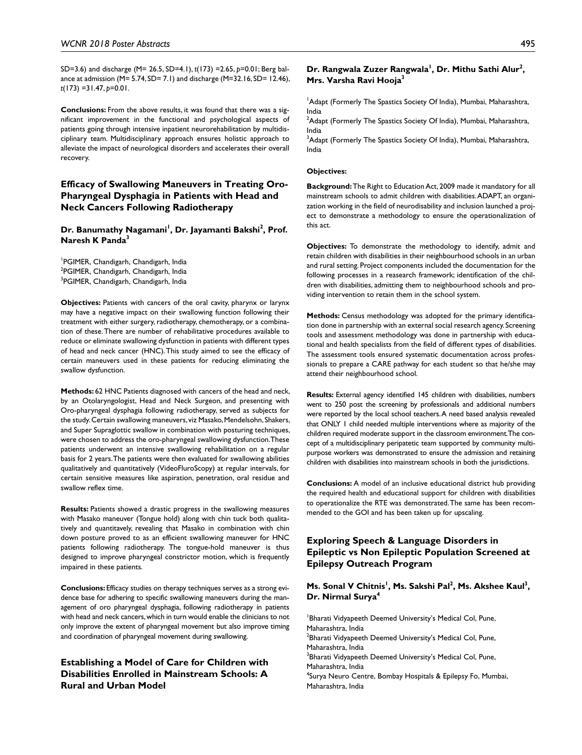SD=3.6) and discharge (M= 26.5, SD=4.1), $t(173)$ =2.65, $p$=0.01; Berg balance at admission (M= 5.74, SD= 7.1) and discharge (M=32.16, SD= 12.46), $t(173)$ =31.47, $p$=0.01.

**Conclusions:** From the above results, it was found that there was a significant improvement in the functional and psychological aspects of patients going through intensive inpatient neurorehabilitation by multidisciplinary team. Multidisciplinary approach ensures holistic approach to alleviate the impact of neurological disorders and accelerates their overall recovery.

## Efficacy of Swallowing Maneuvers in Treating Oro-Pharyngeal Dysphagia in Patients with Head and Neck Cancers Following Radiotherapy

**Dr. Banumathy Nagamani[1], Dr. Jayamanti Bakshi[2], Prof. Naresh K Panda[3]**

[1]PGIMER, Chandigarh, Chandigarh, India
[2]PGIMER, Chandigarh, Chandigarh, India
[3]PGIMER, Chandigarh, Chandigarh, India

**Objectives:** Patients with cancers of the oral cavity, pharynx or larynx may have a negative impact on their swallowing function following their treatment with either surgery, radiotherapy, chemotherapy, or a combination of these. There are number of rehabilitative procedures available to reduce or eliminate swallowing dysfunction in patients with different types of head and neck cancer (HNC). This study aimed to see the efficacy of certain maneuvers used in these patients for reducing eliminating the swallow dysfunction.

**Methods:** 62 HNC Patients diagnosed with cancers of the head and neck, by an Otolaryngologist, Head and Neck Surgeon, and presenting with Oro-pharyngeal dysphagia following radiotherapy, served as subjects for the study. Certain swallowing maneuvers, viz Masako, Mendelsohn, Shakers, and Super Supraglottic swallow in combination with posturing techniques, were chosen to address the oro-pharyngeal swallowing dysfunction. These patients underwent an intensive swallowing rehabilitation on a regular basis for 2 years. The patients were then evaluated for swallowing abilities qualitatively and quantitatively (VideoFluroScopy) at regular intervals, for certain sensitive measures like aspiration, penetration, oral residue and swallow reflex time.

**Results:** Patients showed a drastic progress in the swallowing measures with Masako maneuver (Tongue hold) along with chin tuck both qualitatively and quantitavely, revealing that Masako in combination with chin down posture proved to as an efficient swallowing maneuver for HNC patients following radiotherapy. The tongue-hold maneuver is thus designed to improve pharyngeal constrictor motion, which is frequently impaired in these patients.

**Conclusions:** Efficacy studies on therapy techniques serves as a strong evidence base for adhering to specific swallowing maneuvers during the management of oro pharyngeal dysphagia, following radiotherapy in patients with head and neck cancers, which in turn would enable the clinicians to not only improve the extent of pharyngeal movement but also improve timing and coordination of pharyngeal movement during swallowing.

## Establishing a Model of Care for Children with Disabilities Enrolled in Mainstream Schools: A Rural and Urban Model

**Dr. Rangwala Zuzer Rangwala[1], Dr. Mithu Sathi Alur[2], Mrs. Varsha Ravi Hooja[3]**

[1]Adapt (Formerly The Spastics Society Of India), Mumbai, Maharashtra, India
[2]Adapt (Formerly The Spastics Society Of India), Mumbai, Maharashtra, India
[3]Adapt (Formerly The Spastics Society Of India), Mumbai, Maharashtra, India

**Objectives:**

**Background:** The Right to Education Act, 2009 made it mandatory for all mainstream schools to admit children with disabilities. ADAPT, an organization working in the field of neurodisability and inclusion launched a project to demonstrate a methodology to ensure the operationalization of this act.

**Objectives:** To demonstrate the methodology to identify, admit and retain children with disabilities in their neighbourhood schools in an urban and rural setting. Project components included the documentation for the following processes in a reasearch framework; identification of the children with disabilities, admitting them to neighbourhood schools and providing intervention to retain them in the school system.

**Methods:** Census methodology was adopted for the primary identification done in partnership with an external social research agency. Screening tools and assessment methodology was done in partnership with educational and health specialists from the field of different types of disabilities. The assessment tools ensured systematic documentation across professionals to prepare a CARE pathway for each student so that he/she may attend their neighbourhood school.

**Results:** External agency identified 145 children with disabilities, numbers went to 250 post the screening by professionals and additional numbers were reported by the local school teachers. A need based analysis revealed that ONLY 1 child needed multiple interventions where as majority of the children required moderate support in the classroom environment. The concept of a multidisciplinary peripatetic team supported by community multipurpose workers was demonstrated to ensure the admission and retaining children with disabilities into mainstream schools in both the jurisdictions.

**Conclusions:** A model of an inclusive educational district hub providing the required health and educational support for children with disabilities to operationalize the RTE was demonstrated. The same has been recommended to the GOI and has been taken up for upscaling.

## Exploring Speech & Language Disorders in Epileptic vs Non Epileptic Population Screened at Epilepsy Outreach Program

**Ms. Sonal V Chitnis[1], Ms. Sakshi Pal[2], Ms. Akshee Kaul[3], Dr. Nirmal Surya[4]**

[1]Bharati Vidyapeeth Deemed University's Medical Col, Pune, Maharashtra, India
[2]Bharati Vidyapeeth Deemed University's Medical Col, Pune, Maharashtra, India
[3]Bharati Vidyapeeth Deemed University's Medical Col, Pune, Maharashtra, India
[4]Surya Neuro Centre, Bombay Hospitals & Epilepsy Fo, Mumbai, Maharashtra, India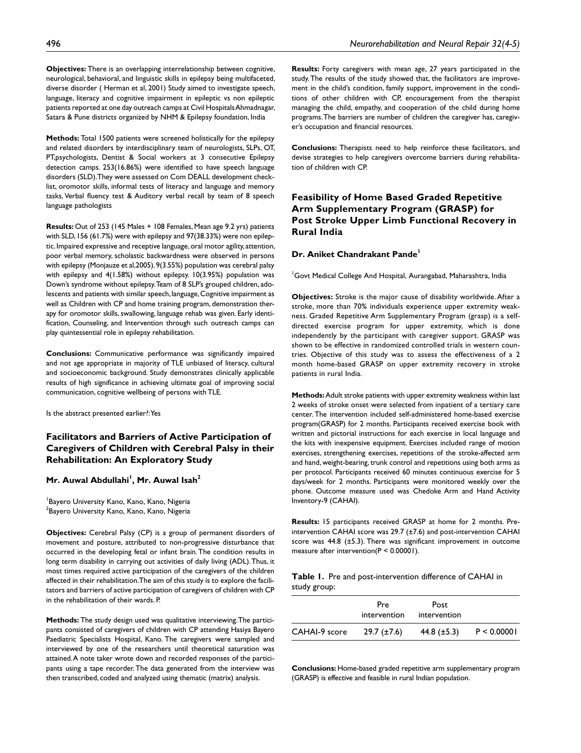**Objectives:** There is an overlapping interrelationship between cognitive, neurological, behavioral, and linguistic skills in epilepsy being multifaceted, diverse disorder ( Herman et al, 2001) Study aimed to investigate speech, language, literacy and cognitive impairment in epileptic vs non epileptic patients reported at one day outreach camps at Civil Hospitals Ahmadnagar, Satara & Pune districts organized by NHM & Epilepsy foundation, India

**Methods:** Total 1500 patients were screened holistically for the epilepsy and related disorders by interdisciplinary team of neurologists, SLPs, OT, PT,psychologists, Dentist & Social workers at 3 consecutive Epilepsy detection camps. 253(16.86%) were identified to have speech language disorders (SLD). They were assessed on Com DEALL development checklist, oromotor skills, informal tests of literacy and language and memory tasks, Verbal fluency test & Auditory verbal recall by team of 8 speech language pathologists

**Results:** Out of 253 (145 Males + 108 Females, Mean age 9.2 yrs) patients with SLD, 156 (61.7%) were with epilepsy and 97(38.33%) were non epileptic. Impaired expressive and receptive language, oral motor agility, attention, poor verbal memory, scholastic backwardness were observed in persons with epilepsy (Monjauze et al,2005). 9(3.55%) population was cerebral palsy with epilepsy and 4(1.58%) without epilepsy. 10(3.95%) population was Down's syndrome without epilepsy. Team of 8 SLP's grouped children, adolescents and patients with similar speech, language, Cognitive impairment as well as Children with CP and home training program, demonstration therapy for oromotor skills, swallowing, language rehab was given. Early identification, Counseling, and Intervention through such outreach camps can play quintessential role in epilepsy rehabilitation.

**Conclusions:** Communicative performance was significantly impaired and not age appropriate in majority of TLE unbiased of literacy, cultural and socioeconomic background. Study demonstrates clinically applicable results of high significance in achieving ultimate goal of improving social communication, cognitive wellbeing of persons with TLE.

Is the abstract presented earlier?: Yes

## Facilitators and Barriers of Active Participation of Caregivers of Children with Cerebral Palsy in their Rehabilitation: An Exploratory Study

**Mr. Auwal Abdullahi[1], Mr. Auwal Isah[2]**

[1]Bayero University Kano, Kano, Kano, Nigeria
[2]Bayero University Kano, Kano, Kano, Nigeria

**Objectives:** Cerebral Palsy (CP) is a group of permanent disorders of movement and posture, attributed to non-progressive disturbance that occurred in the developing fetal or infant brain. The condition results in long term disability in carrying out activities of daily living (ADL). Thus, it most times required active participation of the caregivers of the children affected in their rehabilitation. The aim of this study is to explore the facilitators and barriers of active participation of caregivers of children with CP in the rehabilitation of their wards. P.

**Methods:** The study design used was qualitative interviewing. The participants consisted of caregivers of children with CP attending Hasiya Bayero Paediatric Specialists Hospital, Kano. The caregivers were sampled and interviewed by one of the researchers until theoretical saturation was attained. A note taker wrote down and recorded responses of the participants using a tape recorder. The data generated from the interview was then transcribed, coded and analyzed using thematic (matrix) analysis.

**Results:** Forty caregivers with mean age, 27 years participated in the study. The results of the study showed that, the facilitators are improvement in the child's condition, family support, improvement in the conditions of other children with CP, encouragement from the therapist managing the child, empathy, and cooperation of the child during home programs. The barriers are number of children the caregiver has, caregiver's occupation and financial resources.

**Conclusions:** Therapists need to help reinforce these facilitators, and devise strategies to help caregivers overcome barriers during rehabilitation of children with CP.

## Feasibility of Home Based Graded Repetitive Arm Supplementary Program (GRASP) for Post Stroke Upper Limb Functional Recovery in Rural India

**Dr. Aniket Chandrakant Pande[1]**

[1]Govt Medical College And Hospital, Aurangabad, Maharashtra, India

**Objectives:** Stroke is the major cause of disability worldwide. After a stroke, more than 70% individuals experience upper extremity weakness. Graded Repetitive Arm Supplementary Program (grasp) is a self-directed exercise program for upper extremity, which is done independently by the participant with caregiver support. GRASP was shown to be effective in randomized controlled trials in western countries. Objective of this study was to assess the effectiveness of a 2 month home-based GRASP on upper extremity recovery in stroke patients in rural India.

**Methods:** Adult stroke patients with upper extremity weakness within last 2 weeks of stroke onset were selected from inpatient of a tertiary care center. The intervention included self-administered home-based exercise program(GRASP) for 2 months. Participants received exercise book with written and pictorial instructions for each exercise in local language and the kits with inexpensive equipment. Exercises included range of motion exercises, strengthening exercises, repetitions of the stroke-affected arm and hand, weight-bearing, trunk control and repetitions using both arms as per protocol. Participants received 60 minutes continuous exercise for 5 days/week for 2 months. Participants were monitored weekly over the phone. Outcome measure used was Chedoke Arm and Hand Activity Inventory-9 (CAHAI).

**Results:** 15 participants received GRASP at home for 2 months. Pre-intervention CAHAI score was 29.7 (±7.6) and post-intervention CAHAI score was 44.8 (±5.3). There was significant improvement in outcome measure after intervention($P < 0.00001$).

**Table 1.** Pre and post-intervention difference of CAHAI in study group:

| | Pre intervention | Post intervention | |
|---|---|---|---|
| CAHAI-9 score | 29.7 (±7.6) | 44.8 (±5.3) | $P < 0.00001$ |

**Conclusions:** Home-based graded repetitive arm supplementary program (GRASP) is effective and feasible in rural Indian population.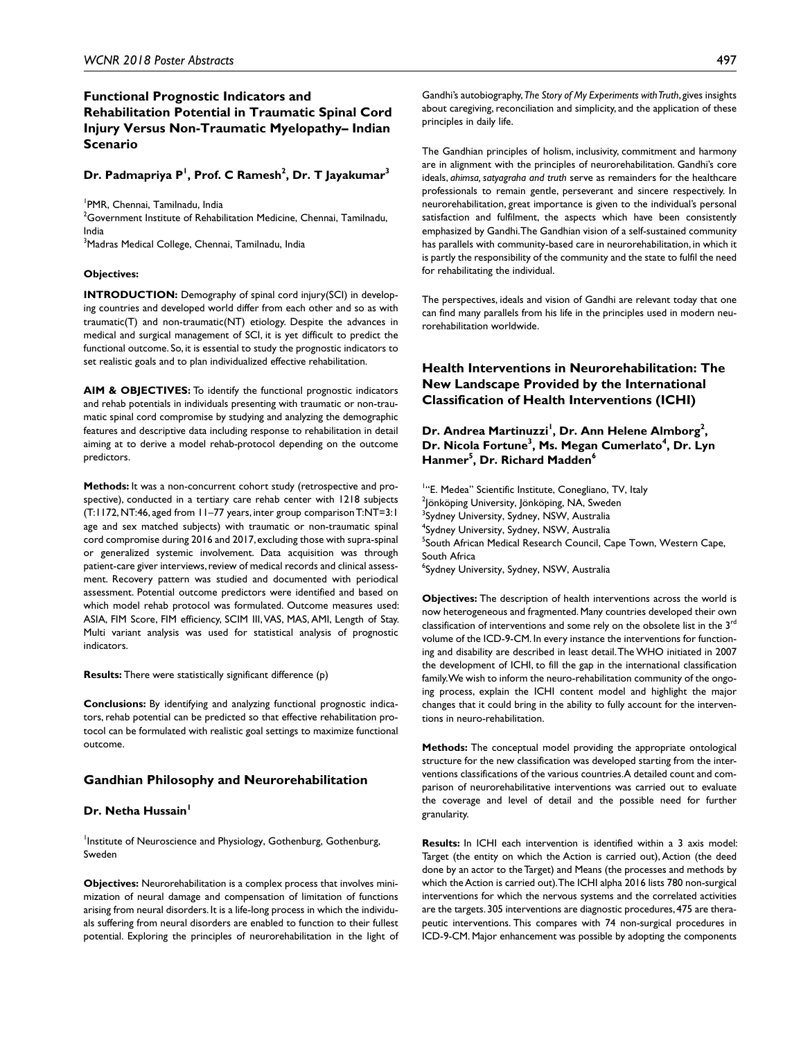## Functional Prognostic Indicators and Rehabilitation Potential in Traumatic Spinal Cord Injury Versus Non-Traumatic Myelopathy– Indian Scenario

### Dr. Padmapriya P[1], Prof. C Ramesh[2], Dr. T Jayakumar[3]

[1]PMR, Chennai, Tamilnadu, India
[2]Government Institute of Rehabilitation Medicine, Chennai, Tamilnadu, India
[3]Madras Medical College, Chennai, Tamilnadu, India

**Objectives:**

**INTRODUCTION:** Demography of spinal cord injury(SCI) in developing countries and developed world differ from each other and so as with traumatic(T) and non-traumatic(NT) etiology. Despite the advances in medical and surgical management of SCI, it is yet difficult to predict the functional outcome. So, it is essential to study the prognostic indicators to set realistic goals and to plan individualized effective rehabilitation.

**AIM & OBJECTIVES:** To identify the functional prognostic indicators and rehab potentials in individuals presenting with traumatic or non-traumatic spinal cord compromise by studying and analyzing the demographic features and descriptive data including response to rehabilitation in detail aiming at to derive a model rehab-protocol depending on the outcome predictors.

**Methods:** It was a non-concurrent cohort study (retrospective and prospective), conducted in a tertiary care rehab center with 1218 subjects (T:1172, NT:46, aged from 11–77 years, inter group comparison T:NT=3:1 age and sex matched subjects) with traumatic or non-traumatic spinal cord compromise during 2016 and 2017, excluding those with supra-spinal or generalized systemic involvement. Data acquisition was through patient-care giver interviews, review of medical records and clinical assessment. Recovery pattern was studied and documented with periodical assessment. Potential outcome predictors were identified and based on which model rehab protocol was formulated. Outcome measures used: ASIA, FIM Score, FIM efficiency, SCIM III, VAS, MAS, AMI, Length of Stay. Multi variant analysis was used for statistical analysis of prognostic indicators.

**Results:** There were statistically significant difference (p)

**Conclusions:** By identifying and analyzing functional prognostic indicators, rehab potential can be predicted so that effective rehabilitation protocol can be formulated with realistic goal settings to maximize functional outcome.

## Gandhian Philosophy and Neurorehabilitation

### Dr. Netha Hussain[1]

[1]Institute of Neuroscience and Physiology, Gothenburg, Gothenburg, Sweden

**Objectives:** Neurorehabilitation is a complex process that involves minimization of neural damage and compensation of limitation of functions arising from neural disorders. It is a life-long process in which the individuals suffering from neural disorders are enabled to function to their fullest potential. Exploring the principles of neurorehabilitation in the light of Gandhi's autobiography, *The Story of My Experiments with Truth*, gives insights about caregiving, reconciliation and simplicity, and the application of these principles in daily life.

The Gandhian principles of holism, inclusivity, commitment and harmony are in alignment with the principles of neurorehabilitation. Gandhi's core ideals, *ahimsa, satyagraha and truth* serve as remainders for the healthcare professionals to remain gentle, perseverant and sincere respectively. In neurorehabilitation, great importance is given to the individual's personal satisfaction and fulfilment, the aspects which have been consistently emphasized by Gandhi. The Gandhian vision of a self-sustained community has parallels with community-based care in neurorehabilitation, in which it is partly the responsibility of the community and the state to fulfil the need for rehabilitating the individual.

The perspectives, ideals and vision of Gandhi are relevant today that one can find many parallels from his life in the principles used in modern neurorehabilitation worldwide.

## Health Interventions in Neurorehabilitation: The New Landscape Provided by the International Classification of Health Interventions (ICHI)

### Dr. Andrea Martinuzzi[1], Dr. Ann Helene Almborg[2], Dr. Nicola Fortune[3], Ms. Megan Cumerlato[4], Dr. Lyn Hanmer[5], Dr. Richard Madden[6]

[1]"E. Medea" Scientific Institute, Conegliano, TV, Italy
[2]Jönköping University, Jönköping, NA, Sweden
[3]Sydney University, Sydney, NSW, Australia
[4]Sydney University, Sydney, NSW, Australia
[5]South African Medical Research Council, Cape Town, Western Cape, South Africa
[6]Sydney University, Sydney, NSW, Australia

**Objectives:** The description of health interventions across the world is now heterogeneous and fragmented. Many countries developed their own classification of interventions and some rely on the obsolete list in the 3rd volume of the ICD-9-CM. In every instance the interventions for functioning and disability are described in least detail. The WHO initiated in 2007 the development of ICHI, to fill the gap in the international classification family. We wish to inform the neuro-rehabilitation community of the ongoing process, explain the ICHI content model and highlight the major changes that it could bring in the ability to fully account for the interventions in neuro-rehabilitation.

**Methods:** The conceptual model providing the appropriate ontological structure for the new classification was developed starting from the interventions classifications of the various countries. A detailed count and comparison of neurorehabilitative interventions was carried out to evaluate the coverage and level of detail and the possible need for further granularity.

**Results:** In ICHI each intervention is identified within a 3 axis model: Target (the entity on which the Action is carried out), Action (the deed done by an actor to the Target) and Means (the processes and methods by which the Action is carried out). The ICHI alpha 2016 lists 780 non-surgical interventions for which the nervous systems and the correlated activities are the targets. 305 interventions are diagnostic procedures, 475 are therapeutic interventions. This compares with 74 non-surgical procedures in ICD-9-CM. Major enhancement was possible by adopting the components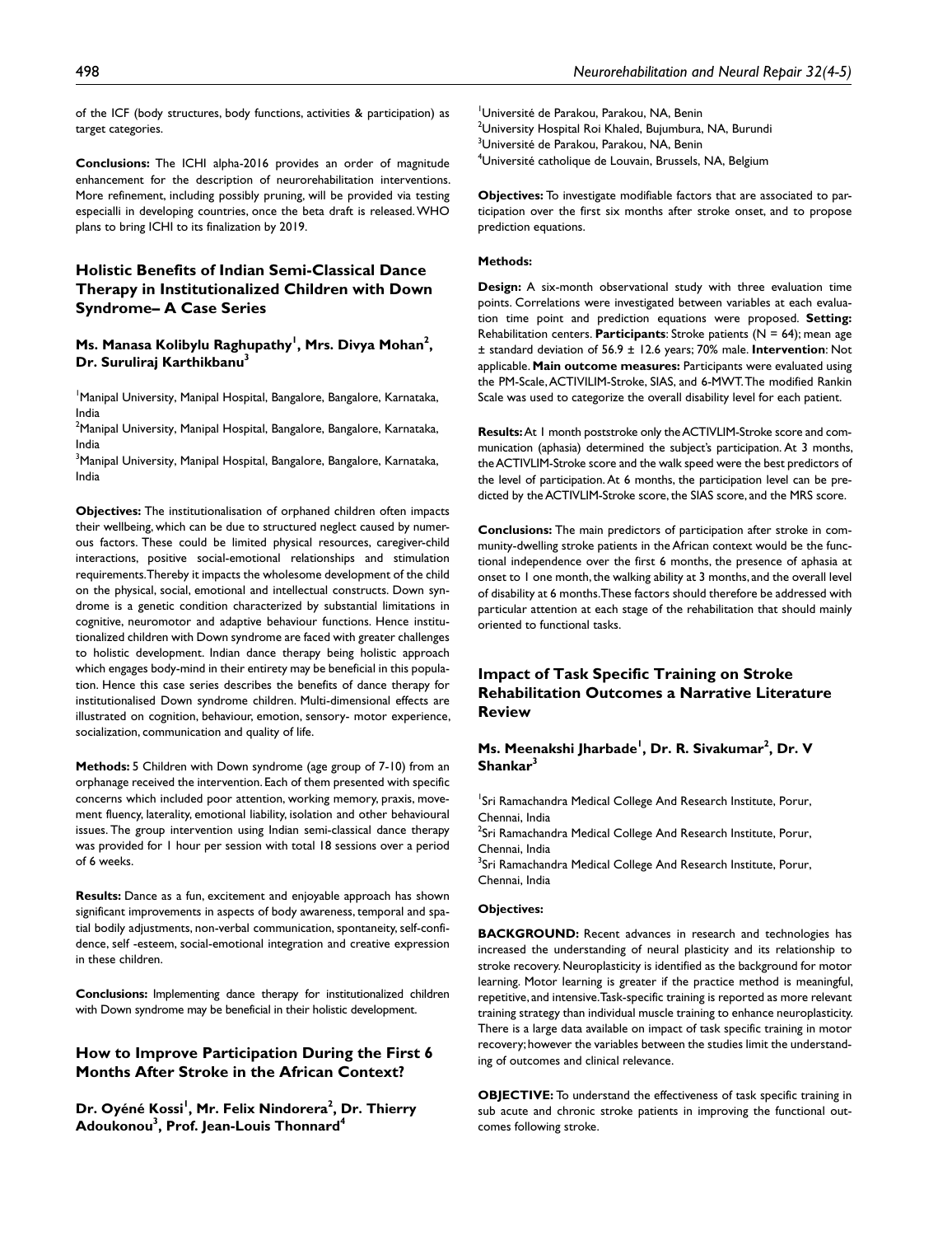of the ICF (body structures, body functions, activities & participation) as target categories.

**Conclusions:** The ICHI alpha-2016 provides an order of magnitude enhancement for the description of neurorehabilitation interventions. More refinement, including possibly pruning, will be provided via testing especialli in developing countries, once the beta draft is released. WHO plans to bring ICHI to its finalization by 2019.

## Holistic Benefits of Indian Semi-Classical Dance Therapy in Institutionalized Children with Down Syndrome– A Case Series

**Ms. Manasa Kolibylu Raghupathy[1], Mrs. Divya Mohan[2], Dr. Suruliraj Karthikbanu[3]**

[1]Manipal University, Manipal Hospital, Bangalore, Bangalore, Karnataka, India
[2]Manipal University, Manipal Hospital, Bangalore, Bangalore, Karnataka, India
[3]Manipal University, Manipal Hospital, Bangalore, Bangalore, Karnataka, India

**Objectives:** The institutionalisation of orphaned children often impacts their wellbeing, which can be due to structured neglect caused by numerous factors. These could be limited physical resources, caregiver-child interactions, positive social-emotional relationships and stimulation requirements. Thereby it impacts the wholesome development of the child on the physical, social, emotional and intellectual constructs. Down syndrome is a genetic condition characterized by substantial limitations in cognitive, neuromotor and adaptive behaviour functions. Hence institutionalized children with Down syndrome are faced with greater challenges to holistic development. Indian dance therapy being holistic approach which engages body-mind in their entirety may be beneficial in this population. Hence this case series describes the benefits of dance therapy for institutionalised Down syndrome children. Multi-dimensional effects are illustrated on cognition, behaviour, emotion, sensory- motor experience, socialization, communication and quality of life.

**Methods:** 5 Children with Down syndrome (age group of 7-10) from an orphanage received the intervention. Each of them presented with specific concerns which included poor attention, working memory, praxis, movement fluency, laterality, emotional liability, isolation and other behavioural issues. The group intervention using Indian semi-classical dance therapy was provided for 1 hour per session with total 18 sessions over a period of 6 weeks.

**Results:** Dance as a fun, excitement and enjoyable approach has shown significant improvements in aspects of body awareness, temporal and spatial bodily adjustments, non-verbal communication, spontaneity, self-confidence, self -esteem, social-emotional integration and creative expression in these children.

**Conclusions:** Implementing dance therapy for institutionalized children with Down syndrome may be beneficial in their holistic development.

## How to Improve Participation During the First 6 Months After Stroke in the African Context?

**Dr. Oyéné Kossi[1], Mr. Felix Nindorera[2], Dr. Thierry Adoukonou[3], Prof. Jean-Louis Thonnard[4]**

[1]Université de Parakou, Parakou, NA, Benin
[2]University Hospital Roi Khaled, Bujumbura, NA, Burundi
[3]Université de Parakou, Parakou, NA, Benin
[4]Université catholique de Louvain, Brussels, NA, Belgium

**Objectives:** To investigate modifiable factors that are associated to participation over the first six months after stroke onset, and to propose prediction equations.

**Methods:**

**Design:** A six-month observational study with three evaluation time points. Correlations were investigated between variables at each evaluation time point and prediction equations were proposed. **Setting:** Rehabilitation centers. **Participants**: Stroke patients (N = 64); mean age ± standard deviation of 56.9 ± 12.6 years; 70% male. **Intervention**: Not applicable. **Main outcome measures:** Participants were evaluated using the PM-Scale, ACTIVILIM-Stroke, SIAS, and 6-MWT. The modified Rankin Scale was used to categorize the overall disability level for each patient.

**Results:** At 1 month poststroke only the ACTIVLIM-Stroke score and communication (aphasia) determined the subject's participation. At 3 months, the ACTIVLIM-Stroke score and the walk speed were the best predictors of the level of participation. At 6 months, the participation level can be predicted by the ACTIVLIM-Stroke score, the SIAS score, and the MRS score.

**Conclusions:** The main predictors of participation after stroke in community-dwelling stroke patients in the African context would be the functional independence over the first 6 months, the presence of aphasia at onset to 1 month, the walking ability at 3 months, and the overall level of disability at 6 months. These factors should therefore be addressed with particular attention at each stage of the rehabilitation that should mainly oriented to functional tasks.

## Impact of Task Specific Training on Stroke Rehabilitation Outcomes a Narrative Literature Review

**Ms. Meenakshi Jharbade[1], Dr. R. Sivakumar[2], Dr. V Shankar[3]**

[1]Sri Ramachandra Medical College And Research Institute, Porur, Chennai, India
[2]Sri Ramachandra Medical College And Research Institute, Porur, Chennai, India
[3]Sri Ramachandra Medical College And Research Institute, Porur, Chennai, India

**Objectives:**

**BACKGROUND:** Recent advances in research and technologies has increased the understanding of neural plasticity and its relationship to stroke recovery. Neuroplasticity is identified as the background for motor learning. Motor learning is greater if the practice method is meaningful, repetitive, and intensive. Task-specific training is reported as more relevant training strategy than individual muscle training to enhance neuroplasticity. There is a large data available on impact of task specific training in motor recovery; however the variables between the studies limit the understanding of outcomes and clinical relevance.

**OBJECTIVE:** To understand the effectiveness of task specific training in sub acute and chronic stroke patients in improving the functional outcomes following stroke.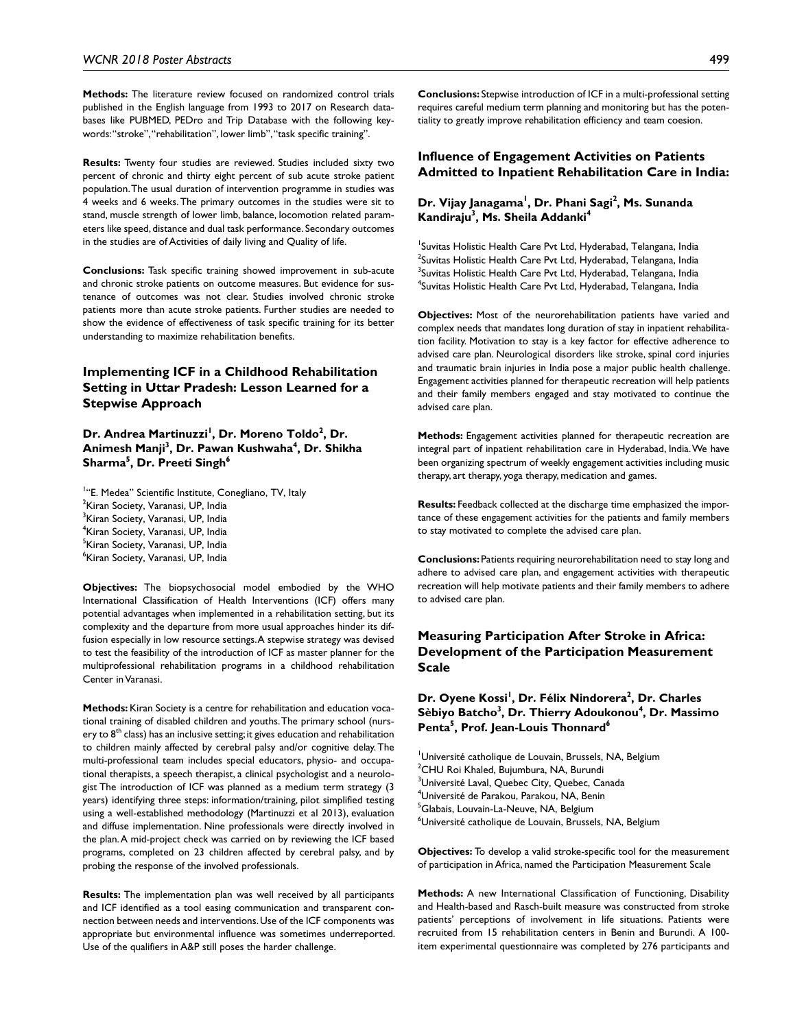**Methods:** The literature review focused on randomized control trials published in the English language from 1993 to 2017 on Research databases like PUBMED, PEDro and Trip Database with the following keywords: "stroke", "rehabilitation", lower limb", "task specific training".

**Results:** Twenty four studies are reviewed. Studies included sixty two percent of chronic and thirty eight percent of sub acute stroke patient population. The usual duration of intervention programme in studies was 4 weeks and 6 weeks. The primary outcomes in the studies were sit to stand, muscle strength of lower limb, balance, locomotion related parameters like speed, distance and dual task performance. Secondary outcomes in the studies are of Activities of daily living and Quality of life.

**Conclusions:** Task specific training showed improvement in sub-acute and chronic stroke patients on outcome measures. But evidence for sustenance of outcomes was not clear. Studies involved chronic stroke patients more than acute stroke patients. Further studies are needed to show the evidence of effectiveness of task specific training for its better understanding to maximize rehabilitation benefits.

## Implementing ICF in a Childhood Rehabilitation Setting in Uttar Pradesh: Lesson Learned for a Stepwise Approach

**Dr. Andrea Martinuzzi[1], Dr. Moreno Toldo[2], Dr. Animesh Manji[3], Dr. Pawan Kushwaha[4], Dr. Shikha Sharma[5], Dr. Preeti Singh[6]**

[1]"E. Medea" Scientific Institute, Conegliano, TV, Italy
[2]Kiran Society, Varanasi, UP, India
[3]Kiran Society, Varanasi, UP, India
[4]Kiran Society, Varanasi, UP, India
[5]Kiran Society, Varanasi, UP, India
[6]Kiran Society, Varanasi, UP, India

**Objectives:** The biopsychosocial model embodied by the WHO International Classification of Health Interventions (ICF) offers many potential advantages when implemented in a rehabilitation setting, but its complexity and the departure from more usual approaches hinder its diffusion especially in low resource settings. A stepwise strategy was devised to test the feasibility of the introduction of ICF as master planner for the multiprofessional rehabilitation programs in a childhood rehabilitation Center in Varanasi.

**Methods:** Kiran Society is a centre for rehabilitation and education vocational training of disabled children and youths. The primary school (nursery to 8th class) has an inclusive setting; it gives education and rehabilitation to children mainly affected by cerebral palsy and/or cognitive delay. The multi-professional team includes special educators, physio- and occupational therapists, a speech therapist, a clinical psychologist and a neurologist The introduction of ICF was planned as a medium term strategy (3 years) identifying three steps: information/training, pilot simplified testing using a well-established methodology (Martinuzzi et al 2013), evaluation and diffuse implementation. Nine professionals were directly involved in the plan. A mid-project check was carried on by reviewing the ICF based programs, completed on 23 children affected by cerebral palsy, and by probing the response of the involved professionals.

**Results:** The implementation plan was well received by all participants and ICF identified as a tool easing communication and transparent connection between needs and interventions. Use of the ICF components was appropriate but environmental influence was sometimes underreported. Use of the qualifiers in A&P still poses the harder challenge.

**Conclusions:** Stepwise introduction of ICF in a multi-professional setting requires careful medium term planning and monitoring but has the potentiality to greatly improve rehabilitation efficiency and team coesion.

## Influence of Engagement Activities on Patients Admitted to Inpatient Rehabilitation Care in India:

**Dr. Vijay Janagama[1], Dr. Phani Sagi[2], Ms. Sunanda Kandiraju[3], Ms. Sheila Addanki[4]**

[1]Suvitas Holistic Health Care Pvt Ltd, Hyderabad, Telangana, India
[2]Suvitas Holistic Health Care Pvt Ltd, Hyderabad, Telangana, India
[3]Suvitas Holistic Health Care Pvt Ltd, Hyderabad, Telangana, India
[4]Suvitas Holistic Health Care Pvt Ltd, Hyderabad, Telangana, India

**Objectives:** Most of the neurorehabilitation patients have varied and complex needs that mandates long duration of stay in inpatient rehabilitation facility. Motivation to stay is a key factor for effective adherence to advised care plan. Neurological disorders like stroke, spinal cord injuries and traumatic brain injuries in India pose a major public health challenge. Engagement activities planned for therapeutic recreation will help patients and their family members engaged and stay motivated to continue the advised care plan.

**Methods:** Engagement activities planned for therapeutic recreation are integral part of inpatient rehabilitation care in Hyderabad, India. We have been organizing spectrum of weekly engagement activities including music therapy, art therapy, yoga therapy, medication and games.

**Results:** Feedback collected at the discharge time emphasized the importance of these engagement activities for the patients and family members to stay motivated to complete the advised care plan.

**Conclusions:** Patients requiring neurorehabilitation need to stay long and adhere to advised care plan, and engagement activities with therapeutic recreation will help motivate patients and their family members to adhere to advised care plan.

## Measuring Participation After Stroke in Africa: Development of the Participation Measurement Scale

**Dr. Oyene Kossi[1], Dr. Félix Nindorera[2], Dr. Charles Sèbiyo Batcho[3], Dr. Thierry Adoukonou[4], Dr. Massimo Penta[5], Prof. Jean-Louis Thonnard[6]**

[1]Université catholique de Louvain, Brussels, NA, Belgium
[2]CHU Roi Khaled, Bujumbura, NA, Burundi
[3]Université Laval, Quebec City, Quebec, Canada
[4]Université de Parakou, Parakou, NA, Benin
[5]Glabais, Louvain-La-Neuve, NA, Belgium
[6]Université catholique de Louvain, Brussels, NA, Belgium

**Objectives:** To develop a valid stroke-specific tool for the measurement of participation in Africa, named the Participation Measurement Scale

**Methods:** A new International Classification of Functioning, Disability and Health-based and Rasch-built measure was constructed from stroke patients' perceptions of involvement in life situations. Patients were recruited from 15 rehabilitation centers in Benin and Burundi. A 100-item experimental questionnaire was completed by 276 participants and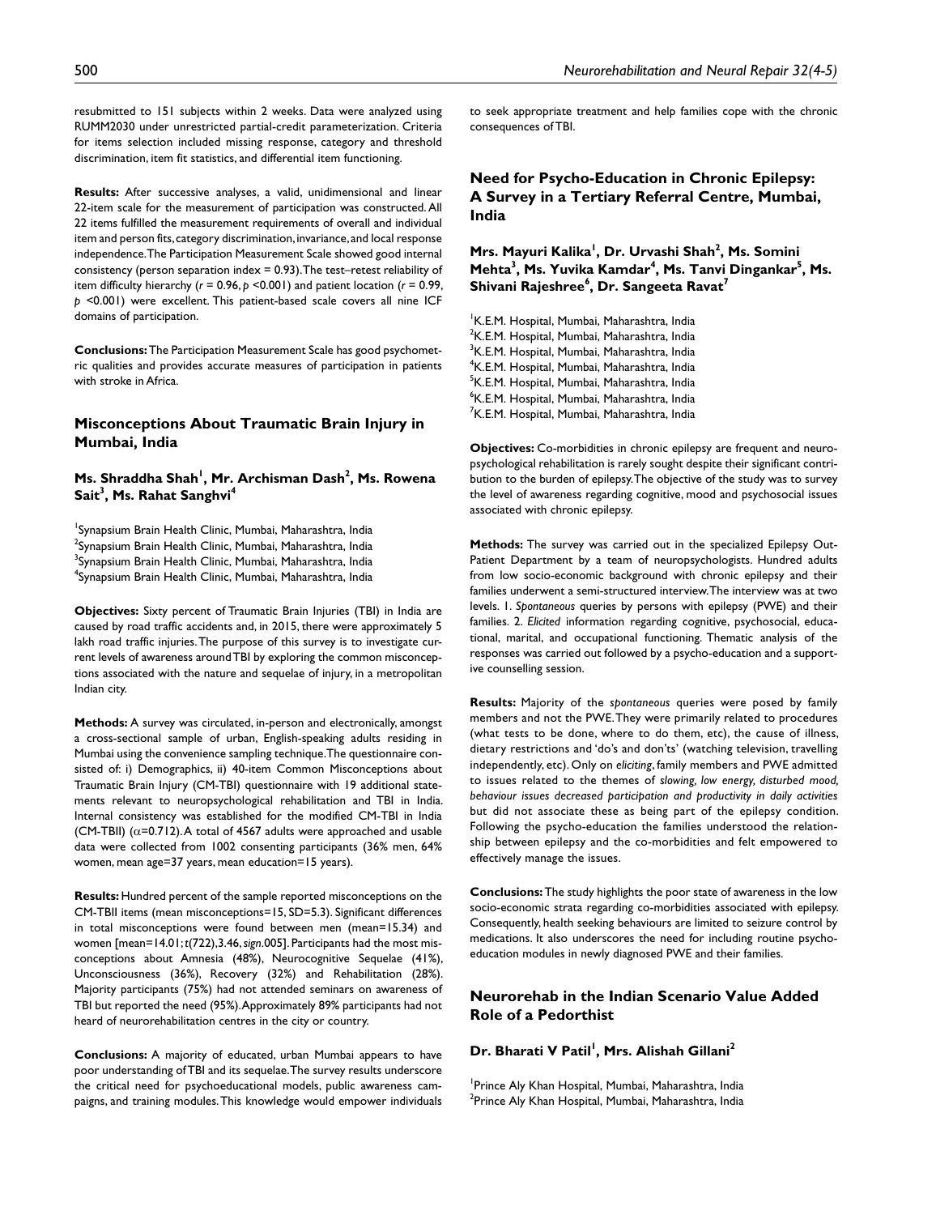resubmitted to 151 subjects within 2 weeks. Data were analyzed using RUMM2030 under unrestricted partial-credit parameterization. Criteria for items selection included missing response, category and threshold discrimination, item fit statistics, and differential item functioning.

**Results:** After successive analyses, a valid, unidimensional and linear 22-item scale for the measurement of participation was constructed. All 22 items fulfilled the measurement requirements of overall and individual item and person fits, category discrimination, invariance, and local response independence. The Participation Measurement Scale showed good internal consistency (person separation index = 0.93). The test–retest reliability of item difficulty hierarchy ($r = 0.96, p < 0.001$) and patient location ($r = 0.99, p < 0.001$) were excellent. This patient-based scale covers all nine ICF domains of participation.

**Conclusions:** The Participation Measurement Scale has good psychometric qualities and provides accurate measures of participation in patients with stroke in Africa.

## Misconceptions About Traumatic Brain Injury in Mumbai, India

**Ms. Shraddha Shah[1], Mr. Archisman Dash[2], Ms. Rowena Sait[3], Ms. Rahat Sanghvi[4]**

[1]Synapsium Brain Health Clinic, Mumbai, Maharashtra, India
[2]Synapsium Brain Health Clinic, Mumbai, Maharashtra, India
[3]Synapsium Brain Health Clinic, Mumbai, Maharashtra, India
[4]Synapsium Brain Health Clinic, Mumbai, Maharashtra, India

**Objectives:** Sixty percent of Traumatic Brain Injuries (TBI) in India are caused by road traffic accidents and, in 2015, there were approximately 5 lakh road traffic injuries. The purpose of this survey is to investigate current levels of awareness around TBI by exploring the common misconceptions associated with the nature and sequelae of injury, in a metropolitan Indian city.

**Methods:** A survey was circulated, in-person and electronically, amongst a cross-sectional sample of urban, English-speaking adults residing in Mumbai using the convenience sampling technique. The questionnaire consisted of: i) Demographics, ii) 40-item Common Misconceptions about Traumatic Brain Injury (CM-TBI) questionnaire with 19 additional statements relevant to neuropsychological rehabilitation and TBI in India. Internal consistency was established for the modified CM-TBI in India (CM-TBII) ($\alpha$=0.712). A total of 4567 adults were approached and usable data were collected from 1002 consenting participants (36% men, 64% women, mean age=37 years, mean education=15 years).

**Results:** Hundred percent of the sample reported misconceptions on the CM-TBII items (mean misconceptions=15, SD=5.3). Significant differences in total misconceptions were found between men (mean=15.34) and women [mean=14.01; $t(722)$,3.46, *sign*.005]. Participants had the most misconceptions about Amnesia (48%), Neurocognitive Sequelae (41%), Unconsciousness (36%), Recovery (32%) and Rehabilitation (28%). Majority participants (75%) had not attended seminars on awareness of TBI but reported the need (95%). Approximately 89% participants had not heard of neurorehabilitation centres in the city or country.

**Conclusions:** A majority of educated, urban Mumbai appears to have poor understanding of TBI and its sequelae. The survey results underscore the critical need for psychoeducational models, public awareness campaigns, and training modules. This knowledge would empower individuals to seek appropriate treatment and help families cope with the chronic consequences of TBI.

## Need for Psycho-Education in Chronic Epilepsy: A Survey in a Tertiary Referral Centre, Mumbai, India

**Mrs. Mayuri Kalika[1], Dr. Urvashi Shah[2], Ms. Somini Mehta[3], Ms. Yuvika Kamdar[4], Ms. Tanvi Dingankar[5], Ms. Shivani Rajeshree[6], Dr. Sangeeta Ravat[7]**

[1]K.E.M. Hospital, Mumbai, Maharashtra, India
[2]K.E.M. Hospital, Mumbai, Maharashtra, India
[3]K.E.M. Hospital, Mumbai, Maharashtra, India
[4]K.E.M. Hospital, Mumbai, Maharashtra, India
[5]K.E.M. Hospital, Mumbai, Maharashtra, India
[6]K.E.M. Hospital, Mumbai, Maharashtra, India
[7]K.E.M. Hospital, Mumbai, Maharashtra, India

**Objectives:** Co-morbidities in chronic epilepsy are frequent and neuropsychological rehabilitation is rarely sought despite their significant contribution to the burden of epilepsy. The objective of the study was to survey the level of awareness regarding cognitive, mood and psychosocial issues associated with chronic epilepsy.

**Methods:** The survey was carried out in the specialized Epilepsy Out-Patient Department by a team of neuropsychologists. Hundred adults from low socio-economic background with chronic epilepsy and their families underwent a semi-structured interview. The interview was at two levels. 1. *Spontaneous* queries by persons with epilepsy (PWE) and their families. 2. *Elicited* information regarding cognitive, psychosocial, educational, marital, and occupational functioning. Thematic analysis of the responses was carried out followed by a psycho-education and a supportive counselling session.

**Results:** Majority of the *spontaneous* queries were posed by family members and not the PWE. They were primarily related to procedures (what tests to be done, where to do them, etc), the cause of illness, dietary restrictions and 'do's and don'ts' (watching television, travelling independently, etc). Only on *eliciting*, family members and PWE admitted to issues related to the themes of *slowing, low energy, disturbed mood, behaviour issues decreased participation and productivity in daily activities* but did not associate these as being part of the epilepsy condition. Following the psycho-education the families understood the relationship between epilepsy and the co-morbidities and felt empowered to effectively manage the issues.

**Conclusions:** The study highlights the poor state of awareness in the low socio-economic strata regarding co-morbidities associated with epilepsy. Consequently, health seeking behaviours are limited to seizure control by medications. It also underscores the need for including routine psycho-education modules in newly diagnosed PWE and their families.

## Neurorehab in the Indian Scenario Value Added Role of a Pedorthist

**Dr. Bharati V Patil[1], Mrs. Alishah Gillani[2]**

[1]Prince Aly Khan Hospital, Mumbai, Maharashtra, India
[2]Prince Aly Khan Hospital, Mumbai, Maharashtra, India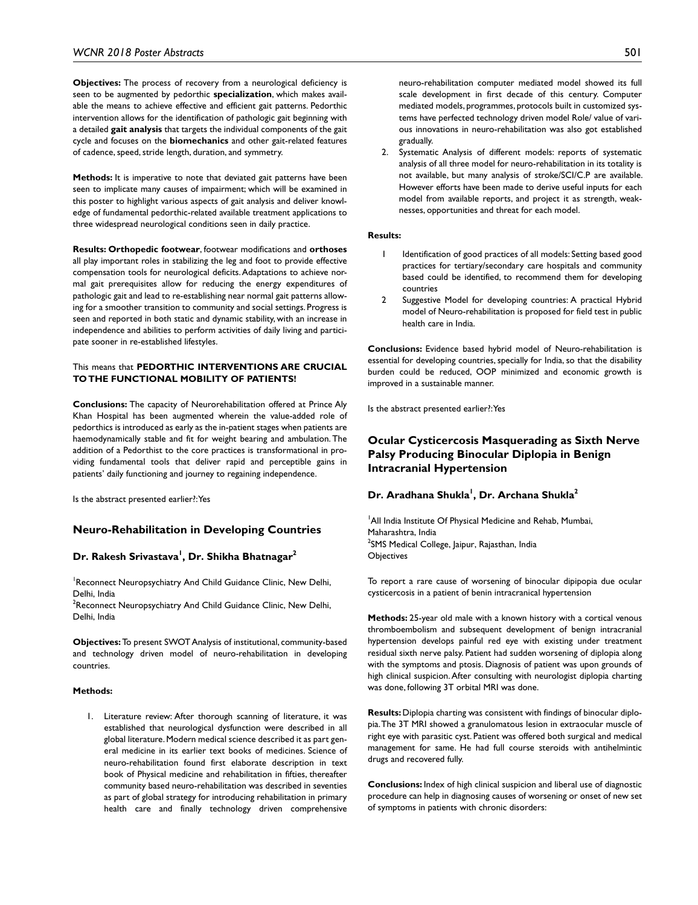**Objectives:** The process of recovery from a neurological deficiency is seen to be augmented by pedorthic **specialization**, which makes available the means to achieve effective and efficient gait patterns. Pedorthic intervention allows for the identification of pathologic gait beginning with a detailed **gait analysis** that targets the individual components of the gait cycle and focuses on the **biomechanics** and other gait-related features of cadence, speed, stride length, duration, and symmetry.

**Methods:** It is imperative to note that deviated gait patterns have been seen to implicate many causes of impairment; which will be examined in this poster to highlight various aspects of gait analysis and deliver knowledge of fundamental pedorthic-related available treatment applications to three widespread neurological conditions seen in daily practice.

**Results: Orthopedic footwear**, footwear modifications and **orthoses** all play important roles in stabilizing the leg and foot to provide effective compensation tools for neurological deficits. Adaptations to achieve normal gait prerequisites allow for reducing the energy expenditures of pathologic gait and lead to re-establishing near normal gait patterns allowing for a smoother transition to community and social settings. Progress is seen and reported in both static and dynamic stability, with an increase in independence and abilities to perform activities of daily living and participate sooner in re-established lifestyles.

This means that **PEDORTHIC INTERVENTIONS ARE CRUCIAL TO THE FUNCTIONAL MOBILITY OF PATIENTS!**

**Conclusions:** The capacity of Neurorehabilitation offered at Prince Aly Khan Hospital has been augmented wherein the value-added role of pedorthics is introduced as early as the in-patient stages when patients are haemodynamically stable and fit for weight bearing and ambulation. The addition of a Pedorthist to the core practices is transformational in providing fundamental tools that deliver rapid and perceptible gains in patients' daily functioning and journey to regaining independence.

Is the abstract presented earlier?: Yes

## Neuro-Rehabilitation in Developing Countries

### Dr. Rakesh Srivastava[1], Dr. Shikha Bhatnagar[2]

[1]Reconnect Neuropsychiatry And Child Guidance Clinic, New Delhi, Delhi, India
[2]Reconnect Neuropsychiatry And Child Guidance Clinic, New Delhi, Delhi, India

**Objectives:** To present SWOT Analysis of institutional, community-based and technology driven model of neuro-rehabilitation in developing countries.

**Methods:**

1. Literature review: After thorough scanning of literature, it was established that neurological dysfunction were described in all global literature. Modern medical science described it as part general medicine in its earlier text books of medicines. Science of neuro-rehabilitation found first elaborate description in text book of Physical medicine and rehabilitation in fifties, thereafter community based neuro-rehabilitation was described in seventies as part of global strategy for introducing rehabilitation in primary health care and finally technology driven comprehensive neuro-rehabilitation computer mediated model showed its full scale development in first decade of this century. Computer mediated models, programmes, protocols built in customized systems have perfected technology driven model Role/ value of various innovations in neuro-rehabilitation was also got established gradually.
2. Systematic Analysis of different models: reports of systematic analysis of all three model for neuro-rehabilitation in its totality is not available, but many analysis of stroke/SCI/C.P are available. However efforts have been made to derive useful inputs for each model from available reports, and project it as strength, weaknesses, opportunities and threat for each model.

**Results:**

1. Identification of good practices of all models: Setting based good practices for tertiary/secondary care hospitals and community based could be identified, to recommend them for developing countries
2. Suggestive Model for developing countries: A practical Hybrid model of Neuro-rehabilitation is proposed for field test in public health care in India.

**Conclusions:** Evidence based hybrid model of Neuro-rehabilitation is essential for developing countries, specially for India, so that the disability burden could be reduced, OOP minimized and economic growth is improved in a sustainable manner.

Is the abstract presented earlier?: Yes

## Ocular Cysticercosis Masquerading as Sixth Nerve Palsy Producing Binocular Diplopia in Benign Intracranial Hypertension

### Dr. Aradhana Shukla[1], Dr. Archana Shukla[2]

[1]All India Institute Of Physical Medicine and Rehab, Mumbai, Maharashtra, India
[2]SMS Medical College, Jaipur, Rajasthan, India
Objectives

To report a rare cause of worsening of binocular dipipopia due ocular cysticercosis in a patient of benin intracranical hypertension

**Methods:** 25-year old male with a known history with a cortical venous thromboembolism and subsequent development of benign intracranial hypertension develops painful red eye with existing under treatment residual sixth nerve palsy. Patient had sudden worsening of diplopia along with the symptoms and ptosis. Diagnosis of patient was upon grounds of high clinical suspicion. After consulting with neurologist diplopia charting was done, following 3T orbital MRI was done.

**Results:** Diplopia charting was consistent with findings of binocular diplopia. The 3T MRI showed a granulomatous lesion in extraocular muscle of right eye with parasitic cyst. Patient was offered both surgical and medical management for same. He had full course steroids with antihelmintic drugs and recovered fully.

**Conclusions:** Index of high clinical suspicion and liberal use of diagnostic procedure can help in diagnosing causes of worsening or onset of new set of symptoms in patients with chronic disorders: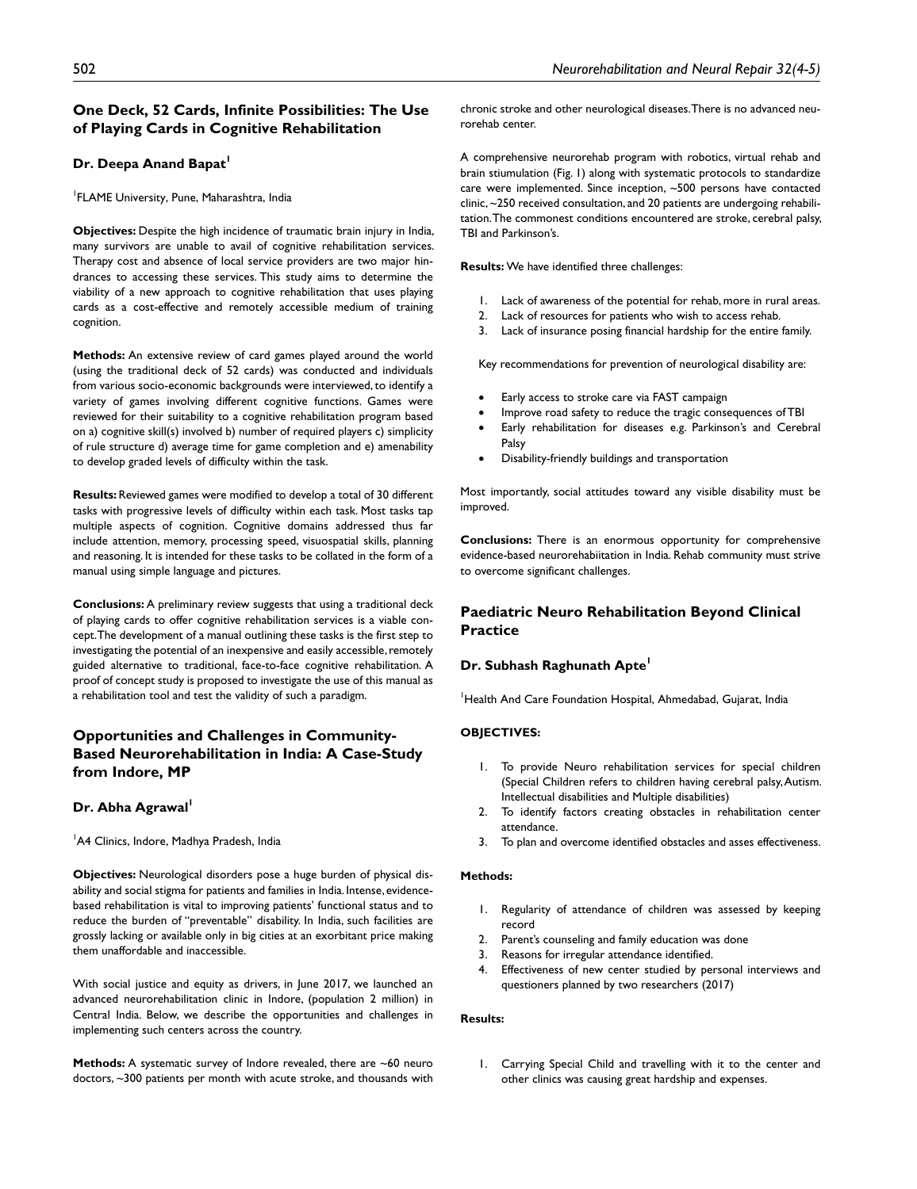## One Deck, 52 Cards, Infinite Possibilities: The Use of Playing Cards in Cognitive Rehabilitation

### Dr. Deepa Anand Bapat[1]

[1]FLAME University, Pune, Maharashtra, India

**Objectives:** Despite the high incidence of traumatic brain injury in India, many survivors are unable to avail of cognitive rehabilitation services. Therapy cost and absence of local service providers are two major hindrances to accessing these services. This study aims to determine the viability of a new approach to cognitive rehabilitation that uses playing cards as a cost-effective and remotely accessible medium of training cognition.

**Methods:** An extensive review of card games played around the world (using the traditional deck of 52 cards) was conducted and individuals from various socio-economic backgrounds were interviewed, to identify a variety of games involving different cognitive functions. Games were reviewed for their suitability to a cognitive rehabilitation program based on a) cognitive skill(s) involved b) number of required players c) simplicity of rule structure d) average time for game completion and e) amenability to develop graded levels of difficulty within the task.

**Results:** Reviewed games were modified to develop a total of 30 different tasks with progressive levels of difficulty within each task. Most tasks tap multiple aspects of cognition. Cognitive domains addressed thus far include attention, memory, processing speed, visuospatial skills, planning and reasoning. It is intended for these tasks to be collated in the form of a manual using simple language and pictures.

**Conclusions:** A preliminary review suggests that using a traditional deck of playing cards to offer cognitive rehabilitation services is a viable concept. The development of a manual outlining these tasks is the first step to investigating the potential of an inexpensive and easily accessible, remotely guided alternative to traditional, face-to-face cognitive rehabilitation. A proof of concept study is proposed to investigate the use of this manual as a rehabilitation tool and test the validity of such a paradigm.

## Opportunities and Challenges in Community-Based Neurorehabilitation in India: A Case-Study from Indore, MP

### Dr. Abha Agrawal[1]

[1]A4 Clinics, Indore, Madhya Pradesh, India

**Objectives:** Neurological disorders pose a huge burden of physical disability and social stigma for patients and families in India. Intense, evidence-based rehabilitation is vital to improving patients' functional status and to reduce the burden of "preventable" disability. In India, such facilities are grossly lacking or available only in big cities at an exorbitant price making them unaffordable and inaccessible.

With social justice and equity as drivers, in June 2017, we launched an advanced neurorehabilitation clinic in Indore, (population 2 million) in Central India. Below, we describe the opportunities and challenges in implementing such centers across the country.

**Methods:** A systematic survey of Indore revealed, there are ~60 neuro doctors, ~300 patients per month with acute stroke, and thousands with chronic stroke and other neurological diseases. There is no advanced neurorehab center.

A comprehensive neurorehab program with robotics, virtual rehab and brain stiumulation (Fig. 1) along with systematic protocols to standardize care were implemented. Since inception, ~500 persons have contacted clinic, ~250 received consultation, and 20 patients are undergoing rehabilitation. The commonest conditions encountered are stroke, cerebral palsy, TBI and Parkinson's.

**Results:** We have identified three challenges:

1. Lack of awareness of the potential for rehab, more in rural areas.
2. Lack of resources for patients who wish to access rehab.
3. Lack of insurance posing financial hardship for the entire family.

Key recommendations for prevention of neurological disability are:

- Early access to stroke care via FAST campaign
- Improve road safety to reduce the tragic consequences of TBI
- Early rehabilitation for diseases e.g. Parkinson's and Cerebral Palsy
- Disability-friendly buildings and transportation

Most importantly, social attitudes toward any visible disability must be improved.

**Conclusions:** There is an enormous opportunity for comprehensive evidence-based neurorehabiitation in India. Rehab community must strive to overcome significant challenges.

## Paediatric Neuro Rehabilitation Beyond Clinical Practice

### Dr. Subhash Raghunath Apte[1]

[1]Health And Care Foundation Hospital, Ahmedabad, Gujarat, India

**OBJECTIVES:**

1. To provide Neuro rehabilitation services for special children (Special Children refers to children having cerebral palsy, Autism. Intellectual disabilities and Multiple disabilities)
2. To identify factors creating obstacles in rehabilitation center attendance.
3. To plan and overcome identified obstacles and asses effectiveness.

**Methods:**

1. Regularity of attendance of children was assessed by keeping record
2. Parent's counseling and family education was done
3. Reasons for irregular attendance identified.
4. Effectiveness of new center studied by personal interviews and questioners planned by two researchers (2017)

**Results:**

1. Carrying Special Child and travelling with it to the center and other clinics was causing great hardship and expenses.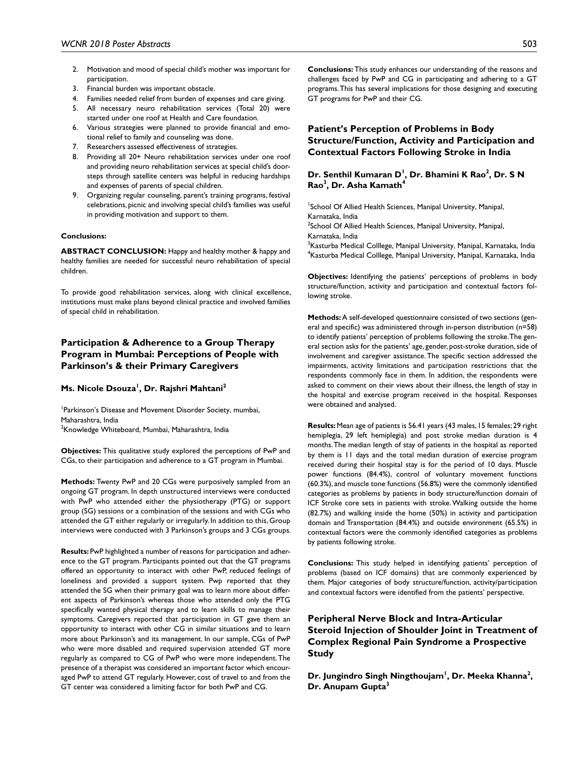2. Motivation and mood of special child's mother was important for participation.
3. Financial burden was important obstacle.
4. Families needed relief from burden of expenses and care giving.
5. All necessary neuro rehabilitation services (Total 20) were started under one roof at Health and Care foundation.
6. Various strategies were planned to provide financial and emotional relief to family and counseling was done.
7. Researchers assessed effectiveness of strategies.
8. Providing all 20+ Neuro rehabilitation services under one roof and providing neuro rehabilitation services at special child's doorsteps through satellite centers was helpful in reducing hardships and expenses of parents of special children.
9. Organizing regular counseling, parent's training programs, festival celebrations, picnic and involving special child's families was useful in providing motivation and support to them.

**Conclusions:**

**ABSTRACT CONCLUSION:** Happy and healthy mother & happy and healthy families are needed for successful neuro rehabilitation of special children.

To provide good rehabilitation services, along with clinical excellence, institutions must make plans beyond clinical practice and involved families of special child in rehabilitation.

## Participation & Adherence to a Group Therapy Program in Mumbai: Perceptions of People with Parkinson's & their Primary Caregivers

**Ms. Nicole Dsouza[1], Dr. Rajshri Mahtani[2]**

[1]Parkinson's Disease and Movement Disorder Society, mumbai, Maharashtra, India
[2]Knowledge Whiteboard, Mumbai, Maharashtra, India

**Objectives:** This qualitative study explored the perceptions of PwP and CGs, to their participation and adherence to a GT program in Mumbai.

**Methods:** Twenty PwP and 20 CGs were purposively sampled from an ongoing GT program. In depth unstructured interviews were conducted with PwP who attended either the physiotherapy (PTG) or support group (SG) sessions or a combination of the sessions and with CGs who attended the GT either regularly or irregularly. In addition to this, Group interviews were conducted with 3 Parkinson's groups and 3 CGs groups.

**Results:** PwP highlighted a number of reasons for participation and adherence to the GT program. Participants pointed out that the GT programs offered an opportunity to interact with other PwP, reduced feelings of loneliness and provided a support system. Pwp reported that they attended the SG when their primary goal was to learn more about different aspects of Parkinson's whereas those who attended only the PTG specifically wanted physical therapy and to learn skills to manage their symptoms. Caregivers reported that participation in GT gave them an opportunity to interact with other CG in similar situations and to learn more about Parkinson's and its management. In our sample, CGs of PwP who were more disabled and required supervision attended GT more regularly as compared to CG of PwP who were more independent. The presence of a therapist was considered an important factor which encouraged PwP to attend GT regularly. However, cost of travel to and from the GT center was considered a limiting factor for both PwP and CG.

**Conclusions:** This study enhances our understanding of the reasons and challenges faced by PwP and CG in participating and adhering to a GT programs. This has several implications for those designing and executing GT programs for PwP and their CG.

## Patient's Perception of Problems in Body Structure/Function, Activity and Participation and Contextual Factors Following Stroke in India

**Dr. Senthil Kumaran D[1], Dr. Bhamini K Rao[2], Dr. S N Rao[3], Dr. Asha Kamath[4]**

[1]School Of Allied Health Sciences, Manipal University, Manipal, Karnataka, India
[2]School Of Allied Health Sciences, Manipal University, Manipal, Karnataka, India
[3]Kasturba Medical Colllege, Manipal University, Manipal, Karnataka, India
[4]Kasturba Medical Colllege, Manipal University, Manipal, Karnataka, India

**Objectives:** Identifying the patients' perceptions of problems in body structure/function, activity and participation and contextual factors following stroke.

**Methods:** A self-developed questionnaire consisted of two sections (general and specific) was administered through in-person distribution (n=58) to identify patients' perception of problems following the stroke. The general section asks for the patients' age, gender, post-stroke duration, side of involvement and caregiver assistance. The specific section addressed the impairments, activity limitations and participation restrictions that the respondents commonly face in them. In addition, the respondents were asked to comment on their views about their illness, the length of stay in the hospital and exercise program received in the hospital. Responses were obtained and analysed.

**Results:** Mean age of patients is 56.41 years (43 males, 15 females; 29 right hemiplegia, 29 left hemiplegia) and post stroke median duration is 4 months. The median length of stay of patients in the hospital as reported by them is 11 days and the total median duration of exercise program received during their hospital stay is for the period of 10 days. Muscle power functions (84.4%), control of voluntary movement functions (60.3%), and muscle tone functions (56.8%) were the commonly identified categories as problems by patients in body structure/function domain of ICF Stroke core sets in patients with stroke. Walking outside the home (82.7%) and walking inside the home (50%) in activity and participation domain and Transportation (84.4%) and outside environment (65.5%) in contextual factors were the commonly identified categories as problems by patients following stroke.

**Conclusions:** This study helped in identifying patients' perception of problems (based on ICF domains) that are commonly experienced by them. Major categories of body structure/function, activity/participation and contextual factors were identified from the patients' perspective.

## Peripheral Nerve Block and Intra-Articular Steroid Injection of Shoulder Joint in Treatment of Complex Regional Pain Syndrome a Prospective Study

**Dr. Jungindro Singh Ningthoujam[1], Dr. Meeka Khanna[2], Dr. Anupam Gupta[3]**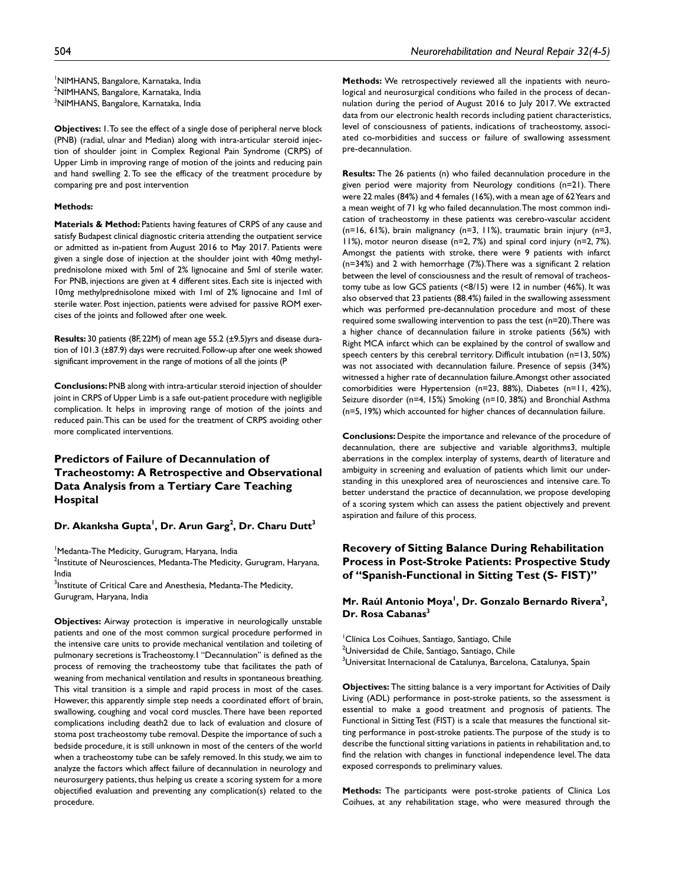[1]NIMHANS, Bangalore, Karnataka, India
[2]NIMHANS, Bangalore, Karnataka, India
[3]NIMHANS, Bangalore, Karnataka, India

**Objectives:** 1. To see the effect of a single dose of peripheral nerve block (PNB) (radial, ulnar and Median) along with intra-articular steroid injection of shoulder joint in Complex Regional Pain Syndrome (CRPS) of Upper Limb in improving range of motion of the joints and reducing pain and hand swelling 2. To see the efficacy of the treatment procedure by comparing pre and post intervention

**Methods:**

**Materials & Method:** Patients having features of CRPS of any cause and satisfy Budapest clinical diagnostic criteria attending the outpatient service or admitted as in-patient from August 2016 to May 2017. Patients were given a single dose of injection at the shoulder joint with 40mg methylprednisolone mixed with 5ml of 2% lignocaine and 5ml of sterile water. For PNB, injections are given at 4 different sites. Each site is injected with 10mg methylprednisolone mixed with 1ml of 2% lignocaine and 1ml of sterile water. Post injection, patients were advised for passive ROM exercises of the joints and followed after one week.

**Results:** 30 patients (8F, 22M) of mean age 55.2 (±9.5)yrs and disease duration of 101.3 (±87.9) days were recruited. Follow-up after one week showed significant improvement in the range of motions of all the joints (P

**Conclusions:** PNB along with intra-articular steroid injection of shoulder joint in CRPS of Upper Limb is a safe out-patient procedure with negligible complication. It helps in improving range of motion of the joints and reduced pain. This can be used for the treatment of CRPS avoiding other more complicated interventions.

## Predictors of Failure of Decannulation of Tracheostomy: A Retrospective and Observational Data Analysis from a Tertiary Care Teaching Hospital

**Dr. Akanksha Gupta[1], Dr. Arun Garg[2], Dr. Charu Dutt[3]**

[1]Medanta-The Medicity, Gurugram, Haryana, India
[2]Institute of Neurosciences, Medanta-The Medicity, Gurugram, Haryana, India
[3]Institute of Critical Care and Anesthesia, Medanta-The Medicity, Gurugram, Haryana, India

**Objectives:** Airway protection is imperative in neurologically unstable patients and one of the most common surgical procedure performed in the intensive care units to provide mechanical ventilation and toileting of pulmonary secretions is Tracheostomy.1 "Decannulation" is defined as the process of removing the tracheostomy tube that facilitates the path of weaning from mechanical ventilation and results in spontaneous breathing. This vital transition is a simple and rapid process in most of the cases. However, this apparently simple step needs a coordinated effort of brain, swallowing, coughing and vocal cord muscles. There have been reported complications including death2 due to lack of evaluation and closure of stoma post tracheostomy tube removal. Despite the importance of such a bedside procedure, it is still unknown in most of the centers of the world when a tracheostomy tube can be safely removed. In this study, we aim to analyze the factors which affect failure of decannulation in neurology and neurosurgery patients, thus helping us create a scoring system for a more objectified evaluation and preventing any complication(s) related to the procedure.

**Methods:** We retrospectively reviewed all the inpatients with neurological and neurosurgical conditions who failed in the process of decannulation during the period of August 2016 to July 2017. We extracted data from our electronic health records including patient characteristics, level of consciousness of patients, indications of tracheostomy, associated co-morbidities and success or failure of swallowing assessment pre-decannulation.

**Results:** The 26 patients (n) who failed decannulation procedure in the given period were majority from Neurology conditions (n=21). There were 22 males (84%) and 4 females (16%), with a mean age of 62 Years and a mean weight of 71 kg who failed decannulation. The most common indication of tracheostomy in these patients was cerebro-vascular accident (n=16, 61%), brain malignancy (n=3, 11%), traumatic brain injury (n=3, 11%), motor neuron disease (n=2, 7%) and spinal cord injury (n=2, 7%). Amongst the patients with stroke, there were 9 patients with infarct (n=34%) and 2 with hemorrhage (7%). There was a significant 2 relation between the level of consciousness and the result of removal of tracheostomy tube as low GCS patients (<8/15) were 12 in number (46%). It was also observed that 23 patients (88.4%) failed in the swallowing assessment which was performed pre-decannulation procedure and most of these required some swallowing intervention to pass the test (n=20). There was a higher chance of decannulation failure in stroke patients (56%) with Right MCA infarct which can be explained by the control of swallow and speech centers by this cerebral territory. Difficult intubation (n=13, 50%) was not associated with decannulation failure. Presence of sepsis (34%) witnessed a higher rate of decannulation failure. Amongst other associated comorbidities were Hypertension (n=23, 88%), Diabetes (n=11, 42%), Seizure disorder (n=4, 15%) Smoking (n=10, 38%) and Bronchial Asthma (n=5, 19%) which accounted for higher chances of decannulation failure.

**Conclusions:** Despite the importance and relevance of the procedure of decannulation, there are subjective and variable algorithms3, multiple aberrations in the complex interplay of systems, dearth of literature and ambiguity in screening and evaluation of patients which limit our understanding in this unexplored area of neurosciences and intensive care. To better understand the practice of decannulation, we propose developing of a scoring system which can assess the patient objectively and prevent aspiration and failure of this process.

## Recovery of Sitting Balance During Rehabilitation Process in Post-Stroke Patients: Prospective Study of "Spanish-Functional in Sitting Test (S- FIST)"

**Mr. Raúl Antonio Moya[1], Dr. Gonzalo Bernardo Rivera[2], Dr. Rosa Cabanas[3]**

[1]Clínica Los Coihues, Santiago, Santiago, Chile
[2]Universidad de Chile, Santiago, Santiago, Chile
[3]Universitat Internacional de Catalunya, Barcelona, Catalunya, Spain

**Objectives:** The sitting balance is a very important for Activities of Daily Living (ADL) performance in post-stroke patients, so the assessment is essential to make a good treatment and prognosis of patients. The Functional in Sitting Test (FIST) is a scale that measures the functional sitting performance in post-stroke patients. The purpose of the study is to describe the functional sitting variations in patients in rehabilitation and, to find the relation with changes in functional independence level. The data exposed corresponds to preliminary values.

**Methods:** The participants were post-stroke patients of Clinica Los Coihues, at any rehabilitation stage, who were measured through the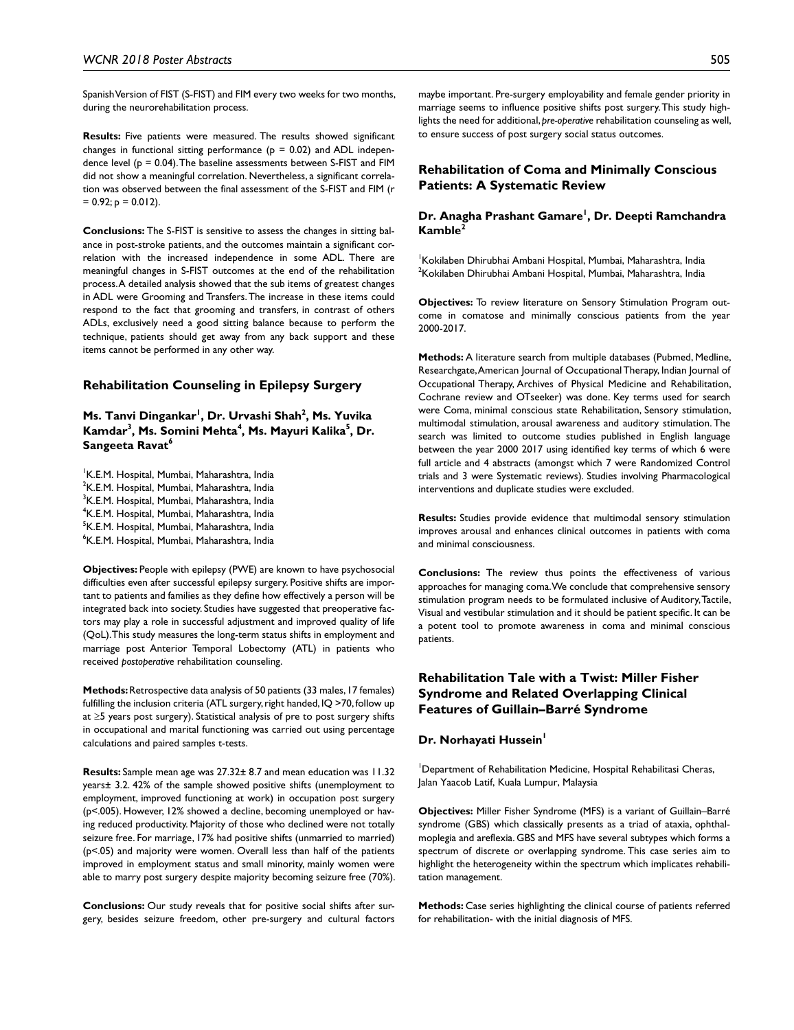Spanish Version of FIST (S-FIST) and FIM every two weeks for two months, during the neurorehabilitation process.

**Results:** Five patients were measured. The results showed significant changes in functional sitting performance ($p = 0.02$) and ADL independence level ($p = 0.04$). The baseline assessments between S-FIST and FIM did not show a meaningful correlation. Nevertheless, a significant correlation was observed between the final assessment of the S-FIST and FIM ($r = 0.92$; $p = 0.012$).

**Conclusions:** The S-FIST is sensitive to assess the changes in sitting balance in post-stroke patients, and the outcomes maintain a significant correlation with the increased independence in some ADL. There are meaningful changes in S-FIST outcomes at the end of the rehabilitation process. A detailed analysis showed that the sub items of greatest changes in ADL were Grooming and Transfers. The increase in these items could respond to the fact that grooming and transfers, in contrast of others ADLs, exclusively need a good sitting balance because to perform the technique, patients should get away from any back support and these items cannot be performed in any other way.

## Rehabilitation Counseling in Epilepsy Surgery

**Ms. Tanvi Dingankar[1], Dr. Urvashi Shah[2], Ms. Yuvika Kamdar[3], Ms. Somini Mehta[4], Ms. Mayuri Kalika[5], Dr. Sangeeta Ravat[6]**

[1]K.E.M. Hospital, Mumbai, Maharashtra, India
[2]K.E.M. Hospital, Mumbai, Maharashtra, India
[3]K.E.M. Hospital, Mumbai, Maharashtra, India
[4]K.E.M. Hospital, Mumbai, Maharashtra, India
[5]K.E.M. Hospital, Mumbai, Maharashtra, India
[6]K.E.M. Hospital, Mumbai, Maharashtra, India

**Objectives:** People with epilepsy (PWE) are known to have psychosocial difficulties even after successful epilepsy surgery. Positive shifts are important to patients and families as they define how effectively a person will be integrated back into society. Studies have suggested that preoperative factors may play a role in successful adjustment and improved quality of life (QoL). This study measures the long-term status shifts in employment and marriage post Anterior Temporal Lobectomy (ATL) in patients who received *postoperative* rehabilitation counseling.

**Methods:** Retrospective data analysis of 50 patients (33 males, 17 females) fulfilling the inclusion criteria (ATL surgery, right handed, IQ >70, follow up at ≥5 years post surgery). Statistical analysis of pre to post surgery shifts in occupational and marital functioning was carried out using percentage calculations and paired samples t-tests.

**Results:** Sample mean age was 27.32± 8.7 and mean education was 11.32 years± 3.2. 42% of the sample showed positive shifts (unemployment to employment, improved functioning at work) in occupation post surgery ($p<.005$). However, 12% showed a decline, becoming unemployed or having reduced productivity. Majority of those who declined were not totally seizure free. For marriage, 17% had positive shifts (unmarried to married) ($p<.05$) and majority were women. Overall less than half of the patients improved in employment status and small minority, mainly women were able to marry post surgery despite majority becoming seizure free (70%).

**Conclusions:** Our study reveals that for positive social shifts after surgery, besides seizure freedom, other pre-surgery and cultural factors maybe important. Pre-surgery employability and female gender priority in marriage seems to influence positive shifts post surgery. This study highlights the need for additional, *pre-operative* rehabilitation counseling as well, to ensure success of post surgery social status outcomes.

## Rehabilitation of Coma and Minimally Conscious Patients: A Systematic Review

**Dr. Anagha Prashant Gamare[1], Dr. Deepti Ramchandra Kamble[2]**

[1]Kokilaben Dhirubhai Ambani Hospital, Mumbai, Maharashtra, India
[2]Kokilaben Dhirubhai Ambani Hospital, Mumbai, Maharashtra, India

**Objectives:** To review literature on Sensory Stimulation Program outcome in comatose and minimally conscious patients from the year 2000-2017.

**Methods:** A literature search from multiple databases (Pubmed, Medline, Researchgate, American Journal of Occupational Therapy, Indian Journal of Occupational Therapy, Archives of Physical Medicine and Rehabilitation, Cochrane review and OTseeker) was done. Key terms used for search were Coma, minimal conscious state Rehabilitation, Sensory stimulation, multimodal stimulation, arousal awareness and auditory stimulation. The search was limited to outcome studies published in English language between the year 2000 2017 using identified key terms of which 6 were full article and 4 abstracts (amongst which 7 were Randomized Control trials and 3 were Systematic reviews). Studies involving Pharmacological interventions and duplicate studies were excluded.

**Results:** Studies provide evidence that multimodal sensory stimulation improves arousal and enhances clinical outcomes in patients with coma and minimal consciousness.

**Conclusions:** The review thus points the effectiveness of various approaches for managing coma. We conclude that comprehensive sensory stimulation program needs to be formulated inclusive of Auditory, Tactile, Visual and vestibular stimulation and it should be patient specific. It can be a potent tool to promote awareness in coma and minimal conscious patients.

## Rehabilitation Tale with a Twist: Miller Fisher Syndrome and Related Overlapping Clinical Features of Guillain–Barré Syndrome

**Dr. Norhayati Hussein[1]**

[1]Department of Rehabilitation Medicine, Hospital Rehabilitasi Cheras, Jalan Yaacob Latif, Kuala Lumpur, Malaysia

**Objectives:** Miller Fisher Syndrome (MFS) is a variant of Guillain–Barré syndrome (GBS) which classically presents as a triad of ataxia, ophthalmoplegia and areflexia. GBS and MFS have several subtypes which forms a spectrum of discrete or overlapping syndrome. This case series aim to highlight the heterogeneity within the spectrum which implicates rehabilitation management.

**Methods:** Case series highlighting the clinical course of patients referred for rehabilitation- with the initial diagnosis of MFS.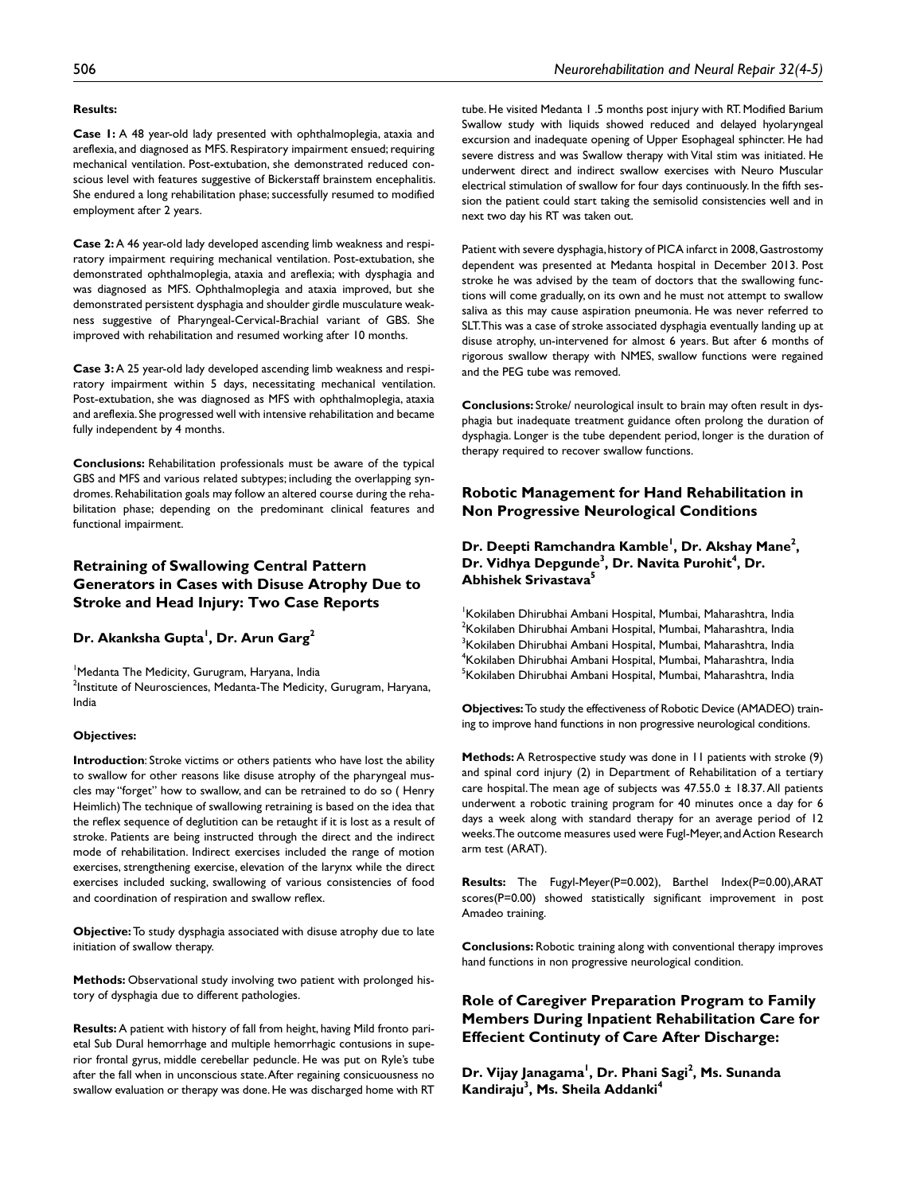**Results:**

**Case 1:** A 48 year-old lady presented with ophthalmoplegia, ataxia and areflexia, and diagnosed as MFS. Respiratory impairment ensued; requiring mechanical ventilation. Post-extubation, she demonstrated reduced conscious level with features suggestive of Bickerstaff brainstem encephalitis. She endured a long rehabilitation phase; successfully resumed to modified employment after 2 years.

**Case 2:** A 46 year-old lady developed ascending limb weakness and respiratory impairment requiring mechanical ventilation. Post-extubation, she demonstrated ophthalmoplegia, ataxia and areflexia; with dysphagia and was diagnosed as MFS. Ophthalmoplegia and ataxia improved, but she demonstrated persistent dysphagia and shoulder girdle musculature weakness suggestive of Pharyngeal-Cervical-Brachial variant of GBS. She improved with rehabilitation and resumed working after 10 months.

**Case 3:** A 25 year-old lady developed ascending limb weakness and respiratory impairment within 5 days, necessitating mechanical ventilation. Post-extubation, she was diagnosed as MFS with ophthalmoplegia, ataxia and areflexia. She progressed well with intensive rehabilitation and became fully independent by 4 months.

**Conclusions:** Rehabilitation professionals must be aware of the typical GBS and MFS and various related subtypes; including the overlapping syndromes. Rehabilitation goals may follow an altered course during the rehabilitation phase; depending on the predominant clinical features and functional impairment.

## Retraining of Swallowing Central Pattern Generators in Cases with Disuse Atrophy Due to Stroke and Head Injury: Two Case Reports

**Dr. Akanksha Gupta[1], Dr. Arun Garg[2]**

[1]Medanta The Medicity, Gurugram, Haryana, India
[2]Institute of Neurosciences, Medanta-The Medicity, Gurugram, Haryana, India

**Objectives:**

**Introduction**: Stroke victims or others patients who have lost the ability to swallow for other reasons like disuse atrophy of the pharyngeal muscles may "forget" how to swallow, and can be retrained to do so ( Henry Heimlich) The technique of swallowing retraining is based on the idea that the reflex sequence of deglutition can be retaught if it is lost as a result of stroke. Patients are being instructed through the direct and the indirect mode of rehabilitation. Indirect exercises included the range of motion exercises, strengthening exercise, elevation of the larynx while the direct exercises included sucking, swallowing of various consistencies of food and coordination of respiration and swallow reflex.

**Objective:** To study dysphagia associated with disuse atrophy due to late initiation of swallow therapy.

**Methods:** Observational study involving two patient with prolonged history of dysphagia due to different pathologies.

**Results:** A patient with history of fall from height, having Mild fronto parietal Sub Dural hemorrhage and multiple hemorrhagic contusions in superior frontal gyrus, middle cerebellar peduncle. He was put on Ryle's tube after the fall when in unconscious state. After regaining consicuousness no swallow evaluation or therapy was done. He was discharged home with RT tube. He visited Medanta 1 .5 months post injury with RT. Modified Barium Swallow study with liquids showed reduced and delayed hyolaryngeal excursion and inadequate opening of Upper Esophageal sphincter. He had severe distress and was Swallow therapy with Vital stim was initiated. He underwent direct and indirect swallow exercises with Neuro Muscular electrical stimulation of swallow for four days continuously. In the fifth session the patient could start taking the semisolid consistencies well and in next two day his RT was taken out.

Patient with severe dysphagia, history of PICA infarct in 2008, Gastrostomy dependent was presented at Medanta hospital in December 2013. Post stroke he was advised by the team of doctors that the swallowing functions will come gradually, on its own and he must not attempt to swallow saliva as this may cause aspiration pneumonia. He was never referred to SLT. This was a case of stroke associated dysphagia eventually landing up at disuse atrophy, un-intervened for almost 6 years. But after 6 months of rigorous swallow therapy with NMES, swallow functions were regained and the PEG tube was removed.

**Conclusions:** Stroke/ neurological insult to brain may often result in dysphagia but inadequate treatment guidance often prolong the duration of dysphagia. Longer is the tube dependent period, longer is the duration of therapy required to recover swallow functions.

## Robotic Management for Hand Rehabilitation in Non Progressive Neurological Conditions

**Dr. Deepti Ramchandra Kamble[1], Dr. Akshay Mane[2], Dr. Vidhya Depgunde[3], Dr. Navita Purohit[4], Dr. Abhishek Srivastava[5]**

[1]Kokilaben Dhirubhai Ambani Hospital, Mumbai, Maharashtra, India
[2]Kokilaben Dhirubhai Ambani Hospital, Mumbai, Maharashtra, India
[3]Kokilaben Dhirubhai Ambani Hospital, Mumbai, Maharashtra, India
[4]Kokilaben Dhirubhai Ambani Hospital, Mumbai, Maharashtra, India
[5]Kokilaben Dhirubhai Ambani Hospital, Mumbai, Maharashtra, India

**Objectives:** To study the effectiveness of Robotic Device (AMADEO) training to improve hand functions in non progressive neurological conditions.

**Methods:** A Retrospective study was done in 11 patients with stroke (9) and spinal cord injury (2) in Department of Rehabilitation of a tertiary care hospital. The mean age of subjects was $47.55.0 \pm 18.37$. All patients underwent a robotic training program for 40 minutes once a day for 6 days a week along with standard therapy for an average period of 12 weeks. The outcome measures used were Fugl-Meyer, and Action Research arm test (ARAT).

**Results:** The Fugyl-Meyer(P=0.002), Barthel Index(P=0.00),ARAT scores(P=0.00) showed statistically significant improvement in post Amadeo training.

**Conclusions:** Robotic training along with conventional therapy improves hand functions in non progressive neurological condition.

## Role of Caregiver Preparation Program to Family Members During Inpatient Rehabilitation Care for Effecient Continuty of Care After Discharge:

**Dr. Vijay Janagama[1], Dr. Phani Sagi[2], Ms. Sunanda Kandiraju[3], Ms. Sheila Addanki[4]**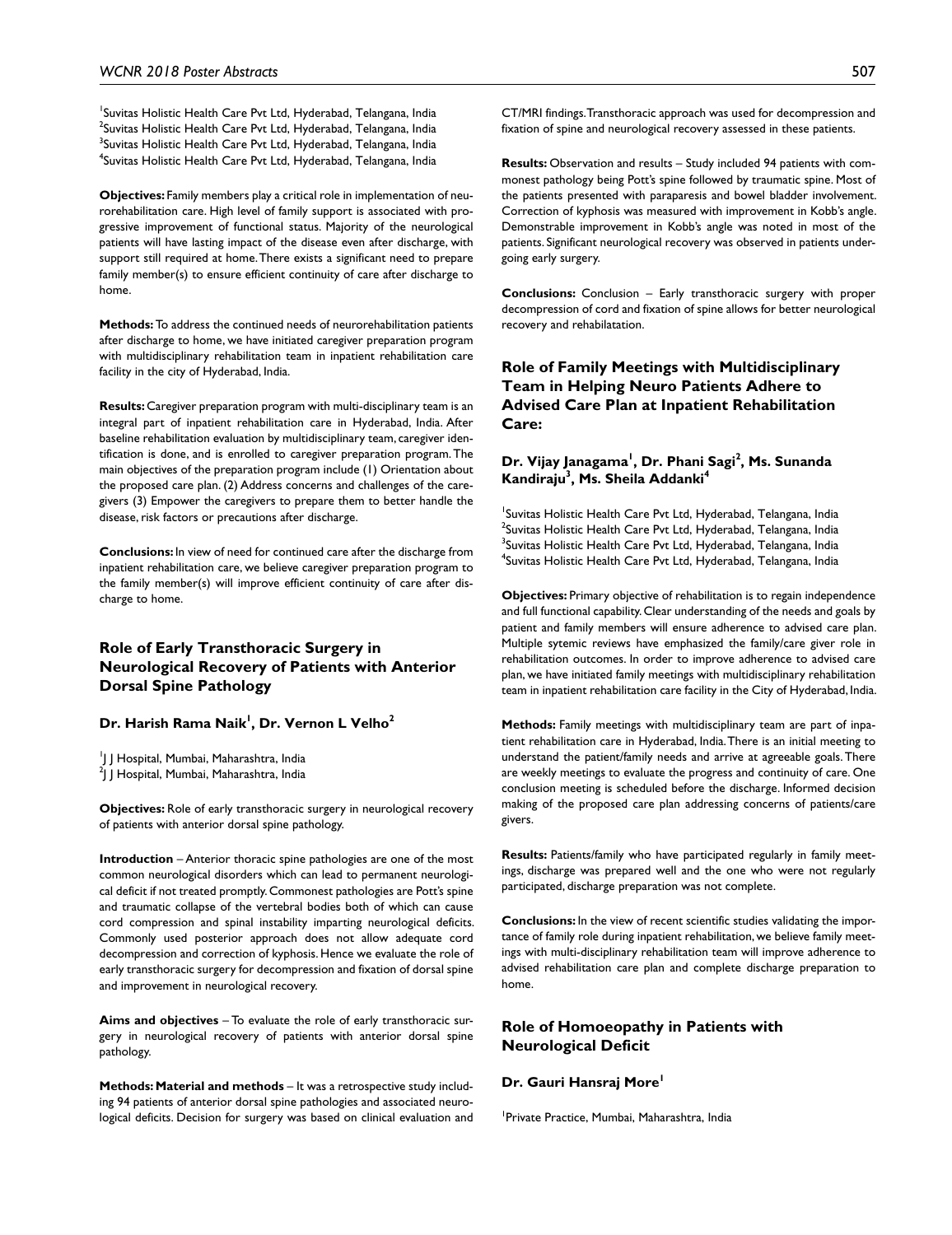[1]Suvitas Holistic Health Care Pvt Ltd, Hyderabad, Telangana, India
[2]Suvitas Holistic Health Care Pvt Ltd, Hyderabad, Telangana, India
[3]Suvitas Holistic Health Care Pvt Ltd, Hyderabad, Telangana, India
[4]Suvitas Holistic Health Care Pvt Ltd, Hyderabad, Telangana, India

**Objectives:** Family members play a critical role in implementation of neurorehabilitation care. High level of family support is associated with progressive improvement of functional status. Majority of the neurological patients will have lasting impact of the disease even after discharge, with support still required at home. There exists a significant need to prepare family member(s) to ensure efficient continuity of care after discharge to home.

**Methods:** To address the continued needs of neurorehabilitation patients after discharge to home, we have initiated caregiver preparation program with multidisciplinary rehabilitation team in inpatient rehabilitation care facility in the city of Hyderabad, India.

**Results:** Caregiver preparation program with multi-disciplinary team is an integral part of inpatient rehabilitation care in Hyderabad, India. After baseline rehabilitation evaluation by multidisciplinary team, caregiver identification is done, and is enrolled to caregiver preparation program. The main objectives of the preparation program include (1) Orientation about the proposed care plan. (2) Address concerns and challenges of the caregivers (3) Empower the caregivers to prepare them to better handle the disease, risk factors or precautions after discharge.

**Conclusions:** In view of need for continued care after the discharge from inpatient rehabilitation care, we believe caregiver preparation program to the family member(s) will improve efficient continuity of care after discharge to home.

## Role of Early Transthoracic Surgery in Neurological Recovery of Patients with Anterior Dorsal Spine Pathology

**Dr. Harish Rama Naik[1], Dr. Vernon L Velho[2]**

[1]J J Hospital, Mumbai, Maharashtra, India
[2]J J Hospital, Mumbai, Maharashtra, India

**Objectives:** Role of early transthoracic surgery in neurological recovery of patients with anterior dorsal spine pathology.

**Introduction** – Anterior thoracic spine pathologies are one of the most common neurological disorders which can lead to permanent neurological deficit if not treated promptly. Commonest pathologies are Pott's spine and traumatic collapse of the vertebral bodies both of which can cause cord compression and spinal instability imparting neurological deficits. Commonly used posterior approach does not allow adequate cord decompression and correction of kyphosis. Hence we evaluate the role of early transthoracic surgery for decompression and fixation of dorsal spine and improvement in neurological recovery.

**Aims and objectives** – To evaluate the role of early transthoracic surgery in neurological recovery of patients with anterior dorsal spine pathology.

**Methods: Material and methods** – It was a retrospective study including 94 patients of anterior dorsal spine pathologies and associated neurological deficits. Decision for surgery was based on clinical evaluation and CT/MRI findings. Transthoracic approach was used for decompression and fixation of spine and neurological recovery assessed in these patients.

**Results:** Observation and results – Study included 94 patients with commonest pathology being Pott's spine followed by traumatic spine. Most of the patients presented with paraparesis and bowel bladder involvement. Correction of kyphosis was measured with improvement in Kobb's angle. Demonstrable improvement in Kobb's angle was noted in most of the patients. Significant neurological recovery was observed in patients undergoing early surgery.

**Conclusions:** Conclusion – Early transthoracic surgery with proper decompression of cord and fixation of spine allows for better neurological recovery and rehabilatation.

## Role of Family Meetings with Multidisciplinary Team in Helping Neuro Patients Adhere to Advised Care Plan at Inpatient Rehabilitation Care:

**Dr. Vijay Janagama[1], Dr. Phani Sagi[2], Ms. Sunanda Kandiraju[3], Ms. Sheila Addanki[4]**

[1]Suvitas Holistic Health Care Pvt Ltd, Hyderabad, Telangana, India
[2]Suvitas Holistic Health Care Pvt Ltd, Hyderabad, Telangana, India
[3]Suvitas Holistic Health Care Pvt Ltd, Hyderabad, Telangana, India
[4]Suvitas Holistic Health Care Pvt Ltd, Hyderabad, Telangana, India

**Objectives:** Primary objective of rehabilitation is to regain independence and full functional capability. Clear understanding of the needs and goals by patient and family members will ensure adherence to advised care plan. Multiple sytemic reviews have emphasized the family/care giver role in rehabilitation outcomes. In order to improve adherence to advised care plan, we have initiated family meetings with multidisciplinary rehabilitation team in inpatient rehabilitation care facility in the City of Hyderabad, India.

**Methods:** Family meetings with multidisciplinary team are part of inpatient rehabilitation care in Hyderabad, India. There is an initial meeting to understand the patient/family needs and arrive at agreeable goals. There are weekly meetings to evaluate the progress and continuity of care. One conclusion meeting is scheduled before the discharge. Informed decision making of the proposed care plan addressing concerns of patients/care givers.

**Results:** Patients/family who have participated regularly in family meetings, discharge was prepared well and the one who were not regularly participated, discharge preparation was not complete.

**Conclusions:** In the view of recent scientific studies validating the importance of family role during inpatient rehabilitation, we believe family meetings with multi-disciplinary rehabilitation team will improve adherence to advised rehabilitation care plan and complete discharge preparation to home.

## Role of Homoeopathy in Patients with Neurological Deficit

**Dr. Gauri Hansraj More[1]**

[1]Private Practice, Mumbai, Maharashtra, India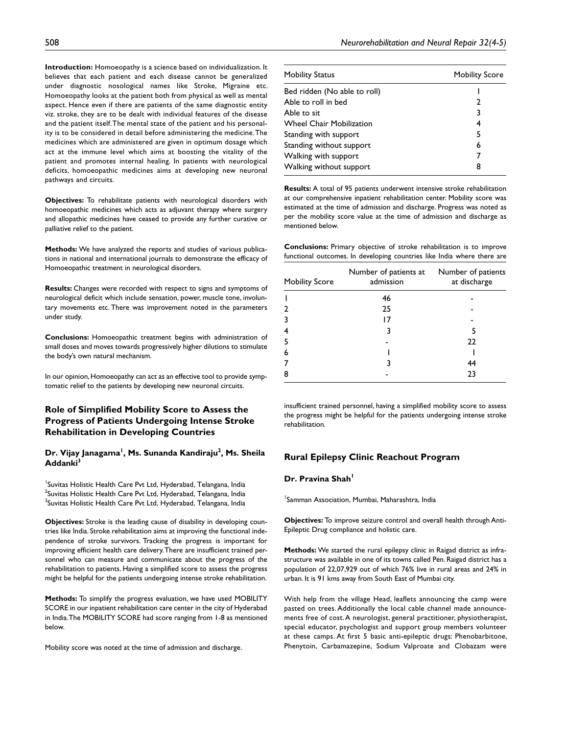**Introduction:** Homoeopathy is a science based on individualization. It believes that each patient and each disease cannot be generalized under diagnostic nosological names like Stroke, Migraine etc. Homoeopathy looks at the patient both from physical as well as mental aspect. Hence even if there are patients of the same diagnostic entity viz. stroke, they are to be dealt with individual features of the disease and the patient itself. The mental state of the patient and his personality is to be considered in detail before administering the medicine. The medicines which are administered are given in optimum dosage which act at the immune level which aims at boosting the vitality of the patient and promotes internal healing. In patients with neurological deficits, homoeopathic medicines aims at developing new neuronal pathways and circuits.

**Objectives:** To rehabilitate patients with neurological disorders with homoeopathic medicines which acts as adjuvant therapy where surgery and allopathic medicines have ceased to provide any further curative or palliative relief to the patient.

**Methods:** We have analyzed the reports and studies of various publications in national and international journals to demonstrate the efficacy of Homoeopathic treatment in neurological disorders.

**Results:** Changes were recorded with respect to signs and symptoms of neurological deficit which include sensation, power, muscle tone, involuntary movements etc. There was improvement noted in the parameters under study.

**Conclusions:** Homoeopathic treatment begins with administration of small doses and moves towards progressively higher dilutions to stimulate the body's own natural mechanism.

In our opinion, Homoeopathy can act as an effective tool to provide symptomatic relief to the patients by developing new neuronal circuits.

## Role of Simplified Mobility Score to Assess the Progress of Patients Undergoing Intense Stroke Rehabilitation in Developing Countries

**Dr. Vijay Janagama[1], Ms. Sunanda Kandiraju[2], Ms. Sheila Addanki[3]**

[1]Suvitas Holistic Health Care Pvt Ltd, Hyderabad, Telangana, India
[2]Suvitas Holistic Health Care Pvt Ltd, Hyderabad, Telangana, India
[3]Suvitas Holistic Health Care Pvt Ltd, Hyderabad, Telangana, India

**Objectives:** Stroke is the leading cause of disability in developing countries like India. Stroke rehabilitation aims at improving the functional independence of stroke survivors. Tracking the progress is important for improving efficient health care delivery. There are insufficient trained personnel who can measure and communicate about the progress of the rehabilitation to patients. Having a simplified score to assess the progress might be helpful for the patients undergoing intense stroke rehabilitation.

**Methods:** To simplify the progress evaluation, we have used MOBILITY SCORE in our inpatient rehabilitation care center in the city of Hyderabad in India. The MOBILITY SCORE had score ranging from 1-8 as mentioned below.

Mobility score was noted at the time of admission and discharge.

| Mobility Status | Mobility Score |
|---|---|
| Bed ridden (No able to roll) | 1 |
| Able to roll in bed | 2 |
| Able to sit | 3 |
| Wheel Chair Mobilization | 4 |
| Standing with support | 5 |
| Standing without support | 6 |
| Walking with support | 7 |
| Walking without support | 8 |

**Results:** A total of 95 patients underwent intensive stroke rehabilitation at our comprehensive inpatient rehabilitation center. Mobility score was estimated at the time of admission and discharge. Progress was noted as per the mobility score value at the time of admission and discharge as mentioned below.

| Mobility Score | Number of patients at admission | Number of patients at discharge |
|---|---|---|
| 1 | 46 | - |
| 2 | 25 | - |
| 3 | 17 | - |
| 4 | 3 | 5 |
| 5 | - | 22 |
| 6 | 1 | 1 |
| 7 | 3 | 44 |
| 8 | - | 23 |

**Conclusions:** Primary objective of stroke rehabilitation is to improve functional outcomes. In developing countries like India where there are insufficient trained personnel, having a simplified mobility score to assess the progress might be helpful for the patients undergoing intense stroke rehabilitation.

## Rural Epilepsy Clinic Reachout Program

**Dr. Pravina Shah[1]**

[1]Samman Association, Mumbai, Maharashtra, India

**Objectives:** To improve seizure control and overall health through Anti-Epileptic Drug compliance and holistic care.

**Methods:** We started the rural epilepsy clinic in Raigad district as infrastructure was available in one of its towns called Pen. Raigad district has a population of 22,07,929 out of which 76% live in rural areas and 24% in urban. It is 91 kms away from South East of Mumbai city.

With help from the village Head, leaflets announcing the camp were pasted on trees. Additionally the local cable channel made announcements free of cost. A neurologist, general practitioner, physiotherapist, special educator, psychologist and support group members volunteer at these camps. At first 5 basic anti-epileptic drugs: Phenobarbitone, Phenytoin, Carbamazepine, Sodium Valproate and Clobazam were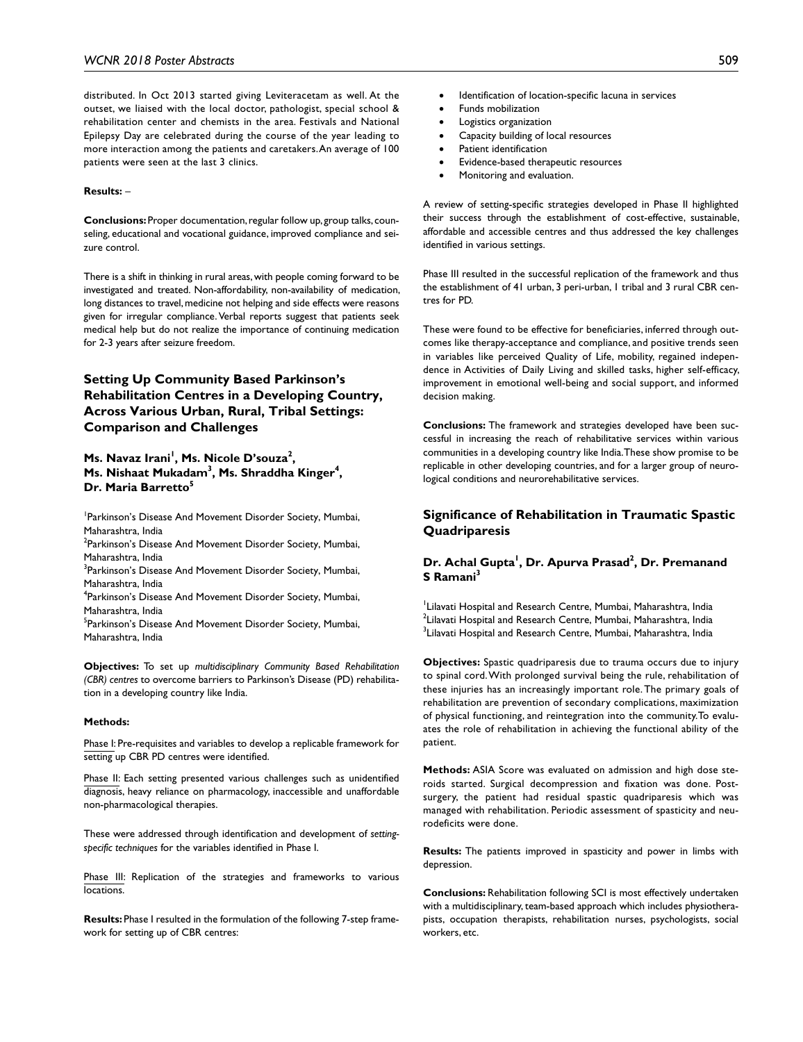distributed. In Oct 2013 started giving Leviteracetam as well. At the outset, we liaised with the local doctor, pathologist, special school & rehabilitation center and chemists in the area. Festivals and National Epilepsy Day are celebrated during the course of the year leading to more interaction among the patients and caretakers. An average of 100 patients were seen at the last 3 clinics.

**Results:** –

**Conclusions:** Proper documentation, regular follow up, group talks, counseling, educational and vocational guidance, improved compliance and seizure control.

There is a shift in thinking in rural areas, with people coming forward to be investigated and treated. Non-affordability, non-availability of medication, long distances to travel, medicine not helping and side effects were reasons given for irregular compliance. Verbal reports suggest that patients seek medical help but do not realize the importance of continuing medication for 2-3 years after seizure freedom.

## Setting Up Community Based Parkinson's Rehabilitation Centres in a Developing Country, Across Various Urban, Rural, Tribal Settings: Comparison and Challenges

**Ms. Navaz Irani[1], Ms. Nicole D'souza[2], Ms. Nishaat Mukadam[3], Ms. Shraddha Kinger[4], Dr. Maria Barretto[5]**

[1]Parkinson's Disease And Movement Disorder Society, Mumbai, Maharashtra, India
[2]Parkinson's Disease And Movement Disorder Society, Mumbai, Maharashtra, India
[3]Parkinson's Disease And Movement Disorder Society, Mumbai, Maharashtra, India
[4]Parkinson's Disease And Movement Disorder Society, Mumbai, Maharashtra, India
[5]Parkinson's Disease And Movement Disorder Society, Mumbai, Maharashtra, India

**Objectives:** To set up *multidisciplinary Community Based Rehabilitation (CBR) centres* to overcome barriers to Parkinson's Disease (PD) rehabilitation in a developing country like India.

**Methods:**

Phase I: Pre-requisites and variables to develop a replicable framework for setting up CBR PD centres were identified.

Phase II: Each setting presented various challenges such as unidentified diagnosis, heavy reliance on pharmacology, inaccessible and unaffordable non-pharmacological therapies.

These were addressed through identification and development of *setting-specific techniques* for the variables identified in Phase I.

Phase III: Replication of the strategies and frameworks to various locations.

**Results:** Phase I resulted in the formulation of the following 7-step framework for setting up of CBR centres:

- Identification of location-specific lacuna in services
- Funds mobilization
- Logistics organization
- Capacity building of local resources
- Patient identification
- Evidence-based therapeutic resources
- Monitoring and evaluation.

A review of setting-specific strategies developed in Phase II highlighted their success through the establishment of cost-effective, sustainable, affordable and accessible centres and thus addressed the key challenges identified in various settings.

Phase III resulted in the successful replication of the framework and thus the establishment of 41 urban, 3 peri-urban, 1 tribal and 3 rural CBR centres for PD.

These were found to be effective for beneficiaries, inferred through outcomes like therapy-acceptance and compliance, and positive trends seen in variables like perceived Quality of Life, mobility, regained independence in Activities of Daily Living and skilled tasks, higher self-efficacy, improvement in emotional well-being and social support, and informed decision making.

**Conclusions:** The framework and strategies developed have been successful in increasing the reach of rehabilitative services within various communities in a developing country like India. These show promise to be replicable in other developing countries, and for a larger group of neurological conditions and neurorehabilitative services.

## Significance of Rehabilitation in Traumatic Spastic Quadriparesis

**Dr. Achal Gupta[1], Dr. Apurva Prasad[2], Dr. Premanand S Ramani[3]**

[1]Lilavati Hospital and Research Centre, Mumbai, Maharashtra, India
[2]Lilavati Hospital and Research Centre, Mumbai, Maharashtra, India
[3]Lilavati Hospital and Research Centre, Mumbai, Maharashtra, India

**Objectives:** Spastic quadriparesis due to trauma occurs due to injury to spinal cord. With prolonged survival being the rule, rehabilitation of these injuries has an increasingly important role. The primary goals of rehabilitation are prevention of secondary complications, maximization of physical functioning, and reintegration into the community. To evaluates the role of rehabilitation in achieving the functional ability of the patient.

**Methods:** ASIA Score was evaluated on admission and high dose steroids started. Surgical decompression and fixation was done. Post-surgery, the patient had residual spastic quadriparesis which was managed with rehabilitation. Periodic assessment of spasticity and neurodeficits were done.

**Results:** The patients improved in spasticity and power in limbs with depression.

**Conclusions:** Rehabilitation following SCI is most effectively undertaken with a multidisciplinary, team-based approach which includes physiotherapists, occupation therapists, rehabilitation nurses, psychologists, social workers, etc.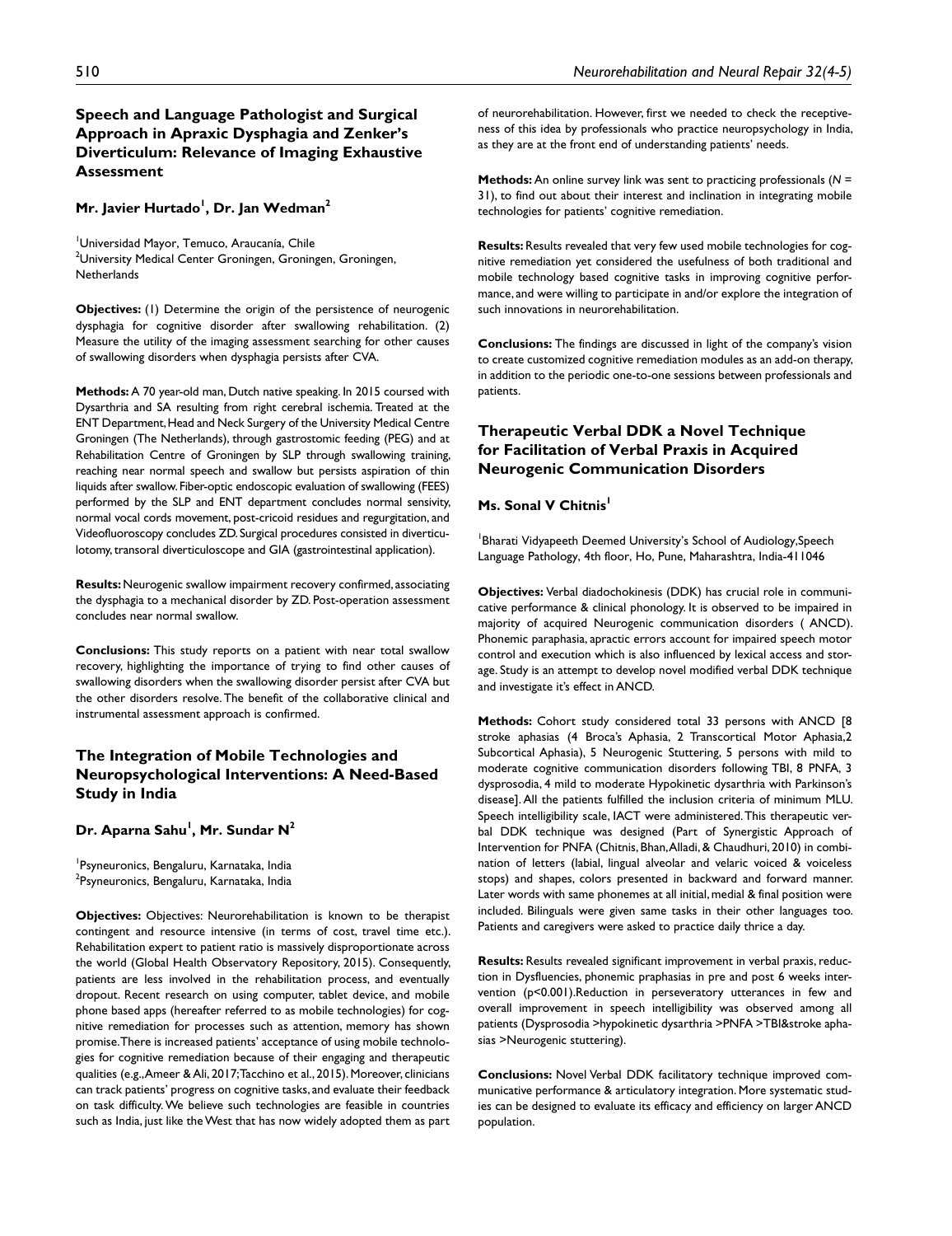## Speech and Language Pathologist and Surgical Approach in Apraxic Dysphagia and Zenker's Diverticulum: Relevance of Imaging Exhaustive Assessment

**Mr. Javier Hurtado[1], Dr. Jan Wedman[2]**

[1]Universidad Mayor, Temuco, Araucanía, Chile
[2]University Medical Center Groningen, Groningen, Groningen, Netherlands

**Objectives:** (1) Determine the origin of the persistence of neurogenic dysphagia for cognitive disorder after swallowing rehabilitation. (2) Measure the utility of the imaging assessment searching for other causes of swallowing disorders when dysphagia persists after CVA.

**Methods:** A 70 year-old man, Dutch native speaking. In 2015 coursed with Dysarthria and SA resulting from right cerebral ischemia. Treated at the ENT Department, Head and Neck Surgery of the University Medical Centre Groningen (The Netherlands), through gastrostomic feeding (PEG) and at Rehabilitation Centre of Groningen by SLP through swallowing training, reaching near normal speech and swallow but persists aspiration of thin liquids after swallow. Fiber-optic endoscopic evaluation of swallowing (FEES) performed by the SLP and ENT department concludes normal sensivity, normal vocal cords movement, post-cricoid residues and regurgitation, and Videofluoroscopy concludes ZD. Surgical procedures consisted in diverticulotomy, transoral diverticuloscope and GIA (gastrointestinal application).

**Results:** Neurogenic swallow impairment recovery confirmed, associating the dysphagia to a mechanical disorder by ZD. Post-operation assessment concludes near normal swallow.

**Conclusions:** This study reports on a patient with near total swallow recovery, highlighting the importance of trying to find other causes of swallowing disorders when the swallowing disorder persist after CVA but the other disorders resolve. The benefit of the collaborative clinical and instrumental assessment approach is confirmed.

## The Integration of Mobile Technologies and Neuropsychological Interventions: A Need-Based Study in India

**Dr. Aparna Sahu[1], Mr. Sundar N[2]**

[1]Psyneuronics, Bengaluru, Karnataka, India
[2]Psyneuronics, Bengaluru, Karnataka, India

**Objectives:** Objectives: Neurorehabilitation is known to be therapist contingent and resource intensive (in terms of cost, travel time etc.). Rehabilitation expert to patient ratio is massively disproportionate across the world (Global Health Observatory Repository, 2015). Consequently, patients are less involved in the rehabilitation process, and eventually dropout. Recent research on using computer, tablet device, and mobile phone based apps (hereafter referred to as mobile technologies) for cognitive remediation for processes such as attention, memory has shown promise. There is increased patients' acceptance of using mobile technologies for cognitive remediation because of their engaging and therapeutic qualities (e.g., Ameer & Ali, 2017; Tacchino et al., 2015). Moreover, clinicians can track patients' progress on cognitive tasks, and evaluate their feedback on task difficulty. We believe such technologies are feasible in countries such as India, just like the West that has now widely adopted them as part of neurorehabilitation. However, first we needed to check the receptiveness of this idea by professionals who practice neuropsychology in India, as they are at the front end of understanding patients' needs.

**Methods:** An online survey link was sent to practicing professionals ($N$ = 31), to find out about their interest and inclination in integrating mobile technologies for patients' cognitive remediation.

**Results:** Results revealed that very few used mobile technologies for cognitive remediation yet considered the usefulness of both traditional and mobile technology based cognitive tasks in improving cognitive performance, and were willing to participate in and/or explore the integration of such innovations in neurorehabilitation.

**Conclusions:** The findings are discussed in light of the company's vision to create customized cognitive remediation modules as an add-on therapy, in addition to the periodic one-to-one sessions between professionals and patients.

## Therapeutic Verbal DDK a Novel Technique for Facilitation of Verbal Praxis in Acquired Neurogenic Communication Disorders

**Ms. Sonal V Chitnis[1]**

[1]Bharati Vidyapeeth Deemed University's School of Audiology, Speech Language Pathology, 4th floor, Ho, Pune, Maharashtra, India-411046

**Objectives:** Verbal diadochokinesis (DDK) has crucial role in communicative performance & clinical phonology. It is observed to be impaired in majority of acquired Neurogenic communication disorders ( ANCD). Phonemic paraphasia, apractic errors account for impaired speech motor control and execution which is also influenced by lexical access and storage. Study is an attempt to develop novel modified verbal DDK technique and investigate it's effect in ANCD.

**Methods:** Cohort study considered total 33 persons with ANCD [8 stroke aphasias (4 Broca's Aphasia, 2 Transcortical Motor Aphasia,2 Subcortical Aphasia), 5 Neurogenic Stuttering, 5 persons with mild to moderate cognitive communication disorders following TBI, 8 PNFA, 3 dysprosodia, 4 mild to moderate Hypokinetic dysarthria with Parkinson's disease]. All the patients fulfilled the inclusion criteria of minimum MLU. Speech intelligibility scale, IACT were administered. This therapeutic verbal DDK technique was designed (Part of Synergistic Approach of Intervention for PNFA (Chitnis, Bhan, Alladi, & Chaudhuri, 2010) in combination of letters (labial, lingual alveolar and velaric voiced & voiceless stops) and shapes, colors presented in backward and forward manner. Later words with same phonemes at all initial, medial & final position were included. Bilinguals were given same tasks in their other languages too. Patients and caregivers were asked to practice daily thrice a day.

**Results:** Results revealed significant improvement in verbal praxis, reduction in Dysfluencies, phonemic praphasias in pre and post 6 weeks intervention ($p<0.001$). Reduction in perseveratory utterances in few and overall improvement in speech intelligibility was observed among all patients (Dysprosodia >hypokinetic dysarthria >PNFA >TBI&stroke aphasias >Neurogenic stuttering).

**Conclusions:** Novel Verbal DDK facilitatory technique improved communicative performance & articulatory integration. More systematic studies can be designed to evaluate its efficacy and efficiency on larger ANCD population.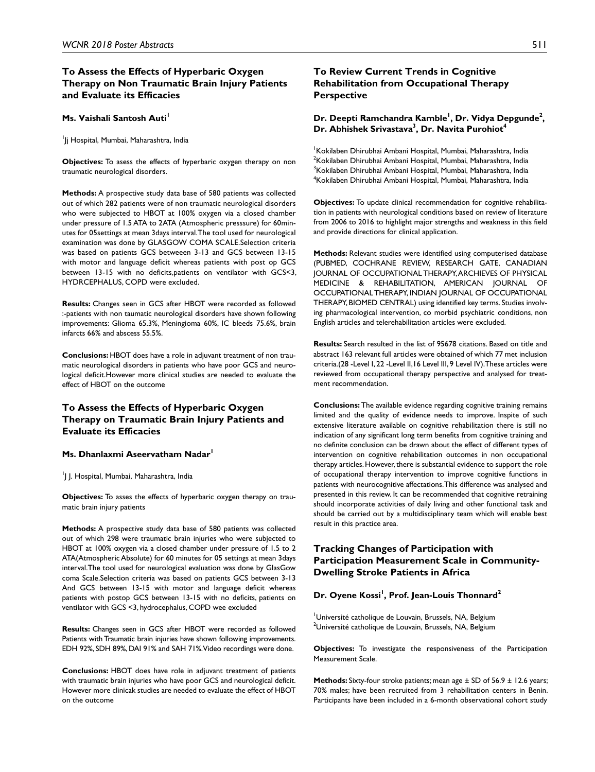## To Assess the Effects of Hyperbaric Oxygen Therapy on Non Traumatic Brain Injury Patients and Evaluate its Efficacies

**Ms. Vaishali Santosh Auti**[1]

[1]Jj Hospital, Mumbai, Maharashtra, India

**Objectives:** To asess the effects of hyperbaric oxygen therapy on non traumatic neurological disorders.

**Methods:** A prospective study data base of 580 patients was collected out of which 282 patients were of non traumatic neurological disorders who were subjected to HBOT at 100% oxygen via a closed chamber under pressure of 1.5 ATA to 2ATA (Atmospheric presssure) for 60minutes for 05settings at mean 3days interval.The tool used for neurological examination was done by GLASGOW COMA SCALE.Selection criteria was based on patients GCS betweeen 3-13 and GCS between 13-15 with motor and language deficit whereas patients with post op GCS between 13-15 with no deficits,patients on ventilator with GCS<3, HYDRCEPHALUS, COPD were excluded.

**Results:** Changes seen in GCS after HBOT were recorded as followed :-patients with non taumatic neurological disorders have shown following improvements: Glioma 65.3%, Meningioma 60%, IC bleeds 75.6%, brain infarcts 66% and abscess 55.5%.

**Conclusions:** HBOT does have a role in adjuvant treatment of non traumatic neurological disorders in patients who have poor GCS and neurological deficit.However more clinical studies are needed to evaluate the effect of HBOT on the outcome

## To Assess the Effects of Hyperbaric Oxygen Therapy on Traumatic Brain Injury Patients and Evaluate its Efficacies

**Ms. Dhanlaxmi Aseervatham Nadar**[1]

[1]J J. Hospital, Mumbai, Maharashtra, India

**Objectives:** To asses the effects of hyperbaric oxygen therapy on traumatic brain injury patients

**Methods:** A prospective study data base of 580 patients was collected out of which 298 were traumatic brain injuries who were subjected to HBOT at 100% oxygen via a closed chamber under pressure of 1.5 to 2 ATA(Atmospheric Absolute) for 60 minutes for 05 settings at mean 3days interval.The tool used for neurological evaluation was done by GlasGow coma Scale.Selection criteria was based on patients GCS between 3-13 And GCS between 13-15 with motor and language deficit whereas patients with postop GCS between 13-15 with no deficits, patients on ventilator with GCS <3, hydrocephalus, COPD wee excluded

**Results:** Changes seen in GCS after HBOT were recorded as followed Patients with Traumatic brain injuries have shown following improvements. EDH 92%, SDH 89%, DAI 91% and SAH 71%.Video recordings were done.

**Conclusions:** HBOT does have role in adjuvant treatment of patients with traumatic brain injuries who have poor GCS and neurological deficit. However more clinicak studies are needed to evaluate the effect of HBOT on the outcome

## To Review Current Trends in Cognitive Rehabilitation from Occupational Therapy Perspective

**Dr. Deepti Ramchandra Kamble**[1]**, Dr. Vidya Depgunde**[2]**, Dr. Abhishek Srivastava**[3]**, Dr. Navita Purohiot**[4]

[1]Kokilaben Dhirubhai Ambani Hospital, Mumbai, Maharashtra, India
[2]Kokilaben Dhirubhai Ambani Hospital, Mumbai, Maharashtra, India
[3]Kokilaben Dhirubhai Ambani Hospital, Mumbai, Maharashtra, India
[4]Kokilaben Dhirubhai Ambani Hospital, Mumbai, Maharashtra, India

**Objectives:** To update clinical recommendation for cognitive rehabilitation in patients with neurological conditions based on review of literature from 2006 to 2016 to highlight major strengths and weakness in this field and provide directions for clinical application.

**Methods:** Relevant studies were identified using computerised database (PUBMED, COCHRANE REVIEW, RESEARCH GATE, CANADIAN JOURNAL OF OCCUPATIONAL THERAPY, ARCHIEVES OF PHYSICAL MEDICINE & REHABILITATION, AMERICAN JOURNAL OF OCCUPATIONAL THERAPY, INDIAN JOURNAL OF OCCUPATIONAL THERAPY, BIOMED CENTRAL) using identified key terms. Studies involving pharmacological intervention, co morbid psychiatric conditions, non English articles and telerehabilitation articles were excluded.

**Results:** Search resulted in the list of 95678 citations. Based on title and abstract 163 relevant full articles were obtained of which 77 met inclusion criteria.(28 -Level I, 22 -Level II,16 Level III, 9 Level IV). These articles were reviewed from occupational therapy perspective and analysed for treatment recommendation.

**Conclusions:** The available evidence regarding cognitive training remains limited and the quality of evidence needs to improve. Inspite of such extensive literature available on cognitive rehabilitation there is still no indication of any significant long term benefits from cognitive training and no definite conclusion can be drawn about the effect of different types of intervention on cognitive rehabilitation outcomes in non occupational therapy articles. However, there is substantial evidence to support the role of occupational therapy intervention to improve cognitive functions in patients with neurocognitive affectations. This difference was analysed and presented in this review. It can be recommended that cognitive retraining should incorporate activities of daily living and other functional task and should be carried out by a multidisciplinary team which will enable best result in this practice area.

## Tracking Changes of Participation with Participation Measurement Scale in Community-Dwelling Stroke Patients in Africa

**Dr. Oyene Kossi**[1]**, Prof. Jean-Louis Thonnard**[2]

[1]Université catholique de Louvain, Brussels, NA, Belgium
[2]Université catholique de Louvain, Brussels, NA, Belgium

**Objectives:** To investigate the responsiveness of the Participation Measurement Scale.

**Methods:** Sixty-four stroke patients; mean age ± SD of 56.9 ± 12.6 years; 70% males; have been recruited from 3 rehabilitation centers in Benin. Participants have been included in a 6-month observational cohort study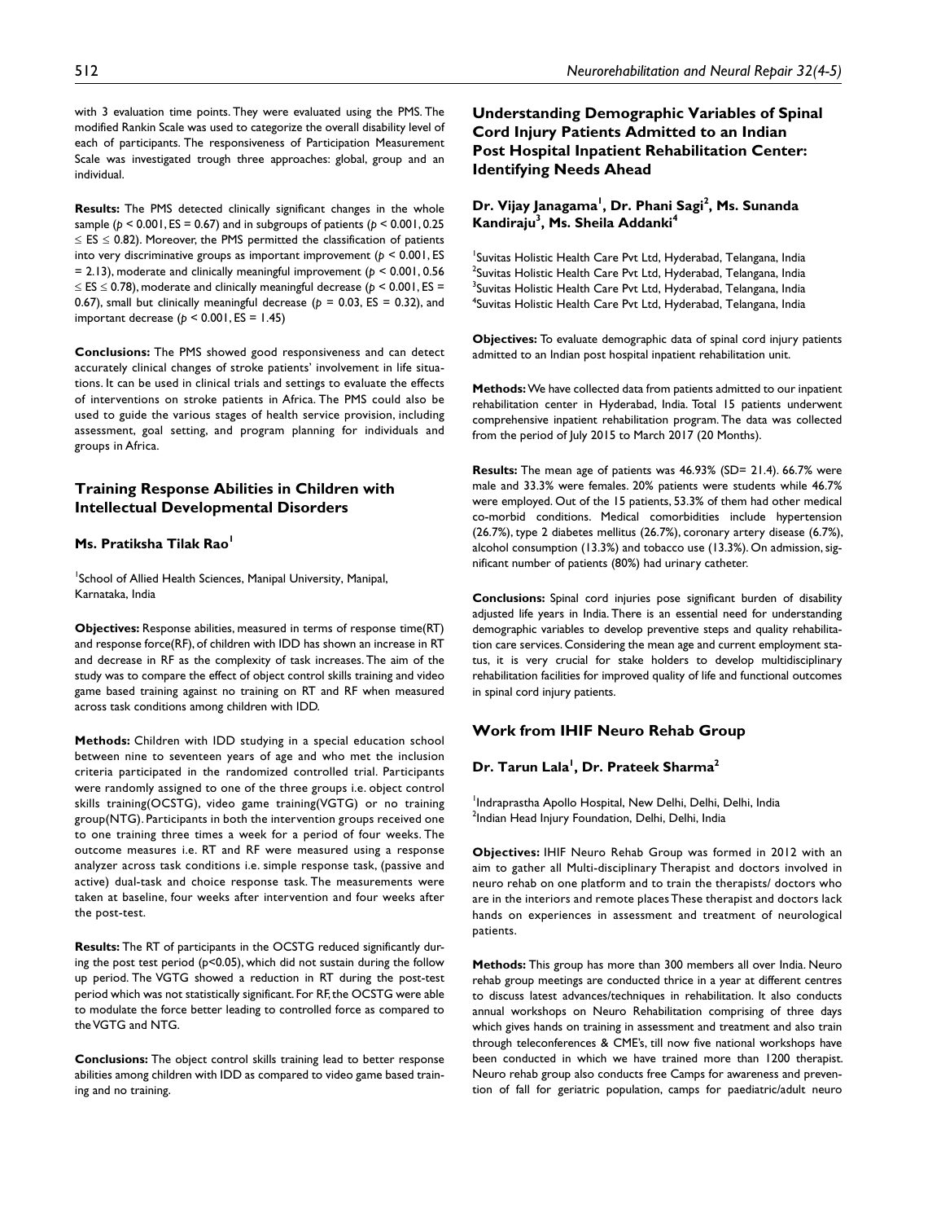with 3 evaluation time points. They were evaluated using the PMS. The modified Rankin Scale was used to categorize the overall disability level of each of participants. The responsiveness of Participation Measurement Scale was investigated trough three approaches: global, group and an individual.

**Results:** The PMS detected clinically significant changes in the whole sample ($p < 0.001$, ES = 0.67) and in subgroups of patients ($p < 0.001$, $0.25 \leq \text{ES} \leq 0.82$). Moreover, the PMS permitted the classification of patients into very discriminative groups as important improvement ($p < 0.001$, ES = 2.13), moderate and clinically meaningful improvement ($p < 0.001$, $0.56 \leq \text{ES} \leq 0.78$), moderate and clinically meaningful decrease ($p < 0.001$, ES = 0.67), small but clinically meaningful decrease ($p = 0.03$, ES = 0.32), and important decrease ($p < 0.001$, ES = 1.45)

**Conclusions:** The PMS showed good responsiveness and can detect accurately clinical changes of stroke patients' involvement in life situations. It can be used in clinical trials and settings to evaluate the effects of interventions on stroke patients in Africa. The PMS could also be used to guide the various stages of health service provision, including assessment, goal setting, and program planning for individuals and groups in Africa.

## Training Response Abilities in Children with Intellectual Developmental Disorders

### Ms. Pratiksha Tilak Rao[1]

[1]School of Allied Health Sciences, Manipal University, Manipal, Karnataka, India

**Objectives:** Response abilities, measured in terms of response time(RT) and response force(RF), of children with IDD has shown an increase in RT and decrease in RF as the complexity of task increases. The aim of the study was to compare the effect of object control skills training and video game based training against no training on RT and RF when measured across task conditions among children with IDD.

**Methods:** Children with IDD studying in a special education school between nine to seventeen years of age and who met the inclusion criteria participated in the randomized controlled trial. Participants were randomly assigned to one of the three groups i.e. object control skills training(OCSTG), video game training(VGTG) or no training group(NTG). Participants in both the intervention groups received one to one training three times a week for a period of four weeks. The outcome measures i.e. RT and RF were measured using a response analyzer across task conditions i.e. simple response task, (passive and active) dual-task and choice response task. The measurements were taken at baseline, four weeks after intervention and four weeks after the post-test.

**Results:** The RT of participants in the OCSTG reduced significantly during the post test period ($p<0.05$), which did not sustain during the follow up period. The VGTG showed a reduction in RT during the post-test period which was not statistically significant. For RF, the OCSTG were able to modulate the force better leading to controlled force as compared to the VGTG and NTG.

**Conclusions:** The object control skills training lead to better response abilities among children with IDD as compared to video game based training and no training.

## Understanding Demographic Variables of Spinal Cord Injury Patients Admitted to an Indian Post Hospital Inpatient Rehabilitation Center: Identifying Needs Ahead

### Dr. Vijay Janagama[1], Dr. Phani Sagi[2], Ms. Sunanda Kandiraju[3], Ms. Sheila Addanki[4]

[1]Suvitas Holistic Health Care Pvt Ltd, Hyderabad, Telangana, India
[2]Suvitas Holistic Health Care Pvt Ltd, Hyderabad, Telangana, India
[3]Suvitas Holistic Health Care Pvt Ltd, Hyderabad, Telangana, India
[4]Suvitas Holistic Health Care Pvt Ltd, Hyderabad, Telangana, India

**Objectives:** To evaluate demographic data of spinal cord injury patients admitted to an Indian post hospital inpatient rehabilitation unit.

**Methods:** We have collected data from patients admitted to our inpatient rehabilitation center in Hyderabad, India. Total 15 patients underwent comprehensive inpatient rehabilitation program. The data was collected from the period of July 2015 to March 2017 (20 Months).

**Results:** The mean age of patients was 46.93% (SD= 21.4). 66.7% were male and 33.3% were females. 20% patients were students while 46.7% were employed. Out of the 15 patients, 53.3% of them had other medical co-morbid conditions. Medical comorbidities include hypertension (26.7%), type 2 diabetes mellitus (26.7%), coronary artery disease (6.7%), alcohol consumption (13.3%) and tobacco use (13.3%). On admission, significant number of patients (80%) had urinary catheter.

**Conclusions:** Spinal cord injuries pose significant burden of disability adjusted life years in India. There is an essential need for understanding demographic variables to develop preventive steps and quality rehabilitation care services. Considering the mean age and current employment status, it is very crucial for stake holders to develop multidisciplinary rehabilitation facilities for improved quality of life and functional outcomes in spinal cord injury patients.

## Work from IHIF Neuro Rehab Group

### Dr. Tarun Lala[1], Dr. Prateek Sharma[2]

[1]Indraprastha Apollo Hospital, New Delhi, Delhi, Delhi, India
[2]Indian Head Injury Foundation, Delhi, Delhi, India

**Objectives:** IHIF Neuro Rehab Group was formed in 2012 with an aim to gather all Multi-disciplinary Therapist and doctors involved in neuro rehab on one platform and to train the therapists/ doctors who are in the interiors and remote places These therapist and doctors lack hands on experiences in assessment and treatment of neurological patients.

**Methods:** This group has more than 300 members all over India. Neuro rehab group meetings are conducted thrice in a year at different centres to discuss latest advances/techniques in rehabilitation. It also conducts annual workshops on Neuro Rehabilitation comprising of three days which gives hands on training in assessment and treatment and also train through teleconferences & CME's, till now five national workshops have been conducted in which we have trained more than 1200 therapist. Neuro rehab group also conducts free Camps for awareness and prevention of fall for geriatric population, camps for paediatric/adult neuro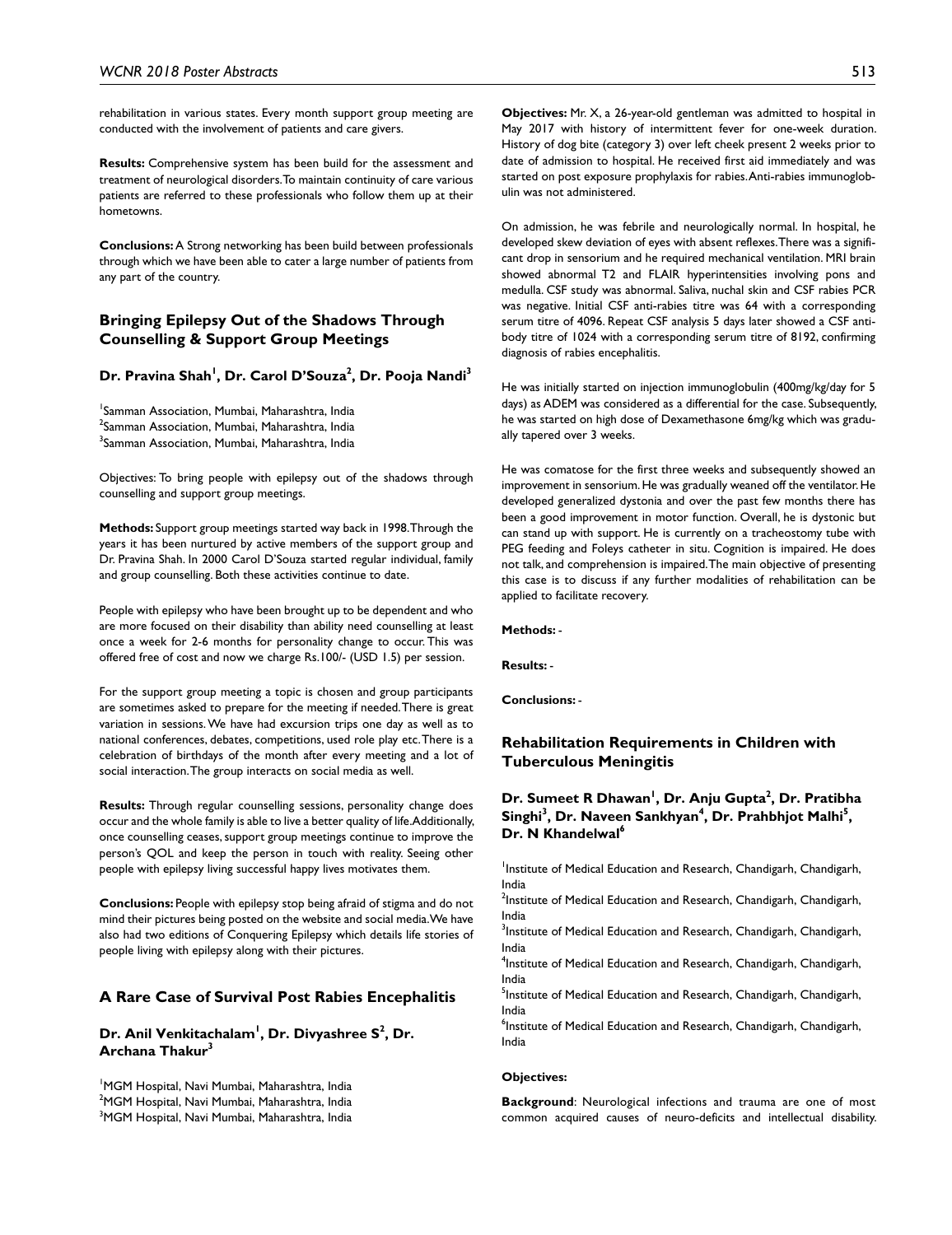rehabilitation in various states. Every month support group meeting are conducted with the involvement of patients and care givers.

**Results:** Comprehensive system has been build for the assessment and treatment of neurological disorders. To maintain continuity of care various patients are referred to these professionals who follow them up at their hometowns.

**Conclusions:** A Strong networking has been build between professionals through which we have been able to cater a large number of patients from any part of the country.

## Bringing Epilepsy Out of the Shadows Through Counselling & Support Group Meetings

**Dr. Pravina Shah[1], Dr. Carol D'Souza[2], Dr. Pooja Nandi[3]**

[1]Samman Association, Mumbai, Maharashtra, India
[2]Samman Association, Mumbai, Maharashtra, India
[3]Samman Association, Mumbai, Maharashtra, India

Objectives: To bring people with epilepsy out of the shadows through counselling and support group meetings.

**Methods:** Support group meetings started way back in 1998. Through the years it has been nurtured by active members of the support group and Dr. Pravina Shah. In 2000 Carol D'Souza started regular individual, family and group counselling. Both these activities continue to date.

People with epilepsy who have been brought up to be dependent and who are more focused on their disability than ability need counselling at least once a week for 2-6 months for personality change to occur. This was offered free of cost and now we charge Rs.100/- (USD 1.5) per session.

For the support group meeting a topic is chosen and group participants are sometimes asked to prepare for the meeting if needed. There is great variation in sessions. We have had excursion trips one day as well as to national conferences, debates, competitions, used role play etc. There is a celebration of birthdays of the month after every meeting and a lot of social interaction. The group interacts on social media as well.

**Results:** Through regular counselling sessions, personality change does occur and the whole family is able to live a better quality of life. Additionally, once counselling ceases, support group meetings continue to improve the person's QOL and keep the person in touch with reality. Seeing other people with epilepsy living successful happy lives motivates them.

**Conclusions:** People with epilepsy stop being afraid of stigma and do not mind their pictures being posted on the website and social media. We have also had two editions of Conquering Epilepsy which details life stories of people living with epilepsy along with their pictures.

## A Rare Case of Survival Post Rabies Encephalitis

**Dr. Anil Venkitachalam[1], Dr. Divyashree S[2], Dr. Archana Thakur[3]**

[1]MGM Hospital, Navi Mumbai, Maharashtra, India
[2]MGM Hospital, Navi Mumbai, Maharashtra, India
[3]MGM Hospital, Navi Mumbai, Maharashtra, India

**Objectives:** Mr. X, a 26-year-old gentleman was admitted to hospital in May 2017 with history of intermittent fever for one-week duration. History of dog bite (category 3) over left cheek present 2 weeks prior to date of admission to hospital. He received first aid immediately and was started on post exposure prophylaxis for rabies. Anti-rabies immunoglobulin was not administered.

On admission, he was febrile and neurologically normal. In hospital, he developed skew deviation of eyes with absent reflexes. There was a significant drop in sensorium and he required mechanical ventilation. MRI brain showed abnormal T2 and FLAIR hyperintensities involving pons and medulla. CSF study was abnormal. Saliva, nuchal skin and CSF rabies PCR was negative. Initial CSF anti-rabies titre was 64 with a corresponding serum titre of 4096. Repeat CSF analysis 5 days later showed a CSF antibody titre of 1024 with a corresponding serum titre of 8192, confirming diagnosis of rabies encephalitis.

He was initially started on injection immunoglobulin (400mg/kg/day for 5 days) as ADEM was considered as a differential for the case. Subsequently, he was started on high dose of Dexamethasone 6mg/kg which was gradually tapered over 3 weeks.

He was comatose for the first three weeks and subsequently showed an improvement in sensorium. He was gradually weaned off the ventilator. He developed generalized dystonia and over the past few months there has been a good improvement in motor function. Overall, he is dystonic but can stand up with support. He is currently on a tracheostomy tube with PEG feeding and Foleys catheter in situ. Cognition is impaired. He does not talk, and comprehension is impaired. The main objective of presenting this case is to discuss if any further modalities of rehabilitation can be applied to facilitate recovery.

**Methods:** -

**Results:** -

**Conclusions:** -

## Rehabilitation Requirements in Children with Tuberculous Meningitis

**Dr. Sumeet R Dhawan[1], Dr. Anju Gupta[2], Dr. Pratibha Singhi[3], Dr. Naveen Sankhyan[4], Dr. Prahbhjot Malhi[5], Dr. N Khandelwal[6]**

[1]Institute of Medical Education and Research, Chandigarh, Chandigarh, India
[2]Institute of Medical Education and Research, Chandigarh, Chandigarh, India
[3]Institute of Medical Education and Research, Chandigarh, Chandigarh, India
[4]Institute of Medical Education and Research, Chandigarh, Chandigarh, India
[5]Institute of Medical Education and Research, Chandigarh, Chandigarh, India
[6]Institute of Medical Education and Research, Chandigarh, Chandigarh, India

**Objectives:**

**Background**: Neurological infections and trauma are one of most common acquired causes of neuro-deficits and intellectual disability.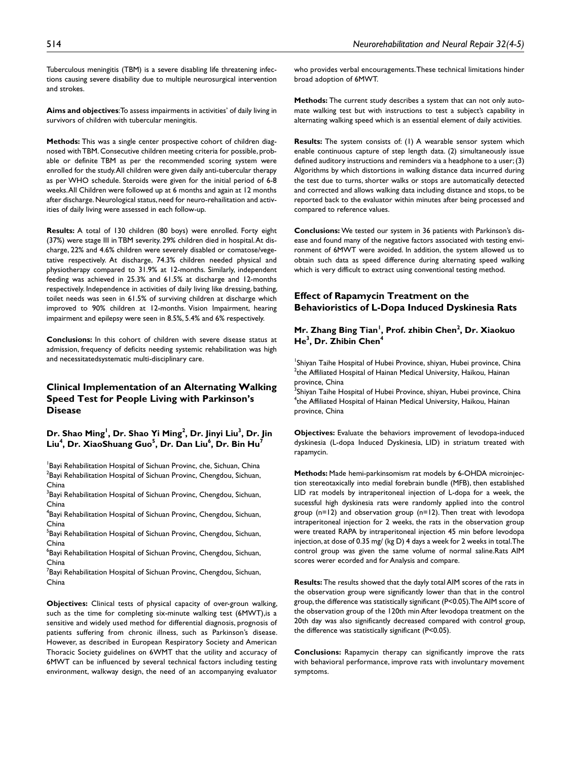Tuberculous meningitis (TBM) is a severe disabling life threatening infections causing severe disability due to multiple neurosurgical intervention and strokes.

**Aims and objectives**:To assess impairments in activities' of daily living in survivors of children with tubercular meningitis.

**Methods:** This was a single center prospective cohort of children diagnosed with TBM. Consecutive children meeting criteria for possible, probable or definite TBM as per the recommended scoring system were enrolled for the study. All children were given daily anti-tubercular therapy as per WHO schedule. Steroids were given for the initial period of 6-8 weeks. All Children were followed up at 6 months and again at 12 months after discharge. Neurological status, need for neuro-reihailitation and activities of daily living were assessed in each follow-up.

**Results:** A total of 130 children (80 boys) were enrolled. Forty eight (37%) were stage III in TBM severity. 29% children died in hospital. At discharge, 22% and 4.6% children were severely disabled or comatose/vegetative respectively. At discharge, 74.3% children needed physical and physiotherapy compared to 31.9% at 12-months. Similarly, independent feeding was achieved in 25.3% and 61.5% at discharge and 12-months respectively. Independence in activities of daily living like dressing, bathing, toilet needs was seen in 61.5% of surviving children at discharge which improved to 90% children at 12-months. Vision Impairment, hearing impairment and epilepsy were seen in 8.5%, 5.4% and 6% respectively.

**Conclusions:** In this cohort of children with severe disease status at admission, frequency of deficits needing systemic rehabilitation was high and necessitatedsystematic multi-disciplinary care.

## Clinical Implementation of an Alternating Walking Speed Test for People Living with Parkinson's Disease

**Dr. Shao Ming[1], Dr. Shao Yi Ming[2], Dr. Jinyi Liu[3], Dr. Jin Liu[4], Dr. XiaoShuang Guo[5], Dr. Dan Liu[6], Dr. Bin Hu[7]**

[1]Bayi Rehabilitation Hospital of Sichuan Provinc, che, Sichuan, China
[2]Bayi Rehabilitation Hospital of Sichuan Provinc, Chengdou, Sichuan, China
[3]Bayi Rehabilitation Hospital of Sichuan Provinc, Chengdou, Sichuan, China
[4]Bayi Rehabilitation Hospital of Sichuan Provinc, Chengdou, Sichuan, China
[5]Bayi Rehabilitation Hospital of Sichuan Provinc, Chengdou, Sichuan, China
[6]Bayi Rehabilitation Hospital of Sichuan Provinc, Chengdou, Sichuan, China
[7]Bayi Rehabilitation Hospital of Sichuan Provinc, Chengdou, Sichuan, China

**Objectives:** Clinical tests of physical capacity of over-groun walking, such as the time for completing six-minute walking test (6MWT),is a sensitive and widely used method for differential diagnosis, prognosis of patients suffering from chronic illness, such as Parkinson's disease. However, as described in European Respiratory Society and American Thoracic Society guidelines on 6WMT that the utility and accuracy of 6MWT can be influenced by several technical factors including testing environment, walkway design, the need of an accompanying evaluator who provides verbal encouragements. These technical limitations hinder broad adoption of 6MWT.

**Methods:** The current study describes a system that can not only automate walking test but with instructions to test a subject's capability in alternating walking speed which is an essential element of daily activities.

**Results:** The system consists of: (1) A wearable sensor system which enable continuous capture of step length data. (2) simultaneously issue defined auditory instructions and reminders via a headphone to a user; (3) Algorithms by which distortions in walking distance data incurred during the test due to turns, shorter walks or stops are automatically detected and corrected and allows walking data including distance and stops, to be reported back to the evaluator within minutes after being processed and compared to reference values.

**Conclusions:** We tested our system in 36 patients with Parkinson's disease and found many of the negative factors associated with testing environment of 6MWT were avoided. In addition, the system allowed us to obtain such data as speed difference during alternating speed walking which is very difficult to extract using conventional testing method.

## Effect of Rapamycin Treatment on the Behavioristics of L-Dopa Induced Dyskinesia Rats

**Mr. Zhang Bing Tian[1], Prof. zhibin Chen[2], Dr. Xiaokuo He[3], Dr. Zhibin Chen[4]**

[1]Shiyan Taihe Hospital of Hubei Province, shiyan, Hubei province, China
[2]the Affiliated Hospital of Hainan Medical University, Haikou, Hainan province, China
[3]Shiyan Taihe Hospital of Hubei Province, shiyan, Hubei province, China
[4]the Affiliated Hospital of Hainan Medical University, Haikou, Hainan province, China

**Objectives:** Evaluate the behaviors improvement of levodopa-induced dyskinesia (L-dopa Induced Dyskinesia, LID) in striatum treated with rapamycin.

**Methods:** Made hemi-parkinsomism rat models by 6-OHDA microinjection stereotaxically into medial forebrain bundle (MFB), then established LID rat models by intraperitoneal injection of L-dopa for a week, the sucessful high dyskinesia rats were randomly applied into the control group (n=12) and observation group (n=12). Then treat with levodopa intraperitoneal injection for 2 weeks, the rats in the observation group were treated RAPA by intraperitoneal injection 45 min before levodopa injection, at dose of 0.35 mg/ (kg D) 4 days a week for 2 weeks in total. The control group was given the same volume of normal saline. Rats AIM scores werer ecorded and for Analysis and compare.

**Results:** The results showed that the dayly total AIM scores of the rats in the observation group were significantly lower than that in the control group, the difference was statistically significant ($P<0.05$). The AIM score of the observation group of the 120th min After levodopa treatment on the 20th day was also significantly decreased compared with control group, the difference was statistically significant ($P<0.05$).

**Conclusions:** Rapamycin therapy can significantly improve the rats with behavioral performance, improve rats with involuntary movement symptoms.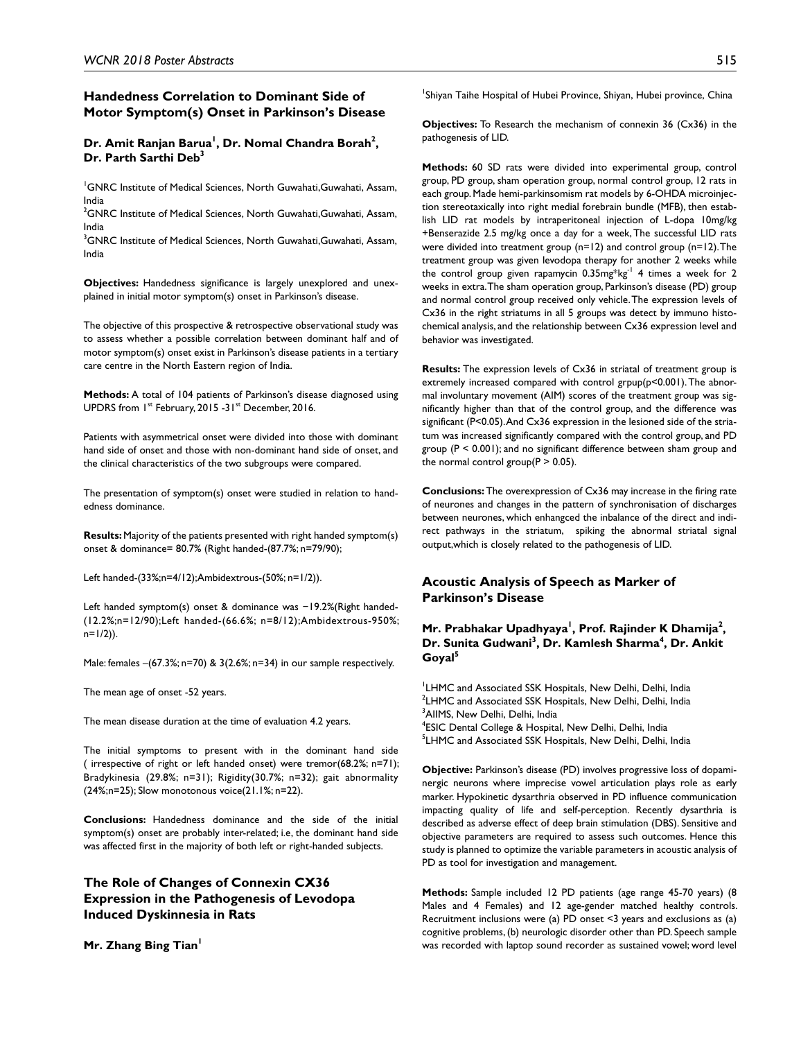## Handedness Correlation to Dominant Side of Motor Symptom(s) Onset in Parkinson's Disease

**Dr. Amit Ranjan Barua[1], Dr. Nomal Chandra Borah[2], Dr. Parth Sarthi Deb[3]**

[1]GNRC Institute of Medical Sciences, North Guwahati, Guwahati, Assam, India
[2]GNRC Institute of Medical Sciences, North Guwahati, Guwahati, Assam, India
[3]GNRC Institute of Medical Sciences, North Guwahati, Guwahati, Assam, India

**Objectives:** Handedness significance is largely unexplored and unexplained in initial motor symptom(s) onset in Parkinson's disease.

The objective of this prospective & retrospective observational study was to assess whether a possible correlation between dominant half and of motor symptom(s) onset exist in Parkinson's disease patients in a tertiary care centre in the North Eastern region of India.

**Methods:** A total of 104 patients of Parkinson's disease diagnosed using UPDRS from 1st February, 2015 -31st December, 2016.

Patients with asymmetrical onset were divided into those with dominant hand side of onset and those with non-dominant hand side of onset, and the clinical characteristics of the two subgroups were compared.

The presentation of symptom(s) onset were studied in relation to handedness dominance.

**Results:** Majority of the patients presented with right handed symptom(s) onset & dominance= 80.7% (Right handed-(87.7%; n=79/90);

Left handed-(33%;n=4/12);Ambidextrous-(50%; n=1/2)).

Left handed symptom(s) onset & dominance was −19.2%(Right handed-(12.2%;n=12/90);Left handed-(66.6%; n=8/12);Ambidextrous-950%; n=1/2)).

Male: females –(67.3%; n=70) & 3(2.6%; n=34) in our sample respectively.

The mean age of onset -52 years.

The mean disease duration at the time of evaluation 4.2 years.

The initial symptoms to present with in the dominant hand side ( irrespective of right or left handed onset) were tremor(68.2%; n=71); Bradykinesia (29.8%; n=31); Rigidity(30.7%; n=32); gait abnormality (24%;n=25); Slow monotonous voice(21.1%; n=22).

**Conclusions:** Handedness dominance and the side of the initial symptom(s) onset are probably inter-related; i.e, the dominant hand side was affected first in the majority of both left or right-handed subjects.

## The Role of Changes of Connexin CX36 Expression in the Pathogenesis of Levodopa Induced Dyskinnesia in Rats

**Mr. Zhang Bing Tian[1]**

[1]Shiyan Taihe Hospital of Hubei Province, Shiyan, Hubei province, China

**Objectives:** To Research the mechanism of connexin 36 (Cx36) in the pathogenesis of LID.

**Methods:** 60 SD rats were divided into experimental group, control group, PD group, sham operation group, normal control group, 12 rats in each group. Made hemi-parkinsomism rat models by 6-OHDA microinjection stereotaxically into right medial forebrain bundle (MFB), then establish LID rat models by intraperitoneal injection of L-dopa 10mg/kg +Benserazide 2.5 mg/kg once a day for a week, The successful LID rats were divided into treatment group (n=12) and control group (n=12). The treatment group was given levodopa therapy for another 2 weeks while the control group given rapamycin 0.35mg*kg$^{-1}$ 4 times a week for 2 weeks in extra. The sham operation group, Parkinson's disease (PD) group and normal control group received only vehicle. The expression levels of Cx36 in the right striatums in all 5 groups was detect by immuno histochemical analysis, and the relationship between Cx36 expression level and behavior was investigated.

**Results:** The expression levels of Cx36 in striatal of treatment group is extremely increased compared with control grpup(p<0.001). The abnormal involuntary movement (AIM) scores of the treatment group was significantly higher than that of the control group, and the difference was significant (P<0.05). And Cx36 expression in the lesioned side of the striatum was increased significantly compared with the control group, and PD group (P < 0.001); and no significant difference between sham group and the normal control group(P > 0.05).

**Conclusions:** The overexpression of Cx36 may increase in the firing rate of neurones and changes in the pattern of synchronisation of discharges between neurones, which enhangced the inbalance of the direct and indirect pathways in the striatum, spiking the abnormal striatal signal output,which is closely related to the pathogenesis of LID.

## Acoustic Analysis of Speech as Marker of Parkinson's Disease

**Mr. Prabhakar Upadhyaya[1], Prof. Rajinder K Dhamija[2], Dr. Sunita Gudwani[3], Dr. Kamlesh Sharma[4], Dr. Ankit Goyal[5]**

[1]LHMC and Associated SSK Hospitals, New Delhi, Delhi, India
[2]LHMC and Associated SSK Hospitals, New Delhi, Delhi, India
[3]AIIMS, New Delhi, Delhi, India
[4]ESIC Dental College & Hospital, New Delhi, Delhi, India
[5]LHMC and Associated SSK Hospitals, New Delhi, Delhi, India

**Objective:** Parkinson's disease (PD) involves progressive loss of dopaminergic neurons where imprecise vowel articulation plays role as early marker. Hypokinetic dysarthria observed in PD influence communication impacting quality of life and self-perception. Recently dysarthria is described as adverse effect of deep brain stimulation (DBS). Sensitive and objective parameters are required to assess such outcomes. Hence this study is planned to optimize the variable parameters in acoustic analysis of PD as tool for investigation and management.

**Methods:** Sample included 12 PD patients (age range 45-70 years) (8 Males and 4 Females) and 12 age-gender matched healthy controls. Recruitment inclusions were (a) PD onset <3 years and exclusions as (a) cognitive problems, (b) neurologic disorder other than PD. Speech sample was recorded with laptop sound recorder as sustained vowel; word level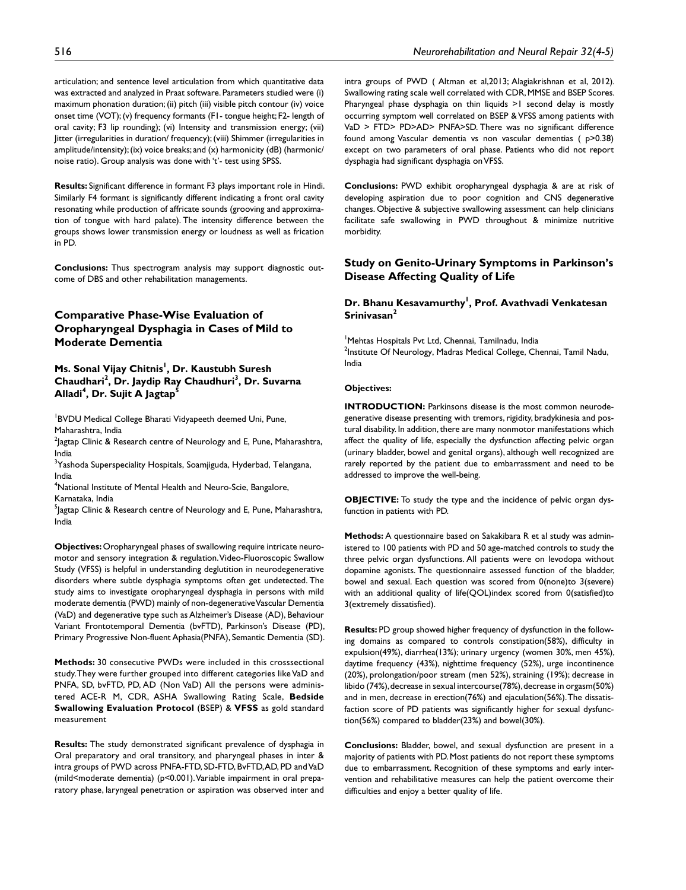articulation; and sentence level articulation from which quantitative data was extracted and analyzed in Praat software. Parameters studied were (i) maximum phonation duration; (ii) pitch (iii) visible pitch contour (iv) voice onset time (VOT); (v) frequency formants (F1- tongue height; F2- length of oral cavity; F3 lip rounding); (vi) Intensity and transmission energy; (vii) Jitter (irregularities in duration/ frequency); (viii) Shimmer (irregularities in amplitude/intensity); (ix) voice breaks; and (x) harmonicity (dB) (harmonic/noise ratio). Group analysis was done with 't'- test using SPSS.

**Results:** Significant difference in formant F3 plays important role in Hindi. Similarly F4 formant is significantly different indicating a front oral cavity resonating while production of affricate sounds (grooving and approximation of tongue with hard palate). The intensity difference between the groups shows lower transmission energy or loudness as well as frication in PD.

**Conclusions:** Thus spectrogram analysis may support diagnostic outcome of DBS and other rehabilitation managements.

## Comparative Phase-Wise Evaluation of Oropharyngeal Dysphagia in Cases of Mild to Moderate Dementia

**Ms. Sonal Vijay Chitnis[1], Dr. Kaustubh Suresh Chaudhari[2], Dr. Jaydip Ray Chaudhuri[3], Dr. Suvarna Alladi[4], Dr. Sujit A Jagtap[5]**

[1]BVDU Medical College Bharati Vidyapeeth deemed Uni, Pune, Maharashtra, India
[2]Jagtap Clinic & Research centre of Neurology and E, Pune, Maharashtra, India
[3]Yashoda Superspeciality Hospitals, Soamjiguda, Hyderbad, Telangana, India
[4]National Institute of Mental Health and Neuro-Scie, Bangalore, Karnataka, India
[5]Jagtap Clinic & Research centre of Neurology and E, Pune, Maharashtra, India

**Objectives:** Oropharyngeal phases of swallowing require intricate neuromotor and sensory integration & regulation. Video-Fluoroscopic Swallow Study (VFSS) is helpful in understanding deglutition in neurodegenerative disorders where subtle dysphagia symptoms often get undetected. The study aims to investigate oropharyngeal dysphagia in persons with mild moderate dementia (PWD) mainly of non-degenerative Vascular Dementia (VaD) and degenerative type such as Alzheimer's Disease (AD), Behaviour Variant Frontotemporal Dementia (bvFTD), Parkinson's Disease (PD), Primary Progressive Non-fluent Aphasia(PNFA), Semantic Dementia (SD).

**Methods:** 30 consecutive PWDs were included in this crosssectional study. They were further grouped into different categories like VaD and PNFA, SD, bvFTD, PD, AD (Non VaD) All the persons were administered ACE-R M, CDR, ASHA Swallowing Rating Scale, **Bedside Swallowing Evaluation Protocol** (BSEP) & **VFSS** as gold standard measurement

**Results:** The study demonstrated significant prevalence of dysphagia in Oral preparatory and oral transitory, and pharyngeal phases in inter & intra groups of PWD across PNFA-FTD, SD-FTD, BvFTD, AD, PD and VaD (mild<moderate dementia) (p<0.001). Variable impairment in oral preparatory phase, laryngeal penetration or aspiration was observed inter and intra groups of PWD ( Altman et al,2013; Alagiakrishnan et al, 2012). Swallowing rating scale well correlated with CDR, MMSE and BSEP Scores. Pharyngeal phase dysphagia on thin liquids >1 second delay is mostly occurring symptom well correlated on BSEP & VFSS among patients with VaD > FTD> PD>AD> PNFA>SD. There was no significant difference found among Vascular dementia vs non vascular dementias ( p>0.38) except on two parameters of oral phase. Patients who did not report dysphagia had significant dysphagia on VFSS.

**Conclusions:** PWD exhibit oropharyngeal dysphagia & are at risk of developing aspiration due to poor cognition and CNS degenerative changes. Objective & subjective swallowing assessment can help clinicians facilitate safe swallowing in PWD throughout & minimize nutritive morbidity.

## Study on Genito-Urinary Symptoms in Parkinson's Disease Affecting Quality of Life

**Dr. Bhanu Kesavamurthy[1], Prof. Avathvadi Venkatesan Srinivasan[2]**

[1]Mehtas Hospitals Pvt Ltd, Chennai, Tamilnadu, India
[2]Institute Of Neurology, Madras Medical College, Chennai, Tamil Nadu, India

**Objectives:**

**INTRODUCTION:** Parkinsons disease is the most common neurodegenerative disease presenting with tremors, rigidity, bradykinesia and postural disability. In addition, there are many nonmotor manifestations which affect the quality of life, especially the dysfunction affecting pelvic organ (urinary bladder, bowel and genital organs), although well recognized are rarely reported by the patient due to embarrassment and need to be addressed to improve the well-being.

**OBJECTIVE:** To study the type and the incidence of pelvic organ dysfunction in patients with PD.

**Methods:** A questionnaire based on Sakakibara R et al study was administered to 100 patients with PD and 50 age-matched controls to study the three pelvic organ dysfunctions. All patients were on levodopa without dopamine agonists. The questionnaire assessed function of the bladder, bowel and sexual. Each question was scored from 0(none)to 3(severe) with an additional quality of life(QOL)index scored from 0(satisfied)to 3(extremely dissatisfied).

**Results:** PD group showed higher frequency of dysfunction in the following domains as compared to controls constipation(58%), difficulty in expulsion(49%), diarrhea(13%); urinary urgency (women 30%, men 45%), daytime frequency (43%), nighttime frequency (52%), urge incontinence (20%), prolongation/poor stream (men 52%), straining (19%); decrease in libido (74%), decrease in sexual intercourse(78%), decrease in orgasm(50%) and in men, decrease in erection(76%) and ejaculation(56%). The dissatisfaction score of PD patients was significantly higher for sexual dysfunction(56%) compared to bladder(23%) and bowel(30%).

**Conclusions:** Bladder, bowel, and sexual dysfunction are present in a majority of patients with PD. Most patients do not report these symptoms due to embarrassment. Recognition of these symptoms and early intervention and rehabilitative measures can help the patient overcome their difficulties and enjoy a better quality of life.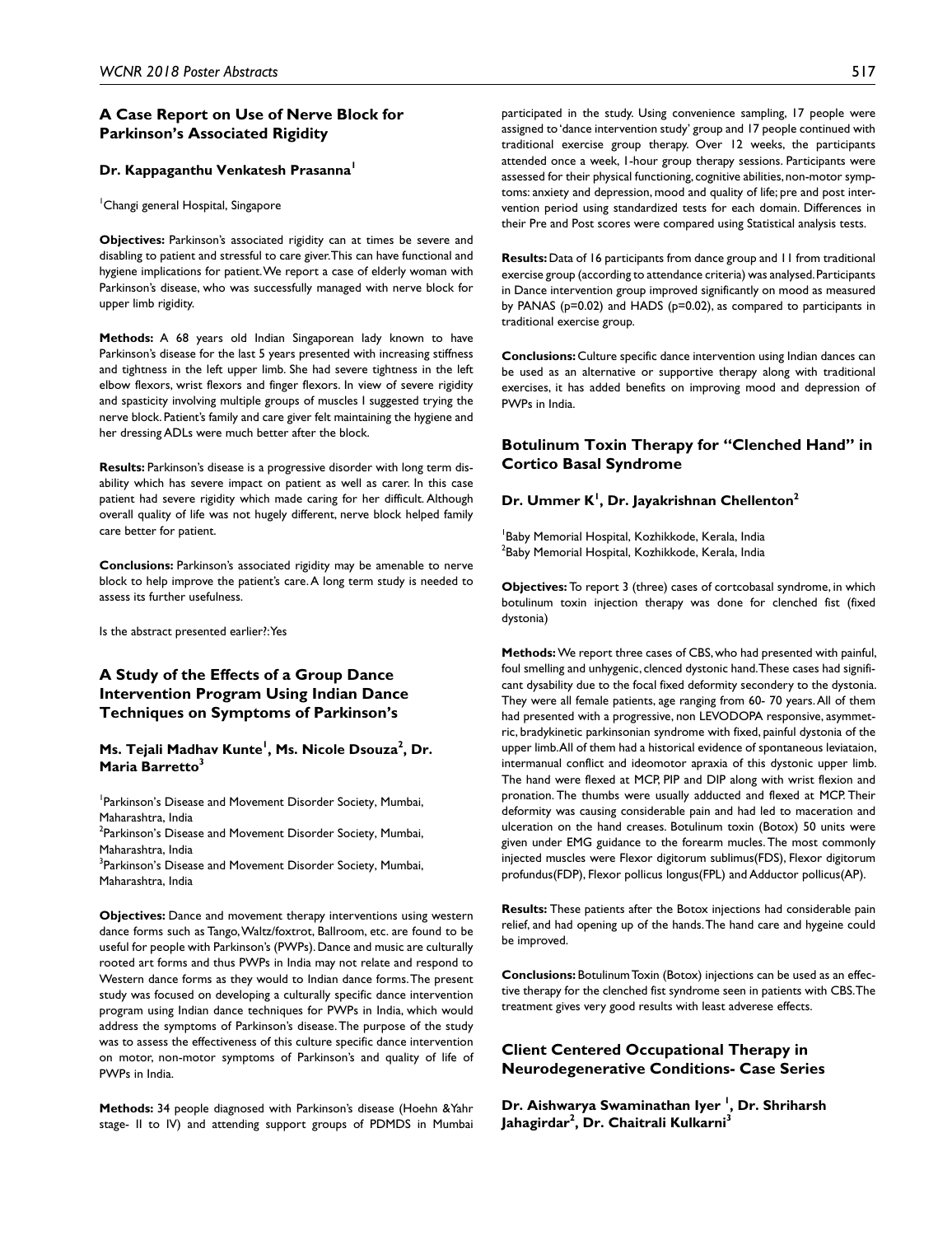## A Case Report on Use of Nerve Block for Parkinson's Associated Rigidity

**Dr. Kappaganthu Venkatesh Prasanna**[1]

[1]Changi general Hospital, Singapore

**Objectives:** Parkinson's associated rigidity can at times be severe and disabling to patient and stressful to care giver. This can have functional and hygiene implications for patient. We report a case of elderly woman with Parkinson's disease, who was successfully managed with nerve block for upper limb rigidity.

**Methods:** A 68 years old Indian Singaporean lady known to have Parkinson's disease for the last 5 years presented with increasing stiffness and tightness in the left upper limb. She had severe tightness in the left elbow flexors, wrist flexors and finger flexors. In view of severe rigidity and spasticity involving multiple groups of muscles I suggested trying the nerve block. Patient's family and care giver felt maintaining the hygiene and her dressing ADLs were much better after the block.

**Results:** Parkinson's disease is a progressive disorder with long term disability which has severe impact on patient as well as carer. In this case patient had severe rigidity which made caring for her difficult. Although overall quality of life was not hugely different, nerve block helped family care better for patient.

**Conclusions:** Parkinson's associated rigidity may be amenable to nerve block to help improve the patient's care. A long term study is needed to assess its further usefulness.

Is the abstract presented earlier?: Yes

## A Study of the Effects of a Group Dance Intervention Program Using Indian Dance Techniques on Symptoms of Parkinson's

**Ms. Tejali Madhav Kunte**[1], **Ms. Nicole Dsouza**[2], **Dr. Maria Barretto**[3]

[1]Parkinson's Disease and Movement Disorder Society, Mumbai, Maharashtra, India
[2]Parkinson's Disease and Movement Disorder Society, Mumbai, Maharashtra, India
[3]Parkinson's Disease and Movement Disorder Society, Mumbai, Maharashtra, India

**Objectives:** Dance and movement therapy interventions using western dance forms such as Tango, Waltz/foxtrot, Ballroom, etc. are found to be useful for people with Parkinson's (PWPs). Dance and music are culturally rooted art forms and thus PWPs in India may not relate and respond to Western dance forms as they would to Indian dance forms. The present study was focused on developing a culturally specific dance intervention program using Indian dance techniques for PWPs in India, which would address the symptoms of Parkinson's disease. The purpose of the study was to assess the effectiveness of this culture specific dance intervention on motor, non-motor symptoms of Parkinson's and quality of life of PWPs in India.

**Methods:** 34 people diagnosed with Parkinson's disease (Hoehn &Yahr stage- II to IV) and attending support groups of PDMDS in Mumbai participated in the study. Using convenience sampling, 17 people were assigned to 'dance intervention study' group and 17 people continued with traditional exercise group therapy. Over 12 weeks, the participants attended once a week, 1-hour group therapy sessions. Participants were assessed for their physical functioning, cognitive abilities, non-motor symptoms: anxiety and depression, mood and quality of life; pre and post intervention period using standardized tests for each domain. Differences in their Pre and Post scores were compared using Statistical analysis tests.

**Results:** Data of 16 participants from dance group and 11 from traditional exercise group (according to attendance criteria) was analysed. Participants in Dance intervention group improved significantly on mood as measured by PANAS ($p=0.02$) and HADS ($p=0.02$), as compared to participants in traditional exercise group.

**Conclusions:** Culture specific dance intervention using Indian dances can be used as an alternative or supportive therapy along with traditional exercises, it has added benefits on improving mood and depression of PWPs in India.

## Botulinum Toxin Therapy for "Clenched Hand" in Cortico Basal Syndrome

**Dr. Ummer K**[1], **Dr. Jayakrishnan Chellenton**[2]

[1]Baby Memorial Hospital, Kozhikkode, Kerala, India
[2]Baby Memorial Hospital, Kozhikkode, Kerala, India

**Objectives:** To report 3 (three) cases of cortcobasal syndrome, in which botulinum toxin injection therapy was done for clenched fist (fixed dystonia)

**Methods:** We report three cases of CBS, who had presented with painful, foul smelling and unhygenic, clenced dystonic hand. These cases had significant dysability due to the focal fixed deformity secondery to the dystonia. They were all female patients, age ranging from 60- 70 years. All of them had presented with a progressive, non LEVODOPA responsive, asymmetric, bradykinetic parkinsonian syndrome with fixed, painful dystonia of the upper limb. All of them had a historical evidence of spontaneous leviataion, intermanual conflict and ideomotor apraxia of this dystonic upper limb. The hand were flexed at MCP, PIP and DIP along with wrist flexion and pronation. The thumbs were usually adducted and flexed at MCP. Their deformity was causing considerable pain and had led to maceration and ulceration on the hand creases. Botulinum toxin (Botox) 50 units were given under EMG guidance to the forearm mucles. The most commonly injected muscles were Flexor digitorum sublimus(FDS), Flexor digitorum profundus(FDP), Flexor pollicus longus(FPL) and Adductor pollicus(AP).

**Results:** These patients after the Botox injections had considerable pain relief, and had opening up of the hands. The hand care and hygeine could be improved.

**Conclusions:** Botulinum Toxin (Botox) injections can be used as an effective therapy for the clenched fist syndrome seen in patients with CBS. The treatment gives very good results with least adverese effects.

## Client Centered Occupational Therapy in Neurodegenerative Conditions- Case Series

**Dr. Aishwarya Swaminathan Iyer** [1], **Dr. Shriharsh Jahagirdar**[2], **Dr. Chaitrali Kulkarni**[3]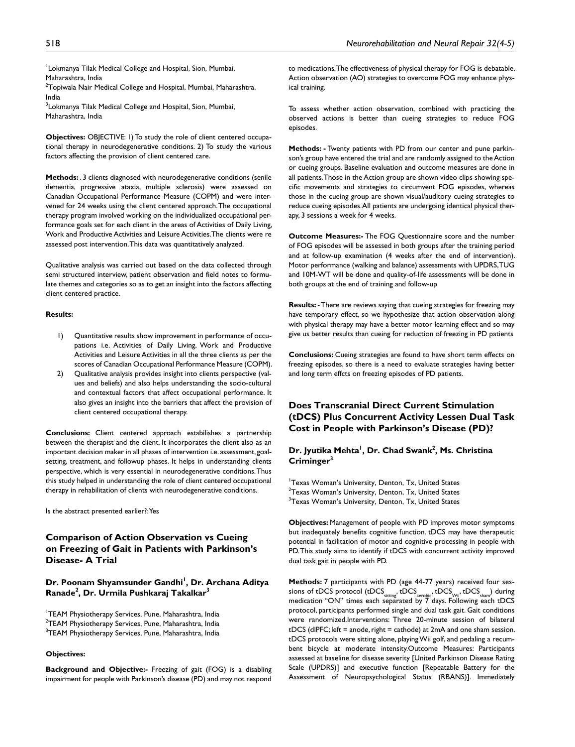[1]Lokmanya Tilak Medical College and Hospital, Sion, Mumbai, Maharashtra, India
[2]Topiwala Nair Medical College and Hospital, Mumbai, Maharashtra, India
[3]Lokmanya Tilak Medical College and Hospital, Sion, Mumbai, Maharashtra, India

**Objectives:** OBJECTIVE: 1) To study the role of client centered occupational therapy in neurodegenerative conditions. 2) To study the various factors affecting the provision of client centered care.

**Methods:** . 3 clients diagnosed with neurodegenerative conditions (senile dementia, progressive ataxia, multiple sclerosis) were assessed on Canadian Occupational Performance Measure (COPM) and were intervened for 24 weeks using the client centered approach. The occupational therapy program involved working on the individualized occupational performance goals set for each client in the areas of Activities of Daily Living, Work and Productive Activities and Leisure Activities. The clients were re assessed post intervention. This data was quantitatively analyzed.

Qualitative analysis was carried out based on the data collected through semi structured interview, patient observation and field notes to formulate themes and categories so as to get an insight into the factors affecting client centered practice.

**Results:**

1) Quantitative results show improvement in performance of occupations i.e. Activities of Daily Living, Work and Productive Activities and Leisure Activities in all the three clients as per the scores of Canadian Occupational Performance Measure (COPM).
2) Qualitative analysis provides insight into clients perspective (values and beliefs) and also helps understanding the socio-cultural and contextual factors that affect occupational performance. It also gives an insight into the barriers that affect the provision of client centered occupational therapy.

**Conclusions:** Client centered approach estabilishes a partnership between the therapist and the client. It incorporates the client also as an important decision maker in all phases of intervention i.e. assessment, goal-setting, treatment, and followup phases. It helps in understanding clients perspective, which is very essential in neurodegenerative conditions. Thus this study helped in understanding the role of client centered occupational therapy in rehabilitation of clients with neurodegenerative conditions.

Is the abstract presented earlier?: Yes

## Comparison of Action Observation vs Cueing on Freezing of Gait in Patients with Parkinson's Disease- A Trial

**Dr. Poonam Shyamsunder Gandhi[1], Dr. Archana Aditya Ranade[2], Dr. Urmila Pushkaraj Takalkar[3]**

[1]TEAM Physiotherapy Services, Pune, Maharashtra, India
[2]TEAM Physiotherapy Services, Pune, Maharashtra, India
[3]TEAM Physiotherapy Services, Pune, Maharashtra, India

**Objectives:**

**Background and Objective:-** Freezing of gait (FOG) is a disabling impairment for people with Parkinson's disease (PD) and may not respond to medications. The effectiveness of physical therapy for FOG is debatable. Action observation (AO) strategies to overcome FOG may enhance physical training.

To assess whether action observation, combined with practicing the observed actions is better than cueing strategies to reduce FOG episodes.

**Methods: -** Twenty patients with PD from our center and pune parkinson's group have entered the trial and are randomly assigned to the Action or cueing groups. Baseline evaluation and outcome measures are done in all patients. Those in the Action group are shown video clips showing specific movements and strategies to circumvent FOG episodes, whereas those in the cueing group are shown visual/auditory cueing strategies to reduce cueing episodes. All patients are undergoing identical physical therapy, 3 sessions a week for 4 weeks.

**Outcome Measures:-** The FOG Questionnaire score and the number of FOG episodes will be assessed in both groups after the training period and at follow-up examination (4 weeks after the end of intervention). Motor performance (walking and balance) assessments with UPDRS, TUG and 10M-WT will be done and quality-of-life assessments will be done in both groups at the end of training and follow-up

**Results:** - There are reviews saying that cueing strategies for freezing may have temporary effect, so we hypothesize that action observation along with physical therapy may have a better motor learning effect and so may give us better results than cueing for reduction of freezing in PD patients

**Conclusions:** Cueing strategies are found to have short term effects on freezing episodes, so there is a need to evaluate strategies having better and long term effcts on freezing episodes of PD patients.

## Does Transcranial Direct Current Stimulation (tDCS) Plus Concurrent Activity Lessen Dual Task Cost in People with Parkinson's Disease (PD)?

**Dr. Jyutika Mehta[1], Dr. Chad Swank[2], Ms. Christina Criminger[3]**

[1]Texas Woman's University, Denton, Tx, United States
[2]Texas Woman's University, Denton, Tx, United States
[3]Texas Woman's University, Denton, Tx, United States

**Objectives:** Management of people with PD improves motor symptoms but inadequately benefits cognitive function. tDCS may have therapeutic potential in facilitation of motor and cognitive processing in people with PD. This study aims to identify if tDCS with concurrent activity improved dual task gait in people with PD.

**Methods:** 7 participants with PD (age 44-77 years) received four sessions of tDCS protocol ($tDCS_{sitting}$, $tDCS_{aerobic}$, $tDCS_{Wii}$, $tDCS_{sham}$) during medication "ON" times each separated by 7 days. Following each tDCS protocol, participants performed single and dual task gait. Gait conditions were randomized. Interventions: Three 20-minute session of bilateral tDCS (dlPFC; left = anode, right = cathode) at 2mA and one sham session. tDCS protocols were sitting alone, playing Wii golf, and pedaling a recumbent bicycle at moderate intensity. Outcome Measures: Participants assessed at baseline for disease severity [United Parkinson Disease Rating Scale (UPDRS)] and executive function [Repeatable Battery for the Assessment of Neuropsychological Status (RBANS)]. Immediately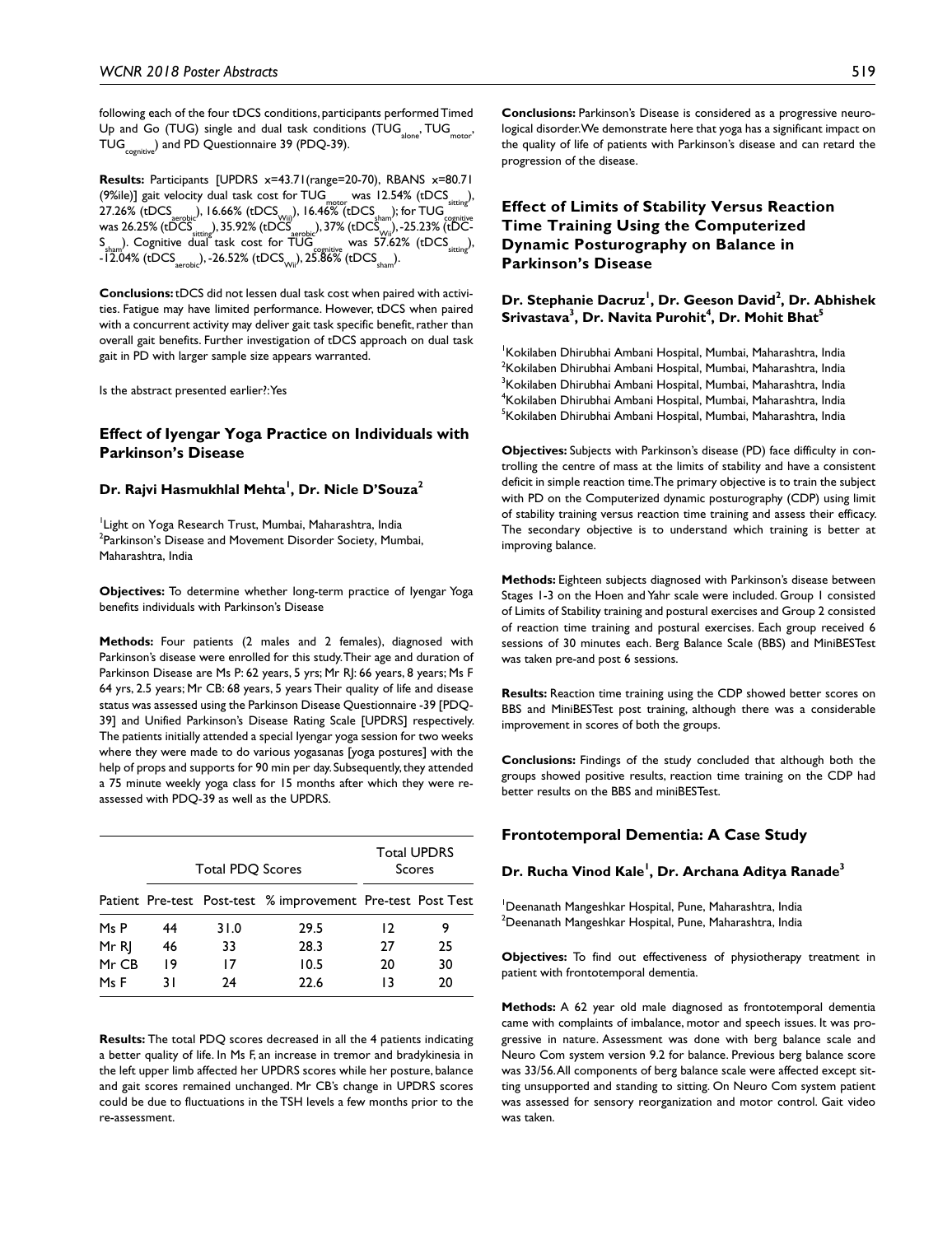following each of the four tDCS conditions, participants performed Timed Up and Go (TUG) single and dual task conditions ($TUG_{alone}$, $TUG_{motor}$, $TUG_{cognitive}$) and PD Questionnaire 39 (PDQ-39).

**Results:** Participants [UPDRS x=43.71(range=20-70), RBANS x=80.71 (9%ile)] gait velocity dual task cost for $TUG_{motor}$ was 12.54% ($tDCS_{sitting}$), 27.26% ($tDCS_{aerobic}$), 16.66% ($tDCS_{Wii}$), 16.46% ($tDCS_{sham}$); for $TUG_{cognitive}$ was 26.25% ($tDCS_{sitting}$), 35.92% ($tDCS_{aerobic}$), 37% ($tDCS_{Wii}$), -25.23% ($tDCS_{sham}$). Cognitive dual task cost for $TUG_{cognitive}$ was 57.62% ($tDCS_{sitting}$), -12.04% ($tDCS_{aerobic}$), -26.52% ($tDCS_{Wii}$), 25.86% ($tDCS_{sham}$).

**Conclusions:** tDCS did not lessen dual task cost when paired with activities. Fatigue may have limited performance. However, tDCS when paired with a concurrent activity may deliver gait task specific benefit, rather than overall gait benefits. Further investigation of tDCS approach on dual task gait in PD with larger sample size appears warranted.

Is the abstract presented earlier?: Yes

## Effect of Iyengar Yoga Practice on Individuals with Parkinson's Disease

### Dr. Rajvi Hasmukhlal Mehta[1], Dr. Nicle D'Souza[2]

[1]Light on Yoga Research Trust, Mumbai, Maharashtra, India
[2]Parkinson's Disease and Movement Disorder Society, Mumbai, Maharashtra, India

**Objectives:** To determine whether long-term practice of Iyengar Yoga benefits individuals with Parkinson's Disease

**Methods:** Four patients (2 males and 2 females), diagnosed with Parkinson's disease were enrolled for this study. Their age and duration of Parkinson Disease are Ms P: 62 years, 5 yrs; Mr RJ: 66 years, 8 years; Ms F 64 yrs, 2.5 years; Mr CB: 68 years, 5 years Their quality of life and disease status was assessed using the Parkinson Disease Questionnaire -39 [PDQ-39] and Unified Parkinson's Disease Rating Scale [UPDRS] respectively. The patients initially attended a special Iyengar yoga session for two weeks where they were made to do various yogasanas [yoga postures] with the help of props and supports for 90 min per day. Subsequently, they attended a 75 minute weekly yoga class for 15 months after which they were re-assessed with PDQ-39 as well as the UPDRS.

| | Total PDQ Scores | | | Total UPDRS Scores | |
|---|---|---|---|---|---|
| Patient | Pre-test | Post-test | % improvement | Pre-test | Post Test |
| Ms P | 44 | 31.0 | 29.5 | 12 | 9 |
| Mr RJ | 46 | 33 | 28.3 | 27 | 25 |
| Mr CB | 19 | 17 | 10.5 | 20 | 30 |
| Ms F | 31 | 24 | 22.6 | 13 | 20 |

**Results:** The total PDQ scores decreased in all the 4 patients indicating a better quality of life. In Ms F, an increase in tremor and bradykinesia in the left upper limb affected her UPDRS scores while her posture, balance and gait scores remained unchanged. Mr CB's change in UPDRS scores could be due to fluctuations in the TSH levels a few months prior to the re-assessment.

**Conclusions:** Parkinson's Disease is considered as a progressive neurological disorder. We demonstrate here that yoga has a significant impact on the quality of life of patients with Parkinson's disease and can retard the progression of the disease.

## Effect of Limits of Stability Versus Reaction Time Training Using the Computerized Dynamic Posturography on Balance in Parkinson's Disease

### Dr. Stephanie Dacruz[1], Dr. Geeson David[2], Dr. Abhishek Srivastava[3], Dr. Navita Purohit[4], Dr. Mohit Bhat[5]

[1]Kokilaben Dhirubhai Ambani Hospital, Mumbai, Maharashtra, India
[2]Kokilaben Dhirubhai Ambani Hospital, Mumbai, Maharashtra, India
[3]Kokilaben Dhirubhai Ambani Hospital, Mumbai, Maharashtra, India
[4]Kokilaben Dhirubhai Ambani Hospital, Mumbai, Maharashtra, India
[5]Kokilaben Dhirubhai Ambani Hospital, Mumbai, Maharashtra, India

**Objectives:** Subjects with Parkinson's disease (PD) face difficulty in controlling the centre of mass at the limits of stability and have a consistent deficit in simple reaction time. The primary objective is to train the subject with PD on the Computerized dynamic posturography (CDP) using limit of stability training versus reaction time training and assess their efficacy. The secondary objective is to understand which training is better at improving balance.

**Methods:** Eighteen subjects diagnosed with Parkinson's disease between Stages 1-3 on the Hoen and Yahr scale were included. Group 1 consisted of Limits of Stability training and postural exercises and Group 2 consisted of reaction time training and postural exercises. Each group received 6 sessions of 30 minutes each. Berg Balance Scale (BBS) and MiniBESTest was taken pre-and post 6 sessions.

**Results:** Reaction time training using the CDP showed better scores on BBS and MiniBESTest post training, although there was a considerable improvement in scores of both the groups.

**Conclusions:** Findings of the study concluded that although both the groups showed positive results, reaction time training on the CDP had better results on the BBS and miniBESTest.

## Frontotemporal Dementia: A Case Study

### Dr. Rucha Vinod Kale[1], Dr. Archana Aditya Ranade[3]

[1]Deenanath Mangeshkar Hospital, Pune, Maharashtra, India
[2]Deenanath Mangeshkar Hospital, Pune, Maharashtra, India

**Objectives:** To find out effectiveness of physiotherapy treatment in patient with frontotemporal dementia.

**Methods:** A 62 year old male diagnosed as frontotemporal dementia came with complaints of imbalance, motor and speech issues. It was progressive in nature. Assessment was done with berg balance scale and Neuro Com system version 9.2 for balance. Previous berg balance score was 33/56. All components of berg balance scale were affected except sitting unsupported and standing to sitting. On Neuro Com system patient was assessed for sensory reorganization and motor control. Gait video was taken.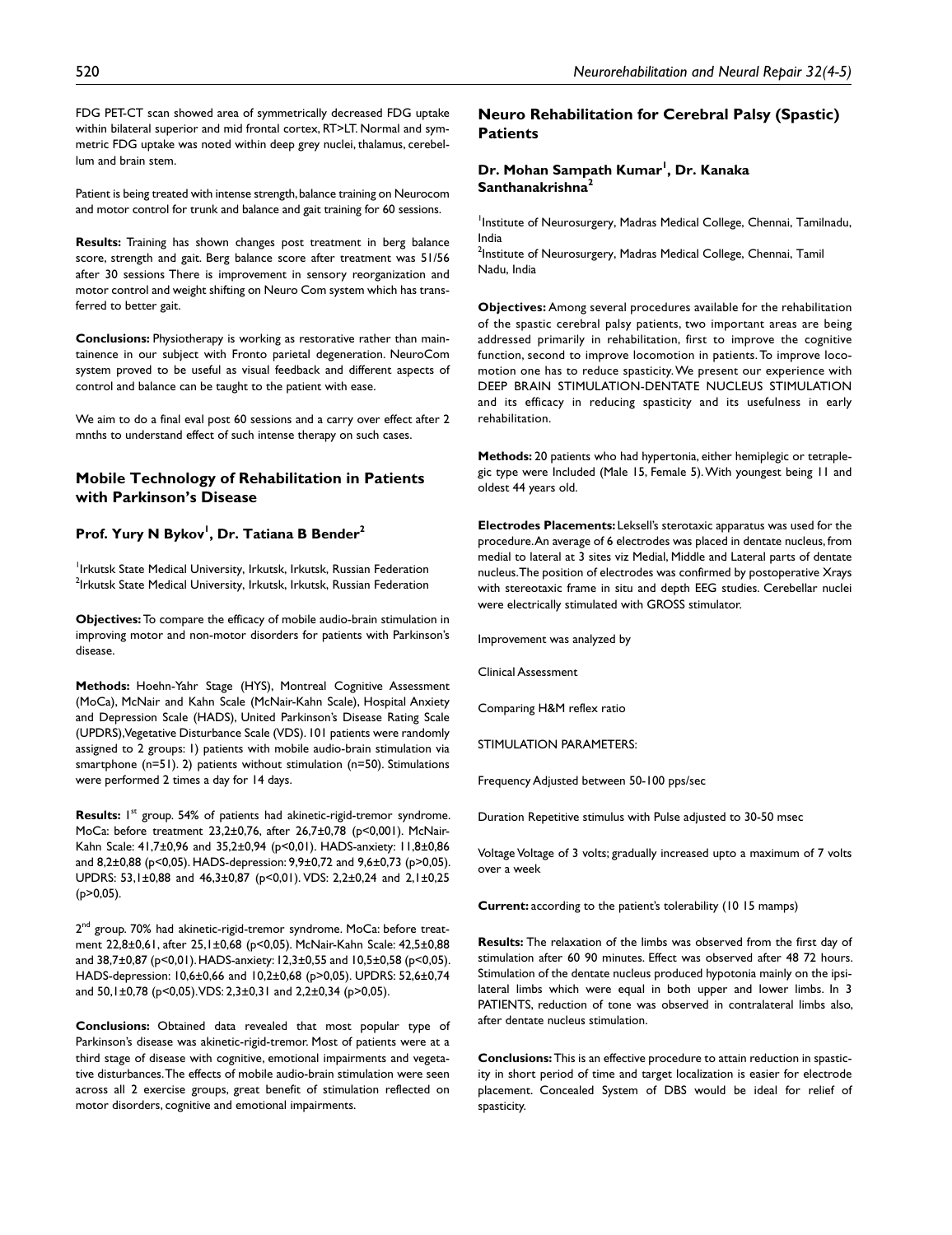FDG PET-CT scan showed area of symmetrically decreased FDG uptake within bilateral superior and mid frontal cortex, RT>LT. Normal and symmetric FDG uptake was noted within deep grey nuclei, thalamus, cerebellum and brain stem.

Patient is being treated with intense strength, balance training on Neurocom and motor control for trunk and balance and gait training for 60 sessions.

**Results:** Training has shown changes post treatment in berg balance score, strength and gait. Berg balance score after treatment was 51/56 after 30 sessions There is improvement in sensory reorganization and motor control and weight shifting on Neuro Com system which has transferred to better gait.

**Conclusions:** Physiotherapy is working as restorative rather than maintainence in our subject with Fronto parietal degeneration. NeuroCom system proved to be useful as visual feedback and different aspects of control and balance can be taught to the patient with ease.

We aim to do a final eval post 60 sessions and a carry over effect after 2 mnths to understand effect of such intense therapy on such cases.

## Mobile Technology of Rehabilitation in Patients with Parkinson's Disease

### Prof. Yury N Bykov[1], Dr. Tatiana B Bender[2]

[1]Irkutsk State Medical University, Irkutsk, Irkutsk, Russian Federation
[2]Irkutsk State Medical University, Irkutsk, Irkutsk, Russian Federation

**Objectives:** To compare the efficacy of mobile audio-brain stimulation in improving motor and non-motor disorders for patients with Parkinson's disease.

**Methods:** Hoehn-Yahr Stage (HYS), Montreal Cognitive Assessment (MoCa), McNair and Kahn Scale (McNair-Kahn Scale), Hospital Anxiety and Depression Scale (HADS), United Parkinson's Disease Rating Scale (UPDRS), Vegetative Disturbance Scale (VDS). 101 patients were randomly assigned to 2 groups: 1) patients with mobile audio-brain stimulation via smartphone (n=51). 2) patients without stimulation (n=50). Stimulations were performed 2 times a day for 14 days.

**Results:** 1st group. 54% of patients had akinetic-rigid-tremor syndrome. MoCa: before treatment 23,2±0,76, after 26,7±0,78 (p<0,001). McNair-Kahn Scale: 41,7±0,96 and 35,2±0,94 (p<0,01). HADS-anxiety: 11,8±0,86 and 8,2±0,88 (p<0,05). HADS-depression: 9,9±0,72 and 9,6±0,73 (p>0,05). UPDRS: 53,1±0,88 and 46,3±0,87 (p<0,01). VDS: 2,2±0,24 and 2,1±0,25 (p>0,05).

2nd group. 70% had akinetic-rigid-tremor syndrome. MoCa: before treatment 22,8±0,61, after 25,1±0,68 (p<0,05). McNair-Kahn Scale: 42,5±0,88 and 38,7±0,87 (p<0,01). HADS-anxiety: 12,3±0,55 and 10,5±0,58 (p<0,05). HADS-depression: 10,6±0,66 and 10,2±0,68 (p>0,05). UPDRS: 52,6±0,74 and 50,1±0,78 (p<0,05). VDS: 2,3±0,31 and 2,2±0,34 (p>0,05).

**Conclusions:** Obtained data revealed that most popular type of Parkinson's disease was akinetic-rigid-tremor. Most of patients were at a third stage of disease with cognitive, emotional impairments and vegetative disturbances. The effects of mobile audio-brain stimulation were seen across all 2 exercise groups, great benefit of stimulation reflected on motor disorders, cognitive and emotional impairments.

## Neuro Rehabilitation for Cerebral Palsy (Spastic) Patients

### Dr. Mohan Sampath Kumar[1], Dr. Kanaka Santhanakrishna[2]

[1]Institute of Neurosurgery, Madras Medical College, Chennai, Tamilnadu, India
[2]Institute of Neurosurgery, Madras Medical College, Chennai, Tamil Nadu, India

**Objectives:** Among several procedures available for the rehabilitation of the spastic cerebral palsy patients, two important areas are being addressed primarily in rehabilitation, first to improve the cognitive function, second to improve locomotion in patients. To improve locomotion one has to reduce spasticity. We present our experience with DEEP BRAIN STIMULATION-DENTATE NUCLEUS STIMULATION and its efficacy in reducing spasticity and its usefulness in early rehabilitation.

**Methods:** 20 patients who had hypertonia, either hemiplegic or tetraplegic type were Included (Male 15, Female 5). With youngest being 11 and oldest 44 years old.

**Electrodes Placements:** Leksell's sterotaxic apparatus was used for the procedure. An average of 6 electrodes was placed in dentate nucleus, from medial to lateral at 3 sites viz Medial, Middle and Lateral parts of dentate nucleus. The position of electrodes was confirmed by postoperative Xrays with stereotaxic frame in situ and depth EEG studies. Cerebellar nuclei were electrically stimulated with GROSS stimulator.

Improvement was analyzed by

Clinical Assessment

Comparing H&M reflex ratio

STIMULATION PARAMETERS:

Frequency Adjusted between 50-100 pps/sec

Duration Repetitive stimulus with Pulse adjusted to 30-50 msec

Voltage Voltage of 3 volts; gradually increased upto a maximum of 7 volts over a week

**Current:** according to the patient's tolerability (10 15 mamps)

**Results:** The relaxation of the limbs was observed from the first day of stimulation after 60 90 minutes. Effect was observed after 48 72 hours. Stimulation of the dentate nucleus produced hypotonia mainly on the ipsilateral limbs which were equal in both upper and lower limbs. In 3 PATIENTS, reduction of tone was observed in contralateral limbs also, after dentate nucleus stimulation.

**Conclusions:** This is an effective procedure to attain reduction in spasticity in short period of time and target localization is easier for electrode placement. Concealed System of DBS would be ideal for relief of spasticity.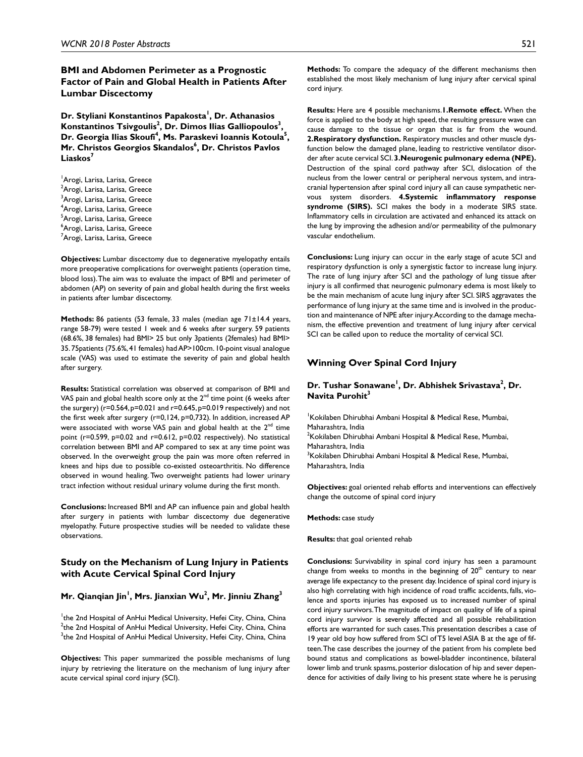## BMI and Abdomen Perimeter as a Prognostic Factor of Pain and Global Health in Patients After Lumbar Discectomy

**Dr. Styliani Konstantinos Papakosta[1], Dr. Athanasios Konstantinos Tsivgoulis[2], Dr. Dimos Ilias Galliopoulos[3], Dr. Georgia Ilias Skoufi[4], Ms. Paraskevi Ioannis Kotoula[5], Mr. Christos Georgios Skandalos[6], Dr. Christos Pavlos Liaskos[7]**

[1]Arogi, Larisa, Larisa, Greece
[2]Arogi, Larisa, Larisa, Greece
[3]Arogi, Larisa, Larisa, Greece
[4]Arogi, Larisa, Larisa, Greece
[5]Arogi, Larisa, Larisa, Greece
[6]Arogi, Larisa, Larisa, Greece
[7]Arogi, Larisa, Larisa, Greece

**Objectives:** Lumbar discectomy due to degenerative myelopathy entails more preoperative complications for overweight patients (operation time, blood loss). The aim was to evaluate the impact of BMI and perimeter of abdomen (AP) on severity of pain and global health during the first weeks in patients after lumbar discectomy.

**Methods:** 86 patients (53 female, 33 males (median age 71±14.4 years, range 58-79) were tested 1 week and 6 weeks after surgery. 59 patients (68.6%, 38 females) had BMI> 25 but only 3patients (2females) had BMI> 35.75patients (75.6%, 41 females) had AP>100cm. 10-point visual analogue scale (VAS) was used to estimate the severity of pain and global health after surgery.

**Results:** Statistical correlation was observed at comparison of BMI and VAS pain and global health score only at the 2nd time point (6 weeks after the surgery) (r=0.564, p=0.021 and r=0.645, p=0.019 respectively) and not the first week after surgery (r=0,124, p=0,732). In addition, increased AP were associated with worse VAS pain and global health at the 2nd time point (r=0.599, p=0.02 and r=0.612, p=0.02 respectively). No statistical correlation between BMI and AP compared to sex at any time point was observed. In the overweight group the pain was more often referred in knees and hips due to possible co-existed osteoarthritis. No difference observed in wound healing. Two overweight patients had lower urinary tract infection without residual urinary volume during the first month.

**Conclusions:** Increased BMI and AP can influence pain and global health after surgery in patients with lumbar discectomy due degenerative myelopathy. Future prospective studies will be needed to validate these observations.

## Study on the Mechanism of Lung Injury in Patients with Acute Cervical Spinal Cord Injury

**Mr. Qianqian Jin[1], Mrs. Jianxian Wu[2], Mr. Jinniu Zhang[3]**

[1]the 2nd Hospital of AnHui Medical University, Hefei City, China, China
[2]the 2nd Hospital of AnHui Medical University, Hefei City, China, China
[3]the 2nd Hospital of AnHui Medical University, Hefei City, China, China

**Objectives:** This paper summarized the possible mechanisms of lung injury by retrieving the literature on the mechanism of lung injury after acute cervical spinal cord injury (SCI).

**Methods:** To compare the adequacy of the different mechanisms then established the most likely mechanism of lung injury after cervical spinal cord injury.

**Results:** Here are 4 possible mechanisms. **1. Remote effect.** When the force is applied to the body at high speed, the resulting pressure wave can cause damage to the tissue or organ that is far from the wound. **2. Respiratory dysfunction.** Respiratory muscles and other muscle dysfunction below the damaged plane, leading to restrictive ventilator disorder after acute cervical SCI. **3. Neurogenic pulmonary edema (NPE).** Destruction of the spinal cord pathway after SCI, dislocation of the nucleus from the lower central or peripheral nervous system, and intracranial hypertension after spinal cord injury all can cause sympathetic nervous system disorders. **4. Systemic inflammatory response syndrome (SIRS).** SCI makes the body in a moderate SIRS state. Inflammatory cells in circulation are activated and enhanced its attack on the lung by improving the adhesion and/or permeability of the pulmonary vascular endothelium.

**Conclusions:** Lung injury can occur in the early stage of acute SCI and respiratory dysfunction is only a synergistic factor to increase lung injury. The rate of lung injury after SCI and the pathology of lung tissue after injury is all confirmed that neurogenic pulmonary edema is most likely to be the main mechanism of acute lung injury after SCI. SIRS aggravates the performance of lung injury at the same time and is involved in the production and maintenance of NPE after injury. According to the damage mechanism, the effective prevention and treatment of lung injury after cervical SCI can be called upon to reduce the mortality of cervical SCI.

## Winning Over Spinal Cord Injury

**Dr. Tushar Sonawane[1], Dr. Abhishek Srivastava[2], Dr. Navita Purohit[3]**

[1]Kokilaben Dhirubhai Ambani Hospital & Medical Rese, Mumbai, Maharashtra, India
[2]Kokilaben Dhirubhai Ambani Hospital & Medical Rese, Mumbai, Maharashtra, India
[3]Kokilaben Dhirubhai Ambani Hospital & Medical Rese, Mumbai, Maharashtra, India

**Objectives:** goal oriented rehab efforts and interventions can effectively change the outcome of spinal cord injury

**Methods:** case study

**Results:** that goal oriented rehab

**Conclusions:** Survivability in spinal cord injury has seen a paramount change from weeks to months in the beginning of 20th century to near average life expectancy to the present day. Incidence of spinal cord injury is also high correlating with high incidence of road traffic accidents, falls, violence and sports injuries has exposed us to increased number of spinal cord injury survivors. The magnitude of impact on quality of life of a spinal cord injury survivor is severely affected and all possible rehabilitation efforts are warranted for such cases. This presentation describes a case of 19 year old boy how suffered from SCI of T5 level ASIA B at the age of fifteen. The case describes the journey of the patient from his complete bed bound status and complications as bowel-bladder incontinence, bilateral lower limb and trunk spasms, posterior dislocation of hip and sever dependence for activities of daily living to his present state where he is perusing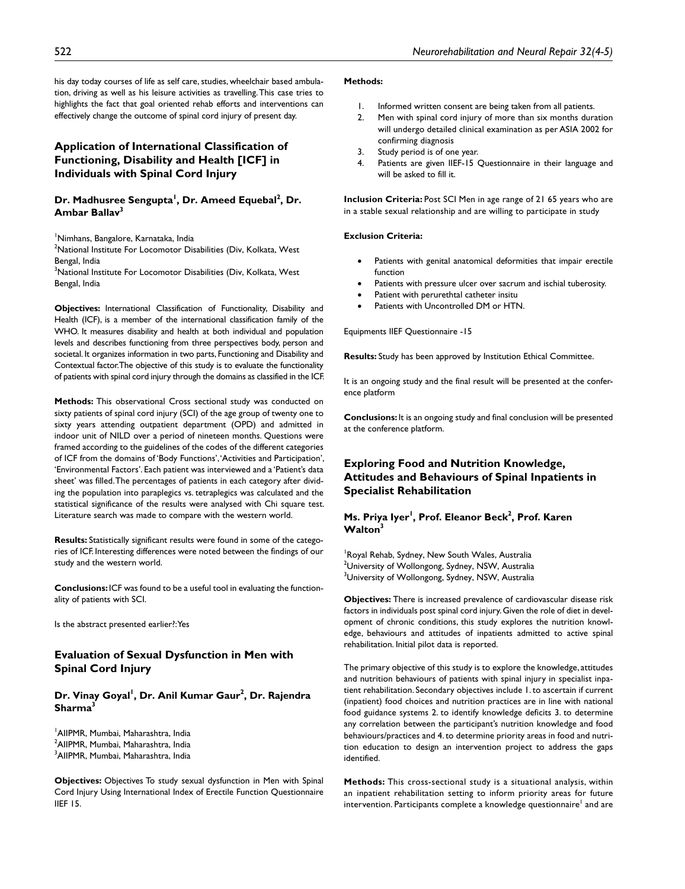his day today courses of life as self care, studies, wheelchair based ambulation, driving as well as his leisure activities as travelling. This case tries to highlights the fact that goal oriented rehab efforts and interventions can effectively change the outcome of spinal cord injury of present day.

## Application of International Classification of Functioning, Disability and Health [ICF] in Individuals with Spinal Cord Injury

### Dr. Madhusree Sengupta[1], Dr. Ameed Equebal[2], Dr. Ambar Ballav[3]

[1]Nimhans, Bangalore, Karnataka, India
[2]National Institute For Locomotor Disabilities (Div, Kolkata, West Bengal, India
[3]National Institute For Locomotor Disabilities (Div, Kolkata, West Bengal, India

**Objectives:** International Classification of Functionality, Disability and Health (ICF), is a member of the international classification family of the WHO. It measures disability and health at both individual and population levels and describes functioning from three perspectives body, person and societal. It organizes information in two parts, Functioning and Disability and Contextual factor. The objective of this study is to evaluate the functionality of patients with spinal cord injury through the domains as classified in the ICF.

**Methods:** This observational Cross sectional study was conducted on sixty patients of spinal cord injury (SCI) of the age group of twenty one to sixty years attending outpatient department (OPD) and admitted in indoor unit of NILD over a period of nineteen months. Questions were framed according to the guidelines of the codes of the different categories of ICF from the domains of 'Body Functions', 'Activities and Participation', 'Environmental Factors'. Each patient was interviewed and a 'Patient's data sheet' was filled. The percentages of patients in each category after dividing the population into paraplegics vs. tetraplegics was calculated and the statistical significance of the results were analysed with Chi square test. Literature search was made to compare with the western world.

**Results:** Statistically significant results were found in some of the categories of ICF. Interesting differences were noted between the findings of our study and the western world.

**Conclusions:** ICF was found to be a useful tool in evaluating the functionality of patients with SCI.

Is the abstract presented earlier?: Yes

## Evaluation of Sexual Dysfunction in Men with Spinal Cord Injury

### Dr. Vinay Goyal[1], Dr. Anil Kumar Gaur[2], Dr. Rajendra Sharma[3]

[1]AIIPMR, Mumbai, Maharashtra, India
[2]AIIPMR, Mumbai, Maharashtra, India
[3]AIIPMR, Mumbai, Maharashtra, India

**Objectives:** Objectives To study sexual dysfunction in Men with Spinal Cord Injury Using International Index of Erectile Function Questionnaire IIEF 15.

**Methods:**

1. Informed written consent are being taken from all patients.
2. Men with spinal cord injury of more than six months duration will undergo detailed clinical examination as per ASIA 2002 for confirming diagnosis
3. Study period is of one year.
4. Patients are given IIEF-15 Questionnaire in their language and will be asked to fill it.

**Inclusion Criteria:** Post SCI Men in age range of 21 65 years who are in a stable sexual relationship and are willing to participate in study

**Exclusion Criteria:**

- Patients with genital anatomical deformities that impair erectile function
- Patients with pressure ulcer over sacrum and ischial tuberosity.
- Patient with perurethtal catheter insitu
- Patients with Uncontrolled DM or HTN.

Equipments IIEF Questionnaire -15

**Results:** Study has been approved by Institution Ethical Committee.

It is an ongoing study and the final result will be presented at the conference platform

**Conclusions:** It is an ongoing study and final conclusion will be presented at the conference platform.

## Exploring Food and Nutrition Knowledge, Attitudes and Behaviours of Spinal Inpatients in Specialist Rehabilitation

### Ms. Priya Iyer[1], Prof. Eleanor Beck[2], Prof. Karen Walton[3]

[1]Royal Rehab, Sydney, New South Wales, Australia
[2]University of Wollongong, Sydney, NSW, Australia
[3]University of Wollongong, Sydney, NSW, Australia

**Objectives:** There is increased prevalence of cardiovascular disease risk factors in individuals post spinal cord injury. Given the role of diet in development of chronic conditions, this study explores the nutrition knowledge, behaviours and attitudes of inpatients admitted to active spinal rehabilitation. Initial pilot data is reported.

The primary objective of this study is to explore the knowledge, attitudes and nutrition behaviours of patients with spinal injury in specialist inpatient rehabilitation. Secondary objectives include 1. to ascertain if current (inpatient) food choices and nutrition practices are in line with national food guidance systems 2. to identify knowledge deficits 3. to determine any correlation between the participant's nutrition knowledge and food behaviours/practices and 4. to determine priority areas in food and nutrition education to design an intervention project to address the gaps identified.

**Methods:** This cross-sectional study is a situational analysis, within an inpatient rehabilitation setting to inform priority areas for future intervention. Participants complete a knowledge questionnaire[1] and are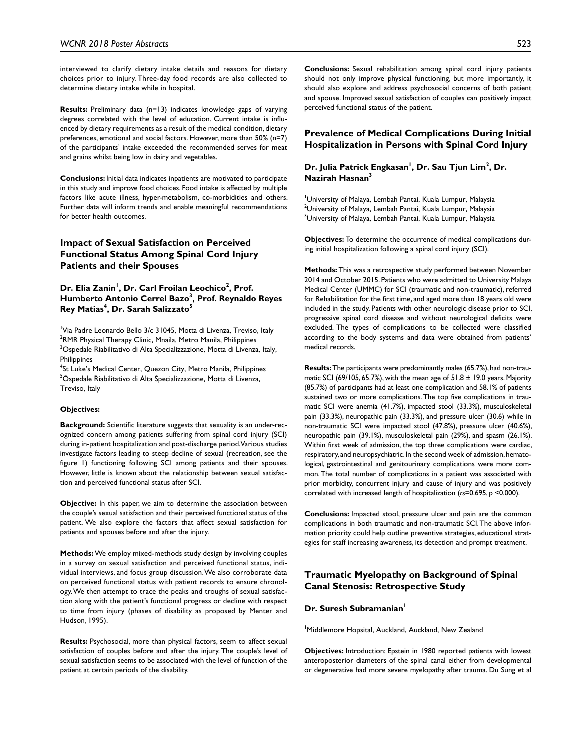interviewed to clarify dietary intake details and reasons for dietary choices prior to injury. Three-day food records are also collected to determine dietary intake while in hospital.

**Results:** Preliminary data (n=13) indicates knowledge gaps of varying degrees correlated with the level of education. Current intake is influenced by dietary requirements as a result of the medical condition, dietary preferences, emotional and social factors. However, more than 50% (n=7) of the participants' intake exceeded the recommended serves for meat and grains whilst being low in dairy and vegetables.

**Conclusions:** Initial data indicates inpatients are motivated to participate in this study and improve food choices. Food intake is affected by multiple factors like acute illness, hyper-metabolism, co-morbidities and others. Further data will inform trends and enable meaningful recommendations for better health outcomes.

## Impact of Sexual Satisfaction on Perceived Functional Status Among Spinal Cord Injury Patients and their Spouses

**Dr. Elia Zanin[1], Dr. Carl Froilan Leochico[2], Prof. Humberto Antonio Cerrel Bazo[3], Prof. Reynaldo Reyes Rey Matias[4], Dr. Sarah Salizzato[5]**

[1]Via Padre Leonardo Bello 3/c 31045, Motta di Livenza, Treviso, Italy
[2]RMR Physical Therapy Clinic, Mnaila, Metro Manila, Philippines
[3]Ospedale Riabilitativo di Alta Specializzazione, Motta di Livenza, Italy, Philippines
[4]St Luke's Medical Center, Quezon City, Metro Manila, Philippines
[5]Ospedale Riabilitativo di Alta Specializzazione, Motta di Livenza, Treviso, Italy

**Objectives:**

**Background:** Scientific literature suggests that sexuality is an under-recognized concern among patients suffering from spinal cord injury (SCI) during in-patient hospitalization and post-discharge period. Various studies investigate factors leading to steep decline of sexual (recreation, see the figure 1) functioning following SCI among patients and their spouses. However, little is known about the relationship between sexual satisfaction and perceived functional status after SCI.

**Objective:** In this paper, we aim to determine the association between the couple's sexual satisfaction and their perceived functional status of the patient. We also explore the factors that affect sexual satisfaction for patients and spouses before and after the injury.

**Methods:** We employ mixed-methods study design by involving couples in a survey on sexual satisfaction and perceived functional status, individual interviews, and focus group discussion. We also corroborate data on perceived functional status with patient records to ensure chronology. We then attempt to trace the peaks and troughs of sexual satisfaction along with the patient's functional progress or decline with respect to time from injury (phases of disability as proposed by Menter and Hudson, 1995).

**Results:** Psychosocial, more than physical factors, seem to affect sexual satisfaction of couples before and after the injury. The couple's level of sexual satisfaction seems to be associated with the level of function of the patient at certain periods of the disability.

**Conclusions:** Sexual rehabilitation among spinal cord injury patients should not only improve physical functioning, but more importantly, it should also explore and address psychosocial concerns of both patient and spouse. Improved sexual satisfaction of couples can positively impact perceived functional status of the patient.

## Prevalence of Medical Complications During Initial Hospitalization in Persons with Spinal Cord Injury

**Dr. Julia Patrick Engkasan[1], Dr. Sau Tjun Lim[2], Dr. Nazirah Hasnan[3]**

[1]University of Malaya, Lembah Pantai, Kuala Lumpur, Malaysia
[2]University of Malaya, Lembah Pantai, Kuala Lumpur, Malaysia
[3]University of Malaya, Lembah Pantai, Kuala Lumpur, Malaysia

**Objectives:** To determine the occurrence of medical complications during initial hospitalization following a spinal cord injury (SCI).

**Methods:** This was a retrospective study performed between November 2014 and October 2015. Patients who were admitted to University Malaya Medical Center (UMMC) for SCI (traumatic and non-traumatic), referred for Rehabilitation for the first time, and aged more than 18 years old were included in the study. Patients with other neurologic disease prior to SCI, progressive spinal cord disease and without neurological deficits were excluded. The types of complications to be collected were classified according to the body systems and data were obtained from patients' medical records.

**Results:** The participants were predominantly males (65.7%), had non-traumatic SCI (69/105, 65.7%), with the mean age of 51.8 ± 19.0 years. Majority (85.7%) of participants had at least one complication and 58.1% of patients sustained two or more complications. The top five complications in traumatic SCI were anemia (41.7%), impacted stool (33.3%), musculoskeletal pain (33.3%), neuropathic pain (33.3%), and pressure ulcer (30.6) while in non-traumatic SCI were impacted stool (47.8%), pressure ulcer (40.6%), neuropathic pain (39.1%), musculoskeletal pain (29%), and spasm (26.1%). Within first week of admission, the top three complications were cardiac, respiratory, and neuropsychiatric. In the second week of admission, hematological, gastrointestinal and genitourinary complications were more common. The total number of complications in a patient was associated with prior morbidity, concurrent injury and cause of injury and was positively correlated with increased length of hospitalization ($rs$=0.695, $p$ <0.000).

**Conclusions:** Impacted stool, pressure ulcer and pain are the common complications in both traumatic and non-traumatic SCI. The above information priority could help outline preventive strategies, educational strategies for staff increasing awareness, its detection and prompt treatment.

## Traumatic Myelopathy on Background of Spinal Canal Stenosis: Retrospective Study

**Dr. Suresh Subramanian[1]**

[1]Middlemore Hopsital, Auckland, Auckland, New Zealand

**Objectives:** Introduction: Epstein in 1980 reported patients with lowest anteroposterior diameters of the spinal canal either from developmental or degenerative had more severe myelopathy after trauma. Du Sung et al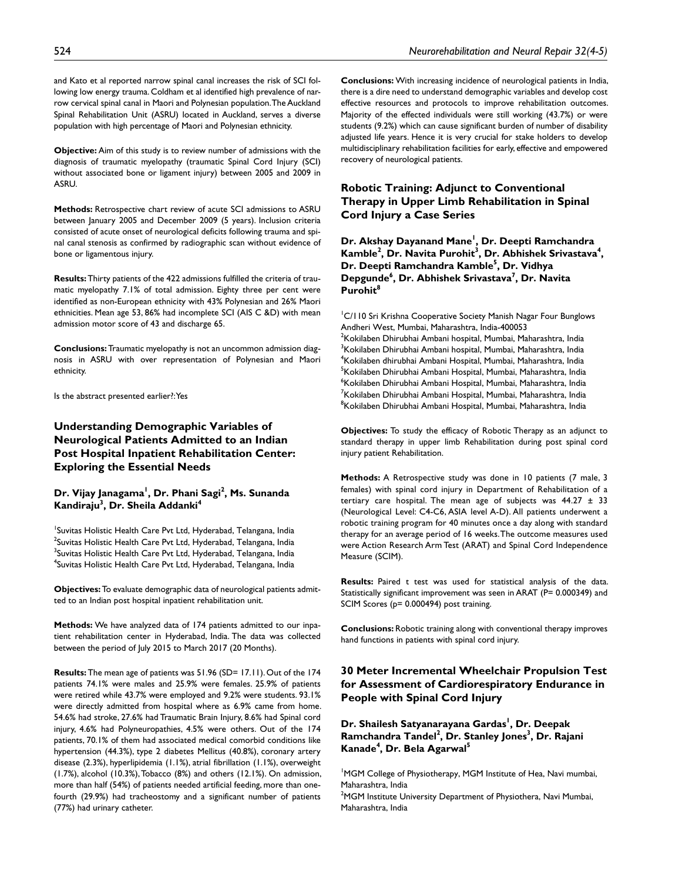and Kato et al reported narrow spinal canal increases the risk of SCI following low energy trauma. Coldham et al identified high prevalence of narrow cervical spinal canal in Maori and Polynesian population. The Auckland Spinal Rehabilitation Unit (ASRU) located in Auckland, serves a diverse population with high percentage of Maori and Polynesian ethnicity.

**Objective:** Aim of this study is to review number of admissions with the diagnosis of traumatic myelopathy (traumatic Spinal Cord Injury (SCI) without associated bone or ligament injury) between 2005 and 2009 in ASRU.

**Methods:** Retrospective chart review of acute SCI admissions to ASRU between January 2005 and December 2009 (5 years). Inclusion criteria consisted of acute onset of neurological deficits following trauma and spinal canal stenosis as confirmed by radiographic scan without evidence of bone or ligamentous injury.

**Results:** Thirty patients of the 422 admissions fulfilled the criteria of traumatic myelopathy 7.1% of total admission. Eighty three per cent were identified as non-European ethnicity with 43% Polynesian and 26% Maori ethnicities. Mean age 53, 86% had incomplete SCI (AIS C &D) with mean admission motor score of 43 and discharge 65.

**Conclusions:** Traumatic myelopathy is not an uncommon admission diagnosis in ASRU with over representation of Polynesian and Maori ethnicity.

Is the abstract presented earlier?: Yes

## Understanding Demographic Variables of Neurological Patients Admitted to an Indian Post Hospital Inpatient Rehabilitation Center: Exploring the Essential Needs

**Dr. Vijay Janagama[1], Dr. Phani Sagi[2], Ms. Sunanda Kandiraju[3], Dr. Sheila Addanki[4]**

[1]Suvitas Holistic Health Care Pvt Ltd, Hyderabad, Telangana, India
[2]Suvitas Holistic Health Care Pvt Ltd, Hyderabad, Telangana, India
[3]Suvitas Holistic Health Care Pvt Ltd, Hyderabad, Telangana, India
[4]Suvitas Holistic Health Care Pvt Ltd, Hyderabad, Telangana, India

**Objectives:** To evaluate demographic data of neurological patients admitted to an Indian post hospital inpatient rehabilitation unit.

**Methods:** We have analyzed data of 174 patients admitted to our inpatient rehabilitation center in Hyderabad, India. The data was collected between the period of July 2015 to March 2017 (20 Months).

**Results:** The mean age of patients was 51.96 (SD= 17.11). Out of the 174 patients 74.1% were males and 25.9% were females. 25.9% of patients were retired while 43.7% were employed and 9.2% were students. 93.1% were directly admitted from hospital where as 6.9% came from home. 54.6% had stroke, 27.6% had Traumatic Brain Injury, 8.6% had Spinal cord injury, 4.6% had Polyneuropathies, 4.5% were others. Out of the 174 patients, 70.1% of them had associated medical comorbid conditions like hypertension (44.3%), type 2 diabetes Mellitus (40.8%), coronary artery disease (2.3%), hyperlipidemia (1.1%), atrial fibrillation (1.1%), overweight (1.7%), alcohol (10.3%), Tobacco (8%) and others (12.1%). On admission, more than half (54%) of patients needed artificial feeding, more than one-fourth (29.9%) had tracheostomy and a significant number of patients (77%) had urinary catheter.

**Conclusions:** With increasing incidence of neurological patients in India, there is a dire need to understand demographic variables and develop cost effective resources and protocols to improve rehabilitation outcomes. Majority of the effected individuals were still working (43.7%) or were students (9.2%) which can cause significant burden of number of disability adjusted life years. Hence it is very crucial for stake holders to develop multidisciplinary rehabilitation facilities for early, effective and empowered recovery of neurological patients.

## Robotic Training: Adjunct to Conventional Therapy in Upper Limb Rehabilitation in Spinal Cord Injury a Case Series

**Dr. Akshay Dayanand Mane[1], Dr. Deepti Ramchandra Kamble[2], Dr. Navita Purohit[3], Dr. Abhishek Srivastava[4], Dr. Deepti Ramchandra Kamble[5], Dr. Vidhya Depgunde[6], Dr. Abhishek Srivastava[7], Dr. Navita Purohit[8]**

[1]C/110 Sri Krishna Cooperative Society Manish Nagar Four Bunglows Andheri West, Mumbai, Maharashtra, India-400053
[2]Kokilaben Dhirubhai Ambani hospital, Mumbai, Maharashtra, India
[3]Kokilaben Dhirubhai Ambani hospital, Mumbai, Maharashtra, India
[4]Kokilaben dhirubhai Ambani Hospital, Mumbai, Maharashtra, India
[5]Kokilaben Dhirubhai Ambani Hospital, Mumbai, Maharashtra, India
[6]Kokilaben Dhirubhai Ambani Hospital, Mumbai, Maharashtra, India
[7]Kokilaben Dhirubhai Ambani Hospital, Mumbai, Maharashtra, India
[8]Kokilaben Dhirubhai Ambani Hospital, Mumbai, Maharashtra, India

**Objectives:** To study the efficacy of Robotic Therapy as an adjunct to standard therapy in upper limb Rehabilitation during post spinal cord injury patient Rehabilitation.

**Methods:** A Retrospective study was done in 10 patients (7 male, 3 females) with spinal cord injury in Department of Rehabilitation of a tertiary care hospital. The mean age of subjects was 44.27 ± 33 (Neurological Level: C4-C6, ASIA level A-D). All patients underwent a robotic training program for 40 minutes once a day along with standard therapy for an average period of 16 weeks. The outcome measures used were Action Research Arm Test (ARAT) and Spinal Cord Independence Measure (SCIM).

**Results:** Paired t test was used for statistical analysis of the data. Statistically significant improvement was seen in ARAT (P= 0.000349) and SCIM Scores (p= 0.000494) post training.

**Conclusions:** Robotic training along with conventional therapy improves hand functions in patients with spinal cord injury.

## 30 Meter Incremental Wheelchair Propulsion Test for Assessment of Cardiorespiratory Endurance in People with Spinal Cord Injury

**Dr. Shailesh Satyanarayana Gardas[1], Dr. Deepak Ramchandra Tandel[2], Dr. Stanley Jones[3], Dr. Rajani Kanade[4], Dr. Bela Agarwal[5]**

[1]MGM College of Physiotherapy, MGM Institute of Hea, Navi mumbai, Maharashtra, India
[2]MGM Institute University Department of Physiothera, Navi Mumbai, Maharashtra, India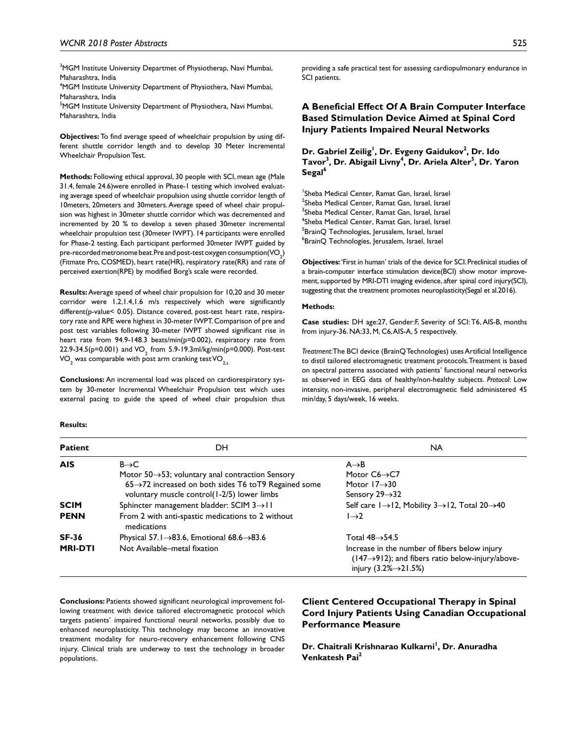[3]MGM Institute University Departmet of Physiotherap, Navi Mumbai, Maharashtra, India
[4]MGM Institute University Department of Physiothera, Navi Mumbai, Maharashtra, India
[5]MGM Institute University Department of Physiothera, Navi Mumbai, Maharashtra, India

**Objectives:** To find average speed of wheelchair propulsion by using different shuttle corridor length and to develop 30 Meter Incremental Wheelchair Propulsion Test.

**Methods:** Following ethical approval, 30 people with SCI, mean age (Male 31.4, female 24.6)were enrolled in Phase-1 testing which involved evaluating average speed of wheelchair propulsion using shuttle corridor length of 10meters, 20meters and 30meters. Average speed of wheel chair propulsion was highest in 30meter shuttle corridor which was decremented and incremented by 20 % to develop a seven phased 30meter incremental wheelchair propulsion test (30meter IWPT). 14 participants were enrolled for Phase-2 testing. Each participant performed 30meter IWPT guided by pre-recorded metronome beat. Pre and post-test oxygen consumption($VO_2$) (Fitmate Pro, COSMED), heart rate(HR), respiratory rate(RR) and rate of perceived exertion(RPE) by modified Borg's scale were recorded.

**Results:** Average speed of wheel chair propulsion for 10,20 and 30 meter corridor were 1.2,1.4,1.6 m/s respectively which were significantly different(p-value< 0.05). Distance covered, post-test heart rate, respiratory rate and RPE were highest in 30-meter IWPT. Comparison of pre and post test variables following 30-meter IWPT showed significant rise in heart rate from 94.9-148.3 beats/min(p=0.002), respiratory rate from 22.9-34.5(p=0.001) and $VO_2$ from 5.9-19.3ml/kg/min(p=0.000). Post-test $VO_2$ was comparable with post arm cranking test $VO_{2.s}$

**Conclusions:** An incremental load was placed on cardiorespiratory system by 30-meter Incremental Wheelchair Propulsion test which uses external pacing to guide the speed of wheel chair propulsion thus providing a safe practical test for assessing cardiopulmonary endurance in SCI patients.

## A Beneficial Effect Of A Brain Computer Interface Based Stimulation Device Aimed at Spinal Cord Injury Patients Impaired Neural Networks

**Dr. Gabriel Zeilig[1], Dr. Evgeny Gaidukov[2], Dr. Ido Tavor[3], Dr. Abigail Livny[4], Dr. Ariela Alter[5], Dr. Yaron Segal[6]**

[1]Sheba Medical Center, Ramat Gan, Israel, Israel
[2]Sheba Medical Center, Ramat Gan, Israel, Israel
[3]Sheba Medical Center, Ramat Gan, Israel, Israel
[4]Sheba Medical Center, Ramat Gan, Israel, Israel
[5]BrainQ Technologies, Jerusalem, Israel, Israel
[6]BrainQ Technologies, Jerusalem, Israel, Israel

**Objectives:** 'First in human' trials of the device for SCI. Preclinical studies of a brain-computer interface stimulation device(BCI) show motor improvement, supported by MRI-DTI imaging evidence, after spinal cord injury(SCI), suggesting that the treatment promotes neuroplasticity(Segal et al.2016).

**Methods:**

**Case studies:** DH age:27, Gender:F, Severity of SCI: T6, AIS-B, months from injury-36. NA:33, M, C6, AIS-A, 5 respectively.

*Treatment:* The BCI device (BrainQ Technologies) uses Artificial Intelligence to distil tailored electromagnetic treatment protocols. Treatment is based on spectral patterns associated with patients' functional neural networks as observed in EEG data of healthy/non-healthy subjects. *Protocol*: Low intensity, non-invasive, peripheral electromagnetic field administered 45 min/day, 5 days/week, 16 weeks.

**Results:**

| Patient | DH | NA |
|---|---|---|
| **AIS** | B→C<br>Motor 50→53; voluntary anal contraction Sensory 65→72 increased on both sides T6 toT9 Regained some voluntary muscle control(1-2/5) lower limbs | A→B<br>Motor C6→C7<br>Motor 17→30<br>Sensory 29→32 |
| **SCIM** | Sphincter management bladder: SCIM 3→11 | Self care 1→12, Mobility 3→12, Total 20→40 |
| **PENN** | From 2 with anti-spastic medications to 2 without medications | 1→2 |
| **SF-36** | Physical 57.1→83.6, Emotional 68.6→83.6 | Total 48→54.5 |
| **MRI-DTI** | Not Available–metal fixation | Increase in the number of fibers below injury (147→912); and fibers ratio below-injury/above-injury (3.2%→21.5%) |

**Conclusions:** Patients showed significant neurological improvement following treatment with device tailored electromagnetic protocol which targets patients' impaired functional neural networks, possibly due to enhanced neuroplasticity. This technology may become an innovative treatment modality for neuro-recovery enhancement following CNS injury. Clinical trials are underway to test the technology in broader populations.

## Client Centered Occupational Therapy in Spinal Cord Injury Patients Using Canadian Occupational Performance Measure

**Dr. Chaitrali Krishnarao Kulkarni[1], Dr. Anuradha Venkatesh Pai[2]**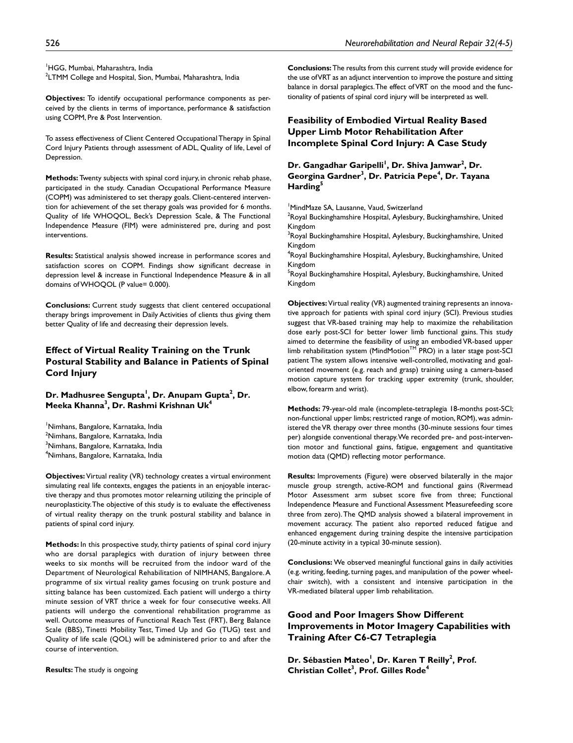[1]HGG, Mumbai, Maharashtra, India
[2]LTMM College and Hospital, Sion, Mumbai, Maharashtra, India

**Objectives:** To identify occupational performance components as perceived by the clients in terms of importance, performance & satisfaction using COPM, Pre & Post Intervention.

To assess effectiveness of Client Centered Occupational Therapy in Spinal Cord Injury Patients through assessment of ADL, Quality of life, Level of Depression.

**Methods:** Twenty subjects with spinal cord injury, in chronic rehab phase, participated in the study. Canadian Occupational Performance Measure (COPM) was administered to set therapy goals. Client-centered intervention for achievement of the set therapy goals was provided for 6 months. Quality of life WHOQOL, Beck's Depression Scale, & The Functional Independence Measure (FIM) were administered pre, during and post interventions.

**Results:** Statistical analysis showed increase in performance scores and satisfaction scores on COPM. Findings show significant decrease in depression level & increase in Functional Independence Measure & in all domains of WHOQOL (P value= 0.000).

**Conclusions:** Current study suggests that client centered occupational therapy brings improvement in Daily Activities of clients thus giving them better Quality of life and decreasing their depression levels.

## Effect of Virtual Reality Training on the Trunk Postural Stability and Balance in Patients of Spinal Cord Injury

**Dr. Madhusree Sengupta[1], Dr. Anupam Gupta[2], Dr. Meeka Khanna[3], Dr. Rashmi Krishnan Uk[4]**

[1]Nimhans, Bangalore, Karnataka, India
[2]Nimhans, Bangalore, Karnataka, India
[3]Nimhans, Bangalore, Karnataka, India
[4]Nimhans, Bangalore, Karnataka, India

**Objectives:** Virtual reality (VR) technology creates a virtual environment simulating real life contexts, engages the patients in an enjoyable interactive therapy and thus promotes motor relearning utilizing the principle of neuroplasticity. The objective of this study is to evaluate the effectiveness of virtual reality therapy on the trunk postural stability and balance in patients of spinal cord injury.

**Methods:** In this prospective study, thirty patients of spinal cord injury who are dorsal paraplegics with duration of injury between three weeks to six months will be recruited from the indoor ward of the Department of Neurological Rehabilitation of NIMHANS, Bangalore. A programme of six virtual reality games focusing on trunk posture and sitting balance has been customized. Each patient will undergo a thirty minute session of VRT thrice a week for four consecutive weeks. All patients will undergo the conventional rehabilitation programme as well. Outcome measures of Functional Reach Test (FRT), Berg Balance Scale (BBS), Tinetti Mobility Test, Timed Up and Go (TUG) test and Quality of life scale (QOL) will be administered prior to and after the course of intervention.

**Results:** The study is ongoing

**Conclusions:** The results from this current study will provide evidence for the use of VRT as an adjunct intervention to improve the posture and sitting balance in dorsal paraplegics. The effect of VRT on the mood and the functionality of patients of spinal cord injury will be interpreted as well.

## Feasibility of Embodied Virtual Reality Based Upper Limb Motor Rehabilitation After Incomplete Spinal Cord Injury: A Case Study

**Dr. Gangadhar Garipelli[1], Dr. Shiva Jamwar[2], Dr. Georgina Gardner[3], Dr. Patricia Pepe[4], Dr. Tayana Harding[5]**

[1]MindMaze SA, Lausanne, Vaud, Switzerland
[2]Royal Buckinghamshire Hospital, Aylesbury, Buckinghamshire, United Kingdom
[3]Royal Buckinghamshire Hospital, Aylesbury, Buckinghamshire, United Kingdom
[4]Royal Buckinghamshire Hospital, Aylesbury, Buckinghamshire, United Kingdom
[5]Royal Buckinghamshire Hospital, Aylesbury, Buckinghamshire, United Kingdom

**Objectives:** Virtual reality (VR) augmented training represents an innovative approach for patients with spinal cord injury (SCI). Previous studies suggest that VR-based training may help to maximize the rehabilitation dose early post-SCI for better lower limb functional gains. This study aimed to determine the feasibility of using an embodied VR-based upper limb rehabilitation system (MindMotion™ PRO) in a later stage post-SCI patient The system allows intensive well-controlled, motivating and goal-oriented movement (e.g. reach and grasp) training using a camera-based motion capture system for tracking upper extremity (trunk, shoulder, elbow, forearm and wrist).

**Methods:** 79-year-old male (incomplete-tetraplegia 18-months post-SCI; non-functional upper limbs; restricted range of motion, ROM), was administered the VR therapy over three months (30-minute sessions four times per) alongside conventional therapy. We recorded pre- and post-intervention motor and functional gains, fatigue, engagement and quantitative motion data (QMD) reflecting motor performance.

**Results:** Improvements (Figure) were observed bilaterally in the major muscle group strength, active-ROM and functional gains (Rivermead Motor Assessment arm subset score five from three; Functional Independence Measure and Functional Assessment Measurefeeding score three from zero). The QMD analysis showed a bilateral improvement in movement accuracy. The patient also reported reduced fatigue and enhanced engagement during training despite the intensive participation (20-minute activity in a typical 30-minute session).

**Conclusions:** We observed meaningful functional gains in daily activities (e.g. writing, feeding, turning pages, and manipulation of the power wheelchair switch), with a consistent and intensive participation in the VR-mediated bilateral upper limb rehabilitation.

## Good and Poor Imagers Show Different Improvements in Motor Imagery Capabilities with Training After C6-C7 Tetraplegia

**Dr. Sébastien Mateo[1], Dr. Karen T Reilly[2], Prof. Christian Collet[3], Prof. Gilles Rode[4]**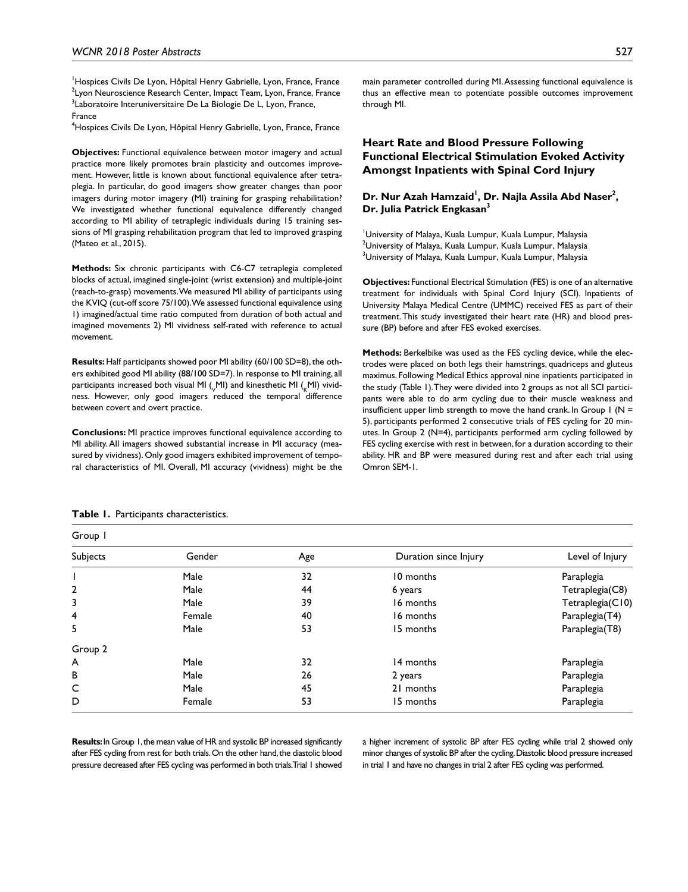[1]Hospices Civils De Lyon, Hôpital Henry Gabrielle, Lyon, France, France
[2]Lyon Neuroscience Research Center, Impact Team, Lyon, France, France
[3]Laboratoire Interuniversitaire De La Biologie De L, Lyon, France, France
[4]Hospices Civils De Lyon, Hôpital Henry Gabrielle, Lyon, France, France

**Objectives:** Functional equivalence between motor imagery and actual practice more likely promotes brain plasticity and outcomes improvement. However, little is known about functional equivalence after tetraplegia. In particular, do good imagers show greater changes than poor imagers during motor imagery (MI) training for grasping rehabilitation? We investigated whether functional equivalence differently changed according to MI ability of tetraplegic individuals during 15 training sessions of MI grasping rehabilitation program that led to improved grasping (Mateo et al., 2015).

**Methods:** Six chronic participants with C6-C7 tetraplegia completed blocks of actual, imagined single-joint (wrist extension) and multiple-joint (reach-to-grasp) movements. We measured MI ability of participants using the KVIQ (cut-off score 75/100). We assessed functional equivalence using 1) imagined/actual time ratio computed from duration of both actual and imagined movements 2) MI vividness self-rated with reference to actual movement.

**Results:** Half participants showed poor MI ability (60/100 SD=8), the others exhibited good MI ability (88/100 SD=7). In response to MI training, all participants increased both visual MI ($_V$MI) and kinesthetic MI ($_K$MI) vividness. However, only good imagers reduced the temporal difference between covert and overt practice.

**Conclusions:** MI practice improves functional equivalence according to MI ability. All imagers showed substantial increase in MI accuracy (measured by vividness). Only good imagers exhibited improvement of temporal characteristics of MI. Overall, MI accuracy (vividness) might be the main parameter controlled during MI. Assessing functional equivalence is thus an effective mean to potentiate possible outcomes improvement through MI.

## Heart Rate and Blood Pressure Following Functional Electrical Stimulation Evoked Activity Amongst Inpatients with Spinal Cord Injury

**Dr. Nur Azah Hamzaid[1], Dr. Najla Assila Abd Naser[2], Dr. Julia Patrick Engkasan[3]**

[1]University of Malaya, Kuala Lumpur, Kuala Lumpur, Malaysia
[2]University of Malaya, Kuala Lumpur, Kuala Lumpur, Malaysia
[3]University of Malaya, Kuala Lumpur, Kuala Lumpur, Malaysia

**Objectives:** Functional Electrical Stimulation (FES) is one of an alternative treatment for individuals with Spinal Cord Injury (SCI). Inpatients of University Malaya Medical Centre (UMMC) received FES as part of their treatment. This study investigated their heart rate (HR) and blood pressure (BP) before and after FES evoked exercises.

**Methods:** Berkelbike was used as the FES cycling device, while the electrodes were placed on both legs their hamstrings, quadriceps and gluteus maximus. Following Medical Ethics approval nine inpatients participated in the study (Table 1). They were divided into 2 groups as not all SCI participants were able to do arm cycling due to their muscle weakness and insufficient upper limb strength to move the hand crank. In Group 1 (N = 5), participants performed 2 consecutive trials of FES cycling for 20 minutes. In Group 2 (N=4), participants performed arm cycling followed by FES cycling exercise with rest in between, for a duration according to their ability. HR and BP were measured during rest and after each trial using Omron SEM-1.

**Table 1.** Participants characteristics.

| Subjects | Gender | Age | Duration since Injury | Level of Injury |
|---|---|---|---|---|
| Group 1 | | | | |
| 1 | Male | 32 | 10 months | Paraplegia |
| 2 | Male | 44 | 6 years | Tetraplegia(C8) |
| 3 | Male | 39 | 16 months | Tetraplegia(C10) |
| 4 | Female | 40 | 16 months | Paraplegia(T4) |
| 5 | Male | 53 | 15 months | Paraplegia(T8) |
| Group 2 | | | | |
| A | Male | 32 | 14 months | Paraplegia |
| B | Male | 26 | 2 years | Paraplegia |
| C | Male | 45 | 21 months | Paraplegia |
| D | Female | 53 | 15 months | Paraplegia |

**Results:** In Group 1, the mean value of HR and systolic BP increased significantly after FES cycling from rest for both trials. On the other hand, the diastolic blood pressure decreased after FES cycling was performed in both trials. Trial 1 showed a higher increment of systolic BP after FES cycling while trial 2 showed only minor changes of systolic BP after the cycling. Diastolic blood pressure increased in trial 1 and have no changes in trial 2 after FES cycling was performed.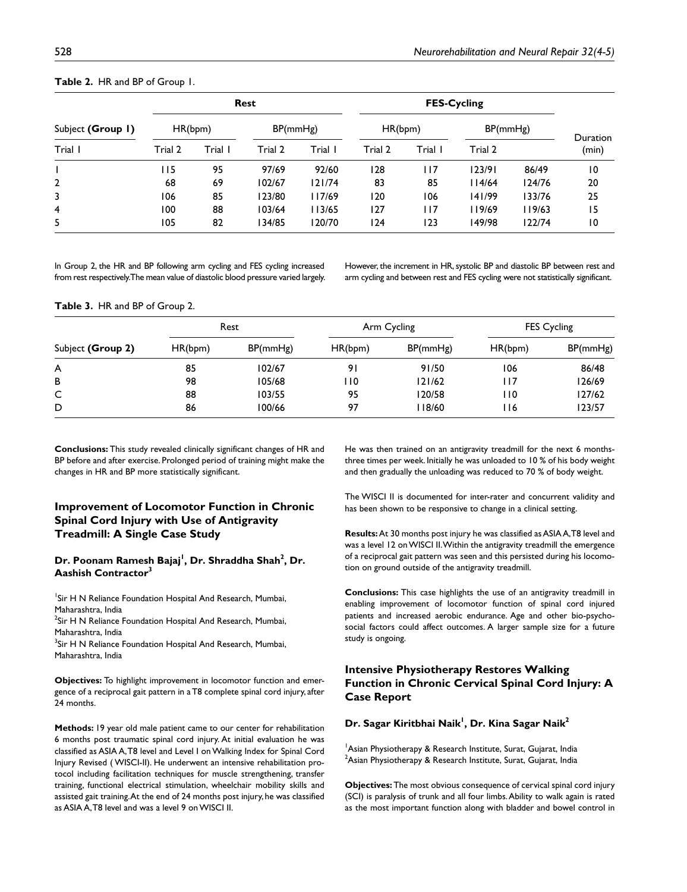**Table 2.** HR and BP of Group 1.

| Subject **(Group 1)** | Rest | | | | FES-Cycling | | | | Duration (min) |
|---|---|---|---|---|---|---|---|---|---|
| | HR(bpm) | | BP(mmHg) | | HR(bpm) | | BP(mmHg) | | |
| Trial 1 | Trial 2 | Trial 1 | Trial 2 | Trial 1 | Trial 2 | Trial 1 | Trial 2 | | |
| 1 | 115 | 95 | 97/69 | 92/60 | 128 | 117 | 123/91 | 86/49 | 10 |
| 2 | 68 | 69 | 102/67 | 121/74 | 83 | 85 | 114/64 | 124/76 | 20 |
| 3 | 106 | 85 | 123/80 | 117/69 | 120 | 106 | 141/99 | 133/76 | 25 |
| 4 | 100 | 88 | 103/64 | 113/65 | 127 | 117 | 119/69 | 119/63 | 15 |
| 5 | 105 | 82 | 134/85 | 120/70 | 124 | 123 | 149/98 | 122/74 | 10 |

In Group 2, the HR and BP following arm cycling and FES cycling increased from rest respectively. The mean value of diastolic blood pressure varied largely. However, the increment in HR, systolic BP and diastolic BP between rest and arm cycling and between rest and FES cycling were not statistically significant.

**Table 3.** HR and BP of Group 2.

| Subject **(Group 2)** | Rest | | Arm Cycling | | FES Cycling | |
|---|---|---|---|---|---|---|
| | HR(bpm) | BP(mmHg) | HR(bpm) | BP(mmHg) | HR(bpm) | BP(mmHg) |
| A | 85 | 102/67 | 91 | 91/50 | 106 | 86/48 |
| B | 98 | 105/68 | 110 | 121/62 | 117 | 126/69 |
| C | 88 | 103/55 | 95 | 120/58 | 110 | 127/62 |
| D | 86 | 100/66 | 97 | 118/60 | 116 | 123/57 |

**Conclusions:** This study revealed clinically significant changes of HR and BP before and after exercise. Prolonged period of training might make the changes in HR and BP more statistically significant.

## Improvement of Locomotor Function in Chronic Spinal Cord Injury with Use of Antigravity Treadmill: A Single Case Study

**Dr. Poonam Ramesh Bajaj[1], Dr. Shraddha Shah[2], Dr. Aashish Contractor[3]**

[1]Sir H N Reliance Foundation Hospital And Research, Mumbai, Maharashtra, India
[2]Sir H N Reliance Foundation Hospital And Research, Mumbai, Maharashtra, India
[3]Sir H N Reliance Foundation Hospital And Research, Mumbai, Maharashtra, India

**Objectives:** To highlight improvement in locomotor function and emergence of a reciprocal gait pattern in a T8 complete spinal cord injury, after 24 months.

**Methods:** 19 year old male patient came to our center for rehabilitation 6 months post traumatic spinal cord injury. At initial evaluation he was classified as ASIA A, T8 level and Level 1 on Walking Index for Spinal Cord Injury Revised ( WISCI-II). He underwent an intensive rehabilitation protocol including facilitation techniques for muscle strengthening, transfer training, functional electrical stimulation, wheelchair mobility skills and assisted gait training. At the end of 24 months post injury, he was classified as ASIA A, T8 level and was a level 9 on WISCI II.

He was then trained on an antigravity treadmill for the next 6 months-three times per week. Initially he was unloaded to 10 % of his body weight and then gradually the unloading was reduced to 70 % of body weight.

The WISCI II is documented for inter-rater and concurrent validity and has been shown to be responsive to change in a clinical setting.

**Results:** At 30 months post injury he was classified as ASIA A, T8 level and was a level 12 on WISCI II. Within the antigravity treadmill the emergence of a reciprocal gait pattern was seen and this persisted during his locomotion on ground outside of the antigravity treadmill.

**Conclusions:** This case highlights the use of an antigravity treadmill in enabling improvement of locomotor function of spinal cord injured patients and increased aerobic endurance. Age and other bio-psycho-social factors could affect outcomes. A larger sample size for a future study is ongoing.

## Intensive Physiotherapy Restores Walking Function in Chronic Cervical Spinal Cord Injury: A Case Report

**Dr. Sagar Kiritbhai Naik[1], Dr. Kina Sagar Naik[2]**

[1]Asian Physiotherapy & Research Institute, Surat, Gujarat, India
[2]Asian Physiotherapy & Research Institute, Surat, Gujarat, India

**Objectives:** The most obvious consequence of cervical spinal cord injury (SCI) is paralysis of trunk and all four limbs. Ability to walk again is rated as the most important function along with bladder and bowel control in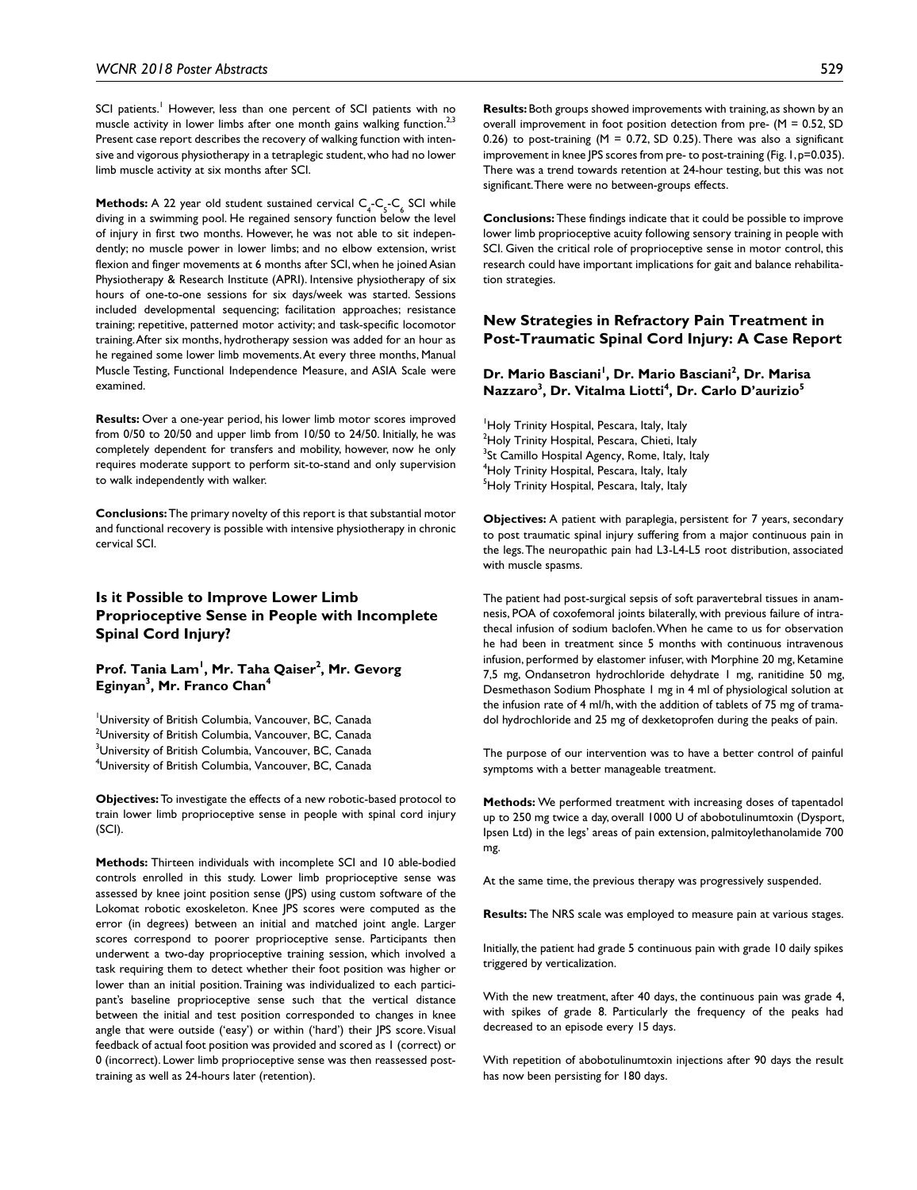SCI patients.[1] However, less than one percent of SCI patients with no muscle activity in lower limbs after one month gains walking function.[2,3] Present case report describes the recovery of walking function with intensive and vigorous physiotherapy in a tetraplegic student, who had no lower limb muscle activity at six months after SCI.

**Methods:** A 22 year old student sustained cervical $C_4$-$C_5$-$C_6$ SCI while diving in a swimming pool. He regained sensory function below the level of injury in first two months. However, he was not able to sit independently; no muscle power in lower limbs; and no elbow extension, wrist flexion and finger movements at 6 months after SCI, when he joined Asian Physiotherapy & Research Institute (APRI). Intensive physiotherapy of six hours of one-to-one sessions for six days/week was started. Sessions included developmental sequencing; facilitation approaches; resistance training; repetitive, patterned motor activity; and task-specific locomotor training. After six months, hydrotherapy session was added for an hour as he regained some lower limb movements. At every three months, Manual Muscle Testing, Functional Independence Measure, and ASIA Scale were examined.

**Results:** Over a one-year period, his lower limb motor scores improved from 0/50 to 20/50 and upper limb from 10/50 to 24/50. Initially, he was completely dependent for transfers and mobility, however, now he only requires moderate support to perform sit-to-stand and only supervision to walk independently with walker.

**Conclusions:** The primary novelty of this report is that substantial motor and functional recovery is possible with intensive physiotherapy in chronic cervical SCI.

## Is it Possible to Improve Lower Limb Proprioceptive Sense in People with Incomplete Spinal Cord Injury?

**Prof. Tania Lam[1], Mr. Taha Qaiser[2], Mr. Gevorg Eginyan[3], Mr. Franco Chan[4]**

[1]University of British Columbia, Vancouver, BC, Canada
[2]University of British Columbia, Vancouver, BC, Canada
[3]University of British Columbia, Vancouver, BC, Canada
[4]University of British Columbia, Vancouver, BC, Canada

**Objectives:** To investigate the effects of a new robotic-based protocol to train lower limb proprioceptive sense in people with spinal cord injury (SCI).

**Methods:** Thirteen individuals with incomplete SCI and 10 able-bodied controls enrolled in this study. Lower limb proprioceptive sense was assessed by knee joint position sense (JPS) using custom software of the Lokomat robotic exoskeleton. Knee JPS scores were computed as the error (in degrees) between an initial and matched joint angle. Larger scores correspond to poorer proprioceptive sense. Participants then underwent a two-day proprioceptive training session, which involved a task requiring them to detect whether their foot position was higher or lower than an initial position. Training was individualized to each participant's baseline proprioceptive sense such that the vertical distance between the initial and test position corresponded to changes in knee angle that were outside ('easy') or within ('hard') their JPS score. Visual feedback of actual foot position was provided and scored as 1 (correct) or 0 (incorrect). Lower limb proprioceptive sense was then reassessed post-training as well as 24-hours later (retention).

**Results:** Both groups showed improvements with training, as shown by an overall improvement in foot position detection from pre- ($M = 0.52$, $SD$ 0.26) to post-training ($M = 0.72$, $SD$ 0.25). There was also a significant improvement in knee JPS scores from pre- to post-training (Fig. 1, $p=0.035$). There was a trend towards retention at 24-hour testing, but this was not significant. There were no between-groups effects.

**Conclusions:** These findings indicate that it could be possible to improve lower limb proprioceptive acuity following sensory training in people with SCI. Given the critical role of proprioceptive sense in motor control, this research could have important implications for gait and balance rehabilitation strategies.

## New Strategies in Refractory Pain Treatment in Post-Traumatic Spinal Cord Injury: A Case Report

**Dr. Mario Basciani[1], Dr. Mario Basciani[2], Dr. Marisa Nazzaro[3], Dr. Vitalma Liotti[4], Dr. Carlo D'aurizio[5]**

[1]Holy Trinity Hospital, Pescara, Italy, Italy
[2]Holy Trinity Hospital, Pescara, Chieti, Italy
[3]St Camillo Hospital Agency, Rome, Italy, Italy
[4]Holy Trinity Hospital, Pescara, Italy, Italy
[5]Holy Trinity Hospital, Pescara, Italy, Italy

**Objectives:** A patient with paraplegia, persistent for 7 years, secondary to post traumatic spinal injury suffering from a major continuous pain in the legs. The neuropathic pain had L3-L4-L5 root distribution, associated with muscle spasms.

The patient had post-surgical sepsis of soft paravertebral tissues in anamnesis, POA of coxofemoral joints bilaterally, with previous failure of intrathecal infusion of sodium baclofen. When he came to us for observation he had been in treatment since 5 months with continuous intravenous infusion, performed by elastomer infuser, with Morphine 20 mg, Ketamine 7,5 mg, Ondansetron hydrochloride dehydrate 1 mg, ranitidine 50 mg, Desmethason Sodium Phosphate 1 mg in 4 ml of physiological solution at the infusion rate of 4 ml/h, with the addition of tablets of 75 mg of tramadol hydrochloride and 25 mg of dexketoprofen during the peaks of pain.

The purpose of our intervention was to have a better control of painful symptoms with a better manageable treatment.

**Methods:** We performed treatment with increasing doses of tapentadol up to 250 mg twice a day, overall 1000 U of abobotulinumtoxin (Dysport, Ipsen Ltd) in the legs' areas of pain extension, palmitoylethanolamide 700 mg.

At the same time, the previous therapy was progressively suspended.

**Results:** The NRS scale was employed to measure pain at various stages.

Initially, the patient had grade 5 continuous pain with grade 10 daily spikes triggered by verticalization.

With the new treatment, after 40 days, the continuous pain was grade 4, with spikes of grade 8. Particularly the frequency of the peaks had decreased to an episode every 15 days.

With repetition of abobotulinumtoxin injections after 90 days the result has now been persisting for 180 days.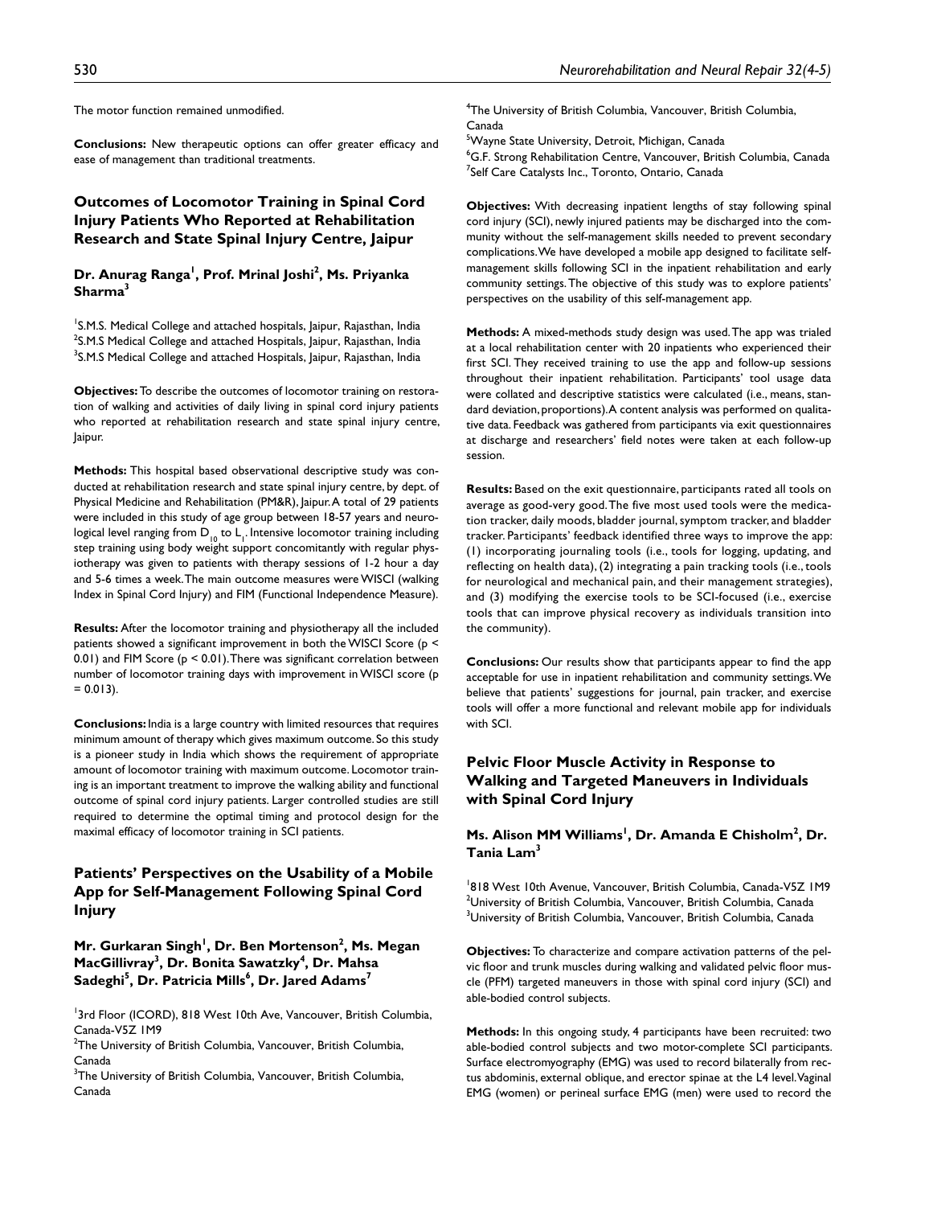The motor function remained unmodified.

**Conclusions:** New therapeutic options can offer greater efficacy and ease of management than traditional treatments.

## Outcomes of Locomotor Training in Spinal Cord Injury Patients Who Reported at Rehabilitation Research and State Spinal Injury Centre, Jaipur

**Dr. Anurag Ranga[1], Prof. Mrinal Joshi[2], Ms. Priyanka Sharma[3]**

[1]S.M.S. Medical College and attached hospitals, Jaipur, Rajasthan, India
[2]S.M.S Medical College and attached Hospitals, Jaipur, Rajasthan, India
[3]S.M.S Medical College and attached Hospitals, Jaipur, Rajasthan, India

**Objectives:** To describe the outcomes of locomotor training on restoration of walking and activities of daily living in spinal cord injury patients who reported at rehabilitation research and state spinal injury centre, Jaipur.

**Methods:** This hospital based observational descriptive study was conducted at rehabilitation research and state spinal injury centre, by dept. of Physical Medicine and Rehabilitation (PM&R), Jaipur. A total of 29 patients were included in this study of age group between 18-57 years and neurological level ranging from $D_{10}$ to $L_1$. Intensive locomotor training including step training using body weight support concomitantly with regular physiotherapy was given to patients with therapy sessions of 1-2 hour a day and 5-6 times a week. The main outcome measures were WISCI (walking Index in Spinal Cord Injury) and FIM (Functional Independence Measure).

**Results:** After the locomotor training and physiotherapy all the included patients showed a significant improvement in both the WISCI Score ($p < 0.01$) and FIM Score ($p < 0.01$). There was significant correlation between number of locomotor training days with improvement in WISCI score ($p = 0.013$).

**Conclusions:** India is a large country with limited resources that requires minimum amount of therapy which gives maximum outcome. So this study is a pioneer study in India which shows the requirement of appropriate amount of locomotor training with maximum outcome. Locomotor training is an important treatment to improve the walking ability and functional outcome of spinal cord injury patients. Larger controlled studies are still required to determine the optimal timing and protocol design for the maximal efficacy of locomotor training in SCI patients.

## Patients' Perspectives on the Usability of a Mobile App for Self-Management Following Spinal Cord Injury

**Mr. Gurkaran Singh[1], Dr. Ben Mortenson[2], Ms. Megan MacGillivray[3], Dr. Bonita Sawatzky[4], Dr. Mahsa Sadeghi[5], Dr. Patricia Mills[6], Dr. Jared Adams[7]**

[1]3rd Floor (ICORD), 818 West 10th Ave, Vancouver, British Columbia, Canada-V5Z 1M9
[2]The University of British Columbia, Vancouver, British Columbia, Canada
[3]The University of British Columbia, Vancouver, British Columbia, Canada
[4]The University of British Columbia, Vancouver, British Columbia, Canada
[5]Wayne State University, Detroit, Michigan, Canada
[6]G.F. Strong Rehabilitation Centre, Vancouver, British Columbia, Canada
[7]Self Care Catalysts Inc., Toronto, Ontario, Canada

**Objectives:** With decreasing inpatient lengths of stay following spinal cord injury (SCI), newly injured patients may be discharged into the community without the self-management skills needed to prevent secondary complications. We have developed a mobile app designed to facilitate self-management skills following SCI in the inpatient rehabilitation and early community settings. The objective of this study was to explore patients' perspectives on the usability of this self-management app.

**Methods:** A mixed-methods study design was used. The app was trialed at a local rehabilitation center with 20 inpatients who experienced their first SCI. They received training to use the app and follow-up sessions throughout their inpatient rehabilitation. Participants' tool usage data were collated and descriptive statistics were calculated (i.e., means, standard deviation, proportions). A content analysis was performed on qualitative data. Feedback was gathered from participants via exit questionnaires at discharge and researchers' field notes were taken at each follow-up session.

**Results:** Based on the exit questionnaire, participants rated all tools on average as good-very good. The five most used tools were the medication tracker, daily moods, bladder journal, symptom tracker, and bladder tracker. Participants' feedback identified three ways to improve the app: (1) incorporating journaling tools (i.e., tools for logging, updating, and reflecting on health data), (2) integrating a pain tracking tools (i.e., tools for neurological and mechanical pain, and their management strategies), and (3) modifying the exercise tools to be SCI-focused (i.e., exercise tools that can improve physical recovery as individuals transition into the community).

**Conclusions:** Our results show that participants appear to find the app acceptable for use in inpatient rehabilitation and community settings. We believe that patients' suggestions for journal, pain tracker, and exercise tools will offer a more functional and relevant mobile app for individuals with SCI.

## Pelvic Floor Muscle Activity in Response to Walking and Targeted Maneuvers in Individuals with Spinal Cord Injury

**Ms. Alison MM Williams[1], Dr. Amanda E Chisholm[2], Dr. Tania Lam[3]**

[1]818 West 10th Avenue, Vancouver, British Columbia, Canada-V5Z 1M9
[2]University of British Columbia, Vancouver, British Columbia, Canada
[3]University of British Columbia, Vancouver, British Columbia, Canada

**Objectives:** To characterize and compare activation patterns of the pelvic floor and trunk muscles during walking and validated pelvic floor muscle (PFM) targeted maneuvers in those with spinal cord injury (SCI) and able-bodied control subjects.

**Methods:** In this ongoing study, 4 participants have been recruited: two able-bodied control subjects and two motor-complete SCI participants. Surface electromyography (EMG) was used to record bilaterally from rectus abdominis, external oblique, and erector spinae at the L4 level. Vaginal EMG (women) or perineal surface EMG (men) were used to record the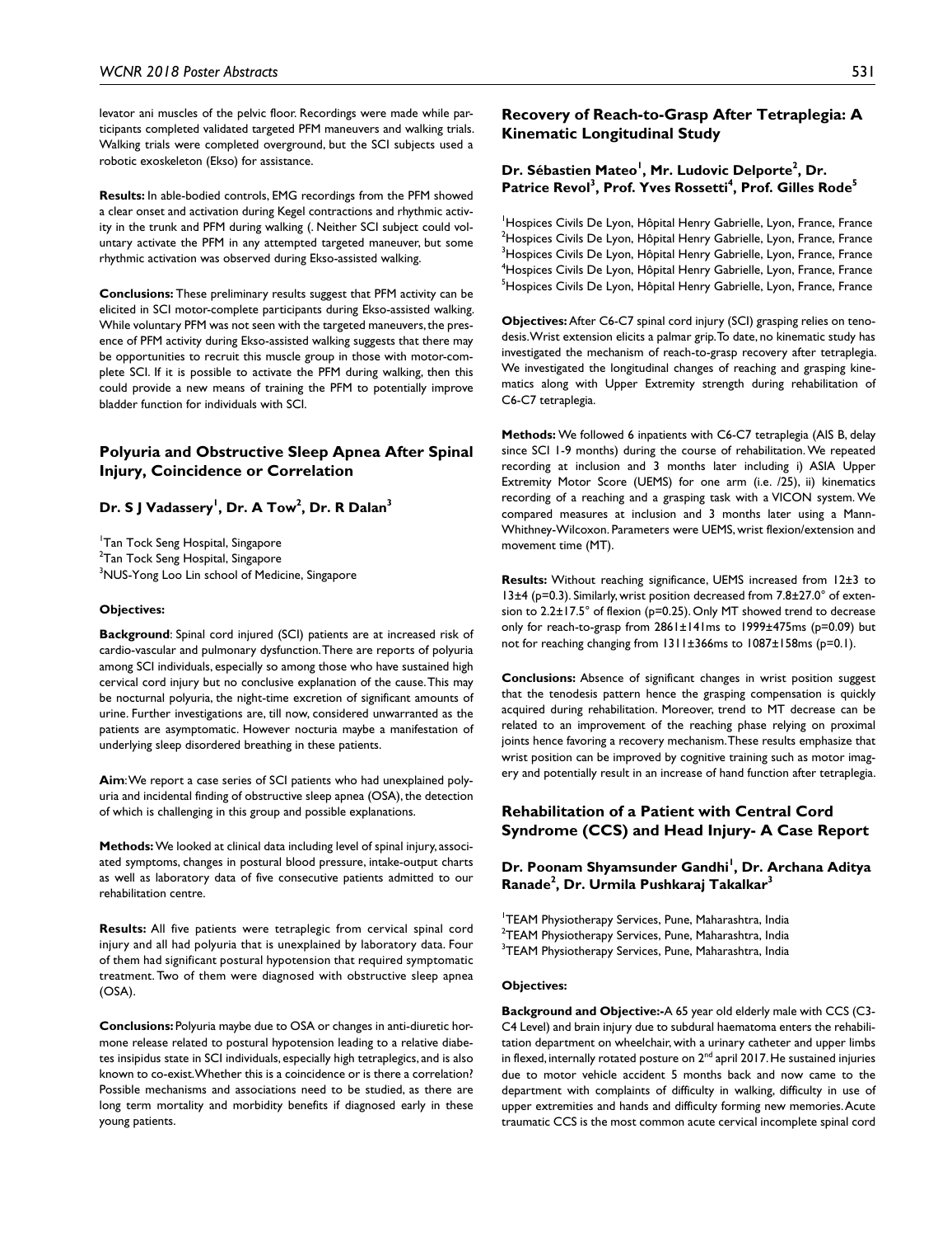levator ani muscles of the pelvic floor. Recordings were made while participants completed validated targeted PFM maneuvers and walking trials. Walking trials were completed overground, but the SCI subjects used a robotic exoskeleton (Ekso) for assistance.

**Results:** In able-bodied controls, EMG recordings from the PFM showed a clear onset and activation during Kegel contractions and rhythmic activity in the trunk and PFM during walking (. Neither SCI subject could voluntary activate the PFM in any attempted targeted maneuver, but some rhythmic activation was observed during Ekso-assisted walking.

**Conclusions:** These preliminary results suggest that PFM activity can be elicited in SCI motor-complete participants during Ekso-assisted walking. While voluntary PFM was not seen with the targeted maneuvers, the presence of PFM activity during Ekso-assisted walking suggests that there may be opportunities to recruit this muscle group in those with motor-complete SCI. If it is possible to activate the PFM during walking, then this could provide a new means of training the PFM to potentially improve bladder function for individuals with SCI.

## Polyuria and Obstructive Sleep Apnea After Spinal Injury, Coincidence or Correlation

**Dr. S J Vadassery[1], Dr. A Tow[2], Dr. R Dalan[3]**

[1]Tan Tock Seng Hospital, Singapore
[2]Tan Tock Seng Hospital, Singapore
[3]NUS-Yong Loo Lin school of Medicine, Singapore

**Objectives:**

**Background**: Spinal cord injured (SCI) patients are at increased risk of cardio-vascular and pulmonary dysfunction. There are reports of polyuria among SCI individuals, especially so among those who have sustained high cervical cord injury but no conclusive explanation of the cause. This may be nocturnal polyuria, the night-time excretion of significant amounts of urine. Further investigations are, till now, considered unwarranted as the patients are asymptomatic. However nocturia maybe a manifestation of underlying sleep disordered breathing in these patients.

**Aim**: We report a case series of SCI patients who had unexplained polyuria and incidental finding of obstructive sleep apnea (OSA), the detection of which is challenging in this group and possible explanations.

**Methods:** We looked at clinical data including level of spinal injury, associated symptoms, changes in postural blood pressure, intake-output charts as well as laboratory data of five consecutive patients admitted to our rehabilitation centre.

**Results:** All five patients were tetraplegic from cervical spinal cord injury and all had polyuria that is unexplained by laboratory data. Four of them had significant postural hypotension that required symptomatic treatment. Two of them were diagnosed with obstructive sleep apnea (OSA).

**Conclusions:** Polyuria maybe due to OSA or changes in anti-diuretic hormone release related to postural hypotension leading to a relative diabetes insipidus state in SCI individuals, especially high tetraplegics, and is also known to co-exist. Whether this is a coincidence or is there a correlation? Possible mechanisms and associations need to be studied, as there are long term mortality and morbidity benefits if diagnosed early in these young patients.

## Recovery of Reach-to-Grasp After Tetraplegia: A Kinematic Longitudinal Study

**Dr. Sébastien Mateo[1], Mr. Ludovic Delporte[2], Dr. Patrice Revol[3], Prof. Yves Rossetti[4], Prof. Gilles Rode[5]**

[1]Hospices Civils De Lyon, Hôpital Henry Gabrielle, Lyon, France, France
[2]Hospices Civils De Lyon, Hôpital Henry Gabrielle, Lyon, France, France
[3]Hospices Civils De Lyon, Hôpital Henry Gabrielle, Lyon, France, France
[4]Hospices Civils De Lyon, Hôpital Henry Gabrielle, Lyon, France, France
[5]Hospices Civils De Lyon, Hôpital Henry Gabrielle, Lyon, France, France

**Objectives:** After C6-C7 spinal cord injury (SCI) grasping relies on tenodesis. Wrist extension elicits a palmar grip. To date, no kinematic study has investigated the mechanism of reach-to-grasp recovery after tetraplegia. We investigated the longitudinal changes of reaching and grasping kinematics along with Upper Extremity strength during rehabilitation of C6-C7 tetraplegia.

**Methods:** We followed 6 inpatients with C6-C7 tetraplegia (AIS B, delay since SCI 1-9 months) during the course of rehabilitation. We repeated recording at inclusion and 3 months later including i) ASIA Upper Extremity Motor Score (UEMS) for one arm (i.e. /25), ii) kinematics recording of a reaching and a grasping task with a VICON system. We compared measures at inclusion and 3 months later using a Mann-Whithney-Wilcoxon. Parameters were UEMS, wrist flexion/extension and movement time (MT).

**Results:** Without reaching significance, UEMS increased from 12±3 to 13±4 ($p$=0.3). Similarly, wrist position decreased from 7.8±27.0° of extension to 2.2±17.5° of flexion ($p$=0.25). Only MT showed trend to decrease only for reach-to-grasp from 2861±141ms to 1999±475ms ($p$=0.09) but not for reaching changing from 1311±366ms to 1087±158ms ($p$=0.1).

**Conclusions:** Absence of significant changes in wrist position suggest that the tenodesis pattern hence the grasping compensation is quickly acquired during rehabilitation. Moreover, trend to MT decrease can be related to an improvement of the reaching phase relying on proximal joints hence favoring a recovery mechanism. These results emphasize that wrist position can be improved by cognitive training such as motor imagery and potentially result in an increase of hand function after tetraplegia.

## Rehabilitation of a Patient with Central Cord Syndrome (CCS) and Head Injury- A Case Report

**Dr. Poonam Shyamsunder Gandhi[1], Dr. Archana Aditya Ranade[2], Dr. Urmila Pushkaraj Takalkar[3]**

[1]TEAM Physiotherapy Services, Pune, Maharashtra, India
[2]TEAM Physiotherapy Services, Pune, Maharashtra, India
[3]TEAM Physiotherapy Services, Pune, Maharashtra, India

**Objectives:**

**Background and Objective:-**A 65 year old elderly male with CCS (C3-C4 Level) and brain injury due to subdural haematoma enters the rehabilitation department on wheelchair, with a urinary catheter and upper limbs in flexed, internally rotated posture on 2nd april 2017. He sustained injuries due to motor vehicle accident 5 months back and now came to the department with complaints of difficulty in walking, difficulty in use of upper extremities and hands and difficulty forming new memories. Acute traumatic CCS is the most common acute cervical incomplete spinal cord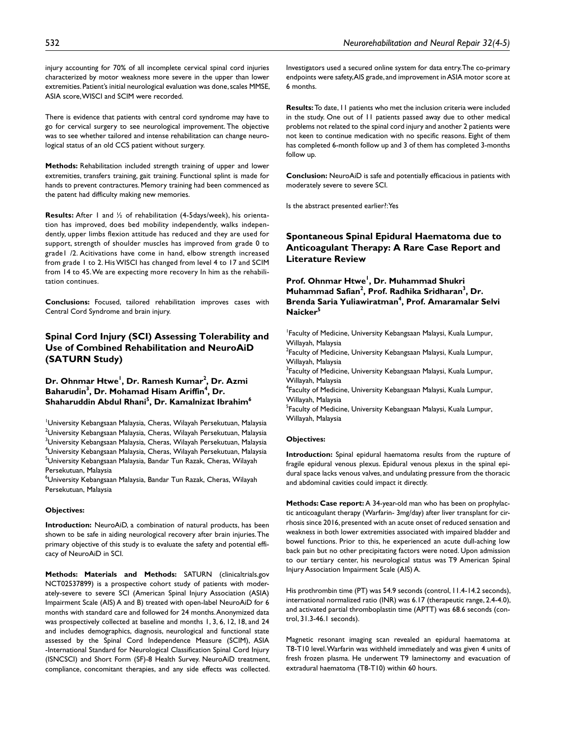injury accounting for 70% of all incomplete cervical spinal cord injuries characterized by motor weakness more severe in the upper than lower extremities. Patient's initial neurological evaluation was done, scales MMSE, ASIA score, WISCI and SCIM were recorded.

There is evidence that patients with central cord syndrome may have to go for cervical surgery to see neurological improvement. The objective was to see whether tailored and intense rehabilitation can change neurological status of an old CCS patient without surgery.

**Methods:** Rehabilitation included strength training of upper and lower extremities, transfers training, gait training. Functional splint is made for hands to prevent contractures. Memory training had been commenced as the patent had difficulty making new memories.

**Results:** After 1 and ½ of rehabilitation (4-5days/week), his orientation has improved, does bed mobility independently, walks independently, upper limbs flexion attitude has reduced and they are used for support, strength of shoulder muscles has improved from grade 0 to grade1 /2. Acitivations have come in hand, elbow strength increased from grade 1 to 2. His WISCI has changed from level 4 to 17 and SCIM from 14 to 45. We are expecting more recovery In him as the rehabilitation continues.

**Conclusions:** Focused, tailored rehabilitation improves cases with Central Cord Syndrome and brain injury.

## Spinal Cord Injury (SCI) Assessing Tolerability and Use of Combined Rehabilitation and NeuroAiD (SATURN Study)

### Dr. Ohnmar Htwe[1], Dr. Ramesh Kumar[2], Dr. Azmi Baharudin[3], Dr. Mohamad Hisam Ariffin[4], Dr. Shaharuddin Abdul Rhani[5], Dr. Kamalnizat Ibrahim[6]

[1]University Kebangsaan Malaysia, Cheras, Wilayah Persekutuan, Malaysia
[2]University Kebangsaan Malaysia, Cheras, Wilayah Persekutuan, Malaysia
[3]University Kebangsaan Malaysia, Cheras, Wilayah Persekutuan, Malaysia
[4]University Kebangsaan Malaysia, Cheras, Wilayah Persekutuan, Malaysia
[5]University Kebangsaan Malaysia, Bandar Tun Razak, Cheras, Wilayah Persekutuan, Malaysia
[6]University Kebangsaan Malaysia, Bandar Tun Razak, Cheras, Wilayah Persekutuan, Malaysia

**Objectives:**

**Introduction:** NeuroAiD, a combination of natural products, has been shown to be safe in aiding neurological recovery after brain injuries. The primary objective of this study is to evaluate the safety and potential efficacy of NeuroAiD in SCI.

**Methods: Materials and Methods:** SATURN (clinicaltrials.gov NCT02537899) is a prospective cohort study of patients with moderately-severe to severe SCI (American Spinal Injury Association (ASIA) Impairment Scale (AIS) A and B) treated with open-label NeuroAiD for 6 months with standard care and followed for 24 months. Anonymized data was prospectively collected at baseline and months 1, 3, 6, 12, 18, and 24 and includes demographics, diagnosis, neurological and functional state assessed by the Spinal Cord Independence Measure (SCIM), ASIA -International Standard for Neurological Classification Spinal Cord Injury (ISNCSCI) and Short Form (SF)-8 Health Survey. NeuroAiD treatment, compliance, concomitant therapies, and any side effects was collected. Investigators used a secured online system for data entry. The co-primary endpoints were safety, AIS grade, and improvement in ASIA motor score at 6 months.

**Results:** To date, 11 patients who met the inclusion criteria were included in the study. One out of 11 patients passed away due to other medical problems not related to the spinal cord injury and another 2 patients were not keen to continue medication with no specific reasons. Eight of them has completed 6-month follow up and 3 of them has completed 3-months follow up.

**Conclusion:** NeuroAiD is safe and potentially efficacious in patients with moderately severe to severe SCI.

Is the abstract presented earlier?: Yes

## Spontaneous Spinal Epidural Haematoma due to Anticoagulant Therapy: A Rare Case Report and Literature Review

### Prof. Ohnmar Htwe[1], Dr. Muhammad Shukri Muhammad Safian[2], Prof. Radhika Sridharan[3], Dr. Brenda Saria Yuliawiratman[4], Prof. Amaramalar Selvi Naicker[5]

[1]Faculty of Medicine, University Kebangsaan Malaysi, Kuala Lumpur, Willayah, Malaysia
[2]Faculty of Medicine, University Kebangsaan Malaysi, Kuala Lumpur, Willayah, Malaysia
[3]Faculty of Medicine, University Kebangsaan Malaysi, Kuala Lumpur, Willayah, Malaysia
[4]Faculty of Medicine, University Kebangsaan Malaysi, Kuala Lumpur, Willayah, Malaysia
[5]Faculty of Medicine, University Kebangsaan Malaysi, Kuala Lumpur, Willayah, Malaysia

**Objectives:**

**Introduction:** Spinal epidural haematoma results from the rupture of fragile epidural venous plexus. Epidural venous plexus in the spinal epidural space lacks venous valves, and undulating pressure from the thoracic and abdominal cavities could impact it directly.

**Methods: Case report:** A 34-year-old man who has been on prophylactic anticoagulant therapy (Warfarin- 3mg/day) after liver transplant for cirrhosis since 2016, presented with an acute onset of reduced sensation and weakness in both lower extremities associated with impaired bladder and bowel functions. Prior to this, he experienced an acute dull-aching low back pain but no other precipitating factors were noted. Upon admission to our tertiary center, his neurological status was T9 American Spinal Injury Association Impairment Scale (AIS) A.

His prothrombin time (PT) was 54.9 seconds (control, 11.4-14.2 seconds), international normalized ratio (INR) was 6.17 (therapeutic range, 2.4-4.0), and activated partial thromboplastin time (APTT) was 68.6 seconds (control, 31.3-46.1 seconds).

Magnetic resonant imaging scan revealed an epidural haematoma at T8-T10 level. Warfarin was withheld immediately and was given 4 units of fresh frozen plasma. He underwent T9 laminectomy and evacuation of extradural haematoma (T8-T10) within 60 hours.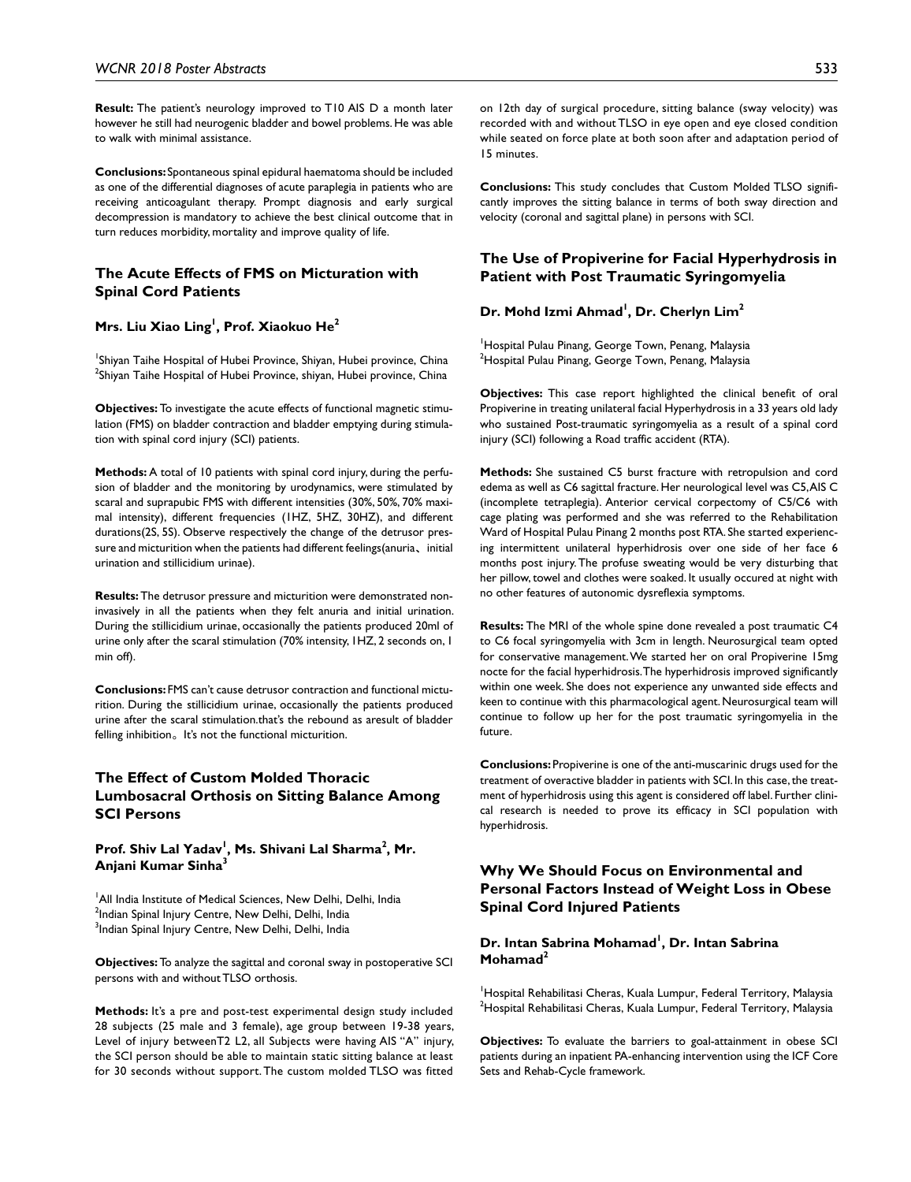**Result:** The patient's neurology improved to T10 AIS D a month later however he still had neurogenic bladder and bowel problems. He was able to walk with minimal assistance.

**Conclusions:** Spontaneous spinal epidural haematoma should be included as one of the differential diagnoses of acute paraplegia in patients who are receiving anticoagulant therapy. Prompt diagnosis and early surgical decompression is mandatory to achieve the best clinical outcome that in turn reduces morbidity, mortality and improve quality of life.

### The Acute Effects of FMS on Micturation with Spinal Cord Patients

**Mrs. Liu Xiao Ling[1], Prof. Xiaokuo He[2]**

[1]Shiyan Taihe Hospital of Hubei Province, Shiyan, Hubei province, China
[2]Shiyan Taihe Hospital of Hubei Province, shiyan, Hubei province, China

**Objectives:** To investigate the acute effects of functional magnetic stimulation (FMS) on bladder contraction and bladder emptying during stimulation with spinal cord injury (SCI) patients.

**Methods:** A total of 10 patients with spinal cord injury, during the perfusion of bladder and the monitoring by urodynamics, were stimulated by scaral and suprapubic FMS with different intensities (30%, 50%, 70% maximal intensity), different frequencies (1HZ, 5HZ, 30HZ), and different durations(2S, 5S). Observe respectively the change of the detrusor pressure and micturition when the patients had different feelings(anuria、initial urination and stillicidium urinae).

**Results:** The detrusor pressure and micturition were demonstrated noninvasively in all the patients when they felt anuria and initial urination. During the stillicidium urinae, occasionally the patients produced 20ml of urine only after the scaral stimulation (70% intensity, 1HZ, 2 seconds on, 1 min off).

**Conclusions:** FMS can't cause detrusor contraction and functional micturition. During the stillicidium urinae, occasionally the patients produced urine after the scaral stimulation.that's the rebound as aresult of bladder felling inhibition。It's not the functional micturition.

### The Effect of Custom Molded Thoracic Lumbosacral Orthosis on Sitting Balance Among SCI Persons

**Prof. Shiv Lal Yadav[1], Ms. Shivani Lal Sharma[2], Mr. Anjani Kumar Sinha[3]**

[1]All India Institute of Medical Sciences, New Delhi, Delhi, India
[2]Indian Spinal Injury Centre, New Delhi, Delhi, India
[3]Indian Spinal Injury Centre, New Delhi, Delhi, India

**Objectives:** To analyze the sagittal and coronal sway in postoperative SCI persons with and without TLSO orthosis.

**Methods:** It's a pre and post-test experimental design study included 28 subjects (25 male and 3 female), age group between 19-38 years, Level of injury betweenT2 L2, all Subjects were having AIS "A" injury, the SCI person should be able to maintain static sitting balance at least for 30 seconds without support. The custom molded TLSO was fitted on 12th day of surgical procedure, sitting balance (sway velocity) was recorded with and without TLSO in eye open and eye closed condition while seated on force plate at both soon after and adaptation period of 15 minutes.

**Conclusions:** This study concludes that Custom Molded TLSO significantly improves the sitting balance in terms of both sway direction and velocity (coronal and sagittal plane) in persons with SCI.

### The Use of Propiverine for Facial Hyperhydrosis in Patient with Post Traumatic Syringomyelia

**Dr. Mohd Izmi Ahmad[1], Dr. Cherlyn Lim[2]**

[1]Hospital Pulau Pinang, George Town, Penang, Malaysia
[2]Hospital Pulau Pinang, George Town, Penang, Malaysia

**Objectives:** This case report highlighted the clinical benefit of oral Propiverine in treating unilateral facial Hyperhydrosis in a 33 years old lady who sustained Post-traumatic syringomyelia as a result of a spinal cord injury (SCI) following a Road traffic accident (RTA).

**Methods:** She sustained C5 burst fracture with retropulsion and cord edema as well as C6 sagittal fracture. Her neurological level was C5, AIS C (incomplete tetraplegia). Anterior cervical corpectomy of C5/C6 with cage plating was performed and she was referred to the Rehabilitation Ward of Hospital Pulau Pinang 2 months post RTA. She started experiencing intermittent unilateral hyperhidrosis over one side of her face 6 months post injury. The profuse sweating would be very disturbing that her pillow, towel and clothes were soaked. It usually occured at night with no other features of autonomic dysreflexia symptoms.

**Results:** The MRI of the whole spine done revealed a post traumatic C4 to C6 focal syringomyelia with 3cm in length. Neurosurgical team opted for conservative management. We started her on oral Propiverine 15mg nocte for the facial hyperhidrosis. The hyperhidrosis improved significantly within one week. She does not experience any unwanted side effects and keen to continue with this pharmacological agent. Neurosurgical team will continue to follow up her for the post traumatic syringomyelia in the future.

**Conclusions:** Propiverine is one of the anti-muscarinic drugs used for the treatment of overactive bladder in patients with SCI. In this case, the treatment of hyperhidrosis using this agent is considered off label. Further clinical research is needed to prove its efficacy in SCI population with hyperhidrosis.

### Why We Should Focus on Environmental and Personal Factors Instead of Weight Loss in Obese Spinal Cord Injured Patients

**Dr. Intan Sabrina Mohamad[1], Dr. Intan Sabrina Mohamad[2]**

[1]Hospital Rehabilitasi Cheras, Kuala Lumpur, Federal Territory, Malaysia
[2]Hospital Rehabilitasi Cheras, Kuala Lumpur, Federal Territory, Malaysia

**Objectives:** To evaluate the barriers to goal-attainment in obese SCI patients during an inpatient PA-enhancing intervention using the ICF Core Sets and Rehab-Cycle framework.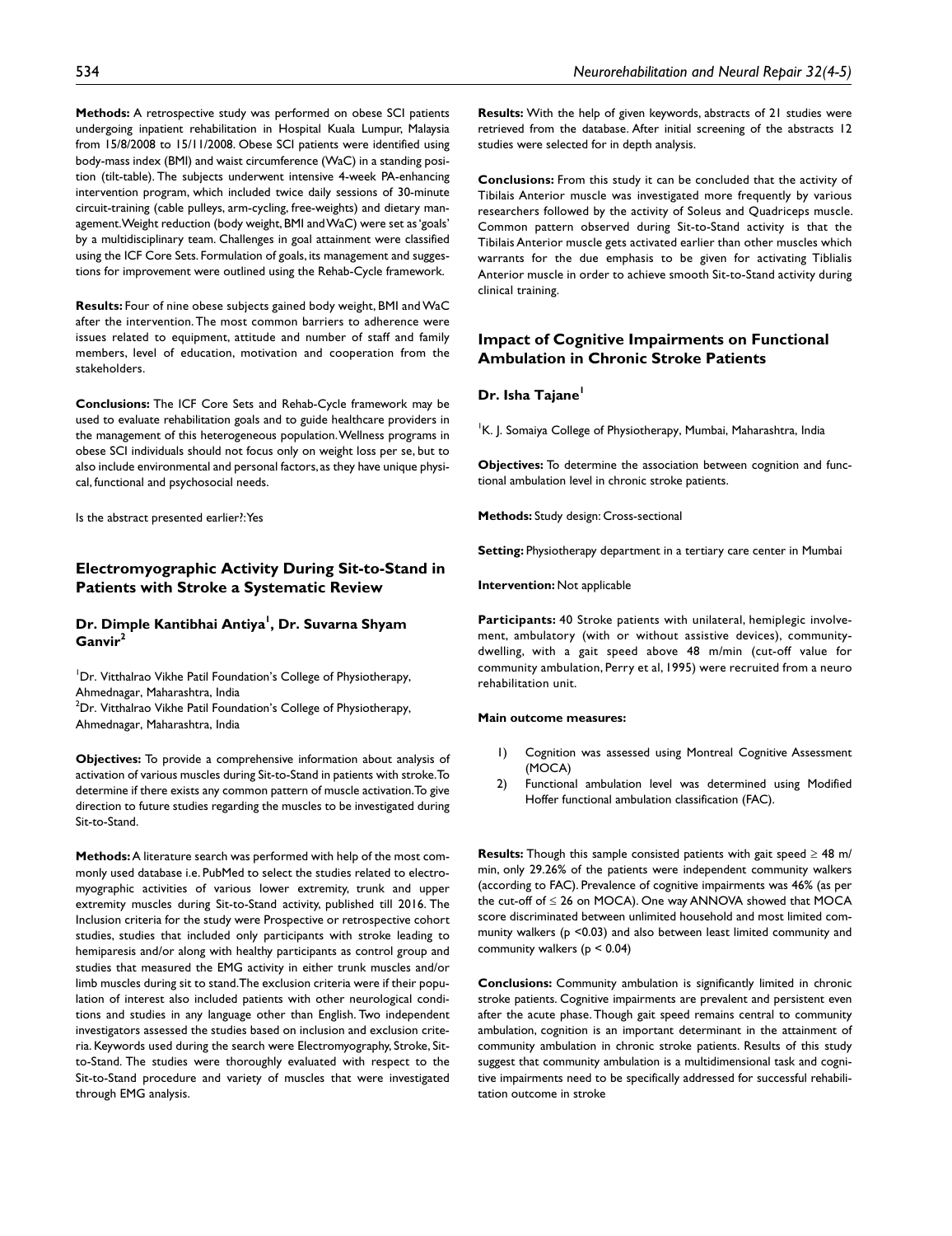**Methods:** A retrospective study was performed on obese SCI patients undergoing inpatient rehabilitation in Hospital Kuala Lumpur, Malaysia from 15/8/2008 to 15/11/2008. Obese SCI patients were identified using body-mass index (BMI) and waist circumference (WaC) in a standing position (tilt-table). The subjects underwent intensive 4-week PA-enhancing intervention program, which included twice daily sessions of 30-minute circuit-training (cable pulleys, arm-cycling, free-weights) and dietary management. Weight reduction (body weight, BMI and WaC) were set as 'goals' by a multidisciplinary team. Challenges in goal attainment were classified using the ICF Core Sets. Formulation of goals, its management and suggestions for improvement were outlined using the Rehab-Cycle framework.

**Results:** Four of nine obese subjects gained body weight, BMI and WaC after the intervention. The most common barriers to adherence were issues related to equipment, attitude and number of staff and family members, level of education, motivation and cooperation from the stakeholders.

**Conclusions:** The ICF Core Sets and Rehab-Cycle framework may be used to evaluate rehabilitation goals and to guide healthcare providers in the management of this heterogeneous population. Wellness programs in obese SCI individuals should not focus only on weight loss per se, but to also include environmental and personal factors, as they have unique physical, functional and psychosocial needs.

Is the abstract presented earlier?: Yes

## Electromyographic Activity During Sit-to-Stand in Patients with Stroke a Systematic Review

**Dr. Dimple Kantibhai Antiya[1], Dr. Suvarna Shyam Ganvir[2]**

[1]Dr. Vitthalrao Vikhe Patil Foundation's College of Physiotherapy, Ahmednagar, Maharashtra, India
[2]Dr. Vitthalrao Vikhe Patil Foundation's College of Physiotherapy, Ahmednagar, Maharashtra, India

**Objectives:** To provide a comprehensive information about analysis of activation of various muscles during Sit-to-Stand in patients with stroke. To determine if there exists any common pattern of muscle activation. To give direction to future studies regarding the muscles to be investigated during Sit-to-Stand.

**Methods:** A literature search was performed with help of the most commonly used database i.e. PubMed to select the studies related to electromyographic activities of various lower extremity, trunk and upper extremity muscles during Sit-to-Stand activity, published till 2016. The Inclusion criteria for the study were Prospective or retrospective cohort studies, studies that included only participants with stroke leading to hemiparesis and/or along with healthy participants as control group and studies that measured the EMG activity in either trunk muscles and/or limb muscles during sit to stand. The exclusion criteria were if their population of interest also included patients with other neurological conditions and studies in any language other than English. Two independent investigators assessed the studies based on inclusion and exclusion criteria. Keywords used during the search were Electromyography, Stroke, Sit-to-Stand. The studies were thoroughly evaluated with respect to the Sit-to-Stand procedure and variety of muscles that were investigated through EMG analysis.

**Results:** With the help of given keywords, abstracts of 21 studies were retrieved from the database. After initial screening of the abstracts 12 studies were selected for in depth analysis.

**Conclusions:** From this study it can be concluded that the activity of Tibilais Anterior muscle was investigated more frequently by various researchers followed by the activity of Soleus and Quadriceps muscle. Common pattern observed during Sit-to-Stand activity is that the Tibilais Anterior muscle gets activated earlier than other muscles which warrants for the due emphasis to be given for activating Tiblialis Anterior muscle in order to achieve smooth Sit-to-Stand activity during clinical training.

## Impact of Cognitive Impairments on Functional Ambulation in Chronic Stroke Patients

**Dr. Isha Tajane[1]**

[1]K. J. Somaiya College of Physiotherapy, Mumbai, Maharashtra, India

**Objectives:** To determine the association between cognition and functional ambulation level in chronic stroke patients.

**Methods:** Study design: Cross-sectional

**Setting:** Physiotherapy department in a tertiary care center in Mumbai

**Intervention:** Not applicable

**Participants:** 40 Stroke patients with unilateral, hemiplegic involvement, ambulatory (with or without assistive devices), community-dwelling, with a gait speed above 48 m/min (cut-off value for community ambulation, Perry et al, 1995) were recruited from a neuro rehabilitation unit.

**Main outcome measures:**

1) Cognition was assessed using Montreal Cognitive Assessment (MOCA)
2) Functional ambulation level was determined using Modified Hoffer functional ambulation classification (FAC).

**Results:** Though this sample consisted patients with gait speed $\geq$ 48 m/min, only 29.26% of the patients were independent community walkers (according to FAC). Prevalence of cognitive impairments was 46% (as per the cut-off of $\leq$ 26 on MOCA). One way ANNOVA showed that MOCA score discriminated between unlimited household and most limited community walkers ($p < 0.03$) and also between least limited community and community walkers ($p < 0.04$)

**Conclusions:** Community ambulation is significantly limited in chronic stroke patients. Cognitive impairments are prevalent and persistent even after the acute phase. Though gait speed remains central to community ambulation, cognition is an important determinant in the attainment of community ambulation in chronic stroke patients. Results of this study suggest that community ambulation is a multidimensional task and cognitive impairments need to be specifically addressed for successful rehabilitation outcome in stroke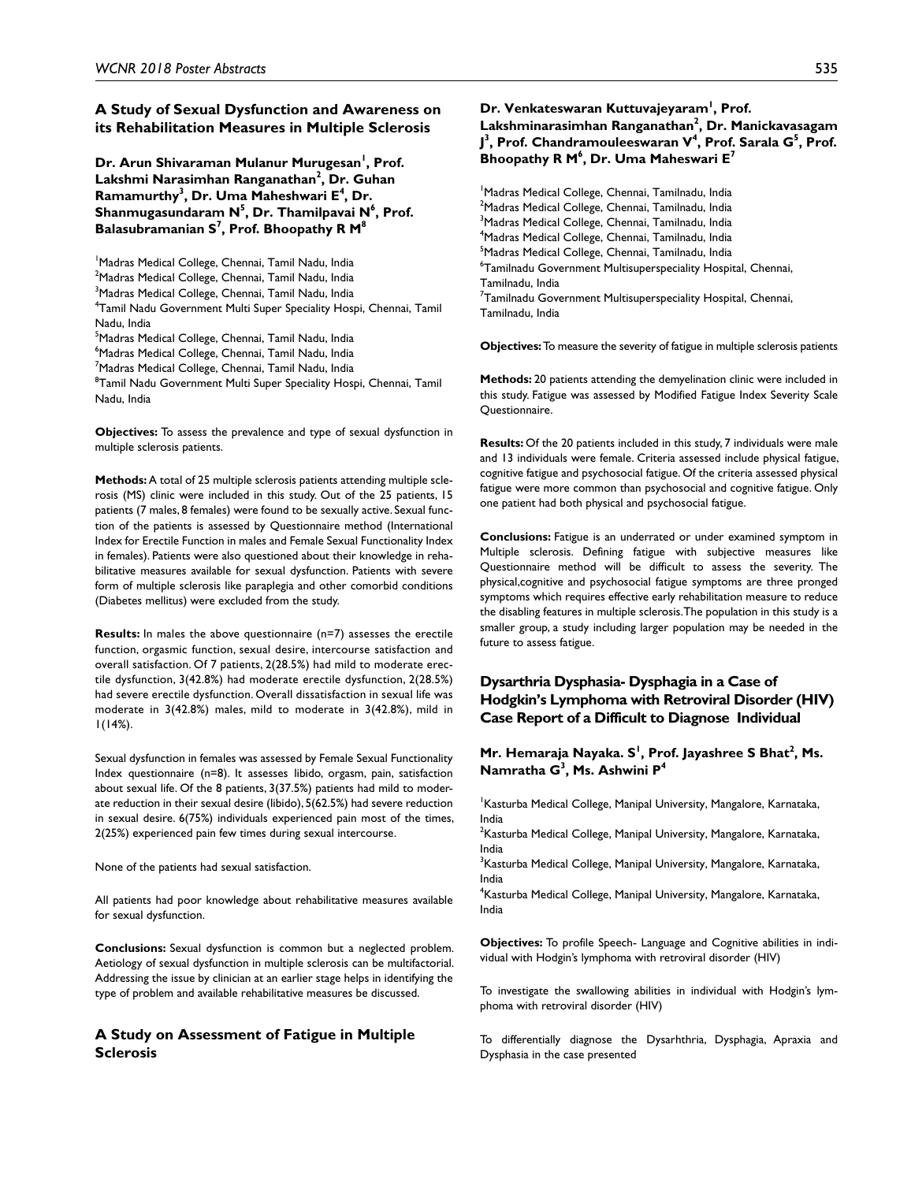## A Study of Sexual Dysfunction and Awareness on its Rehabilitation Measures in Multiple Sclerosis

**Dr. Arun Shivaraman Mulanur Murugesan[1], Prof. Lakshmi Narasimhan Ranganathan[2], Dr. Guhan Ramamurthy[3], Dr. Uma Maheshwari E[4], Dr. Shanmugasundaram N[5], Dr. Thamilpavai N[6], Prof. Balasubramanian S[7], Prof. Bhoopathy R M[8]**

[1]Madras Medical College, Chennai, Tamil Nadu, India
[2]Madras Medical College, Chennai, Tamil Nadu, India
[3]Madras Medical College, Chennai, Tamil Nadu, India
[4]Tamil Nadu Government Multi Super Speciality Hospi, Chennai, Tamil Nadu, India
[5]Madras Medical College, Chennai, Tamil Nadu, India
[6]Madras Medical College, Chennai, Tamil Nadu, India
[7]Madras Medical College, Chennai, Tamil Nadu, India
[8]Tamil Nadu Government Multi Super Speciality Hospi, Chennai, Tamil Nadu, India

**Objectives:** To assess the prevalence and type of sexual dysfunction in multiple sclerosis patients.

**Methods:** A total of 25 multiple sclerosis patients attending multiple sclerosis (MS) clinic were included in this study. Out of the 25 patients, 15 patients (7 males, 8 females) were found to be sexually active. Sexual function of the patients is assessed by Questionnaire method (International Index for Erectile Function in males and Female Sexual Functionality Index in females). Patients were also questioned about their knowledge in rehabilitative measures available for sexual dysfunction. Patients with severe form of multiple sclerosis like paraplegia and other comorbid conditions (Diabetes mellitus) were excluded from the study.

**Results:** In males the above questionnaire (n=7) assesses the erectile function, orgasmic function, sexual desire, intercourse satisfaction and overall satisfaction. Of 7 patients, 2(28.5%) had mild to moderate erectile dysfunction, 3(42.8%) had moderate erectile dysfunction, 2(28.5%) had severe erectile dysfunction. Overall dissatisfaction in sexual life was moderate in 3(42.8%) males, mild to moderate in 3(42.8%), mild in 1(14%).

Sexual dysfunction in females was assessed by Female Sexual Functionality Index questionnaire (n=8). It assesses libido, orgasm, pain, satisfaction about sexual life. Of the 8 patients, 3(37.5%) patients had mild to moderate reduction in their sexual desire (libido), 5(62.5%) had severe reduction in sexual desire. 6(75%) individuals experienced pain most of the times, 2(25%) experienced pain few times during sexual intercourse.

None of the patients had sexual satisfaction.

All patients had poor knowledge about rehabilitative measures available for sexual dysfunction.

**Conclusions:** Sexual dysfunction is common but a neglected problem. Aetiology of sexual dysfunction in multiple sclerosis can be multifactorial. Addressing the issue by clinician at an earlier stage helps in identifying the type of problem and available rehabilitative measures be discussed.

## A Study on Assessment of Fatigue in Multiple Sclerosis

**Dr. Venkateswaran Kuttuvajeyaram[1], Prof. Lakshminarasimhan Ranganathan[2], Dr. Manickavasagam J[3], Prof. Chandramouleeswaran V[4], Prof. Sarala G[5], Prof. Bhoopathy R M[6], Dr. Uma Maheswari E[7]**

[1]Madras Medical College, Chennai, Tamilnadu, India
[2]Madras Medical College, Chennai, Tamilnadu, India
[3]Madras Medical College, Chennai, Tamilnadu, India
[4]Madras Medical College, Chennai, Tamilnadu, India
[5]Madras Medical College, Chennai, Tamilnadu, India
[6]Tamilnadu Government Multisuperspeciality Hospital, Chennai, Tamilnadu, India
[7]Tamilnadu Government Multisuperspeciality Hospital, Chennai, Tamilnadu, India

**Objectives:** To measure the severity of fatigue in multiple sclerosis patients

**Methods:** 20 patients attending the demyelination clinic were included in this study. Fatigue was assessed by Modified Fatigue Index Severity Scale Questionnaire.

**Results:** Of the 20 patients included in this study, 7 individuals were male and 13 individuals were female. Criteria assessed include physical fatigue, cognitive fatigue and psychosocial fatigue. Of the criteria assessed physical fatigue were more common than psychosocial and cognitive fatigue. Only one patient had both physical and psychosocial fatigue.

**Conclusions:** Fatigue is an underrated or under examined symptom in Multiple sclerosis. Defining fatigue with subjective measures like Questionnaire method will be difficult to assess the severity. The physical,cognitive and psychosocial fatigue symptoms are three pronged symptoms which requires effective early rehabilitation measure to reduce the disabling features in multiple sclerosis.The population in this study is a smaller group, a study including larger population may be needed in the future to assess fatigue.

## Dysarthria Dysphasia- Dysphagia in a Case of Hodgkin's Lymphoma with Retroviral Disorder (HIV) Case Report of a Difficult to Diagnose Individual

**Mr. Hemaraja Nayaka. S[1], Prof. Jayashree S Bhat[2], Ms. Namratha G[3], Ms. Ashwini P[4]**

[1]Kasturba Medical College, Manipal University, Mangalore, Karnataka, India
[2]Kasturba Medical College, Manipal University, Mangalore, Karnataka, India
[3]Kasturba Medical College, Manipal University, Mangalore, Karnataka, India
[4]Kasturba Medical College, Manipal University, Mangalore, Karnataka, India

**Objectives:** To profile Speech- Language and Cognitive abilities in individual with Hodgin's lymphoma with retroviral disorder (HIV)

To investigate the swallowing abilities in individual with Hodgin's lymphoma with retroviral disorder (HIV)

To differentially diagnose the Dysarhthria, Dysphagia, Apraxia and Dysphasia in the case presented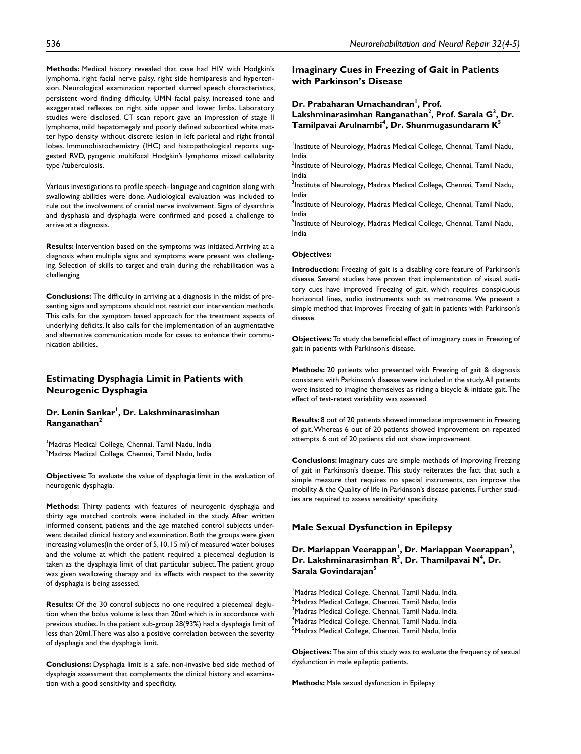**Methods:** Medical history revealed that case had HIV with Hodgkin's lymphoma, right facial nerve palsy, right side hemiparesis and hypertension. Neurological examination reported slurred speech characteristics, persistent word finding difficulty, UMN facial palsy, increased tone and exaggerated reflexes on right side upper and lower limbs. Laboratory studies were disclosed. CT scan report gave an impression of stage II lymphoma, mild hepatomegaly and poorly defined subcortical white matter hypo density without discrete lesion in left parietal and right frontal lobes. Immunohistochemistry (IHC) and histopathological reports suggested RVD, pyogenic multifocal Hodgkin's lymphoma mixed cellularity type /tuberculosis.

Various investigations to profile speech- language and cognition along with swallowing abilities were done. Audiological evaluation was included to rule out the involvement of cranial nerve involvement. Signs of dysarthria and dysphasia and dysphagia were confirmed and posed a challenge to arrive at a diagnosis.

**Results:** Intervention based on the symptoms was initiated. Arriving at a diagnosis when multiple signs and symptoms were present was challenging. Selection of skills to target and train during the rehabilitation was a challenging

**Conclusions:** The difficulty in arriving at a diagnosis in the midst of presenting signs and symptoms should not restrict our intervention methods. This calls for the symptom based approach for the treatment aspects of underlying deficits. It also calls for the implementation of an augmentative and alternative communication mode for cases to enhance their communication abilities.

## Estimating Dysphagia Limit in Patients with Neurogenic Dysphagia

**Dr. Lenin Sankar[1], Dr. Lakshminarasimhan Ranganathan[2]**

[1]Madras Medical College, Chennai, Tamil Nadu, India
[2]Madras Medical College, Chennai, Tamil Nadu, India

**Objectives:** To evaluate the value of dysphagia limit in the evaluation of neurogenic dysphagia.

**Methods:** Thirty patients with features of neurogenic dysphagia and thirty age matched controls were included in the study. After written informed consent, patients and the age matched control subjects underwent detailed clinical history and examination. Both the groups were given increasing volumes(in the order of 5, 10, 15 ml) of measured water boluses and the volume at which the patient required a piecemeal deglution is taken as the dysphagia limit of that particular subject. The patient group was given swallowing therapy and its effects with respect to the severity of dysphagia is being assessed.

**Results:** Of the 30 control subjects no one required a piecemeal deglution when the bolus volume is less than 20ml which is in accordance with previous studies. In the patient sub-group 28(93%) had a dysphagia limit of less than 20ml. There was also a positive correlation between the severity of dysphagia and the dysphagia limit.

**Conclusions:** Dysphagia limit is a safe, non-invasive bed side method of dysphagia assessment that complements the clinical history and examination with a good sensitivity and specificity.

## Imaginary Cues in Freezing of Gait in Patients with Parkinson's Disease

**Dr. Prabaharan Umachandran[1], Prof. Lakshminarasimhan Ranganathan[2], Prof. Sarala G[3], Dr. Tamilpavai Arulnambi[4], Dr. Shunmugasundaram K[5]**

[1]Institute of Neurology, Madras Medical College, Chennai, Tamil Nadu, India
[2]Institute of Neurology, Madras Medical College, Chennai, Tamil Nadu, India
[3]Institute of Neurology, Madras Medical College, Chennai, Tamil Nadu, India
[4]Institute of Neurology, Madras Medical College, Chennai, Tamil Nadu, India
[5]Institute of Neurology, Madras Medical College, Chennai, Tamil Nadu, India

**Objectives:**

**Introduction:** Freezing of gait is a disabling core feature of Parkinson's disease. Several studies have proven that implementation of visual, auditory cues have improved Freezing of gait, which requires conspicuous horizontal lines, audio instruments such as metronome. We present a simple method that improves Freezing of gait in patients with Parkinson's disease.

**Objectives:** To study the beneficial effect of imaginary cues in Freezing of gait in patients with Parkinson's disease.

**Methods:** 20 patients who presented with Freezing of gait & diagnosis consistent with Parkinson's disease were included in the study. All patients were insisted to imagine themselves as riding a bicycle & initiate gait. The effect of test-retest variability was assessed.

**Results:** 8 out of 20 patients showed immediate improvement in Freezing of gait. Whereas 6 out of 20 patients showed improvement on repeated attempts. 6 out of 20 patients did not show improvement.

**Conclusions:** Imaginary cues are simple methods of improving Freezing of gait in Parkinson's disease. This study reiterates the fact that such a simple measure that requires no special instruments, can improve the mobility & the Quality of life in Parkinson's disease patients. Further studies are required to assess sensitivity/ specificity.

## Male Sexual Dysfunction in Epilepsy

**Dr. Mariappan Veerappan[1], Dr. Mariappan Veerappan[2], Dr. Lakshminarasimhan R[3], Dr. Thamilpavai N[4], Dr. Sarala Govindarajan[5]**

[1]Madras Medical College, Chennai, Tamil Nadu, India
[2]Madras Medical College, Chennai, Tamil Nadu, India
[3]Madras Medical College, Chennai, Tamil Nadu, India
[4]Madras Medical College, Chennai, Tamil Nadu, India
[5]Madras Medical College, Chennai, Tamil Nadu, India

**Objectives:** The aim of this study was to evaluate the frequency of sexual dysfunction in male epileptic patients.

**Methods:** Male sexual dysfunction in Epilepsy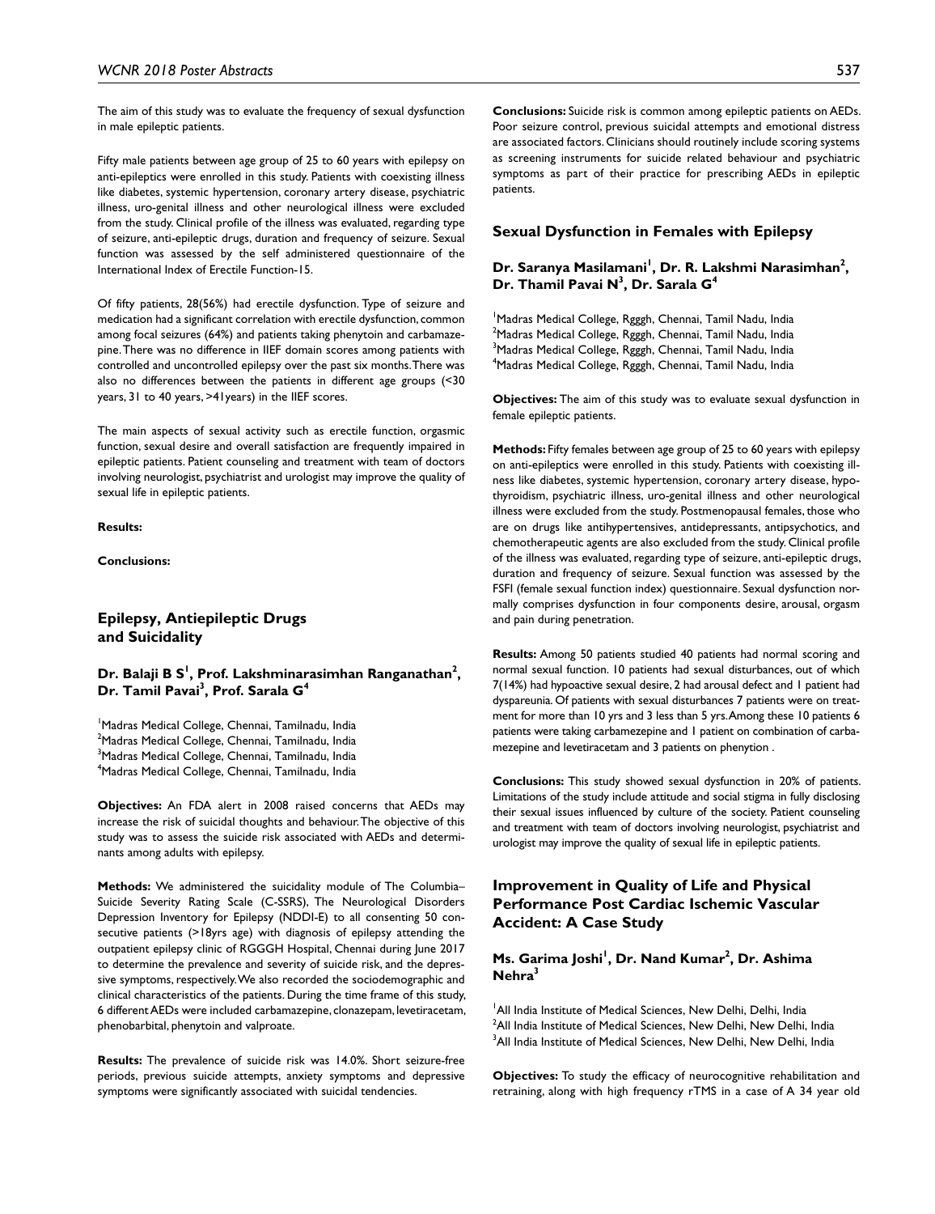The aim of this study was to evaluate the frequency of sexual dysfunction in male epileptic patients.

Fifty male patients between age group of 25 to 60 years with epilepsy on anti-epileptics were enrolled in this study. Patients with coexisting illness like diabetes, systemic hypertension, coronary artery disease, psychiatric illness, uro-genital illness and other neurological illness were excluded from the study. Clinical profile of the illness was evaluated, regarding type of seizure, anti-epileptic drugs, duration and frequency of seizure. Sexual function was assessed by the self administered questionnaire of the International Index of Erectile Function-15.

Of fifty patients, 28(56%) had erectile dysfunction. Type of seizure and medication had a significant correlation with erectile dysfunction, common among focal seizures (64%) and patients taking phenytoin and carbamazepine. There was no difference in IIEF domain scores among patients with controlled and uncontrolled epilepsy over the past six months. There was also no differences between the patients in different age groups (<30 years, 31 to 40 years, >41years) in the IIEF scores.

The main aspects of sexual activity such as erectile function, orgasmic function, sexual desire and overall satisfaction are frequently impaired in epileptic patients. Patient counseling and treatment with team of doctors involving neurologist, psychiatrist and urologist may improve the quality of sexual life in epileptic patients.

**Results:**

**Conclusions:**

## Epilepsy, Antiepileptic Drugs and Suicidality

### Dr. Balaji B S[1], Prof. Lakshminarasimhan Ranganathan[2], Dr. Tamil Pavai[3], Prof. Sarala G[4]

[1]Madras Medical College, Chennai, Tamilnadu, India
[2]Madras Medical College, Chennai, Tamilnadu, India
[3]Madras Medical College, Chennai, Tamilnadu, India
[4]Madras Medical College, Chennai, Tamilnadu, India

**Objectives:** An FDA alert in 2008 raised concerns that AEDs may increase the risk of suicidal thoughts and behaviour. The objective of this study was to assess the suicide risk associated with AEDs and determinants among adults with epilepsy.

**Methods:** We administered the suicidality module of The Columbia–Suicide Severity Rating Scale (C-SSRS), The Neurological Disorders Depression Inventory for Epilepsy (NDDI-E) to all consenting 50 consecutive patients (>18yrs age) with diagnosis of epilepsy attending the outpatient epilepsy clinic of RGGGH Hospital, Chennai during June 2017 to determine the prevalence and severity of suicide risk, and the depressive symptoms, respectively. We also recorded the sociodemographic and clinical characteristics of the patients. During the time frame of this study, 6 different AEDs were included carbamazepine, clonazepam, levetiracetam, phenobarbital, phenytoin and valproate.

**Results:** The prevalence of suicide risk was 14.0%. Short seizure-free periods, previous suicide attempts, anxiety symptoms and depressive symptoms were significantly associated with suicidal tendencies.

**Conclusions:** Suicide risk is common among epileptic patients on AEDs. Poor seizure control, previous suicidal attempts and emotional distress are associated factors. Clinicians should routinely include scoring systems as screening instruments for suicide related behaviour and psychiatric symptoms as part of their practice for prescribing AEDs in epileptic patients.

## Sexual Dysfunction in Females with Epilepsy

### Dr. Saranya Masilamani[1], Dr. R. Lakshmi Narasimhan[2], Dr. Thamil Pavai N[3], Dr. Sarala G[4]

[1]Madras Medical College, Rgggh, Chennai, Tamil Nadu, India
[2]Madras Medical College, Rgggh, Chennai, Tamil Nadu, India
[3]Madras Medical College, Rgggh, Chennai, Tamil Nadu, India
[4]Madras Medical College, Rgggh, Chennai, Tamil Nadu, India

**Objectives:** The aim of this study was to evaluate sexual dysfunction in female epileptic patients.

**Methods:** Fifty females between age group of 25 to 60 years with epilepsy on anti-epileptics were enrolled in this study. Patients with coexisting illness like diabetes, systemic hypertension, coronary artery disease, hypothyroidism, psychiatric illness, uro-genital illness and other neurological illness were excluded from the study. Postmenopausal females, those who are on drugs like antihypertensives, antidepressants, antipsychotics, and chemotherapeutic agents are also excluded from the study. Clinical profile of the illness was evaluated, regarding type of seizure, anti-epileptic drugs, duration and frequency of seizure. Sexual function was assessed by the FSFI (female sexual function index) questionnaire. Sexual dysfunction normally comprises dysfunction in four components desire, arousal, orgasm and pain during penetration.

**Results:** Among 50 patients studied 40 patients had normal scoring and normal sexual function. 10 patients had sexual disturbances, out of which 7(14%) had hypoactive sexual desire, 2 had arousal defect and 1 patient had dyspareunia. Of patients with sexual disturbances 7 patients were on treatment for more than 10 yrs and 3 less than 5 yrs. Among these 10 patients 6 patients were taking carbamezepine and 1 patient on combination of carbamezepine and levetiracetam and 3 patients on phenytion .

**Conclusions:** This study showed sexual dysfunction in 20% of patients. Limitations of the study include attitude and social stigma in fully disclosing their sexual issues influenced by culture of the society. Patient counseling and treatment with team of doctors involving neurologist, psychiatrist and urologist may improve the quality of sexual life in epileptic patients.

## Improvement in Quality of Life and Physical Performance Post Cardiac Ischemic Vascular Accident: A Case Study

### Ms. Garima Joshi[1], Dr. Nand Kumar[2], Dr. Ashima Nehra[3]

[1]All India Institute of Medical Sciences, New Delhi, Delhi, India
[2]All India Institute of Medical Sciences, New Delhi, New Delhi, India
[3]All India Institute of Medical Sciences, New Delhi, New Delhi, India

**Objectives:** To study the efficacy of neurocognitive rehabilitation and retraining, along with high frequency rTMS in a case of A 34 year old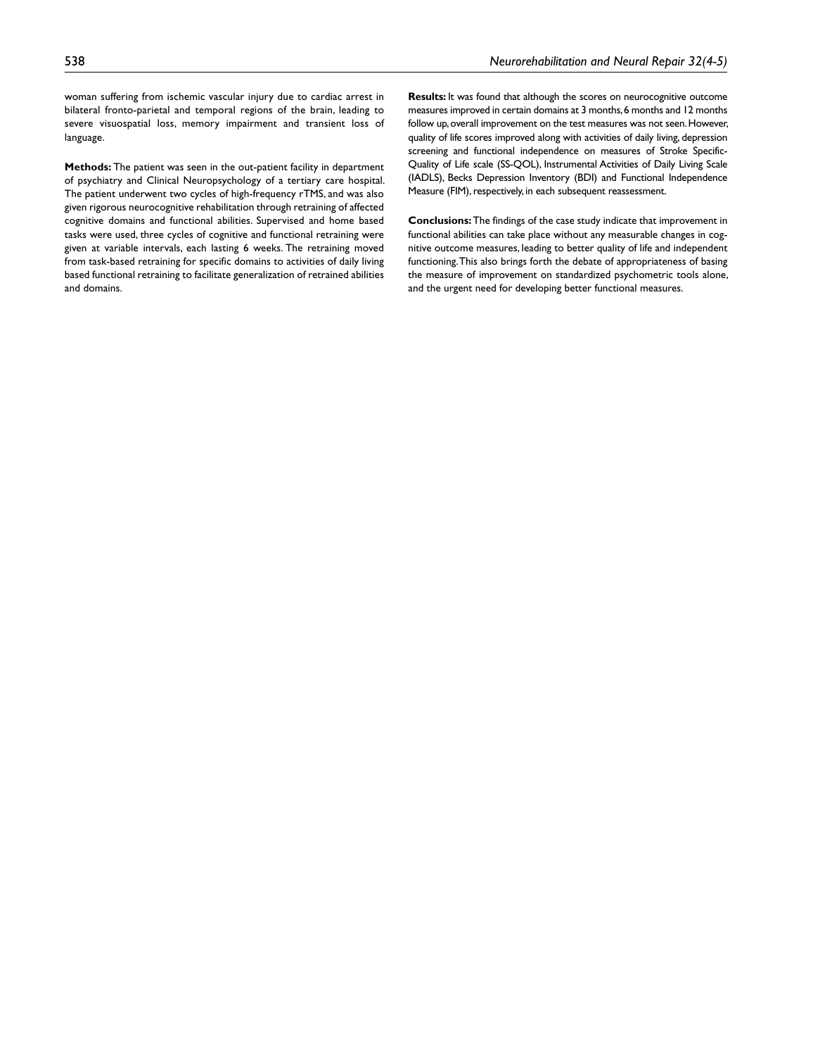woman suffering from ischemic vascular injury due to cardiac arrest in bilateral fronto-parietal and temporal regions of the brain, leading to severe visuospatial loss, memory impairment and transient loss of language.

**Methods:** The patient was seen in the out-patient facility in department of psychiatry and Clinical Neuropsychology of a tertiary care hospital. The patient underwent two cycles of high-frequency rTMS, and was also given rigorous neurocognitive rehabilitation through retraining of affected cognitive domains and functional abilities. Supervised and home based tasks were used, three cycles of cognitive and functional retraining were given at variable intervals, each lasting 6 weeks. The retraining moved from task-based retraining for specific domains to activities of daily living based functional retraining to facilitate generalization of retrained abilities and domains.

**Results:** It was found that although the scores on neurocognitive outcome measures improved in certain domains at 3 months, 6 months and 12 months follow up, overall improvement on the test measures was not seen. However, quality of life scores improved along with activities of daily living, depression screening and functional independence on measures of Stroke Specific-Quality of Life scale (SS-QOL), Instrumental Activities of Daily Living Scale (IADLS), Becks Depression Inventory (BDI) and Functional Independence Measure (FIM), respectively, in each subsequent reassessment.

**Conclusions:** The findings of the case study indicate that improvement in functional abilities can take place without any measurable changes in cognitive outcome measures, leading to better quality of life and independent functioning. This also brings forth the debate of appropriateness of basing the measure of improvement on standardized psychometric tools alone, and the urgent need for developing better functional measures.